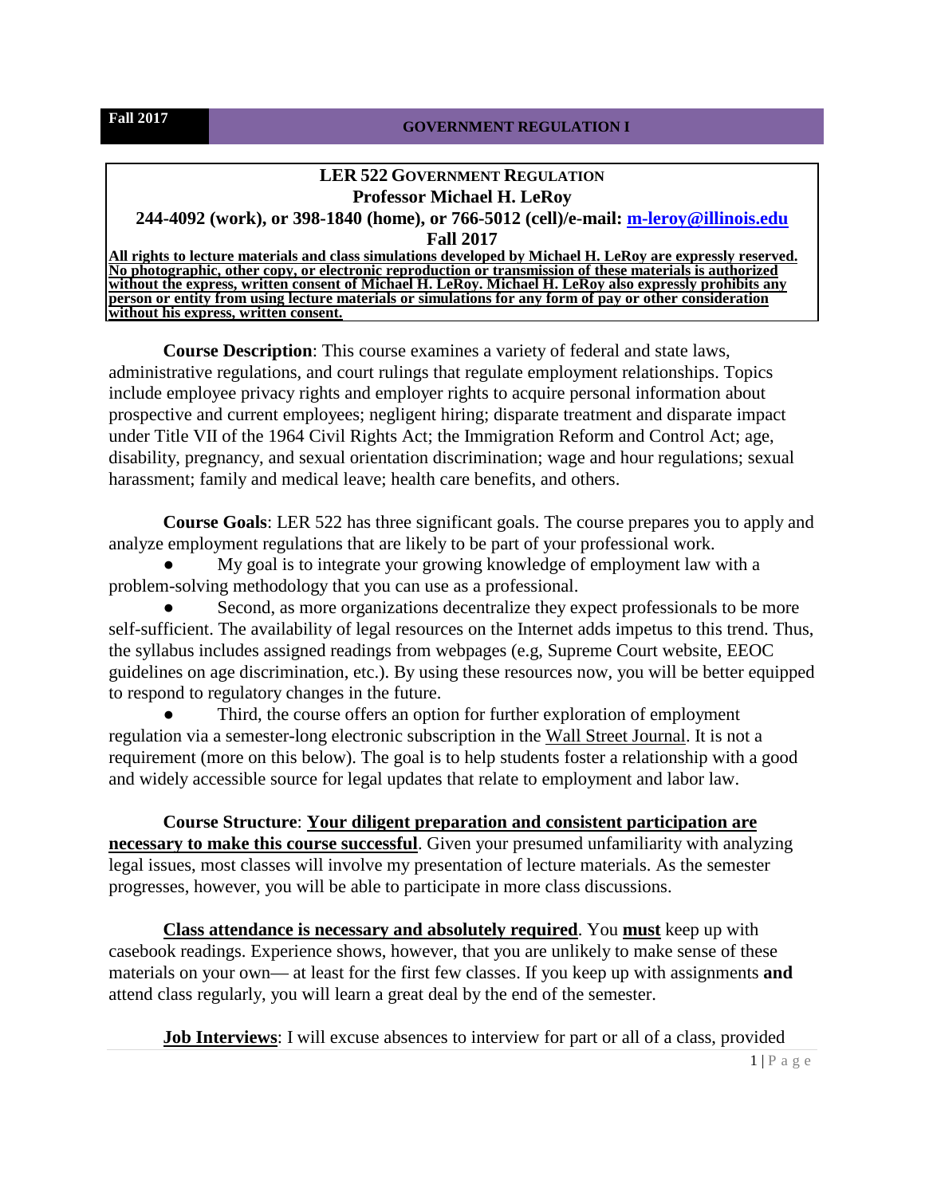# LER 522 GOVERNMENT REGULATION

**Professor Michael H. LeRoy**

**244-4092 (work), or 398-1840 (home), or 766-5012 (cell)/e-mail: m-leroy@illinois.edu**

**Fall 2017**

**All rights to lecture materials and class simulations developed by Michael H. LeRoy are expressly reserved. No photographic, other copy, or electronic reproduction or transmission of these materials is authorized without the express, written consent of Michael H. LeRoy. Michael H. LeRoy also expressly prohibits any person or entity from using lecture materials or simulations for any form of pay or other consideration without his express, written consent.**

**Course Description**: This course examines a variety of federal and state laws, administrative regulations, and court rulings that regulate employment relationships. Topics include employee privacy rights and employer rights to acquire personal information about prospective and current employees; negligent hiring; disparate treatment and disparate impact under Title VII of the 1964 Civil Rights Act; the Immigration Reform and Control Act; age, disability, pregnancy, and sexual orientation discrimination; wage and hour regulations; sexual harassment; family and medical leave; health care benefits, and others.

**Course Goals**: LER 522 has three significant goals. The course prepares you to apply and analyze employment regulations that are likely to be part of your professional work.

- My goal is to integrate your growing knowledge of employment law with a problem-solving methodology that you can use as a professional.
- Second, as more organizations decentralize they expect professionals to be more self-sufficient. The availability of legal resources on the Internet adds impetus to this trend. Thus, the syllabus includes assigned readings from webpages (e.g, Supreme Court website, EEOC guidelines on age discrimination, etc.). By using these resources now, you will be better equipped to respond to regulatory changes in the future.
- Third, the course offers an option for further exploration of employment regulation via a semester-long electronic subscription in the Wall Street Journal. It is not a requirement (more on this below). The goal is to help students foster a relationship with a good and widely accessible source for legal updates that relate to employment and labor law.

**Course Structure**: **Your diligent preparation and consistent participation are necessary to make this course successful**. Given your presumed unfamiliarity with analyzing legal issues, most classes will involve my presentation of lecture materials. As the semester progresses, however, you will be able to participate in more class discussions.

**Class attendance is necessary and absolutely required**. You **must** keep up with casebook readings. Experience shows, however, that you are unlikely to make sense of these materials on your own— at least for the first few classes. If you keep up with assignments **and** attend class regularly, you will learn a great deal by the end of the semester.

**Job Interviews**: I will excuse absences to interview for part or all of a class, provided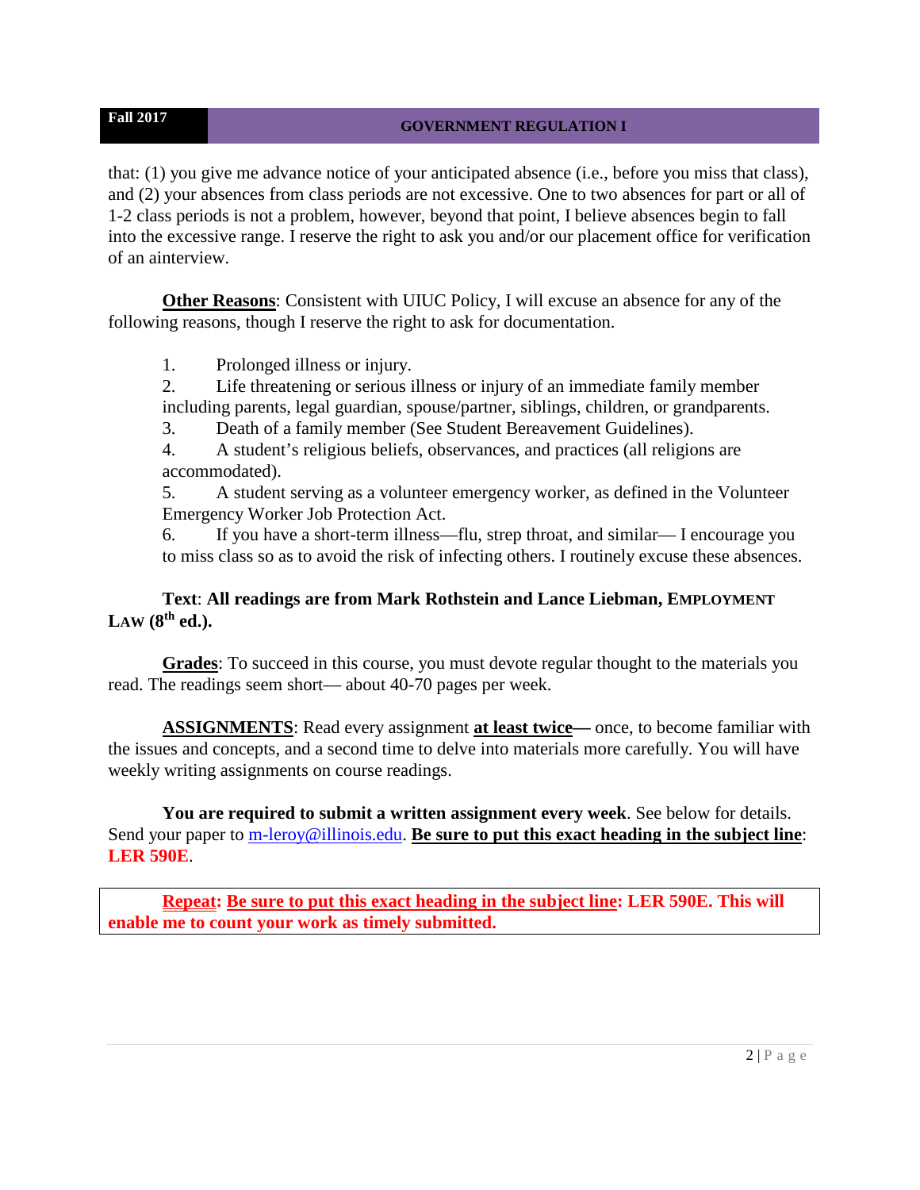that: (1) you give me advance notice of your anticipated absence (i.e., before you miss that class), and (2) your absences from class periods are not excessive. One to two absences for part or all of 1-2 class periods is not a problem, however, beyond that point, I believe absences begin to fall into the excessive range. I reserve the right to ask you and/or our placement office for verification of an ainterview.

**Other Reasons**: Consistent with UIUC Policy, I will excuse an absence for any of the following reasons, though I reserve the right to ask for documentation.

1. Prolonged illness or injury.
2. Life threatening or serious illness or injury of an immediate family member including parents, legal guardian, spouse/partner, siblings, children, or grandparents.
3. Death of a family member (See Student Bereavement Guidelines).
4. A student's religious beliefs, observances, and practices (all religions are accommodated).
5. A student serving as a volunteer emergency worker, as defined in the Volunteer Emergency Worker Job Protection Act.
6. If you have a short-term illness—flu, strep throat, and similar— I encourage you to miss class so as to avoid the risk of infecting others. I routinely excuse these absences.

**Text**: **All readings are from Mark Rothstein and Lance Liebman, EMPLOYMENT LAW (8th ed.).**

**Grades**: To succeed in this course, you must devote regular thought to the materials you read. The readings seem short— about 40-70 pages per week.

**ASSIGNMENTS**: Read every assignment **at least twice—** once, to become familiar with the issues and concepts, and a second time to delve into materials more carefully. You will have weekly writing assignments on course readings.

**You are required to submit a written assignment every week**. See below for details. Send your paper to m-leroy@illinois.edu. **Be sure to put this exact heading in the subject line**: **LER 590E**.

**Repeat: Be sure to put this exact heading in the subject line: LER 590E. This will enable me to count your work as timely submitted.**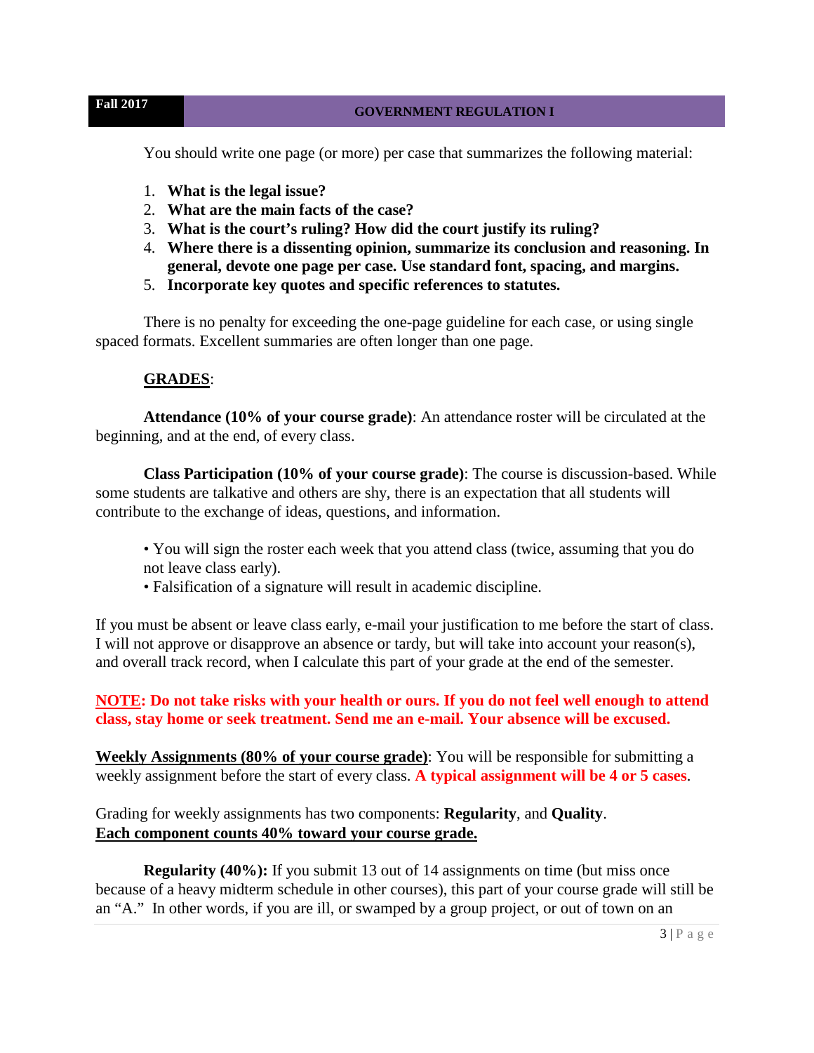You should write one page (or more) per case that summarizes the following material:

1. **What is the legal issue?**
2. **What are the main facts of the case?**
3. **What is the court's ruling? How did the court justify its ruling?**
4. **Where there is a dissenting opinion, summarize its conclusion and reasoning. In general, devote one page per case. Use standard font, spacing, and margins.**
5. **Incorporate key quotes and specific references to statutes.**

There is no penalty for exceeding the one-page guideline for each case, or using single spaced formats. Excellent summaries are often longer than one page.

**GRADES**:

**Attendance (10% of your course grade)**: An attendance roster will be circulated at the beginning, and at the end, of every class.

**Class Participation (10% of your course grade)**: The course is discussion-based. While some students are talkative and others are shy, there is an expectation that all students will contribute to the exchange of ideas, questions, and information.

- You will sign the roster each week that you attend class (twice, assuming that you do not leave class early).
- Falsification of a signature will result in academic discipline.

If you must be absent or leave class early, e-mail your justification to me before the start of class. I will not approve or disapprove an absence or tardy, but will take into account your reason(s), and overall track record, when I calculate this part of your grade at the end of the semester.

**NOTE: Do not take risks with your health or ours. If you do not feel well enough to attend class, stay home or seek treatment. Send me an e-mail. Your absence will be excused.**

**Weekly Assignments (80% of your course grade)**: You will be responsible for submitting a weekly assignment before the start of every class. **A typical assignment will be 4 or 5 cases**.

Grading for weekly assignments has two components: **Regularity**, and **Quality**.
**Each component counts 40% toward your course grade.**

**Regularity (40%):** If you submit 13 out of 14 assignments on time (but miss once because of a heavy midterm schedule in other courses), this part of your course grade will still be an "A." In other words, if you are ill, or swamped by a group project, or out of town on an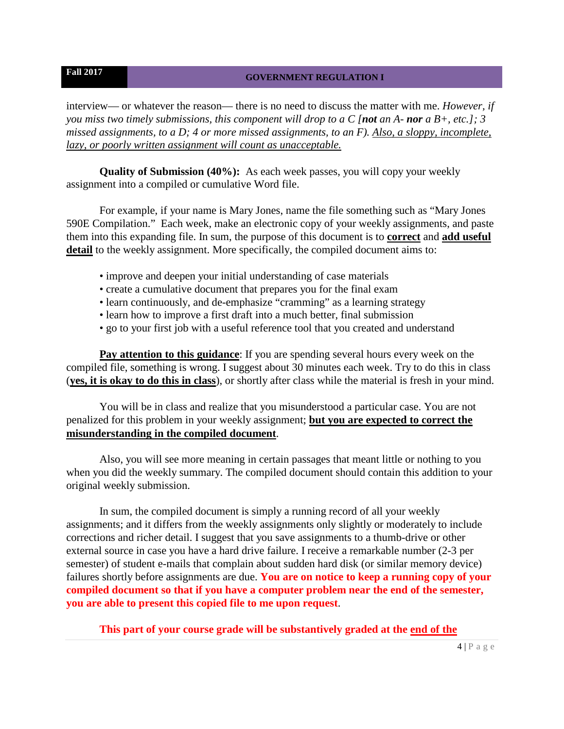interview— or whatever the reason— there is no need to discuss the matter with me. *However, if you miss two timely submissions, this component will drop to a C [**not** an A- **nor** a B+, etc.]; 3 missed assignments, to a D; 4 or more missed assignments, to an F). <u>Also, a sloppy, incomplete, lazy, or poorly written assignment will count as unacceptable.</u>*

**Quality of Submission (40%):** As each week passes, you will copy your weekly assignment into a compiled or cumulative Word file.

For example, if your name is Mary Jones, name the file something such as "Mary Jones 590E Compilation." Each week, make an electronic copy of your weekly assignments, and paste them into this expanding file. In sum, the purpose of this document is to **<u>correct</u>** and **<u>add useful detail</u>** to the weekly assignment. More specifically, the compiled document aims to:

- improve and deepen your initial understanding of case materials
- create a cumulative document that prepares you for the final exam
- learn continuously, and de-emphasize "cramming" as a learning strategy
- learn how to improve a first draft into a much better, final submission
- go to your first job with a useful reference tool that you created and understand

**<u>Pay attention to this guidance</u>**: If you are spending several hours every week on the compiled file, something is wrong. I suggest about 30 minutes each week. Try to do this in class (**<u>yes, it is okay to do this in class</u>**), or shortly after class while the material is fresh in your mind.

You will be in class and realize that you misunderstood a particular case. You are not penalized for this problem in your weekly assignment; **<u>but you are expected to correct the misunderstanding in the compiled document</u>**.

Also, you will see more meaning in certain passages that meant little or nothing to you when you did the weekly summary. The compiled document should contain this addition to your original weekly submission.

In sum, the compiled document is simply a running record of all your weekly assignments; and it differs from the weekly assignments only slightly or moderately to include corrections and richer detail. I suggest that you save assignments to a thumb-drive or other external source in case you have a hard drive failure. I receive a remarkable number (2-3 per semester) of student e-mails that complain about sudden hard disk (or similar memory device) failures shortly before assignments are due. **You are on notice to keep a running copy of your compiled document so that if you have a computer problem near the end of the semester, you are able to present this copied file to me upon request**.

**This part of your course grade will be substantively graded at the <u>end of the</u>**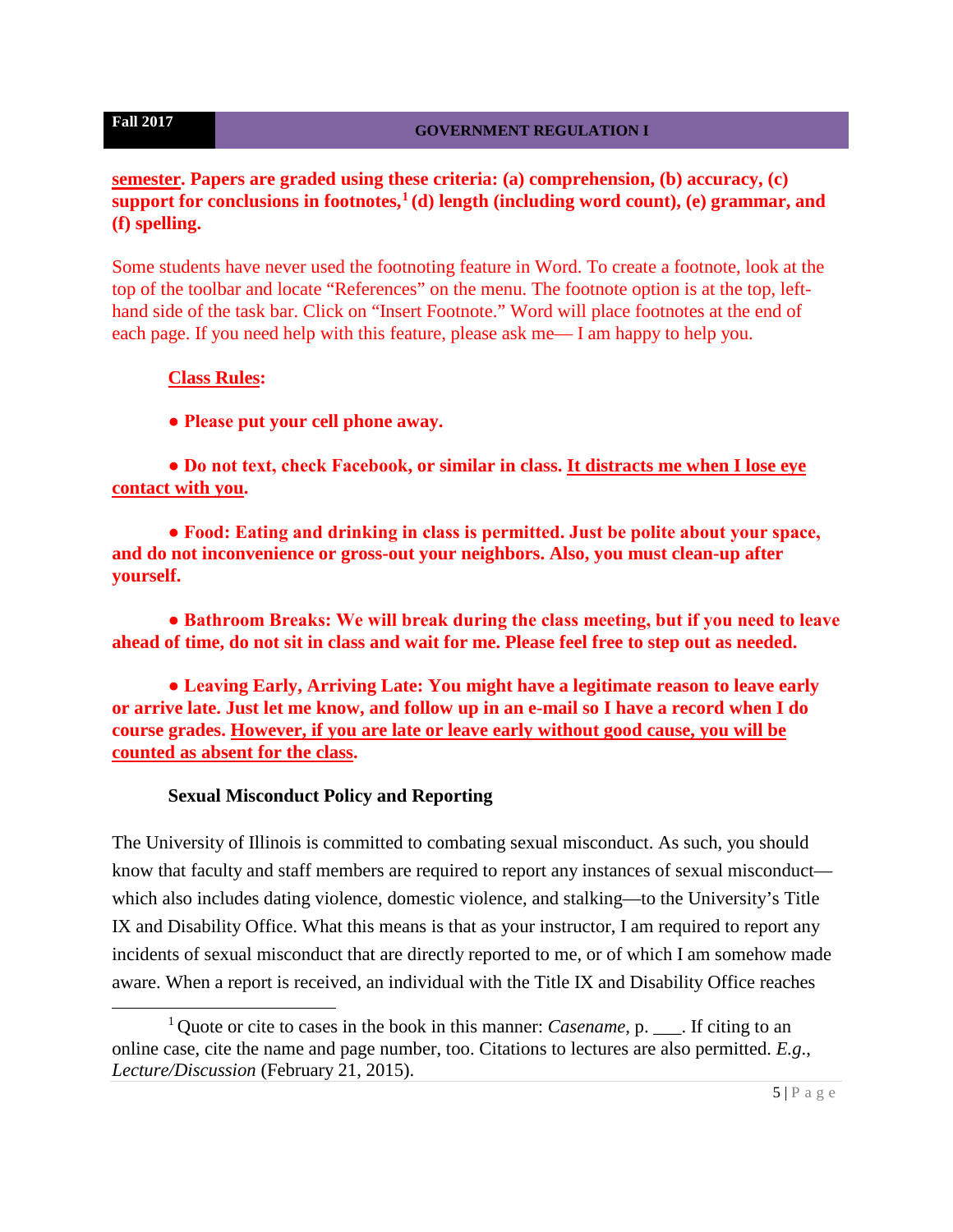**semester. Papers are graded using these criteria: (a) comprehension, (b) accuracy, (c) support for conclusions in footnotes,[1] (d) length (including word count), (e) grammar, and (f) spelling.**

Some students have never used the footnoting feature in Word. To create a footnote, look at the top of the toolbar and locate "References" on the menu. The footnote option is at the top, left-hand side of the task bar. Click on "Insert Footnote." Word will place footnotes at the end of each page. If you need help with this feature, please ask me— I am happy to help you.

**Class Rules:**

**● Please put your cell phone away.**

**● Do not text, check Facebook, or similar in class. It distracts me when I lose eye contact with you.**

**● Food: Eating and drinking in class is permitted. Just be polite about your space, and do not inconvenience or gross-out your neighbors. Also, you must clean-up after yourself.**

**● Bathroom Breaks: We will break during the class meeting, but if you need to leave ahead of time, do not sit in class and wait for me. Please feel free to step out as needed.**

**● Leaving Early, Arriving Late: You might have a legitimate reason to leave early or arrive late. Just let me know, and follow up in an e-mail so I have a record when I do course grades. However, if you are late or leave early without good cause, you will be counted as absent for the class.**

**Sexual Misconduct Policy and Reporting**

The University of Illinois is committed to combating sexual misconduct. As such, you should know that faculty and staff members are required to report any instances of sexual misconduct—which also includes dating violence, domestic violence, and stalking—to the University's Title IX and Disability Office. What this means is that as your instructor, I am required to report any incidents of sexual misconduct that are directly reported to me, or of which I am somehow made aware. When a report is received, an individual with the Title IX and Disability Office reaches

---

[1] Quote or cite to cases in the book in this manner: *Casename*, p. ___. If citing to an online case, cite the name and page number, too. Citations to lectures are also permitted. *E.g*., *Lecture/Discussion* (February 21, 2015).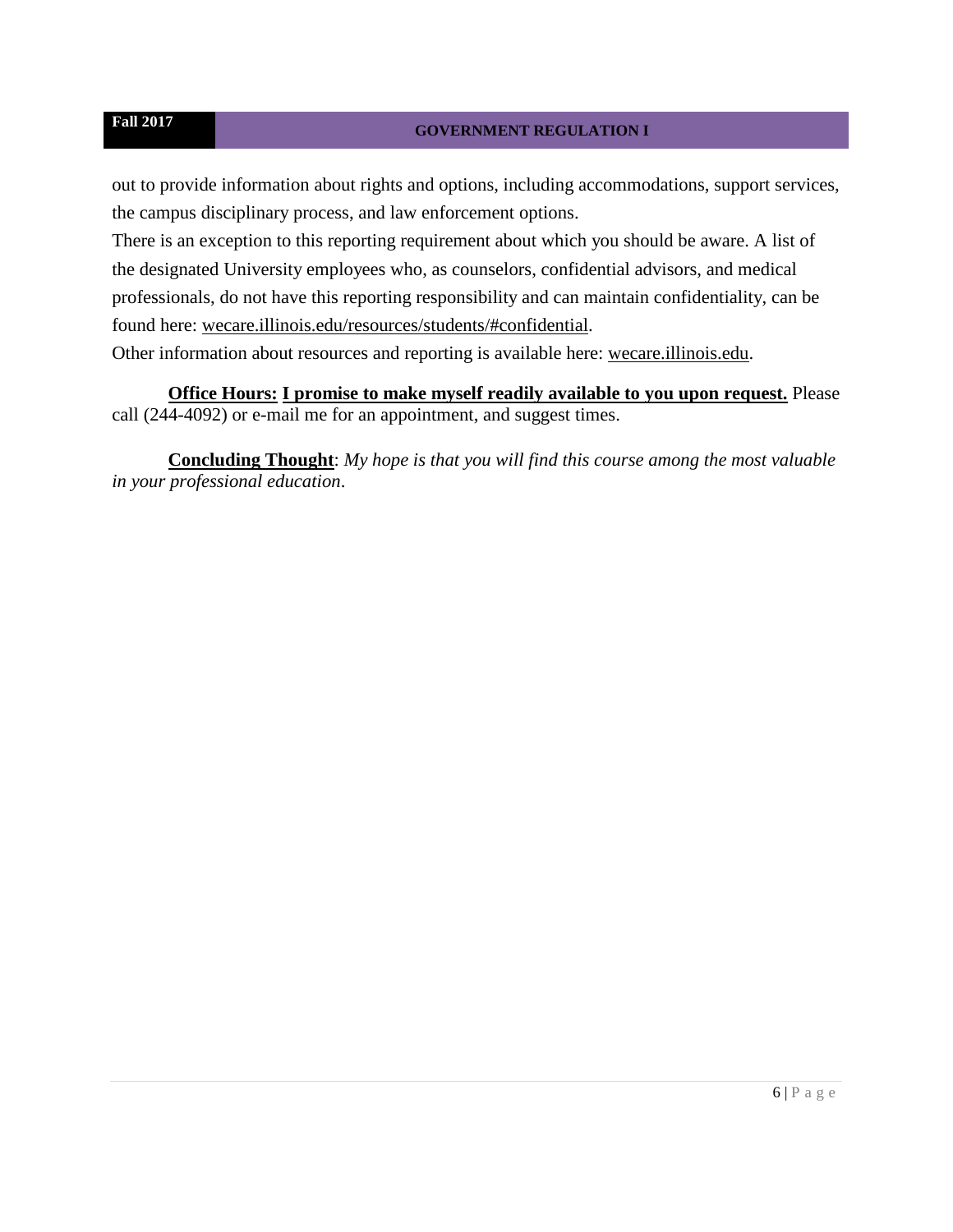out to provide information about rights and options, including accommodations, support services, the campus disciplinary process, and law enforcement options.

There is an exception to this reporting requirement about which you should be aware. A list of the designated University employees who, as counselors, confidential advisors, and medical professionals, do not have this reporting responsibility and can maintain confidentiality, can be found here: wecare.illinois.edu/resources/students/#confidential.

Other information about resources and reporting is available here: wecare.illinois.edu.

**Office Hours:** **I promise to make myself readily available to you upon request.** Please call (244-4092) or e-mail me for an appointment, and suggest times.

**Concluding Thought**: *My hope is that you will find this course among the most valuable in your professional education*.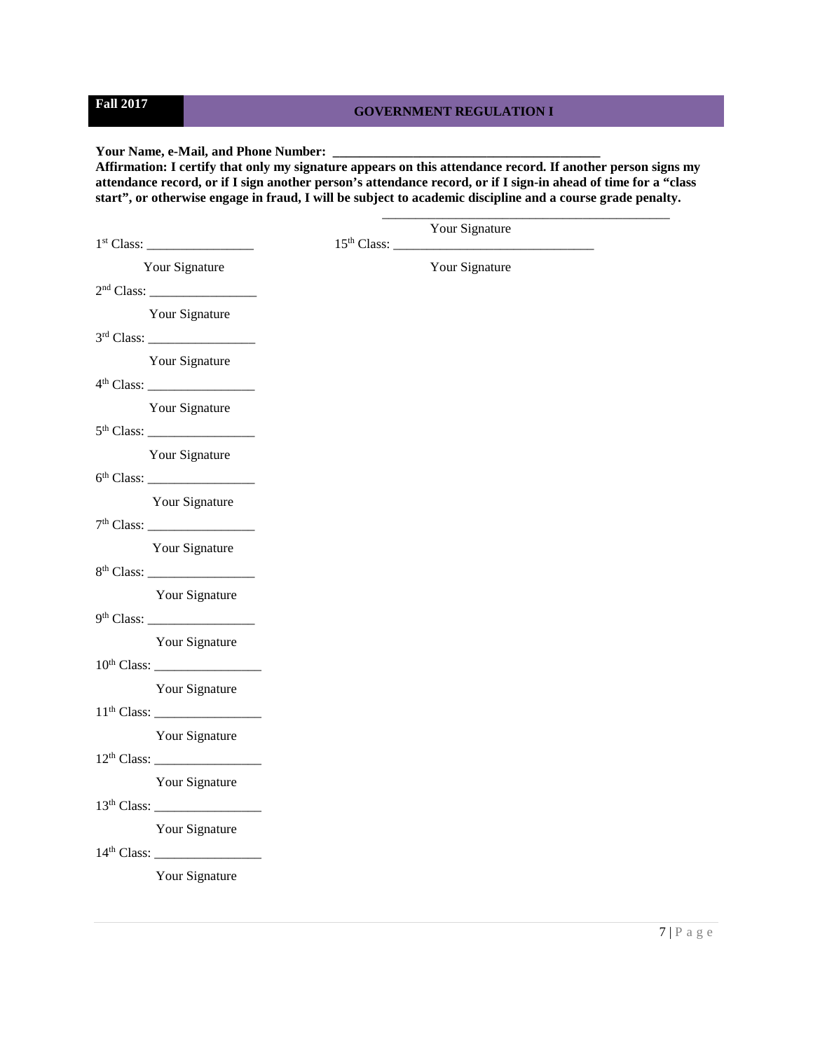**Fall 2017** | **GOVERNMENT REGULATION I**

**Your Name, e-Mail, and Phone Number: ________________________________________**

**Affirmation: I certify that only my signature appears on this attendance record. If another person signs my attendance record, or if I sign another person's attendance record, or if I sign-in ahead of time for a "class start", or otherwise engage in fraud, I will be subject to academic discipline and a course grade penalty.**

_____________________________________________

Your Signature

1st Class: ________________

Your Signature

2nd Class: ________________

Your Signature

3rd Class: ________________

Your Signature

4th Class: ________________

Your Signature

5th Class: ________________

Your Signature

6th Class: ________________

Your Signature

7th Class: ________________

Your Signature

8th Class: ________________

Your Signature

9th Class: ________________

Your Signature

10th Class: ________________

Your Signature

11th Class: ________________

Your Signature

12th Class: ________________

Your Signature

13th Class: ________________

Your Signature

14th Class: ________________

Your Signature

15th Class: ______________________________

Your Signature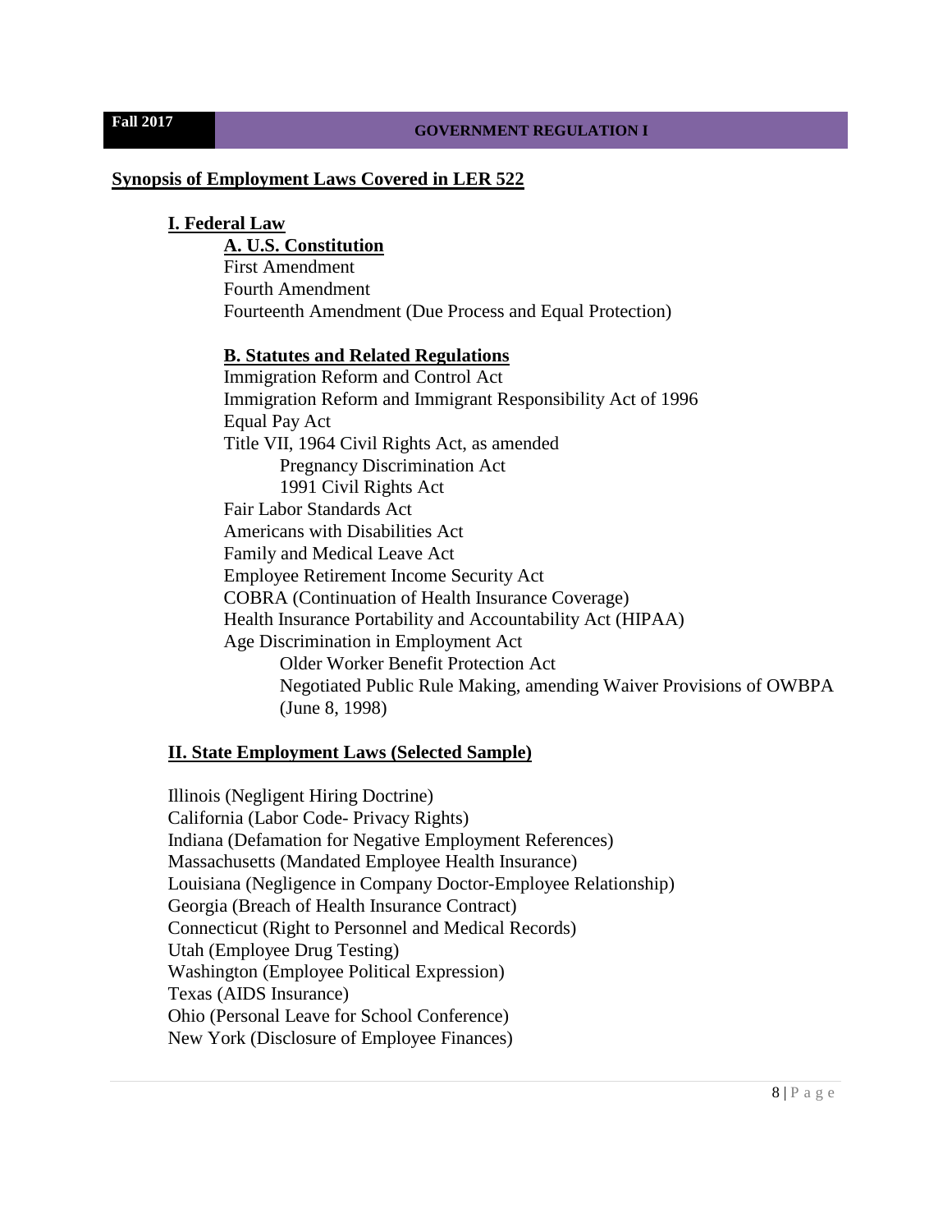## Synopsis of Employment Laws Covered in LER 522

### I. Federal Law

#### A. U.S. Constitution

First Amendment
Fourth Amendment
Fourteenth Amendment (Due Process and Equal Protection)

#### B. Statutes and Related Regulations

- Immigration Reform and Control Act
- Immigration Reform and Immigrant Responsibility Act of 1996
- Equal Pay Act
- Title VII, 1964 Civil Rights Act, as amended
  - Pregnancy Discrimination Act
  - 1991 Civil Rights Act
- Fair Labor Standards Act
- Americans with Disabilities Act
- Family and Medical Leave Act
- Employee Retirement Income Security Act
- COBRA (Continuation of Health Insurance Coverage)
- Health Insurance Portability and Accountability Act (HIPAA)
- Age Discrimination in Employment Act
  - Older Worker Benefit Protection Act
  - Negotiated Public Rule Making, amending Waiver Provisions of OWBPA (June 8, 1998)

### II. State Employment Laws (Selected Sample)

Illinois (Negligent Hiring Doctrine)
California (Labor Code- Privacy Rights)
Indiana (Defamation for Negative Employment References)
Massachusetts (Mandated Employee Health Insurance)
Louisiana (Negligence in Company Doctor-Employee Relationship)
Georgia (Breach of Health Insurance Contract)
Connecticut (Right to Personnel and Medical Records)
Utah (Employee Drug Testing)
Washington (Employee Political Expression)
Texas (AIDS Insurance)
Ohio (Personal Leave for School Conference)
New York (Disclosure of Employee Finances)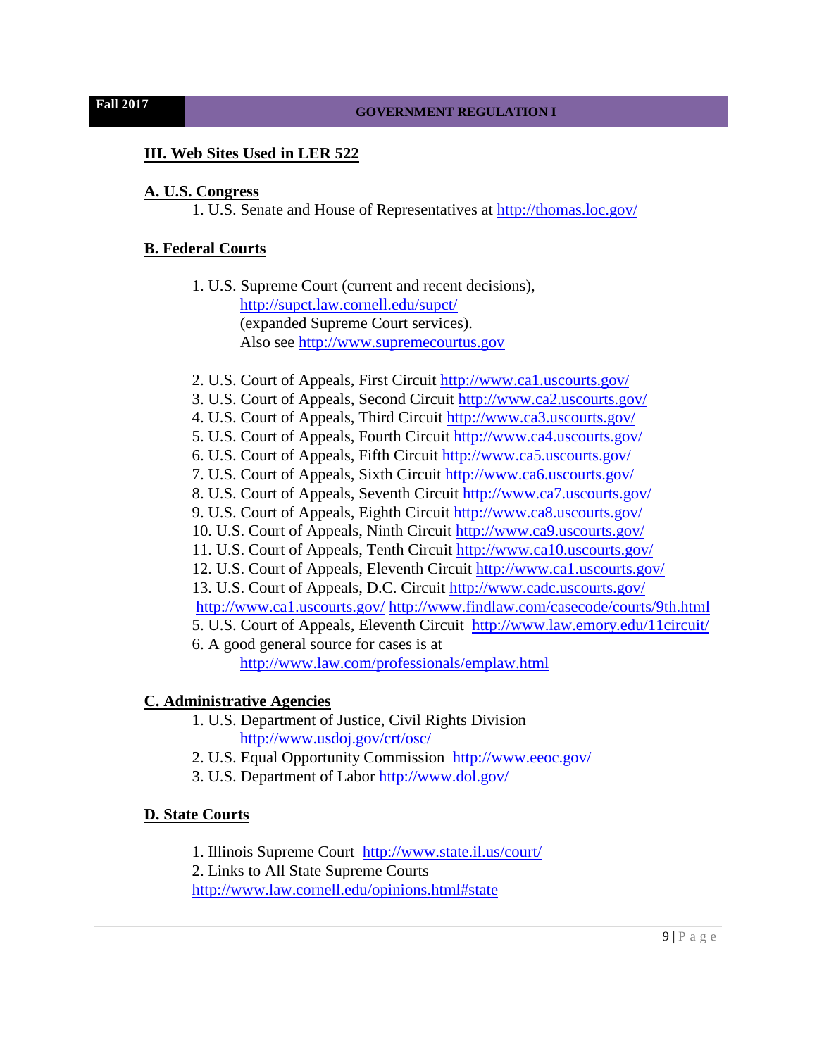## III. Web Sites Used in LER 522

### A. U.S. Congress

1. U.S. Senate and House of Representatives at http://thomas.loc.gov/

### B. Federal Courts

1. U.S. Supreme Court (current and recent decisions), http://supct.law.cornell.edu/supct/ (expanded Supreme Court services). Also see http://www.supremecourtus.gov

2. U.S. Court of Appeals, First Circuit http://www.ca1.uscourts.gov/
3. U.S. Court of Appeals, Second Circuit http://www.ca2.uscourts.gov/
4. U.S. Court of Appeals, Third Circuit http://www.ca3.uscourts.gov/
5. U.S. Court of Appeals, Fourth Circuit http://www.ca4.uscourts.gov/
6. U.S. Court of Appeals, Fifth Circuit http://www.ca5.uscourts.gov/
7. U.S. Court of Appeals, Sixth Circuit http://www.ca6.uscourts.gov/
8. U.S. Court of Appeals, Seventh Circuit http://www.ca7.uscourts.gov/
9. U.S. Court of Appeals, Eighth Circuit http://www.ca8.uscourts.gov/
10. U.S. Court of Appeals, Ninth Circuit http://www.ca9.uscourts.gov/
11. U.S. Court of Appeals, Tenth Circuit http://www.ca10.uscourts.gov/
12. U.S. Court of Appeals, Eleventh Circuit http://www.ca1.uscourts.gov/
13. U.S. Court of Appeals, D.C. Circuit http://www.cadc.uscourts.gov/

http://www.ca1.uscourts.gov/ http://www.findlaw.com/casecode/courts/9th.html

5. U.S. Court of Appeals, Eleventh Circuit http://www.law.emory.edu/11circuit/
6. A good general source for cases is at http://www.law.com/professionals/emplaw.html

### C. Administrative Agencies

1. U.S. Department of Justice, Civil Rights Division http://www.usdoj.gov/crt/osc/
2. U.S. Equal Opportunity Commission http://www.eeoc.gov/
3. U.S. Department of Labor http://www.dol.gov/

### D. State Courts

1. Illinois Supreme Court http://www.state.il.us/court/
2. Links to All State Supreme Courts http://www.law.cornell.edu/opinions.html#state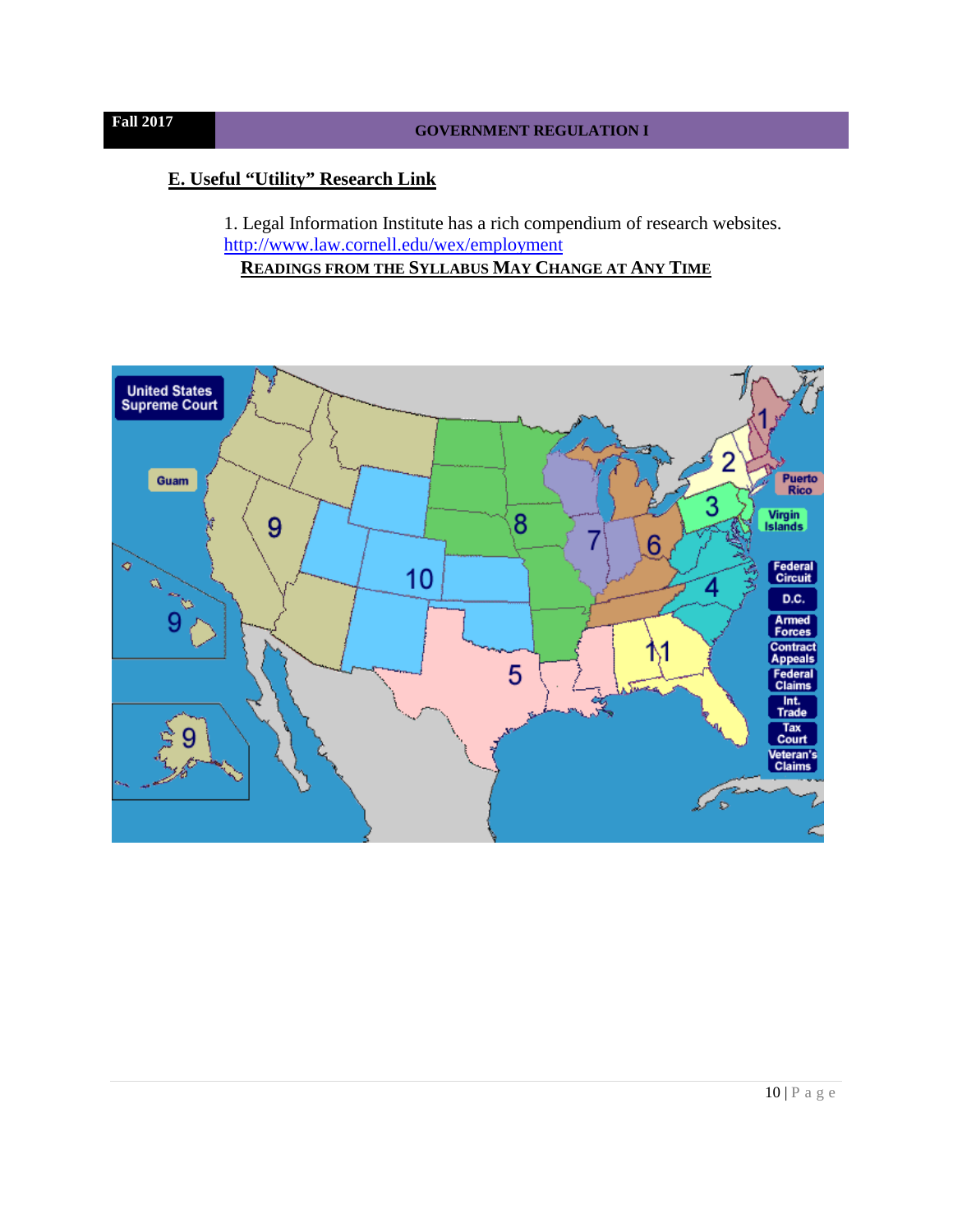## E. Useful "Utility" Research Link

1. Legal Information Institute has a rich compendium of research websites. http://www.law.cornell.edu/wex/employment

**READINGS FROM THE SYLLABUS MAY CHANGE AT ANY TIME**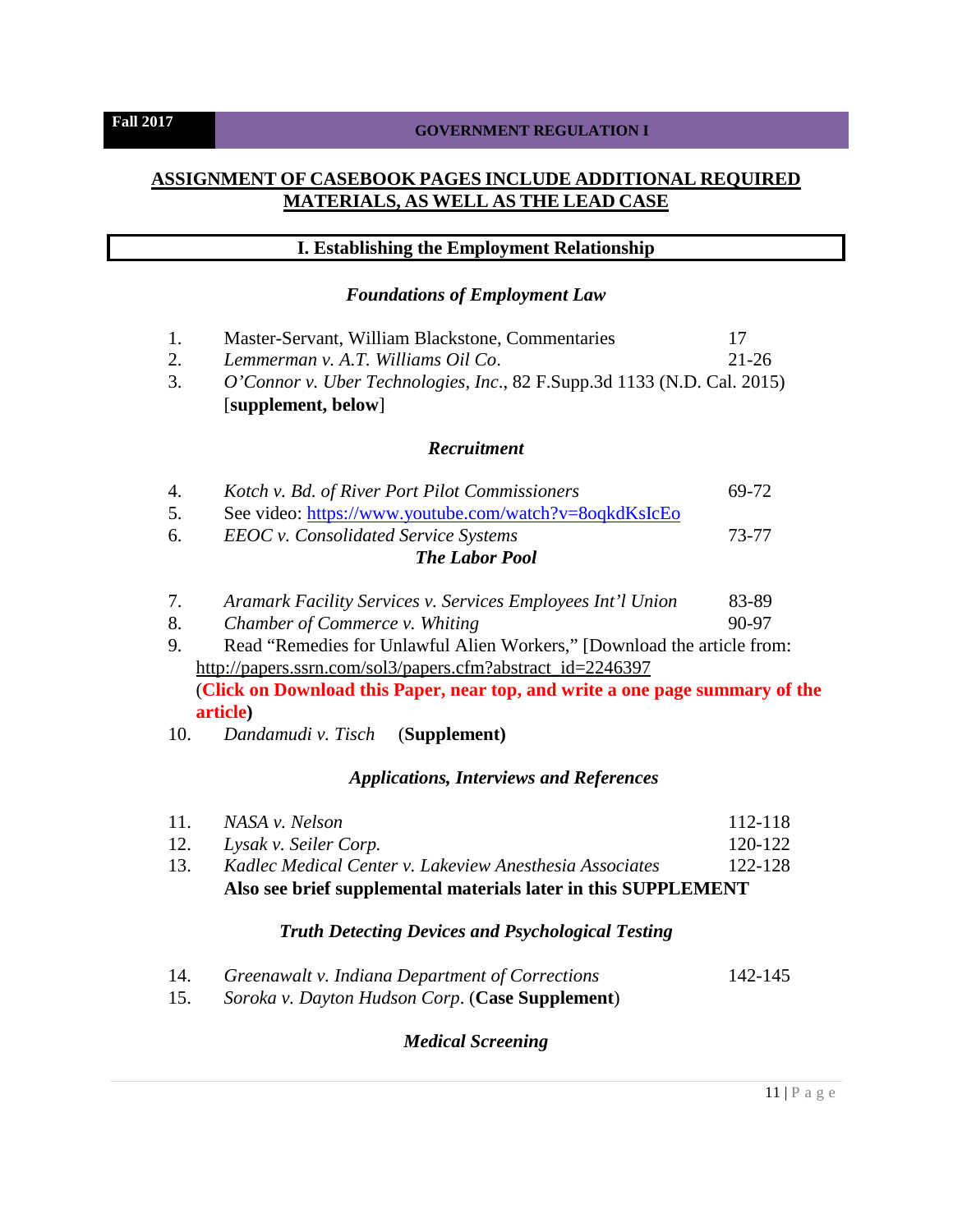**Fall 2017** **GOVERNMENT REGULATION I**

## ASSIGNMENT OF CASEBOOK PAGES INCLUDE ADDITIONAL REQUIRED MATERIALS, AS WELL AS THE LEAD CASE

## I. Establishing the Employment Relationship

### *Foundations of Employment Law*

1. Master-Servant, William Blackstone, Commentaries 17
2. *Lemmerman v. A.T. Williams Oil Co.* 21-26
3. *O'Connor v. Uber Technologies, Inc.*, 82 F.Supp.3d 1133 (N.D. Cal. 2015) [**supplement, below**]

### *Recruitment*

4. *Kotch v. Bd. of River Port Pilot Commissioners* 69-72
5. See video: https://www.youtube.com/watch?v=8oqkdKsIcEo
6. *EEOC v. Consolidated Service Systems* 73-77

### *The Labor Pool*

7. *Aramark Facility Services v. Services Employees Int'l Union* 83-89
8. *Chamber of Commerce v. Whiting* 90-97
9. Read "Remedies for Unlawful Alien Workers," [Download the article from: http://papers.ssrn.com/sol3/papers.cfm?abstract_id=2246397 (**Click on Download this Paper, near top, and write a one page summary of the article**)
10. *Dandamudi v. Tisch* (**Supplement)**

### *Applications, Interviews and References*

11. *NASA v. Nelson* 112-118
12. *Lysak v. Seiler Corp.* 120-122
13. *Kadlec Medical Center v. Lakeview Anesthesia Associates* 122-128

    **Also see brief supplemental materials later in this SUPPLEMENT**

### *Truth Detecting Devices and Psychological Testing*

14. *Greenawalt v. Indiana Department of Corrections* 142-145
15. *Soroka v. Dayton Hudson Corp*. (**Case Supplement**)

### *Medical Screening*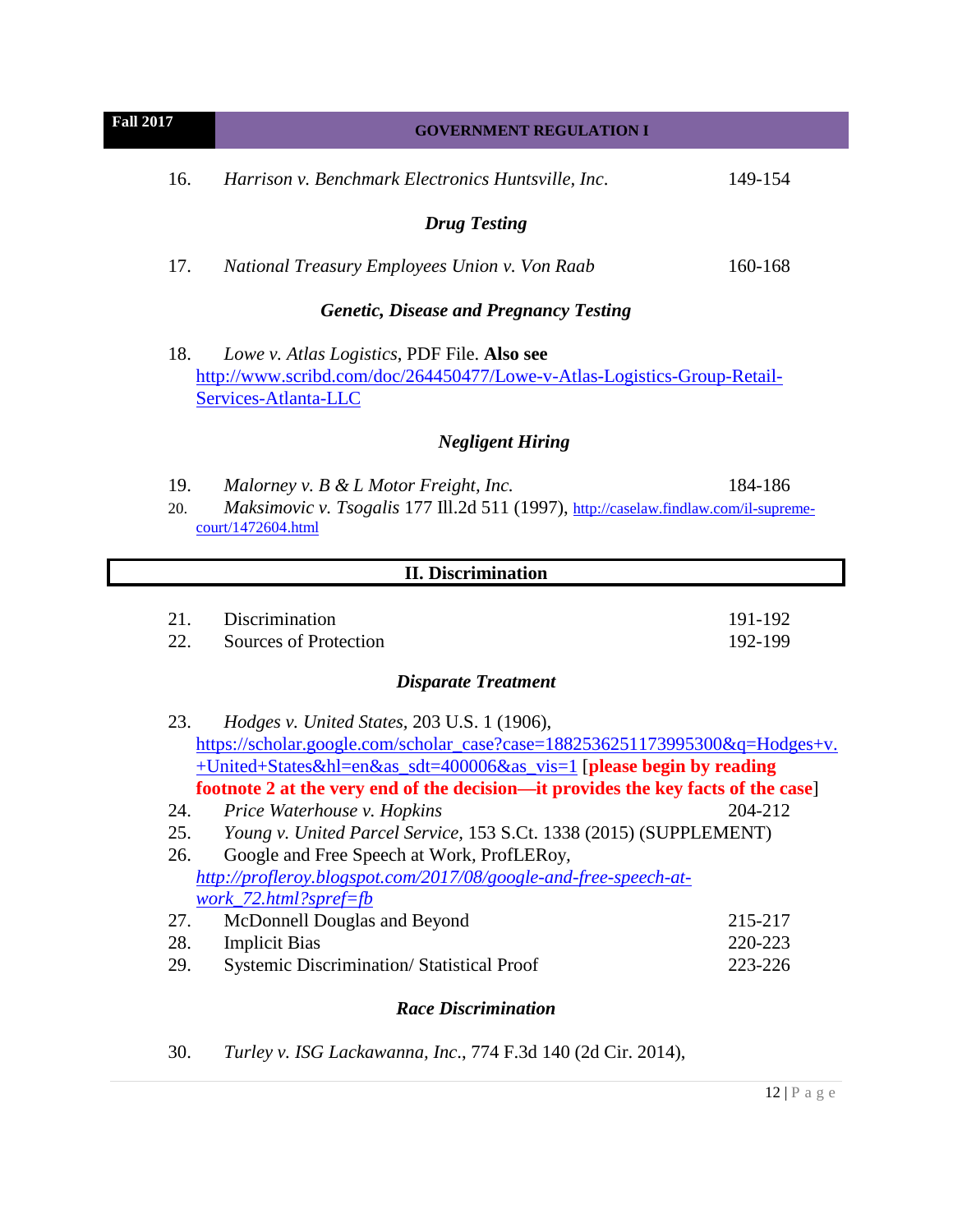16. *Harrison v. Benchmark Electronics Huntsville, Inc*. 149-154

### *Drug Testing*

17. *National Treasury Employees Union v. Von Raab* 160-168

### *Genetic, Disease and Pregnancy Testing*

18. *Lowe v. Atlas Logistics*, PDF File. **Also see** http://www.scribd.com/doc/264450477/Lowe-v-Atlas-Logistics-Group-Retail-Services-Atlanta-LLC

### *Negligent Hiring*

19. *Malorney v. B & L Motor Freight, Inc.* 184-186
20. *Maksimovic v. Tsogalis* 177 Ill.2d 511 (1997), http://caselaw.findlaw.com/il-supreme-court/1472604.html

## II. Discrimination

21. Discrimination 191-192
22. Sources of Protection 192-199

### *Disparate Treatment*

23. *Hodges v. United States*, 203 U.S. 1 (1906), https://scholar.google.com/scholar_case?case=1882536251173995300&q=Hodges+v.+United+States&hl=en&as_sdt=400006&as_vis=1 [**please begin by reading footnote 2 at the very end of the decision—it provides the key facts of the case**]
24. *Price Waterhouse v. Hopkins* 204-212
25. *Young v. United Parcel Service*, 153 S.Ct. 1338 (2015) (SUPPLEMENT)
26. Google and Free Speech at Work, ProfLERoy, *http://profleroy.blogspot.com/2017/08/google-and-free-speech-at-work_72.html?spref=fb*
27. McDonnell Douglas and Beyond 215-217
28. Implicit Bias 220-223
29. Systemic Discrimination/ Statistical Proof 223-226

### *Race Discrimination*

30. *Turley v. ISG Lackawanna, Inc*., 774 F.3d 140 (2d Cir. 2014),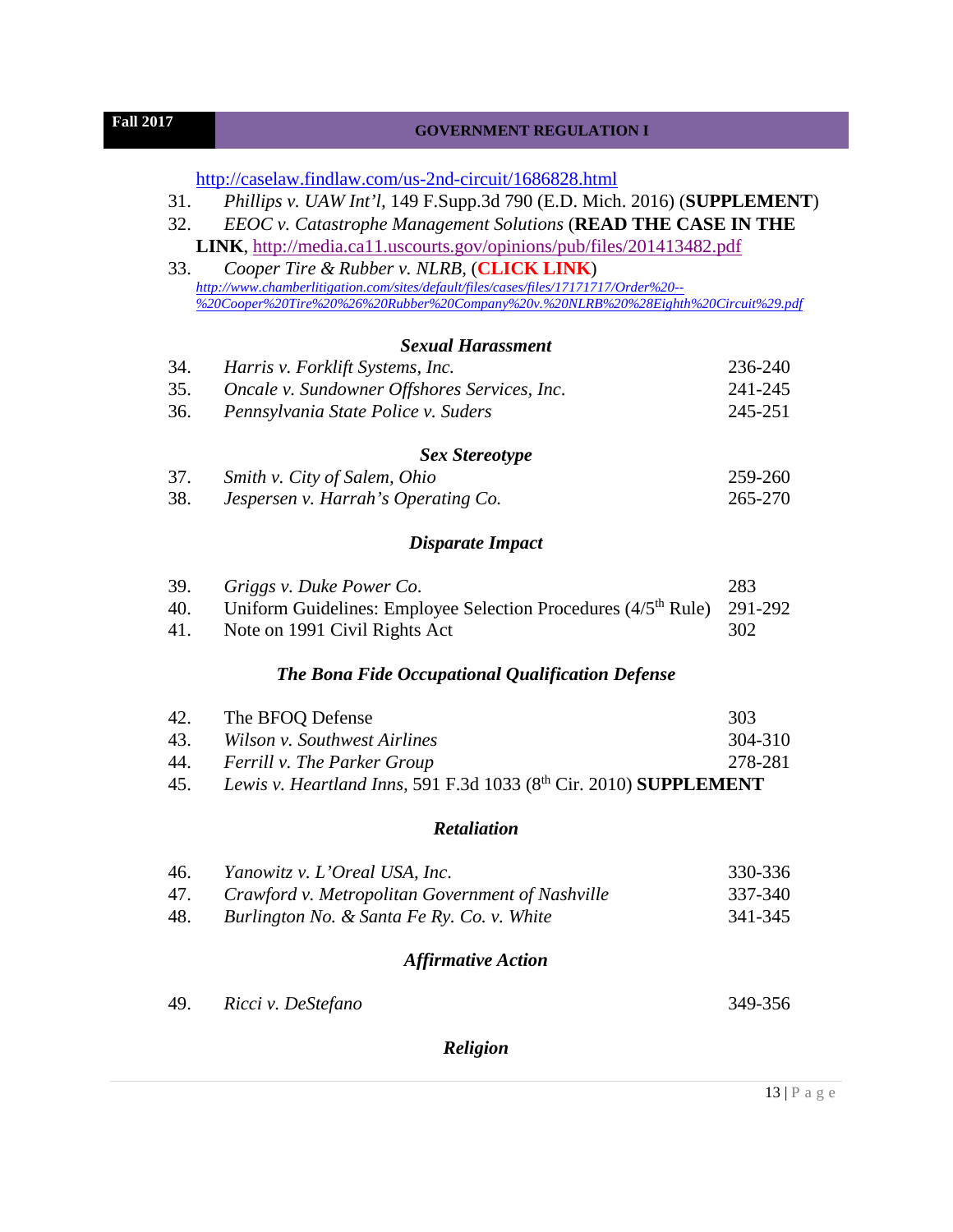http://caselaw.findlaw.com/us-2nd-circuit/1686828.html

31. *Phillips v. UAW Int'l*, 149 F.Supp.3d 790 (E.D. Mich. 2016) (**SUPPLEMENT**)
32. *EEOC v. Catastrophe Management Solutions* (**READ THE CASE IN THE LINK**, http://media.ca11.uscourts.gov/opinions/pub/files/201413482.pdf
33. *Cooper Tire & Rubber v. NLRB*, (**CLICK LINK**) *http://www.chamberlitigation.com/sites/default/files/cases/files/17171717/Order%20--%20Cooper%20Tire%20%26%20Rubber%20Company%20v.%20NLRB%20%28Eighth%20Circuit%29.pdf*

### *Sexual Harassment*

| | | |
|---|---|---|
| 34. | *Harris v. Forklift Systems, Inc.* | 236-240 |
| 35. | *Oncale v. Sundowner Offshores Services, Inc.* | 241-245 |
| 36. | *Pennsylvania State Police v. Suders* | 245-251 |

### *Sex Stereotype*

| | | |
|---|---|---|
| 37. | *Smith v. City of Salem, Ohio* | 259-260 |
| 38. | *Jespersen v. Harrah's Operating Co.* | 265-270 |

### *Disparate Impact*

| | | |
|---|---|---|
| 39. | *Griggs v. Duke Power Co.* | 283 |
| 40. | Uniform Guidelines: Employee Selection Procedures (4/5th Rule) | 291-292 |
| 41. | Note on 1991 Civil Rights Act | 302 |

### *The Bona Fide Occupational Qualification Defense*

| | | |
|---|---|---|
| 42. | The BFOQ Defense | 303 |
| 43. | *Wilson v. Southwest Airlines* | 304-310 |
| 44. | *Ferrill v. The Parker Group* | 278-281 |
| 45. | *Lewis v. Heartland Inns*, 591 F.3d 1033 (8th Cir. 2010) **SUPPLEMENT** | |

### *Retaliation*

| | | |
|---|---|---|
| 46. | *Yanowitz v. L'Oreal USA, Inc.* | 330-336 |
| 47. | *Crawford v. Metropolitan Government of Nashville* | 337-340 |
| 48. | *Burlington No. & Santa Fe Ry. Co. v. White* | 341-345 |

### *Affirmative Action*

| | | |
|---|---|---|
| 49. | *Ricci v. DeStefano* | 349-356 |

### *Religion*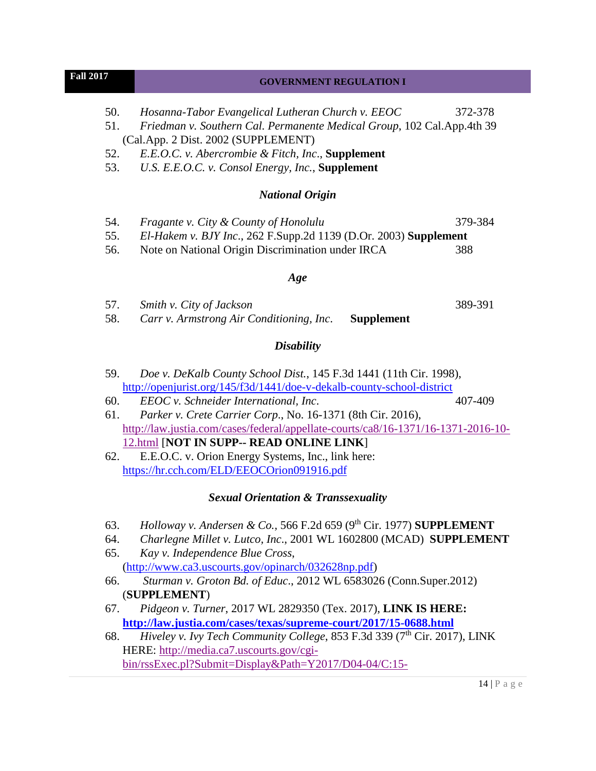50. *Hosanna-Tabor Evangelical Lutheran Church v. EEOC* 372-378
51. *Friedman v. Southern Cal. Permanente Medical Group*, 102 Cal.App.4th 39 (Cal.App. 2 Dist. 2002 (SUPPLEMENT)
52. *E.E.O.C. v. Abercrombie & Fitch, Inc.*, **Supplement**
53. *U.S. E.E.O.C. v. Consol Energy, Inc.*, **Supplement**

### *National Origin*

54. *Fragante v. City & County of Honolulu* 379-384
55. *El-Hakem v. BJY Inc*., 262 F.Supp.2d 1139 (D.Or. 2003) **Supplement**
56. Note on National Origin Discrimination under IRCA 388

### *Age*

57. *Smith v. City of Jackson* 389-391
58. *Carr v. Armstrong Air Conditioning, Inc.* **Supplement**

### *Disability*

59. *Doe v. DeKalb County School Dist.*, 145 F.3d 1441 (11th Cir. 1998), http://openjurist.org/145/f3d/1441/doe-v-dekalb-county-school-district
60. *EEOC v. Schneider International, Inc.* 407-409
61. *Parker v. Crete Carrier Corp*., No. 16-1371 (8th Cir. 2016), http://law.justia.com/cases/federal/appellate-courts/ca8/16-1371/16-1371-2016-10-12.html [**NOT IN SUPP-- READ ONLINE LINK**]
62. E.E.O.C. v. Orion Energy Systems, Inc., link here: https://hr.cch.com/ELD/EEOCOrion091916.pdf

### *Sexual Orientation & Transsexuality*

63. *Holloway v. Andersen & Co.*, 566 F.2d 659 (9th Cir. 1977) **SUPPLEMENT**
64. *Charlegne Millet v. Lutco, Inc*., 2001 WL 1602800 (MCAD) **SUPPLEMENT**
65. *Kay v. Independence Blue Cross*, (http://www.ca3.uscourts.gov/opinarch/032628np.pdf)
66. *Sturman v. Groton Bd. of Educ*., 2012 WL 6583026 (Conn.Super.2012) (**SUPPLEMENT**)
67. *Pidgeon v. Turner*, 2017 WL 2829350 (Tex. 2017), **LINK IS HERE: http://law.justia.com/cases/texas/supreme-court/2017/15-0688.html**
68. *Hiveley v. Ivy Tech Community College*, 853 F.3d 339 (7th Cir. 2017), LINK HERE: http://media.ca7.uscourts.gov/cgi-bin/rssExec.pl?Submit=Display&Path=Y2017/D04-04/C:15-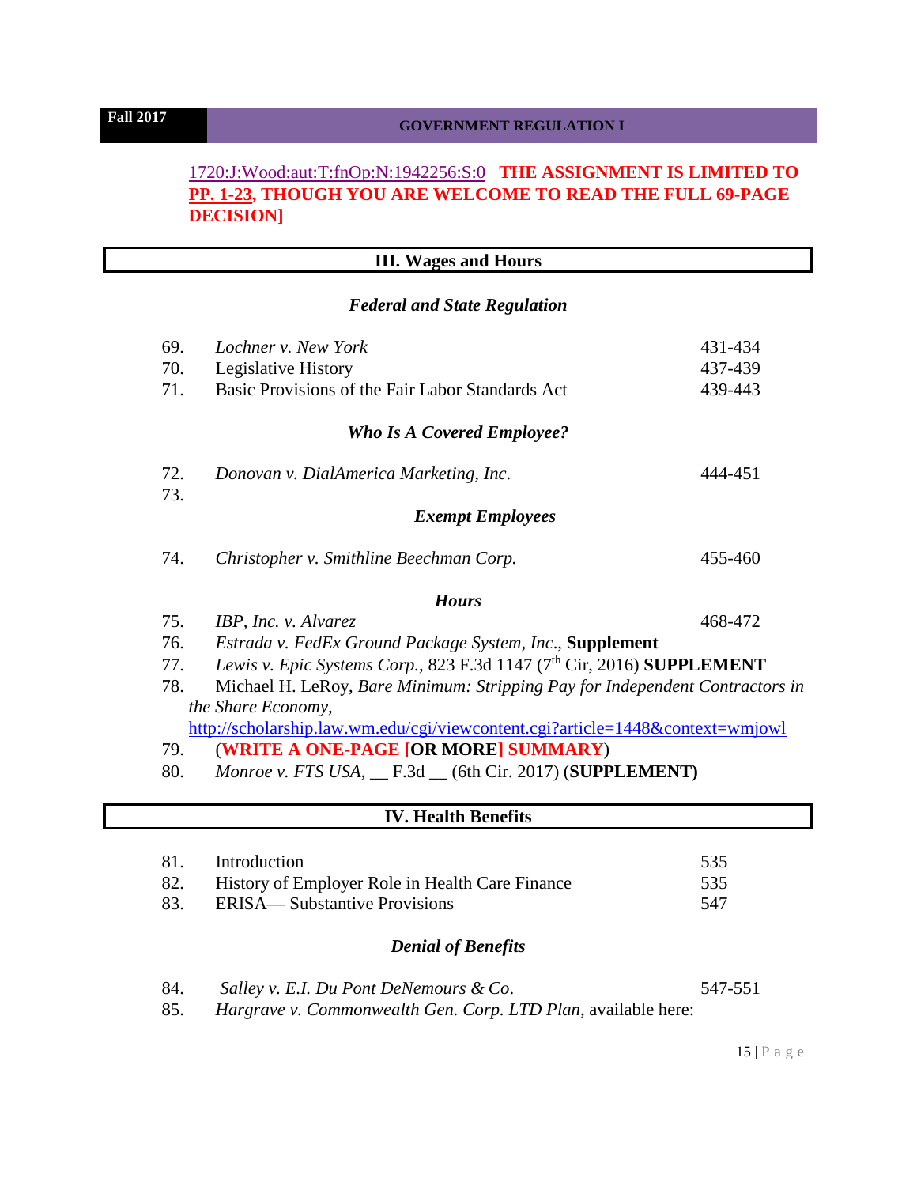1720:J:Wood:aut:T:fnOp:N:1942256:S:0 **THE ASSIGNMENT IS LIMITED TO PP. 1-23, THOUGH YOU ARE WELCOME TO READ THE FULL 69-PAGE DECISION]**

## III. Wages and Hours

### *Federal and State Regulation*

| | | |
|---|---|---|
| 69. | *Lochner v. New York* | 431-434 |
| 70. | Legislative History | 437-439 |
| 71. | Basic Provisions of the Fair Labor Standards Act | 439-443 |

### *Who Is A Covered Employee?*

| | | |
|---|---|---|
| 72. | *Donovan v. DialAmerica Marketing, Inc.* | 444-451 |
| 73. | | |

### *Exempt Employees*

| | | |
|---|---|---|
| 74. | *Christopher v. Smithline Beechman Corp.* | 455-460 |

### *Hours*

75. *IBP, Inc. v. Alvarez* 468-472
76. *Estrada v. FedEx Ground Package System, Inc.*, **Supplement**
77. *Lewis v. Epic Systems Corp.*, 823 F.3d 1147 (7th Cir, 2016) **SUPPLEMENT**
78. Michael H. LeRoy, *Bare Minimum: Stripping Pay for Independent Contractors in the Share Economy*, http://scholarship.law.wm.edu/cgi/viewcontent.cgi?article=1448&context=wmjowl
79. (**WRITE A ONE-PAGE [OR MORE] SUMMARY**)
80. *Monroe v. FTS USA*, __ F.3d __ (6th Cir. 2017) (**SUPPLEMENT)**

## IV. Health Benefits

| | | |
|---|---|---|
| 81. | Introduction | 535 |
| 82. | History of Employer Role in Health Care Finance | 535 |
| 83. | ERISA— Substantive Provisions | 547 |

### *Denial of Benefits*

84. *Salley v. E.I. Du Pont DeNemours & Co.* 547-551
85. *Hargrave v. Commonwealth Gen. Corp. LTD Plan*, available here: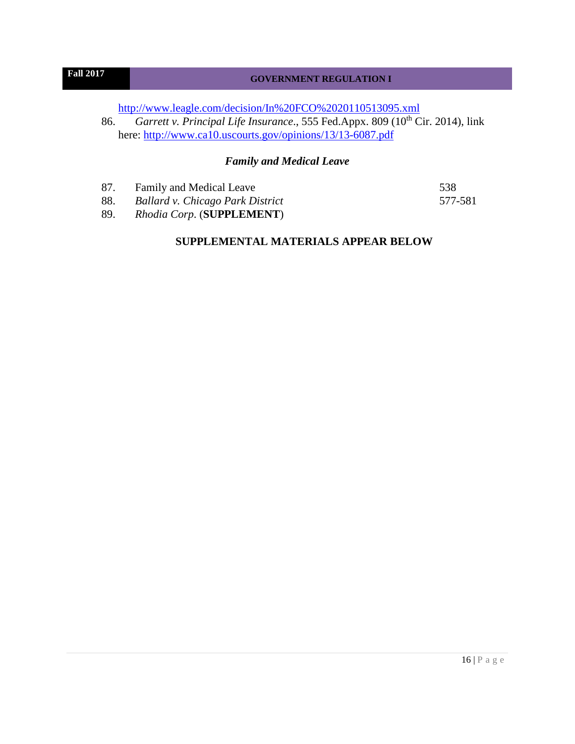http://www.leagle.com/decision/In%20FCO%2020110513095.xml

86. *Garrett v. Principal Life Insurance*., 555 Fed.Appx. 809 (10th Cir. 2014), link here: http://www.ca10.uscourts.gov/opinions/13/13-6087.pdf

### *Family and Medical Leave*

| | | |
|---|---|---|
| 87. | Family and Medical Leave | 538 |
| 88. | *Ballard v. Chicago Park District* | 577-581 |
| 89. | *Rhodia Corp*. (**SUPPLEMENT**) | |

**SUPPLEMENTAL MATERIALS APPEAR BELOW**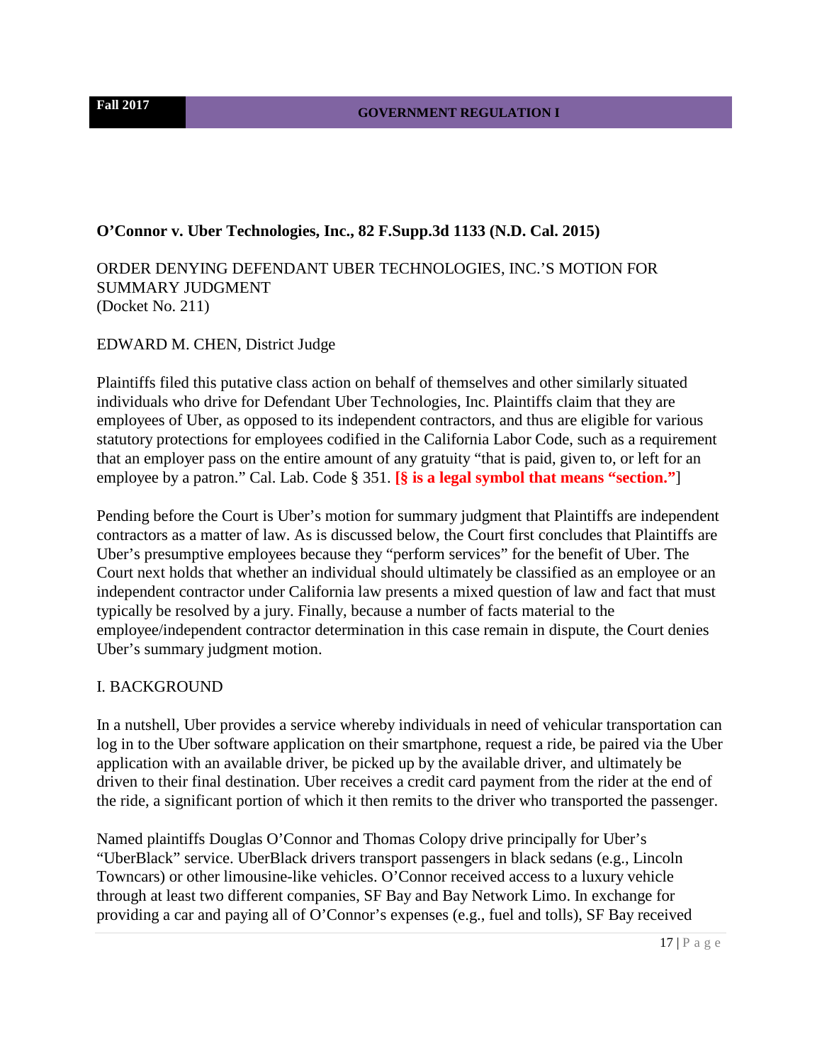**O'Connor v. Uber Technologies, Inc., 82 F.Supp.3d 1133 (N.D. Cal. 2015)**

ORDER DENYING DEFENDANT UBER TECHNOLOGIES, INC.'S MOTION FOR SUMMARY JUDGMENT
(Docket No. 211)

EDWARD M. CHEN, District Judge

Plaintiffs filed this putative class action on behalf of themselves and other similarly situated individuals who drive for Defendant Uber Technologies, Inc. Plaintiffs claim that they are employees of Uber, as opposed to its independent contractors, and thus are eligible for various statutory protections for employees codified in the California Labor Code, such as a requirement that an employer pass on the entire amount of any gratuity "that is paid, given to, or left for an employee by a patron." Cal. Lab. Code § 351. **[§ is a legal symbol that means "section."**]

Pending before the Court is Uber's motion for summary judgment that Plaintiffs are independent contractors as a matter of law. As is discussed below, the Court first concludes that Plaintiffs are Uber's presumptive employees because they "perform services" for the benefit of Uber. The Court next holds that whether an individual should ultimately be classified as an employee or an independent contractor under California law presents a mixed question of law and fact that must typically be resolved by a jury. Finally, because a number of facts material to the employee/independent contractor determination in this case remain in dispute, the Court denies Uber's summary judgment motion.

I. BACKGROUND

In a nutshell, Uber provides a service whereby individuals in need of vehicular transportation can log in to the Uber software application on their smartphone, request a ride, be paired via the Uber application with an available driver, be picked up by the available driver, and ultimately be driven to their final destination. Uber receives a credit card payment from the rider at the end of the ride, a significant portion of which it then remits to the driver who transported the passenger.

Named plaintiffs Douglas O'Connor and Thomas Colopy drive principally for Uber's "UberBlack" service. UberBlack drivers transport passengers in black sedans (e.g., Lincoln Towncars) or other limousine-like vehicles. O'Connor received access to a luxury vehicle through at least two different companies, SF Bay and Bay Network Limo. In exchange for providing a car and paying all of O'Connor's expenses (e.g., fuel and tolls), SF Bay received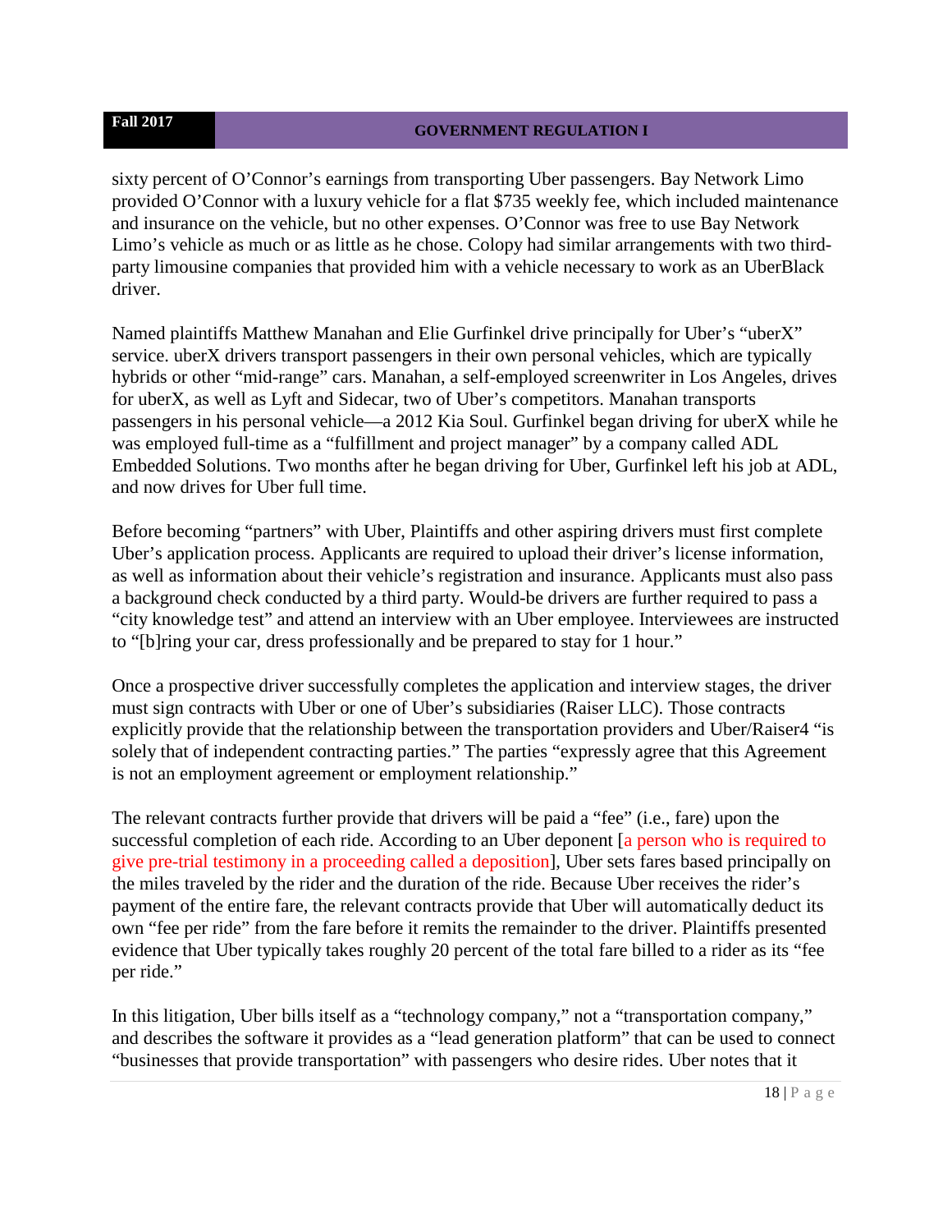sixty percent of O'Connor's earnings from transporting Uber passengers. Bay Network Limo provided O'Connor with a luxury vehicle for a flat $735 weekly fee, which included maintenance and insurance on the vehicle, but no other expenses. O'Connor was free to use Bay Network Limo's vehicle as much or as little as he chose. Colopy had similar arrangements with two third-party limousine companies that provided him with a vehicle necessary to work as an UberBlack driver.

Named plaintiffs Matthew Manahan and Elie Gurfinkel drive principally for Uber's "uberX" service. uberX drivers transport passengers in their own personal vehicles, which are typically hybrids or other "mid-range" cars. Manahan, a self-employed screenwriter in Los Angeles, drives for uberX, as well as Lyft and Sidecar, two of Uber's competitors. Manahan transports passengers in his personal vehicle—a 2012 Kia Soul. Gurfinkel began driving for uberX while he was employed full-time as a "fulfillment and project manager" by a company called ADL Embedded Solutions. Two months after he began driving for Uber, Gurfinkel left his job at ADL, and now drives for Uber full time.

Before becoming "partners" with Uber, Plaintiffs and other aspiring drivers must first complete Uber's application process. Applicants are required to upload their driver's license information, as well as information about their vehicle's registration and insurance. Applicants must also pass a background check conducted by a third party. Would-be drivers are further required to pass a "city knowledge test" and attend an interview with an Uber employee. Interviewees are instructed to "[b]ring your car, dress professionally and be prepared to stay for 1 hour."

Once a prospective driver successfully completes the application and interview stages, the driver must sign contracts with Uber or one of Uber's subsidiaries (Raiser LLC). Those contracts explicitly provide that the relationship between the transportation providers and Uber/Raiser4 "is solely that of independent contracting parties." The parties "expressly agree that this Agreement is not an employment agreement or employment relationship."

The relevant contracts further provide that drivers will be paid a "fee" (i.e., fare) upon the successful completion of each ride. According to an Uber deponent [a person who is required to give pre-trial testimony in a proceeding called a deposition], Uber sets fares based principally on the miles traveled by the rider and the duration of the ride. Because Uber receives the rider's payment of the entire fare, the relevant contracts provide that Uber will automatically deduct its own "fee per ride" from the fare before it remits the remainder to the driver. Plaintiffs presented evidence that Uber typically takes roughly 20 percent of the total fare billed to a rider as its "fee per ride."

In this litigation, Uber bills itself as a "technology company," not a "transportation company," and describes the software it provides as a "lead generation platform" that can be used to connect "businesses that provide transportation" with passengers who desire rides. Uber notes that it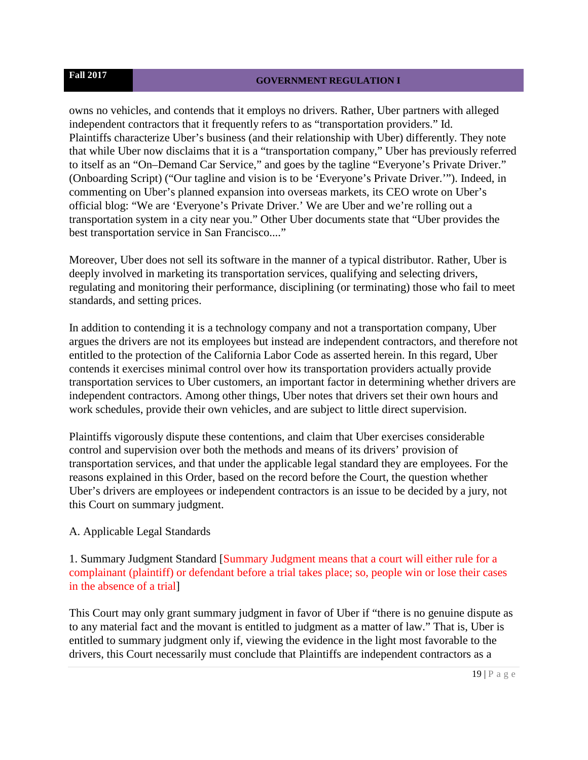owns no vehicles, and contends that it employs no drivers. Rather, Uber partners with alleged independent contractors that it frequently refers to as "transportation providers." Id. Plaintiffs characterize Uber's business (and their relationship with Uber) differently. They note that while Uber now disclaims that it is a "transportation company," Uber has previously referred to itself as an "On–Demand Car Service," and goes by the tagline "Everyone's Private Driver." (Onboarding Script) ("Our tagline and vision is to be 'Everyone's Private Driver.'"). Indeed, in commenting on Uber's planned expansion into overseas markets, its CEO wrote on Uber's official blog: "We are 'Everyone's Private Driver.' We are Uber and we're rolling out a transportation system in a city near you." Other Uber documents state that "Uber provides the best transportation service in San Francisco...."

Moreover, Uber does not sell its software in the manner of a typical distributor. Rather, Uber is deeply involved in marketing its transportation services, qualifying and selecting drivers, regulating and monitoring their performance, disciplining (or terminating) those who fail to meet standards, and setting prices.

In addition to contending it is a technology company and not a transportation company, Uber argues the drivers are not its employees but instead are independent contractors, and therefore not entitled to the protection of the California Labor Code as asserted herein. In this regard, Uber contends it exercises minimal control over how its transportation providers actually provide transportation services to Uber customers, an important factor in determining whether drivers are independent contractors. Among other things, Uber notes that drivers set their own hours and work schedules, provide their own vehicles, and are subject to little direct supervision.

Plaintiffs vigorously dispute these contentions, and claim that Uber exercises considerable control and supervision over both the methods and means of its drivers' provision of transportation services, and that under the applicable legal standard they are employees. For the reasons explained in this Order, based on the record before the Court, the question whether Uber's drivers are employees or independent contractors is an issue to be decided by a jury, not this Court on summary judgment.

A. Applicable Legal Standards

1. Summary Judgment Standard [Summary Judgment means that a court will either rule for a complainant (plaintiff) or defendant before a trial takes place; so, people win or lose their cases in the absence of a trial]

This Court may only grant summary judgment in favor of Uber if "there is no genuine dispute as to any material fact and the movant is entitled to judgment as a matter of law." That is, Uber is entitled to summary judgment only if, viewing the evidence in the light most favorable to the drivers, this Court necessarily must conclude that Plaintiffs are independent contractors as a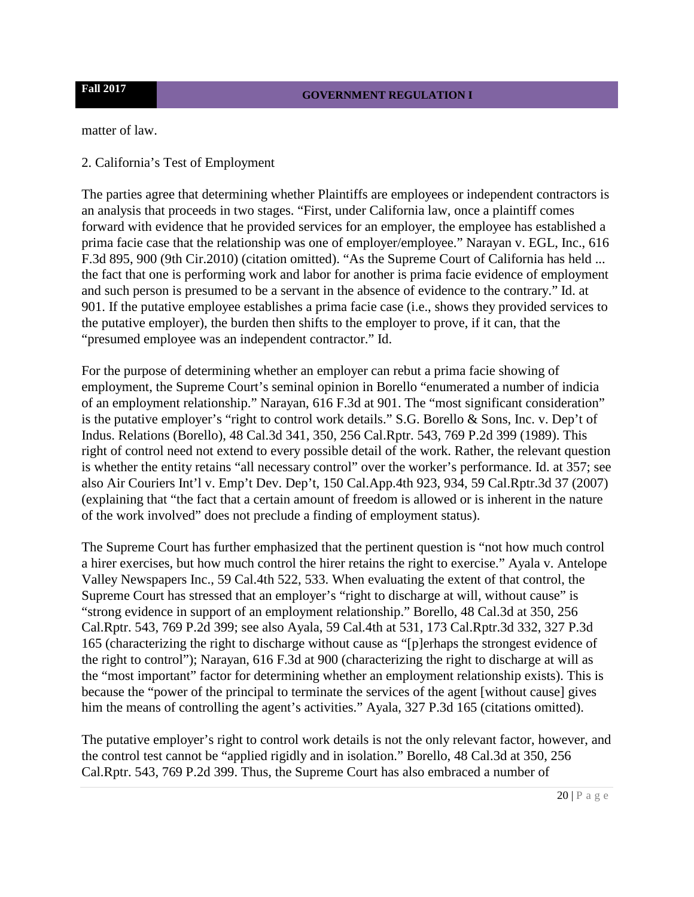matter of law.

2. California's Test of Employment

The parties agree that determining whether Plaintiffs are employees or independent contractors is an analysis that proceeds in two stages. "First, under California law, once a plaintiff comes forward with evidence that he provided services for an employer, the employee has established a prima facie case that the relationship was one of employer/employee." Narayan v. EGL, Inc., 616 F.3d 895, 900 (9th Cir.2010) (citation omitted). "As the Supreme Court of California has held ... the fact that one is performing work and labor for another is prima facie evidence of employment and such person is presumed to be a servant in the absence of evidence to the contrary." Id. at 901. If the putative employee establishes a prima facie case (i.e., shows they provided services to the putative employer), the burden then shifts to the employer to prove, if it can, that the "presumed employee was an independent contractor." Id.

For the purpose of determining whether an employer can rebut a prima facie showing of employment, the Supreme Court's seminal opinion in Borello "enumerated a number of indicia of an employment relationship." Narayan, 616 F.3d at 901. The "most significant consideration" is the putative employer's "right to control work details." S.G. Borello & Sons, Inc. v. Dep't of Indus. Relations (Borello), 48 Cal.3d 341, 350, 256 Cal.Rptr. 543, 769 P.2d 399 (1989). This right of control need not extend to every possible detail of the work. Rather, the relevant question is whether the entity retains "all necessary control" over the worker's performance. Id. at 357; see also Air Couriers Int'l v. Emp't Dev. Dep't, 150 Cal.App.4th 923, 934, 59 Cal.Rptr.3d 37 (2007) (explaining that "the fact that a certain amount of freedom is allowed or is inherent in the nature of the work involved" does not preclude a finding of employment status).

The Supreme Court has further emphasized that the pertinent question is "not how much control a hirer exercises, but how much control the hirer retains the right to exercise." Ayala v. Antelope Valley Newspapers Inc., 59 Cal.4th 522, 533. When evaluating the extent of that control, the Supreme Court has stressed that an employer's "right to discharge at will, without cause" is "strong evidence in support of an employment relationship." Borello, 48 Cal.3d at 350, 256 Cal.Rptr. 543, 769 P.2d 399; see also Ayala, 59 Cal.4th at 531, 173 Cal.Rptr.3d 332, 327 P.3d 165 (characterizing the right to discharge without cause as "[p]erhaps the strongest evidence of the right to control"); Narayan, 616 F.3d at 900 (characterizing the right to discharge at will as the "most important" factor for determining whether an employment relationship exists). This is because the "power of the principal to terminate the services of the agent [without cause] gives him the means of controlling the agent's activities." Ayala, 327 P.3d 165 (citations omitted).

The putative employer's right to control work details is not the only relevant factor, however, and the control test cannot be "applied rigidly and in isolation." Borello, 48 Cal.3d at 350, 256 Cal.Rptr. 543, 769 P.2d 399. Thus, the Supreme Court has also embraced a number of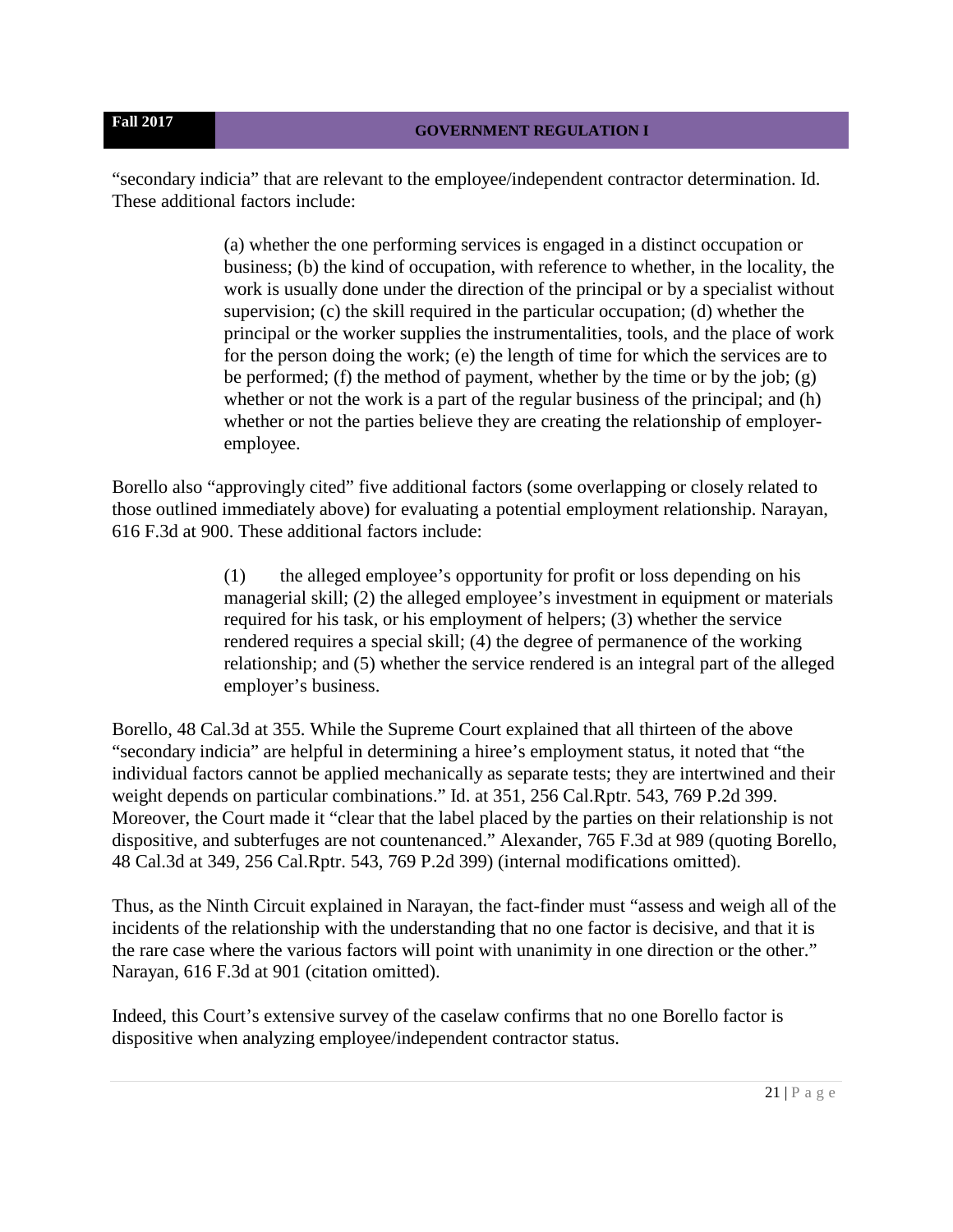"secondary indicia" that are relevant to the employee/independent contractor determination. Id. These additional factors include:

> (a) whether the one performing services is engaged in a distinct occupation or business; (b) the kind of occupation, with reference to whether, in the locality, the work is usually done under the direction of the principal or by a specialist without supervision; (c) the skill required in the particular occupation; (d) whether the principal or the worker supplies the instrumentalities, tools, and the place of work for the person doing the work; (e) the length of time for which the services are to be performed; (f) the method of payment, whether by the time or by the job; (g) whether or not the work is a part of the regular business of the principal; and (h) whether or not the parties believe they are creating the relationship of employer-employee.

Borello also "approvingly cited" five additional factors (some overlapping or closely related to those outlined immediately above) for evaluating a potential employment relationship. Narayan, 616 F.3d at 900. These additional factors include:

> (1) the alleged employee's opportunity for profit or loss depending on his managerial skill; (2) the alleged employee's investment in equipment or materials required for his task, or his employment of helpers; (3) whether the service rendered requires a special skill; (4) the degree of permanence of the working relationship; and (5) whether the service rendered is an integral part of the alleged employer's business.

Borello, 48 Cal.3d at 355. While the Supreme Court explained that all thirteen of the above "secondary indicia" are helpful in determining a hiree's employment status, it noted that "the individual factors cannot be applied mechanically as separate tests; they are intertwined and their weight depends on particular combinations." Id. at 351, 256 Cal.Rptr. 543, 769 P.2d 399. Moreover, the Court made it "clear that the label placed by the parties on their relationship is not dispositive, and subterfuges are not countenanced." Alexander, 765 F.3d at 989 (quoting Borello, 48 Cal.3d at 349, 256 Cal.Rptr. 543, 769 P.2d 399) (internal modifications omitted).

Thus, as the Ninth Circuit explained in Narayan, the fact-finder must "assess and weigh all of the incidents of the relationship with the understanding that no one factor is decisive, and that it is the rare case where the various factors will point with unanimity in one direction or the other." Narayan, 616 F.3d at 901 (citation omitted).

Indeed, this Court's extensive survey of the caselaw confirms that no one Borello factor is dispositive when analyzing employee/independent contractor status.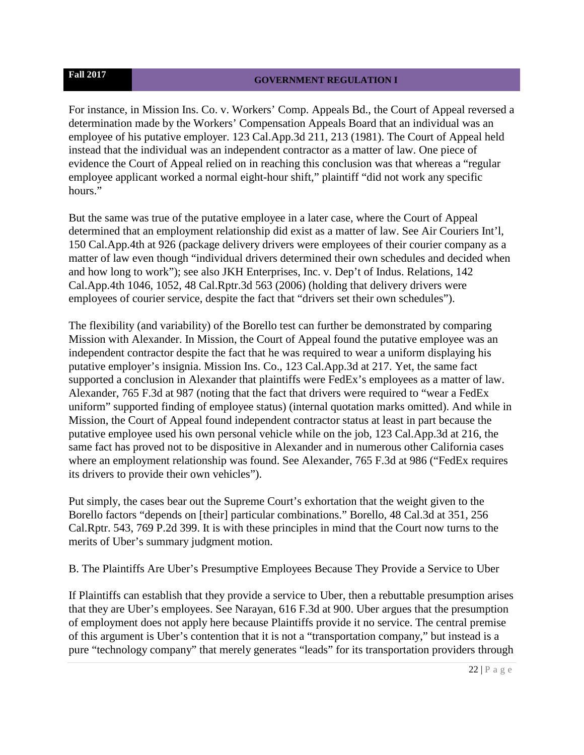For instance, in Mission Ins. Co. v. Workers' Comp. Appeals Bd., the Court of Appeal reversed a determination made by the Workers' Compensation Appeals Board that an individual was an employee of his putative employer. 123 Cal.App.3d 211, 213 (1981). The Court of Appeal held instead that the individual was an independent contractor as a matter of law. One piece of evidence the Court of Appeal relied on in reaching this conclusion was that whereas a "regular employee applicant worked a normal eight-hour shift," plaintiff "did not work any specific hours."

But the same was true of the putative employee in a later case, where the Court of Appeal determined that an employment relationship did exist as a matter of law. See Air Couriers Int'l, 150 Cal.App.4th at 926 (package delivery drivers were employees of their courier company as a matter of law even though "individual drivers determined their own schedules and decided when and how long to work"); see also JKH Enterprises, Inc. v. Dep't of Indus. Relations, 142 Cal.App.4th 1046, 1052, 48 Cal.Rptr.3d 563 (2006) (holding that delivery drivers were employees of courier service, despite the fact that "drivers set their own schedules").

The flexibility (and variability) of the Borello test can further be demonstrated by comparing Mission with Alexander. In Mission, the Court of Appeal found the putative employee was an independent contractor despite the fact that he was required to wear a uniform displaying his putative employer's insignia. Mission Ins. Co., 123 Cal.App.3d at 217. Yet, the same fact supported a conclusion in Alexander that plaintiffs were FedEx's employees as a matter of law. Alexander, 765 F.3d at 987 (noting that the fact that drivers were required to "wear a FedEx uniform" supported finding of employee status) (internal quotation marks omitted). And while in Mission, the Court of Appeal found independent contractor status at least in part because the putative employee used his own personal vehicle while on the job, 123 Cal.App.3d at 216, the same fact has proved not to be dispositive in Alexander and in numerous other California cases where an employment relationship was found. See Alexander, 765 F.3d at 986 ("FedEx requires its drivers to provide their own vehicles").

Put simply, the cases bear out the Supreme Court's exhortation that the weight given to the Borello factors "depends on [their] particular combinations." Borello, 48 Cal.3d at 351, 256 Cal.Rptr. 543, 769 P.2d 399. It is with these principles in mind that the Court now turns to the merits of Uber's summary judgment motion.

B. The Plaintiffs Are Uber's Presumptive Employees Because They Provide a Service to Uber

If Plaintiffs can establish that they provide a service to Uber, then a rebuttable presumption arises that they are Uber's employees. See Narayan, 616 F.3d at 900. Uber argues that the presumption of employment does not apply here because Plaintiffs provide it no service. The central premise of this argument is Uber's contention that it is not a "transportation company," but instead is a pure "technology company" that merely generates "leads" for its transportation providers through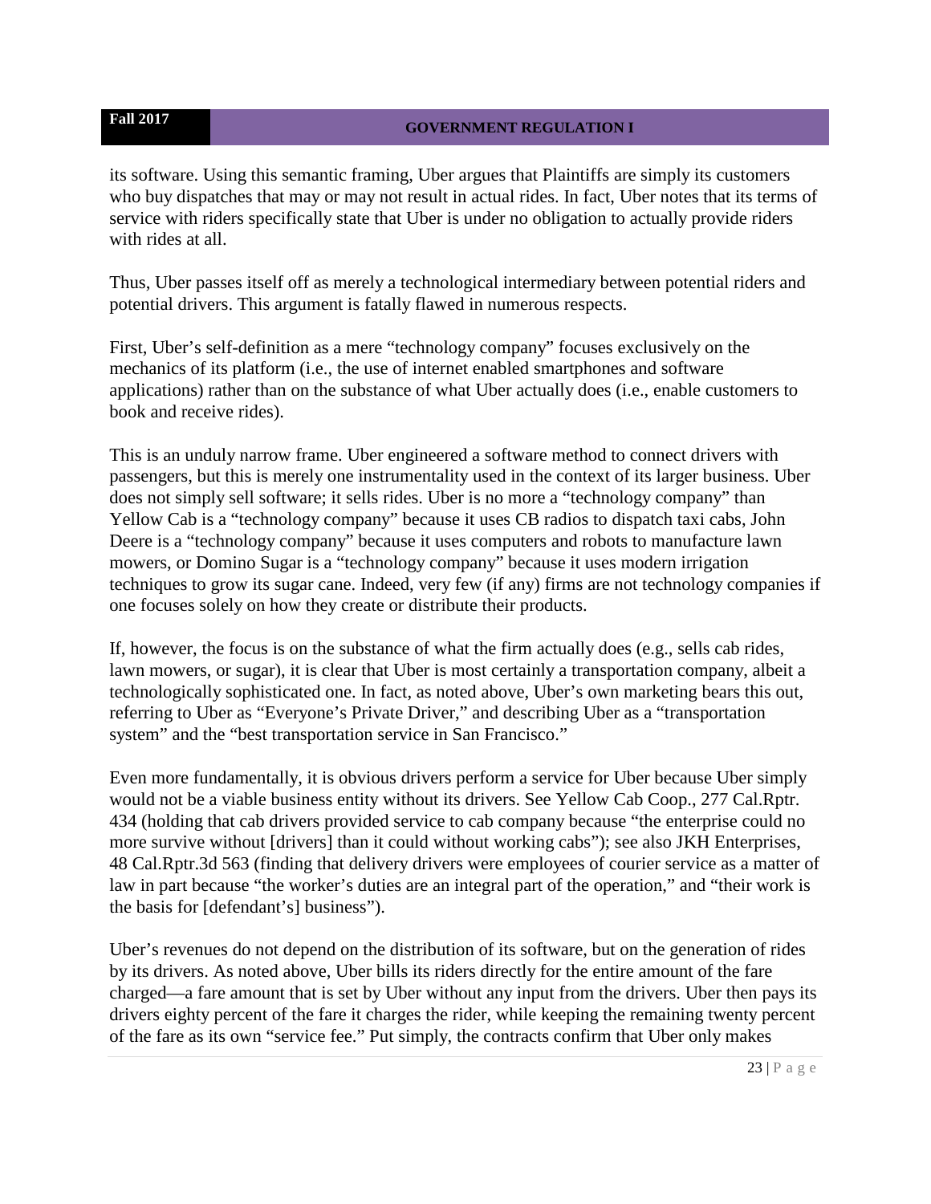its software. Using this semantic framing, Uber argues that Plaintiffs are simply its customers who buy dispatches that may or may not result in actual rides. In fact, Uber notes that its terms of service with riders specifically state that Uber is under no obligation to actually provide riders with rides at all.

Thus, Uber passes itself off as merely a technological intermediary between potential riders and potential drivers. This argument is fatally flawed in numerous respects.

First, Uber's self-definition as a mere "technology company" focuses exclusively on the mechanics of its platform (i.e., the use of internet enabled smartphones and software applications) rather than on the substance of what Uber actually does (i.e., enable customers to book and receive rides).

This is an unduly narrow frame. Uber engineered a software method to connect drivers with passengers, but this is merely one instrumentality used in the context of its larger business. Uber does not simply sell software; it sells rides. Uber is no more a "technology company" than Yellow Cab is a "technology company" because it uses CB radios to dispatch taxi cabs, John Deere is a "technology company" because it uses computers and robots to manufacture lawn mowers, or Domino Sugar is a "technology company" because it uses modern irrigation techniques to grow its sugar cane. Indeed, very few (if any) firms are not technology companies if one focuses solely on how they create or distribute their products.

If, however, the focus is on the substance of what the firm actually does (e.g., sells cab rides, lawn mowers, or sugar), it is clear that Uber is most certainly a transportation company, albeit a technologically sophisticated one. In fact, as noted above, Uber's own marketing bears this out, referring to Uber as "Everyone's Private Driver," and describing Uber as a "transportation system" and the "best transportation service in San Francisco."

Even more fundamentally, it is obvious drivers perform a service for Uber because Uber simply would not be a viable business entity without its drivers. See Yellow Cab Coop., 277 Cal.Rptr. 434 (holding that cab drivers provided service to cab company because "the enterprise could no more survive without [drivers] than it could without working cabs"); see also JKH Enterprises, 48 Cal.Rptr.3d 563 (finding that delivery drivers were employees of courier service as a matter of law in part because "the worker's duties are an integral part of the operation," and "their work is the basis for [defendant's] business").

Uber's revenues do not depend on the distribution of its software, but on the generation of rides by its drivers. As noted above, Uber bills its riders directly for the entire amount of the fare charged—a fare amount that is set by Uber without any input from the drivers. Uber then pays its drivers eighty percent of the fare it charges the rider, while keeping the remaining twenty percent of the fare as its own "service fee." Put simply, the contracts confirm that Uber only makes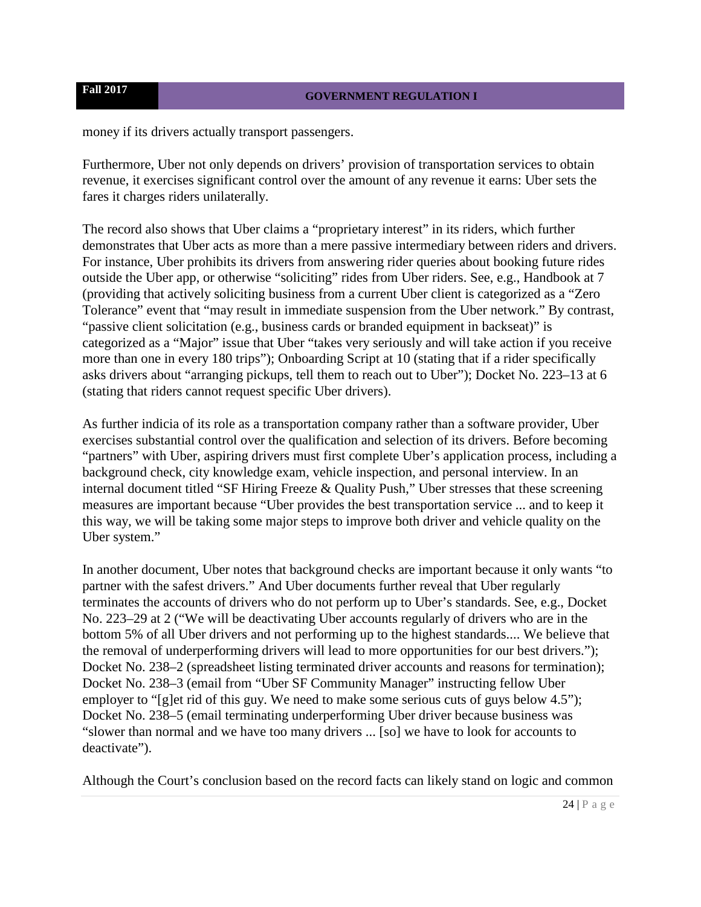money if its drivers actually transport passengers.

Furthermore, Uber not only depends on drivers' provision of transportation services to obtain revenue, it exercises significant control over the amount of any revenue it earns: Uber sets the fares it charges riders unilaterally.

The record also shows that Uber claims a "proprietary interest" in its riders, which further demonstrates that Uber acts as more than a mere passive intermediary between riders and drivers. For instance, Uber prohibits its drivers from answering rider queries about booking future rides outside the Uber app, or otherwise "soliciting" rides from Uber riders. See, e.g., Handbook at 7 (providing that actively soliciting business from a current Uber client is categorized as a "Zero Tolerance" event that "may result in immediate suspension from the Uber network." By contrast, "passive client solicitation (e.g., business cards or branded equipment in backseat)" is categorized as a "Major" issue that Uber "takes very seriously and will take action if you receive more than one in every 180 trips"); Onboarding Script at 10 (stating that if a rider specifically asks drivers about "arranging pickups, tell them to reach out to Uber"); Docket No. 223–13 at 6 (stating that riders cannot request specific Uber drivers).

As further indicia of its role as a transportation company rather than a software provider, Uber exercises substantial control over the qualification and selection of its drivers. Before becoming "partners" with Uber, aspiring drivers must first complete Uber's application process, including a background check, city knowledge exam, vehicle inspection, and personal interview. In an internal document titled "SF Hiring Freeze & Quality Push," Uber stresses that these screening measures are important because "Uber provides the best transportation service ... and to keep it this way, we will be taking some major steps to improve both driver and vehicle quality on the Uber system."

In another document, Uber notes that background checks are important because it only wants "to partner with the safest drivers." And Uber documents further reveal that Uber regularly terminates the accounts of drivers who do not perform up to Uber's standards. See, e.g., Docket No. 223–29 at 2 ("We will be deactivating Uber accounts regularly of drivers who are in the bottom 5% of all Uber drivers and not performing up to the highest standards.... We believe that the removal of underperforming drivers will lead to more opportunities for our best drivers."); Docket No. 238–2 (spreadsheet listing terminated driver accounts and reasons for termination); Docket No. 238–3 (email from "Uber SF Community Manager" instructing fellow Uber employer to "[g]et rid of this guy. We need to make some serious cuts of guys below 4.5"); Docket No. 238–5 (email terminating underperforming Uber driver because business was "slower than normal and we have too many drivers ... [so] we have to look for accounts to deactivate").

Although the Court's conclusion based on the record facts can likely stand on logic and common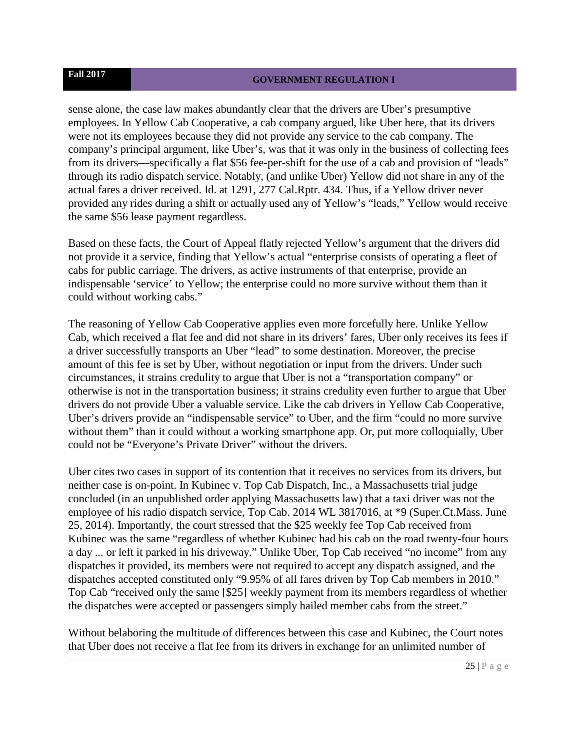sense alone, the case law makes abundantly clear that the drivers are Uber's presumptive employees. In Yellow Cab Cooperative, a cab company argued, like Uber here, that its drivers were not its employees because they did not provide any service to the cab company. The company's principal argument, like Uber's, was that it was only in the business of collecting fees from its drivers—specifically a flat $56 fee-per-shift for the use of a cab and provision of "leads" through its radio dispatch service. Notably, (and unlike Uber) Yellow did not share in any of the actual fares a driver received. Id. at 1291, 277 Cal.Rptr. 434. Thus, if a Yellow driver never provided any rides during a shift or actually used any of Yellow's "leads," Yellow would receive the same $56 lease payment regardless.

Based on these facts, the Court of Appeal flatly rejected Yellow's argument that the drivers did not provide it a service, finding that Yellow's actual "enterprise consists of operating a fleet of cabs for public carriage. The drivers, as active instruments of that enterprise, provide an indispensable 'service' to Yellow; the enterprise could no more survive without them than it could without working cabs."

The reasoning of Yellow Cab Cooperative applies even more forcefully here. Unlike Yellow Cab, which received a flat fee and did not share in its drivers' fares, Uber only receives its fees if a driver successfully transports an Uber "lead" to some destination. Moreover, the precise amount of this fee is set by Uber, without negotiation or input from the drivers. Under such circumstances, it strains credulity to argue that Uber is not a "transportation company" or otherwise is not in the transportation business; it strains credulity even further to argue that Uber drivers do not provide Uber a valuable service. Like the cab drivers in Yellow Cab Cooperative, Uber's drivers provide an "indispensable service" to Uber, and the firm "could no more survive without them" than it could without a working smartphone app. Or, put more colloquially, Uber could not be "Everyone's Private Driver" without the drivers.

Uber cites two cases in support of its contention that it receives no services from its drivers, but neither case is on-point. In Kubinec v. Top Cab Dispatch, Inc., a Massachusetts trial judge concluded (in an unpublished order applying Massachusetts law) that a taxi driver was not the employee of his radio dispatch service, Top Cab. 2014 WL 3817016, at *9 (Super.Ct.Mass. June 25, 2014). Importantly, the court stressed that the $25 weekly fee Top Cab received from Kubinec was the same "regardless of whether Kubinec had his cab on the road twenty-four hours a day ... or left it parked in his driveway." Unlike Uber, Top Cab received "no income" from any dispatches it provided, its members were not required to accept any dispatch assigned, and the dispatches accepted constituted only "9.95% of all fares driven by Top Cab members in 2010." Top Cab "received only the same [$25] weekly payment from its members regardless of whether the dispatches were accepted or passengers simply hailed member cabs from the street."

Without belaboring the multitude of differences between this case and Kubinec, the Court notes that Uber does not receive a flat fee from its drivers in exchange for an unlimited number of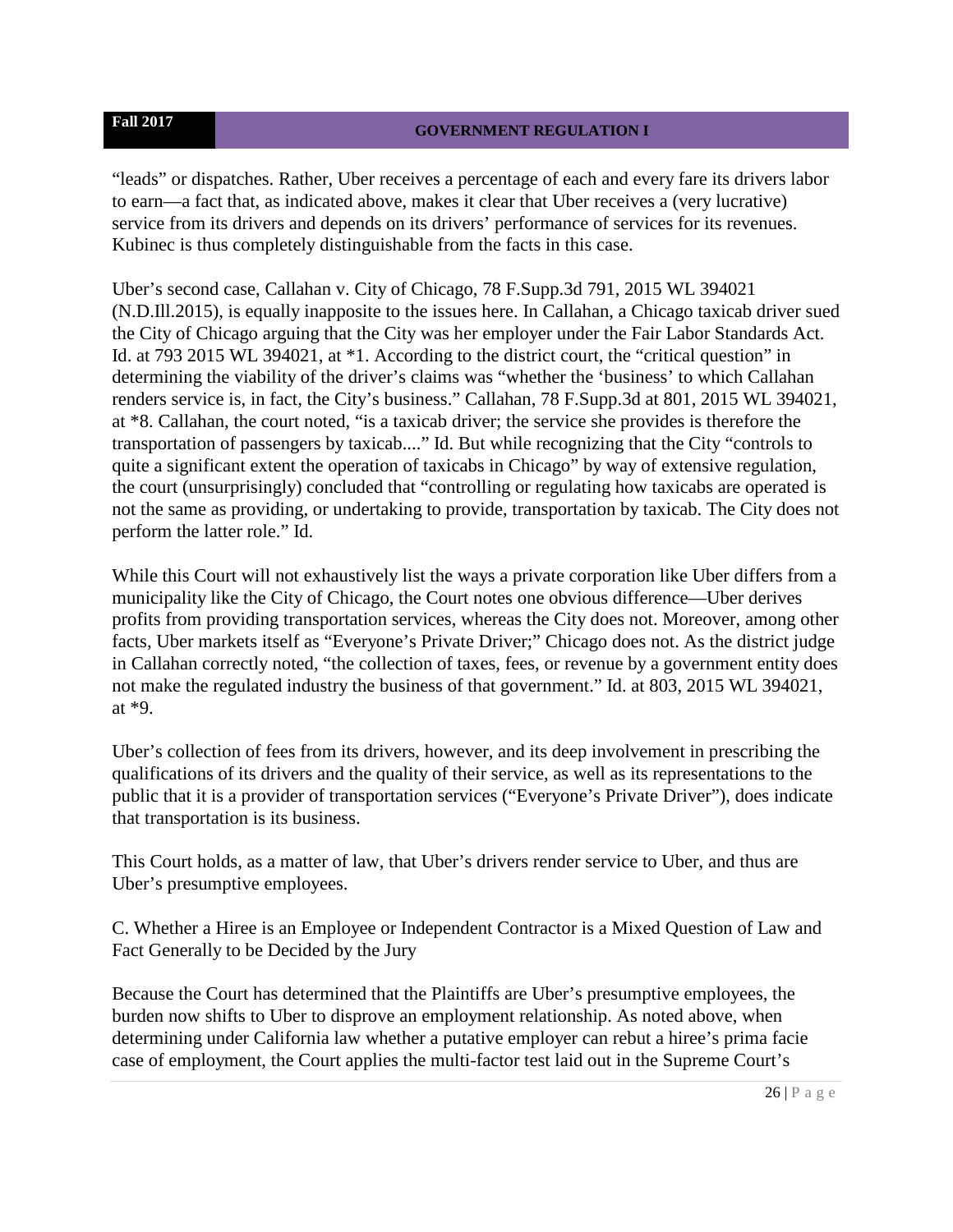"leads" or dispatches. Rather, Uber receives a percentage of each and every fare its drivers labor to earn—a fact that, as indicated above, makes it clear that Uber receives a (very lucrative) service from its drivers and depends on its drivers' performance of services for its revenues. Kubinec is thus completely distinguishable from the facts in this case.

Uber's second case, Callahan v. City of Chicago, 78 F.Supp.3d 791, 2015 WL 394021 (N.D.Ill.2015), is equally inapposite to the issues here. In Callahan, a Chicago taxicab driver sued the City of Chicago arguing that the City was her employer under the Fair Labor Standards Act. Id. at 793 2015 WL 394021, at *1. According to the district court, the "critical question" in determining the viability of the driver's claims was "whether the 'business' to which Callahan renders service is, in fact, the City's business." Callahan, 78 F.Supp.3d at 801, 2015 WL 394021, at *8. Callahan, the court noted, "is a taxicab driver; the service she provides is therefore the transportation of passengers by taxicab...." Id. But while recognizing that the City "controls to quite a significant extent the operation of taxicabs in Chicago" by way of extensive regulation, the court (unsurprisingly) concluded that "controlling or regulating how taxicabs are operated is not the same as providing, or undertaking to provide, transportation by taxicab. The City does not perform the latter role." Id.

While this Court will not exhaustively list the ways a private corporation like Uber differs from a municipality like the City of Chicago, the Court notes one obvious difference—Uber derives profits from providing transportation services, whereas the City does not. Moreover, among other facts, Uber markets itself as "Everyone's Private Driver;" Chicago does not. As the district judge in Callahan correctly noted, "the collection of taxes, fees, or revenue by a government entity does not make the regulated industry the business of that government." Id. at 803, 2015 WL 394021, at *9.

Uber's collection of fees from its drivers, however, and its deep involvement in prescribing the qualifications of its drivers and the quality of their service, as well as its representations to the public that it is a provider of transportation services ("Everyone's Private Driver"), does indicate that transportation is its business.

This Court holds, as a matter of law, that Uber's drivers render service to Uber, and thus are Uber's presumptive employees.

C. Whether a Hiree is an Employee or Independent Contractor is a Mixed Question of Law and Fact Generally to be Decided by the Jury

Because the Court has determined that the Plaintiffs are Uber's presumptive employees, the burden now shifts to Uber to disprove an employment relationship. As noted above, when determining under California law whether a putative employer can rebut a hiree's prima facie case of employment, the Court applies the multi-factor test laid out in the Supreme Court's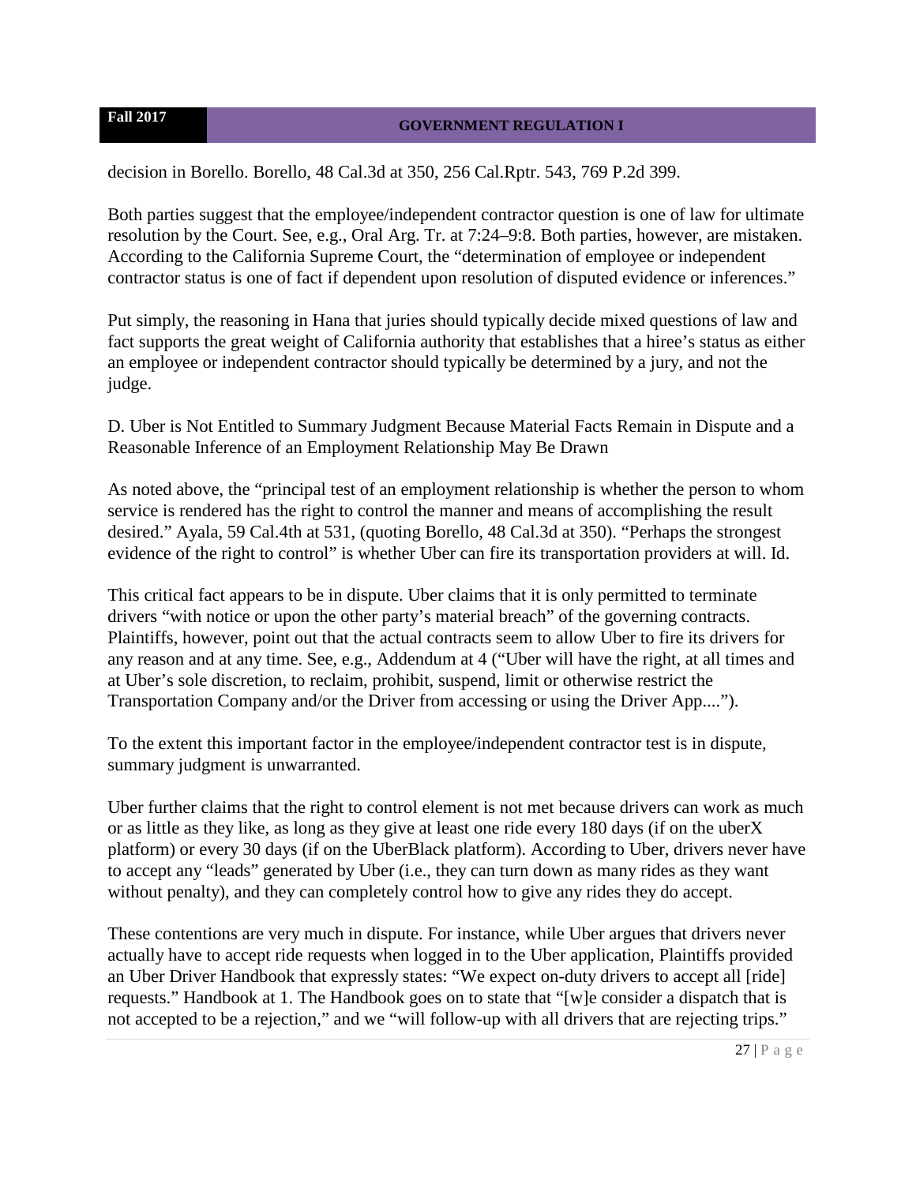decision in Borello. Borello, 48 Cal.3d at 350, 256 Cal.Rptr. 543, 769 P.2d 399.

Both parties suggest that the employee/independent contractor question is one of law for ultimate resolution by the Court. See, e.g., Oral Arg. Tr. at 7:24–9:8. Both parties, however, are mistaken. According to the California Supreme Court, the "determination of employee or independent contractor status is one of fact if dependent upon resolution of disputed evidence or inferences."

Put simply, the reasoning in Hana that juries should typically decide mixed questions of law and fact supports the great weight of California authority that establishes that a hiree's status as either an employee or independent contractor should typically be determined by a jury, and not the judge.

D. Uber is Not Entitled to Summary Judgment Because Material Facts Remain in Dispute and a Reasonable Inference of an Employment Relationship May Be Drawn

As noted above, the "principal test of an employment relationship is whether the person to whom service is rendered has the right to control the manner and means of accomplishing the result desired." Ayala, 59 Cal.4th at 531, (quoting Borello, 48 Cal.3d at 350). "Perhaps the strongest evidence of the right to control" is whether Uber can fire its transportation providers at will. Id.

This critical fact appears to be in dispute. Uber claims that it is only permitted to terminate drivers "with notice or upon the other party's material breach" of the governing contracts. Plaintiffs, however, point out that the actual contracts seem to allow Uber to fire its drivers for any reason and at any time. See, e.g., Addendum at 4 ("Uber will have the right, at all times and at Uber's sole discretion, to reclaim, prohibit, suspend, limit or otherwise restrict the Transportation Company and/or the Driver from accessing or using the Driver App....").

To the extent this important factor in the employee/independent contractor test is in dispute, summary judgment is unwarranted.

Uber further claims that the right to control element is not met because drivers can work as much or as little as they like, as long as they give at least one ride every 180 days (if on the uberX platform) or every 30 days (if on the UberBlack platform). According to Uber, drivers never have to accept any "leads" generated by Uber (i.e., they can turn down as many rides as they want without penalty), and they can completely control how to give any rides they do accept.

These contentions are very much in dispute. For instance, while Uber argues that drivers never actually have to accept ride requests when logged in to the Uber application, Plaintiffs provided an Uber Driver Handbook that expressly states: "We expect on-duty drivers to accept all [ride] requests." Handbook at 1. The Handbook goes on to state that "[w]e consider a dispatch that is not accepted to be a rejection," and we "will follow-up with all drivers that are rejecting trips."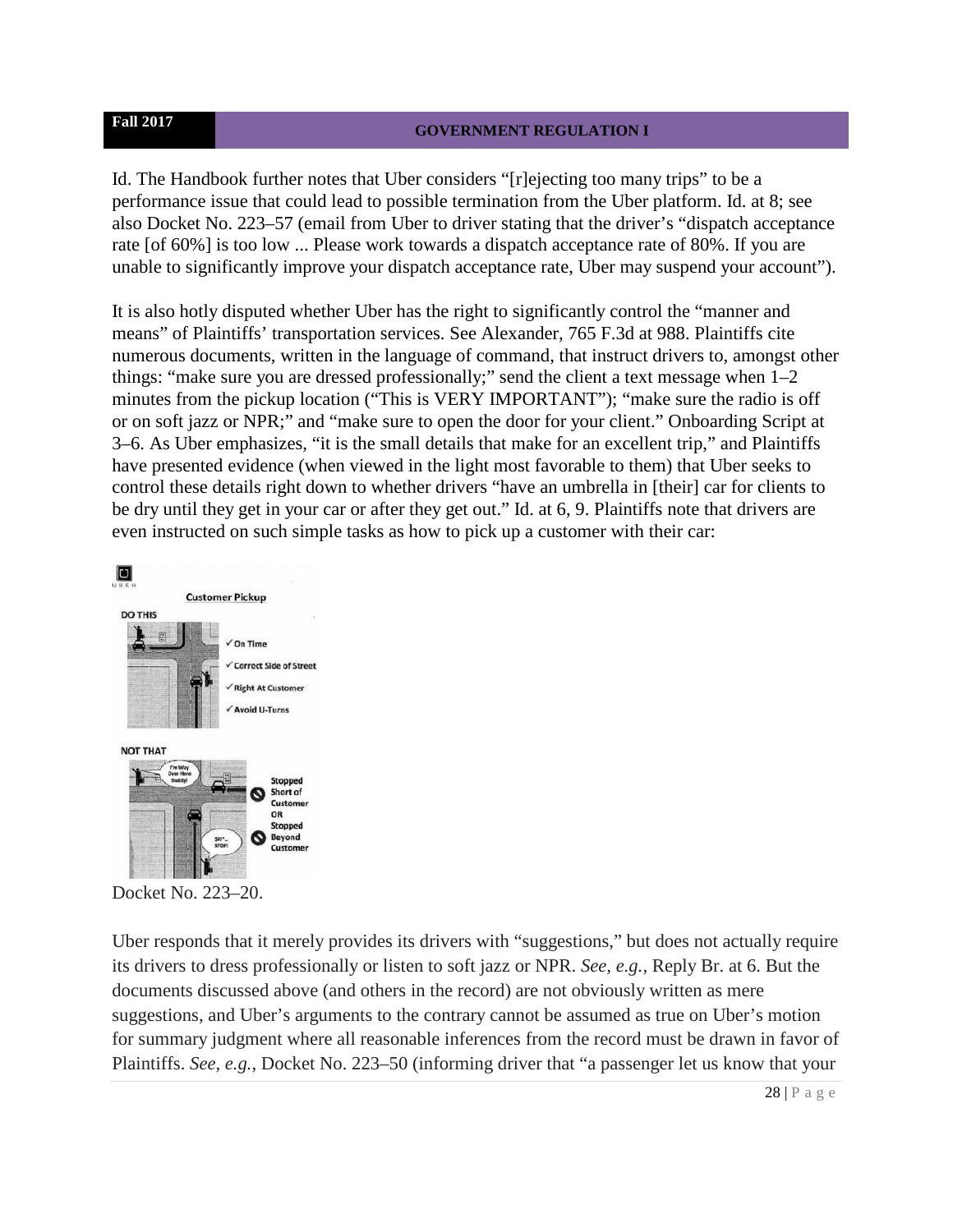Id. The Handbook further notes that Uber considers "[r]ejecting too many trips" to be a performance issue that could lead to possible termination from the Uber platform. Id. at 8; see also Docket No. 223–57 (email from Uber to driver stating that the driver's "dispatch acceptance rate [of 60%] is too low ... Please work towards a dispatch acceptance rate of 80%. If you are unable to significantly improve your dispatch acceptance rate, Uber may suspend your account").

It is also hotly disputed whether Uber has the right to significantly control the "manner and means" of Plaintiffs' transportation services. See Alexander, 765 F.3d at 988. Plaintiffs cite numerous documents, written in the language of command, that instruct drivers to, amongst other things: "make sure you are dressed professionally;" send the client a text message when 1–2 minutes from the pickup location ("This is VERY IMPORTANT"); "make sure the radio is off or on soft jazz or NPR;" and "make sure to open the door for your client." Onboarding Script at 3–6. As Uber emphasizes, "it is the small details that make for an excellent trip," and Plaintiffs have presented evidence (when viewed in the light most favorable to them) that Uber seeks to control these details right down to whether drivers "have an umbrella in [their] car for clients to be dry until they get in your car or after they get out." Id. at 6, 9. Plaintiffs note that drivers are even instructed on such simple tasks as how to pick up a customer with their car:

Docket No. 223–20.

Uber responds that it merely provides its drivers with "suggestions," but does not actually require its drivers to dress professionally or listen to soft jazz or NPR. *See, e.g.*, Reply Br. at 6. But the documents discussed above (and others in the record) are not obviously written as mere suggestions, and Uber's arguments to the contrary cannot be assumed as true on Uber's motion for summary judgment where all reasonable inferences from the record must be drawn in favor of Plaintiffs. *See, e.g.*, Docket No. 223–50 (informing driver that "a passenger let us know that your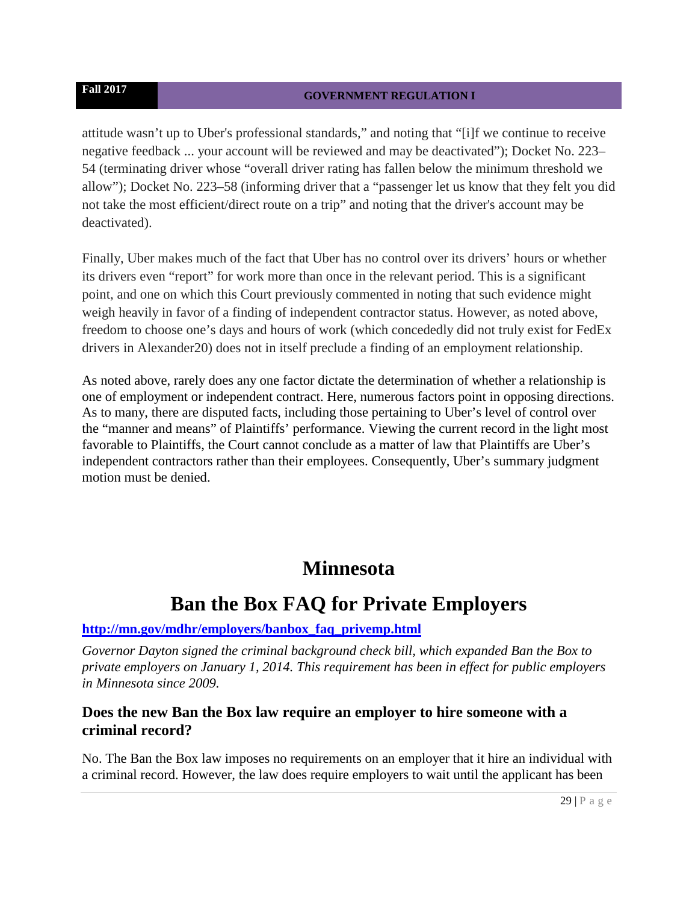attitude wasn't up to Uber's professional standards," and noting that "[i]f we continue to receive negative feedback ... your account will be reviewed and may be deactivated"); Docket No. 223–54 (terminating driver whose "overall driver rating has fallen below the minimum threshold we allow"); Docket No. 223–58 (informing driver that a "passenger let us know that they felt you did not take the most efficient/direct route on a trip" and noting that the driver's account may be deactivated).

Finally, Uber makes much of the fact that Uber has no control over its drivers' hours or whether its drivers even "report" for work more than once in the relevant period. This is a significant point, and one on which this Court previously commented in noting that such evidence might weigh heavily in favor of a finding of independent contractor status. However, as noted above, freedom to choose one's days and hours of work (which concededly did not truly exist for FedEx drivers in Alexander20) does not in itself preclude a finding of an employment relationship.

As noted above, rarely does any one factor dictate the determination of whether a relationship is one of employment or independent contract. Here, numerous factors point in opposing directions. As to many, there are disputed facts, including those pertaining to Uber's level of control over the "manner and means" of Plaintiffs' performance. Viewing the current record in the light most favorable to Plaintiffs, the Court cannot conclude as a matter of law that Plaintiffs are Uber's independent contractors rather than their employees. Consequently, Uber's summary judgment motion must be denied.

# Minnesota

# Ban the Box FAQ for Private Employers

**http://mn.gov/mdhr/employers/banbox_faq_privemp.html**

*Governor Dayton signed the criminal background check bill, which expanded Ban the Box to private employers on January 1, 2014. This requirement has been in effect for public employers in Minnesota since 2009.*

### Does the new Ban the Box law require an employer to hire someone with a criminal record?

No. The Ban the Box law imposes no requirements on an employer that it hire an individual with a criminal record. However, the law does require employers to wait until the applicant has been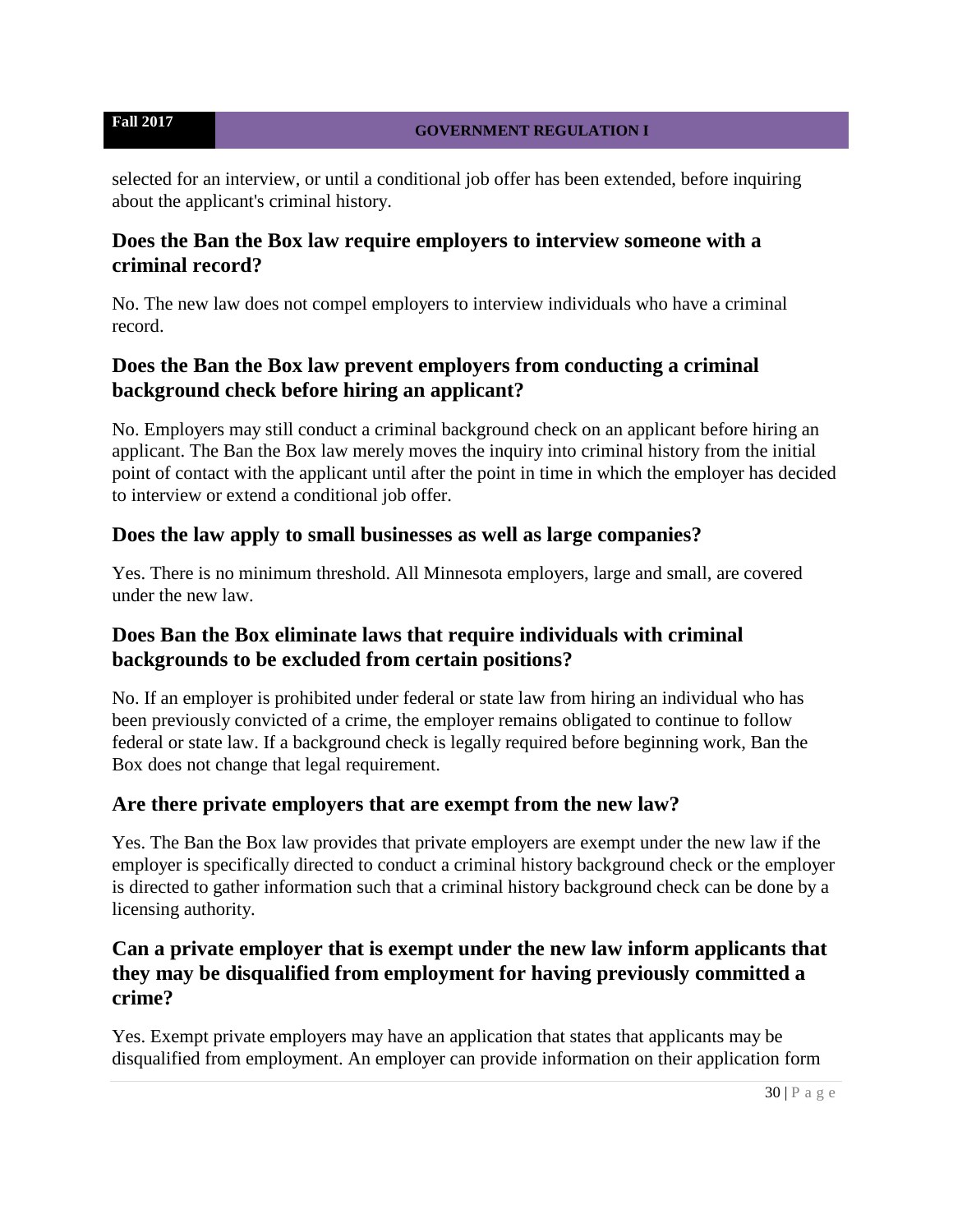selected for an interview, or until a conditional job offer has been extended, before inquiring about the applicant's criminal history.

## Does the Ban the Box law require employers to interview someone with a criminal record?

No. The new law does not compel employers to interview individuals who have a criminal record.

## Does the Ban the Box law prevent employers from conducting a criminal background check before hiring an applicant?

No. Employers may still conduct a criminal background check on an applicant before hiring an applicant. The Ban the Box law merely moves the inquiry into criminal history from the initial point of contact with the applicant until after the point in time in which the employer has decided to interview or extend a conditional job offer.

## Does the law apply to small businesses as well as large companies?

Yes. There is no minimum threshold. All Minnesota employers, large and small, are covered under the new law.

## Does Ban the Box eliminate laws that require individuals with criminal backgrounds to be excluded from certain positions?

No. If an employer is prohibited under federal or state law from hiring an individual who has been previously convicted of a crime, the employer remains obligated to continue to follow federal or state law. If a background check is legally required before beginning work, Ban the Box does not change that legal requirement.

## Are there private employers that are exempt from the new law?

Yes. The Ban the Box law provides that private employers are exempt under the new law if the employer is specifically directed to conduct a criminal history background check or the employer is directed to gather information such that a criminal history background check can be done by a licensing authority.

## Can a private employer that is exempt under the new law inform applicants that they may be disqualified from employment for having previously committed a crime?

Yes. Exempt private employers may have an application that states that applicants may be disqualified from employment. An employer can provide information on their application form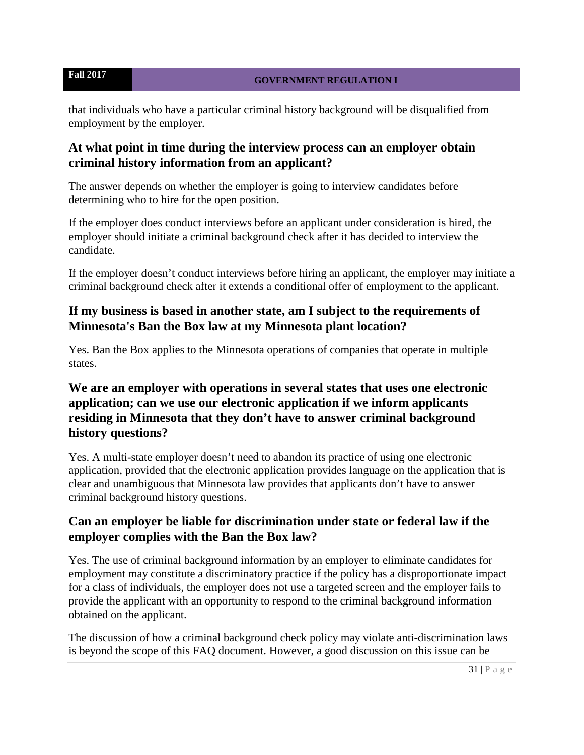that individuals who have a particular criminal history background will be disqualified from employment by the employer.

## At what point in time during the interview process can an employer obtain criminal history information from an applicant?

The answer depends on whether the employer is going to interview candidates before determining who to hire for the open position.

If the employer does conduct interviews before an applicant under consideration is hired, the employer should initiate a criminal background check after it has decided to interview the candidate.

If the employer doesn't conduct interviews before hiring an applicant, the employer may initiate a criminal background check after it extends a conditional offer of employment to the applicant.

## If my business is based in another state, am I subject to the requirements of Minnesota's Ban the Box law at my Minnesota plant location?

Yes. Ban the Box applies to the Minnesota operations of companies that operate in multiple states.

## We are an employer with operations in several states that uses one electronic application; can we use our electronic application if we inform applicants residing in Minnesota that they don't have to answer criminal background history questions?

Yes. A multi-state employer doesn't need to abandon its practice of using one electronic application, provided that the electronic application provides language on the application that is clear and unambiguous that Minnesota law provides that applicants don't have to answer criminal background history questions.

## Can an employer be liable for discrimination under state or federal law if the employer complies with the Ban the Box law?

Yes. The use of criminal background information by an employer to eliminate candidates for employment may constitute a discriminatory practice if the policy has a disproportionate impact for a class of individuals, the employer does not use a targeted screen and the employer fails to provide the applicant with an opportunity to respond to the criminal background information obtained on the applicant.

The discussion of how a criminal background check policy may violate anti-discrimination laws is beyond the scope of this FAQ document. However, a good discussion on this issue can be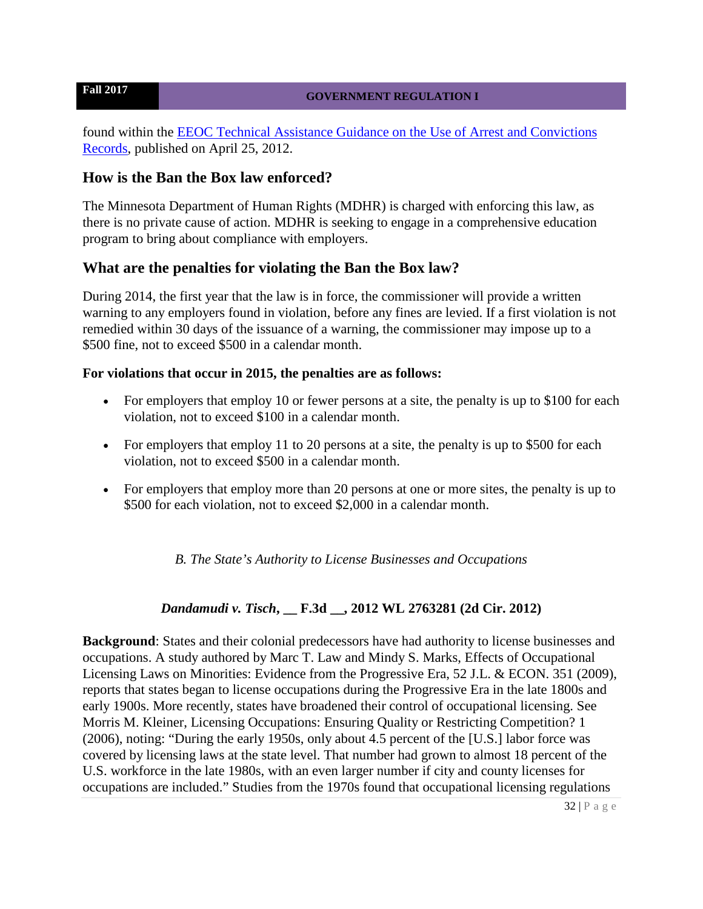found within the [EEOC Technical Assistance Guidance on the Use of Arrest and Convictions Records](), published on April 25, 2012.

## How is the Ban the Box law enforced?

The Minnesota Department of Human Rights (MDHR) is charged with enforcing this law, as there is no private cause of action. MDHR is seeking to engage in a comprehensive education program to bring about compliance with employers.

## What are the penalties for violating the Ban the Box law?

During 2014, the first year that the law is in force, the commissioner will provide a written warning to any employers found in violation, before any fines are levied. If a first violation is not remedied within 30 days of the issuance of a warning, the commissioner may impose up to a $500 fine, not to exceed $500 in a calendar month.

**For violations that occur in 2015, the penalties are as follows:**

- For employers that employ 10 or fewer persons at a site, the penalty is up to $100 for each violation, not to exceed $100 in a calendar month.
- For employers that employ 11 to 20 persons at a site, the penalty is up to $500 for each violation, not to exceed $500 in a calendar month.
- For employers that employ more than 20 persons at one or more sites, the penalty is up to $500 for each violation, not to exceed $2,000 in a calendar month.

*B. The State's Authority to License Businesses and Occupations*

### *Dandamudi v. Tisch*, __ F.3d __, 2012 WL 2763281 (2d Cir. 2012)

**Background**: States and their colonial predecessors have had authority to license businesses and occupations. A study authored by Marc T. Law and Mindy S. Marks, Effects of Occupational Licensing Laws on Minorities: Evidence from the Progressive Era, 52 J.L. & ECON. 351 (2009), reports that states began to license occupations during the Progressive Era in the late 1800s and early 1900s. More recently, states have broadened their control of occupational licensing. See Morris M. Kleiner, Licensing Occupations: Ensuring Quality or Restricting Competition? 1 (2006), noting: "During the early 1950s, only about 4.5 percent of the [U.S.] labor force was covered by licensing laws at the state level. That number had grown to almost 18 percent of the U.S. workforce in the late 1980s, with an even larger number if city and county licenses for occupations are included." Studies from the 1970s found that occupational licensing regulations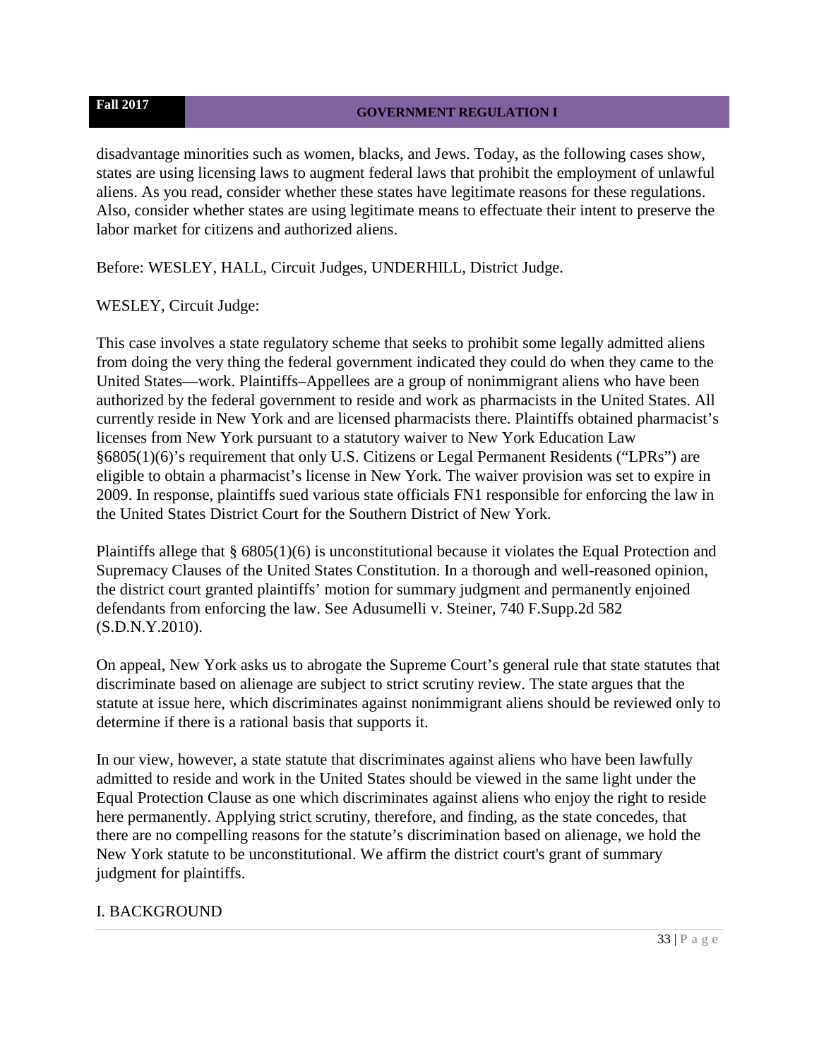disadvantage minorities such as women, blacks, and Jews. Today, as the following cases show, states are using licensing laws to augment federal laws that prohibit the employment of unlawful aliens. As you read, consider whether these states have legitimate reasons for these regulations. Also, consider whether states are using legitimate means to effectuate their intent to preserve the labor market for citizens and authorized aliens.

Before: WESLEY, HALL, Circuit Judges, UNDERHILL, District Judge.

WESLEY, Circuit Judge:

This case involves a state regulatory scheme that seeks to prohibit some legally admitted aliens from doing the very thing the federal government indicated they could do when they came to the United States—work. Plaintiffs–Appellees are a group of nonimmigrant aliens who have been authorized by the federal government to reside and work as pharmacists in the United States. All currently reside in New York and are licensed pharmacists there. Plaintiffs obtained pharmacist's licenses from New York pursuant to a statutory waiver to New York Education Law §6805(1)(6)'s requirement that only U.S. Citizens or Legal Permanent Residents ("LPRs") are eligible to obtain a pharmacist's license in New York. The waiver provision was set to expire in 2009. In response, plaintiffs sued various state officials FN1 responsible for enforcing the law in the United States District Court for the Southern District of New York.

Plaintiffs allege that § 6805(1)(6) is unconstitutional because it violates the Equal Protection and Supremacy Clauses of the United States Constitution. In a thorough and well-reasoned opinion, the district court granted plaintiffs' motion for summary judgment and permanently enjoined defendants from enforcing the law. See Adusumelli v. Steiner, 740 F.Supp.2d 582 (S.D.N.Y.2010).

On appeal, New York asks us to abrogate the Supreme Court's general rule that state statutes that discriminate based on alienage are subject to strict scrutiny review. The state argues that the statute at issue here, which discriminates against nonimmigrant aliens should be reviewed only to determine if there is a rational basis that supports it.

In our view, however, a state statute that discriminates against aliens who have been lawfully admitted to reside and work in the United States should be viewed in the same light under the Equal Protection Clause as one which discriminates against aliens who enjoy the right to reside here permanently. Applying strict scrutiny, therefore, and finding, as the state concedes, that there are no compelling reasons for the statute's discrimination based on alienage, we hold the New York statute to be unconstitutional. We affirm the district court's grant of summary judgment for plaintiffs.

## I. BACKGROUND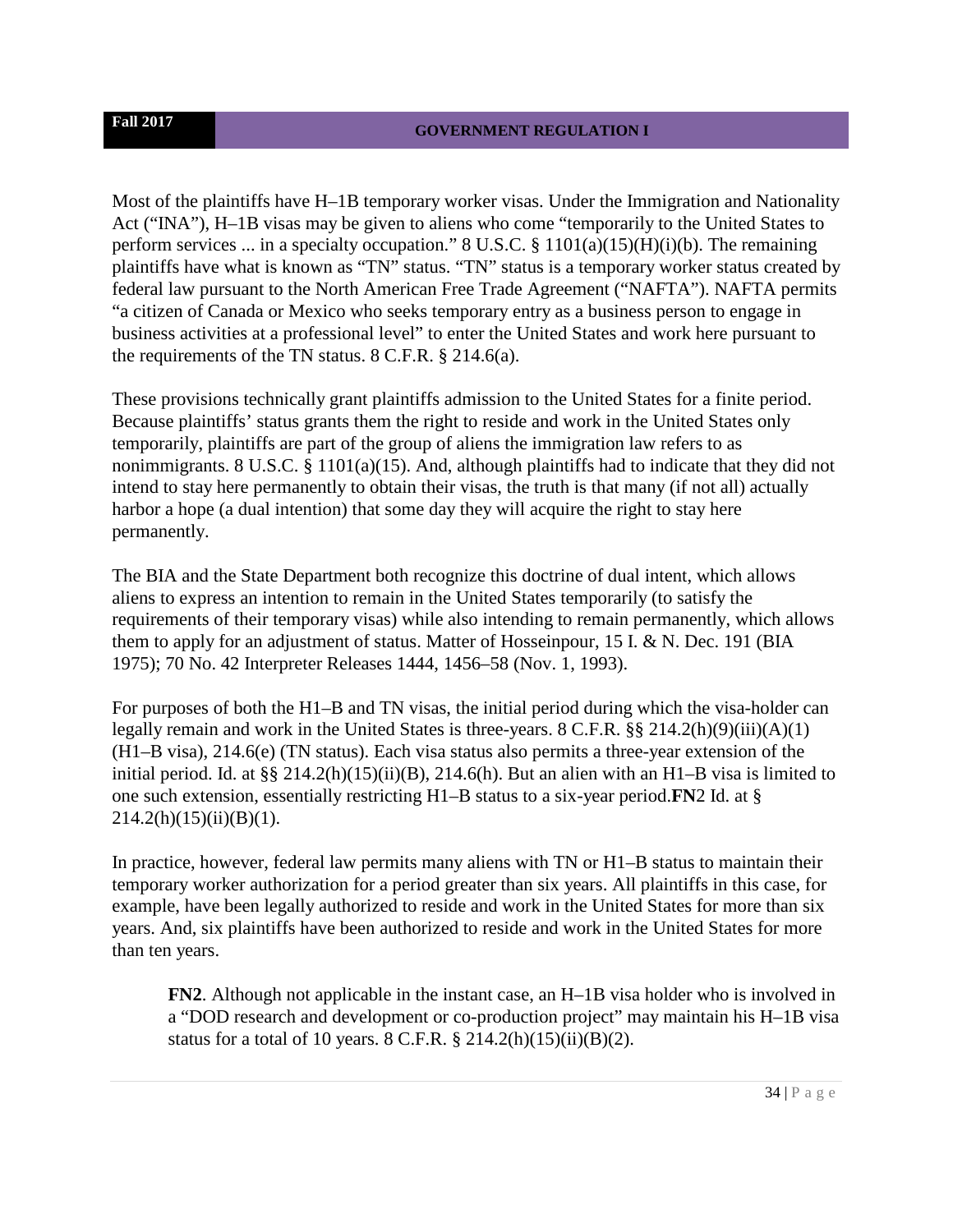Most of the plaintiffs have H–1B temporary worker visas. Under the Immigration and Nationality Act ("INA"), H–1B visas may be given to aliens who come "temporarily to the United States to perform services ... in a specialty occupation." 8 U.S.C. § 1101(a)(15)(H)(i)(b). The remaining plaintiffs have what is known as "TN" status. "TN" status is a temporary worker status created by federal law pursuant to the North American Free Trade Agreement ("NAFTA"). NAFTA permits "a citizen of Canada or Mexico who seeks temporary entry as a business person to engage in business activities at a professional level" to enter the United States and work here pursuant to the requirements of the TN status. 8 C.F.R. § 214.6(a).

These provisions technically grant plaintiffs admission to the United States for a finite period. Because plaintiffs' status grants them the right to reside and work in the United States only temporarily, plaintiffs are part of the group of aliens the immigration law refers to as nonimmigrants. 8 U.S.C. § 1101(a)(15). And, although plaintiffs had to indicate that they did not intend to stay here permanently to obtain their visas, the truth is that many (if not all) actually harbor a hope (a dual intention) that some day they will acquire the right to stay here permanently.

The BIA and the State Department both recognize this doctrine of dual intent, which allows aliens to express an intention to remain in the United States temporarily (to satisfy the requirements of their temporary visas) while also intending to remain permanently, which allows them to apply for an adjustment of status. Matter of Hosseinpour, 15 I. & N. Dec. 191 (BIA 1975); 70 No. 42 Interpreter Releases 1444, 1456–58 (Nov. 1, 1993).

For purposes of both the H1–B and TN visas, the initial period during which the visa-holder can legally remain and work in the United States is three-years. 8 C.F.R. §§ 214.2(h)(9)(iii)(A)(1) (H1–B visa), 214.6(e) (TN status). Each visa status also permits a three-year extension of the initial period. Id. at §§ 214.2(h)(15)(ii)(B), 214.6(h). But an alien with an H1–B visa is limited to one such extension, essentially restricting H1–B status to a six-year period.**FN**2 Id. at § 214.2(h)(15)(ii)(B)(1).

In practice, however, federal law permits many aliens with TN or H1–B status to maintain their temporary worker authorization for a period greater than six years. All plaintiffs in this case, for example, have been legally authorized to reside and work in the United States for more than six years. And, six plaintiffs have been authorized to reside and work in the United States for more than ten years.

> **FN2**. Although not applicable in the instant case, an H–1B visa holder who is involved in a "DOD research and development or co-production project" may maintain his H–1B visa status for a total of 10 years. 8 C.F.R. § 214.2(h)(15)(ii)(B)(2).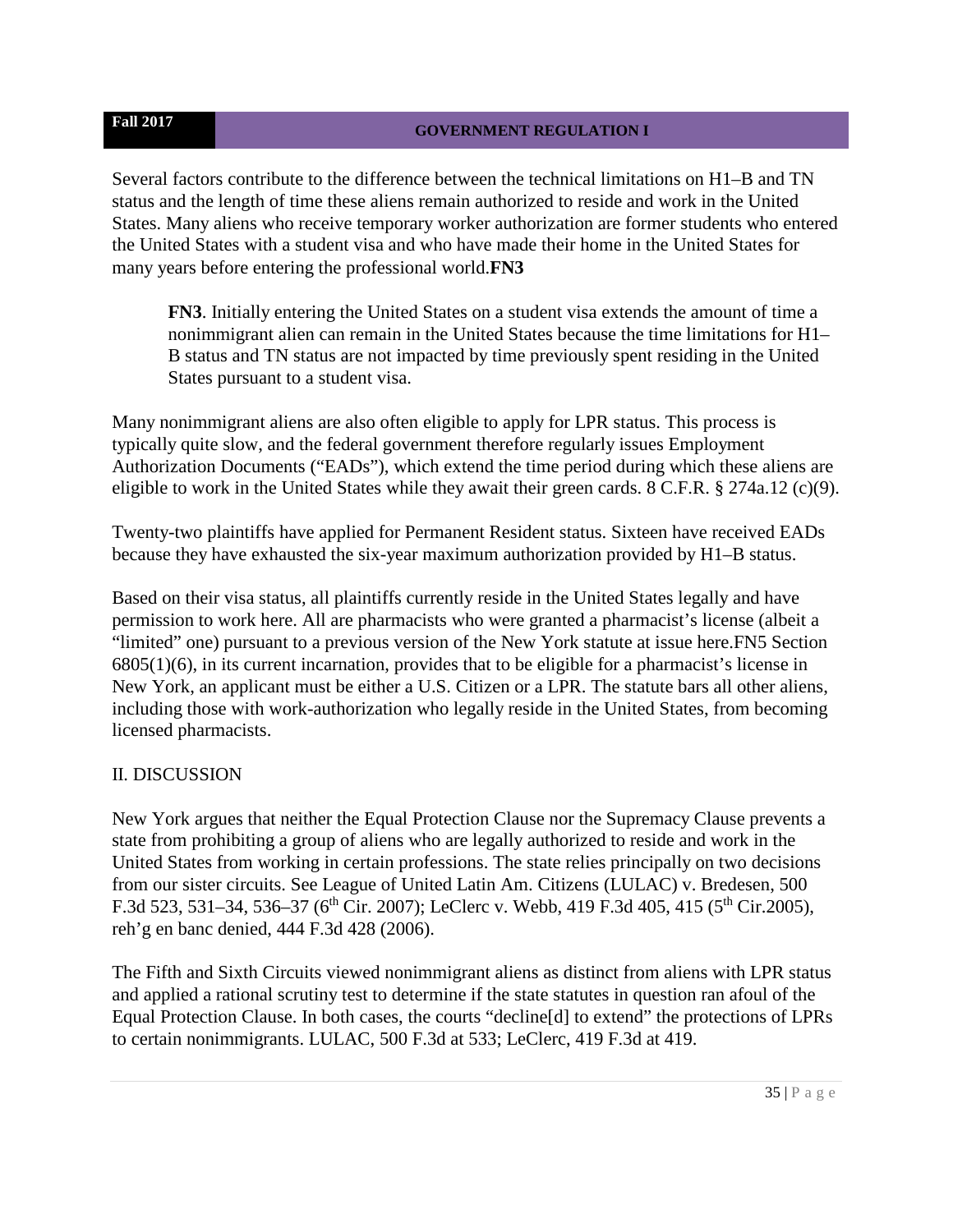Several factors contribute to the difference between the technical limitations on H1–B and TN status and the length of time these aliens remain authorized to reside and work in the United States. Many aliens who receive temporary worker authorization are former students who entered the United States with a student visa and who have made their home in the United States for many years before entering the professional world.**FN3**

> **FN3**. Initially entering the United States on a student visa extends the amount of time a nonimmigrant alien can remain in the United States because the time limitations for H1–B status and TN status are not impacted by time previously spent residing in the United States pursuant to a student visa.

Many nonimmigrant aliens are also often eligible to apply for LPR status. This process is typically quite slow, and the federal government therefore regularly issues Employment Authorization Documents ("EADs"), which extend the time period during which these aliens are eligible to work in the United States while they await their green cards. 8 C.F.R. § 274a.12 (c)(9).

Twenty-two plaintiffs have applied for Permanent Resident status. Sixteen have received EADs because they have exhausted the six-year maximum authorization provided by H1–B status.

Based on their visa status, all plaintiffs currently reside in the United States legally and have permission to work here. All are pharmacists who were granted a pharmacist's license (albeit a "limited" one) pursuant to a previous version of the New York statute at issue here.FN5 Section 6805(1)(6), in its current incarnation, provides that to be eligible for a pharmacist's license in New York, an applicant must be either a U.S. Citizen or a LPR. The statute bars all other aliens, including those with work-authorization who legally reside in the United States, from becoming licensed pharmacists.

## II. DISCUSSION

New York argues that neither the Equal Protection Clause nor the Supremacy Clause prevents a state from prohibiting a group of aliens who are legally authorized to reside and work in the United States from working in certain professions. The state relies principally on two decisions from our sister circuits. See League of United Latin Am. Citizens (LULAC) v. Bredesen, 500 F.3d 523, 531–34, 536–37 (6th Cir. 2007); LeClerc v. Webb, 419 F.3d 405, 415 (5th Cir.2005), reh'g en banc denied, 444 F.3d 428 (2006).

The Fifth and Sixth Circuits viewed nonimmigrant aliens as distinct from aliens with LPR status and applied a rational scrutiny test to determine if the state statutes in question ran afoul of the Equal Protection Clause. In both cases, the courts "decline[d] to extend" the protections of LPRs to certain nonimmigrants. LULAC, 500 F.3d at 533; LeClerc, 419 F.3d at 419.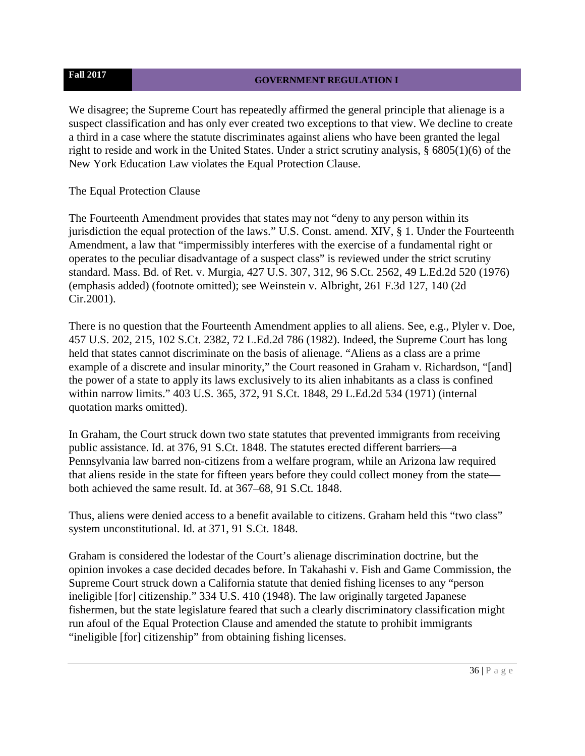We disagree; the Supreme Court has repeatedly affirmed the general principle that alienage is a suspect classification and has only ever created two exceptions to that view. We decline to create a third in a case where the statute discriminates against aliens who have been granted the legal right to reside and work in the United States. Under a strict scrutiny analysis, § 6805(1)(6) of the New York Education Law violates the Equal Protection Clause.

The Equal Protection Clause

The Fourteenth Amendment provides that states may not "deny to any person within its jurisdiction the equal protection of the laws." U.S. Const. amend. XIV, § 1. Under the Fourteenth Amendment, a law that "impermissibly interferes with the exercise of a fundamental right or operates to the peculiar disadvantage of a suspect class" is reviewed under the strict scrutiny standard. Mass. Bd. of Ret. v. Murgia, 427 U.S. 307, 312, 96 S.Ct. 2562, 49 L.Ed.2d 520 (1976) (emphasis added) (footnote omitted); see Weinstein v. Albright, 261 F.3d 127, 140 (2d Cir.2001).

There is no question that the Fourteenth Amendment applies to all aliens. See, e.g., Plyler v. Doe, 457 U.S. 202, 215, 102 S.Ct. 2382, 72 L.Ed.2d 786 (1982). Indeed, the Supreme Court has long held that states cannot discriminate on the basis of alienage. "Aliens as a class are a prime example of a discrete and insular minority," the Court reasoned in Graham v. Richardson, "[and] the power of a state to apply its laws exclusively to its alien inhabitants as a class is confined within narrow limits." 403 U.S. 365, 372, 91 S.Ct. 1848, 29 L.Ed.2d 534 (1971) (internal quotation marks omitted).

In Graham, the Court struck down two state statutes that prevented immigrants from receiving public assistance. Id. at 376, 91 S.Ct. 1848. The statutes erected different barriers—a Pennsylvania law barred non-citizens from a welfare program, while an Arizona law required that aliens reside in the state for fifteen years before they could collect money from the state—both achieved the same result. Id. at 367–68, 91 S.Ct. 1848.

Thus, aliens were denied access to a benefit available to citizens. Graham held this "two class" system unconstitutional. Id. at 371, 91 S.Ct. 1848.

Graham is considered the lodestar of the Court's alienage discrimination doctrine, but the opinion invokes a case decided decades before. In Takahashi v. Fish and Game Commission, the Supreme Court struck down a California statute that denied fishing licenses to any "person ineligible [for] citizenship." 334 U.S. 410 (1948). The law originally targeted Japanese fishermen, but the state legislature feared that such a clearly discriminatory classification might run afoul of the Equal Protection Clause and amended the statute to prohibit immigrants "ineligible [for] citizenship" from obtaining fishing licenses.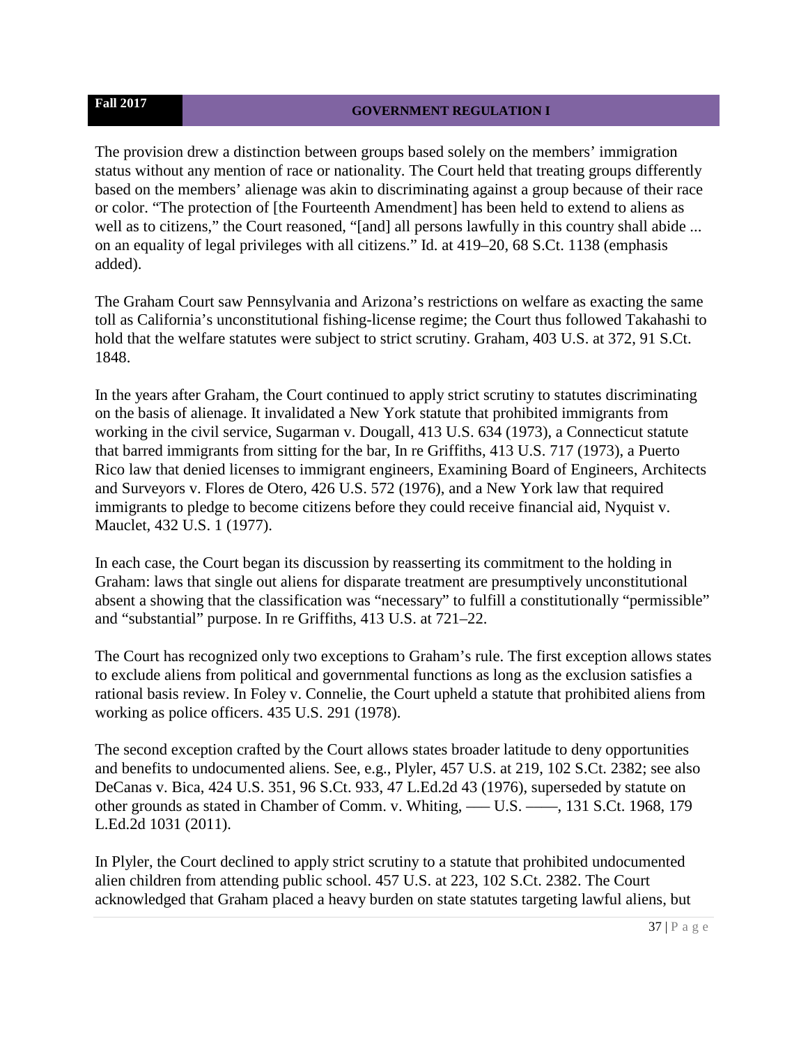The provision drew a distinction between groups based solely on the members' immigration status without any mention of race or nationality. The Court held that treating groups differently based on the members' alienage was akin to discriminating against a group because of their race or color. "The protection of [the Fourteenth Amendment] has been held to extend to aliens as well as to citizens," the Court reasoned, "[and] all persons lawfully in this country shall abide ... on an equality of legal privileges with all citizens." Id. at 419–20, 68 S.Ct. 1138 (emphasis added).

The Graham Court saw Pennsylvania and Arizona's restrictions on welfare as exacting the same toll as California's unconstitutional fishing-license regime; the Court thus followed Takahashi to hold that the welfare statutes were subject to strict scrutiny. Graham, 403 U.S. at 372, 91 S.Ct. 1848.

In the years after Graham, the Court continued to apply strict scrutiny to statutes discriminating on the basis of alienage. It invalidated a New York statute that prohibited immigrants from working in the civil service, Sugarman v. Dougall, 413 U.S. 634 (1973), a Connecticut statute that barred immigrants from sitting for the bar, In re Griffiths, 413 U.S. 717 (1973), a Puerto Rico law that denied licenses to immigrant engineers, Examining Board of Engineers, Architects and Surveyors v. Flores de Otero, 426 U.S. 572 (1976), and a New York law that required immigrants to pledge to become citizens before they could receive financial aid, Nyquist v. Mauclet, 432 U.S. 1 (1977).

In each case, the Court began its discussion by reasserting its commitment to the holding in Graham: laws that single out aliens for disparate treatment are presumptively unconstitutional absent a showing that the classification was "necessary" to fulfill a constitutionally "permissible" and "substantial" purpose. In re Griffiths, 413 U.S. at 721–22.

The Court has recognized only two exceptions to Graham's rule. The first exception allows states to exclude aliens from political and governmental functions as long as the exclusion satisfies a rational basis review. In Foley v. Connelie, the Court upheld a statute that prohibited aliens from working as police officers. 435 U.S. 291 (1978).

The second exception crafted by the Court allows states broader latitude to deny opportunities and benefits to undocumented aliens. See, e.g., Plyler, 457 U.S. at 219, 102 S.Ct. 2382; see also DeCanas v. Bica, 424 U.S. 351, 96 S.Ct. 933, 47 L.Ed.2d 43 (1976), superseded by statute on other grounds as stated in Chamber of Comm. v. Whiting, ––– U.S. ––––, 131 S.Ct. 1968, 179 L.Ed.2d 1031 (2011).

In Plyler, the Court declined to apply strict scrutiny to a statute that prohibited undocumented alien children from attending public school. 457 U.S. at 223, 102 S.Ct. 2382. The Court acknowledged that Graham placed a heavy burden on state statutes targeting lawful aliens, but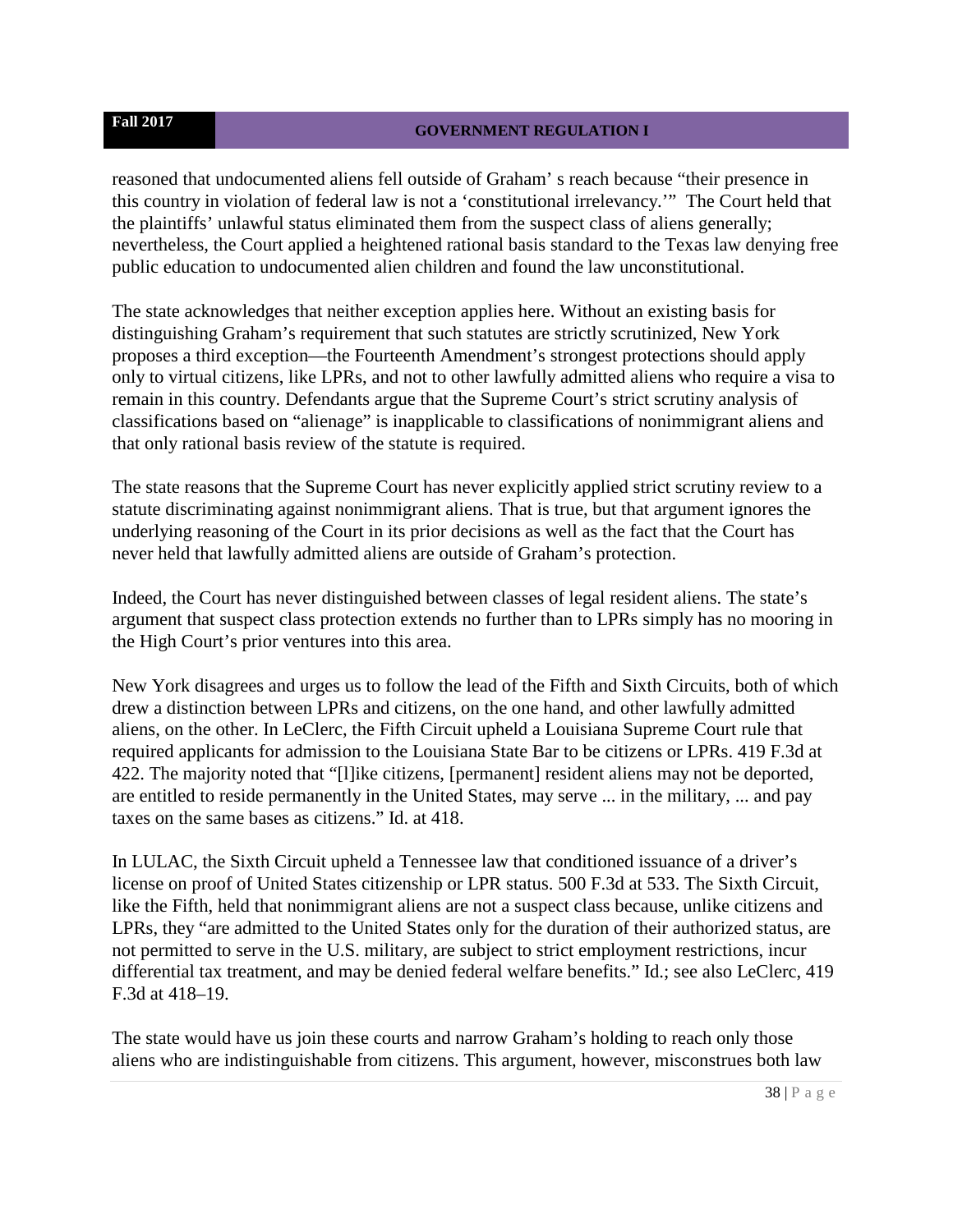reasoned that undocumented aliens fell outside of Graham' s reach because "their presence in this country in violation of federal law is not a 'constitutional irrelevancy.'" The Court held that the plaintiffs' unlawful status eliminated them from the suspect class of aliens generally; nevertheless, the Court applied a heightened rational basis standard to the Texas law denying free public education to undocumented alien children and found the law unconstitutional.

The state acknowledges that neither exception applies here. Without an existing basis for distinguishing Graham's requirement that such statutes are strictly scrutinized, New York proposes a third exception—the Fourteenth Amendment's strongest protections should apply only to virtual citizens, like LPRs, and not to other lawfully admitted aliens who require a visa to remain in this country. Defendants argue that the Supreme Court's strict scrutiny analysis of classifications based on "alienage" is inapplicable to classifications of nonimmigrant aliens and that only rational basis review of the statute is required.

The state reasons that the Supreme Court has never explicitly applied strict scrutiny review to a statute discriminating against nonimmigrant aliens. That is true, but that argument ignores the underlying reasoning of the Court in its prior decisions as well as the fact that the Court has never held that lawfully admitted aliens are outside of Graham's protection.

Indeed, the Court has never distinguished between classes of legal resident aliens. The state's argument that suspect class protection extends no further than to LPRs simply has no mooring in the High Court's prior ventures into this area.

New York disagrees and urges us to follow the lead of the Fifth and Sixth Circuits, both of which drew a distinction between LPRs and citizens, on the one hand, and other lawfully admitted aliens, on the other. In LeClerc, the Fifth Circuit upheld a Louisiana Supreme Court rule that required applicants for admission to the Louisiana State Bar to be citizens or LPRs. 419 F.3d at 422. The majority noted that "[l]ike citizens, [permanent] resident aliens may not be deported, are entitled to reside permanently in the United States, may serve ... in the military, ... and pay taxes on the same bases as citizens." Id. at 418.

In LULAC, the Sixth Circuit upheld a Tennessee law that conditioned issuance of a driver's license on proof of United States citizenship or LPR status. 500 F.3d at 533. The Sixth Circuit, like the Fifth, held that nonimmigrant aliens are not a suspect class because, unlike citizens and LPRs, they "are admitted to the United States only for the duration of their authorized status, are not permitted to serve in the U.S. military, are subject to strict employment restrictions, incur differential tax treatment, and may be denied federal welfare benefits." Id.; see also LeClerc, 419 F.3d at 418–19.

The state would have us join these courts and narrow Graham's holding to reach only those aliens who are indistinguishable from citizens. This argument, however, misconstrues both law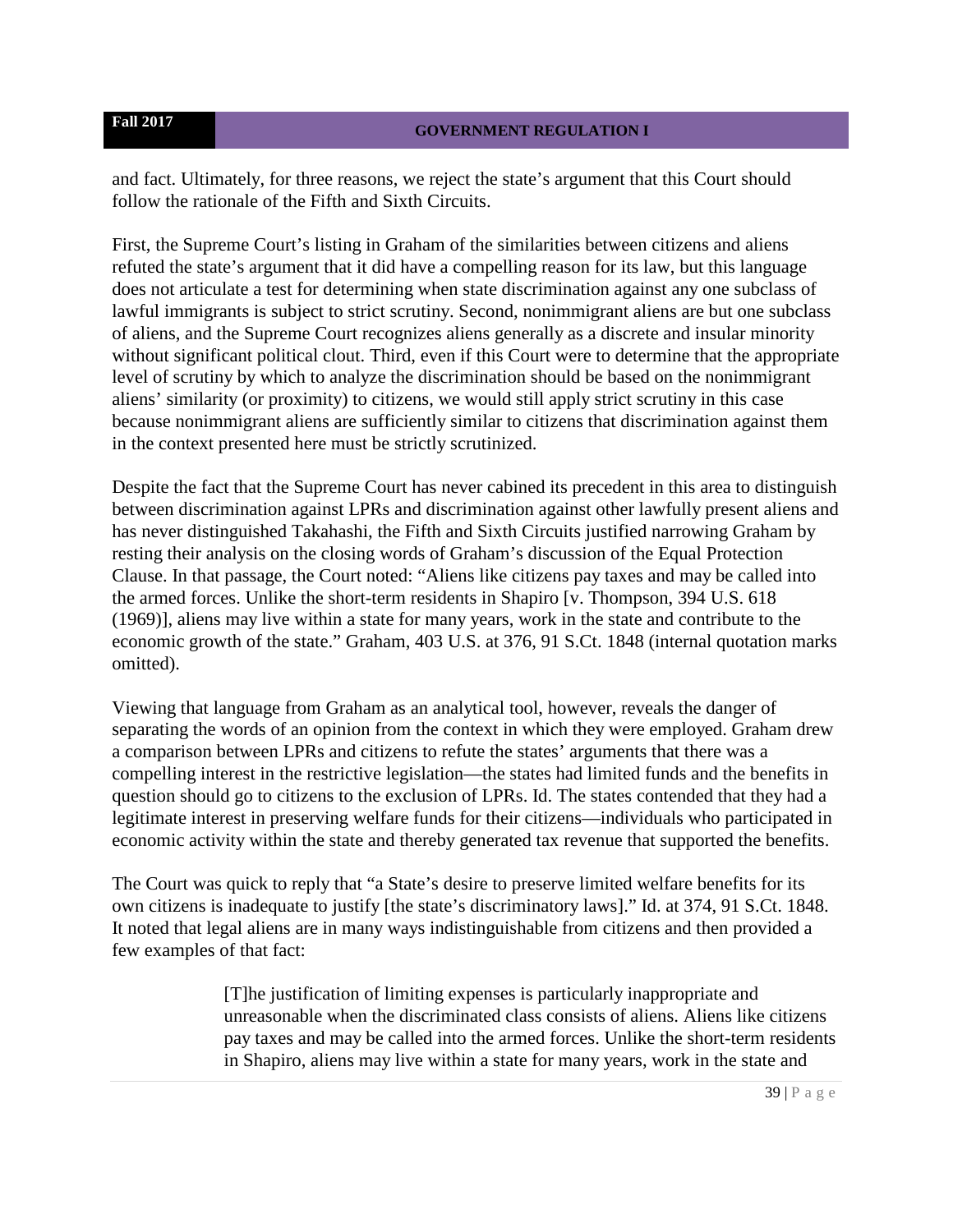and fact. Ultimately, for three reasons, we reject the state's argument that this Court should follow the rationale of the Fifth and Sixth Circuits.

First, the Supreme Court's listing in Graham of the similarities between citizens and aliens refuted the state's argument that it did have a compelling reason for its law, but this language does not articulate a test for determining when state discrimination against any one subclass of lawful immigrants is subject to strict scrutiny. Second, nonimmigrant aliens are but one subclass of aliens, and the Supreme Court recognizes aliens generally as a discrete and insular minority without significant political clout. Third, even if this Court were to determine that the appropriate level of scrutiny by which to analyze the discrimination should be based on the nonimmigrant aliens' similarity (or proximity) to citizens, we would still apply strict scrutiny in this case because nonimmigrant aliens are sufficiently similar to citizens that discrimination against them in the context presented here must be strictly scrutinized.

Despite the fact that the Supreme Court has never cabined its precedent in this area to distinguish between discrimination against LPRs and discrimination against other lawfully present aliens and has never distinguished Takahashi, the Fifth and Sixth Circuits justified narrowing Graham by resting their analysis on the closing words of Graham's discussion of the Equal Protection Clause. In that passage, the Court noted: "Aliens like citizens pay taxes and may be called into the armed forces. Unlike the short-term residents in Shapiro [v. Thompson, 394 U.S. 618 (1969)], aliens may live within a state for many years, work in the state and contribute to the economic growth of the state." Graham, 403 U.S. at 376, 91 S.Ct. 1848 (internal quotation marks omitted).

Viewing that language from Graham as an analytical tool, however, reveals the danger of separating the words of an opinion from the context in which they were employed. Graham drew a comparison between LPRs and citizens to refute the states' arguments that there was a compelling interest in the restrictive legislation—the states had limited funds and the benefits in question should go to citizens to the exclusion of LPRs. Id. The states contended that they had a legitimate interest in preserving welfare funds for their citizens—individuals who participated in economic activity within the state and thereby generated tax revenue that supported the benefits.

The Court was quick to reply that "a State's desire to preserve limited welfare benefits for its own citizens is inadequate to justify [the state's discriminatory laws]." Id. at 374, 91 S.Ct. 1848. It noted that legal aliens are in many ways indistinguishable from citizens and then provided a few examples of that fact:

> [T]he justification of limiting expenses is particularly inappropriate and unreasonable when the discriminated class consists of aliens. Aliens like citizens pay taxes and may be called into the armed forces. Unlike the short-term residents in Shapiro, aliens may live within a state for many years, work in the state and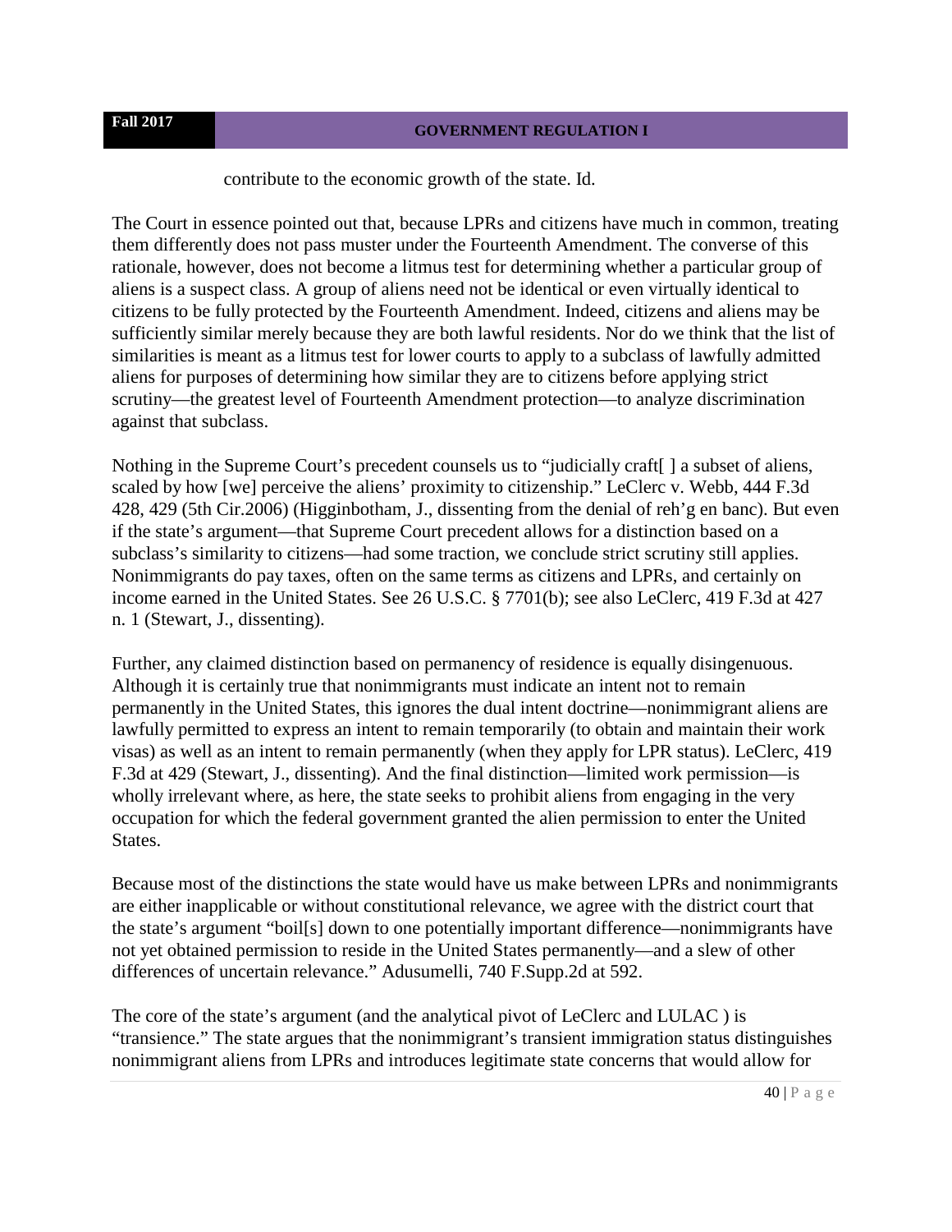contribute to the economic growth of the state. Id.

The Court in essence pointed out that, because LPRs and citizens have much in common, treating them differently does not pass muster under the Fourteenth Amendment. The converse of this rationale, however, does not become a litmus test for determining whether a particular group of aliens is a suspect class. A group of aliens need not be identical or even virtually identical to citizens to be fully protected by the Fourteenth Amendment. Indeed, citizens and aliens may be sufficiently similar merely because they are both lawful residents. Nor do we think that the list of similarities is meant as a litmus test for lower courts to apply to a subclass of lawfully admitted aliens for purposes of determining how similar they are to citizens before applying strict scrutiny—the greatest level of Fourteenth Amendment protection—to analyze discrimination against that subclass.

Nothing in the Supreme Court's precedent counsels us to "judicially craft[ ] a subset of aliens, scaled by how [we] perceive the aliens' proximity to citizenship." LeClerc v. Webb, 444 F.3d 428, 429 (5th Cir.2006) (Higginbotham, J., dissenting from the denial of reh'g en banc). But even if the state's argument—that Supreme Court precedent allows for a distinction based on a subclass's similarity to citizens—had some traction, we conclude strict scrutiny still applies. Nonimmigrants do pay taxes, often on the same terms as citizens and LPRs, and certainly on income earned in the United States. See 26 U.S.C. § 7701(b); see also LeClerc, 419 F.3d at 427 n. 1 (Stewart, J., dissenting).

Further, any claimed distinction based on permanency of residence is equally disingenuous. Although it is certainly true that nonimmigrants must indicate an intent not to remain permanently in the United States, this ignores the dual intent doctrine—nonimmigrant aliens are lawfully permitted to express an intent to remain temporarily (to obtain and maintain their work visas) as well as an intent to remain permanently (when they apply for LPR status). LeClerc, 419 F.3d at 429 (Stewart, J., dissenting). And the final distinction—limited work permission—is wholly irrelevant where, as here, the state seeks to prohibit aliens from engaging in the very occupation for which the federal government granted the alien permission to enter the United States.

Because most of the distinctions the state would have us make between LPRs and nonimmigrants are either inapplicable or without constitutional relevance, we agree with the district court that the state's argument "boil[s] down to one potentially important difference—nonimmigrants have not yet obtained permission to reside in the United States permanently—and a slew of other differences of uncertain relevance." Adusumelli, 740 F.Supp.2d at 592.

The core of the state's argument (and the analytical pivot of LeClerc and LULAC ) is "transience." The state argues that the nonimmigrant's transient immigration status distinguishes nonimmigrant aliens from LPRs and introduces legitimate state concerns that would allow for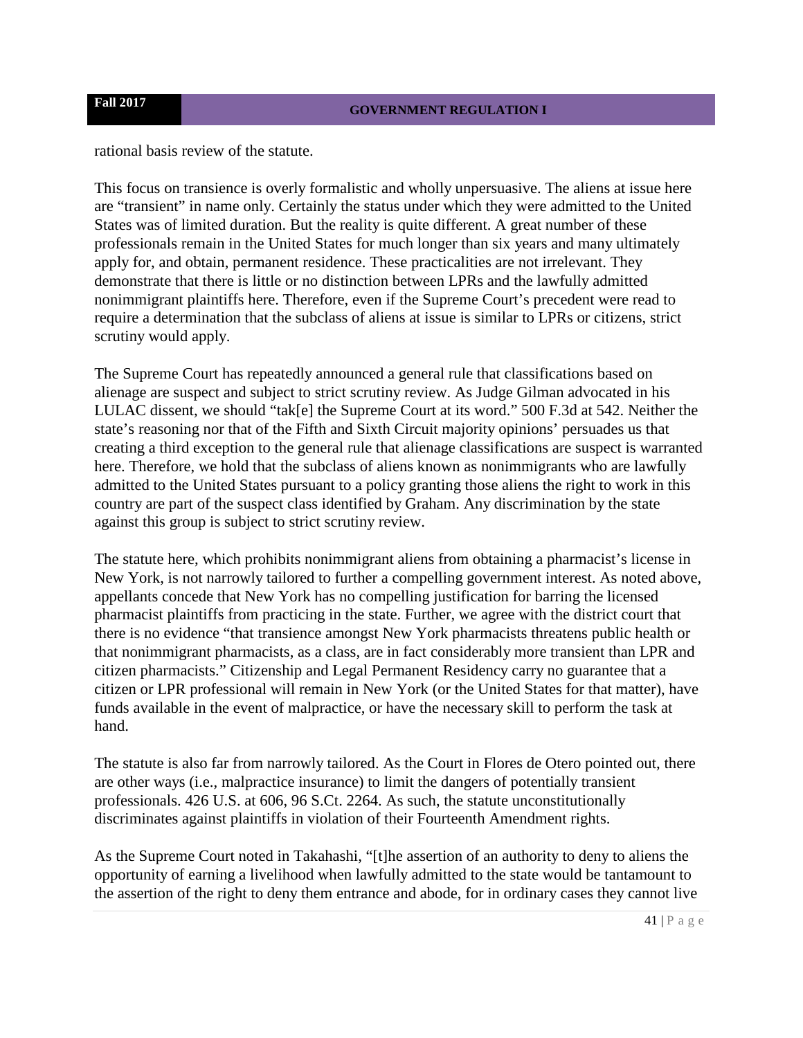rational basis review of the statute.

This focus on transience is overly formalistic and wholly unpersuasive. The aliens at issue here are "transient" in name only. Certainly the status under which they were admitted to the United States was of limited duration. But the reality is quite different. A great number of these professionals remain in the United States for much longer than six years and many ultimately apply for, and obtain, permanent residence. These practicalities are not irrelevant. They demonstrate that there is little or no distinction between LPRs and the lawfully admitted nonimmigrant plaintiffs here. Therefore, even if the Supreme Court's precedent were read to require a determination that the subclass of aliens at issue is similar to LPRs or citizens, strict scrutiny would apply.

The Supreme Court has repeatedly announced a general rule that classifications based on alienage are suspect and subject to strict scrutiny review. As Judge Gilman advocated in his LULAC dissent, we should "tak[e] the Supreme Court at its word." 500 F.3d at 542. Neither the state's reasoning nor that of the Fifth and Sixth Circuit majority opinions' persuades us that creating a third exception to the general rule that alienage classifications are suspect is warranted here. Therefore, we hold that the subclass of aliens known as nonimmigrants who are lawfully admitted to the United States pursuant to a policy granting those aliens the right to work in this country are part of the suspect class identified by Graham. Any discrimination by the state against this group is subject to strict scrutiny review.

The statute here, which prohibits nonimmigrant aliens from obtaining a pharmacist's license in New York, is not narrowly tailored to further a compelling government interest. As noted above, appellants concede that New York has no compelling justification for barring the licensed pharmacist plaintiffs from practicing in the state. Further, we agree with the district court that there is no evidence "that transience amongst New York pharmacists threatens public health or that nonimmigrant pharmacists, as a class, are in fact considerably more transient than LPR and citizen pharmacists." Citizenship and Legal Permanent Residency carry no guarantee that a citizen or LPR professional will remain in New York (or the United States for that matter), have funds available in the event of malpractice, or have the necessary skill to perform the task at hand.

The statute is also far from narrowly tailored. As the Court in Flores de Otero pointed out, there are other ways (i.e., malpractice insurance) to limit the dangers of potentially transient professionals. 426 U.S. at 606, 96 S.Ct. 2264. As such, the statute unconstitutionally discriminates against plaintiffs in violation of their Fourteenth Amendment rights.

As the Supreme Court noted in Takahashi, "[t]he assertion of an authority to deny to aliens the opportunity of earning a livelihood when lawfully admitted to the state would be tantamount to the assertion of the right to deny them entrance and abode, for in ordinary cases they cannot live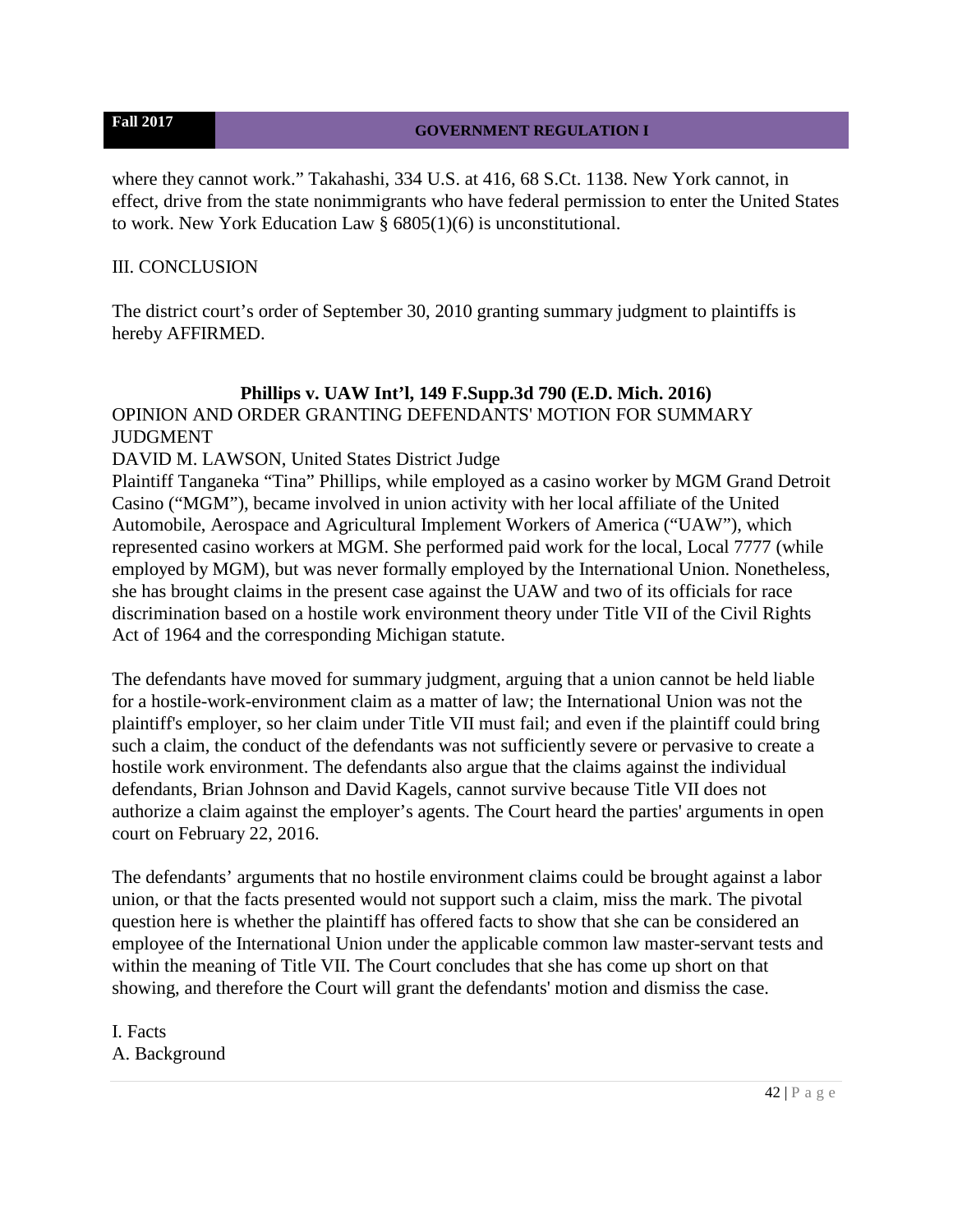where they cannot work." Takahashi, 334 U.S. at 416, 68 S.Ct. 1138. New York cannot, in effect, drive from the state nonimmigrants who have federal permission to enter the United States to work. New York Education Law § 6805(1)(6) is unconstitutional.

III. CONCLUSION

The district court's order of September 30, 2010 granting summary judgment to plaintiffs is hereby AFFIRMED.

**Phillips v. UAW Int'l, 149 F.Supp.3d 790 (E.D. Mich. 2016)**

OPINION AND ORDER GRANTING DEFENDANTS' MOTION FOR SUMMARY JUDGMENT

DAVID M. LAWSON, United States District Judge

Plaintiff Tanganeka "Tina" Phillips, while employed as a casino worker by MGM Grand Detroit Casino ("MGM"), became involved in union activity with her local affiliate of the United Automobile, Aerospace and Agricultural Implement Workers of America ("UAW"), which represented casino workers at MGM. She performed paid work for the local, Local 7777 (while employed by MGM), but was never formally employed by the International Union. Nonetheless, she has brought claims in the present case against the UAW and two of its officials for race discrimination based on a hostile work environment theory under Title VII of the Civil Rights Act of 1964 and the corresponding Michigan statute.

The defendants have moved for summary judgment, arguing that a union cannot be held liable for a hostile-work-environment claim as a matter of law; the International Union was not the plaintiff's employer, so her claim under Title VII must fail; and even if the plaintiff could bring such a claim, the conduct of the defendants was not sufficiently severe or pervasive to create a hostile work environment. The defendants also argue that the claims against the individual defendants, Brian Johnson and David Kagels, cannot survive because Title VII does not authorize a claim against the employer's agents. The Court heard the parties' arguments in open court on February 22, 2016.

The defendants' arguments that no hostile environment claims could be brought against a labor union, or that the facts presented would not support such a claim, miss the mark. The pivotal question here is whether the plaintiff has offered facts to show that she can be considered an employee of the International Union under the applicable common law master-servant tests and within the meaning of Title VII. The Court concludes that she has come up short on that showing, and therefore the Court will grant the defendants' motion and dismiss the case.

I. Facts

A. Background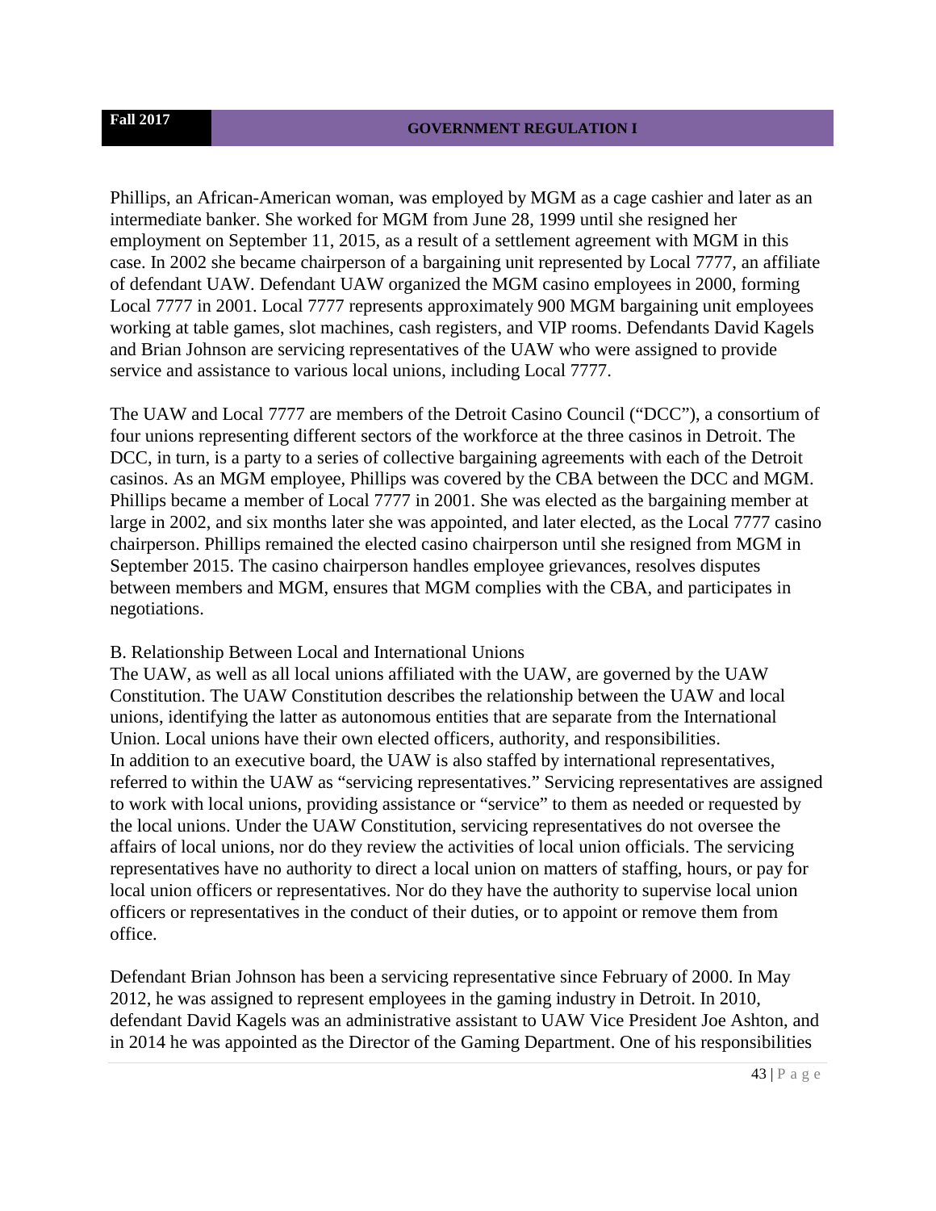Phillips, an African-American woman, was employed by MGM as a cage cashier and later as an intermediate banker. She worked for MGM from June 28, 1999 until she resigned her employment on September 11, 2015, as a result of a settlement agreement with MGM in this case. In 2002 she became chairperson of a bargaining unit represented by Local 7777, an affiliate of defendant UAW. Defendant UAW organized the MGM casino employees in 2000, forming Local 7777 in 2001. Local 7777 represents approximately 900 MGM bargaining unit employees working at table games, slot machines, cash registers, and VIP rooms. Defendants David Kagels and Brian Johnson are servicing representatives of the UAW who were assigned to provide service and assistance to various local unions, including Local 7777.

The UAW and Local 7777 are members of the Detroit Casino Council ("DCC"), a consortium of four unions representing different sectors of the workforce at the three casinos in Detroit. The DCC, in turn, is a party to a series of collective bargaining agreements with each of the Detroit casinos. As an MGM employee, Phillips was covered by the CBA between the DCC and MGM. Phillips became a member of Local 7777 in 2001. She was elected as the bargaining member at large in 2002, and six months later she was appointed, and later elected, as the Local 7777 casino chairperson. Phillips remained the elected casino chairperson until she resigned from MGM in September 2015. The casino chairperson handles employee grievances, resolves disputes between members and MGM, ensures that MGM complies with the CBA, and participates in negotiations.

B. Relationship Between Local and International Unions

The UAW, as well as all local unions affiliated with the UAW, are governed by the UAW Constitution. The UAW Constitution describes the relationship between the UAW and local unions, identifying the latter as autonomous entities that are separate from the International Union. Local unions have their own elected officers, authority, and responsibilities.

In addition to an executive board, the UAW is also staffed by international representatives, referred to within the UAW as "servicing representatives." Servicing representatives are assigned to work with local unions, providing assistance or "service" to them as needed or requested by the local unions. Under the UAW Constitution, servicing representatives do not oversee the affairs of local unions, nor do they review the activities of local union officials. The servicing representatives have no authority to direct a local union on matters of staffing, hours, or pay for local union officers or representatives. Nor do they have the authority to supervise local union officers or representatives in the conduct of their duties, or to appoint or remove them from office.

Defendant Brian Johnson has been a servicing representative since February of 2000. In May 2012, he was assigned to represent employees in the gaming industry in Detroit. In 2010, defendant David Kagels was an administrative assistant to UAW Vice President Joe Ashton, and in 2014 he was appointed as the Director of the Gaming Department. One of his responsibilities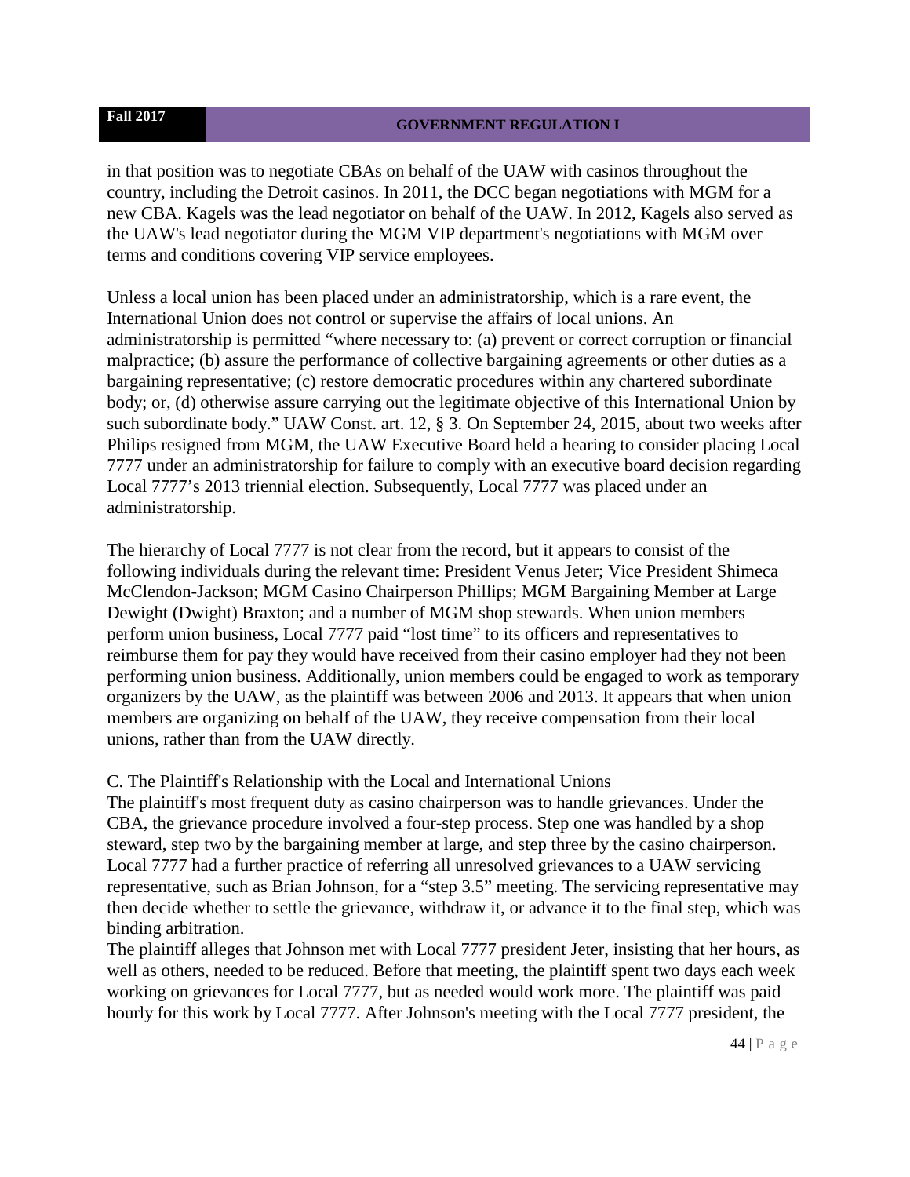in that position was to negotiate CBAs on behalf of the UAW with casinos throughout the country, including the Detroit casinos. In 2011, the DCC began negotiations with MGM for a new CBA. Kagels was the lead negotiator on behalf of the UAW. In 2012, Kagels also served as the UAW's lead negotiator during the MGM VIP department's negotiations with MGM over terms and conditions covering VIP service employees.

Unless a local union has been placed under an administratorship, which is a rare event, the International Union does not control or supervise the affairs of local unions. An administratorship is permitted "where necessary to: (a) prevent or correct corruption or financial malpractice; (b) assure the performance of collective bargaining agreements or other duties as a bargaining representative; (c) restore democratic procedures within any chartered subordinate body; or, (d) otherwise assure carrying out the legitimate objective of this International Union by such subordinate body." UAW Const. art. 12, § 3. On September 24, 2015, about two weeks after Philips resigned from MGM, the UAW Executive Board held a hearing to consider placing Local 7777 under an administratorship for failure to comply with an executive board decision regarding Local 7777's 2013 triennial election. Subsequently, Local 7777 was placed under an administratorship.

The hierarchy of Local 7777 is not clear from the record, but it appears to consist of the following individuals during the relevant time: President Venus Jeter; Vice President Shimeca McClendon-Jackson; MGM Casino Chairperson Phillips; MGM Bargaining Member at Large Dewight (Dwight) Braxton; and a number of MGM shop stewards. When union members perform union business, Local 7777 paid "lost time" to its officers and representatives to reimburse them for pay they would have received from their casino employer had they not been performing union business. Additionally, union members could be engaged to work as temporary organizers by the UAW, as the plaintiff was between 2006 and 2013. It appears that when union members are organizing on behalf of the UAW, they receive compensation from their local unions, rather than from the UAW directly.

C. The Plaintiff's Relationship with the Local and International Unions

The plaintiff's most frequent duty as casino chairperson was to handle grievances. Under the CBA, the grievance procedure involved a four-step process. Step one was handled by a shop steward, step two by the bargaining member at large, and step three by the casino chairperson. Local 7777 had a further practice of referring all unresolved grievances to a UAW servicing representative, such as Brian Johnson, for a "step 3.5" meeting. The servicing representative may then decide whether to settle the grievance, withdraw it, or advance it to the final step, which was binding arbitration.

The plaintiff alleges that Johnson met with Local 7777 president Jeter, insisting that her hours, as well as others, needed to be reduced. Before that meeting, the plaintiff spent two days each week working on grievances for Local 7777, but as needed would work more. The plaintiff was paid hourly for this work by Local 7777. After Johnson's meeting with the Local 7777 president, the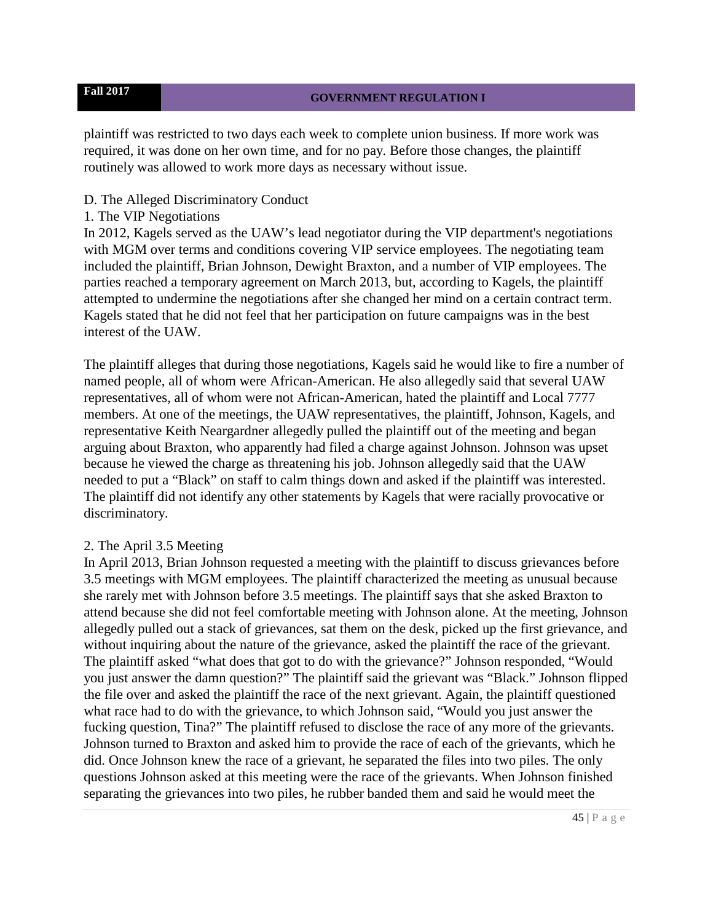plaintiff was restricted to two days each week to complete union business. If more work was required, it was done on her own time, and for no pay. Before those changes, the plaintiff routinely was allowed to work more days as necessary without issue.

D. The Alleged Discriminatory Conduct

1. The VIP Negotiations

In 2012, Kagels served as the UAW's lead negotiator during the VIP department's negotiations with MGM over terms and conditions covering VIP service employees. The negotiating team included the plaintiff, Brian Johnson, Dewight Braxton, and a number of VIP employees. The parties reached a temporary agreement on March 2013, but, according to Kagels, the plaintiff attempted to undermine the negotiations after she changed her mind on a certain contract term. Kagels stated that he did not feel that her participation on future campaigns was in the best interest of the UAW.

The plaintiff alleges that during those negotiations, Kagels said he would like to fire a number of named people, all of whom were African-American. He also allegedly said that several UAW representatives, all of whom were not African-American, hated the plaintiff and Local 7777 members. At one of the meetings, the UAW representatives, the plaintiff, Johnson, Kagels, and representative Keith Neargardner allegedly pulled the plaintiff out of the meeting and began arguing about Braxton, who apparently had filed a charge against Johnson. Johnson was upset because he viewed the charge as threatening his job. Johnson allegedly said that the UAW needed to put a "Black" on staff to calm things down and asked if the plaintiff was interested. The plaintiff did not identify any other statements by Kagels that were racially provocative or discriminatory.

2. The April 3.5 Meeting

In April 2013, Brian Johnson requested a meeting with the plaintiff to discuss grievances before 3.5 meetings with MGM employees. The plaintiff characterized the meeting as unusual because she rarely met with Johnson before 3.5 meetings. The plaintiff says that she asked Braxton to attend because she did not feel comfortable meeting with Johnson alone. At the meeting, Johnson allegedly pulled out a stack of grievances, sat them on the desk, picked up the first grievance, and without inquiring about the nature of the grievance, asked the plaintiff the race of the grievant. The plaintiff asked "what does that got to do with the grievance?" Johnson responded, "Would you just answer the damn question?" The plaintiff said the grievant was "Black." Johnson flipped the file over and asked the plaintiff the race of the next grievant. Again, the plaintiff questioned what race had to do with the grievance, to which Johnson said, "Would you just answer the fucking question, Tina?" The plaintiff refused to disclose the race of any more of the grievants. Johnson turned to Braxton and asked him to provide the race of each of the grievants, which he did. Once Johnson knew the race of a grievant, he separated the files into two piles. The only questions Johnson asked at this meeting were the race of the grievants. When Johnson finished separating the grievances into two piles, he rubber banded them and said he would meet the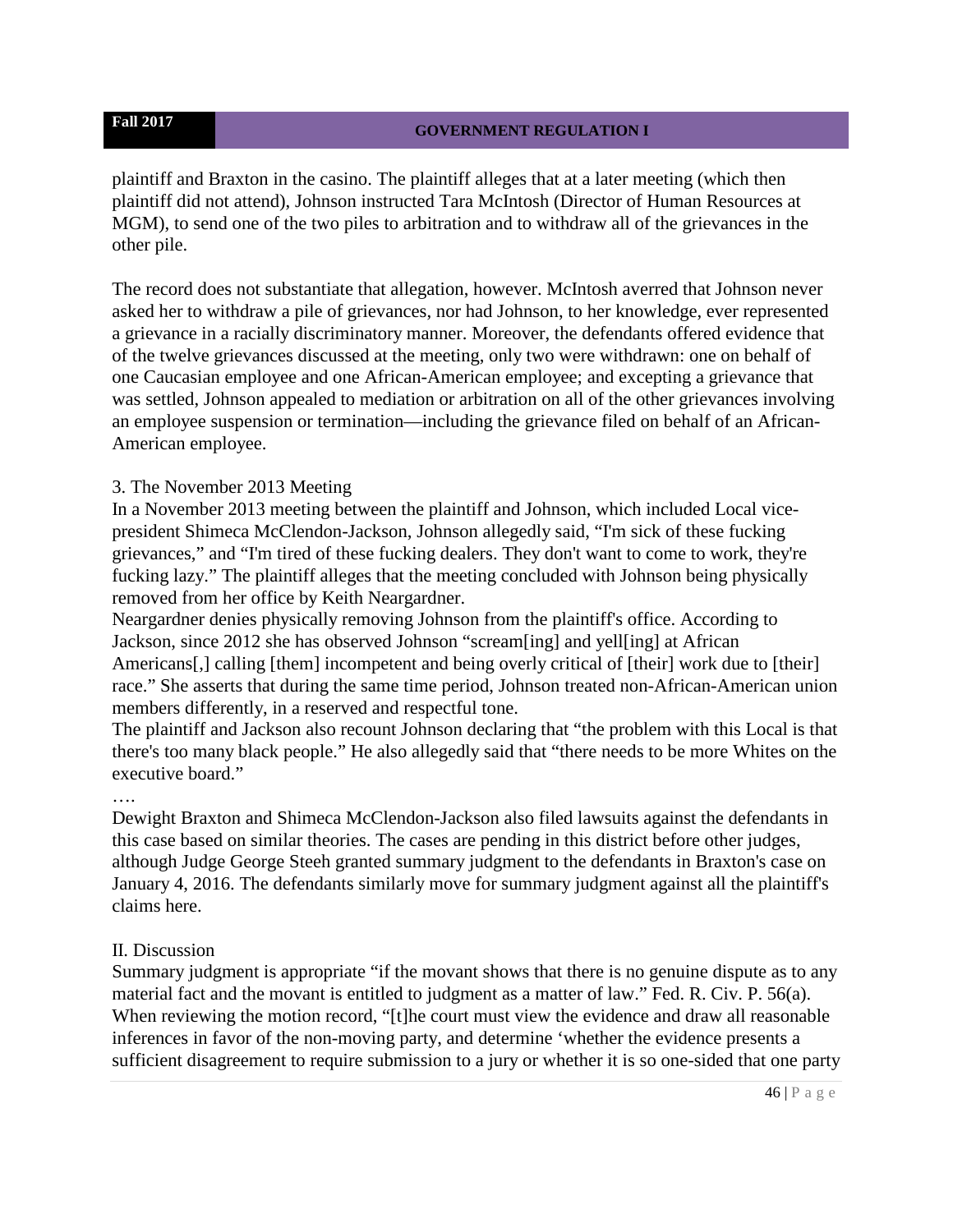plaintiff and Braxton in the casino. The plaintiff alleges that at a later meeting (which then plaintiff did not attend), Johnson instructed Tara McIntosh (Director of Human Resources at MGM), to send one of the two piles to arbitration and to withdraw all of the grievances in the other pile.

The record does not substantiate that allegation, however. McIntosh averred that Johnson never asked her to withdraw a pile of grievances, nor had Johnson, to her knowledge, ever represented a grievance in a racially discriminatory manner. Moreover, the defendants offered evidence that of the twelve grievances discussed at the meeting, only two were withdrawn: one on behalf of one Caucasian employee and one African-American employee; and excepting a grievance that was settled, Johnson appealed to mediation or arbitration on all of the other grievances involving an employee suspension or termination—including the grievance filed on behalf of an African-American employee.

3. The November 2013 Meeting

In a November 2013 meeting between the plaintiff and Johnson, which included Local vice-president Shimeca McClendon-Jackson, Johnson allegedly said, "I'm sick of these fucking grievances," and "I'm tired of these fucking dealers. They don't want to come to work, they're fucking lazy." The plaintiff alleges that the meeting concluded with Johnson being physically removed from her office by Keith Neargardner.

Neargardner denies physically removing Johnson from the plaintiff's office. According to Jackson, since 2012 she has observed Johnson "scream[ing] and yell[ing] at African Americans[,] calling [them] incompetent and being overly critical of [their] work due to [their] race." She asserts that during the same time period, Johnson treated non-African-American union members differently, in a reserved and respectful tone.

The plaintiff and Jackson also recount Johnson declaring that "the problem with this Local is that there's too many black people." He also allegedly said that "there needs to be more Whites on the executive board."

….

Dewight Braxton and Shimeca McClendon-Jackson also filed lawsuits against the defendants in this case based on similar theories. The cases are pending in this district before other judges, although Judge George Steeh granted summary judgment to the defendants in Braxton's case on January 4, 2016. The defendants similarly move for summary judgment against all the plaintiff's claims here.

II. Discussion

Summary judgment is appropriate "if the movant shows that there is no genuine dispute as to any material fact and the movant is entitled to judgment as a matter of law." Fed. R. Civ. P. 56(a). When reviewing the motion record, "[t]he court must view the evidence and draw all reasonable inferences in favor of the non-moving party, and determine 'whether the evidence presents a sufficient disagreement to require submission to a jury or whether it is so one-sided that one party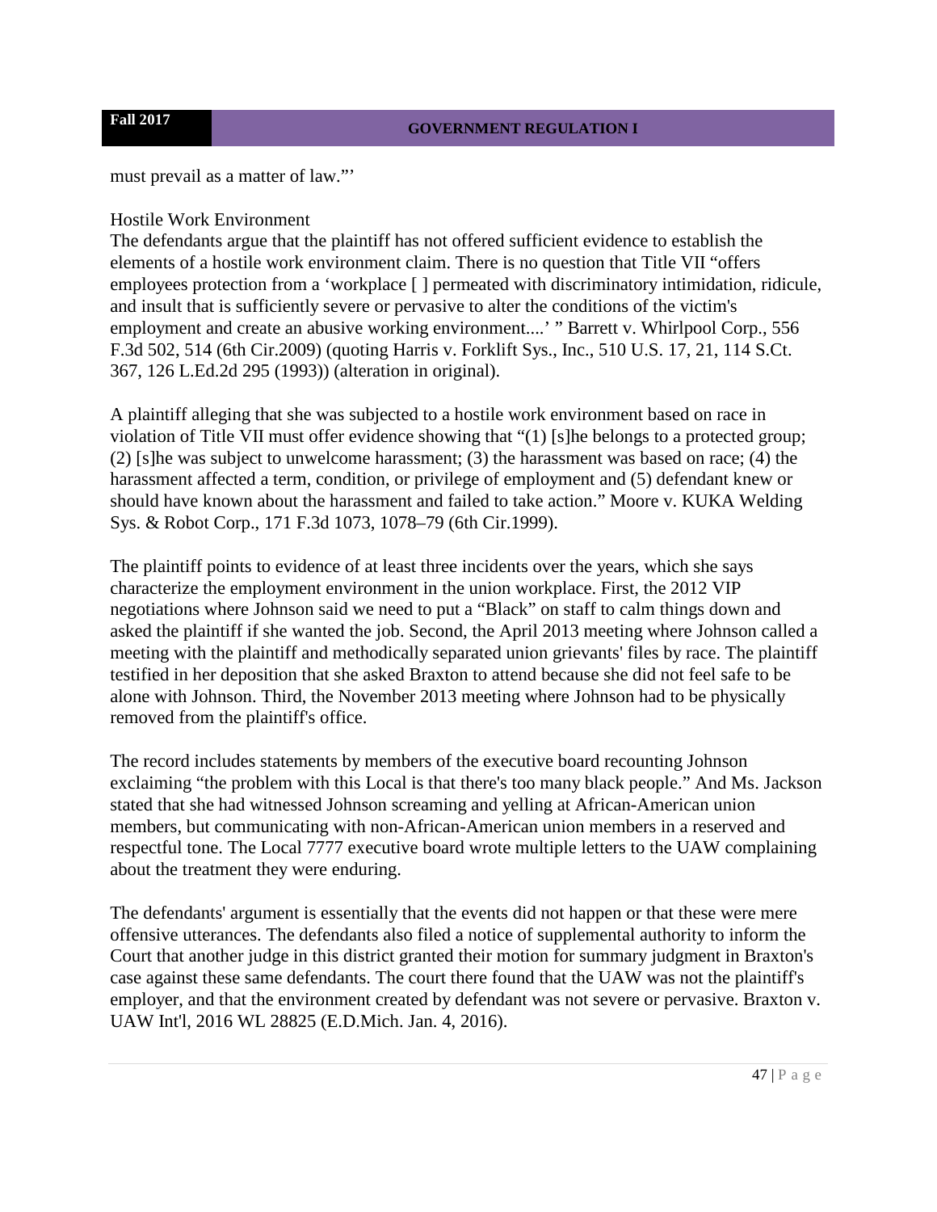must prevail as a matter of law."'

Hostile Work Environment

The defendants argue that the plaintiff has not offered sufficient evidence to establish the elements of a hostile work environment claim. There is no question that Title VII "offers employees protection from a 'workplace [ ] permeated with discriminatory intimidation, ridicule, and insult that is sufficiently severe or pervasive to alter the conditions of the victim's employment and create an abusive working environment....' " Barrett v. Whirlpool Corp., 556 F.3d 502, 514 (6th Cir.2009) (quoting Harris v. Forklift Sys., Inc., 510 U.S. 17, 21, 114 S.Ct. 367, 126 L.Ed.2d 295 (1993)) (alteration in original).

A plaintiff alleging that she was subjected to a hostile work environment based on race in violation of Title VII must offer evidence showing that "(1) [s]he belongs to a protected group; (2) [s]he was subject to unwelcome harassment; (3) the harassment was based on race; (4) the harassment affected a term, condition, or privilege of employment and (5) defendant knew or should have known about the harassment and failed to take action." Moore v. KUKA Welding Sys. & Robot Corp., 171 F.3d 1073, 1078–79 (6th Cir.1999).

The plaintiff points to evidence of at least three incidents over the years, which she says characterize the employment environment in the union workplace. First, the 2012 VIP negotiations where Johnson said we need to put a "Black" on staff to calm things down and asked the plaintiff if she wanted the job. Second, the April 2013 meeting where Johnson called a meeting with the plaintiff and methodically separated union grievants' files by race. The plaintiff testified in her deposition that she asked Braxton to attend because she did not feel safe to be alone with Johnson. Third, the November 2013 meeting where Johnson had to be physically removed from the plaintiff's office.

The record includes statements by members of the executive board recounting Johnson exclaiming "the problem with this Local is that there's too many black people." And Ms. Jackson stated that she had witnessed Johnson screaming and yelling at African-American union members, but communicating with non-African-American union members in a reserved and respectful tone. The Local 7777 executive board wrote multiple letters to the UAW complaining about the treatment they were enduring.

The defendants' argument is essentially that the events did not happen or that these were mere offensive utterances. The defendants also filed a notice of supplemental authority to inform the Court that another judge in this district granted their motion for summary judgment in Braxton's case against these same defendants. The court there found that the UAW was not the plaintiff's employer, and that the environment created by defendant was not severe or pervasive. Braxton v. UAW Int'l, 2016 WL 28825 (E.D.Mich. Jan. 4, 2016).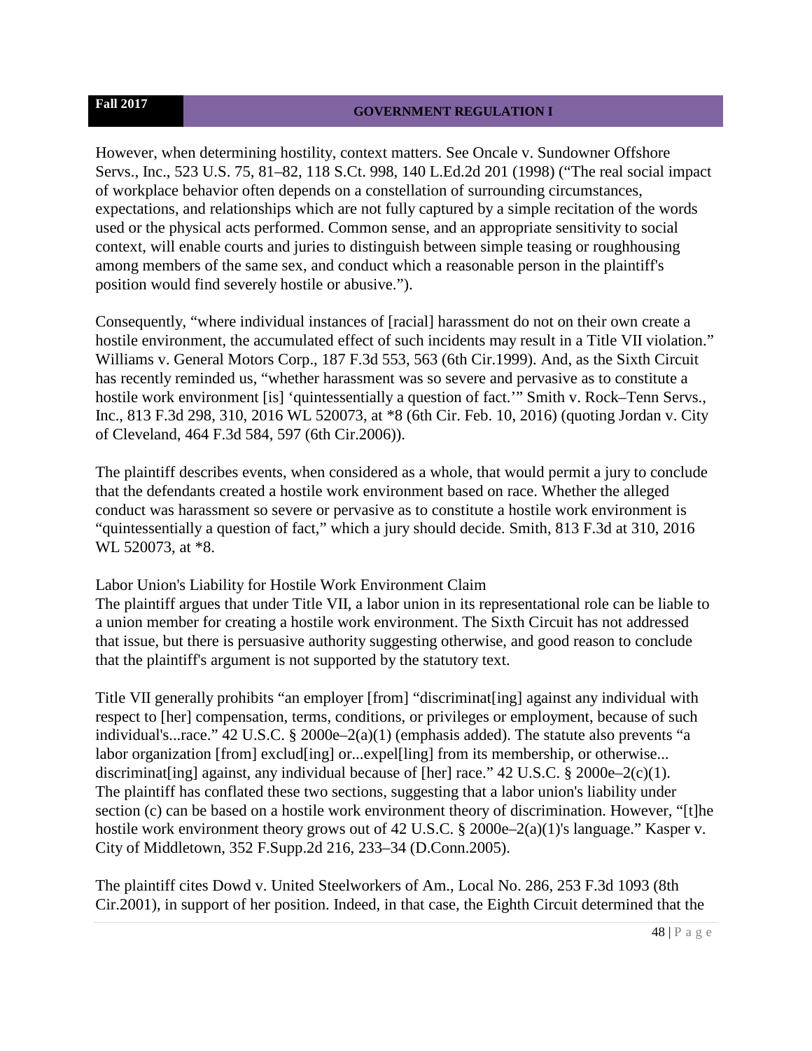However, when determining hostility, context matters. See Oncale v. Sundowner Offshore Servs., Inc., 523 U.S. 75, 81–82, 118 S.Ct. 998, 140 L.Ed.2d 201 (1998) ("The real social impact of workplace behavior often depends on a constellation of surrounding circumstances, expectations, and relationships which are not fully captured by a simple recitation of the words used or the physical acts performed. Common sense, and an appropriate sensitivity to social context, will enable courts and juries to distinguish between simple teasing or roughhousing among members of the same sex, and conduct which a reasonable person in the plaintiff's position would find severely hostile or abusive.").

Consequently, "where individual instances of [racial] harassment do not on their own create a hostile environment, the accumulated effect of such incidents may result in a Title VII violation." Williams v. General Motors Corp., 187 F.3d 553, 563 (6th Cir.1999). And, as the Sixth Circuit has recently reminded us, "whether harassment was so severe and pervasive as to constitute a hostile work environment [is] 'quintessentially a question of fact.'" Smith v. Rock–Tenn Servs., Inc., 813 F.3d 298, 310, 2016 WL 520073, at *8 (6th Cir. Feb. 10, 2016) (quoting Jordan v. City of Cleveland, 464 F.3d 584, 597 (6th Cir.2006)).

The plaintiff describes events, when considered as a whole, that would permit a jury to conclude that the defendants created a hostile work environment based on race. Whether the alleged conduct was harassment so severe or pervasive as to constitute a hostile work environment is "quintessentially a question of fact," which a jury should decide. Smith, 813 F.3d at 310, 2016 WL 520073, at *8.

Labor Union's Liability for Hostile Work Environment Claim

The plaintiff argues that under Title VII, a labor union in its representational role can be liable to a union member for creating a hostile work environment. The Sixth Circuit has not addressed that issue, but there is persuasive authority suggesting otherwise, and good reason to conclude that the plaintiff's argument is not supported by the statutory text.

Title VII generally prohibits "an employer [from] "discriminat[ing] against any individual with respect to [her] compensation, terms, conditions, or privileges or employment, because of such individual's...race." 42 U.S.C. § 2000e–2(a)(1) (emphasis added). The statute also prevents "a labor organization [from] exclud[ing] or...expel[ling] from its membership, or otherwise... discriminat[ing] against, any individual because of [her] race." 42 U.S.C. § 2000e–2(c)(1). The plaintiff has conflated these two sections, suggesting that a labor union's liability under section (c) can be based on a hostile work environment theory of discrimination. However, "[t]he hostile work environment theory grows out of 42 U.S.C. § 2000e–2(a)(1)'s language." Kasper v. City of Middletown, 352 F.Supp.2d 216, 233–34 (D.Conn.2005).

The plaintiff cites Dowd v. United Steelworkers of Am., Local No. 286, 253 F.3d 1093 (8th Cir.2001), in support of her position. Indeed, in that case, the Eighth Circuit determined that the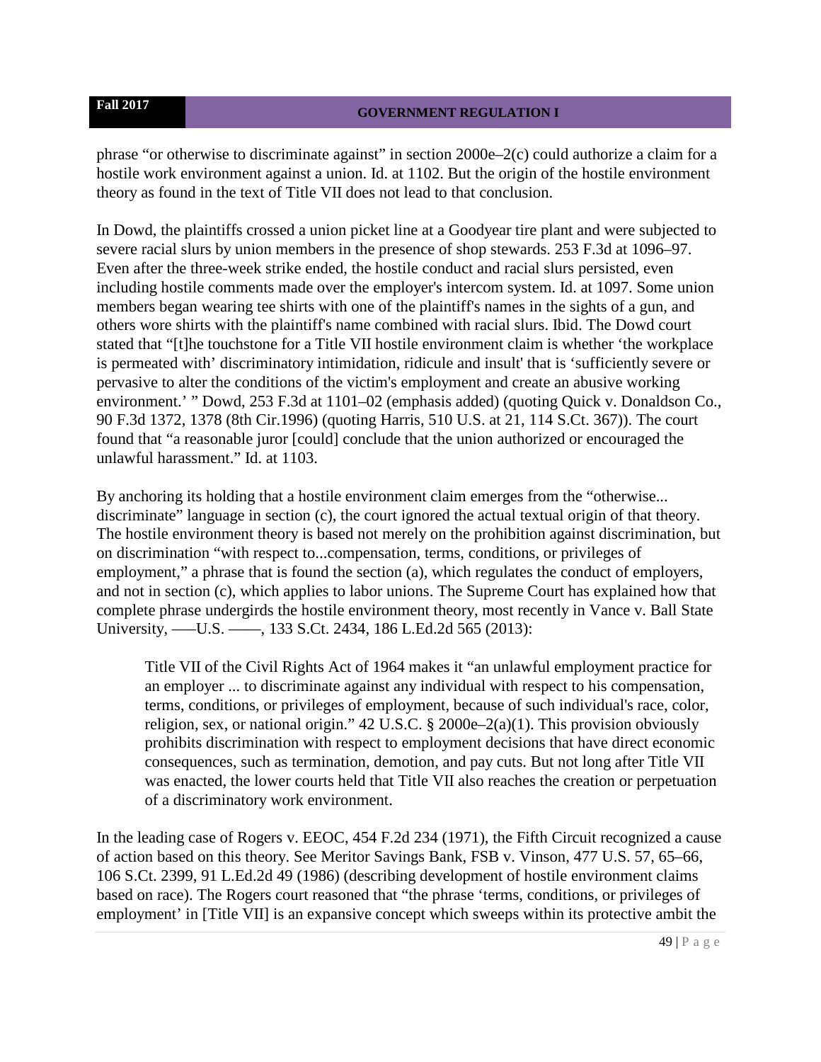phrase "or otherwise to discriminate against" in section 2000e–2(c) could authorize a claim for a hostile work environment against a union. Id. at 1102. But the origin of the hostile environment theory as found in the text of Title VII does not lead to that conclusion.

In Dowd, the plaintiffs crossed a union picket line at a Goodyear tire plant and were subjected to severe racial slurs by union members in the presence of shop stewards. 253 F.3d at 1096–97. Even after the three-week strike ended, the hostile conduct and racial slurs persisted, even including hostile comments made over the employer's intercom system. Id. at 1097. Some union members began wearing tee shirts with one of the plaintiff's names in the sights of a gun, and others wore shirts with the plaintiff's name combined with racial slurs. Ibid. The Dowd court stated that "[t]he touchstone for a Title VII hostile environment claim is whether 'the workplace is permeated with' discriminatory intimidation, ridicule and insult' that is 'sufficiently severe or pervasive to alter the conditions of the victim's employment and create an abusive working environment.' " Dowd, 253 F.3d at 1101–02 (emphasis added) (quoting Quick v. Donaldson Co., 90 F.3d 1372, 1378 (8th Cir.1996) (quoting Harris, 510 U.S. at 21, 114 S.Ct. 367)). The court found that "a reasonable juror [could] conclude that the union authorized or encouraged the unlawful harassment." Id. at 1103.

By anchoring its holding that a hostile environment claim emerges from the "otherwise... discriminate" language in section (c), the court ignored the actual textual origin of that theory. The hostile environment theory is based not merely on the prohibition against discrimination, but on discrimination "with respect to...compensation, terms, conditions, or privileges of employment," a phrase that is found the section (a), which regulates the conduct of employers, and not in section (c), which applies to labor unions. The Supreme Court has explained how that complete phrase undergirds the hostile environment theory, most recently in Vance v. Ball State University, ––U.S. ––, 133 S.Ct. 2434, 186 L.Ed.2d 565 (2013):

> Title VII of the Civil Rights Act of 1964 makes it "an unlawful employment practice for an employer ... to discriminate against any individual with respect to his compensation, terms, conditions, or privileges of employment, because of such individual's race, color, religion, sex, or national origin." 42 U.S.C. § 2000e–2(a)(1). This provision obviously prohibits discrimination with respect to employment decisions that have direct economic consequences, such as termination, demotion, and pay cuts. But not long after Title VII was enacted, the lower courts held that Title VII also reaches the creation or perpetuation of a discriminatory work environment.

In the leading case of Rogers v. EEOC, 454 F.2d 234 (1971), the Fifth Circuit recognized a cause of action based on this theory. See Meritor Savings Bank, FSB v. Vinson, 477 U.S. 57, 65–66, 106 S.Ct. 2399, 91 L.Ed.2d 49 (1986) (describing development of hostile environment claims based on race). The Rogers court reasoned that "the phrase 'terms, conditions, or privileges of employment' in [Title VII] is an expansive concept which sweeps within its protective ambit the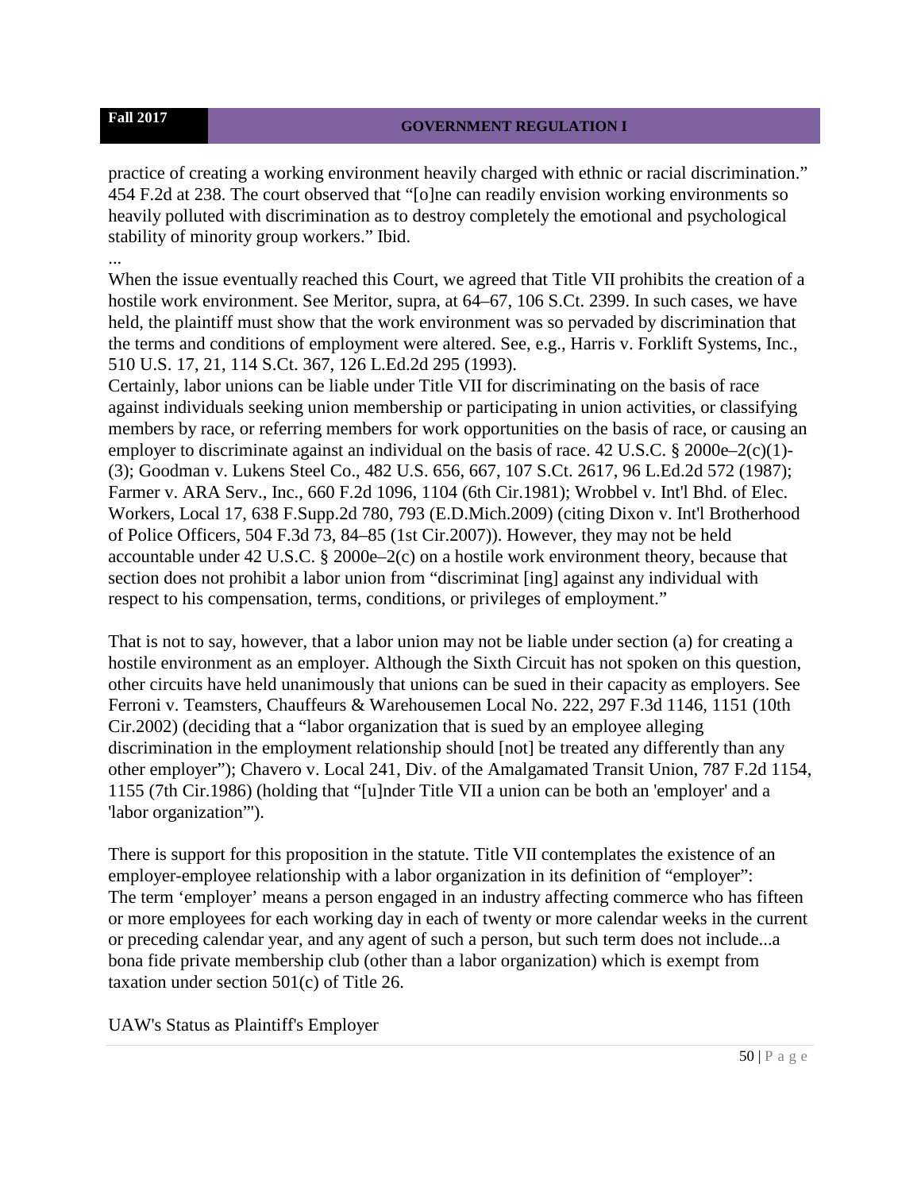practice of creating a working environment heavily charged with ethnic or racial discrimination." 454 F.2d at 238. The court observed that "[o]ne can readily envision working environments so heavily polluted with discrimination as to destroy completely the emotional and psychological stability of minority group workers." Ibid.

...

When the issue eventually reached this Court, we agreed that Title VII prohibits the creation of a hostile work environment. See Meritor, supra, at 64–67, 106 S.Ct. 2399. In such cases, we have held, the plaintiff must show that the work environment was so pervaded by discrimination that the terms and conditions of employment were altered. See, e.g., Harris v. Forklift Systems, Inc., 510 U.S. 17, 21, 114 S.Ct. 367, 126 L.Ed.2d 295 (1993).

Certainly, labor unions can be liable under Title VII for discriminating on the basis of race against individuals seeking union membership or participating in union activities, or classifying members by race, or referring members for work opportunities on the basis of race, or causing an employer to discriminate against an individual on the basis of race. 42 U.S.C. § 2000e–2(c)(1)-(3); Goodman v. Lukens Steel Co., 482 U.S. 656, 667, 107 S.Ct. 2617, 96 L.Ed.2d 572 (1987); Farmer v. ARA Serv., Inc., 660 F.2d 1096, 1104 (6th Cir.1981); Wrobbel v. Int'l Bhd. of Elec. Workers, Local 17, 638 F.Supp.2d 780, 793 (E.D.Mich.2009) (citing Dixon v. Int'l Brotherhood of Police Officers, 504 F.3d 73, 84–85 (1st Cir.2007)). However, they may not be held accountable under 42 U.S.C. § 2000e–2(c) on a hostile work environment theory, because that section does not prohibit a labor union from "discriminat [ing] against any individual with respect to his compensation, terms, conditions, or privileges of employment."

That is not to say, however, that a labor union may not be liable under section (a) for creating a hostile environment as an employer. Although the Sixth Circuit has not spoken on this question, other circuits have held unanimously that unions can be sued in their capacity as employers. See Ferroni v. Teamsters, Chauffeurs & Warehousemen Local No. 222, 297 F.3d 1146, 1151 (10th Cir.2002) (deciding that a "labor organization that is sued by an employee alleging discrimination in the employment relationship should [not] be treated any differently than any other employer"); Chavero v. Local 241, Div. of the Amalgamated Transit Union, 787 F.2d 1154, 1155 (7th Cir.1986) (holding that "[u]nder Title VII a union can be both an 'employer' and a 'labor organization'").

There is support for this proposition in the statute. Title VII contemplates the existence of an employer-employee relationship with a labor organization in its definition of "employer":

The term 'employer' means a person engaged in an industry affecting commerce who has fifteen or more employees for each working day in each of twenty or more calendar weeks in the current or preceding calendar year, and any agent of such a person, but such term does not include...a bona fide private membership club (other than a labor organization) which is exempt from taxation under section 501(c) of Title 26.

UAW's Status as Plaintiff's Employer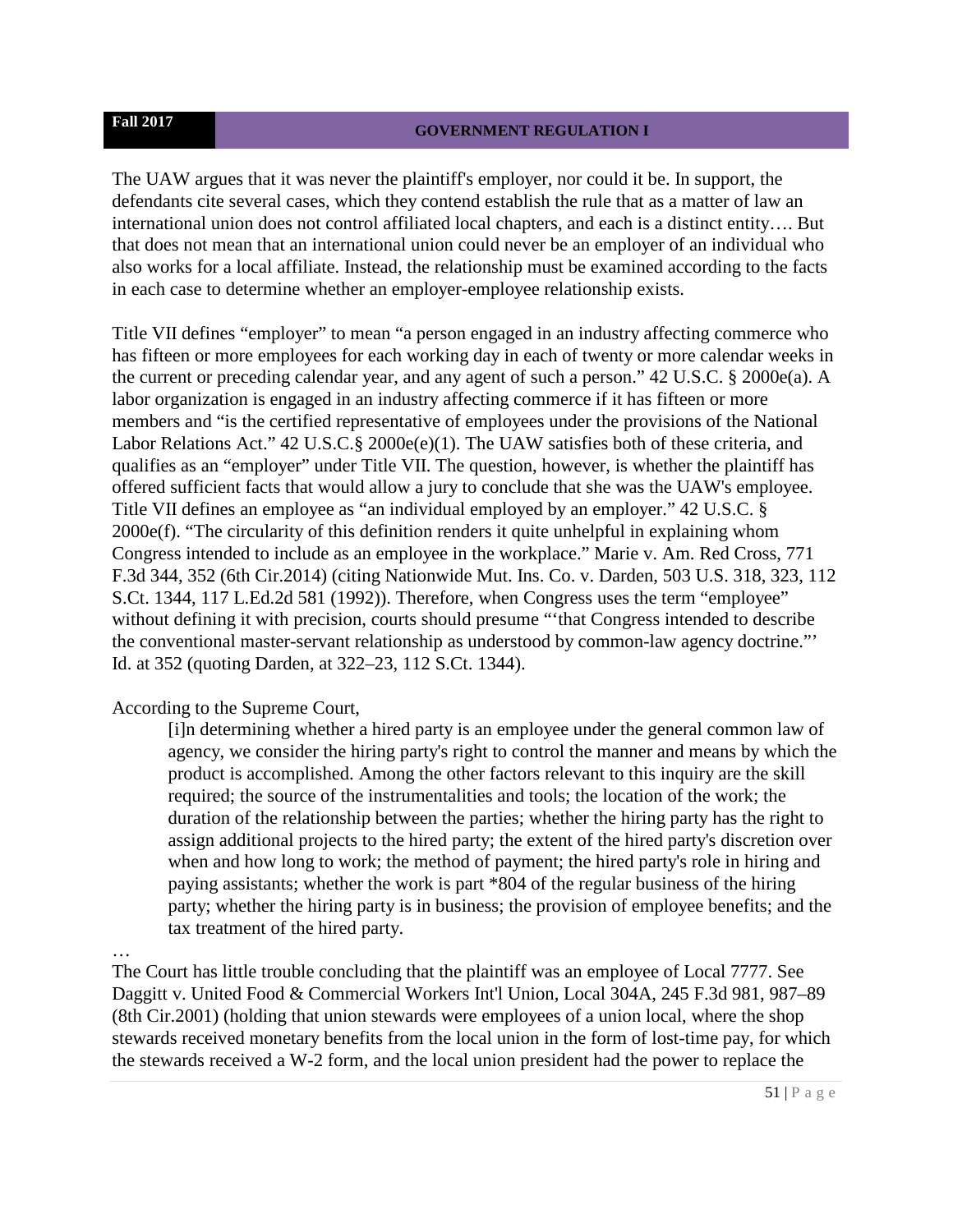The UAW argues that it was never the plaintiff's employer, nor could it be. In support, the defendants cite several cases, which they contend establish the rule that as a matter of law an international union does not control affiliated local chapters, and each is a distinct entity…. But that does not mean that an international union could never be an employer of an individual who also works for a local affiliate. Instead, the relationship must be examined according to the facts in each case to determine whether an employer-employee relationship exists.

Title VII defines "employer" to mean "a person engaged in an industry affecting commerce who has fifteen or more employees for each working day in each of twenty or more calendar weeks in the current or preceding calendar year, and any agent of such a person." 42 U.S.C. § 2000e(a). A labor organization is engaged in an industry affecting commerce if it has fifteen or more members and "is the certified representative of employees under the provisions of the National Labor Relations Act." 42 U.S.C.§ 2000e(e)(1). The UAW satisfies both of these criteria, and qualifies as an "employer" under Title VII. The question, however, is whether the plaintiff has offered sufficient facts that would allow a jury to conclude that she was the UAW's employee. Title VII defines an employee as "an individual employed by an employer." 42 U.S.C. § 2000e(f). "The circularity of this definition renders it quite unhelpful in explaining whom Congress intended to include as an employee in the workplace." Marie v. Am. Red Cross, 771 F.3d 344, 352 (6th Cir.2014) (citing Nationwide Mut. Ins. Co. v. Darden, 503 U.S. 318, 323, 112 S.Ct. 1344, 117 L.Ed.2d 581 (1992)). Therefore, when Congress uses the term "employee" without defining it with precision, courts should presume "'that Congress intended to describe the conventional master-servant relationship as understood by common-law agency doctrine."' Id. at 352 (quoting Darden, at 322–23, 112 S.Ct. 1344).

According to the Supreme Court,

> [i]n determining whether a hired party is an employee under the general common law of agency, we consider the hiring party's right to control the manner and means by which the product is accomplished. Among the other factors relevant to this inquiry are the skill required; the source of the instrumentalities and tools; the location of the work; the duration of the relationship between the parties; whether the hiring party has the right to assign additional projects to the hired party; the extent of the hired party's discretion over when and how long to work; the method of payment; the hired party's role in hiring and paying assistants; whether the work is part *804 of the regular business of the hiring party; whether the hiring party is in business; the provision of employee benefits; and the tax treatment of the hired party.

…

The Court has little trouble concluding that the plaintiff was an employee of Local 7777. See Daggitt v. United Food & Commercial Workers Int'l Union, Local 304A, 245 F.3d 981, 987–89 (8th Cir.2001) (holding that union stewards were employees of a union local, where the shop stewards received monetary benefits from the local union in the form of lost-time pay, for which the stewards received a W-2 form, and the local union president had the power to replace the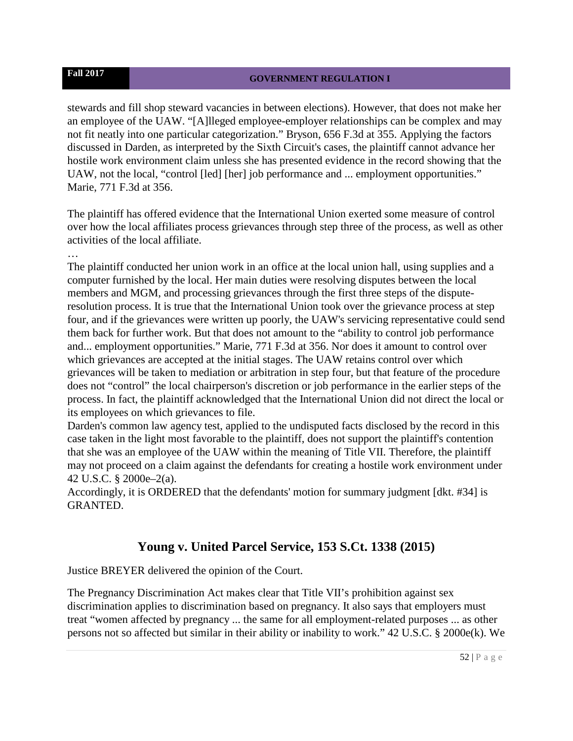stewards and fill shop steward vacancies in between elections). However, that does not make her an employee of the UAW. "[A]lleged employee-employer relationships can be complex and may not fit neatly into one particular categorization." Bryson, 656 F.3d at 355. Applying the factors discussed in Darden, as interpreted by the Sixth Circuit's cases, the plaintiff cannot advance her hostile work environment claim unless she has presented evidence in the record showing that the UAW, not the local, "control [led] [her] job performance and ... employment opportunities." Marie, 771 F.3d at 356.

The plaintiff has offered evidence that the International Union exerted some measure of control over how the local affiliates process grievances through step three of the process, as well as other activities of the local affiliate.

…

The plaintiff conducted her union work in an office at the local union hall, using supplies and a computer furnished by the local. Her main duties were resolving disputes between the local members and MGM, and processing grievances through the first three steps of the dispute-resolution process. It is true that the International Union took over the grievance process at step four, and if the grievances were written up poorly, the UAW's servicing representative could send them back for further work. But that does not amount to the "ability to control job performance and... employment opportunities." Marie, 771 F.3d at 356. Nor does it amount to control over which grievances are accepted at the initial stages. The UAW retains control over which grievances will be taken to mediation or arbitration in step four, but that feature of the procedure does not "control" the local chairperson's discretion or job performance in the earlier steps of the process. In fact, the plaintiff acknowledged that the International Union did not direct the local or its employees on which grievances to file.

Darden's common law agency test, applied to the undisputed facts disclosed by the record in this case taken in the light most favorable to the plaintiff, does not support the plaintiff's contention that she was an employee of the UAW within the meaning of Title VII. Therefore, the plaintiff may not proceed on a claim against the defendants for creating a hostile work environment under 42 U.S.C. § 2000e–2(a).

Accordingly, it is ORDERED that the defendants' motion for summary judgment [dkt. #34] is GRANTED.

## Young v. United Parcel Service, 153 S.Ct. 1338 (2015)

Justice BREYER delivered the opinion of the Court.

The Pregnancy Discrimination Act makes clear that Title VII's prohibition against sex discrimination applies to discrimination based on pregnancy. It also says that employers must treat "women affected by pregnancy ... the same for all employment-related purposes ... as other persons not so affected but similar in their ability or inability to work." 42 U.S.C. § 2000e(k). We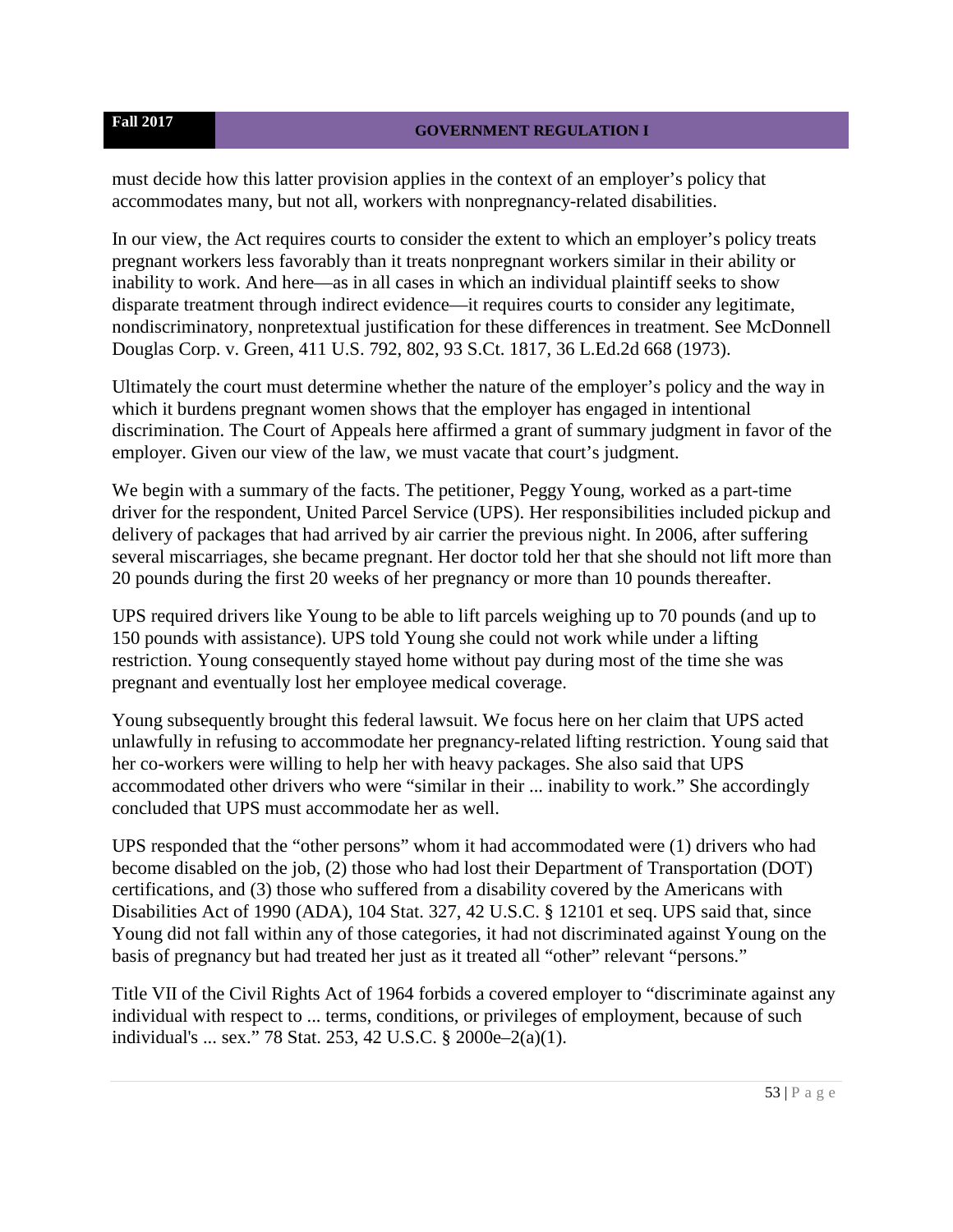must decide how this latter provision applies in the context of an employer's policy that accommodates many, but not all, workers with nonpregnancy-related disabilities.

In our view, the Act requires courts to consider the extent to which an employer's policy treats pregnant workers less favorably than it treats nonpregnant workers similar in their ability or inability to work. And here—as in all cases in which an individual plaintiff seeks to show disparate treatment through indirect evidence—it requires courts to consider any legitimate, nondiscriminatory, nonpretextual justification for these differences in treatment. See McDonnell Douglas Corp. v. Green, 411 U.S. 792, 802, 93 S.Ct. 1817, 36 L.Ed.2d 668 (1973).

Ultimately the court must determine whether the nature of the employer's policy and the way in which it burdens pregnant women shows that the employer has engaged in intentional discrimination. The Court of Appeals here affirmed a grant of summary judgment in favor of the employer. Given our view of the law, we must vacate that court's judgment.

We begin with a summary of the facts. The petitioner, Peggy Young, worked as a part-time driver for the respondent, United Parcel Service (UPS). Her responsibilities included pickup and delivery of packages that had arrived by air carrier the previous night. In 2006, after suffering several miscarriages, she became pregnant. Her doctor told her that she should not lift more than 20 pounds during the first 20 weeks of her pregnancy or more than 10 pounds thereafter.

UPS required drivers like Young to be able to lift parcels weighing up to 70 pounds (and up to 150 pounds with assistance). UPS told Young she could not work while under a lifting restriction. Young consequently stayed home without pay during most of the time she was pregnant and eventually lost her employee medical coverage.

Young subsequently brought this federal lawsuit. We focus here on her claim that UPS acted unlawfully in refusing to accommodate her pregnancy-related lifting restriction. Young said that her co-workers were willing to help her with heavy packages. She also said that UPS accommodated other drivers who were "similar in their ... inability to work." She accordingly concluded that UPS must accommodate her as well.

UPS responded that the "other persons" whom it had accommodated were (1) drivers who had become disabled on the job, (2) those who had lost their Department of Transportation (DOT) certifications, and (3) those who suffered from a disability covered by the Americans with Disabilities Act of 1990 (ADA), 104 Stat. 327, 42 U.S.C. § 12101 et seq. UPS said that, since Young did not fall within any of those categories, it had not discriminated against Young on the basis of pregnancy but had treated her just as it treated all "other" relevant "persons."

Title VII of the Civil Rights Act of 1964 forbids a covered employer to "discriminate against any individual with respect to ... terms, conditions, or privileges of employment, because of such individual's ... sex." 78 Stat. 253, 42 U.S.C. § 2000e–2(a)(1).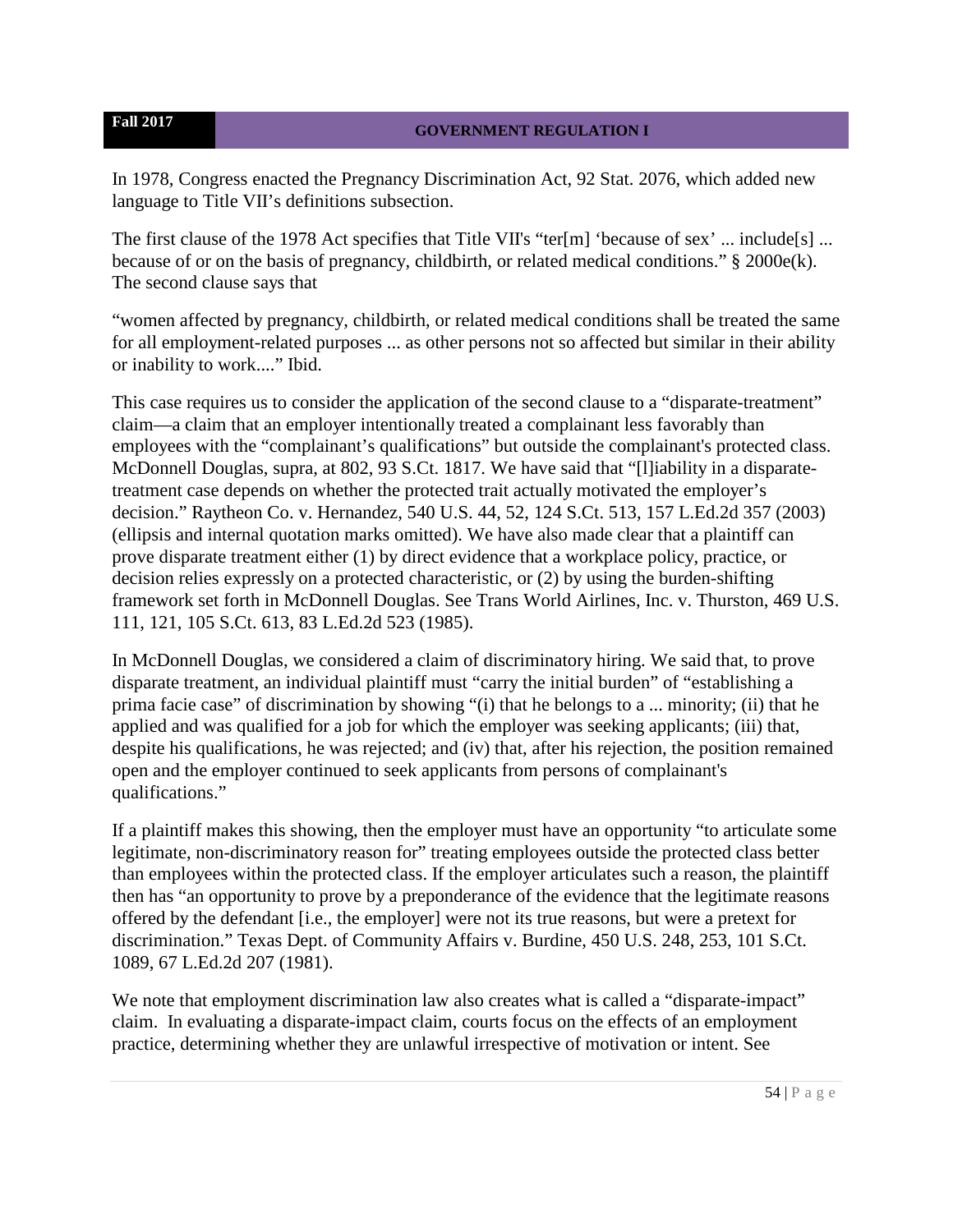In 1978, Congress enacted the Pregnancy Discrimination Act, 92 Stat. 2076, which added new language to Title VII's definitions subsection.

The first clause of the 1978 Act specifies that Title VII's "ter[m] 'because of sex' ... include[s] ... because of or on the basis of pregnancy, childbirth, or related medical conditions." § 2000e(k). The second clause says that

"women affected by pregnancy, childbirth, or related medical conditions shall be treated the same for all employment-related purposes ... as other persons not so affected but similar in their ability or inability to work...." Ibid.

This case requires us to consider the application of the second clause to a "disparate-treatment" claim—a claim that an employer intentionally treated a complainant less favorably than employees with the "complainant's qualifications" but outside the complainant's protected class. McDonnell Douglas, supra, at 802, 93 S.Ct. 1817. We have said that "[l]iability in a disparate-treatment case depends on whether the protected trait actually motivated the employer's decision." Raytheon Co. v. Hernandez, 540 U.S. 44, 52, 124 S.Ct. 513, 157 L.Ed.2d 357 (2003) (ellipsis and internal quotation marks omitted). We have also made clear that a plaintiff can prove disparate treatment either (1) by direct evidence that a workplace policy, practice, or decision relies expressly on a protected characteristic, or (2) by using the burden-shifting framework set forth in McDonnell Douglas. See Trans World Airlines, Inc. v. Thurston, 469 U.S. 111, 121, 105 S.Ct. 613, 83 L.Ed.2d 523 (1985).

In McDonnell Douglas, we considered a claim of discriminatory hiring. We said that, to prove disparate treatment, an individual plaintiff must "carry the initial burden" of "establishing a prima facie case" of discrimination by showing "(i) that he belongs to a ... minority; (ii) that he applied and was qualified for a job for which the employer was seeking applicants; (iii) that, despite his qualifications, he was rejected; and (iv) that, after his rejection, the position remained open and the employer continued to seek applicants from persons of complainant's qualifications."

If a plaintiff makes this showing, then the employer must have an opportunity "to articulate some legitimate, non-discriminatory reason for" treating employees outside the protected class better than employees within the protected class. If the employer articulates such a reason, the plaintiff then has "an opportunity to prove by a preponderance of the evidence that the legitimate reasons offered by the defendant [i.e., the employer] were not its true reasons, but were a pretext for discrimination." Texas Dept. of Community Affairs v. Burdine, 450 U.S. 248, 253, 101 S.Ct. 1089, 67 L.Ed.2d 207 (1981).

We note that employment discrimination law also creates what is called a "disparate-impact" claim. In evaluating a disparate-impact claim, courts focus on the effects of an employment practice, determining whether they are unlawful irrespective of motivation or intent. See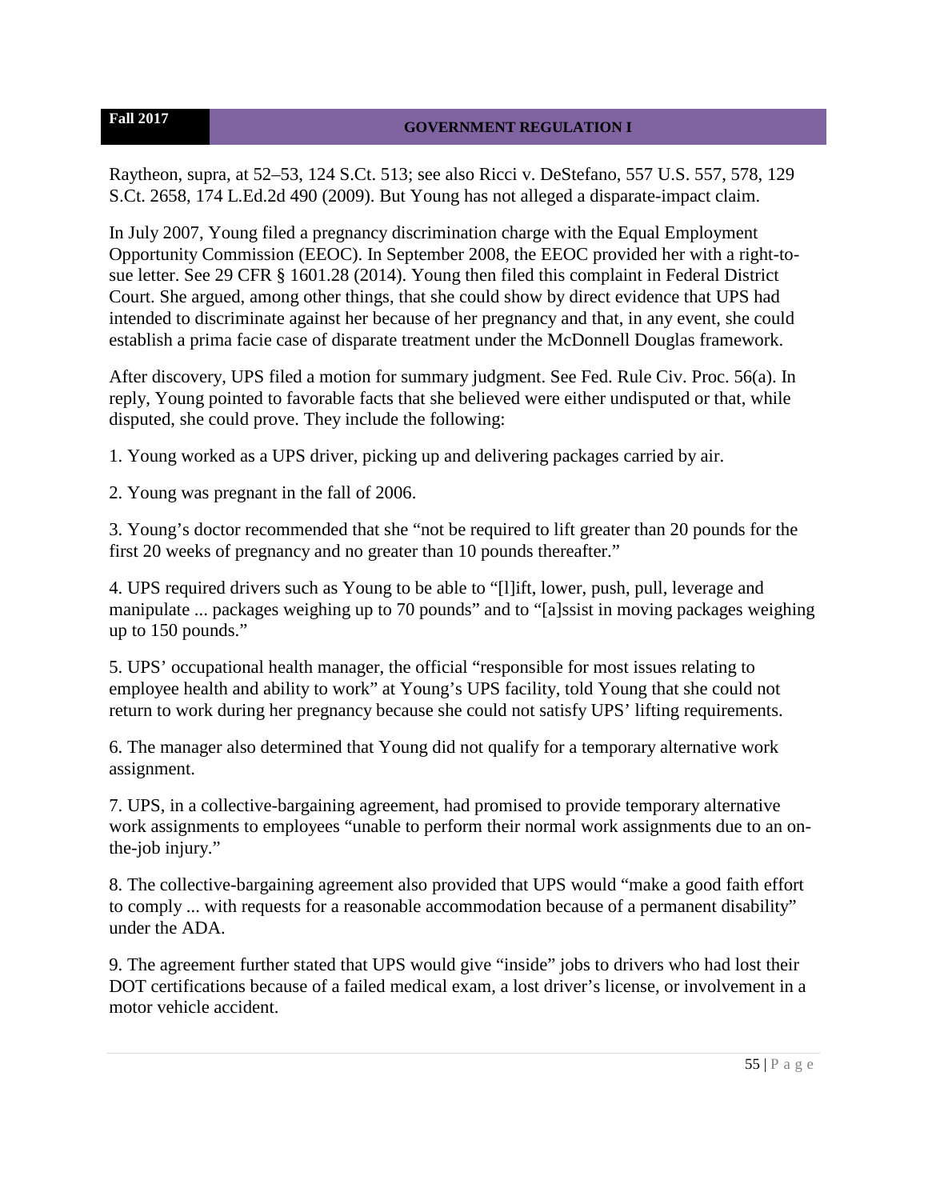Raytheon, supra, at 52–53, 124 S.Ct. 513; see also Ricci v. DeStefano, 557 U.S. 557, 578, 129 S.Ct. 2658, 174 L.Ed.2d 490 (2009). But Young has not alleged a disparate-impact claim.

In July 2007, Young filed a pregnancy discrimination charge with the Equal Employment Opportunity Commission (EEOC). In September 2008, the EEOC provided her with a right-to-sue letter. See 29 CFR § 1601.28 (2014). Young then filed this complaint in Federal District Court. She argued, among other things, that she could show by direct evidence that UPS had intended to discriminate against her because of her pregnancy and that, in any event, she could establish a prima facie case of disparate treatment under the McDonnell Douglas framework.

After discovery, UPS filed a motion for summary judgment. See Fed. Rule Civ. Proc. 56(a). In reply, Young pointed to favorable facts that she believed were either undisputed or that, while disputed, she could prove. They include the following:

1. Young worked as a UPS driver, picking up and delivering packages carried by air.

2. Young was pregnant in the fall of 2006.

3. Young's doctor recommended that she "not be required to lift greater than 20 pounds for the first 20 weeks of pregnancy and no greater than 10 pounds thereafter."

4. UPS required drivers such as Young to be able to "[l]ift, lower, push, pull, leverage and manipulate ... packages weighing up to 70 pounds" and to "[a]ssist in moving packages weighing up to 150 pounds."

5. UPS' occupational health manager, the official "responsible for most issues relating to employee health and ability to work" at Young's UPS facility, told Young that she could not return to work during her pregnancy because she could not satisfy UPS' lifting requirements.

6. The manager also determined that Young did not qualify for a temporary alternative work assignment.

7. UPS, in a collective-bargaining agreement, had promised to provide temporary alternative work assignments to employees "unable to perform their normal work assignments due to an on-the-job injury."

8. The collective-bargaining agreement also provided that UPS would "make a good faith effort to comply ... with requests for a reasonable accommodation because of a permanent disability" under the ADA.

9. The agreement further stated that UPS would give "inside" jobs to drivers who had lost their DOT certifications because of a failed medical exam, a lost driver's license, or involvement in a motor vehicle accident.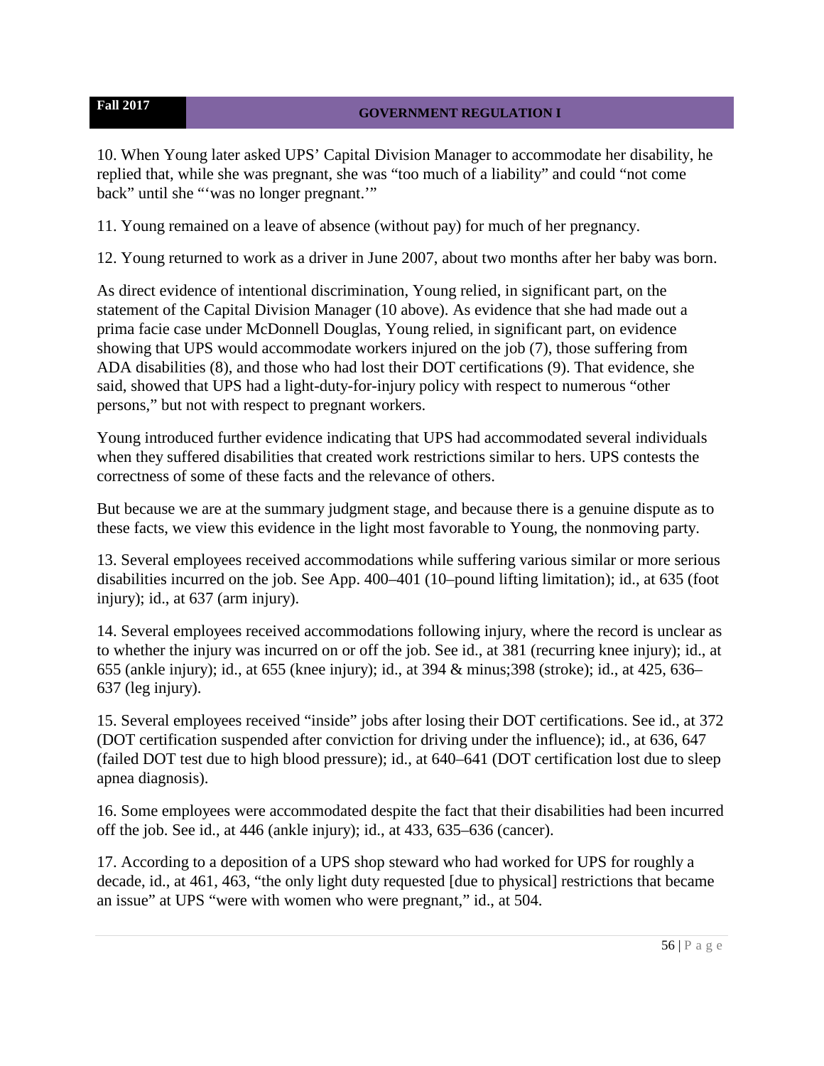10. When Young later asked UPS' Capital Division Manager to accommodate her disability, he replied that, while she was pregnant, she was "too much of a liability" and could "not come back" until she "'was no longer pregnant.'"

11. Young remained on a leave of absence (without pay) for much of her pregnancy.

12. Young returned to work as a driver in June 2007, about two months after her baby was born.

As direct evidence of intentional discrimination, Young relied, in significant part, on the statement of the Capital Division Manager (10 above). As evidence that she had made out a prima facie case under McDonnell Douglas, Young relied, in significant part, on evidence showing that UPS would accommodate workers injured on the job (7), those suffering from ADA disabilities (8), and those who had lost their DOT certifications (9). That evidence, she said, showed that UPS had a light-duty-for-injury policy with respect to numerous "other persons," but not with respect to pregnant workers.

Young introduced further evidence indicating that UPS had accommodated several individuals when they suffered disabilities that created work restrictions similar to hers. UPS contests the correctness of some of these facts and the relevance of others.

But because we are at the summary judgment stage, and because there is a genuine dispute as to these facts, we view this evidence in the light most favorable to Young, the nonmoving party.

13. Several employees received accommodations while suffering various similar or more serious disabilities incurred on the job. See App. 400–401 (10–pound lifting limitation); id., at 635 (foot injury); id., at 637 (arm injury).

14. Several employees received accommodations following injury, where the record is unclear as to whether the injury was incurred on or off the job. See id., at 381 (recurring knee injury); id., at 655 (ankle injury); id., at 655 (knee injury); id., at 394 & minus;398 (stroke); id., at 425, 636–637 (leg injury).

15. Several employees received "inside" jobs after losing their DOT certifications. See id., at 372 (DOT certification suspended after conviction for driving under the influence); id., at 636, 647 (failed DOT test due to high blood pressure); id., at 640–641 (DOT certification lost due to sleep apnea diagnosis).

16. Some employees were accommodated despite the fact that their disabilities had been incurred off the job. See id., at 446 (ankle injury); id., at 433, 635–636 (cancer).

17. According to a deposition of a UPS shop steward who had worked for UPS for roughly a decade, id., at 461, 463, "the only light duty requested [due to physical] restrictions that became an issue" at UPS "were with women who were pregnant," id., at 504.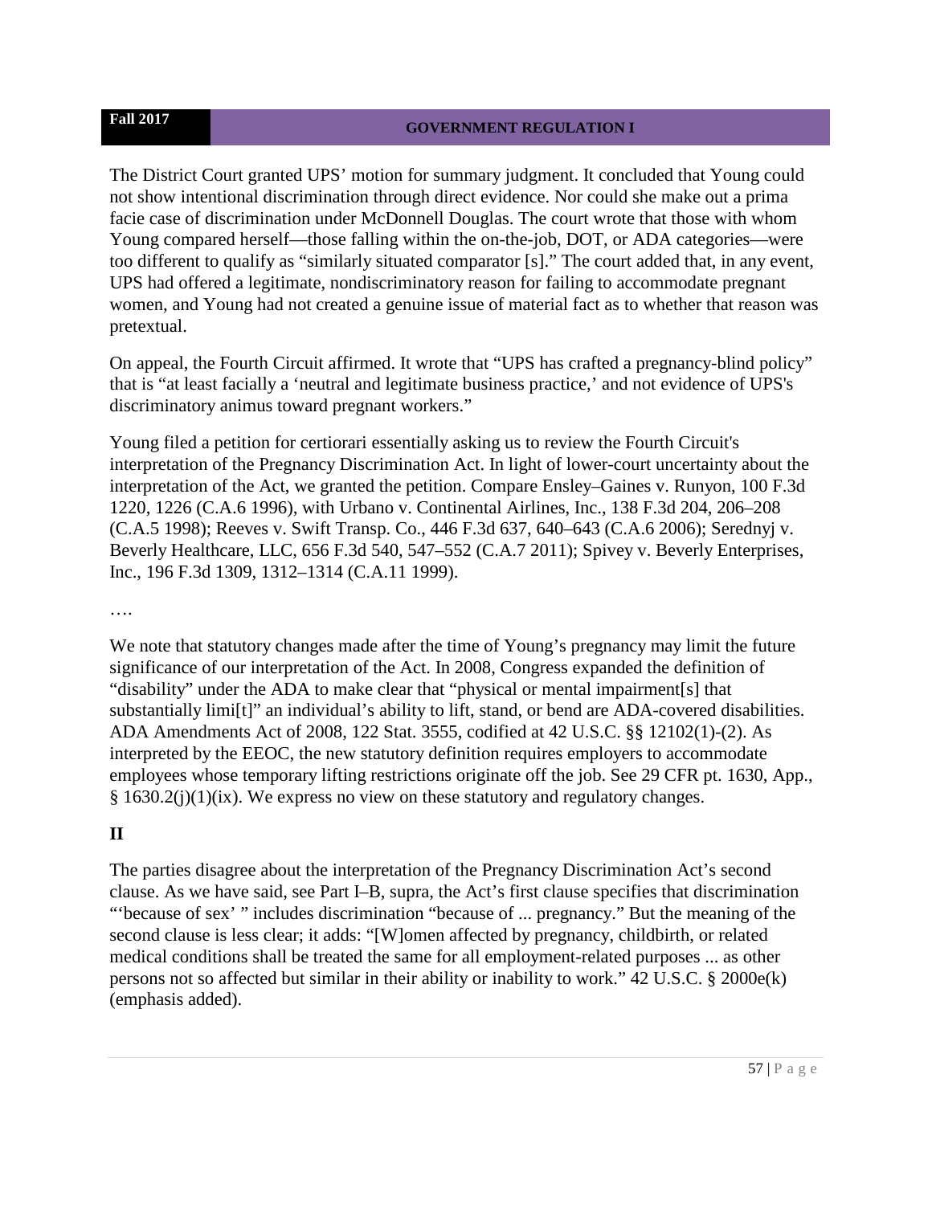The District Court granted UPS' motion for summary judgment. It concluded that Young could not show intentional discrimination through direct evidence. Nor could she make out a prima facie case of discrimination under McDonnell Douglas. The court wrote that those with whom Young compared herself—those falling within the on-the-job, DOT, or ADA categories—were too different to qualify as "similarly situated comparator [s]." The court added that, in any event, UPS had offered a legitimate, nondiscriminatory reason for failing to accommodate pregnant women, and Young had not created a genuine issue of material fact as to whether that reason was pretextual.

On appeal, the Fourth Circuit affirmed. It wrote that "UPS has crafted a pregnancy-blind policy" that is "at least facially a 'neutral and legitimate business practice,' and not evidence of UPS's discriminatory animus toward pregnant workers."

Young filed a petition for certiorari essentially asking us to review the Fourth Circuit's interpretation of the Pregnancy Discrimination Act. In light of lower-court uncertainty about the interpretation of the Act, we granted the petition. Compare Ensley–Gaines v. Runyon, 100 F.3d 1220, 1226 (C.A.6 1996), with Urbano v. Continental Airlines, Inc., 138 F.3d 204, 206–208 (C.A.5 1998); Reeves v. Swift Transp. Co., 446 F.3d 637, 640–643 (C.A.6 2006); Serednyj v. Beverly Healthcare, LLC, 656 F.3d 540, 547–552 (C.A.7 2011); Spivey v. Beverly Enterprises, Inc., 196 F.3d 1309, 1312–1314 (C.A.11 1999).

….

We note that statutory changes made after the time of Young's pregnancy may limit the future significance of our interpretation of the Act. In 2008, Congress expanded the definition of "disability" under the ADA to make clear that "physical or mental impairment[s] that substantially limi[t]" an individual's ability to lift, stand, or bend are ADA-covered disabilities. ADA Amendments Act of 2008, 122 Stat. 3555, codified at 42 U.S.C. §§ 12102(1)-(2). As interpreted by the EEOC, the new statutory definition requires employers to accommodate employees whose temporary lifting restrictions originate off the job. See 29 CFR pt. 1630, App., § 1630.2(j)(1)(ix). We express no view on these statutory and regulatory changes.

## II

The parties disagree about the interpretation of the Pregnancy Discrimination Act's second clause. As we have said, see Part I–B, supra, the Act's first clause specifies that discrimination "'because of sex' " includes discrimination "because of ... pregnancy." But the meaning of the second clause is less clear; it adds: "[W]omen affected by pregnancy, childbirth, or related medical conditions shall be treated the same for all employment-related purposes ... as other persons not so affected but similar in their ability or inability to work." 42 U.S.C. § 2000e(k) (emphasis added).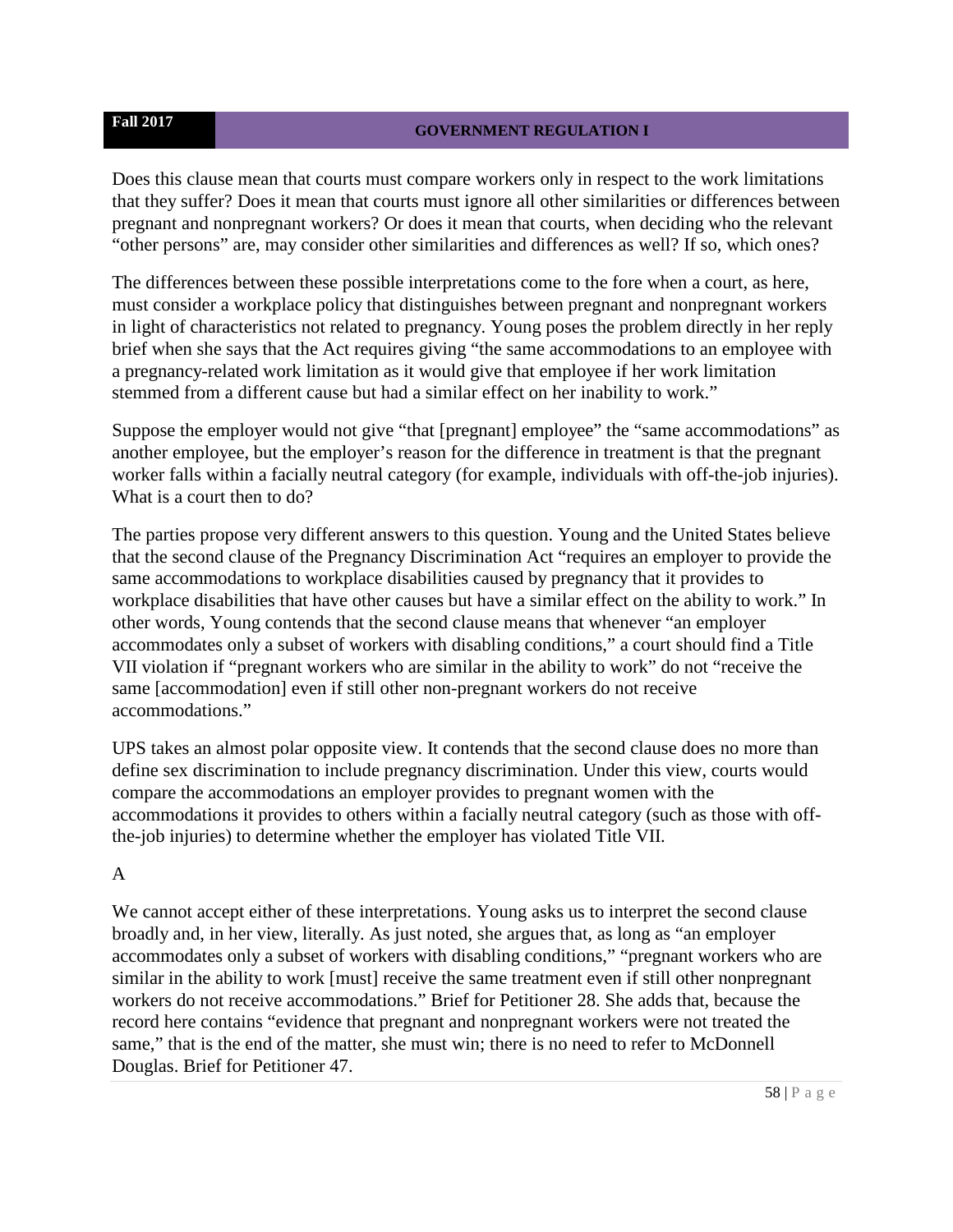Does this clause mean that courts must compare workers only in respect to the work limitations that they suffer? Does it mean that courts must ignore all other similarities or differences between pregnant and nonpregnant workers? Or does it mean that courts, when deciding who the relevant "other persons" are, may consider other similarities and differences as well? If so, which ones?

The differences between these possible interpretations come to the fore when a court, as here, must consider a workplace policy that distinguishes between pregnant and nonpregnant workers in light of characteristics not related to pregnancy. Young poses the problem directly in her reply brief when she says that the Act requires giving "the same accommodations to an employee with a pregnancy-related work limitation as it would give that employee if her work limitation stemmed from a different cause but had a similar effect on her inability to work."

Suppose the employer would not give "that [pregnant] employee" the "same accommodations" as another employee, but the employer's reason for the difference in treatment is that the pregnant worker falls within a facially neutral category (for example, individuals with off-the-job injuries). What is a court then to do?

The parties propose very different answers to this question. Young and the United States believe that the second clause of the Pregnancy Discrimination Act "requires an employer to provide the same accommodations to workplace disabilities caused by pregnancy that it provides to workplace disabilities that have other causes but have a similar effect on the ability to work." In other words, Young contends that the second clause means that whenever "an employer accommodates only a subset of workers with disabling conditions," a court should find a Title VII violation if "pregnant workers who are similar in the ability to work" do not "receive the same [accommodation] even if still other non-pregnant workers do not receive accommodations."

UPS takes an almost polar opposite view. It contends that the second clause does no more than define sex discrimination to include pregnancy discrimination. Under this view, courts would compare the accommodations an employer provides to pregnant women with the accommodations it provides to others within a facially neutral category (such as those with off-the-job injuries) to determine whether the employer has violated Title VII.

A

We cannot accept either of these interpretations. Young asks us to interpret the second clause broadly and, in her view, literally. As just noted, she argues that, as long as "an employer accommodates only a subset of workers with disabling conditions," "pregnant workers who are similar in the ability to work [must] receive the same treatment even if still other nonpregnant workers do not receive accommodations." Brief for Petitioner 28. She adds that, because the record here contains "evidence that pregnant and nonpregnant workers were not treated the same," that is the end of the matter, she must win; there is no need to refer to McDonnell Douglas. Brief for Petitioner 47.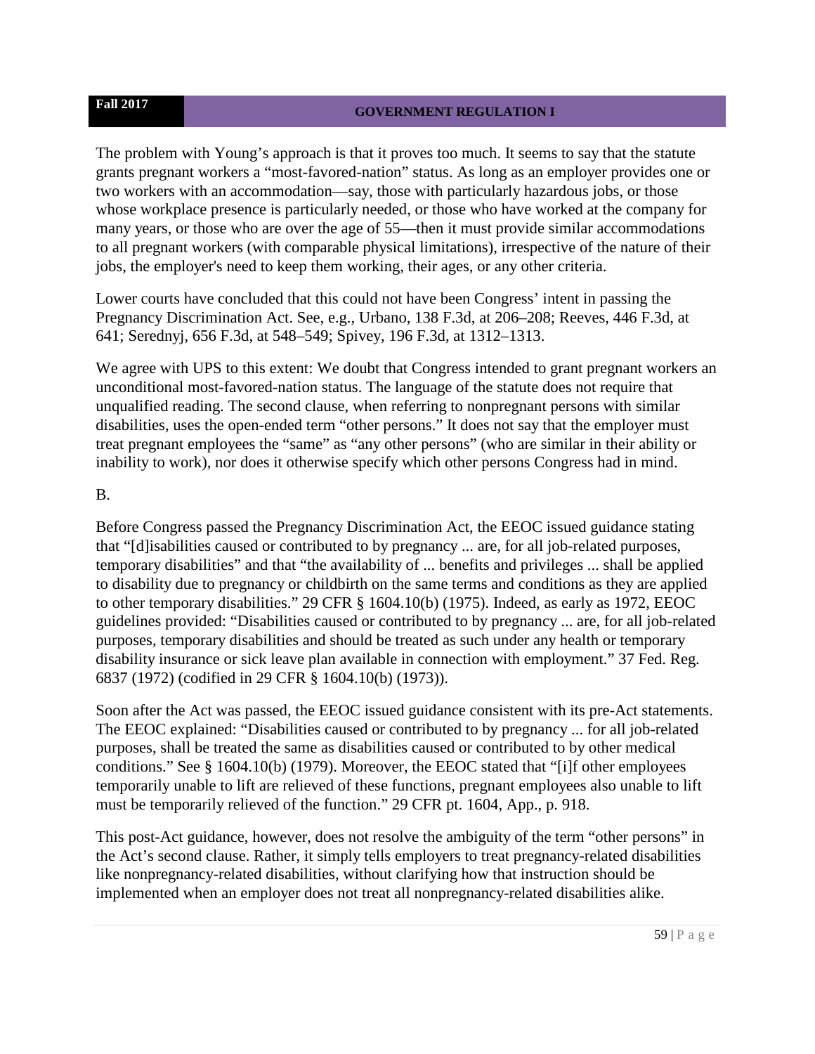The problem with Young's approach is that it proves too much. It seems to say that the statute grants pregnant workers a "most-favored-nation" status. As long as an employer provides one or two workers with an accommodation—say, those with particularly hazardous jobs, or those whose workplace presence is particularly needed, or those who have worked at the company for many years, or those who are over the age of 55—then it must provide similar accommodations to all pregnant workers (with comparable physical limitations), irrespective of the nature of their jobs, the employer's need to keep them working, their ages, or any other criteria.

Lower courts have concluded that this could not have been Congress' intent in passing the Pregnancy Discrimination Act. See, e.g., Urbano, 138 F.3d, at 206–208; Reeves, 446 F.3d, at 641; Serednyj, 656 F.3d, at 548–549; Spivey, 196 F.3d, at 1312–1313.

We agree with UPS to this extent: We doubt that Congress intended to grant pregnant workers an unconditional most-favored-nation status. The language of the statute does not require that unqualified reading. The second clause, when referring to nonpregnant persons with similar disabilities, uses the open-ended term "other persons." It does not say that the employer must treat pregnant employees the "same" as "any other persons" (who are similar in their ability or inability to work), nor does it otherwise specify which other persons Congress had in mind.

B.

Before Congress passed the Pregnancy Discrimination Act, the EEOC issued guidance stating that "[d]isabilities caused or contributed to by pregnancy ... are, for all job-related purposes, temporary disabilities" and that "the availability of ... benefits and privileges ... shall be applied to disability due to pregnancy or childbirth on the same terms and conditions as they are applied to other temporary disabilities." 29 CFR § 1604.10(b) (1975). Indeed, as early as 1972, EEOC guidelines provided: "Disabilities caused or contributed to by pregnancy ... are, for all job-related purposes, temporary disabilities and should be treated as such under any health or temporary disability insurance or sick leave plan available in connection with employment." 37 Fed. Reg. 6837 (1972) (codified in 29 CFR § 1604.10(b) (1973)).

Soon after the Act was passed, the EEOC issued guidance consistent with its pre-Act statements. The EEOC explained: "Disabilities caused or contributed to by pregnancy ... for all job-related purposes, shall be treated the same as disabilities caused or contributed to by other medical conditions." See § 1604.10(b) (1979). Moreover, the EEOC stated that "[i]f other employees temporarily unable to lift are relieved of these functions, pregnant employees also unable to lift must be temporarily relieved of the function." 29 CFR pt. 1604, App., p. 918.

This post-Act guidance, however, does not resolve the ambiguity of the term "other persons" in the Act's second clause. Rather, it simply tells employers to treat pregnancy-related disabilities like nonpregnancy-related disabilities, without clarifying how that instruction should be implemented when an employer does not treat all nonpregnancy-related disabilities alike.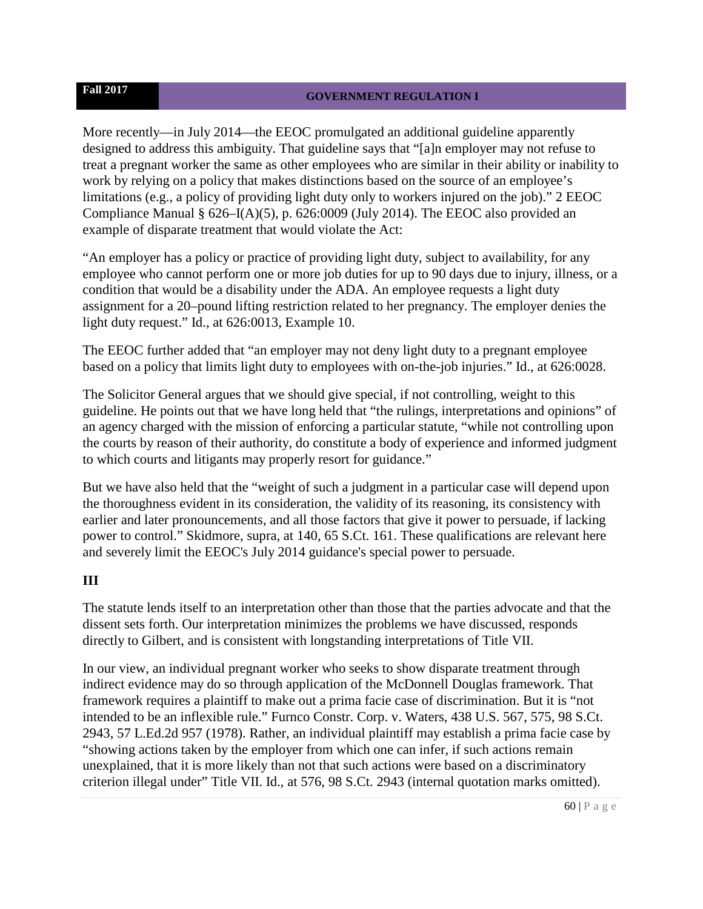More recently—in July 2014—the EEOC promulgated an additional guideline apparently designed to address this ambiguity. That guideline says that "[a]n employer may not refuse to treat a pregnant worker the same as other employees who are similar in their ability or inability to work by relying on a policy that makes distinctions based on the source of an employee's limitations (e.g., a policy of providing light duty only to workers injured on the job)." 2 EEOC Compliance Manual § 626–I(A)(5), p. 626:0009 (July 2014). The EEOC also provided an example of disparate treatment that would violate the Act:

"An employer has a policy or practice of providing light duty, subject to availability, for any employee who cannot perform one or more job duties for up to 90 days due to injury, illness, or a condition that would be a disability under the ADA. An employee requests a light duty assignment for a 20–pound lifting restriction related to her pregnancy. The employer denies the light duty request." Id., at 626:0013, Example 10.

The EEOC further added that "an employer may not deny light duty to a pregnant employee based on a policy that limits light duty to employees with on-the-job injuries." Id., at 626:0028.

The Solicitor General argues that we should give special, if not controlling, weight to this guideline. He points out that we have long held that "the rulings, interpretations and opinions" of an agency charged with the mission of enforcing a particular statute, "while not controlling upon the courts by reason of their authority, do constitute a body of experience and informed judgment to which courts and litigants may properly resort for guidance."

But we have also held that the "weight of such a judgment in a particular case will depend upon the thoroughness evident in its consideration, the validity of its reasoning, its consistency with earlier and later pronouncements, and all those factors that give it power to persuade, if lacking power to control." Skidmore, supra, at 140, 65 S.Ct. 161. These qualifications are relevant here and severely limit the EEOC's July 2014 guidance's special power to persuade.

## III

The statute lends itself to an interpretation other than those that the parties advocate and that the dissent sets forth. Our interpretation minimizes the problems we have discussed, responds directly to Gilbert, and is consistent with longstanding interpretations of Title VII.

In our view, an individual pregnant worker who seeks to show disparate treatment through indirect evidence may do so through application of the McDonnell Douglas framework. That framework requires a plaintiff to make out a prima facie case of discrimination. But it is "not intended to be an inflexible rule." Furnco Constr. Corp. v. Waters, 438 U.S. 567, 575, 98 S.Ct. 2943, 57 L.Ed.2d 957 (1978). Rather, an individual plaintiff may establish a prima facie case by "showing actions taken by the employer from which one can infer, if such actions remain unexplained, that it is more likely than not that such actions were based on a discriminatory criterion illegal under" Title VII. Id., at 576, 98 S.Ct. 2943 (internal quotation marks omitted).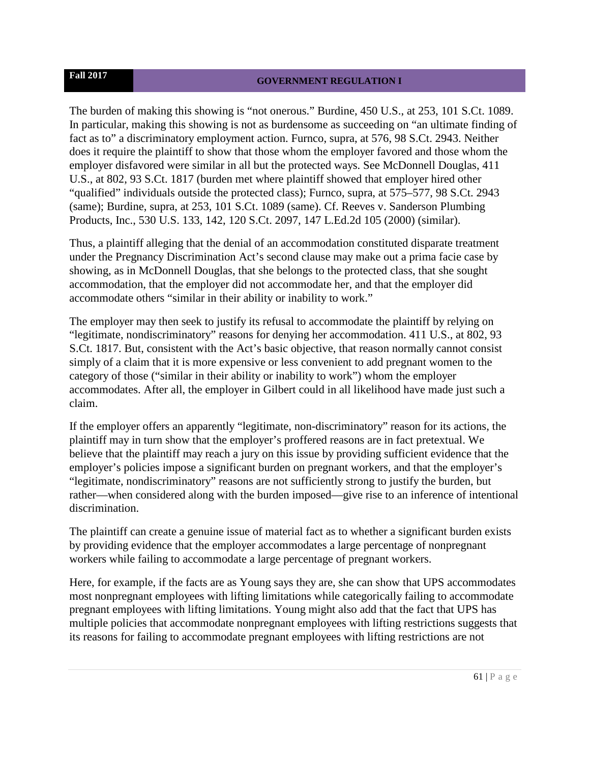The burden of making this showing is "not onerous." Burdine, 450 U.S., at 253, 101 S.Ct. 1089. In particular, making this showing is not as burdensome as succeeding on "an ultimate finding of fact as to" a discriminatory employment action. Furnco, supra, at 576, 98 S.Ct. 2943. Neither does it require the plaintiff to show that those whom the employer favored and those whom the employer disfavored were similar in all but the protected ways. See McDonnell Douglas, 411 U.S., at 802, 93 S.Ct. 1817 (burden met where plaintiff showed that employer hired other "qualified" individuals outside the protected class); Furnco, supra, at 575–577, 98 S.Ct. 2943 (same); Burdine, supra, at 253, 101 S.Ct. 1089 (same). Cf. Reeves v. Sanderson Plumbing Products, Inc., 530 U.S. 133, 142, 120 S.Ct. 2097, 147 L.Ed.2d 105 (2000) (similar).

Thus, a plaintiff alleging that the denial of an accommodation constituted disparate treatment under the Pregnancy Discrimination Act's second clause may make out a prima facie case by showing, as in McDonnell Douglas, that she belongs to the protected class, that she sought accommodation, that the employer did not accommodate her, and that the employer did accommodate others "similar in their ability or inability to work."

The employer may then seek to justify its refusal to accommodate the plaintiff by relying on "legitimate, nondiscriminatory" reasons for denying her accommodation. 411 U.S., at 802, 93 S.Ct. 1817. But, consistent with the Act's basic objective, that reason normally cannot consist simply of a claim that it is more expensive or less convenient to add pregnant women to the category of those ("similar in their ability or inability to work") whom the employer accommodates. After all, the employer in Gilbert could in all likelihood have made just such a claim.

If the employer offers an apparently "legitimate, non-discriminatory" reason for its actions, the plaintiff may in turn show that the employer's proffered reasons are in fact pretextual. We believe that the plaintiff may reach a jury on this issue by providing sufficient evidence that the employer's policies impose a significant burden on pregnant workers, and that the employer's "legitimate, nondiscriminatory" reasons are not sufficiently strong to justify the burden, but rather—when considered along with the burden imposed—give rise to an inference of intentional discrimination.

The plaintiff can create a genuine issue of material fact as to whether a significant burden exists by providing evidence that the employer accommodates a large percentage of nonpregnant workers while failing to accommodate a large percentage of pregnant workers.

Here, for example, if the facts are as Young says they are, she can show that UPS accommodates most nonpregnant employees with lifting limitations while categorically failing to accommodate pregnant employees with lifting limitations. Young might also add that the fact that UPS has multiple policies that accommodate nonpregnant employees with lifting restrictions suggests that its reasons for failing to accommodate pregnant employees with lifting restrictions are not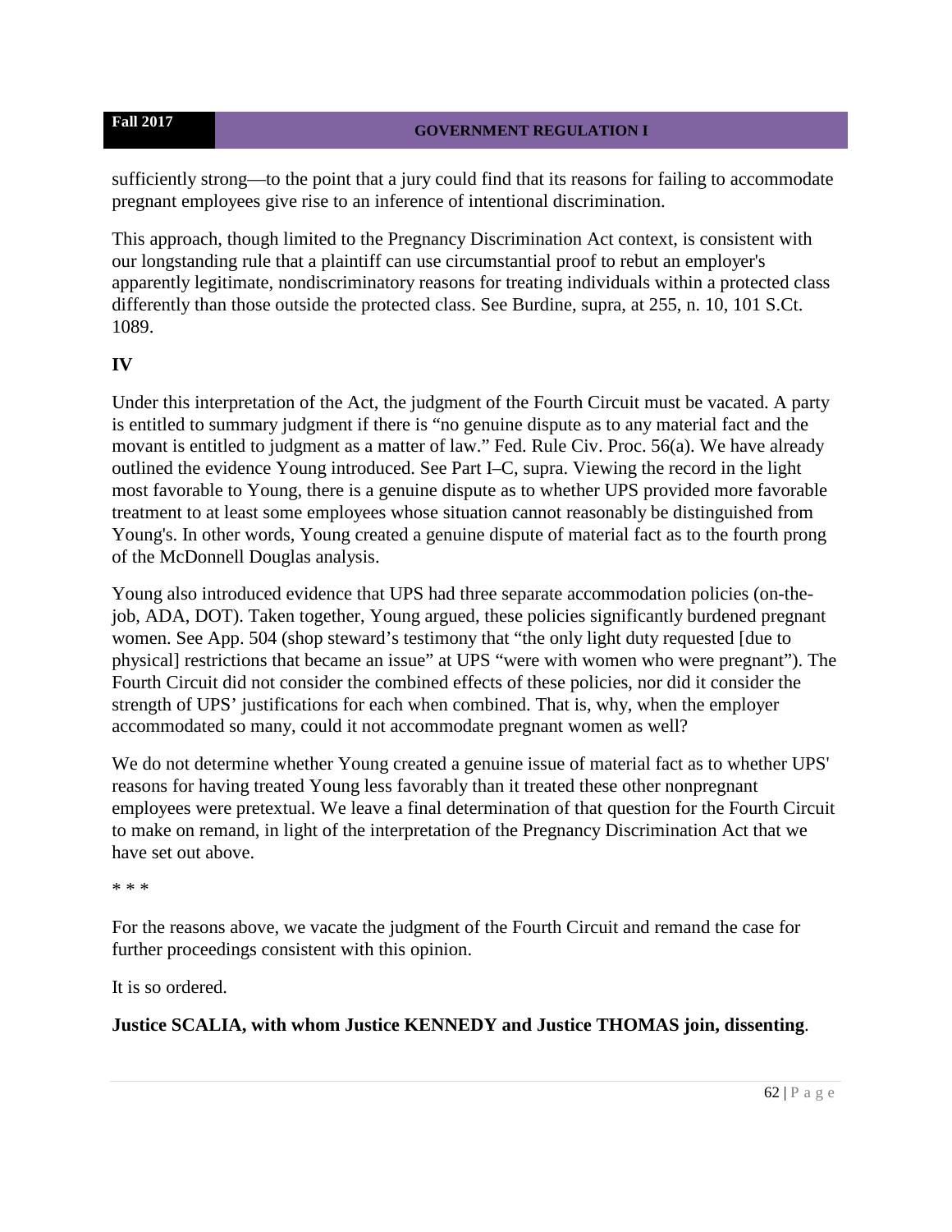sufficiently strong—to the point that a jury could find that its reasons for failing to accommodate pregnant employees give rise to an inference of intentional discrimination.

This approach, though limited to the Pregnancy Discrimination Act context, is consistent with our longstanding rule that a plaintiff can use circumstantial proof to rebut an employer's apparently legitimate, nondiscriminatory reasons for treating individuals within a protected class differently than those outside the protected class. See Burdine, supra, at 255, n. 10, 101 S.Ct. 1089.

## IV

Under this interpretation of the Act, the judgment of the Fourth Circuit must be vacated. A party is entitled to summary judgment if there is "no genuine dispute as to any material fact and the movant is entitled to judgment as a matter of law." Fed. Rule Civ. Proc. 56(a). We have already outlined the evidence Young introduced. See Part I–C, supra. Viewing the record in the light most favorable to Young, there is a genuine dispute as to whether UPS provided more favorable treatment to at least some employees whose situation cannot reasonably be distinguished from Young's. In other words, Young created a genuine dispute of material fact as to the fourth prong of the McDonnell Douglas analysis.

Young also introduced evidence that UPS had three separate accommodation policies (on-the-job, ADA, DOT). Taken together, Young argued, these policies significantly burdened pregnant women. See App. 504 (shop steward's testimony that "the only light duty requested [due to physical] restrictions that became an issue" at UPS "were with women who were pregnant"). The Fourth Circuit did not consider the combined effects of these policies, nor did it consider the strength of UPS' justifications for each when combined. That is, why, when the employer accommodated so many, could it not accommodate pregnant women as well?

We do not determine whether Young created a genuine issue of material fact as to whether UPS' reasons for having treated Young less favorably than it treated these other nonpregnant employees were pretextual. We leave a final determination of that question for the Fourth Circuit to make on remand, in light of the interpretation of the Pregnancy Discrimination Act that we have set out above.

* * *

For the reasons above, we vacate the judgment of the Fourth Circuit and remand the case for further proceedings consistent with this opinion.

It is so ordered.

**Justice SCALIA, with whom Justice KENNEDY and Justice THOMAS join, dissenting**.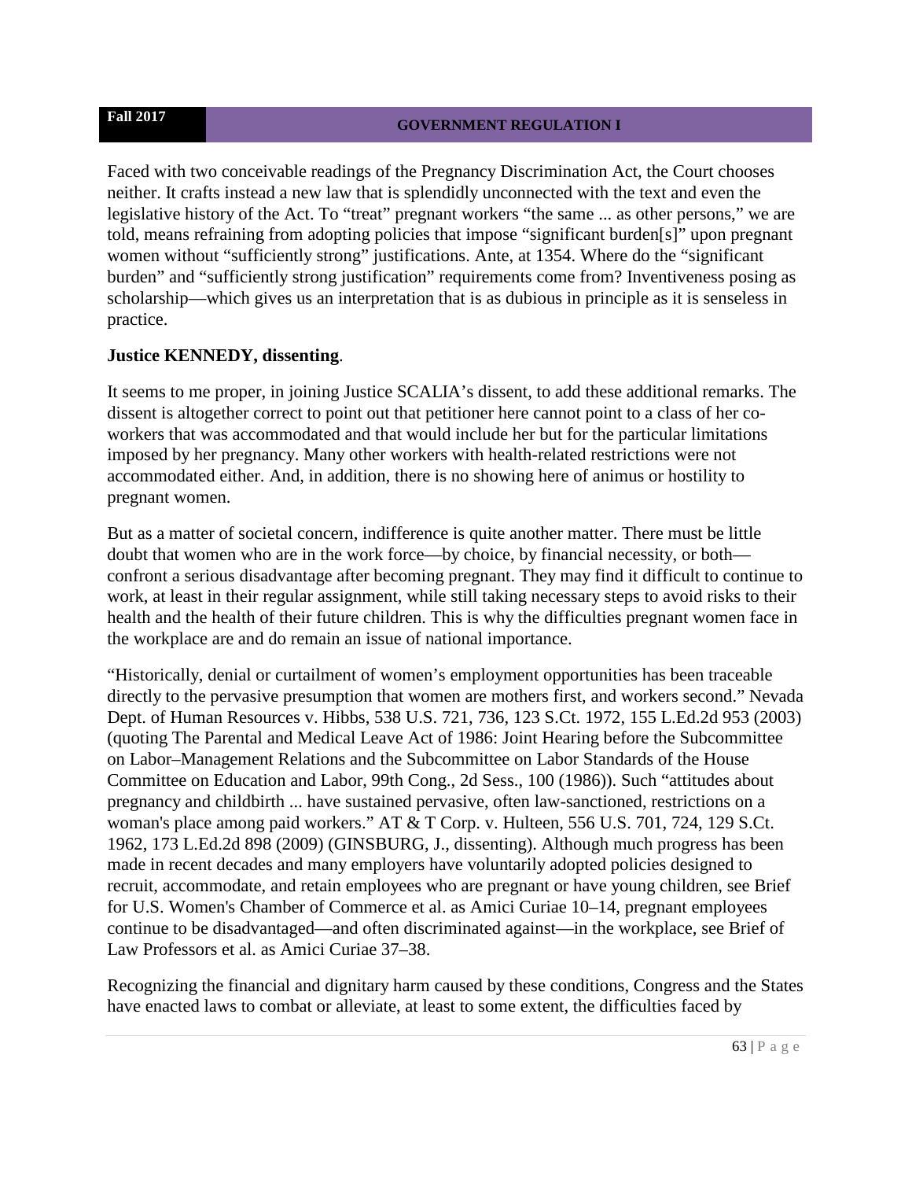Faced with two conceivable readings of the Pregnancy Discrimination Act, the Court chooses neither. It crafts instead a new law that is splendidly unconnected with the text and even the legislative history of the Act. To "treat" pregnant workers "the same ... as other persons," we are told, means refraining from adopting policies that impose "significant burden[s]" upon pregnant women without "sufficiently strong" justifications. Ante, at 1354. Where do the "significant burden" and "sufficiently strong justification" requirements come from? Inventiveness posing as scholarship—which gives us an interpretation that is as dubious in principle as it is senseless in practice.

**Justice KENNEDY, dissenting**.

It seems to me proper, in joining Justice SCALIA's dissent, to add these additional remarks. The dissent is altogether correct to point out that petitioner here cannot point to a class of her co-workers that was accommodated and that would include her but for the particular limitations imposed by her pregnancy. Many other workers with health-related restrictions were not accommodated either. And, in addition, there is no showing here of animus or hostility to pregnant women.

But as a matter of societal concern, indifference is quite another matter. There must be little doubt that women who are in the work force—by choice, by financial necessity, or both—confront a serious disadvantage after becoming pregnant. They may find it difficult to continue to work, at least in their regular assignment, while still taking necessary steps to avoid risks to their health and the health of their future children. This is why the difficulties pregnant women face in the workplace are and do remain an issue of national importance.

"Historically, denial or curtailment of women's employment opportunities has been traceable directly to the pervasive presumption that women are mothers first, and workers second." Nevada Dept. of Human Resources v. Hibbs, 538 U.S. 721, 736, 123 S.Ct. 1972, 155 L.Ed.2d 953 (2003) (quoting The Parental and Medical Leave Act of 1986: Joint Hearing before the Subcommittee on Labor–Management Relations and the Subcommittee on Labor Standards of the House Committee on Education and Labor, 99th Cong., 2d Sess., 100 (1986)). Such "attitudes about pregnancy and childbirth ... have sustained pervasive, often law-sanctioned, restrictions on a woman's place among paid workers." AT & T Corp. v. Hulteen, 556 U.S. 701, 724, 129 S.Ct. 1962, 173 L.Ed.2d 898 (2009) (GINSBURG, J., dissenting). Although much progress has been made in recent decades and many employers have voluntarily adopted policies designed to recruit, accommodate, and retain employees who are pregnant or have young children, see Brief for U.S. Women's Chamber of Commerce et al. as Amici Curiae 10–14, pregnant employees continue to be disadvantaged—and often discriminated against—in the workplace, see Brief of Law Professors et al. as Amici Curiae 37–38.

Recognizing the financial and dignitary harm caused by these conditions, Congress and the States have enacted laws to combat or alleviate, at least to some extent, the difficulties faced by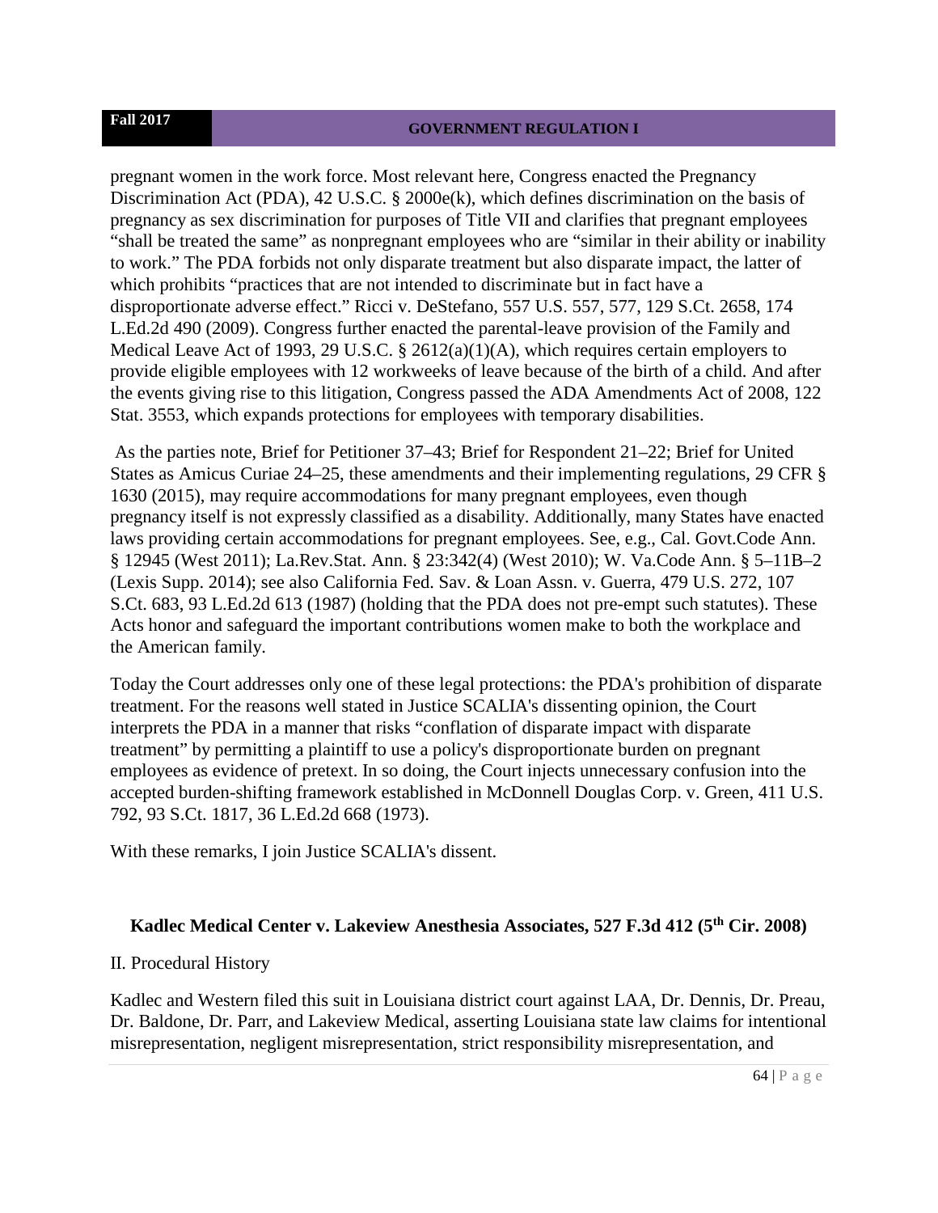pregnant women in the work force. Most relevant here, Congress enacted the Pregnancy Discrimination Act (PDA), 42 U.S.C. § 2000e(k), which defines discrimination on the basis of pregnancy as sex discrimination for purposes of Title VII and clarifies that pregnant employees "shall be treated the same" as nonpregnant employees who are "similar in their ability or inability to work." The PDA forbids not only disparate treatment but also disparate impact, the latter of which prohibits "practices that are not intended to discriminate but in fact have a disproportionate adverse effect." Ricci v. DeStefano, 557 U.S. 557, 577, 129 S.Ct. 2658, 174 L.Ed.2d 490 (2009). Congress further enacted the parental-leave provision of the Family and Medical Leave Act of 1993, 29 U.S.C. § 2612(a)(1)(A), which requires certain employers to provide eligible employees with 12 workweeks of leave because of the birth of a child. And after the events giving rise to this litigation, Congress passed the ADA Amendments Act of 2008, 122 Stat. 3553, which expands protections for employees with temporary disabilities.

As the parties note, Brief for Petitioner 37–43; Brief for Respondent 21–22; Brief for United States as Amicus Curiae 24–25, these amendments and their implementing regulations, 29 CFR § 1630 (2015), may require accommodations for many pregnant employees, even though pregnancy itself is not expressly classified as a disability. Additionally, many States have enacted laws providing certain accommodations for pregnant employees. See, e.g., Cal. Govt.Code Ann. § 12945 (West 2011); La.Rev.Stat. Ann. § 23:342(4) (West 2010); W. Va.Code Ann. § 5–11B–2 (Lexis Supp. 2014); see also California Fed. Sav. & Loan Assn. v. Guerra, 479 U.S. 272, 107 S.Ct. 683, 93 L.Ed.2d 613 (1987) (holding that the PDA does not pre-empt such statutes). These Acts honor and safeguard the important contributions women make to both the workplace and the American family.

Today the Court addresses only one of these legal protections: the PDA's prohibition of disparate treatment. For the reasons well stated in Justice SCALIA's dissenting opinion, the Court interprets the PDA in a manner that risks "conflation of disparate impact with disparate treatment" by permitting a plaintiff to use a policy's disproportionate burden on pregnant employees as evidence of pretext. In so doing, the Court injects unnecessary confusion into the accepted burden-shifting framework established in McDonnell Douglas Corp. v. Green, 411 U.S. 792, 93 S.Ct. 1817, 36 L.Ed.2d 668 (1973).

With these remarks, I join Justice SCALIA's dissent.

## Kadlec Medical Center v. Lakeview Anesthesia Associates, 527 F.3d 412 (5th Cir. 2008)

II. Procedural History

Kadlec and Western filed this suit in Louisiana district court against LAA, Dr. Dennis, Dr. Preau, Dr. Baldone, Dr. Parr, and Lakeview Medical, asserting Louisiana state law claims for intentional misrepresentation, negligent misrepresentation, strict responsibility misrepresentation, and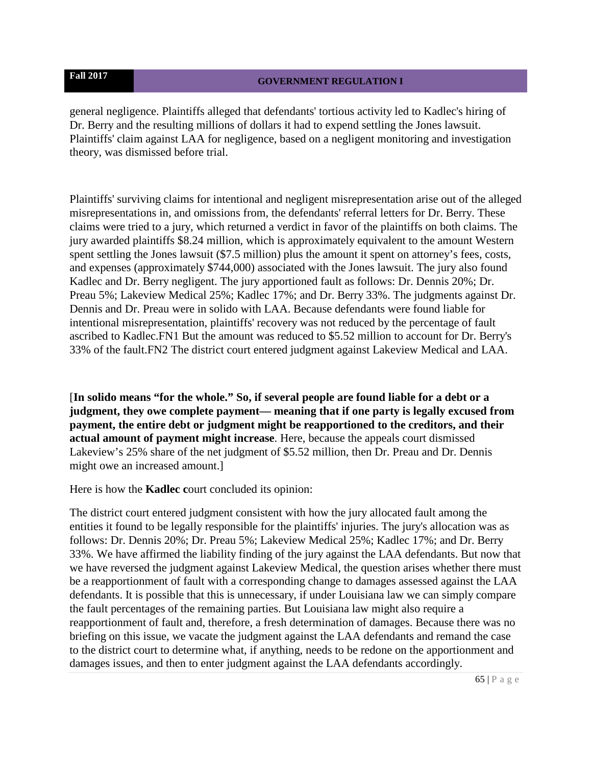general negligence. Plaintiffs alleged that defendants' tortious activity led to Kadlec's hiring of Dr. Berry and the resulting millions of dollars it had to expend settling the Jones lawsuit. Plaintiffs' claim against LAA for negligence, based on a negligent monitoring and investigation theory, was dismissed before trial.

Plaintiffs' surviving claims for intentional and negligent misrepresentation arise out of the alleged misrepresentations in, and omissions from, the defendants' referral letters for Dr. Berry. These claims were tried to a jury, which returned a verdict in favor of the plaintiffs on both claims. The jury awarded plaintiffs $8.24 million, which is approximately equivalent to the amount Western spent settling the Jones lawsuit ($7.5 million) plus the amount it spent on attorney's fees, costs, and expenses (approximately $744,000) associated with the Jones lawsuit. The jury also found Kadlec and Dr. Berry negligent. The jury apportioned fault as follows: Dr. Dennis 20%; Dr. Preau 5%; Lakeview Medical 25%; Kadlec 17%; and Dr. Berry 33%. The judgments against Dr. Dennis and Dr. Preau were in solido with LAA. Because defendants were found liable for intentional misrepresentation, plaintiffs' recovery was not reduced by the percentage of fault ascribed to Kadlec.FN1 But the amount was reduced to $5.52 million to account for Dr. Berry's 33% of the fault.FN2 The district court entered judgment against Lakeview Medical and LAA.

[**In solido means "for the whole." So, if several people are found liable for a debt or a judgment, they owe complete payment— meaning that if one party is legally excused from payment, the entire debt or judgment might be reapportioned to the creditors, and their actual amount of payment might increase**. Here, because the appeals court dismissed Lakeview's 25% share of the net judgment of $5.52 million, then Dr. Preau and Dr. Dennis might owe an increased amount.]

Here is how the **Kadlec c**ourt concluded its opinion:

The district court entered judgment consistent with how the jury allocated fault among the entities it found to be legally responsible for the plaintiffs' injuries. The jury's allocation was as follows: Dr. Dennis 20%; Dr. Preau 5%; Lakeview Medical 25%; Kadlec 17%; and Dr. Berry 33%. We have affirmed the liability finding of the jury against the LAA defendants. But now that we have reversed the judgment against Lakeview Medical, the question arises whether there must be a reapportionment of fault with a corresponding change to damages assessed against the LAA defendants. It is possible that this is unnecessary, if under Louisiana law we can simply compare the fault percentages of the remaining parties. But Louisiana law might also require a reapportionment of fault and, therefore, a fresh determination of damages. Because there was no briefing on this issue, we vacate the judgment against the LAA defendants and remand the case to the district court to determine what, if anything, needs to be redone on the apportionment and damages issues, and then to enter judgment against the LAA defendants accordingly.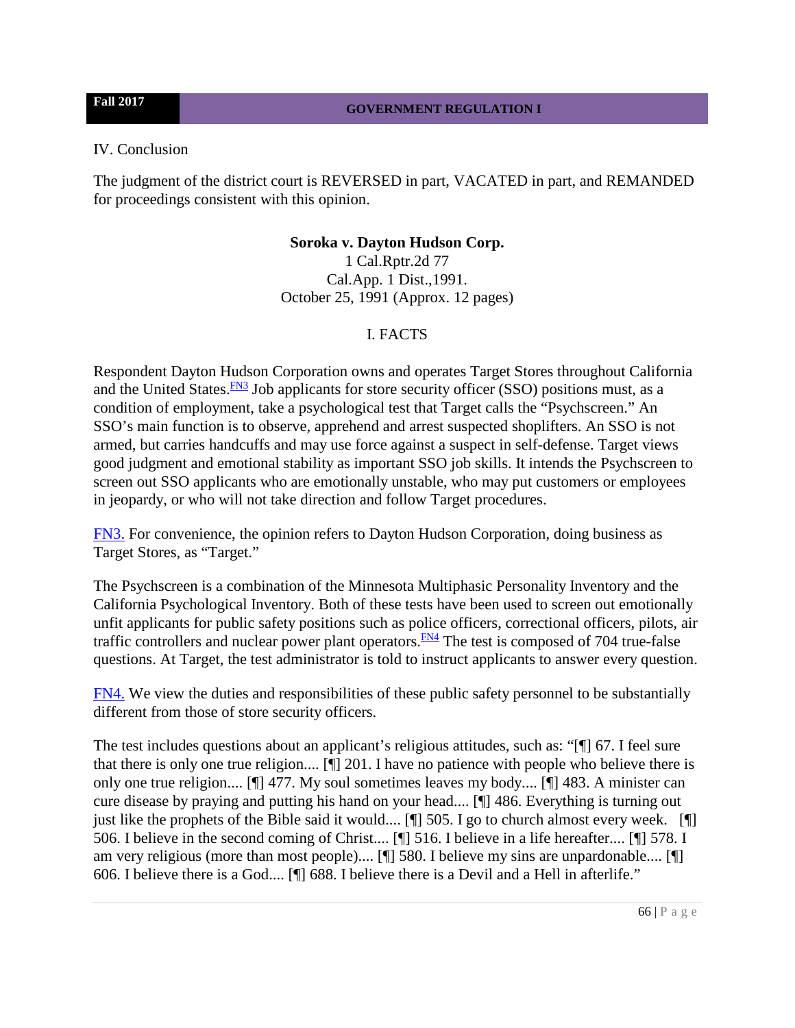IV. Conclusion

The judgment of the district court is REVERSED in part, VACATED in part, and REMANDED for proceedings consistent with this opinion.

**Soroka v. Dayton Hudson Corp.**
1 Cal.Rptr.2d 77
Cal.App. 1 Dist.,1991.
October 25, 1991 (Approx. 12 pages)

I. FACTS

Respondent Dayton Hudson Corporation owns and operates Target Stores throughout California and the United States.[FN3] Job applicants for store security officer (SSO) positions must, as a condition of employment, take a psychological test that Target calls the "Psychscreen." An SSO's main function is to observe, apprehend and arrest suspected shoplifters. An SSO is not armed, but carries handcuffs and may use force against a suspect in self-defense. Target views good judgment and emotional stability as important SSO job skills. It intends the Psychscreen to screen out SSO applicants who are emotionally unstable, who may put customers or employees in jeopardy, or who will not take direction and follow Target procedures.

FN3. For convenience, the opinion refers to Dayton Hudson Corporation, doing business as Target Stores, as "Target."

The Psychscreen is a combination of the Minnesota Multiphasic Personality Inventory and the California Psychological Inventory. Both of these tests have been used to screen out emotionally unfit applicants for public safety positions such as police officers, correctional officers, pilots, air traffic controllers and nuclear power plant operators.[FN4] The test is composed of 704 true-false questions. At Target, the test administrator is told to instruct applicants to answer every question.

FN4. We view the duties and responsibilities of these public safety personnel to be substantially different from those of store security officers.

The test includes questions about an applicant's religious attitudes, such as: "[¶] 67. I feel sure that there is only one true religion.... [¶] 201. I have no patience with people who believe there is only one true religion.... [¶] 477. My soul sometimes leaves my body.... [¶] 483. A minister can cure disease by praying and putting his hand on your head.... [¶] 486. Everything is turning out just like the prophets of the Bible said it would.... [¶] 505. I go to church almost every week. [¶] 506. I believe in the second coming of Christ.... [¶] 516. I believe in a life hereafter.... [¶] 578. I am very religious (more than most people).... [¶] 580. I believe my sins are unpardonable.... [¶] 606. I believe there is a God.... [¶] 688. I believe there is a Devil and a Hell in afterlife."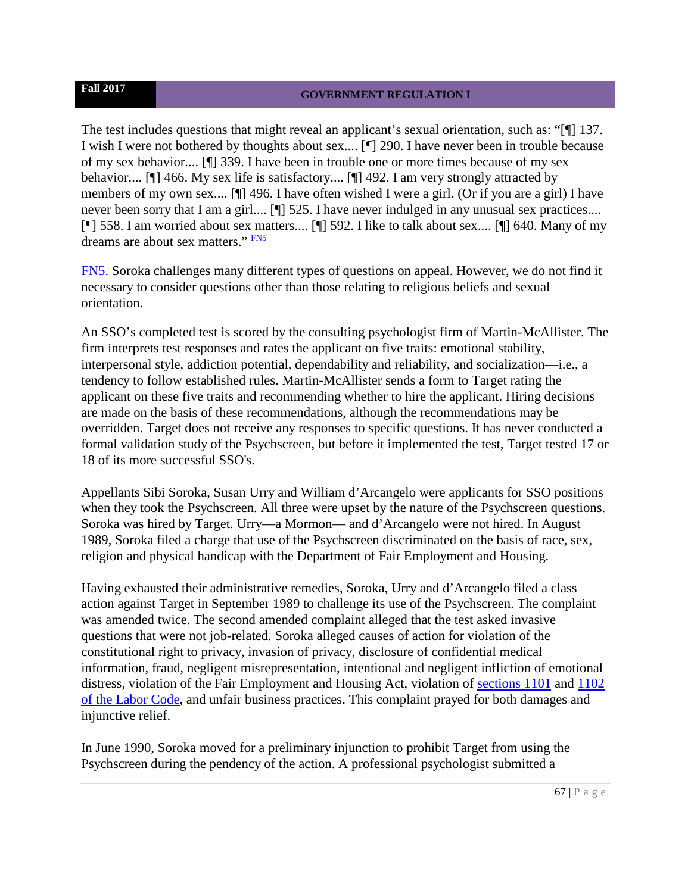The test includes questions that might reveal an applicant's sexual orientation, such as: "[¶] 137. I wish I were not bothered by thoughts about sex.... [¶] 290. I have never been in trouble because of my sex behavior.... [¶] 339. I have been in trouble one or more times because of my sex behavior.... [¶] 466. My sex life is satisfactory.... [¶] 492. I am very strongly attracted by members of my own sex.... [¶] 496. I have often wished I were a girl. (Or if you are a girl) I have never been sorry that I am a girl.... [¶] 525. I have never indulged in any unusual sex practices.... [¶] 558. I am worried about sex matters.... [¶] 592. I like to talk about sex.... [¶] 640. Many of my dreams are about sex matters." [FN5]

FN5. Soroka challenges many different types of questions on appeal. However, we do not find it necessary to consider questions other than those relating to religious beliefs and sexual orientation.

An SSO's completed test is scored by the consulting psychologist firm of Martin-McAllister. The firm interprets test responses and rates the applicant on five traits: emotional stability, interpersonal style, addiction potential, dependability and reliability, and socialization—i.e., a tendency to follow established rules. Martin-McAllister sends a form to Target rating the applicant on these five traits and recommending whether to hire the applicant. Hiring decisions are made on the basis of these recommendations, although the recommendations may be overridden. Target does not receive any responses to specific questions. It has never conducted a formal validation study of the Psychscreen, but before it implemented the test, Target tested 17 or 18 of its more successful SSO's.

Appellants Sibi Soroka, Susan Urry and William d'Arcangelo were applicants for SSO positions when they took the Psychscreen. All three were upset by the nature of the Psychscreen questions. Soroka was hired by Target. Urry—a Mormon— and d'Arcangelo were not hired. In August 1989, Soroka filed a charge that use of the Psychscreen discriminated on the basis of race, sex, religion and physical handicap with the Department of Fair Employment and Housing.

Having exhausted their administrative remedies, Soroka, Urry and d'Arcangelo filed a class action against Target in September 1989 to challenge its use of the Psychscreen. The complaint was amended twice. The second amended complaint alleged that the test asked invasive questions that were not job-related. Soroka alleged causes of action for violation of the constitutional right to privacy, invasion of privacy, disclosure of confidential medical information, fraud, negligent misrepresentation, intentional and negligent infliction of emotional distress, violation of the Fair Employment and Housing Act, violation of sections 1101 and 1102 of the Labor Code, and unfair business practices. This complaint prayed for both damages and injunctive relief.

In June 1990, Soroka moved for a preliminary injunction to prohibit Target from using the Psychscreen during the pendency of the action. A professional psychologist submitted a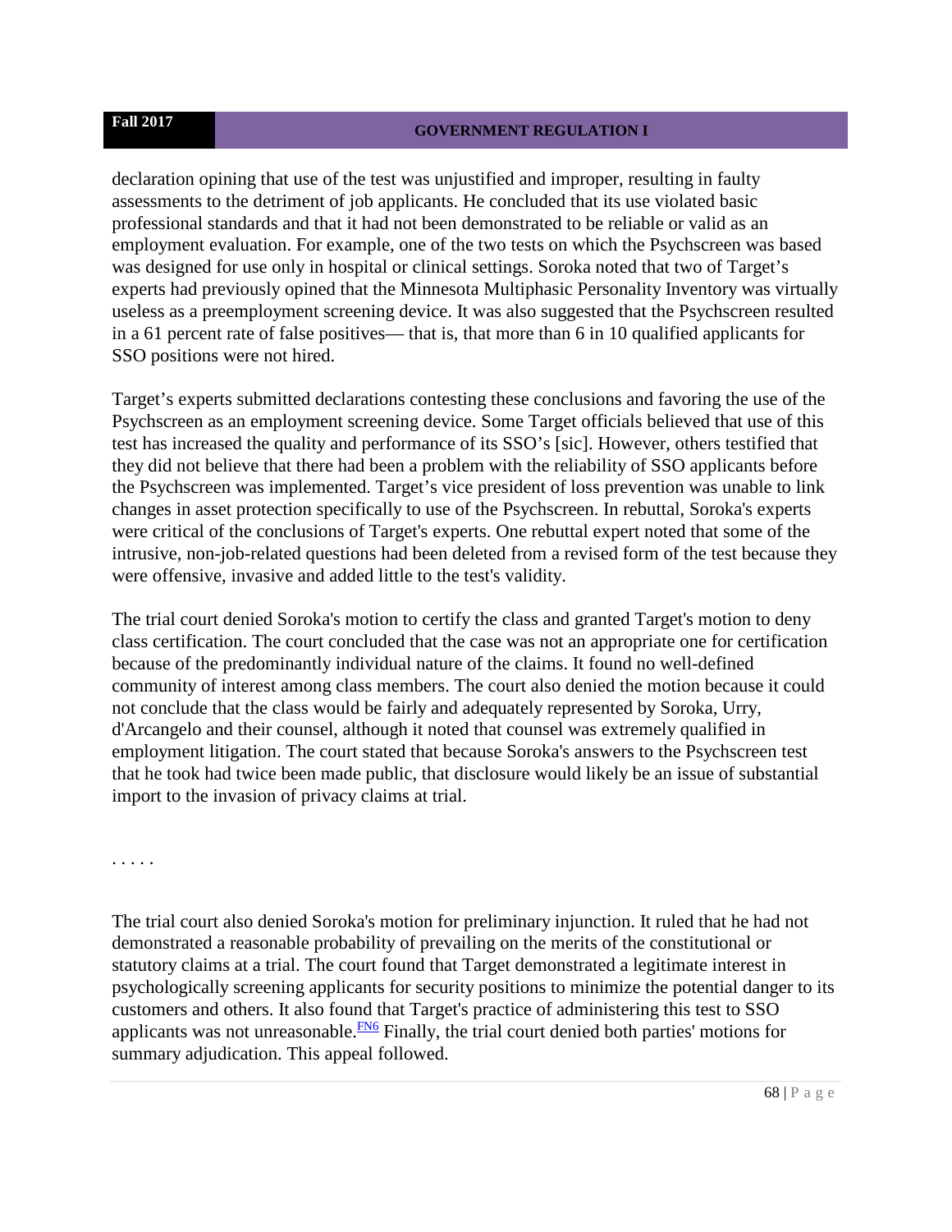declaration opining that use of the test was unjustified and improper, resulting in faulty assessments to the detriment of job applicants. He concluded that its use violated basic professional standards and that it had not been demonstrated to be reliable or valid as an employment evaluation. For example, one of the two tests on which the Psychscreen was based was designed for use only in hospital or clinical settings. Soroka noted that two of Target's experts had previously opined that the Minnesota Multiphasic Personality Inventory was virtually useless as a preemployment screening device. It was also suggested that the Psychscreen resulted in a 61 percent rate of false positives— that is, that more than 6 in 10 qualified applicants for SSO positions were not hired.

Target's experts submitted declarations contesting these conclusions and favoring the use of the Psychscreen as an employment screening device. Some Target officials believed that use of this test has increased the quality and performance of its SSO's [sic]. However, others testified that they did not believe that there had been a problem with the reliability of SSO applicants before the Psychscreen was implemented. Target's vice president of loss prevention was unable to link changes in asset protection specifically to use of the Psychscreen. In rebuttal, Soroka's experts were critical of the conclusions of Target's experts. One rebuttal expert noted that some of the intrusive, non-job-related questions had been deleted from a revised form of the test because they were offensive, invasive and added little to the test's validity.

The trial court denied Soroka's motion to certify the class and granted Target's motion to deny class certification. The court concluded that the case was not an appropriate one for certification because of the predominantly individual nature of the claims. It found no well-defined community of interest among class members. The court also denied the motion because it could not conclude that the class would be fairly and adequately represented by Soroka, Urry, d'Arcangelo and their counsel, although it noted that counsel was extremely qualified in employment litigation. The court stated that because Soroka's answers to the Psychscreen test that he took had twice been made public, that disclosure would likely be an issue of substantial import to the invasion of privacy claims at trial.

. . . . .

The trial court also denied Soroka's motion for preliminary injunction. It ruled that he had not demonstrated a reasonable probability of prevailing on the merits of the constitutional or statutory claims at a trial. The court found that Target demonstrated a legitimate interest in psychologically screening applicants for security positions to minimize the potential danger to its customers and others. It also found that Target's practice of administering this test to SSO applicants was not unreasonable.[FN6] Finally, the trial court denied both parties' motions for summary adjudication. This appeal followed.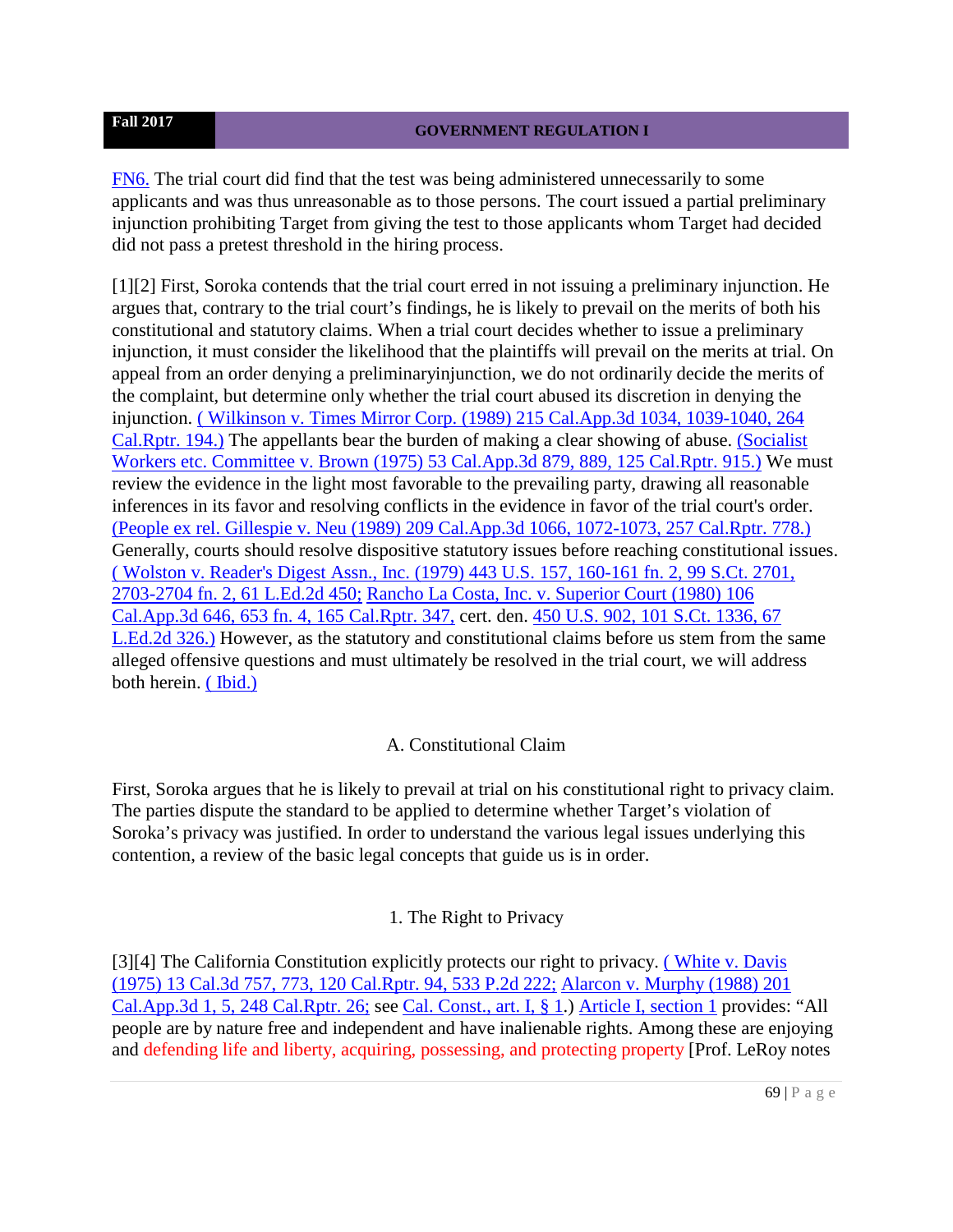FN6. The trial court did find that the test was being administered unnecessarily to some applicants and was thus unreasonable as to those persons. The court issued a partial preliminary injunction prohibiting Target from giving the test to those applicants whom Target had decided did not pass a pretest threshold in the hiring process.

[1][2] First, Soroka contends that the trial court erred in not issuing a preliminary injunction. He argues that, contrary to the trial court's findings, he is likely to prevail on the merits of both his constitutional and statutory claims. When a trial court decides whether to issue a preliminary injunction, it must consider the likelihood that the plaintiffs will prevail on the merits at trial. On appeal from an order denying a preliminaryinjunction, we do not ordinarily decide the merits of the complaint, but determine only whether the trial court abused its discretion in denying the injunction. ( Wilkinson v. Times Mirror Corp. (1989) 215 Cal.App.3d 1034, 1039-1040, 264 Cal.Rptr. 194.) The appellants bear the burden of making a clear showing of abuse. (Socialist Workers etc. Committee v. Brown (1975) 53 Cal.App.3d 879, 889, 125 Cal.Rptr. 915.) We must review the evidence in the light most favorable to the prevailing party, drawing all reasonable inferences in its favor and resolving conflicts in the evidence in favor of the trial court's order. (People ex rel. Gillespie v. Neu (1989) 209 Cal.App.3d 1066, 1072-1073, 257 Cal.Rptr. 778.) Generally, courts should resolve dispositive statutory issues before reaching constitutional issues. ( Wolston v. Reader's Digest Assn., Inc. (1979) 443 U.S. 157, 160-161 fn. 2, 99 S.Ct. 2701, 2703-2704 fn. 2, 61 L.Ed.2d 450; Rancho La Costa, Inc. v. Superior Court (1980) 106 Cal.App.3d 646, 653 fn. 4, 165 Cal.Rptr. 347, cert. den. 450 U.S. 902, 101 S.Ct. 1336, 67 L.Ed.2d 326.) However, as the statutory and constitutional claims before us stem from the same alleged offensive questions and must ultimately be resolved in the trial court, we will address both herein. ( Ibid.)

A. Constitutional Claim

First, Soroka argues that he is likely to prevail at trial on his constitutional right to privacy claim. The parties dispute the standard to be applied to determine whether Target's violation of Soroka's privacy was justified. In order to understand the various legal issues underlying this contention, a review of the basic legal concepts that guide us is in order.

1. The Right to Privacy

[3][4] The California Constitution explicitly protects our right to privacy. ( White v. Davis (1975) 13 Cal.3d 757, 773, 120 Cal.Rptr. 94, 533 P.2d 222; Alarcon v. Murphy (1988) 201 Cal.App.3d 1, 5, 248 Cal.Rptr. 26; see Cal. Const., art. I, § 1.) Article I, section 1 provides: "All people are by nature free and independent and have inalienable rights. Among these are enjoying and defending life and liberty, acquiring, possessing, and protecting property [Prof. LeRoy notes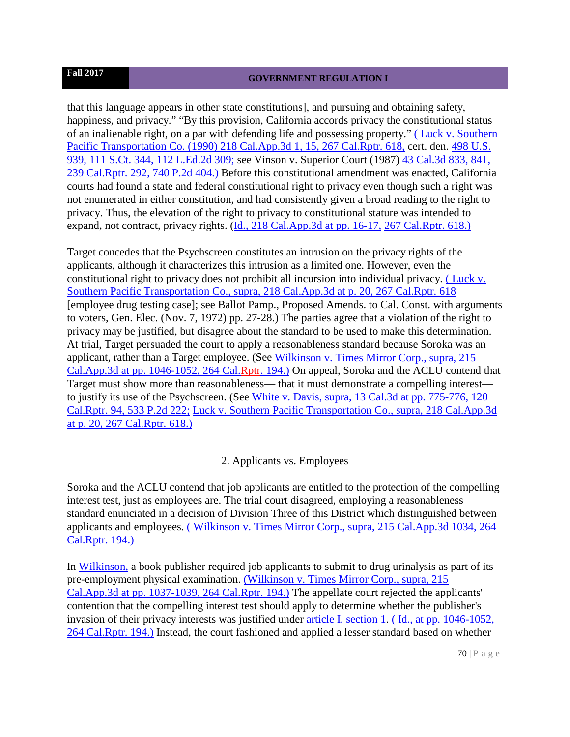that this language appears in other state constitutions], and pursuing and obtaining safety, happiness, and privacy." "By this provision, California accords privacy the constitutional status of an inalienable right, on a par with defending life and possessing property." ( Luck v. Southern Pacific Transportation Co. (1990) 218 Cal.App.3d 1, 15, 267 Cal.Rptr. 618, cert. den. 498 U.S. 939, 111 S.Ct. 344, 112 L.Ed.2d 309; see Vinson v. Superior Court (1987) 43 Cal.3d 833, 841, 239 Cal.Rptr. 292, 740 P.2d 404.) Before this constitutional amendment was enacted, California courts had found a state and federal constitutional right to privacy even though such a right was not enumerated in either constitution, and had consistently given a broad reading to the right to privacy. Thus, the elevation of the right to privacy to constitutional stature was intended to expand, not contract, privacy rights. (Id., 218 Cal.App.3d at pp. 16-17, 267 Cal.Rptr. 618.)

Target concedes that the Psychscreen constitutes an intrusion on the privacy rights of the applicants, although it characterizes this intrusion as a limited one. However, even the constitutional right to privacy does not prohibit all incursion into individual privacy. ( Luck v. Southern Pacific Transportation Co., supra, 218 Cal.App.3d at p. 20, 267 Cal.Rptr. 618 [employee drug testing case]; see Ballot Pamp., Proposed Amends. to Cal. Const. with arguments to voters, Gen. Elec. (Nov. 7, 1972) pp. 27-28.) The parties agree that a violation of the right to privacy may be justified, but disagree about the standard to be used to make this determination. At trial, Target persuaded the court to apply a reasonableness standard because Soroka was an applicant, rather than a Target employee. (See Wilkinson v. Times Mirror Corp., supra, 215 Cal.App.3d at pp. 1046-1052, 264 Cal.Rptr. 194.) On appeal, Soroka and the ACLU contend that Target must show more than reasonableness— that it must demonstrate a compelling interest— to justify its use of the Psychscreen. (See White v. Davis, supra, 13 Cal.3d at pp. 775-776, 120 Cal.Rptr. 94, 533 P.2d 222; Luck v. Southern Pacific Transportation Co., supra, 218 Cal.App.3d at p. 20, 267 Cal.Rptr. 618.)

## 2. Applicants vs. Employees

Soroka and the ACLU contend that job applicants are entitled to the protection of the compelling interest test, just as employees are. The trial court disagreed, employing a reasonableness standard enunciated in a decision of Division Three of this District which distinguished between applicants and employees. ( Wilkinson v. Times Mirror Corp., supra, 215 Cal.App.3d 1034, 264 Cal.Rptr. 194.)

In Wilkinson, a book publisher required job applicants to submit to drug urinalysis as part of its pre-employment physical examination. (Wilkinson v. Times Mirror Corp., supra, 215 Cal.App.3d at pp. 1037-1039, 264 Cal.Rptr. 194.) The appellate court rejected the applicants' contention that the compelling interest test should apply to determine whether the publisher's invasion of their privacy interests was justified under article I, section 1. ( Id., at pp. 1046-1052, 264 Cal.Rptr. 194.) Instead, the court fashioned and applied a lesser standard based on whether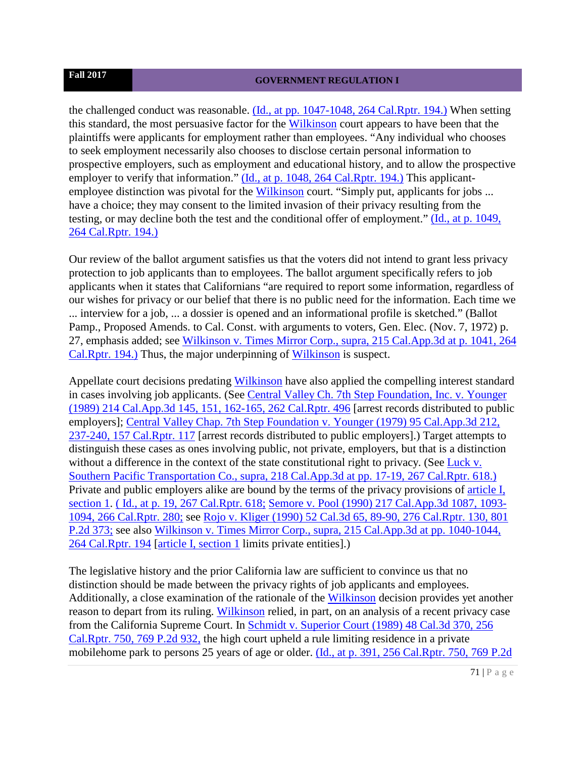the challenged conduct was reasonable. (Id., at pp. 1047-1048, 264 Cal.Rptr. 194.) When setting this standard, the most persuasive factor for the Wilkinson court appears to have been that the plaintiffs were applicants for employment rather than employees. "Any individual who chooses to seek employment necessarily also chooses to disclose certain personal information to prospective employers, such as employment and educational history, and to allow the prospective employer to verify that information." (Id., at p. 1048, 264 Cal.Rptr. 194.) This applicant-employee distinction was pivotal for the Wilkinson court. "Simply put, applicants for jobs ... have a choice; they may consent to the limited invasion of their privacy resulting from the testing, or may decline both the test and the conditional offer of employment." (Id., at p. 1049, 264 Cal.Rptr. 194.)

Our review of the ballot argument satisfies us that the voters did not intend to grant less privacy protection to job applicants than to employees. The ballot argument specifically refers to job applicants when it states that Californians "are required to report some information, regardless of our wishes for privacy or our belief that there is no public need for the information. Each time we ... interview for a job, ... a dossier is opened and an informational profile is sketched." (Ballot Pamp., Proposed Amends. to Cal. Const. with arguments to voters, Gen. Elec. (Nov. 7, 1972) p. 27, emphasis added; see Wilkinson v. Times Mirror Corp., supra, 215 Cal.App.3d at p. 1041, 264 Cal.Rptr. 194.) Thus, the major underpinning of Wilkinson is suspect.

Appellate court decisions predating Wilkinson have also applied the compelling interest standard in cases involving job applicants. (See Central Valley Ch. 7th Step Foundation, Inc. v. Younger (1989) 214 Cal.App.3d 145, 151, 162-165, 262 Cal.Rptr. 496 [arrest records distributed to public employers]; Central Valley Chap. 7th Step Foundation v. Younger (1979) 95 Cal.App.3d 212, 237-240, 157 Cal.Rptr. 117 [arrest records distributed to public employers].) Target attempts to distinguish these cases as ones involving public, not private, employers, but that is a distinction without a difference in the context of the state constitutional right to privacy. (See Luck v. Southern Pacific Transportation Co., supra, 218 Cal.App.3d at pp. 17-19, 267 Cal.Rptr. 618.) Private and public employers alike are bound by the terms of the privacy provisions of article I, section 1. ( Id., at p. 19, 267 Cal.Rptr. 618; Semore v. Pool (1990) 217 Cal.App.3d 1087, 1093-1094, 266 Cal.Rptr. 280; see Rojo v. Kliger (1990) 52 Cal.3d 65, 89-90, 276 Cal.Rptr. 130, 801 P.2d 373; see also Wilkinson v. Times Mirror Corp., supra, 215 Cal.App.3d at pp. 1040-1044, 264 Cal.Rptr. 194 [article I, section 1 limits private entities].)

The legislative history and the prior California law are sufficient to convince us that no distinction should be made between the privacy rights of job applicants and employees. Additionally, a close examination of the rationale of the Wilkinson decision provides yet another reason to depart from its ruling. Wilkinson relied, in part, on an analysis of a recent privacy case from the California Supreme Court. In Schmidt v. Superior Court (1989) 48 Cal.3d 370, 256 Cal.Rptr. 750, 769 P.2d 932, the high court upheld a rule limiting residence in a private mobilehome park to persons 25 years of age or older. (Id., at p. 391, 256 Cal.Rptr. 750, 769 P.2d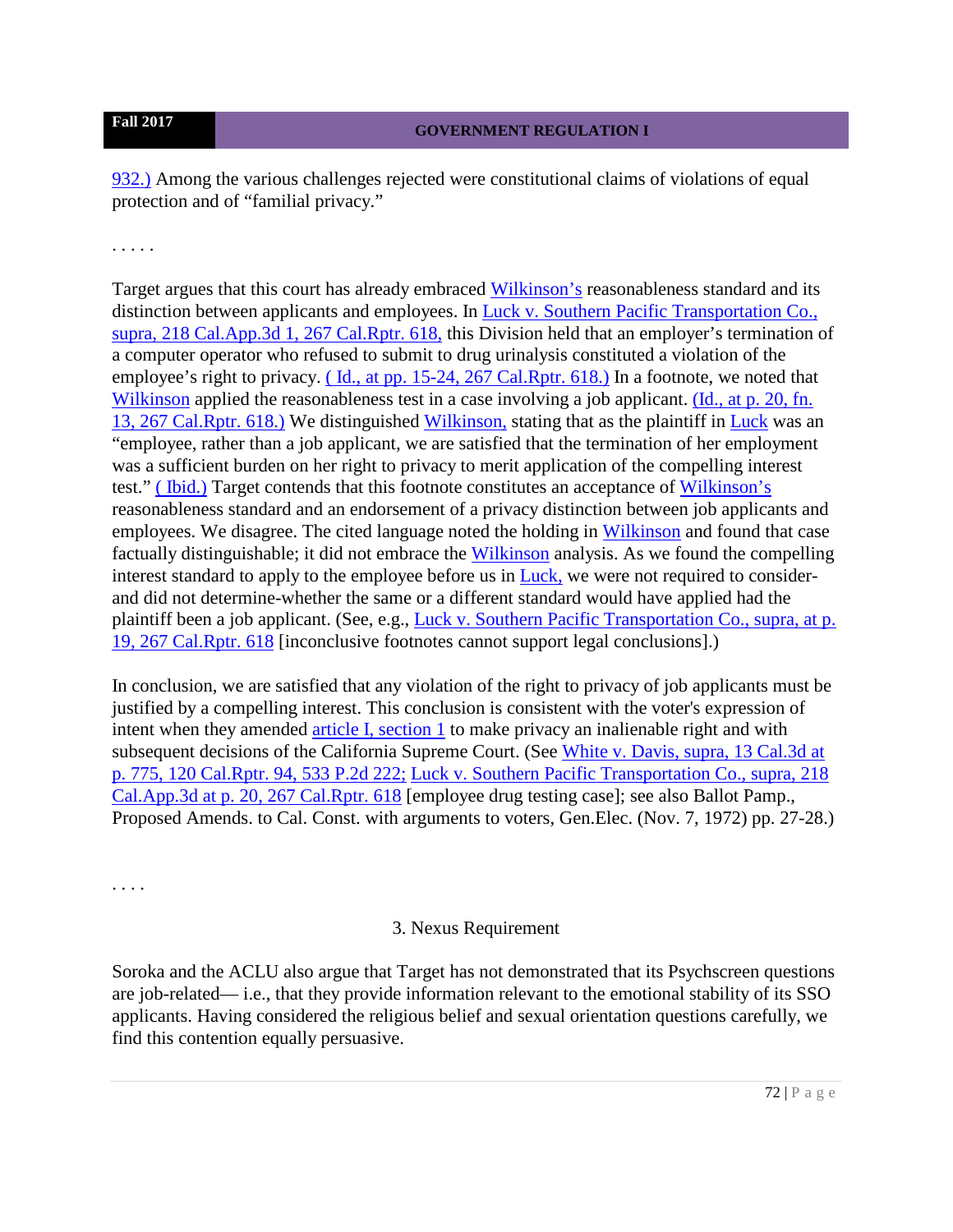932.) Among the various challenges rejected were constitutional claims of violations of equal protection and of "familial privacy."

. . . . .

Target argues that this court has already embraced Wilkinson's reasonableness standard and its distinction between applicants and employees. In Luck v. Southern Pacific Transportation Co., supra, 218 Cal.App.3d 1, 267 Cal.Rptr. 618, this Division held that an employer's termination of a computer operator who refused to submit to drug urinalysis constituted a violation of the employee's right to privacy. ( Id., at pp. 15-24, 267 Cal.Rptr. 618.) In a footnote, we noted that Wilkinson applied the reasonableness test in a case involving a job applicant. (Id., at p. 20, fn. 13, 267 Cal.Rptr. 618.) We distinguished Wilkinson, stating that as the plaintiff in Luck was an "employee, rather than a job applicant, we are satisfied that the termination of her employment was a sufficient burden on her right to privacy to merit application of the compelling interest test." ( Ibid.) Target contends that this footnote constitutes an acceptance of Wilkinson's reasonableness standard and an endorsement of a privacy distinction between job applicants and employees. We disagree. The cited language noted the holding in Wilkinson and found that case factually distinguishable; it did not embrace the Wilkinson analysis. As we found the compelling interest standard to apply to the employee before us in Luck, we were not required to consider-and did not determine-whether the same or a different standard would have applied had the plaintiff been a job applicant. (See, e.g., Luck v. Southern Pacific Transportation Co., supra, at p. 19, 267 Cal.Rptr. 618 [inconclusive footnotes cannot support legal conclusions].)

In conclusion, we are satisfied that any violation of the right to privacy of job applicants must be justified by a compelling interest. This conclusion is consistent with the voter's expression of intent when they amended article I, section 1 to make privacy an inalienable right and with subsequent decisions of the California Supreme Court. (See White v. Davis, supra, 13 Cal.3d at p. 775, 120 Cal.Rptr. 94, 533 P.2d 222; Luck v. Southern Pacific Transportation Co., supra, 218 Cal.App.3d at p. 20, 267 Cal.Rptr. 618 [employee drug testing case]; see also Ballot Pamp., Proposed Amends. to Cal. Const. with arguments to voters, Gen.Elec. (Nov. 7, 1972) pp. 27-28.)

. . . .

### 3. Nexus Requirement

Soroka and the ACLU also argue that Target has not demonstrated that its Psychscreen questions are job-related— i.e., that they provide information relevant to the emotional stability of its SSO applicants. Having considered the religious belief and sexual orientation questions carefully, we find this contention equally persuasive.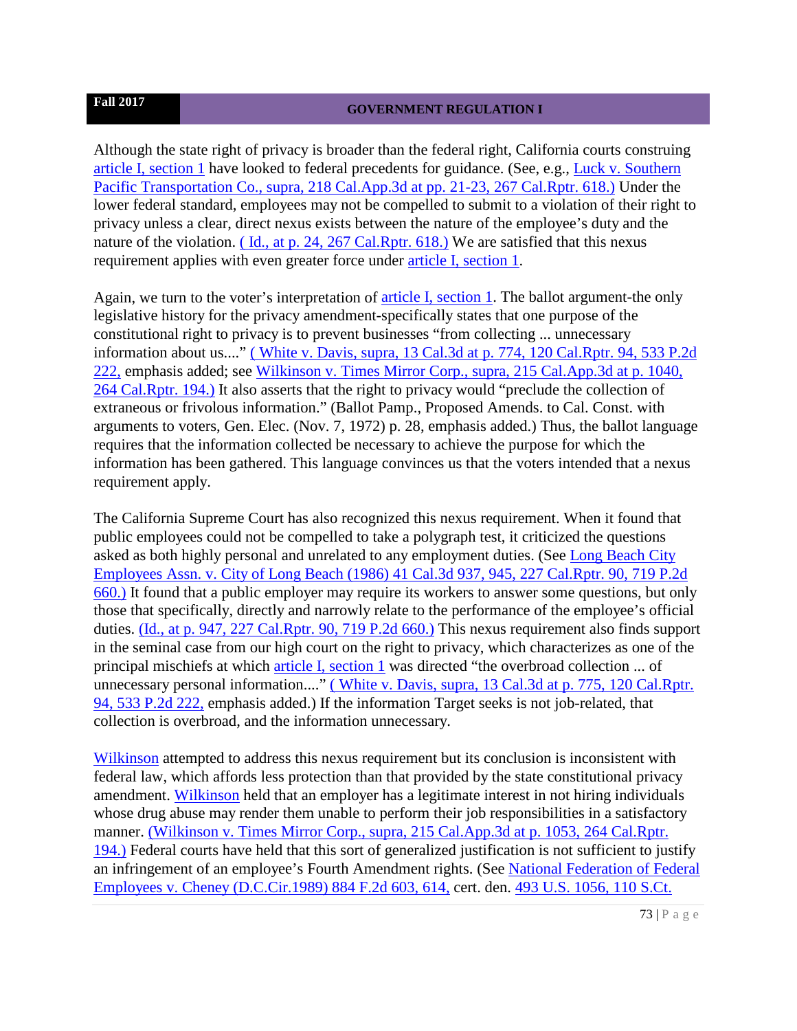Although the state right of privacy is broader than the federal right, California courts construing article I, section 1 have looked to federal precedents for guidance. (See, e.g., Luck v. Southern Pacific Transportation Co., supra, 218 Cal.App.3d at pp. 21-23, 267 Cal.Rptr. 618.) Under the lower federal standard, employees may not be compelled to submit to a violation of their right to privacy unless a clear, direct nexus exists between the nature of the employee's duty and the nature of the violation. ( Id., at p. 24, 267 Cal.Rptr. 618.) We are satisfied that this nexus requirement applies with even greater force under article I, section 1.

Again, we turn to the voter's interpretation of article I, section 1. The ballot argument-the only legislative history for the privacy amendment-specifically states that one purpose of the constitutional right to privacy is to prevent businesses "from collecting ... unnecessary information about us...." ( White v. Davis, supra, 13 Cal.3d at p. 774, 120 Cal.Rptr. 94, 533 P.2d 222, emphasis added; see Wilkinson v. Times Mirror Corp., supra, 215 Cal.App.3d at p. 1040, 264 Cal.Rptr. 194.) It also asserts that the right to privacy would "preclude the collection of extraneous or frivolous information." (Ballot Pamp., Proposed Amends. to Cal. Const. with arguments to voters, Gen. Elec. (Nov. 7, 1972) p. 28, emphasis added.) Thus, the ballot language requires that the information collected be necessary to achieve the purpose for which the information has been gathered. This language convinces us that the voters intended that a nexus requirement apply.

The California Supreme Court has also recognized this nexus requirement. When it found that public employees could not be compelled to take a polygraph test, it criticized the questions asked as both highly personal and unrelated to any employment duties. (See Long Beach City Employees Assn. v. City of Long Beach (1986) 41 Cal.3d 937, 945, 227 Cal.Rptr. 90, 719 P.2d 660.) It found that a public employer may require its workers to answer some questions, but only those that specifically, directly and narrowly relate to the performance of the employee's official duties. (Id., at p. 947, 227 Cal.Rptr. 90, 719 P.2d 660.) This nexus requirement also finds support in the seminal case from our high court on the right to privacy, which characterizes as one of the principal mischiefs at which article I, section 1 was directed "the overbroad collection ... of unnecessary personal information...." ( White v. Davis, supra, 13 Cal.3d at p. 775, 120 Cal.Rptr. 94, 533 P.2d 222, emphasis added.) If the information Target seeks is not job-related, that collection is overbroad, and the information unnecessary.

Wilkinson attempted to address this nexus requirement but its conclusion is inconsistent with federal law, which affords less protection than that provided by the state constitutional privacy amendment. Wilkinson held that an employer has a legitimate interest in not hiring individuals whose drug abuse may render them unable to perform their job responsibilities in a satisfactory manner. (Wilkinson v. Times Mirror Corp., supra, 215 Cal.App.3d at p. 1053, 264 Cal.Rptr. 194.) Federal courts have held that this sort of generalized justification is not sufficient to justify an infringement of an employee's Fourth Amendment rights. (See National Federation of Federal Employees v. Cheney (D.C.Cir.1989) 884 F.2d 603, 614, cert. den. 493 U.S. 1056, 110 S.Ct.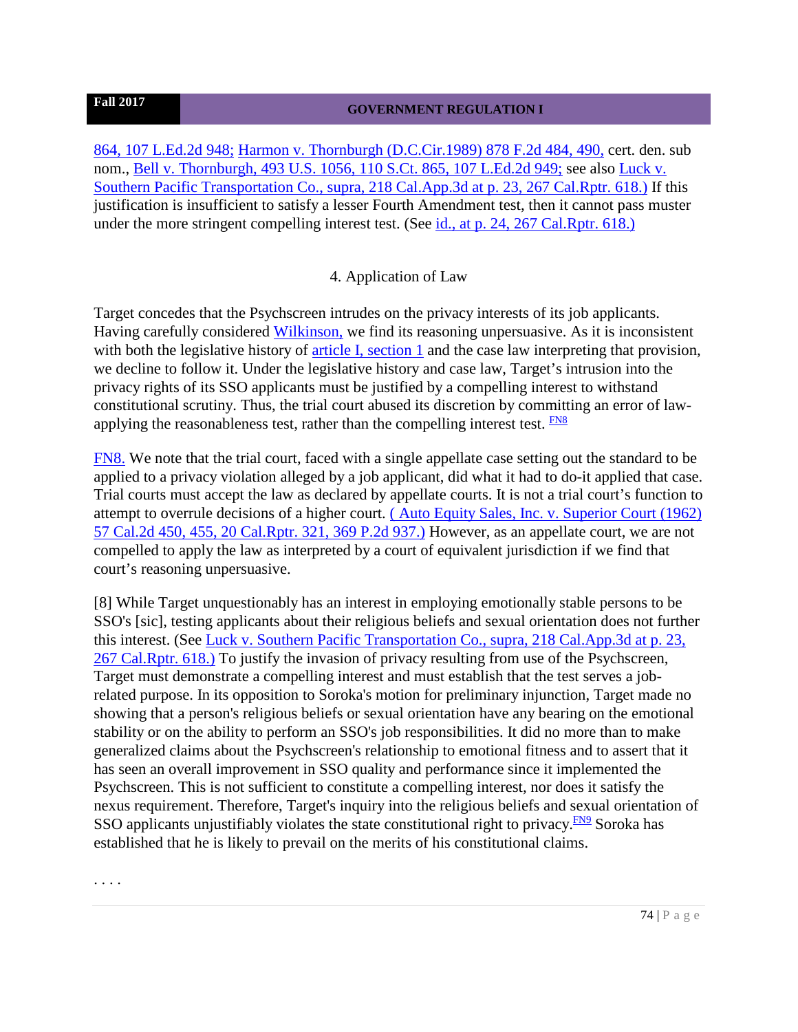864, 107 L.Ed.2d 948; Harmon v. Thornburgh (D.C.Cir.1989) 878 F.2d 484, 490, cert. den. sub nom., Bell v. Thornburgh, 493 U.S. 1056, 110 S.Ct. 865, 107 L.Ed.2d 949; see also Luck v. Southern Pacific Transportation Co., supra, 218 Cal.App.3d at p. 23, 267 Cal.Rptr. 618.) If this justification is insufficient to satisfy a lesser Fourth Amendment test, then it cannot pass muster under the more stringent compelling interest test. (See id., at p. 24, 267 Cal.Rptr. 618.)

4. Application of Law

Target concedes that the Psychscreen intrudes on the privacy interests of its job applicants. Having carefully considered Wilkinson, we find its reasoning unpersuasive. As it is inconsistent with both the legislative history of article I, section 1 and the case law interpreting that provision, we decline to follow it. Under the legislative history and case law, Target's intrusion into the privacy rights of its SSO applicants must be justified by a compelling interest to withstand constitutional scrutiny. Thus, the trial court abused its discretion by committing an error of law-applying the reasonableness test, rather than the compelling interest test. [FN8]

FN8. We note that the trial court, faced with a single appellate case setting out the standard to be applied to a privacy violation alleged by a job applicant, did what it had to do-it applied that case. Trial courts must accept the law as declared by appellate courts. It is not a trial court's function to attempt to overrule decisions of a higher court. ( Auto Equity Sales, Inc. v. Superior Court (1962) 57 Cal.2d 450, 455, 20 Cal.Rptr. 321, 369 P.2d 937.) However, as an appellate court, we are not compelled to apply the law as interpreted by a court of equivalent jurisdiction if we find that court's reasoning unpersuasive.

[8] While Target unquestionably has an interest in employing emotionally stable persons to be SSO's [sic], testing applicants about their religious beliefs and sexual orientation does not further this interest. (See Luck v. Southern Pacific Transportation Co., supra, 218 Cal.App.3d at p. 23, 267 Cal.Rptr. 618.) To justify the invasion of privacy resulting from use of the Psychscreen, Target must demonstrate a compelling interest and must establish that the test serves a job-related purpose. In its opposition to Soroka's motion for preliminary injunction, Target made no showing that a person's religious beliefs or sexual orientation have any bearing on the emotional stability or on the ability to perform an SSO's job responsibilities. It did no more than to make generalized claims about the Psychscreen's relationship to emotional fitness and to assert that it has seen an overall improvement in SSO quality and performance since it implemented the Psychscreen. This is not sufficient to constitute a compelling interest, nor does it satisfy the nexus requirement. Therefore, Target's inquiry into the religious beliefs and sexual orientation of SSO applicants unjustifiably violates the state constitutional right to privacy.[FN9] Soroka has established that he is likely to prevail on the merits of his constitutional claims.

. . . .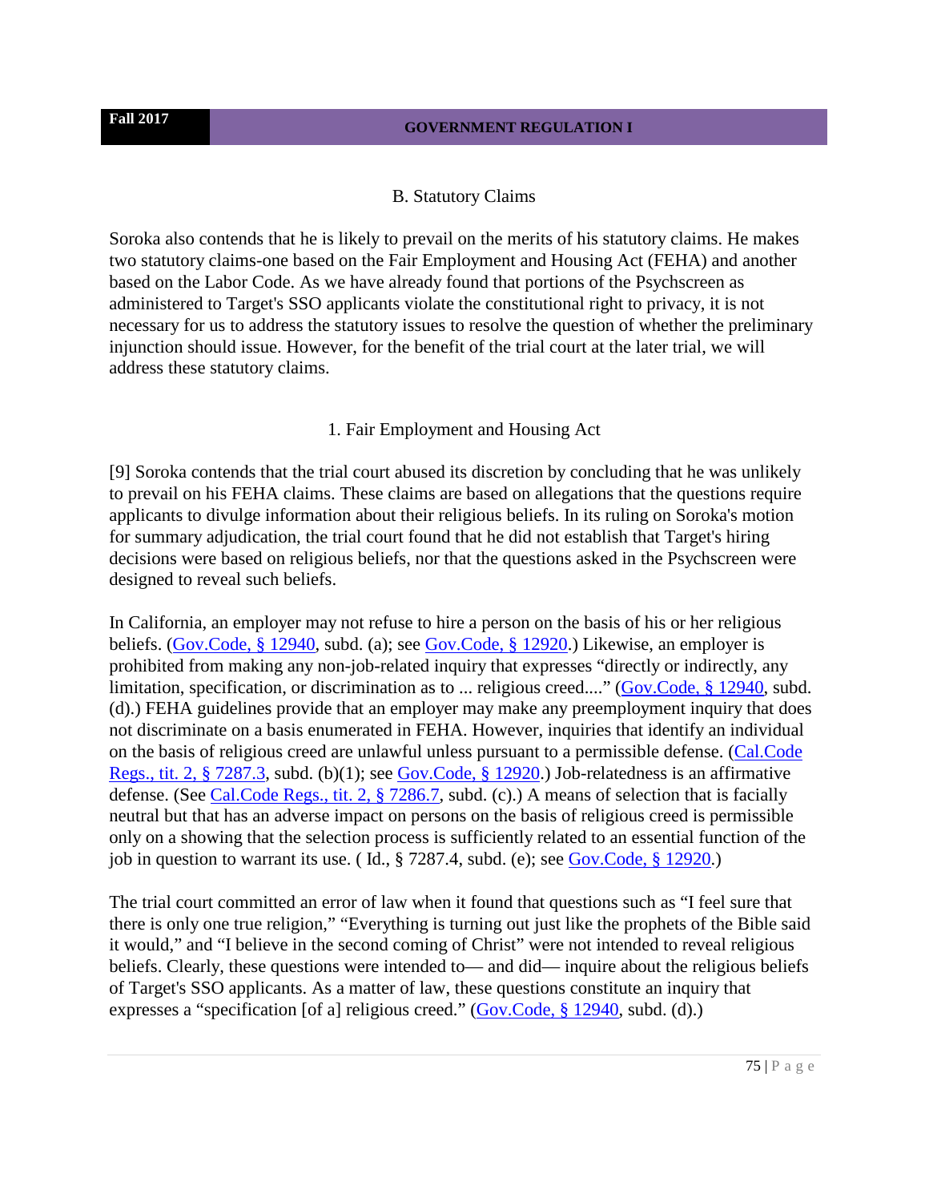## B. Statutory Claims

Soroka also contends that he is likely to prevail on the merits of his statutory claims. He makes two statutory claims-one based on the Fair Employment and Housing Act (FEHA) and another based on the Labor Code. As we have already found that portions of the Psychscreen as administered to Target's SSO applicants violate the constitutional right to privacy, it is not necessary for us to address the statutory issues to resolve the question of whether the preliminary injunction should issue. However, for the benefit of the trial court at the later trial, we will address these statutory claims.

### 1. Fair Employment and Housing Act

[9] Soroka contends that the trial court abused its discretion by concluding that he was unlikely to prevail on his FEHA claims. These claims are based on allegations that the questions require applicants to divulge information about their religious beliefs. In its ruling on Soroka's motion for summary adjudication, the trial court found that he did not establish that Target's hiring decisions were based on religious beliefs, nor that the questions asked in the Psychscreen were designed to reveal such beliefs.

In California, an employer may not refuse to hire a person on the basis of his or her religious beliefs. (Gov.Code, § 12940, subd. (a); see Gov.Code, § 12920.) Likewise, an employer is prohibited from making any non-job-related inquiry that expresses "directly or indirectly, any limitation, specification, or discrimination as to ... religious creed...." (Gov.Code, § 12940, subd. (d).) FEHA guidelines provide that an employer may make any preemployment inquiry that does not discriminate on a basis enumerated in FEHA. However, inquiries that identify an individual on the basis of religious creed are unlawful unless pursuant to a permissible defense. (Cal.Code Regs., tit. 2, § 7287.3, subd. (b)(1); see Gov.Code, § 12920.) Job-relatedness is an affirmative defense. (See Cal.Code Regs., tit. 2, § 7286.7, subd. (c).) A means of selection that is facially neutral but that has an adverse impact on persons on the basis of religious creed is permissible only on a showing that the selection process is sufficiently related to an essential function of the job in question to warrant its use. ( Id., § 7287.4, subd. (e); see Gov.Code, § 12920.)

The trial court committed an error of law when it found that questions such as "I feel sure that there is only one true religion," "Everything is turning out just like the prophets of the Bible said it would," and "I believe in the second coming of Christ" were not intended to reveal religious beliefs. Clearly, these questions were intended to— and did— inquire about the religious beliefs of Target's SSO applicants. As a matter of law, these questions constitute an inquiry that expresses a "specification [of a] religious creed." (Gov.Code, § 12940, subd. (d).)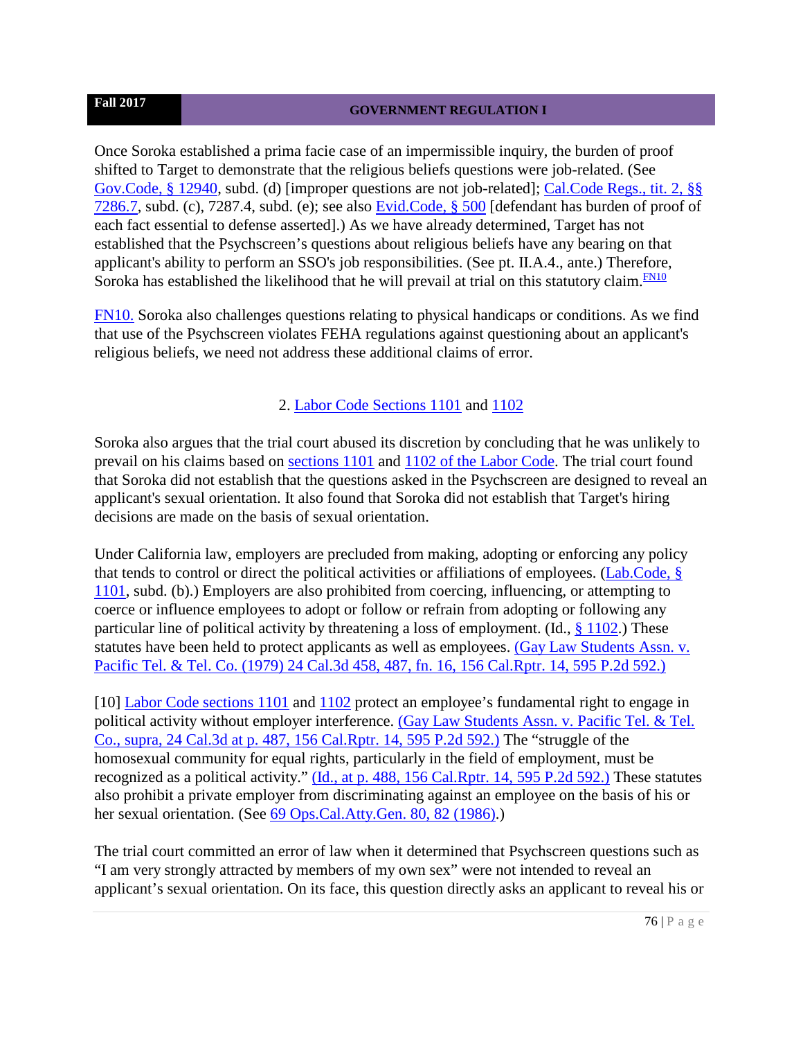Once Soroka established a prima facie case of an impermissible inquiry, the burden of proof shifted to Target to demonstrate that the religious beliefs questions were job-related. (See Gov.Code, § 12940, subd. (d) [improper questions are not job-related]; Cal.Code Regs., tit. 2, §§ 7286.7, subd. (c), 7287.4, subd. (e); see also Evid.Code, § 500 [defendant has burden of proof of each fact essential to defense asserted].) As we have already determined, Target has not established that the Psychscreen's questions about religious beliefs have any bearing on that applicant's ability to perform an SSO's job responsibilities. (See pt. II.A.4., ante.) Therefore, Soroka has established the likelihood that he will prevail at trial on this statutory claim.[FN10]

FN10. Soroka also challenges questions relating to physical handicaps or conditions. As we find that use of the Psychscreen violates FEHA regulations against questioning about an applicant's religious beliefs, we need not address these additional claims of error.

2. Labor Code Sections 1101 and 1102

Soroka also argues that the trial court abused its discretion by concluding that he was unlikely to prevail on his claims based on sections 1101 and 1102 of the Labor Code. The trial court found that Soroka did not establish that the questions asked in the Psychscreen are designed to reveal an applicant's sexual orientation. It also found that Soroka did not establish that Target's hiring decisions are made on the basis of sexual orientation.

Under California law, employers are precluded from making, adopting or enforcing any policy that tends to control or direct the political activities or affiliations of employees. (Lab.Code, § 1101, subd. (b).) Employers are also prohibited from coercing, influencing, or attempting to coerce or influence employees to adopt or follow or refrain from adopting or following any particular line of political activity by threatening a loss of employment. (Id., § 1102.) These statutes have been held to protect applicants as well as employees. (Gay Law Students Assn. v. Pacific Tel. & Tel. Co. (1979) 24 Cal.3d 458, 487, fn. 16, 156 Cal.Rptr. 14, 595 P.2d 592.)

[10] Labor Code sections 1101 and 1102 protect an employee's fundamental right to engage in political activity without employer interference. (Gay Law Students Assn. v. Pacific Tel. & Tel. Co., supra, 24 Cal.3d at p. 487, 156 Cal.Rptr. 14, 595 P.2d 592.) The "struggle of the homosexual community for equal rights, particularly in the field of employment, must be recognized as a political activity." (Id., at p. 488, 156 Cal.Rptr. 14, 595 P.2d 592.) These statutes also prohibit a private employer from discriminating against an employee on the basis of his or her sexual orientation. (See 69 Ops.Cal.Atty.Gen. 80, 82 (1986).)

The trial court committed an error of law when it determined that Psychscreen questions such as "I am very strongly attracted by members of my own sex" were not intended to reveal an applicant's sexual orientation. On its face, this question directly asks an applicant to reveal his or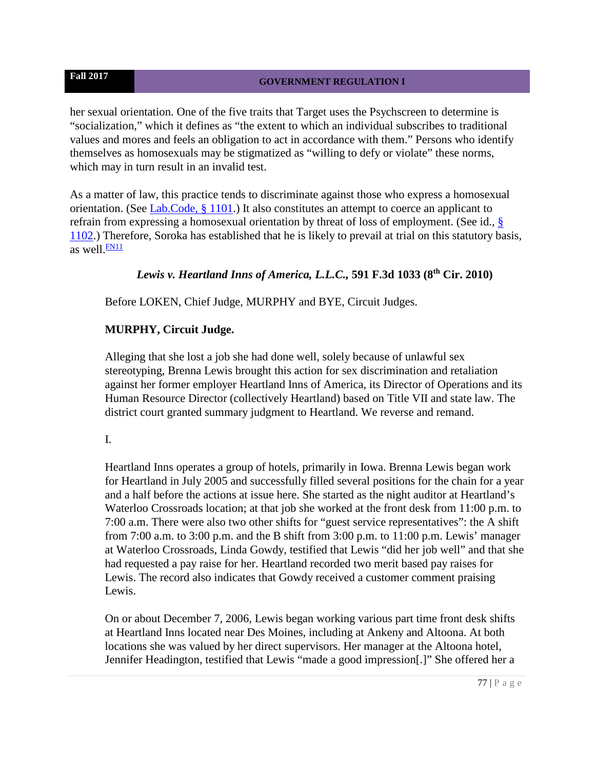her sexual orientation. One of the five traits that Target uses the Psychscreen to determine is "socialization," which it defines as "the extent to which an individual subscribes to traditional values and mores and feels an obligation to act in accordance with them." Persons who identify themselves as homosexuals may be stigmatized as "willing to defy or violate" these norms, which may in turn result in an invalid test.

As a matter of law, this practice tends to discriminate against those who express a homosexual orientation. (See Lab.Code, § 1101.) It also constitutes an attempt to coerce an applicant to refrain from expressing a homosexual orientation by threat of loss of employment. (See id., § 1102.) Therefore, Soroka has established that he is likely to prevail at trial on this statutory basis, as well.[FN11]

### *Lewis v. Heartland Inns of America, L.L.C.*, 591 F.3d 1033 (8th Cir. 2010)

Before LOKEN, Chief Judge, MURPHY and BYE, Circuit Judges.

**MURPHY, Circuit Judge.**

Alleging that she lost a job she had done well, solely because of unlawful sex stereotyping, Brenna Lewis brought this action for sex discrimination and retaliation against her former employer Heartland Inns of America, its Director of Operations and its Human Resource Director (collectively Heartland) based on Title VII and state law. The district court granted summary judgment to Heartland. We reverse and remand.

I.

Heartland Inns operates a group of hotels, primarily in Iowa. Brenna Lewis began work for Heartland in July 2005 and successfully filled several positions for the chain for a year and a half before the actions at issue here. She started as the night auditor at Heartland's Waterloo Crossroads location; at that job she worked at the front desk from 11:00 p.m. to 7:00 a.m. There were also two other shifts for "guest service representatives": the A shift from 7:00 a.m. to 3:00 p.m. and the B shift from 3:00 p.m. to 11:00 p.m. Lewis' manager at Waterloo Crossroads, Linda Gowdy, testified that Lewis "did her job well" and that she had requested a pay raise for her. Heartland recorded two merit based pay raises for Lewis. The record also indicates that Gowdy received a customer comment praising Lewis.

On or about December 7, 2006, Lewis began working various part time front desk shifts at Heartland Inns located near Des Moines, including at Ankeny and Altoona. At both locations she was valued by her direct supervisors. Her manager at the Altoona hotel, Jennifer Headington, testified that Lewis "made a good impression[.]" She offered her a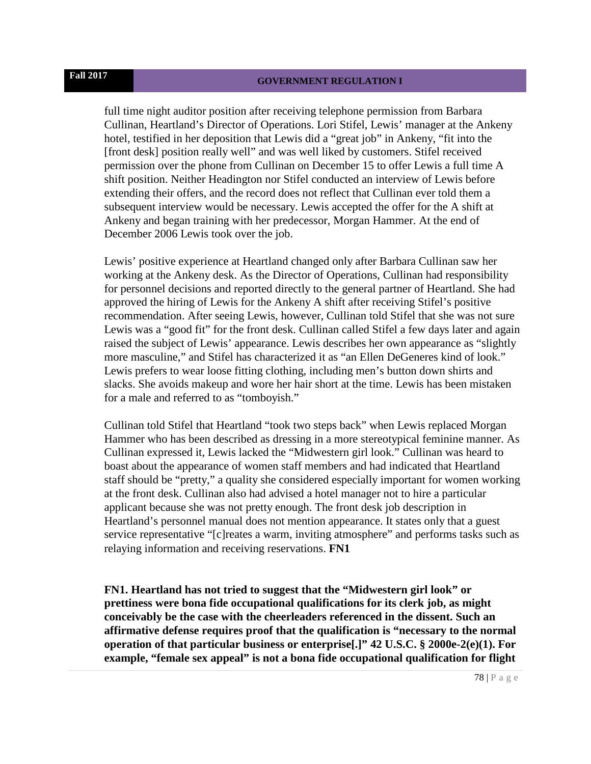full time night auditor position after receiving telephone permission from Barbara Cullinan, Heartland's Director of Operations. Lori Stifel, Lewis' manager at the Ankeny hotel, testified in her deposition that Lewis did a "great job" in Ankeny, "fit into the [front desk] position really well" and was well liked by customers. Stifel received permission over the phone from Cullinan on December 15 to offer Lewis a full time A shift position. Neither Headington nor Stifel conducted an interview of Lewis before extending their offers, and the record does not reflect that Cullinan ever told them a subsequent interview would be necessary. Lewis accepted the offer for the A shift at Ankeny and began training with her predecessor, Morgan Hammer. At the end of December 2006 Lewis took over the job.

Lewis' positive experience at Heartland changed only after Barbara Cullinan saw her working at the Ankeny desk. As the Director of Operations, Cullinan had responsibility for personnel decisions and reported directly to the general partner of Heartland. She had approved the hiring of Lewis for the Ankeny A shift after receiving Stifel's positive recommendation. After seeing Lewis, however, Cullinan told Stifel that she was not sure Lewis was a "good fit" for the front desk. Cullinan called Stifel a few days later and again raised the subject of Lewis' appearance. Lewis describes her own appearance as "slightly more masculine," and Stifel has characterized it as "an Ellen DeGeneres kind of look." Lewis prefers to wear loose fitting clothing, including men's button down shirts and slacks. She avoids makeup and wore her hair short at the time. Lewis has been mistaken for a male and referred to as "tomboyish."

Cullinan told Stifel that Heartland "took two steps back" when Lewis replaced Morgan Hammer who has been described as dressing in a more stereotypical feminine manner. As Cullinan expressed it, Lewis lacked the "Midwestern girl look." Cullinan was heard to boast about the appearance of women staff members and had indicated that Heartland staff should be "pretty," a quality she considered especially important for women working at the front desk. Cullinan also had advised a hotel manager not to hire a particular applicant because she was not pretty enough. The front desk job description in Heartland's personnel manual does not mention appearance. It states only that a guest service representative "[c]reates a warm, inviting atmosphere" and performs tasks such as relaying information and receiving reservations. **FN1**

**FN1. Heartland has not tried to suggest that the "Midwestern girl look" or prettiness were bona fide occupational qualifications for its clerk job, as might conceivably be the case with the cheerleaders referenced in the dissent. Such an affirmative defense requires proof that the qualification is "necessary to the normal operation of that particular business or enterprise[.]" 42 U.S.C. § 2000e-2(e)(1). For example, "female sex appeal" is not a bona fide occupational qualification for flight**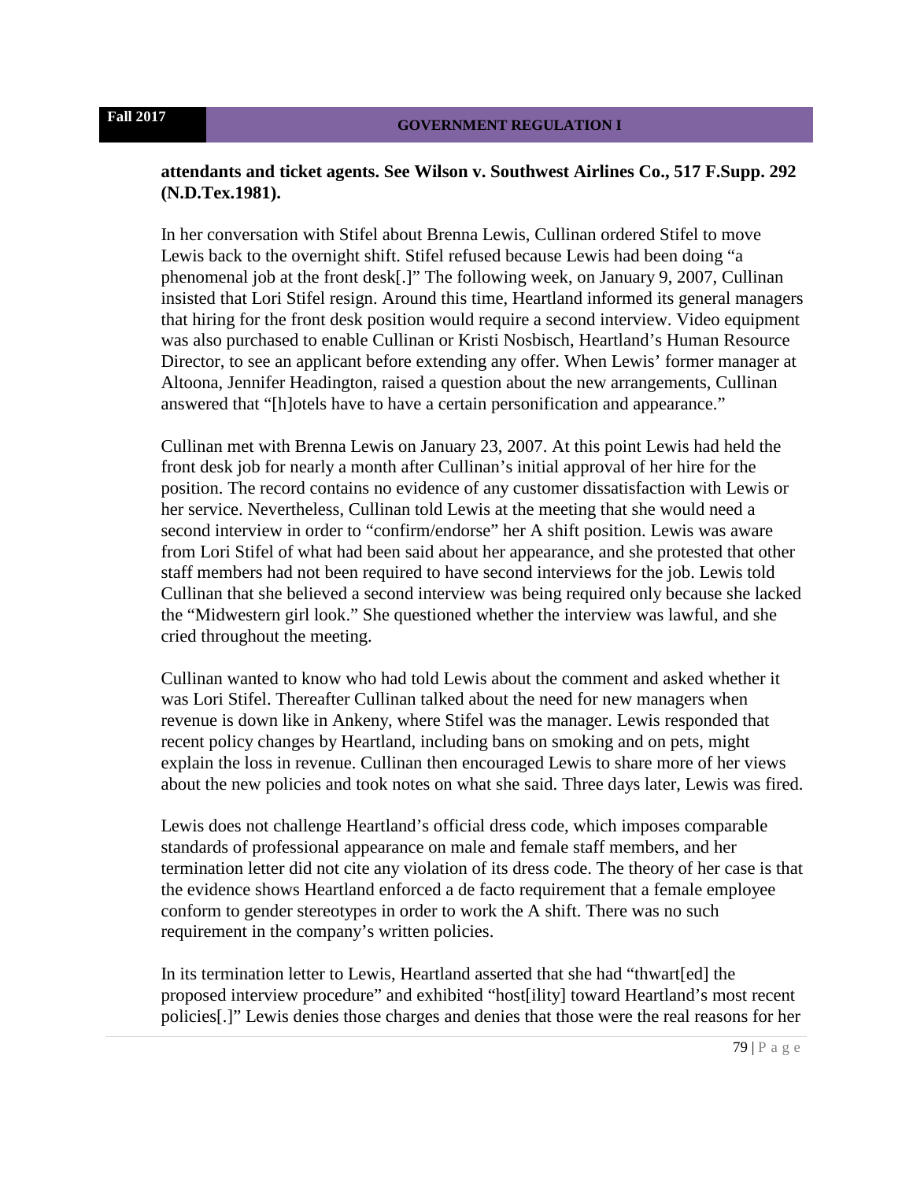**attendants and ticket agents. See Wilson v. Southwest Airlines Co., 517 F.Supp. 292 (N.D.Tex.1981).**

In her conversation with Stifel about Brenna Lewis, Cullinan ordered Stifel to move Lewis back to the overnight shift. Stifel refused because Lewis had been doing "a phenomenal job at the front desk[.]" The following week, on January 9, 2007, Cullinan insisted that Lori Stifel resign. Around this time, Heartland informed its general managers that hiring for the front desk position would require a second interview. Video equipment was also purchased to enable Cullinan or Kristi Nosbisch, Heartland's Human Resource Director, to see an applicant before extending any offer. When Lewis' former manager at Altoona, Jennifer Headington, raised a question about the new arrangements, Cullinan answered that "[h]otels have to have a certain personification and appearance."

Cullinan met with Brenna Lewis on January 23, 2007. At this point Lewis had held the front desk job for nearly a month after Cullinan's initial approval of her hire for the position. The record contains no evidence of any customer dissatisfaction with Lewis or her service. Nevertheless, Cullinan told Lewis at the meeting that she would need a second interview in order to "confirm/endorse" her A shift position. Lewis was aware from Lori Stifel of what had been said about her appearance, and she protested that other staff members had not been required to have second interviews for the job. Lewis told Cullinan that she believed a second interview was being required only because she lacked the "Midwestern girl look." She questioned whether the interview was lawful, and she cried throughout the meeting.

Cullinan wanted to know who had told Lewis about the comment and asked whether it was Lori Stifel. Thereafter Cullinan talked about the need for new managers when revenue is down like in Ankeny, where Stifel was the manager. Lewis responded that recent policy changes by Heartland, including bans on smoking and on pets, might explain the loss in revenue. Cullinan then encouraged Lewis to share more of her views about the new policies and took notes on what she said. Three days later, Lewis was fired.

Lewis does not challenge Heartland's official dress code, which imposes comparable standards of professional appearance on male and female staff members, and her termination letter did not cite any violation of its dress code. The theory of her case is that the evidence shows Heartland enforced a de facto requirement that a female employee conform to gender stereotypes in order to work the A shift. There was no such requirement in the company's written policies.

In its termination letter to Lewis, Heartland asserted that she had "thwart[ed] the proposed interview procedure" and exhibited "host[ility] toward Heartland's most recent policies[.]" Lewis denies those charges and denies that those were the real reasons for her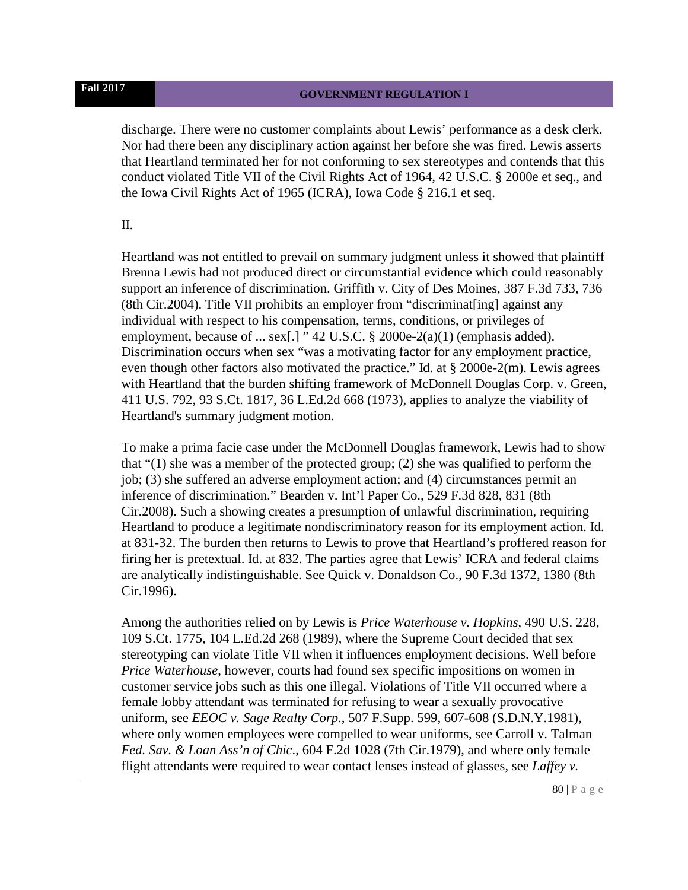discharge. There were no customer complaints about Lewis' performance as a desk clerk. Nor had there been any disciplinary action against her before she was fired. Lewis asserts that Heartland terminated her for not conforming to sex stereotypes and contends that this conduct violated Title VII of the Civil Rights Act of 1964, 42 U.S.C. § 2000e et seq., and the Iowa Civil Rights Act of 1965 (ICRA), Iowa Code § 216.1 et seq.

II.

Heartland was not entitled to prevail on summary judgment unless it showed that plaintiff Brenna Lewis had not produced direct or circumstantial evidence which could reasonably support an inference of discrimination. Griffith v. City of Des Moines, 387 F.3d 733, 736 (8th Cir.2004). Title VII prohibits an employer from "discriminat[ing] against any individual with respect to his compensation, terms, conditions, or privileges of employment, because of ... sex[.] " 42 U.S.C. § 2000e-2(a)(1) (emphasis added). Discrimination occurs when sex "was a motivating factor for any employment practice, even though other factors also motivated the practice." Id. at § 2000e-2(m). Lewis agrees with Heartland that the burden shifting framework of McDonnell Douglas Corp. v. Green, 411 U.S. 792, 93 S.Ct. 1817, 36 L.Ed.2d 668 (1973), applies to analyze the viability of Heartland's summary judgment motion.

To make a prima facie case under the McDonnell Douglas framework, Lewis had to show that "(1) she was a member of the protected group; (2) she was qualified to perform the job; (3) she suffered an adverse employment action; and (4) circumstances permit an inference of discrimination." Bearden v. Int'l Paper Co., 529 F.3d 828, 831 (8th Cir.2008). Such a showing creates a presumption of unlawful discrimination, requiring Heartland to produce a legitimate nondiscriminatory reason for its employment action. Id. at 831-32. The burden then returns to Lewis to prove that Heartland's proffered reason for firing her is pretextual. Id. at 832. The parties agree that Lewis' ICRA and federal claims are analytically indistinguishable. See Quick v. Donaldson Co., 90 F.3d 1372, 1380 (8th Cir.1996).

Among the authorities relied on by Lewis is *Price Waterhouse v. Hopkins*, 490 U.S. 228, 109 S.Ct. 1775, 104 L.Ed.2d 268 (1989), where the Supreme Court decided that sex stereotyping can violate Title VII when it influences employment decisions. Well before *Price Waterhouse*, however, courts had found sex specific impositions on women in customer service jobs such as this one illegal. Violations of Title VII occurred where a female lobby attendant was terminated for refusing to wear a sexually provocative uniform, see *EEOC v. Sage Realty Corp*., 507 F.Supp. 599, 607-608 (S.D.N.Y.1981), where only women employees were compelled to wear uniforms, see Carroll v. Talman *Fed. Sav. & Loan Ass'n of Chic*., 604 F.2d 1028 (7th Cir.1979), and where only female flight attendants were required to wear contact lenses instead of glasses, see *Laffey v.*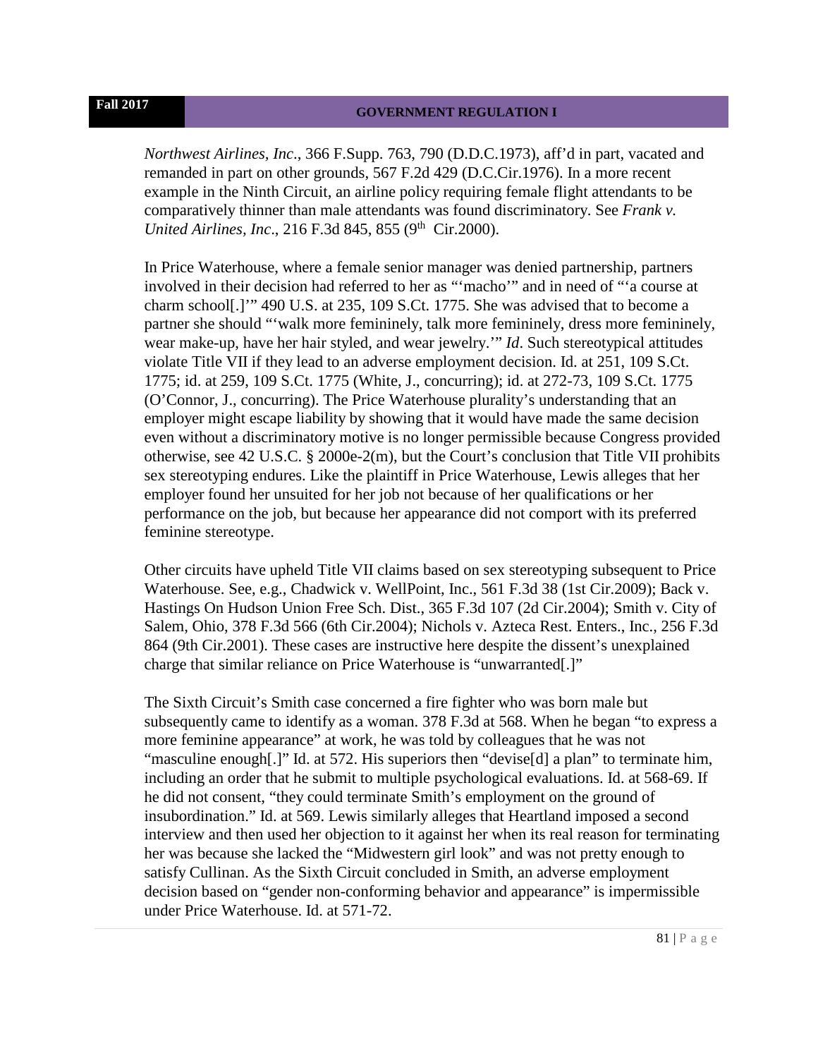*Northwest Airlines, Inc*., 366 F.Supp. 763, 790 (D.D.C.1973), aff'd in part, vacated and remanded in part on other grounds, 567 F.2d 429 (D.C.Cir.1976). In a more recent example in the Ninth Circuit, an airline policy requiring female flight attendants to be comparatively thinner than male attendants was found discriminatory. See *Frank v. United Airlines, Inc*., 216 F.3d 845, 855 (9th Cir.2000).

In Price Waterhouse, where a female senior manager was denied partnership, partners involved in their decision had referred to her as "'macho'" and in need of "'a course at charm school[.]'" 490 U.S. at 235, 109 S.Ct. 1775. She was advised that to become a partner she should "'walk more femininely, talk more femininely, dress more femininely, wear make-up, have her hair styled, and wear jewelry.'" *Id*. Such stereotypical attitudes violate Title VII if they lead to an adverse employment decision. Id. at 251, 109 S.Ct. 1775; id. at 259, 109 S.Ct. 1775 (White, J., concurring); id. at 272-73, 109 S.Ct. 1775 (O'Connor, J., concurring). The Price Waterhouse plurality's understanding that an employer might escape liability by showing that it would have made the same decision even without a discriminatory motive is no longer permissible because Congress provided otherwise, see 42 U.S.C. § 2000e-2(m), but the Court's conclusion that Title VII prohibits sex stereotyping endures. Like the plaintiff in Price Waterhouse, Lewis alleges that her employer found her unsuited for her job not because of her qualifications or her performance on the job, but because her appearance did not comport with its preferred feminine stereotype.

Other circuits have upheld Title VII claims based on sex stereotyping subsequent to Price Waterhouse. See, e.g., Chadwick v. WellPoint, Inc., 561 F.3d 38 (1st Cir.2009); Back v. Hastings On Hudson Union Free Sch. Dist., 365 F.3d 107 (2d Cir.2004); Smith v. City of Salem, Ohio, 378 F.3d 566 (6th Cir.2004); Nichols v. Azteca Rest. Enters., Inc., 256 F.3d 864 (9th Cir.2001). These cases are instructive here despite the dissent's unexplained charge that similar reliance on Price Waterhouse is "unwarranted[.]"

The Sixth Circuit's Smith case concerned a fire fighter who was born male but subsequently came to identify as a woman. 378 F.3d at 568. When he began "to express a more feminine appearance" at work, he was told by colleagues that he was not "masculine enough[.]" Id. at 572. His superiors then "devise[d] a plan" to terminate him, including an order that he submit to multiple psychological evaluations. Id. at 568-69. If he did not consent, "they could terminate Smith's employment on the ground of insubordination." Id. at 569. Lewis similarly alleges that Heartland imposed a second interview and then used her objection to it against her when its real reason for terminating her was because she lacked the "Midwestern girl look" and was not pretty enough to satisfy Cullinan. As the Sixth Circuit concluded in Smith, an adverse employment decision based on "gender non-conforming behavior and appearance" is impermissible under Price Waterhouse. Id. at 571-72.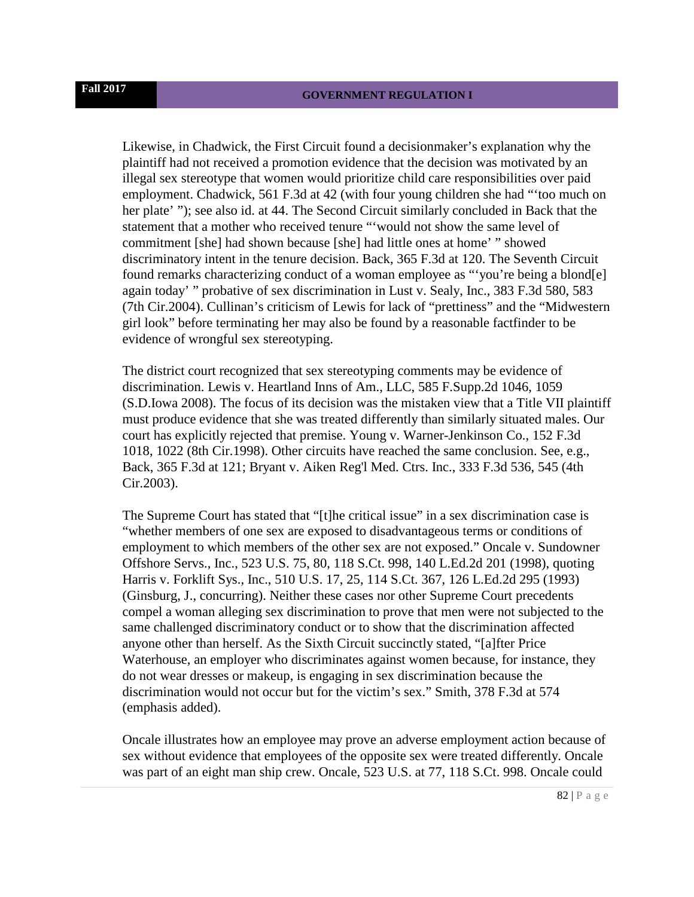Likewise, in Chadwick, the First Circuit found a decisionmaker's explanation why the plaintiff had not received a promotion evidence that the decision was motivated by an illegal sex stereotype that women would prioritize child care responsibilities over paid employment. Chadwick, 561 F.3d at 42 (with four young children she had "'too much on her plate' "); see also id. at 44. The Second Circuit similarly concluded in Back that the statement that a mother who received tenure "'would not show the same level of commitment [she] had shown because [she] had little ones at home' " showed discriminatory intent in the tenure decision. Back, 365 F.3d at 120. The Seventh Circuit found remarks characterizing conduct of a woman employee as "'you're being a blond[e] again today' " probative of sex discrimination in Lust v. Sealy, Inc., 383 F.3d 580, 583 (7th Cir.2004). Cullinan's criticism of Lewis for lack of "prettiness" and the "Midwestern girl look" before terminating her may also be found by a reasonable factfinder to be evidence of wrongful sex stereotyping.

The district court recognized that sex stereotyping comments may be evidence of discrimination. Lewis v. Heartland Inns of Am., LLC, 585 F.Supp.2d 1046, 1059 (S.D.Iowa 2008). The focus of its decision was the mistaken view that a Title VII plaintiff must produce evidence that she was treated differently than similarly situated males. Our court has explicitly rejected that premise. Young v. Warner-Jenkinson Co., 152 F.3d 1018, 1022 (8th Cir.1998). Other circuits have reached the same conclusion. See, e.g., Back, 365 F.3d at 121; Bryant v. Aiken Reg'l Med. Ctrs. Inc., 333 F.3d 536, 545 (4th Cir.2003).

The Supreme Court has stated that "[t]he critical issue" in a sex discrimination case is "whether members of one sex are exposed to disadvantageous terms or conditions of employment to which members of the other sex are not exposed." Oncale v. Sundowner Offshore Servs., Inc., 523 U.S. 75, 80, 118 S.Ct. 998, 140 L.Ed.2d 201 (1998), quoting Harris v. Forklift Sys., Inc., 510 U.S. 17, 25, 114 S.Ct. 367, 126 L.Ed.2d 295 (1993) (Ginsburg, J., concurring). Neither these cases nor other Supreme Court precedents compel a woman alleging sex discrimination to prove that men were not subjected to the same challenged discriminatory conduct or to show that the discrimination affected anyone other than herself. As the Sixth Circuit succinctly stated, "[a]fter Price Waterhouse, an employer who discriminates against women because, for instance, they do not wear dresses or makeup, is engaging in sex discrimination because the discrimination would not occur but for the victim's sex." Smith, 378 F.3d at 574 (emphasis added).

Oncale illustrates how an employee may prove an adverse employment action because of sex without evidence that employees of the opposite sex were treated differently. Oncale was part of an eight man ship crew. Oncale, 523 U.S. at 77, 118 S.Ct. 998. Oncale could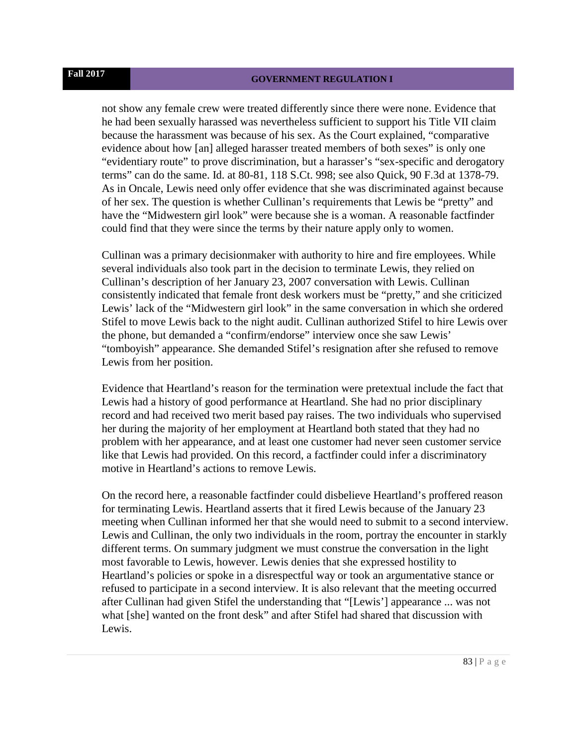not show any female crew were treated differently since there were none. Evidence that he had been sexually harassed was nevertheless sufficient to support his Title VII claim because the harassment was because of his sex. As the Court explained, "comparative evidence about how [an] alleged harasser treated members of both sexes" is only one "evidentiary route" to prove discrimination, but a harasser's "sex-specific and derogatory terms" can do the same. Id. at 80-81, 118 S.Ct. 998; see also Quick, 90 F.3d at 1378-79. As in Oncale, Lewis need only offer evidence that she was discriminated against because of her sex. The question is whether Cullinan's requirements that Lewis be "pretty" and have the "Midwestern girl look" were because she is a woman. A reasonable factfinder could find that they were since the terms by their nature apply only to women.

Cullinan was a primary decisionmaker with authority to hire and fire employees. While several individuals also took part in the decision to terminate Lewis, they relied on Cullinan's description of her January 23, 2007 conversation with Lewis. Cullinan consistently indicated that female front desk workers must be "pretty," and she criticized Lewis' lack of the "Midwestern girl look" in the same conversation in which she ordered Stifel to move Lewis back to the night audit. Cullinan authorized Stifel to hire Lewis over the phone, but demanded a "confirm/endorse" interview once she saw Lewis' "tomboyish" appearance. She demanded Stifel's resignation after she refused to remove Lewis from her position.

Evidence that Heartland's reason for the termination were pretextual include the fact that Lewis had a history of good performance at Heartland. She had no prior disciplinary record and had received two merit based pay raises. The two individuals who supervised her during the majority of her employment at Heartland both stated that they had no problem with her appearance, and at least one customer had never seen customer service like that Lewis had provided. On this record, a factfinder could infer a discriminatory motive in Heartland's actions to remove Lewis.

On the record here, a reasonable factfinder could disbelieve Heartland's proffered reason for terminating Lewis. Heartland asserts that it fired Lewis because of the January 23 meeting when Cullinan informed her that she would need to submit to a second interview. Lewis and Cullinan, the only two individuals in the room, portray the encounter in starkly different terms. On summary judgment we must construe the conversation in the light most favorable to Lewis, however. Lewis denies that she expressed hostility to Heartland's policies or spoke in a disrespectful way or took an argumentative stance or refused to participate in a second interview. It is also relevant that the meeting occurred after Cullinan had given Stifel the understanding that "[Lewis'] appearance ... was not what [she] wanted on the front desk" and after Stifel had shared that discussion with Lewis.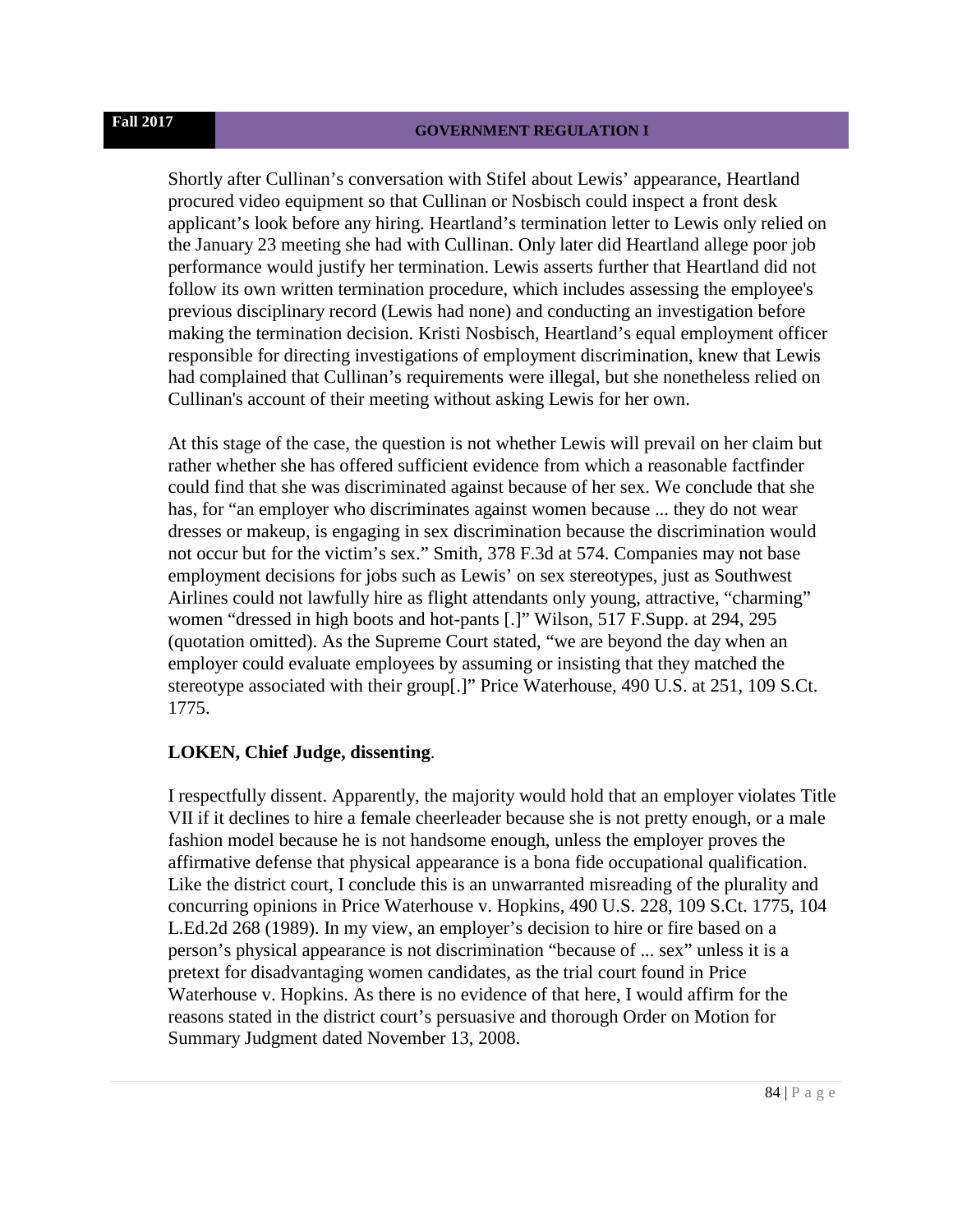Shortly after Cullinan's conversation with Stifel about Lewis' appearance, Heartland procured video equipment so that Cullinan or Nosbisch could inspect a front desk applicant's look before any hiring. Heartland's termination letter to Lewis only relied on the January 23 meeting she had with Cullinan. Only later did Heartland allege poor job performance would justify her termination. Lewis asserts further that Heartland did not follow its own written termination procedure, which includes assessing the employee's previous disciplinary record (Lewis had none) and conducting an investigation before making the termination decision. Kristi Nosbisch, Heartland's equal employment officer responsible for directing investigations of employment discrimination, knew that Lewis had complained that Cullinan's requirements were illegal, but she nonetheless relied on Cullinan's account of their meeting without asking Lewis for her own.

At this stage of the case, the question is not whether Lewis will prevail on her claim but rather whether she has offered sufficient evidence from which a reasonable factfinder could find that she was discriminated against because of her sex. We conclude that she has, for "an employer who discriminates against women because ... they do not wear dresses or makeup, is engaging in sex discrimination because the discrimination would not occur but for the victim's sex." Smith, 378 F.3d at 574. Companies may not base employment decisions for jobs such as Lewis' on sex stereotypes, just as Southwest Airlines could not lawfully hire as flight attendants only young, attractive, "charming" women "dressed in high boots and hot-pants [.]" Wilson, 517 F.Supp. at 294, 295 (quotation omitted). As the Supreme Court stated, "we are beyond the day when an employer could evaluate employees by assuming or insisting that they matched the stereotype associated with their group[.]" Price Waterhouse, 490 U.S. at 251, 109 S.Ct. 1775.

**LOKEN, Chief Judge, dissenting**.

I respectfully dissent. Apparently, the majority would hold that an employer violates Title VII if it declines to hire a female cheerleader because she is not pretty enough, or a male fashion model because he is not handsome enough, unless the employer proves the affirmative defense that physical appearance is a bona fide occupational qualification. Like the district court, I conclude this is an unwarranted misreading of the plurality and concurring opinions in Price Waterhouse v. Hopkins, 490 U.S. 228, 109 S.Ct. 1775, 104 L.Ed.2d 268 (1989). In my view, an employer's decision to hire or fire based on a person's physical appearance is not discrimination "because of ... sex" unless it is a pretext for disadvantaging women candidates, as the trial court found in Price Waterhouse v. Hopkins. As there is no evidence of that here, I would affirm for the reasons stated in the district court's persuasive and thorough Order on Motion for Summary Judgment dated November 13, 2008.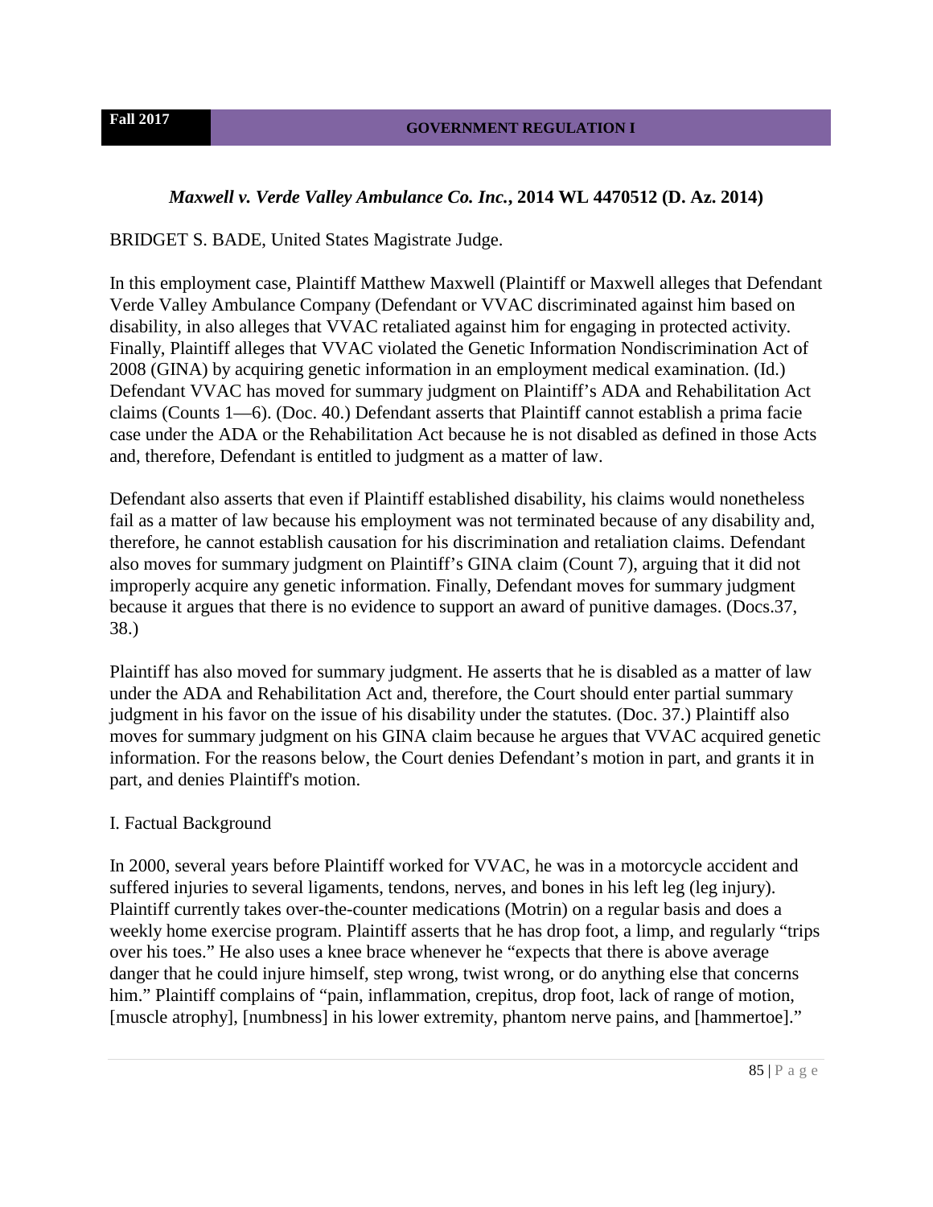### *Maxwell v. Verde Valley Ambulance Co. Inc.*, 2014 WL 4470512 (D. Az. 2014)

BRIDGET S. BADE, United States Magistrate Judge.

In this employment case, Plaintiff Matthew Maxwell (Plaintiff or Maxwell alleges that Defendant Verde Valley Ambulance Company (Defendant or VVAC discriminated against him based on disability, in also alleges that VVAC retaliated against him for engaging in protected activity. Finally, Plaintiff alleges that VVAC violated the Genetic Information Nondiscrimination Act of 2008 (GINA) by acquiring genetic information in an employment medical examination. (Id.) Defendant VVAC has moved for summary judgment on Plaintiff's ADA and Rehabilitation Act claims (Counts 1—6). (Doc. 40.) Defendant asserts that Plaintiff cannot establish a prima facie case under the ADA or the Rehabilitation Act because he is not disabled as defined in those Acts and, therefore, Defendant is entitled to judgment as a matter of law.

Defendant also asserts that even if Plaintiff established disability, his claims would nonetheless fail as a matter of law because his employment was not terminated because of any disability and, therefore, he cannot establish causation for his discrimination and retaliation claims. Defendant also moves for summary judgment on Plaintiff's GINA claim (Count 7), arguing that it did not improperly acquire any genetic information. Finally, Defendant moves for summary judgment because it argues that there is no evidence to support an award of punitive damages. (Docs.37, 38.)

Plaintiff has also moved for summary judgment. He asserts that he is disabled as a matter of law under the ADA and Rehabilitation Act and, therefore, the Court should enter partial summary judgment in his favor on the issue of his disability under the statutes. (Doc. 37.) Plaintiff also moves for summary judgment on his GINA claim because he argues that VVAC acquired genetic information. For the reasons below, the Court denies Defendant's motion in part, and grants it in part, and denies Plaintiff's motion.

I. Factual Background

In 2000, several years before Plaintiff worked for VVAC, he was in a motorcycle accident and suffered injuries to several ligaments, tendons, nerves, and bones in his left leg (leg injury). Plaintiff currently takes over-the-counter medications (Motrin) on a regular basis and does a weekly home exercise program. Plaintiff asserts that he has drop foot, a limp, and regularly "trips over his toes." He also uses a knee brace whenever he "expects that there is above average danger that he could injure himself, step wrong, twist wrong, or do anything else that concerns him." Plaintiff complains of "pain, inflammation, crepitus, drop foot, lack of range of motion, [muscle atrophy], [numbness] in his lower extremity, phantom nerve pains, and [hammertoe]."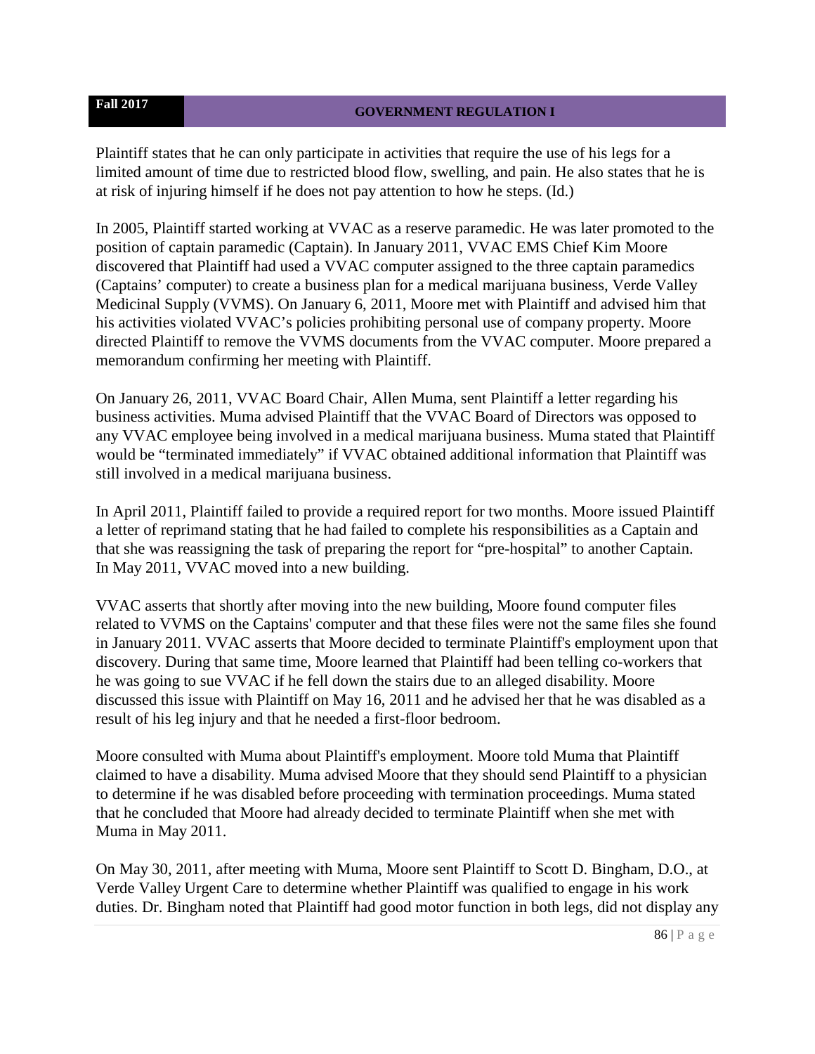Plaintiff states that he can only participate in activities that require the use of his legs for a limited amount of time due to restricted blood flow, swelling, and pain. He also states that he is at risk of injuring himself if he does not pay attention to how he steps. (Id.)

In 2005, Plaintiff started working at VVAC as a reserve paramedic. He was later promoted to the position of captain paramedic (Captain). In January 2011, VVAC EMS Chief Kim Moore discovered that Plaintiff had used a VVAC computer assigned to the three captain paramedics (Captains' computer) to create a business plan for a medical marijuana business, Verde Valley Medicinal Supply (VVMS). On January 6, 2011, Moore met with Plaintiff and advised him that his activities violated VVAC's policies prohibiting personal use of company property. Moore directed Plaintiff to remove the VVMS documents from the VVAC computer. Moore prepared a memorandum confirming her meeting with Plaintiff.

On January 26, 2011, VVAC Board Chair, Allen Muma, sent Plaintiff a letter regarding his business activities. Muma advised Plaintiff that the VVAC Board of Directors was opposed to any VVAC employee being involved in a medical marijuana business. Muma stated that Plaintiff would be "terminated immediately" if VVAC obtained additional information that Plaintiff was still involved in a medical marijuana business.

In April 2011, Plaintiff failed to provide a required report for two months. Moore issued Plaintiff a letter of reprimand stating that he had failed to complete his responsibilities as a Captain and that she was reassigning the task of preparing the report for "pre-hospital" to another Captain. In May 2011, VVAC moved into a new building.

VVAC asserts that shortly after moving into the new building, Moore found computer files related to VVMS on the Captains' computer and that these files were not the same files she found in January 2011. VVAC asserts that Moore decided to terminate Plaintiff's employment upon that discovery. During that same time, Moore learned that Plaintiff had been telling co-workers that he was going to sue VVAC if he fell down the stairs due to an alleged disability. Moore discussed this issue with Plaintiff on May 16, 2011 and he advised her that he was disabled as a result of his leg injury and that he needed a first-floor bedroom.

Moore consulted with Muma about Plaintiff's employment. Moore told Muma that Plaintiff claimed to have a disability. Muma advised Moore that they should send Plaintiff to a physician to determine if he was disabled before proceeding with termination proceedings. Muma stated that he concluded that Moore had already decided to terminate Plaintiff when she met with Muma in May 2011.

On May 30, 2011, after meeting with Muma, Moore sent Plaintiff to Scott D. Bingham, D.O., at Verde Valley Urgent Care to determine whether Plaintiff was qualified to engage in his work duties. Dr. Bingham noted that Plaintiff had good motor function in both legs, did not display any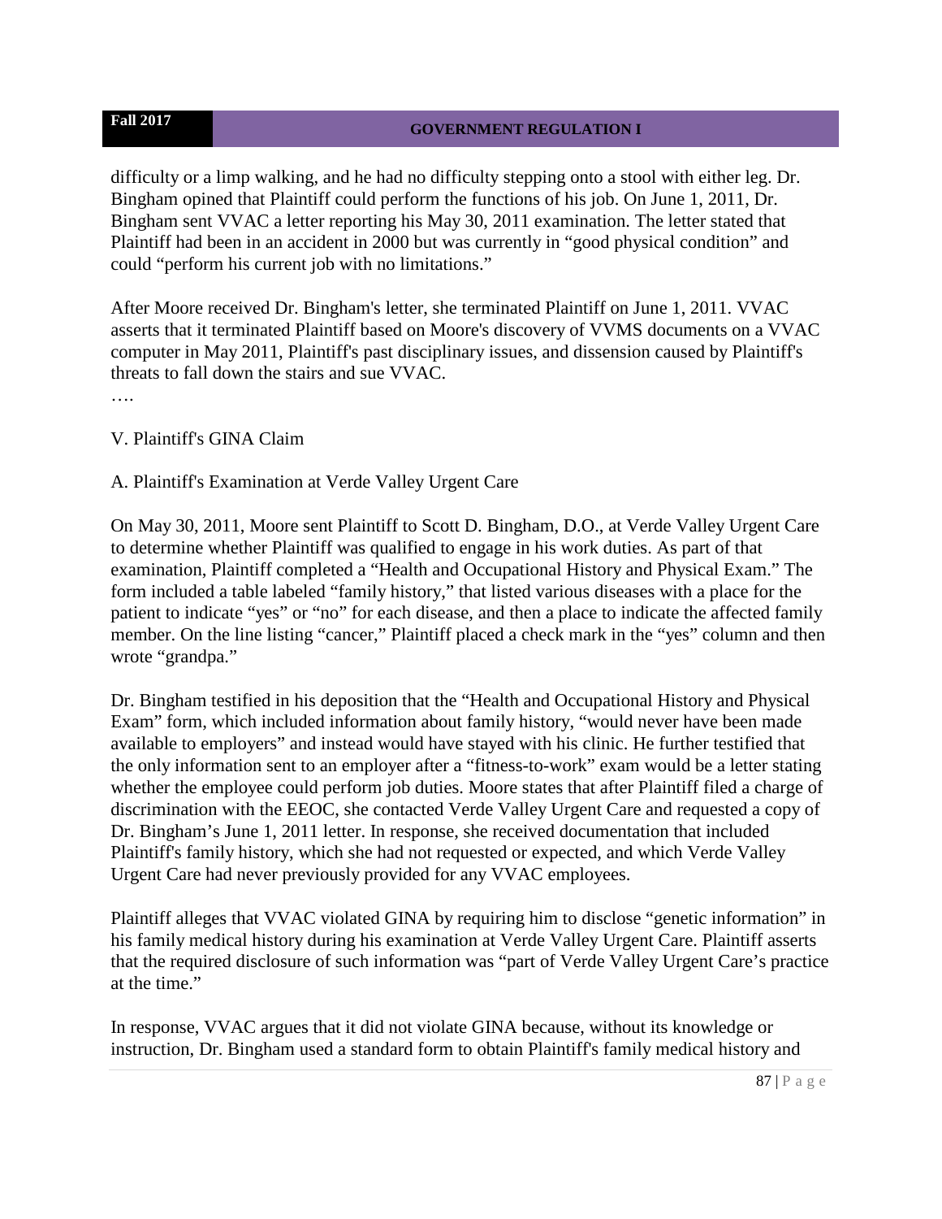difficulty or a limp walking, and he had no difficulty stepping onto a stool with either leg. Dr. Bingham opined that Plaintiff could perform the functions of his job. On June 1, 2011, Dr. Bingham sent VVAC a letter reporting his May 30, 2011 examination. The letter stated that Plaintiff had been in an accident in 2000 but was currently in "good physical condition" and could "perform his current job with no limitations."

After Moore received Dr. Bingham's letter, she terminated Plaintiff on June 1, 2011. VVAC asserts that it terminated Plaintiff based on Moore's discovery of VVMS documents on a VVAC computer in May 2011, Plaintiff's past disciplinary issues, and dissension caused by Plaintiff's threats to fall down the stairs and sue VVAC.

….

V. Plaintiff's GINA Claim

A. Plaintiff's Examination at Verde Valley Urgent Care

On May 30, 2011, Moore sent Plaintiff to Scott D. Bingham, D.O., at Verde Valley Urgent Care to determine whether Plaintiff was qualified to engage in his work duties. As part of that examination, Plaintiff completed a "Health and Occupational History and Physical Exam." The form included a table labeled "family history," that listed various diseases with a place for the patient to indicate "yes" or "no" for each disease, and then a place to indicate the affected family member. On the line listing "cancer," Plaintiff placed a check mark in the "yes" column and then wrote "grandpa."

Dr. Bingham testified in his deposition that the "Health and Occupational History and Physical Exam" form, which included information about family history, "would never have been made available to employers" and instead would have stayed with his clinic. He further testified that the only information sent to an employer after a "fitness-to-work" exam would be a letter stating whether the employee could perform job duties. Moore states that after Plaintiff filed a charge of discrimination with the EEOC, she contacted Verde Valley Urgent Care and requested a copy of Dr. Bingham's June 1, 2011 letter. In response, she received documentation that included Plaintiff's family history, which she had not requested or expected, and which Verde Valley Urgent Care had never previously provided for any VVAC employees.

Plaintiff alleges that VVAC violated GINA by requiring him to disclose "genetic information" in his family medical history during his examination at Verde Valley Urgent Care. Plaintiff asserts that the required disclosure of such information was "part of Verde Valley Urgent Care's practice at the time."

In response, VVAC argues that it did not violate GINA because, without its knowledge or instruction, Dr. Bingham used a standard form to obtain Plaintiff's family medical history and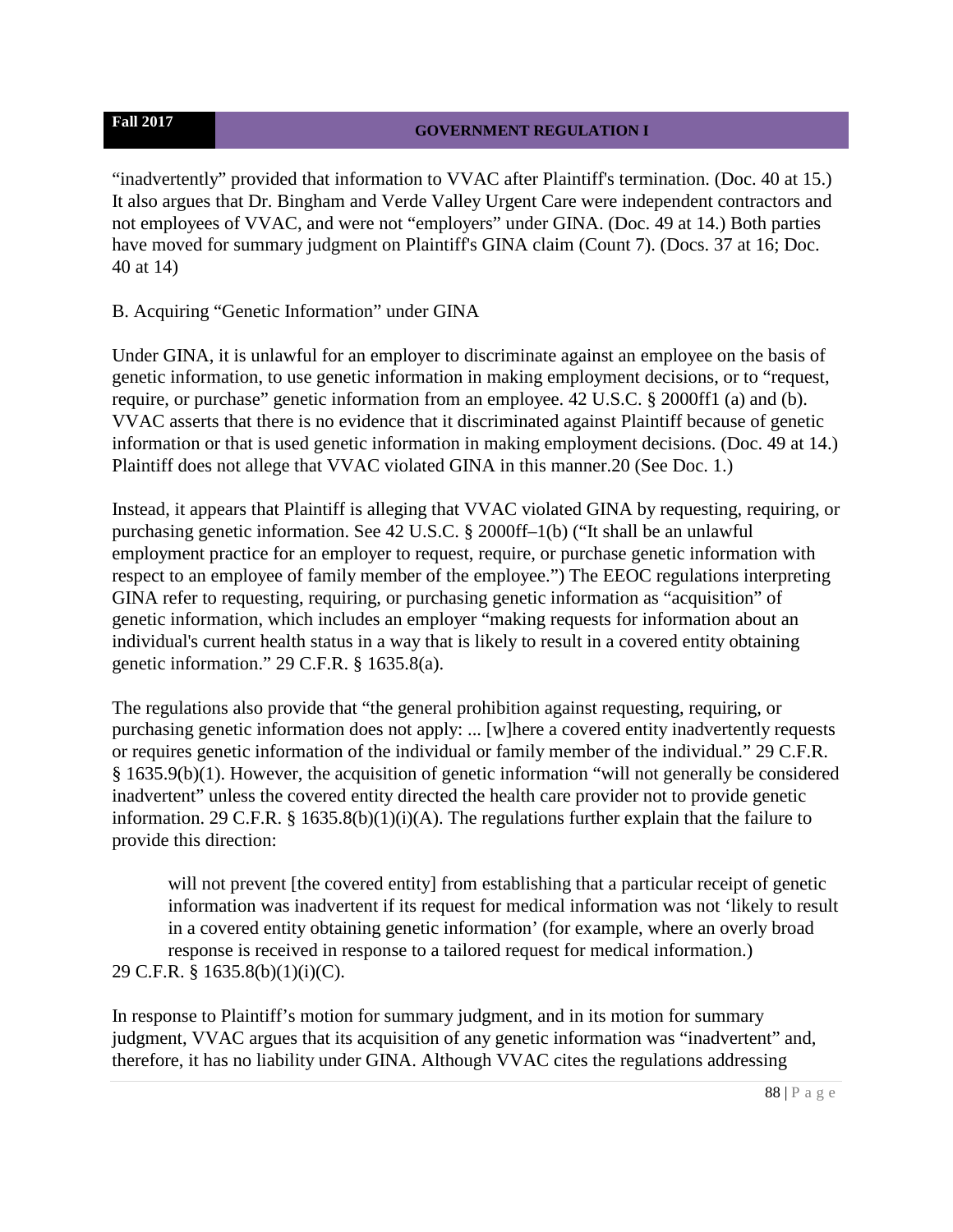"inadvertently" provided that information to VVAC after Plaintiff's termination. (Doc. 40 at 15.) It also argues that Dr. Bingham and Verde Valley Urgent Care were independent contractors and not employees of VVAC, and were not "employers" under GINA. (Doc. 49 at 14.) Both parties have moved for summary judgment on Plaintiff's GINA claim (Count 7). (Docs. 37 at 16; Doc. 40 at 14)

B. Acquiring "Genetic Information" under GINA

Under GINA, it is unlawful for an employer to discriminate against an employee on the basis of genetic information, to use genetic information in making employment decisions, or to "request, require, or purchase" genetic information from an employee. 42 U.S.C. § 2000ff1 (a) and (b). VVAC asserts that there is no evidence that it discriminated against Plaintiff because of genetic information or that is used genetic information in making employment decisions. (Doc. 49 at 14.) Plaintiff does not allege that VVAC violated GINA in this manner.20 (See Doc. 1.)

Instead, it appears that Plaintiff is alleging that VVAC violated GINA by requesting, requiring, or purchasing genetic information. See 42 U.S.C. § 2000ff–1(b) ("It shall be an unlawful employment practice for an employer to request, require, or purchase genetic information with respect to an employee of family member of the employee.") The EEOC regulations interpreting GINA refer to requesting, requiring, or purchasing genetic information as "acquisition" of genetic information, which includes an employer "making requests for information about an individual's current health status in a way that is likely to result in a covered entity obtaining genetic information." 29 C.F.R. § 1635.8(a).

The regulations also provide that "the general prohibition against requesting, requiring, or purchasing genetic information does not apply: ... [w]here a covered entity inadvertently requests or requires genetic information of the individual or family member of the individual." 29 C.F.R. § 1635.9(b)(1). However, the acquisition of genetic information "will not generally be considered inadvertent" unless the covered entity directed the health care provider not to provide genetic information. 29 C.F.R. § 1635.8(b)(1)(i)(A). The regulations further explain that the failure to provide this direction:

> will not prevent [the covered entity] from establishing that a particular receipt of genetic information was inadvertent if its request for medical information was not 'likely to result in a covered entity obtaining genetic information' (for example, where an overly broad response is received in response to a tailored request for medical information.)

29 C.F.R. § 1635.8(b)(1)(i)(C).

In response to Plaintiff's motion for summary judgment, and in its motion for summary judgment, VVAC argues that its acquisition of any genetic information was "inadvertent" and, therefore, it has no liability under GINA. Although VVAC cites the regulations addressing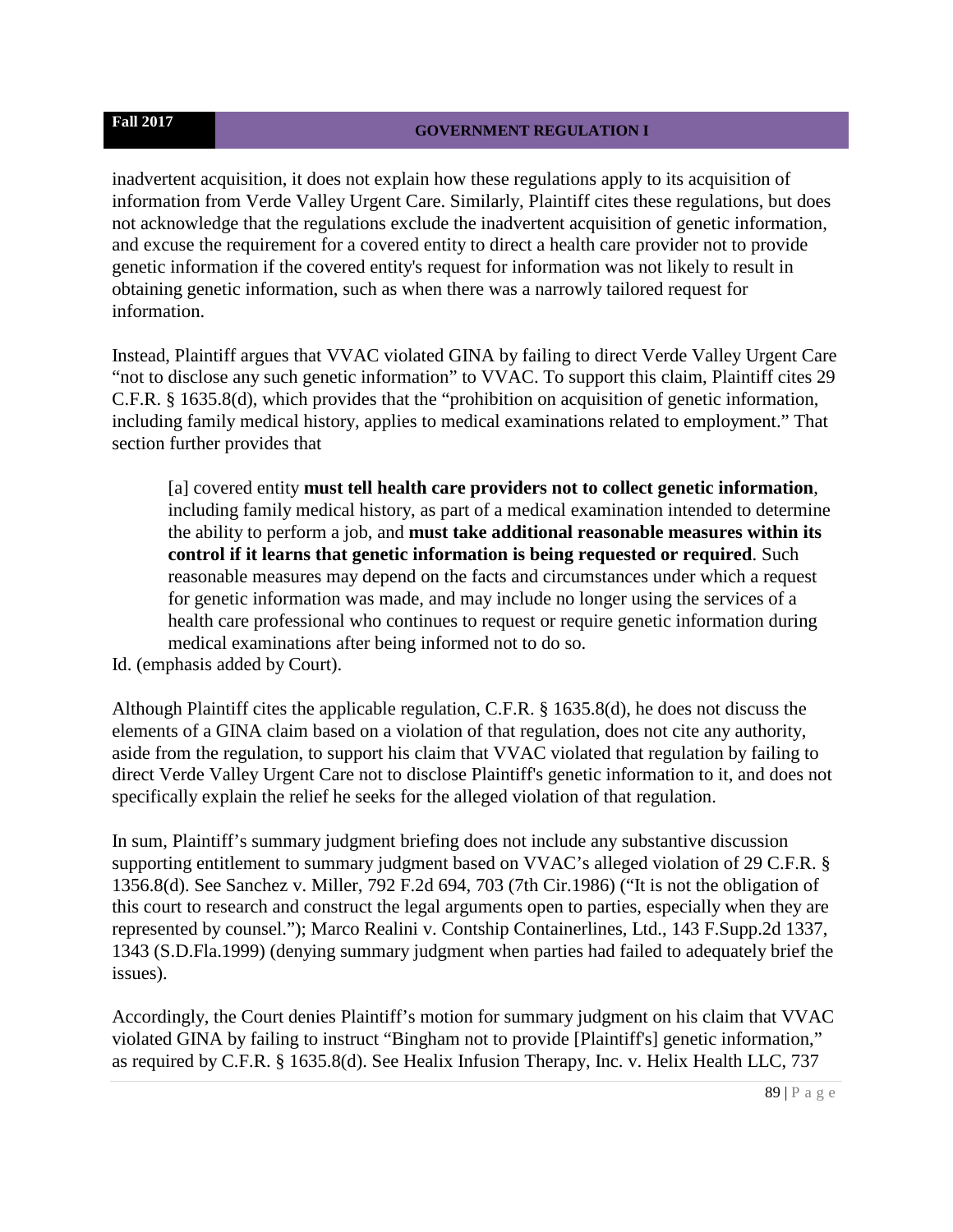inadvertent acquisition, it does not explain how these regulations apply to its acquisition of information from Verde Valley Urgent Care. Similarly, Plaintiff cites these regulations, but does not acknowledge that the regulations exclude the inadvertent acquisition of genetic information, and excuse the requirement for a covered entity to direct a health care provider not to provide genetic information if the covered entity's request for information was not likely to result in obtaining genetic information, such as when there was a narrowly tailored request for information.

Instead, Plaintiff argues that VVAC violated GINA by failing to direct Verde Valley Urgent Care "not to disclose any such genetic information" to VVAC. To support this claim, Plaintiff cites 29 C.F.R. § 1635.8(d), which provides that the "prohibition on acquisition of genetic information, including family medical history, applies to medical examinations related to employment." That section further provides that

> [a] covered entity **must tell health care providers not to collect genetic information**, including family medical history, as part of a medical examination intended to determine the ability to perform a job, and **must take additional reasonable measures within its control if it learns that genetic information is being requested or required**. Such reasonable measures may depend on the facts and circumstances under which a request for genetic information was made, and may include no longer using the services of a health care professional who continues to request or require genetic information during medical examinations after being informed not to do so.

Id. (emphasis added by Court).

Although Plaintiff cites the applicable regulation, C.F.R. § 1635.8(d), he does not discuss the elements of a GINA claim based on a violation of that regulation, does not cite any authority, aside from the regulation, to support his claim that VVAC violated that regulation by failing to direct Verde Valley Urgent Care not to disclose Plaintiff's genetic information to it, and does not specifically explain the relief he seeks for the alleged violation of that regulation.

In sum, Plaintiff's summary judgment briefing does not include any substantive discussion supporting entitlement to summary judgment based on VVAC's alleged violation of 29 C.F.R. § 1356.8(d). See Sanchez v. Miller, 792 F.2d 694, 703 (7th Cir.1986) ("It is not the obligation of this court to research and construct the legal arguments open to parties, especially when they are represented by counsel."); Marco Realini v. Contship Containerlines, Ltd., 143 F.Supp.2d 1337, 1343 (S.D.Fla.1999) (denying summary judgment when parties had failed to adequately brief the issues).

Accordingly, the Court denies Plaintiff's motion for summary judgment on his claim that VVAC violated GINA by failing to instruct "Bingham not to provide [Plaintiff's] genetic information," as required by C.F.R. § 1635.8(d). See Healix Infusion Therapy, Inc. v. Helix Health LLC, 737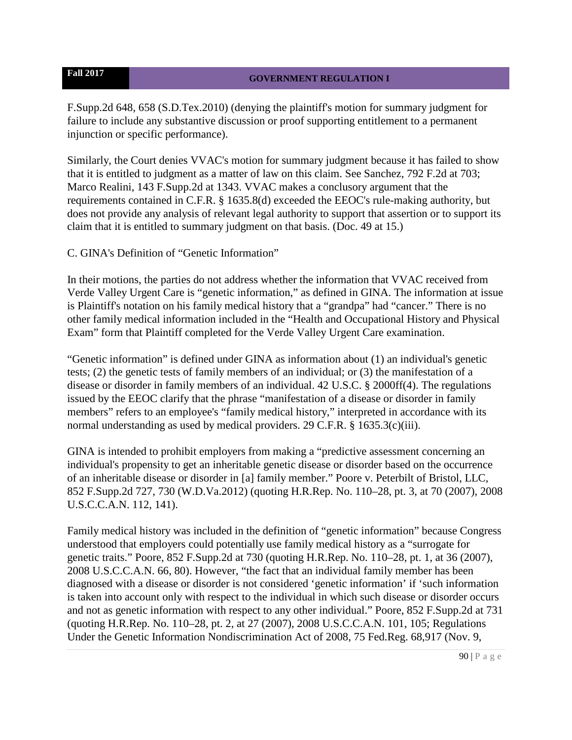F.Supp.2d 648, 658 (S.D.Tex.2010) (denying the plaintiff's motion for summary judgment for failure to include any substantive discussion or proof supporting entitlement to a permanent injunction or specific performance).

Similarly, the Court denies VVAC's motion for summary judgment because it has failed to show that it is entitled to judgment as a matter of law on this claim. See Sanchez, 792 F.2d at 703; Marco Realini, 143 F.Supp.2d at 1343. VVAC makes a conclusory argument that the requirements contained in C.F.R. § 1635.8(d) exceeded the EEOC's rule-making authority, but does not provide any analysis of relevant legal authority to support that assertion or to support its claim that it is entitled to summary judgment on that basis. (Doc. 49 at 15.)

C. GINA's Definition of "Genetic Information"

In their motions, the parties do not address whether the information that VVAC received from Verde Valley Urgent Care is "genetic information," as defined in GINA. The information at issue is Plaintiff's notation on his family medical history that a "grandpa" had "cancer." There is no other family medical information included in the "Health and Occupational History and Physical Exam" form that Plaintiff completed for the Verde Valley Urgent Care examination.

"Genetic information" is defined under GINA as information about (1) an individual's genetic tests; (2) the genetic tests of family members of an individual; or (3) the manifestation of a disease or disorder in family members of an individual. 42 U.S.C. § 2000ff(4). The regulations issued by the EEOC clarify that the phrase "manifestation of a disease or disorder in family members" refers to an employee's "family medical history," interpreted in accordance with its normal understanding as used by medical providers. 29 C.F.R. § 1635.3(c)(iii).

GINA is intended to prohibit employers from making a "predictive assessment concerning an individual's propensity to get an inheritable genetic disease or disorder based on the occurrence of an inheritable disease or disorder in [a] family member." Poore v. Peterbilt of Bristol, LLC, 852 F.Supp.2d 727, 730 (W.D.Va.2012) (quoting H.R.Rep. No. 110–28, pt. 3, at 70 (2007), 2008 U.S.C.C.A.N. 112, 141).

Family medical history was included in the definition of "genetic information" because Congress understood that employers could potentially use family medical history as a "surrogate for genetic traits." Poore, 852 F.Supp.2d at 730 (quoting H.R.Rep. No. 110–28, pt. 1, at 36 (2007), 2008 U.S.C.C.A.N. 66, 80). However, "the fact that an individual family member has been diagnosed with a disease or disorder is not considered 'genetic information' if 'such information is taken into account only with respect to the individual in which such disease or disorder occurs and not as genetic information with respect to any other individual." Poore, 852 F.Supp.2d at 731 (quoting H.R.Rep. No. 110–28, pt. 2, at 27 (2007), 2008 U.S.C.C.A.N. 101, 105; Regulations Under the Genetic Information Nondiscrimination Act of 2008, 75 Fed.Reg. 68,917 (Nov. 9,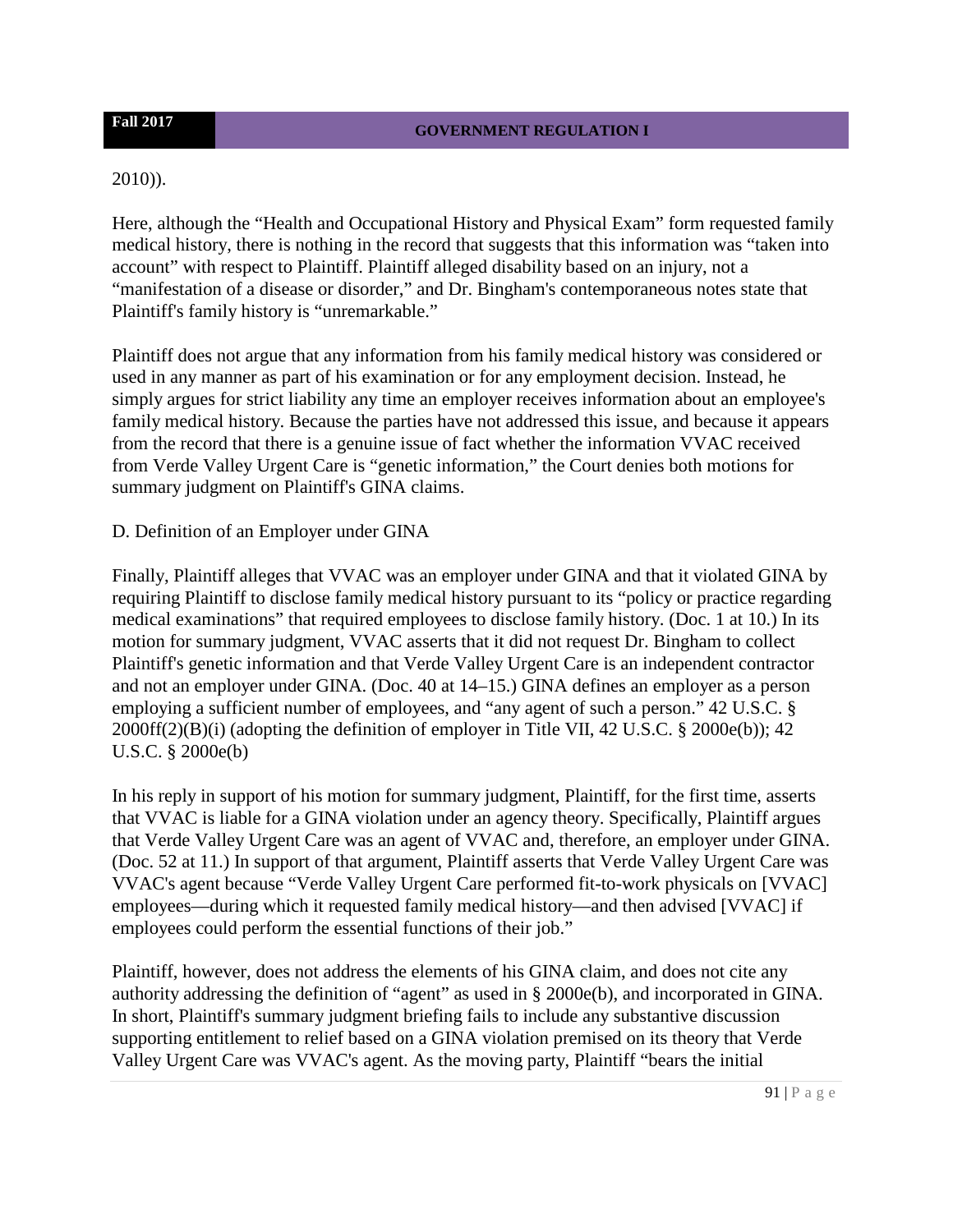2010)).

Here, although the "Health and Occupational History and Physical Exam" form requested family medical history, there is nothing in the record that suggests that this information was "taken into account" with respect to Plaintiff. Plaintiff alleged disability based on an injury, not a "manifestation of a disease or disorder," and Dr. Bingham's contemporaneous notes state that Plaintiff's family history is "unremarkable."

Plaintiff does not argue that any information from his family medical history was considered or used in any manner as part of his examination or for any employment decision. Instead, he simply argues for strict liability any time an employer receives information about an employee's family medical history. Because the parties have not addressed this issue, and because it appears from the record that there is a genuine issue of fact whether the information VVAC received from Verde Valley Urgent Care is "genetic information," the Court denies both motions for summary judgment on Plaintiff's GINA claims.

D. Definition of an Employer under GINA

Finally, Plaintiff alleges that VVAC was an employer under GINA and that it violated GINA by requiring Plaintiff to disclose family medical history pursuant to its "policy or practice regarding medical examinations" that required employees to disclose family history. (Doc. 1 at 10.) In its motion for summary judgment, VVAC asserts that it did not request Dr. Bingham to collect Plaintiff's genetic information and that Verde Valley Urgent Care is an independent contractor and not an employer under GINA. (Doc. 40 at 14–15.) GINA defines an employer as a person employing a sufficient number of employees, and "any agent of such a person." 42 U.S.C. § 2000ff(2)(B)(i) (adopting the definition of employer in Title VII, 42 U.S.C. § 2000e(b)); 42 U.S.C. § 2000e(b)

In his reply in support of his motion for summary judgment, Plaintiff, for the first time, asserts that VVAC is liable for a GINA violation under an agency theory. Specifically, Plaintiff argues that Verde Valley Urgent Care was an agent of VVAC and, therefore, an employer under GINA. (Doc. 52 at 11.) In support of that argument, Plaintiff asserts that Verde Valley Urgent Care was VVAC's agent because "Verde Valley Urgent Care performed fit-to-work physicals on [VVAC] employees—during which it requested family medical history—and then advised [VVAC] if employees could perform the essential functions of their job."

Plaintiff, however, does not address the elements of his GINA claim, and does not cite any authority addressing the definition of "agent" as used in § 2000e(b), and incorporated in GINA. In short, Plaintiff's summary judgment briefing fails to include any substantive discussion supporting entitlement to relief based on a GINA violation premised on its theory that Verde Valley Urgent Care was VVAC's agent. As the moving party, Plaintiff "bears the initial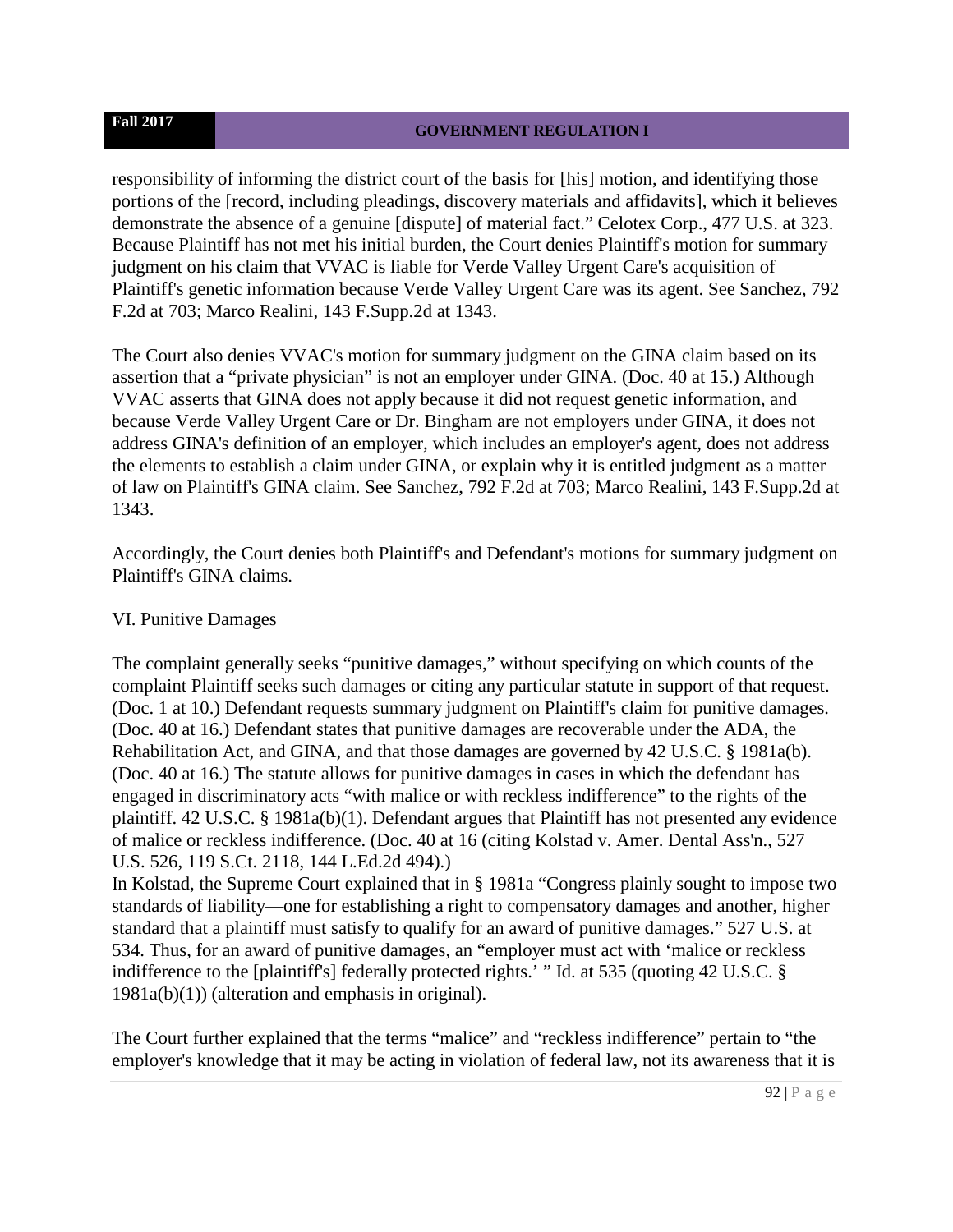responsibility of informing the district court of the basis for [his] motion, and identifying those portions of the [record, including pleadings, discovery materials and affidavits], which it believes demonstrate the absence of a genuine [dispute] of material fact." Celotex Corp., 477 U.S. at 323. Because Plaintiff has not met his initial burden, the Court denies Plaintiff's motion for summary judgment on his claim that VVAC is liable for Verde Valley Urgent Care's acquisition of Plaintiff's genetic information because Verde Valley Urgent Care was its agent. See Sanchez, 792 F.2d at 703; Marco Realini, 143 F.Supp.2d at 1343.

The Court also denies VVAC's motion for summary judgment on the GINA claim based on its assertion that a "private physician" is not an employer under GINA. (Doc. 40 at 15.) Although VVAC asserts that GINA does not apply because it did not request genetic information, and because Verde Valley Urgent Care or Dr. Bingham are not employers under GINA, it does not address GINA's definition of an employer, which includes an employer's agent, does not address the elements to establish a claim under GINA, or explain why it is entitled judgment as a matter of law on Plaintiff's GINA claim. See Sanchez, 792 F.2d at 703; Marco Realini, 143 F.Supp.2d at 1343.

Accordingly, the Court denies both Plaintiff's and Defendant's motions for summary judgment on Plaintiff's GINA claims.

VI. Punitive Damages

The complaint generally seeks "punitive damages," without specifying on which counts of the complaint Plaintiff seeks such damages or citing any particular statute in support of that request. (Doc. 1 at 10.) Defendant requests summary judgment on Plaintiff's claim for punitive damages. (Doc. 40 at 16.) Defendant states that punitive damages are recoverable under the ADA, the Rehabilitation Act, and GINA, and that those damages are governed by 42 U.S.C. § 1981a(b). (Doc. 40 at 16.) The statute allows for punitive damages in cases in which the defendant has engaged in discriminatory acts "with malice or with reckless indifference" to the rights of the plaintiff. 42 U.S.C. § 1981a(b)(1). Defendant argues that Plaintiff has not presented any evidence of malice or reckless indifference. (Doc. 40 at 16 (citing Kolstad v. Amer. Dental Ass'n., 527 U.S. 526, 119 S.Ct. 2118, 144 L.Ed.2d 494).)

In Kolstad, the Supreme Court explained that in § 1981a "Congress plainly sought to impose two standards of liability—one for establishing a right to compensatory damages and another, higher standard that a plaintiff must satisfy to qualify for an award of punitive damages." 527 U.S. at 534. Thus, for an award of punitive damages, an "employer must act with 'malice or reckless indifference to the [plaintiff's] federally protected rights.' " Id. at 535 (quoting 42 U.S.C. § 1981a(b)(1)) (alteration and emphasis in original).

The Court further explained that the terms "malice" and "reckless indifference" pertain to "the employer's knowledge that it may be acting in violation of federal law, not its awareness that it is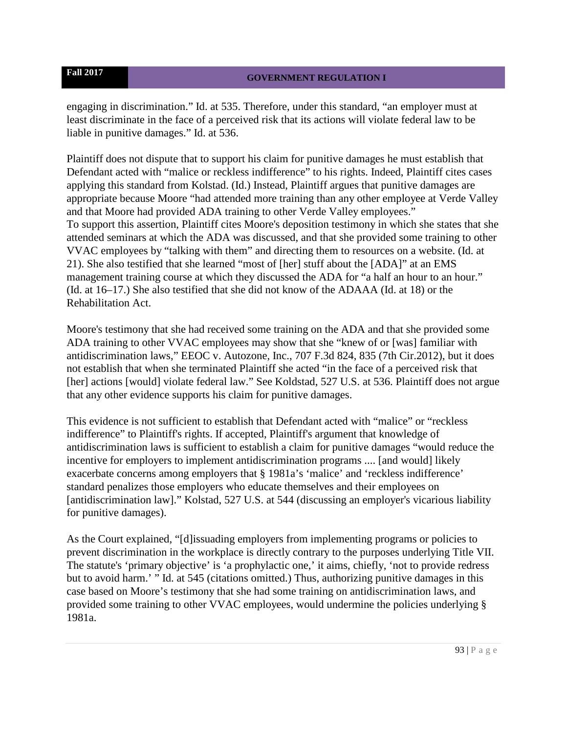engaging in discrimination." Id. at 535. Therefore, under this standard, "an employer must at least discriminate in the face of a perceived risk that its actions will violate federal law to be liable in punitive damages." Id. at 536.

Plaintiff does not dispute that to support his claim for punitive damages he must establish that Defendant acted with "malice or reckless indifference" to his rights. Indeed, Plaintiff cites cases applying this standard from Kolstad. (Id.) Instead, Plaintiff argues that punitive damages are appropriate because Moore "had attended more training than any other employee at Verde Valley and that Moore had provided ADA training to other Verde Valley employees."
To support this assertion, Plaintiff cites Moore's deposition testimony in which she states that she attended seminars at which the ADA was discussed, and that she provided some training to other VVAC employees by "talking with them" and directing them to resources on a website. (Id. at 21). She also testified that she learned "most of [her] stuff about the [ADA]" at an EMS management training course at which they discussed the ADA for "a half an hour to an hour." (Id. at 16–17.) She also testified that she did not know of the ADAAA (Id. at 18) or the Rehabilitation Act.

Moore's testimony that she had received some training on the ADA and that she provided some ADA training to other VVAC employees may show that she "knew of or [was] familiar with antidiscrimination laws," EEOC v. Autozone, Inc., 707 F.3d 824, 835 (7th Cir.2012), but it does not establish that when she terminated Plaintiff she acted "in the face of a perceived risk that [her] actions [would] violate federal law." See Koldstad, 527 U.S. at 536. Plaintiff does not argue that any other evidence supports his claim for punitive damages.

This evidence is not sufficient to establish that Defendant acted with "malice" or "reckless indifference" to Plaintiff's rights. If accepted, Plaintiff's argument that knowledge of antidiscrimination laws is sufficient to establish a claim for punitive damages "would reduce the incentive for employers to implement antidiscrimination programs .... [and would] likely exacerbate concerns among employers that § 1981a's 'malice' and 'reckless indifference' standard penalizes those employers who educate themselves and their employees on [antidiscrimination law]." Kolstad, 527 U.S. at 544 (discussing an employer's vicarious liability for punitive damages).

As the Court explained, "[d]issuading employers from implementing programs or policies to prevent discrimination in the workplace is directly contrary to the purposes underlying Title VII. The statute's 'primary objective' is 'a prophylactic one,' it aims, chiefly, 'not to provide redress but to avoid harm.' " Id. at 545 (citations omitted.) Thus, authorizing punitive damages in this case based on Moore's testimony that she had some training on antidiscrimination laws, and provided some training to other VVAC employees, would undermine the policies underlying § 1981a.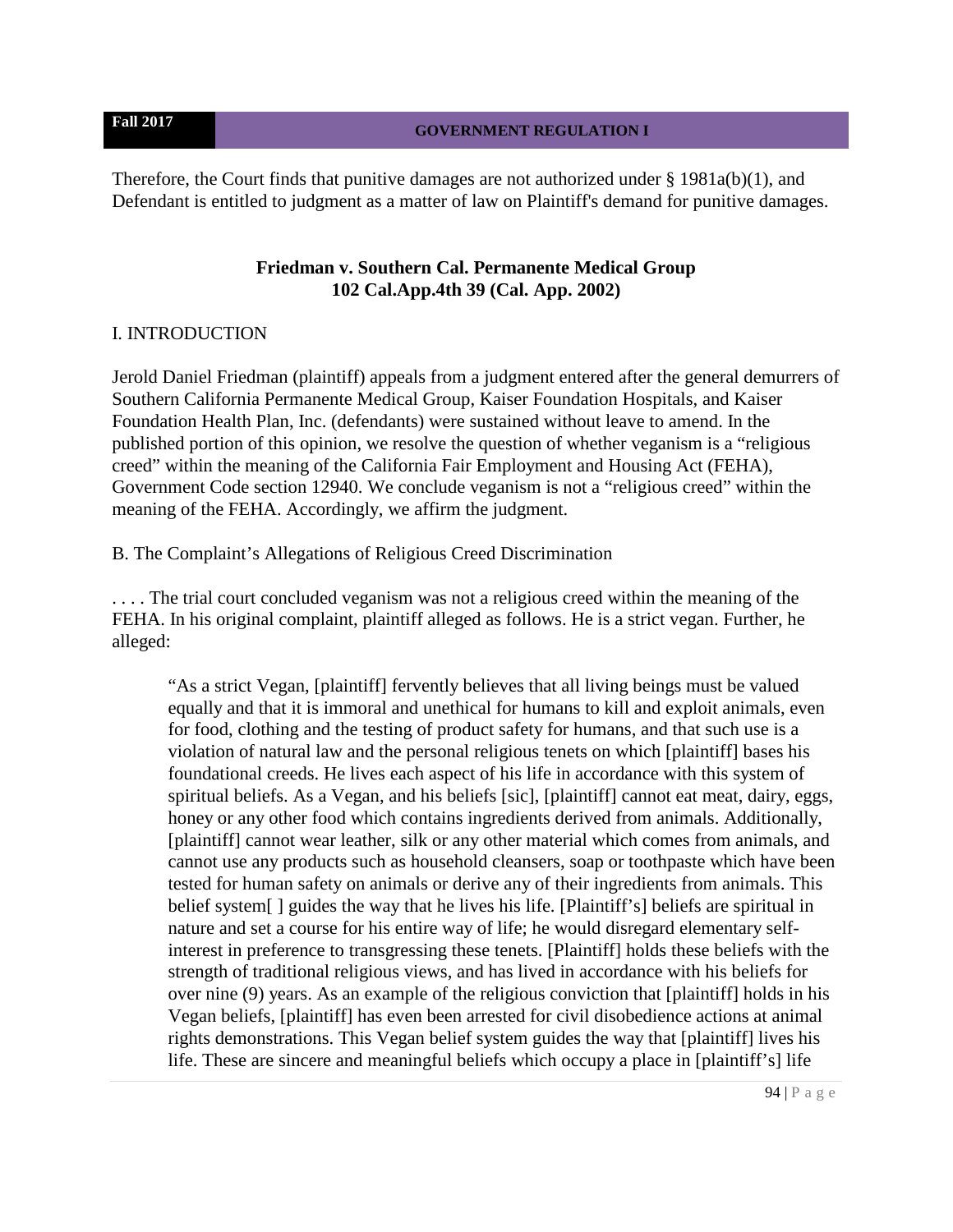Therefore, the Court finds that punitive damages are not authorized under § 1981a(b)(1), and Defendant is entitled to judgment as a matter of law on Plaintiff's demand for punitive damages.

### Friedman v. Southern Cal. Permanente Medical Group
### 102 Cal.App.4th 39 (Cal. App. 2002)

I. INTRODUCTION

Jerold Daniel Friedman (plaintiff) appeals from a judgment entered after the general demurrers of Southern California Permanente Medical Group, Kaiser Foundation Hospitals, and Kaiser Foundation Health Plan, Inc. (defendants) were sustained without leave to amend. In the published portion of this opinion, we resolve the question of whether veganism is a "religious creed" within the meaning of the California Fair Employment and Housing Act (FEHA), Government Code section 12940. We conclude veganism is not a "religious creed" within the meaning of the FEHA. Accordingly, we affirm the judgment.

B. The Complaint's Allegations of Religious Creed Discrimination

. . . . The trial court concluded veganism was not a religious creed within the meaning of the FEHA. In his original complaint, plaintiff alleged as follows. He is a strict vegan. Further, he alleged:

> "As a strict Vegan, [plaintiff] fervently believes that all living beings must be valued equally and that it is immoral and unethical for humans to kill and exploit animals, even for food, clothing and the testing of product safety for humans, and that such use is a violation of natural law and the personal religious tenets on which [plaintiff] bases his foundational creeds. He lives each aspect of his life in accordance with this system of spiritual beliefs. As a Vegan, and his beliefs [sic], [plaintiff] cannot eat meat, dairy, eggs, honey or any other food which contains ingredients derived from animals. Additionally, [plaintiff] cannot wear leather, silk or any other material which comes from animals, and cannot use any products such as household cleansers, soap or toothpaste which have been tested for human safety on animals or derive any of their ingredients from animals. This belief system[ ] guides the way that he lives his life. [Plaintiff's] beliefs are spiritual in nature and set a course for his entire way of life; he would disregard elementary self-interest in preference to transgressing these tenets. [Plaintiff] holds these beliefs with the strength of traditional religious views, and has lived in accordance with his beliefs for over nine (9) years. As an example of the religious conviction that [plaintiff] holds in his Vegan beliefs, [plaintiff] has even been arrested for civil disobedience actions at animal rights demonstrations. This Vegan belief system guides the way that [plaintiff] lives his life. These are sincere and meaningful beliefs which occupy a place in [plaintiff's] life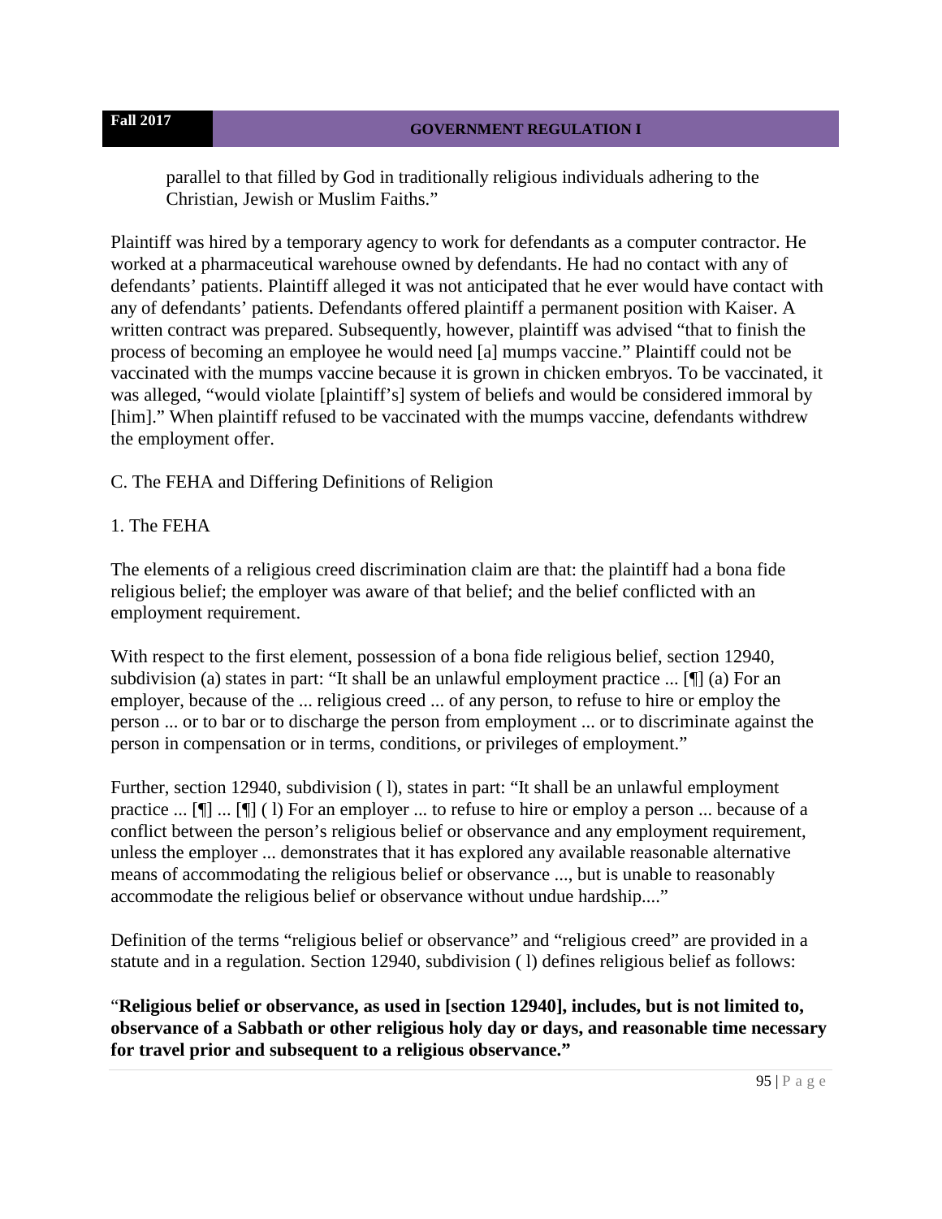parallel to that filled by God in traditionally religious individuals adhering to the Christian, Jewish or Muslim Faiths."

Plaintiff was hired by a temporary agency to work for defendants as a computer contractor. He worked at a pharmaceutical warehouse owned by defendants. He had no contact with any of defendants' patients. Plaintiff alleged it was not anticipated that he ever would have contact with any of defendants' patients. Defendants offered plaintiff a permanent position with Kaiser. A written contract was prepared. Subsequently, however, plaintiff was advised "that to finish the process of becoming an employee he would need [a] mumps vaccine." Plaintiff could not be vaccinated with the mumps vaccine because it is grown in chicken embryos. To be vaccinated, it was alleged, "would violate [plaintiff's] system of beliefs and would be considered immoral by [him]." When plaintiff refused to be vaccinated with the mumps vaccine, defendants withdrew the employment offer.

C. The FEHA and Differing Definitions of Religion

1. The FEHA

The elements of a religious creed discrimination claim are that: the plaintiff had a bona fide religious belief; the employer was aware of that belief; and the belief conflicted with an employment requirement.

With respect to the first element, possession of a bona fide religious belief, section 12940, subdivision (a) states in part: "It shall be an unlawful employment practice ... [¶] (a) For an employer, because of the ... religious creed ... of any person, to refuse to hire or employ the person ... or to bar or to discharge the person from employment ... or to discriminate against the person in compensation or in terms, conditions, or privileges of employment."

Further, section 12940, subdivision ( l), states in part: "It shall be an unlawful employment practice ... [¶] ... [¶] ( l) For an employer ... to refuse to hire or employ a person ... because of a conflict between the person's religious belief or observance and any employment requirement, unless the employer ... demonstrates that it has explored any available reasonable alternative means of accommodating the religious belief or observance ..., but is unable to reasonably accommodate the religious belief or observance without undue hardship...."

Definition of the terms "religious belief or observance" and "religious creed" are provided in a statute and in a regulation. Section 12940, subdivision ( l) defines religious belief as follows:

"**Religious belief or observance, as used in [section 12940], includes, but is not limited to, observance of a Sabbath or other religious holy day or days, and reasonable time necessary for travel prior and subsequent to a religious observance."**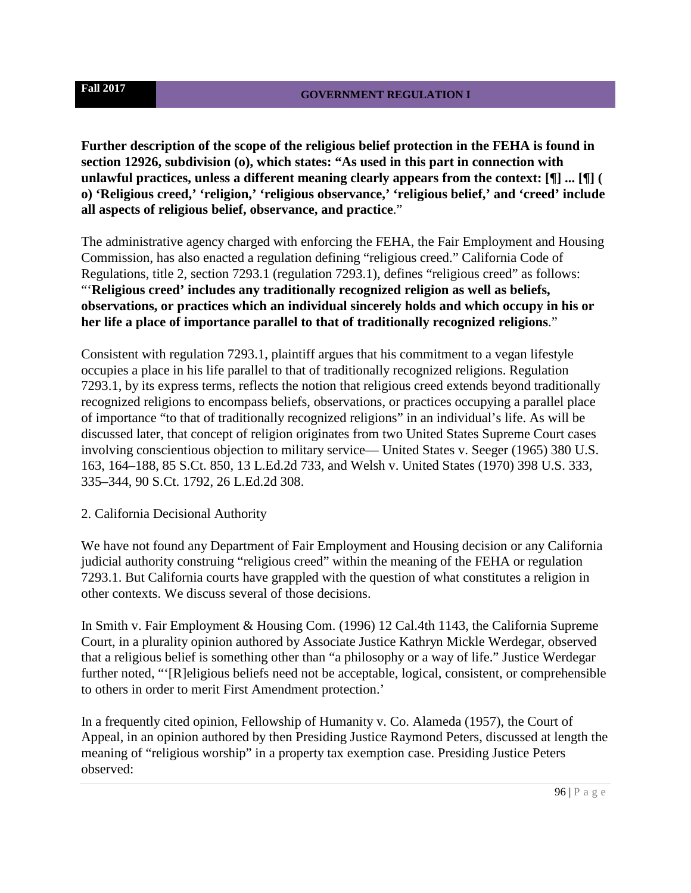**Further description of the scope of the religious belief protection in the FEHA is found in section 12926, subdivision (o), which states: "As used in this part in connection with unlawful practices, unless a different meaning clearly appears from the context: [¶] ... [¶] ( o) 'Religious creed,' 'religion,' 'religious observance,' 'religious belief,' and 'creed' include all aspects of religious belief, observance, and practice**."

The administrative agency charged with enforcing the FEHA, the Fair Employment and Housing Commission, has also enacted a regulation defining "religious creed." California Code of Regulations, title 2, section 7293.1 (regulation 7293.1), defines "religious creed" as follows: "'**Religious creed' includes any traditionally recognized religion as well as beliefs, observations, or practices which an individual sincerely holds and which occupy in his or her life a place of importance parallel to that of traditionally recognized religions**."

Consistent with regulation 7293.1, plaintiff argues that his commitment to a vegan lifestyle occupies a place in his life parallel to that of traditionally recognized religions. Regulation 7293.1, by its express terms, reflects the notion that religious creed extends beyond traditionally recognized religions to encompass beliefs, observations, or practices occupying a parallel place of importance "to that of traditionally recognized religions" in an individual's life. As will be discussed later, that concept of religion originates from two United States Supreme Court cases involving conscientious objection to military service— United States v. Seeger (1965) 380 U.S. 163, 164–188, 85 S.Ct. 850, 13 L.Ed.2d 733, and Welsh v. United States (1970) 398 U.S. 333, 335–344, 90 S.Ct. 1792, 26 L.Ed.2d 308.

2. California Decisional Authority

We have not found any Department of Fair Employment and Housing decision or any California judicial authority construing "religious creed" within the meaning of the FEHA or regulation 7293.1. But California courts have grappled with the question of what constitutes a religion in other contexts. We discuss several of those decisions.

In Smith v. Fair Employment & Housing Com. (1996) 12 Cal.4th 1143, the California Supreme Court, in a plurality opinion authored by Associate Justice Kathryn Mickle Werdegar, observed that a religious belief is something other than "a philosophy or a way of life." Justice Werdegar further noted, "'[R]eligious beliefs need not be acceptable, logical, consistent, or comprehensible to others in order to merit First Amendment protection.'

In a frequently cited opinion, Fellowship of Humanity v. Co. Alameda (1957), the Court of Appeal, in an opinion authored by then Presiding Justice Raymond Peters, discussed at length the meaning of "religious worship" in a property tax exemption case. Presiding Justice Peters observed: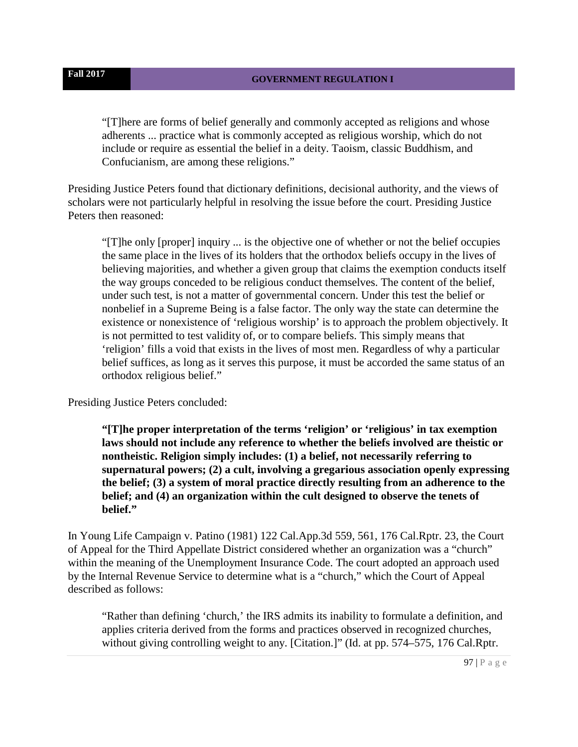> "[T]here are forms of belief generally and commonly accepted as religions and whose adherents ... practice what is commonly accepted as religious worship, which do not include or require as essential the belief in a deity. Taoism, classic Buddhism, and Confucianism, are among these religions."

Presiding Justice Peters found that dictionary definitions, decisional authority, and the views of scholars were not particularly helpful in resolving the issue before the court. Presiding Justice Peters then reasoned:

> "[T]he only [proper] inquiry ... is the objective one of whether or not the belief occupies the same place in the lives of its holders that the orthodox beliefs occupy in the lives of believing majorities, and whether a given group that claims the exemption conducts itself the way groups conceded to be religious conduct themselves. The content of the belief, under such test, is not a matter of governmental concern. Under this test the belief or nonbelief in a Supreme Being is a false factor. The only way the state can determine the existence or nonexistence of 'religious worship' is to approach the problem objectively. It is not permitted to test validity of, or to compare beliefs. This simply means that 'religion' fills a void that exists in the lives of most men. Regardless of why a particular belief suffices, as long as it serves this purpose, it must be accorded the same status of an orthodox religious belief."

Presiding Justice Peters concluded:

> **"[T]he proper interpretation of the terms 'religion' or 'religious' in tax exemption laws should not include any reference to whether the beliefs involved are theistic or nontheistic. Religion simply includes: (1) a belief, not necessarily referring to supernatural powers; (2) a cult, involving a gregarious association openly expressing the belief; (3) a system of moral practice directly resulting from an adherence to the belief; and (4) an organization within the cult designed to observe the tenets of belief."**

In Young Life Campaign v. Patino (1981) 122 Cal.App.3d 559, 561, 176 Cal.Rptr. 23, the Court of Appeal for the Third Appellate District considered whether an organization was a "church" within the meaning of the Unemployment Insurance Code. The court adopted an approach used by the Internal Revenue Service to determine what is a "church," which the Court of Appeal described as follows:

> "Rather than defining 'church,' the IRS admits its inability to formulate a definition, and applies criteria derived from the forms and practices observed in recognized churches, without giving controlling weight to any. [Citation.]" (Id. at pp. 574–575, 176 Cal.Rptr.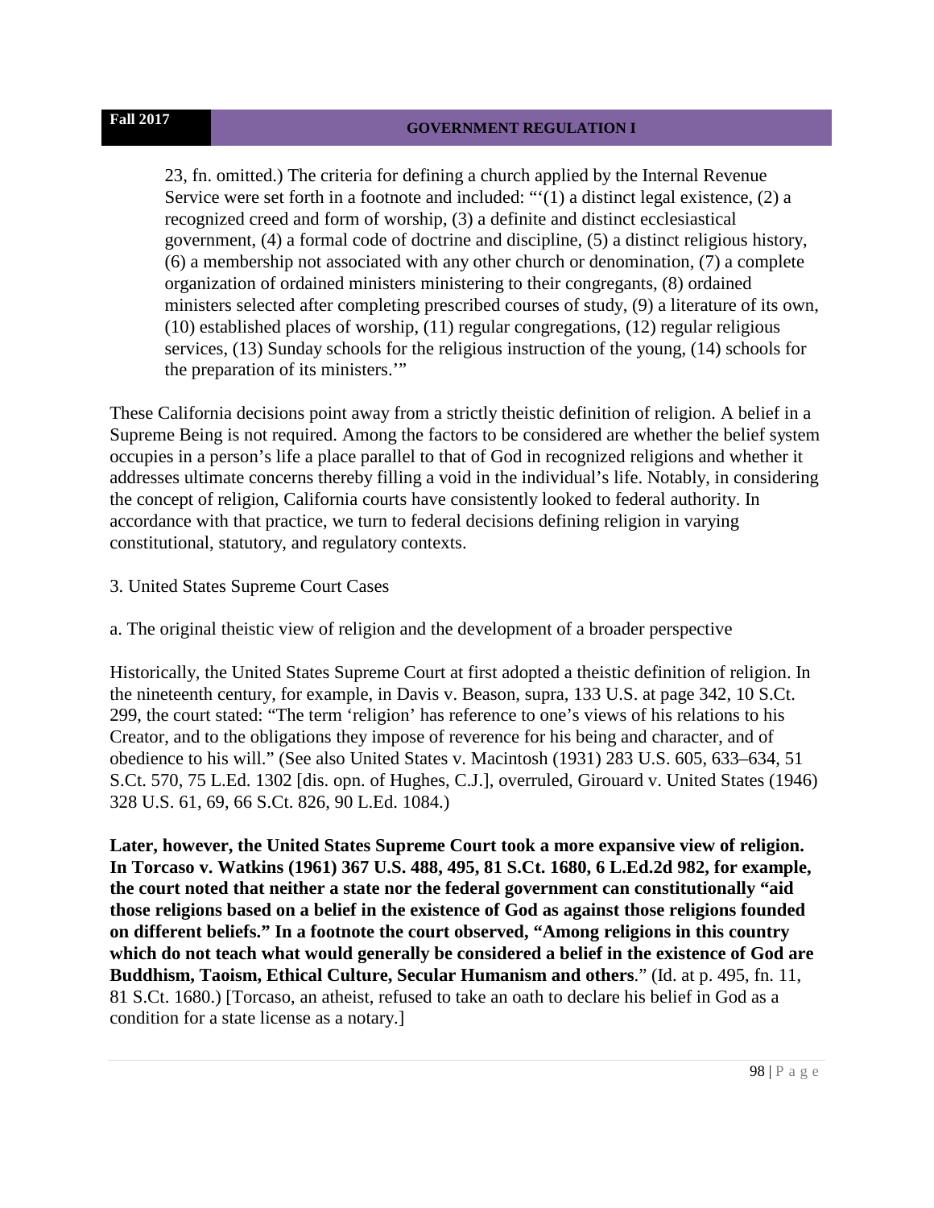23, fn. omitted.) The criteria for defining a church applied by the Internal Revenue Service were set forth in a footnote and included: "'(1) a distinct legal existence, (2) a recognized creed and form of worship, (3) a definite and distinct ecclesiastical government, (4) a formal code of doctrine and discipline, (5) a distinct religious history, (6) a membership not associated with any other church or denomination, (7) a complete organization of ordained ministers ministering to their congregants, (8) ordained ministers selected after completing prescribed courses of study, (9) a literature of its own, (10) established places of worship, (11) regular congregations, (12) regular religious services, (13) Sunday schools for the religious instruction of the young, (14) schools for the preparation of its ministers.'"

These California decisions point away from a strictly theistic definition of religion. A belief in a Supreme Being is not required. Among the factors to be considered are whether the belief system occupies in a person's life a place parallel to that of God in recognized religions and whether it addresses ultimate concerns thereby filling a void in the individual's life. Notably, in considering the concept of religion, California courts have consistently looked to federal authority. In accordance with that practice, we turn to federal decisions defining religion in varying constitutional, statutory, and regulatory contexts.

3. United States Supreme Court Cases

a. The original theistic view of religion and the development of a broader perspective

Historically, the United States Supreme Court at first adopted a theistic definition of religion. In the nineteenth century, for example, in Davis v. Beason, supra, 133 U.S. at page 342, 10 S.Ct. 299, the court stated: "The term 'religion' has reference to one's views of his relations to his Creator, and to the obligations they impose of reverence for his being and character, and of obedience to his will." (See also United States v. Macintosh (1931) 283 U.S. 605, 633–634, 51 S.Ct. 570, 75 L.Ed. 1302 [dis. opn. of Hughes, C.J.], overruled, Girouard v. United States (1946) 328 U.S. 61, 69, 66 S.Ct. 826, 90 L.Ed. 1084.)

**Later, however, the United States Supreme Court took a more expansive view of religion. In Torcaso v. Watkins (1961) 367 U.S. 488, 495, 81 S.Ct. 1680, 6 L.Ed.2d 982, for example, the court noted that neither a state nor the federal government can constitutionally "aid those religions based on a belief in the existence of God as against those religions founded on different beliefs." In a footnote the court observed, "Among religions in this country which do not teach what would generally be considered a belief in the existence of God are Buddhism, Taoism, Ethical Culture, Secular Humanism and others**." (Id. at p. 495, fn. 11, 81 S.Ct. 1680.) [Torcaso, an atheist, refused to take an oath to declare his belief in God as a condition for a state license as a notary.]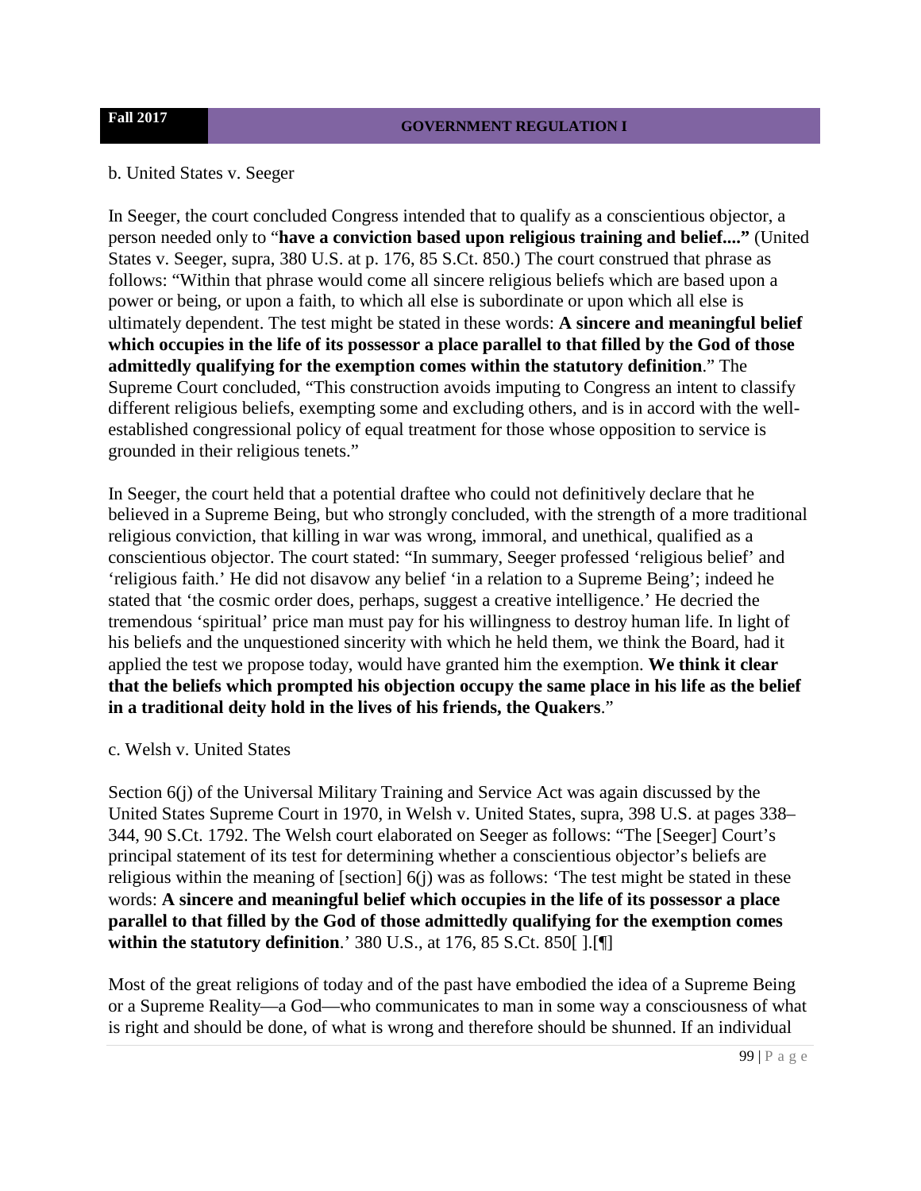b. United States v. Seeger

In Seeger, the court concluded Congress intended that to qualify as a conscientious objector, a person needed only to "**have a conviction based upon religious training and belief...."** (United States v. Seeger, supra, 380 U.S. at p. 176, 85 S.Ct. 850.) The court construed that phrase as follows: "Within that phrase would come all sincere religious beliefs which are based upon a power or being, or upon a faith, to which all else is subordinate or upon which all else is ultimately dependent. The test might be stated in these words: **A sincere and meaningful belief which occupies in the life of its possessor a place parallel to that filled by the God of those admittedly qualifying for the exemption comes within the statutory definition**." The Supreme Court concluded, "This construction avoids imputing to Congress an intent to classify different religious beliefs, exempting some and excluding others, and is in accord with the well-established congressional policy of equal treatment for those whose opposition to service is grounded in their religious tenets."

In Seeger, the court held that a potential draftee who could not definitively declare that he believed in a Supreme Being, but who strongly concluded, with the strength of a more traditional religious conviction, that killing in war was wrong, immoral, and unethical, qualified as a conscientious objector. The court stated: "In summary, Seeger professed 'religious belief' and 'religious faith.' He did not disavow any belief 'in a relation to a Supreme Being'; indeed he stated that 'the cosmic order does, perhaps, suggest a creative intelligence.' He decried the tremendous 'spiritual' price man must pay for his willingness to destroy human life. In light of his beliefs and the unquestioned sincerity with which he held them, we think the Board, had it applied the test we propose today, would have granted him the exemption. **We think it clear that the beliefs which prompted his objection occupy the same place in his life as the belief in a traditional deity hold in the lives of his friends, the Quakers**."

c. Welsh v. United States

Section 6(j) of the Universal Military Training and Service Act was again discussed by the United States Supreme Court in 1970, in Welsh v. United States, supra, 398 U.S. at pages 338–344, 90 S.Ct. 1792. The Welsh court elaborated on Seeger as follows: "The [Seeger] Court's principal statement of its test for determining whether a conscientious objector's beliefs are religious within the meaning of [section] 6(j) was as follows: 'The test might be stated in these words: **A sincere and meaningful belief which occupies in the life of its possessor a place parallel to that filled by the God of those admittedly qualifying for the exemption comes within the statutory definition**.' 380 U.S., at 176, 85 S.Ct. 850[ ].[¶]

Most of the great religions of today and of the past have embodied the idea of a Supreme Being or a Supreme Reality—a God—who communicates to man in some way a consciousness of what is right and should be done, of what is wrong and therefore should be shunned. If an individual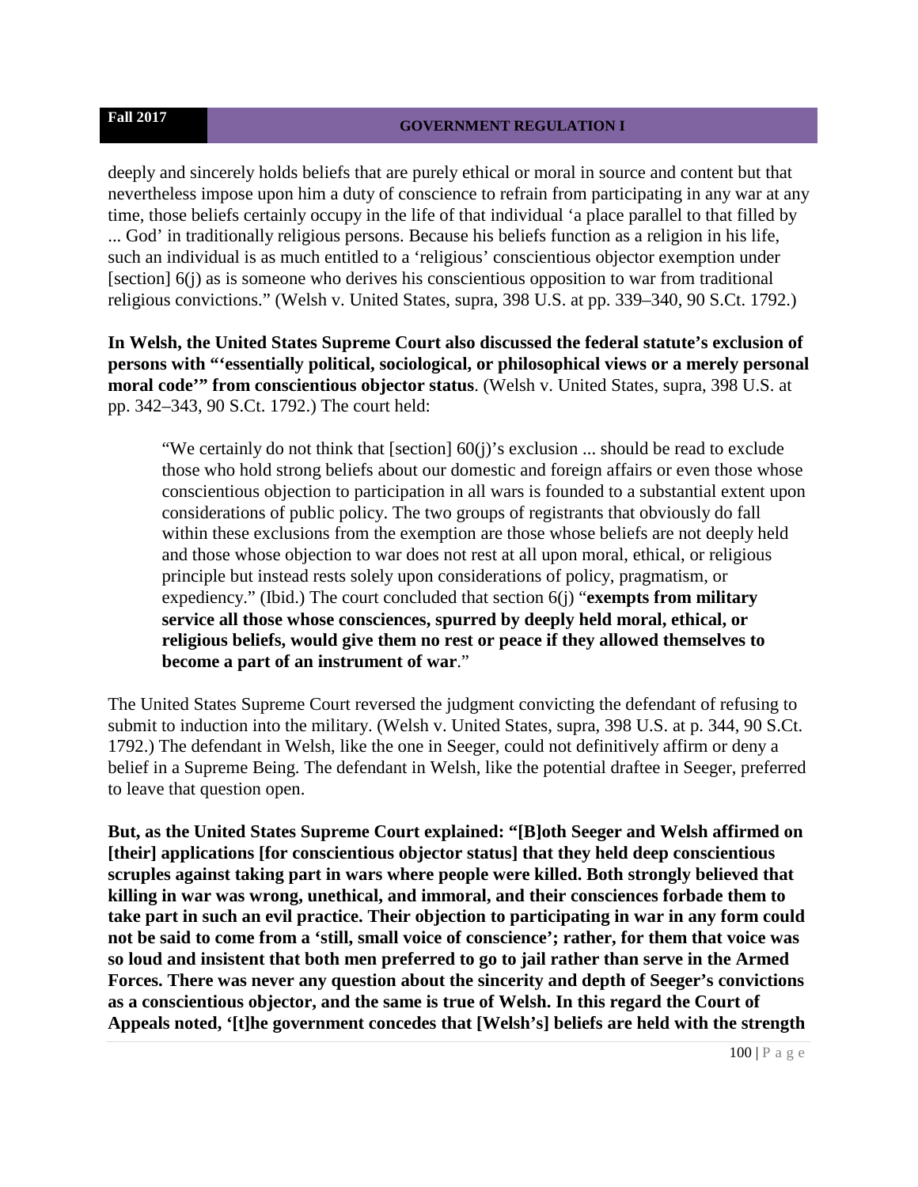deeply and sincerely holds beliefs that are purely ethical or moral in source and content but that nevertheless impose upon him a duty of conscience to refrain from participating in any war at any time, those beliefs certainly occupy in the life of that individual 'a place parallel to that filled by ... God' in traditionally religious persons. Because his beliefs function as a religion in his life, such an individual is as much entitled to a 'religious' conscientious objector exemption under [section] 6(j) as is someone who derives his conscientious opposition to war from traditional religious convictions." (Welsh v. United States, supra, 398 U.S. at pp. 339–340, 90 S.Ct. 1792.)

**In Welsh, the United States Supreme Court also discussed the federal statute's exclusion of persons with "'essentially political, sociological, or philosophical views or a merely personal moral code'" from conscientious objector status**. (Welsh v. United States, supra, 398 U.S. at pp. 342–343, 90 S.Ct. 1792.) The court held:

> "We certainly do not think that [section] 60(j)'s exclusion ... should be read to exclude those who hold strong beliefs about our domestic and foreign affairs or even those whose conscientious objection to participation in all wars is founded to a substantial extent upon considerations of public policy. The two groups of registrants that obviously do fall within these exclusions from the exemption are those whose beliefs are not deeply held and those whose objection to war does not rest at all upon moral, ethical, or religious principle but instead rests solely upon considerations of policy, pragmatism, or expediency." (Ibid.) The court concluded that section 6(j) "**exempts from military service all those whose consciences, spurred by deeply held moral, ethical, or religious beliefs, would give them no rest or peace if they allowed themselves to become a part of an instrument of war**."

The United States Supreme Court reversed the judgment convicting the defendant of refusing to submit to induction into the military. (Welsh v. United States, supra, 398 U.S. at p. 344, 90 S.Ct. 1792.) The defendant in Welsh, like the one in Seeger, could not definitively affirm or deny a belief in a Supreme Being. The defendant in Welsh, like the potential draftee in Seeger, preferred to leave that question open.

**But, as the United States Supreme Court explained: "[B]oth Seeger and Welsh affirmed on [their] applications [for conscientious objector status] that they held deep conscientious scruples against taking part in wars where people were killed. Both strongly believed that killing in war was wrong, unethical, and immoral, and their consciences forbade them to take part in such an evil practice. Their objection to participating in war in any form could not be said to come from a 'still, small voice of conscience'; rather, for them that voice was so loud and insistent that both men preferred to go to jail rather than serve in the Armed Forces. There was never any question about the sincerity and depth of Seeger's convictions as a conscientious objector, and the same is true of Welsh. In this regard the Court of Appeals noted, '[t]he government concedes that [Welsh's] beliefs are held with the strength**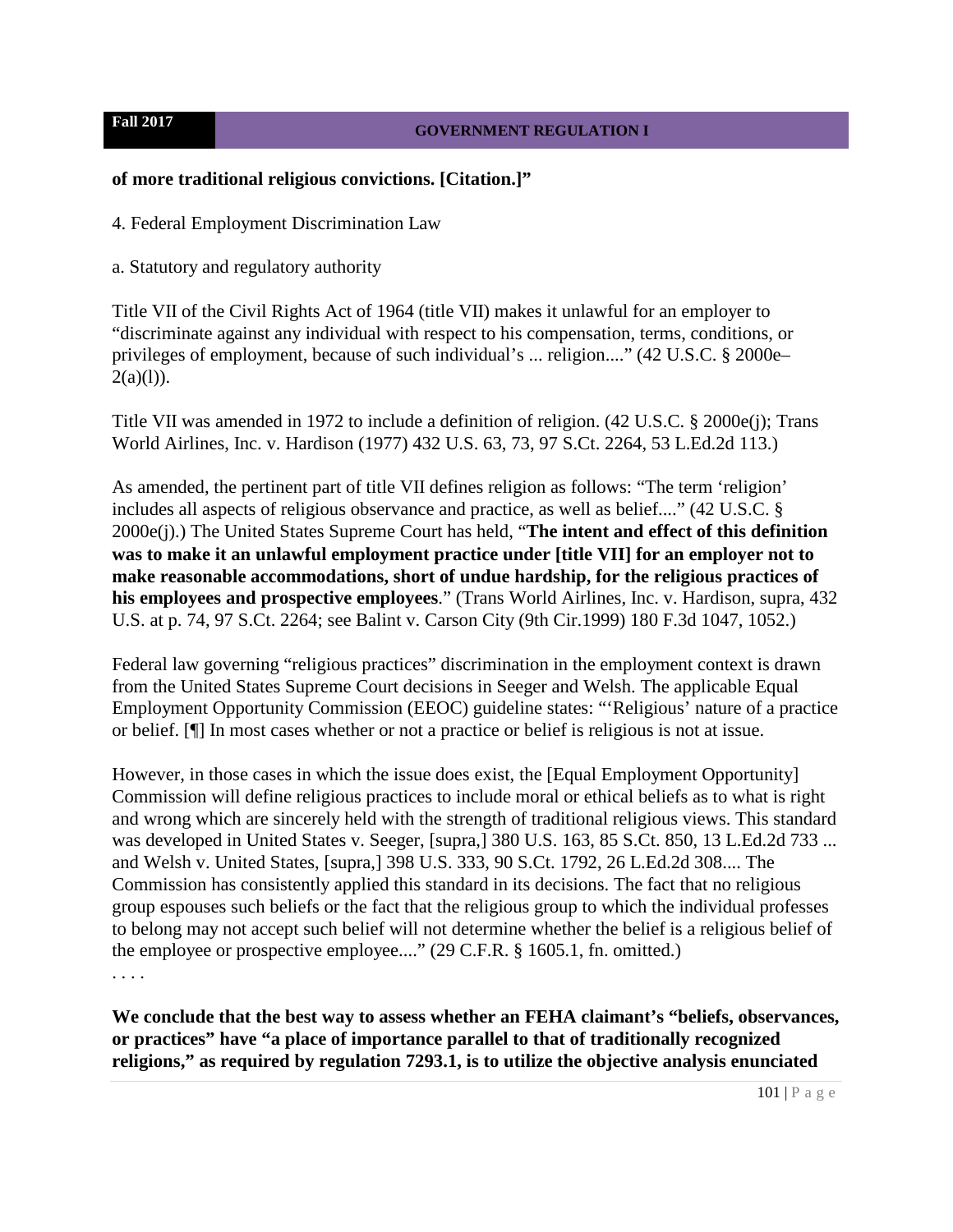**of more traditional religious convictions. [Citation.]"**

4. Federal Employment Discrimination Law

a. Statutory and regulatory authority

Title VII of the Civil Rights Act of 1964 (title VII) makes it unlawful for an employer to "discriminate against any individual with respect to his compensation, terms, conditions, or privileges of employment, because of such individual's ... religion...." (42 U.S.C. § 2000e–2(a)(l)).

Title VII was amended in 1972 to include a definition of religion. (42 U.S.C. § 2000e(j); Trans World Airlines, Inc. v. Hardison (1977) 432 U.S. 63, 73, 97 S.Ct. 2264, 53 L.Ed.2d 113.)

As amended, the pertinent part of title VII defines religion as follows: "The term 'religion' includes all aspects of religious observance and practice, as well as belief...." (42 U.S.C. § 2000e(j).) The United States Supreme Court has held, "**The intent and effect of this definition was to make it an unlawful employment practice under [title VII] for an employer not to make reasonable accommodations, short of undue hardship, for the religious practices of his employees and prospective employees**." (Trans World Airlines, Inc. v. Hardison, supra, 432 U.S. at p. 74, 97 S.Ct. 2264; see Balint v. Carson City (9th Cir.1999) 180 F.3d 1047, 1052.)

Federal law governing "religious practices" discrimination in the employment context is drawn from the United States Supreme Court decisions in Seeger and Welsh. The applicable Equal Employment Opportunity Commission (EEOC) guideline states: "'Religious' nature of a practice or belief. [¶] In most cases whether or not a practice or belief is religious is not at issue.

However, in those cases in which the issue does exist, the [Equal Employment Opportunity] Commission will define religious practices to include moral or ethical beliefs as to what is right and wrong which are sincerely held with the strength of traditional religious views. This standard was developed in United States v. Seeger, [supra,] 380 U.S. 163, 85 S.Ct. 850, 13 L.Ed.2d 733 ... and Welsh v. United States, [supra,] 398 U.S. 333, 90 S.Ct. 1792, 26 L.Ed.2d 308.... The Commission has consistently applied this standard in its decisions. The fact that no religious group espouses such beliefs or the fact that the religious group to which the individual professes to belong may not accept such belief will not determine whether the belief is a religious belief of the employee or prospective employee...." (29 C.F.R. § 1605.1, fn. omitted.)

. . . .

**We conclude that the best way to assess whether an FEHA claimant's "beliefs, observances, or practices" have "a place of importance parallel to that of traditionally recognized religions," as required by regulation 7293.1, is to utilize the objective analysis enunciated**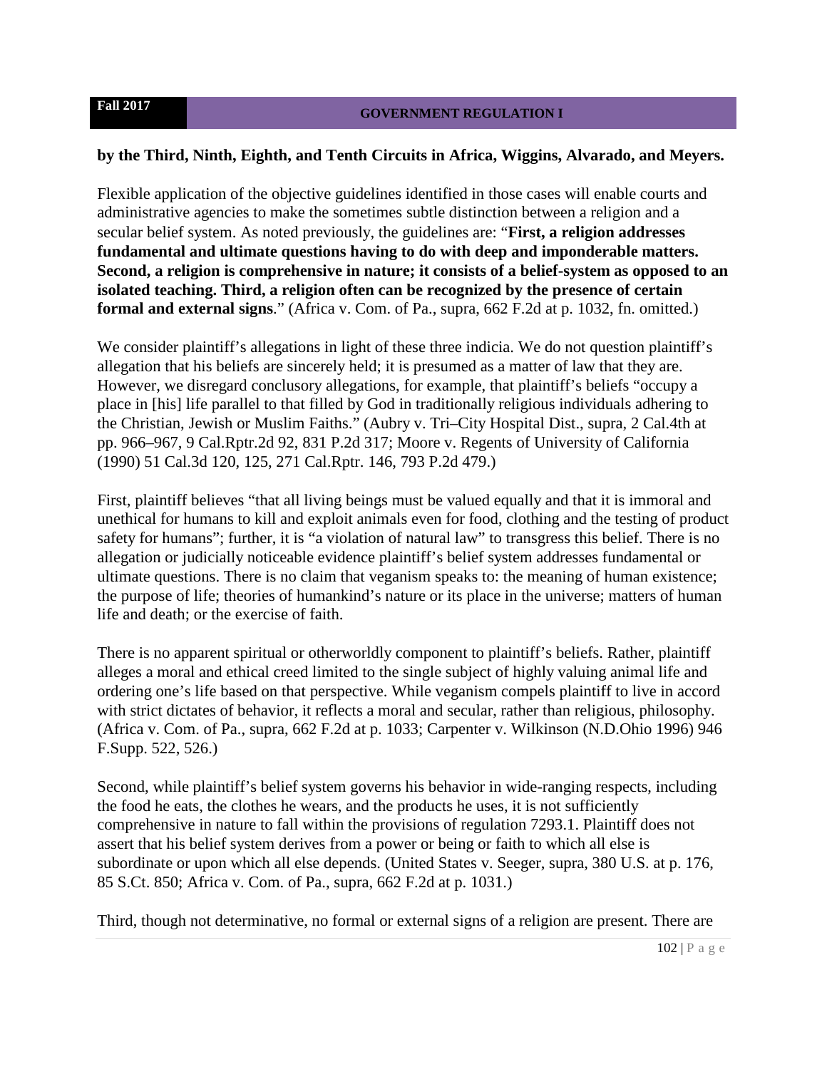**by the Third, Ninth, Eighth, and Tenth Circuits in Africa, Wiggins, Alvarado, and Meyers.**

Flexible application of the objective guidelines identified in those cases will enable courts and administrative agencies to make the sometimes subtle distinction between a religion and a secular belief system. As noted previously, the guidelines are: "**First, a religion addresses fundamental and ultimate questions having to do with deep and imponderable matters. Second, a religion is comprehensive in nature; it consists of a belief-system as opposed to an isolated teaching. Third, a religion often can be recognized by the presence of certain formal and external signs**." (Africa v. Com. of Pa., supra, 662 F.2d at p. 1032, fn. omitted.)

We consider plaintiff's allegations in light of these three indicia. We do not question plaintiff's allegation that his beliefs are sincerely held; it is presumed as a matter of law that they are. However, we disregard conclusory allegations, for example, that plaintiff's beliefs "occupy a place in [his] life parallel to that filled by God in traditionally religious individuals adhering to the Christian, Jewish or Muslim Faiths." (Aubry v. Tri–City Hospital Dist., supra, 2 Cal.4th at pp. 966–967, 9 Cal.Rptr.2d 92, 831 P.2d 317; Moore v. Regents of University of California (1990) 51 Cal.3d 120, 125, 271 Cal.Rptr. 146, 793 P.2d 479.)

First, plaintiff believes "that all living beings must be valued equally and that it is immoral and unethical for humans to kill and exploit animals even for food, clothing and the testing of product safety for humans"; further, it is "a violation of natural law" to transgress this belief. There is no allegation or judicially noticeable evidence plaintiff's belief system addresses fundamental or ultimate questions. There is no claim that veganism speaks to: the meaning of human existence; the purpose of life; theories of humankind's nature or its place in the universe; matters of human life and death; or the exercise of faith.

There is no apparent spiritual or otherworldly component to plaintiff's beliefs. Rather, plaintiff alleges a moral and ethical creed limited to the single subject of highly valuing animal life and ordering one's life based on that perspective. While veganism compels plaintiff to live in accord with strict dictates of behavior, it reflects a moral and secular, rather than religious, philosophy. (Africa v. Com. of Pa., supra, 662 F.2d at p. 1033; Carpenter v. Wilkinson (N.D.Ohio 1996) 946 F.Supp. 522, 526.)

Second, while plaintiff's belief system governs his behavior in wide-ranging respects, including the food he eats, the clothes he wears, and the products he uses, it is not sufficiently comprehensive in nature to fall within the provisions of regulation 7293.1. Plaintiff does not assert that his belief system derives from a power or being or faith to which all else is subordinate or upon which all else depends. (United States v. Seeger, supra, 380 U.S. at p. 176, 85 S.Ct. 850; Africa v. Com. of Pa., supra, 662 F.2d at p. 1031.)

Third, though not determinative, no formal or external signs of a religion are present. There are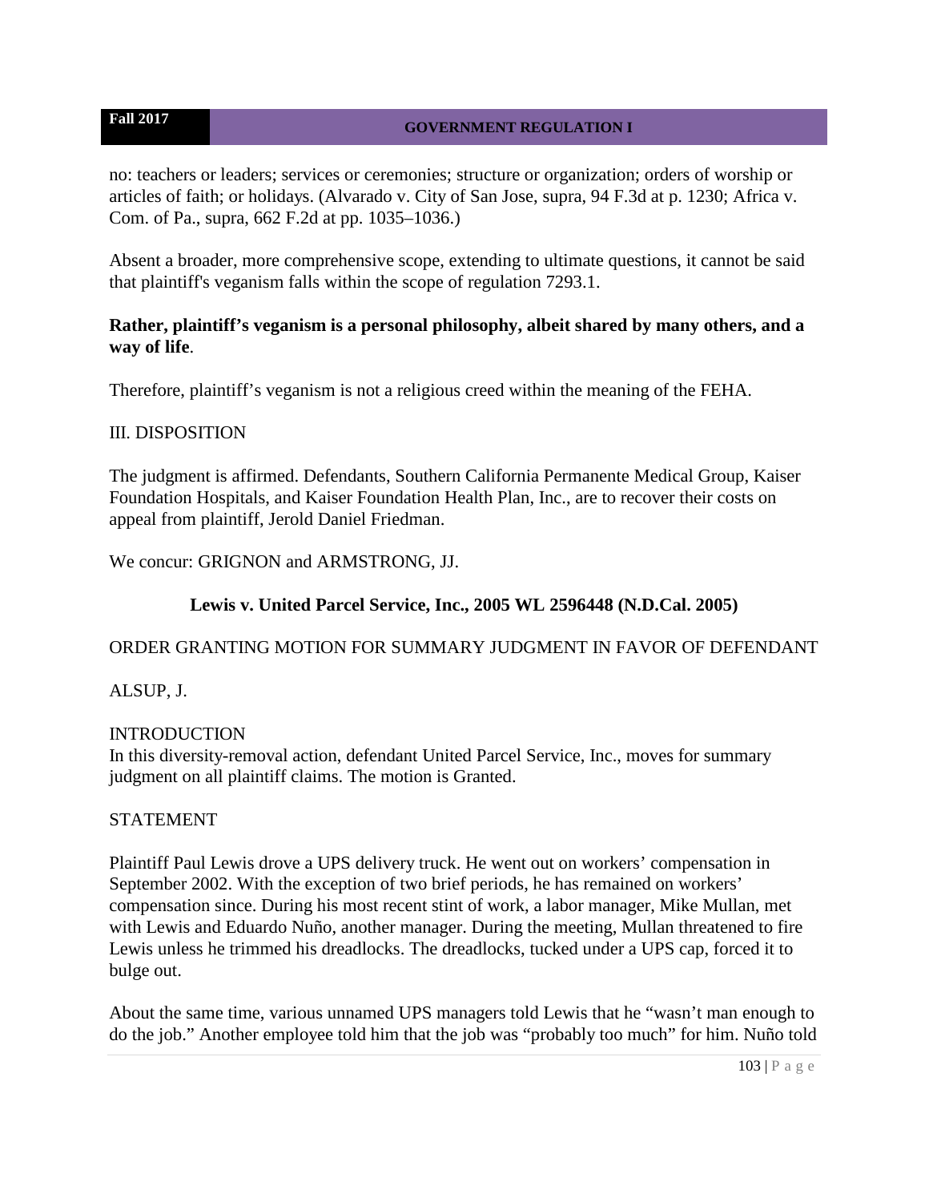no: teachers or leaders; services or ceremonies; structure or organization; orders of worship or articles of faith; or holidays. (Alvarado v. City of San Jose, supra, 94 F.3d at p. 1230; Africa v. Com. of Pa., supra, 662 F.2d at pp. 1035–1036.)

Absent a broader, more comprehensive scope, extending to ultimate questions, it cannot be said that plaintiff's veganism falls within the scope of regulation 7293.1.

**Rather, plaintiff's veganism is a personal philosophy, albeit shared by many others, and a way of life**.

Therefore, plaintiff's veganism is not a religious creed within the meaning of the FEHA.

III. DISPOSITION

The judgment is affirmed. Defendants, Southern California Permanente Medical Group, Kaiser Foundation Hospitals, and Kaiser Foundation Health Plan, Inc., are to recover their costs on appeal from plaintiff, Jerold Daniel Friedman.

We concur: GRIGNON and ARMSTRONG, JJ.

## Lewis v. United Parcel Service, Inc., 2005 WL 2596448 (N.D.Cal. 2005)

ORDER GRANTING MOTION FOR SUMMARY JUDGMENT IN FAVOR OF DEFENDANT

ALSUP, J.

INTRODUCTION

In this diversity-removal action, defendant United Parcel Service, Inc., moves for summary judgment on all plaintiff claims. The motion is Granted.

STATEMENT

Plaintiff Paul Lewis drove a UPS delivery truck. He went out on workers' compensation in September 2002. With the exception of two brief periods, he has remained on workers' compensation since. During his most recent stint of work, a labor manager, Mike Mullan, met with Lewis and Eduardo Nuño, another manager. During the meeting, Mullan threatened to fire Lewis unless he trimmed his dreadlocks. The dreadlocks, tucked under a UPS cap, forced it to bulge out.

About the same time, various unnamed UPS managers told Lewis that he "wasn't man enough to do the job." Another employee told him that the job was "probably too much" for him. Nuño told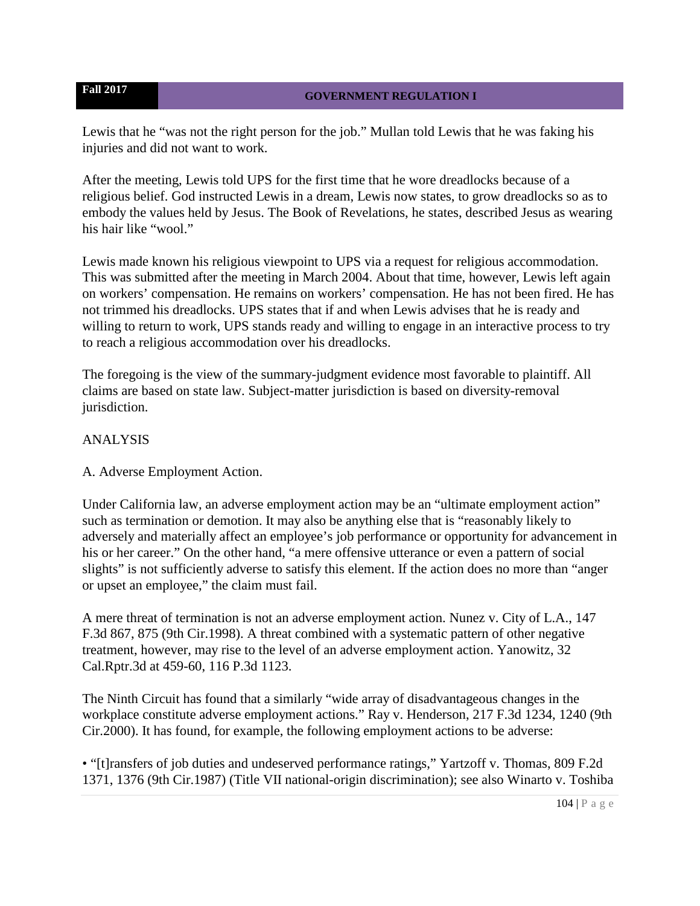Lewis that he "was not the right person for the job." Mullan told Lewis that he was faking his injuries and did not want to work.

After the meeting, Lewis told UPS for the first time that he wore dreadlocks because of a religious belief. God instructed Lewis in a dream, Lewis now states, to grow dreadlocks so as to embody the values held by Jesus. The Book of Revelations, he states, described Jesus as wearing his hair like "wool."

Lewis made known his religious viewpoint to UPS via a request for religious accommodation. This was submitted after the meeting in March 2004. About that time, however, Lewis left again on workers' compensation. He remains on workers' compensation. He has not been fired. He has not trimmed his dreadlocks. UPS states that if and when Lewis advises that he is ready and willing to return to work, UPS stands ready and willing to engage in an interactive process to try to reach a religious accommodation over his dreadlocks.

The foregoing is the view of the summary-judgment evidence most favorable to plaintiff. All claims are based on state law. Subject-matter jurisdiction is based on diversity-removal jurisdiction.

ANALYSIS

A. Adverse Employment Action.

Under California law, an adverse employment action may be an "ultimate employment action" such as termination or demotion. It may also be anything else that is "reasonably likely to adversely and materially affect an employee's job performance or opportunity for advancement in his or her career." On the other hand, "a mere offensive utterance or even a pattern of social slights" is not sufficiently adverse to satisfy this element. If the action does no more than "anger or upset an employee," the claim must fail.

A mere threat of termination is not an adverse employment action. Nunez v. City of L.A., 147 F.3d 867, 875 (9th Cir.1998). A threat combined with a systematic pattern of other negative treatment, however, may rise to the level of an adverse employment action. Yanowitz, 32 Cal.Rptr.3d at 459-60, 116 P.3d 1123.

The Ninth Circuit has found that a similarly "wide array of disadvantageous changes in the workplace constitute adverse employment actions." Ray v. Henderson, 217 F.3d 1234, 1240 (9th Cir.2000). It has found, for example, the following employment actions to be adverse:

- "[t]ransfers of job duties and undeserved performance ratings," Yartzoff v. Thomas, 809 F.2d 1371, 1376 (9th Cir.1987) (Title VII national-origin discrimination); see also Winarto v. Toshiba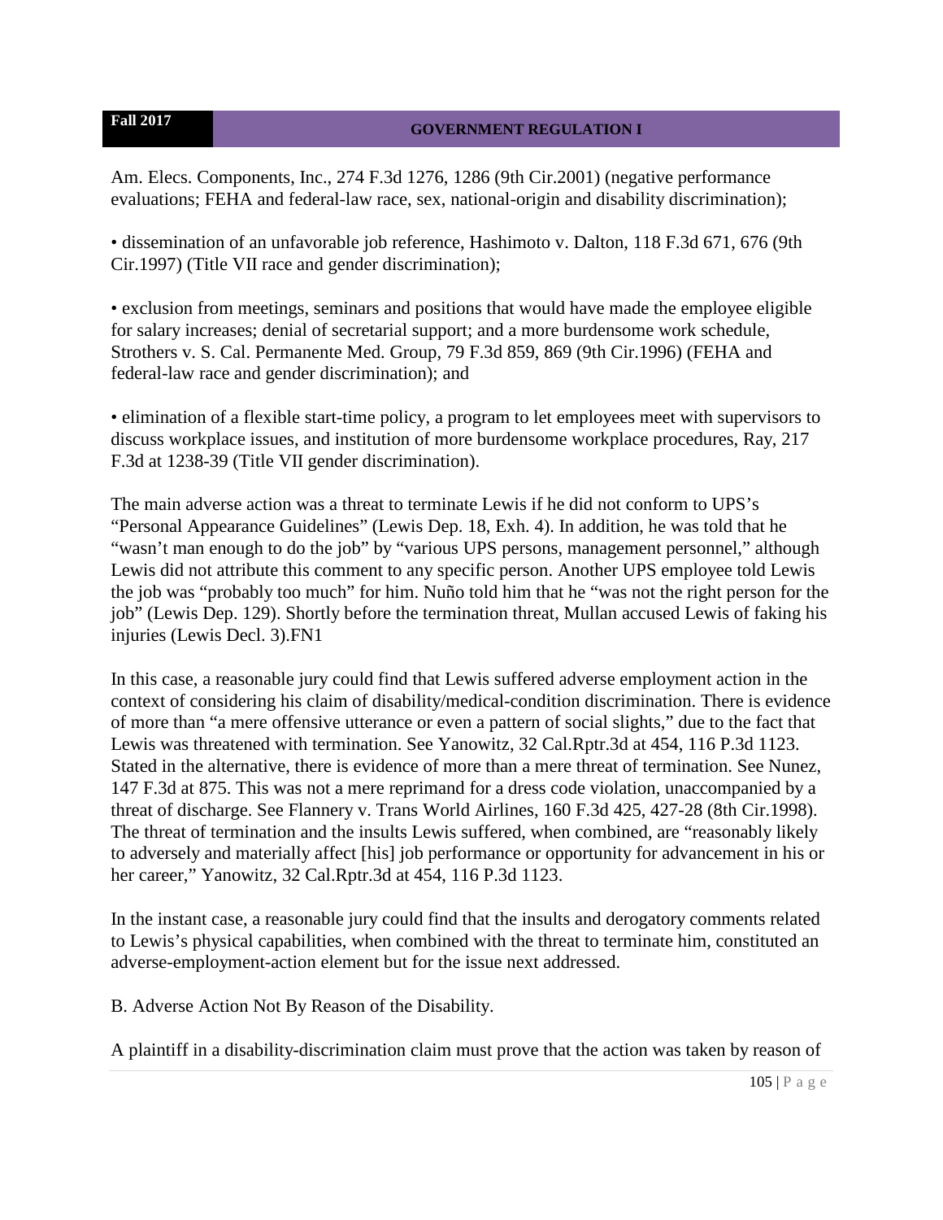Am. Elecs. Components, Inc., 274 F.3d 1276, 1286 (9th Cir.2001) (negative performance evaluations; FEHA and federal-law race, sex, national-origin and disability discrimination);

• dissemination of an unfavorable job reference, Hashimoto v. Dalton, 118 F.3d 671, 676 (9th Cir.1997) (Title VII race and gender discrimination);

• exclusion from meetings, seminars and positions that would have made the employee eligible for salary increases; denial of secretarial support; and a more burdensome work schedule, Strothers v. S. Cal. Permanente Med. Group, 79 F.3d 859, 869 (9th Cir.1996) (FEHA and federal-law race and gender discrimination); and

• elimination of a flexible start-time policy, a program to let employees meet with supervisors to discuss workplace issues, and institution of more burdensome workplace procedures, Ray, 217 F.3d at 1238-39 (Title VII gender discrimination).

The main adverse action was a threat to terminate Lewis if he did not conform to UPS's "Personal Appearance Guidelines" (Lewis Dep. 18, Exh. 4). In addition, he was told that he "wasn't man enough to do the job" by "various UPS persons, management personnel," although Lewis did not attribute this comment to any specific person. Another UPS employee told Lewis the job was "probably too much" for him. Nuño told him that he "was not the right person for the job" (Lewis Dep. 129). Shortly before the termination threat, Mullan accused Lewis of faking his injuries (Lewis Decl. 3).FN1

In this case, a reasonable jury could find that Lewis suffered adverse employment action in the context of considering his claim of disability/medical-condition discrimination. There is evidence of more than "a mere offensive utterance or even a pattern of social slights," due to the fact that Lewis was threatened with termination. See Yanowitz, 32 Cal.Rptr.3d at 454, 116 P.3d 1123. Stated in the alternative, there is evidence of more than a mere threat of termination. See Nunez, 147 F.3d at 875. This was not a mere reprimand for a dress code violation, unaccompanied by a threat of discharge. See Flannery v. Trans World Airlines, 160 F.3d 425, 427-28 (8th Cir.1998). The threat of termination and the insults Lewis suffered, when combined, are "reasonably likely to adversely and materially affect [his] job performance or opportunity for advancement in his or her career," Yanowitz, 32 Cal.Rptr.3d at 454, 116 P.3d 1123.

In the instant case, a reasonable jury could find that the insults and derogatory comments related to Lewis's physical capabilities, when combined with the threat to terminate him, constituted an adverse-employment-action element but for the issue next addressed.

B. Adverse Action Not By Reason of the Disability.

A plaintiff in a disability-discrimination claim must prove that the action was taken by reason of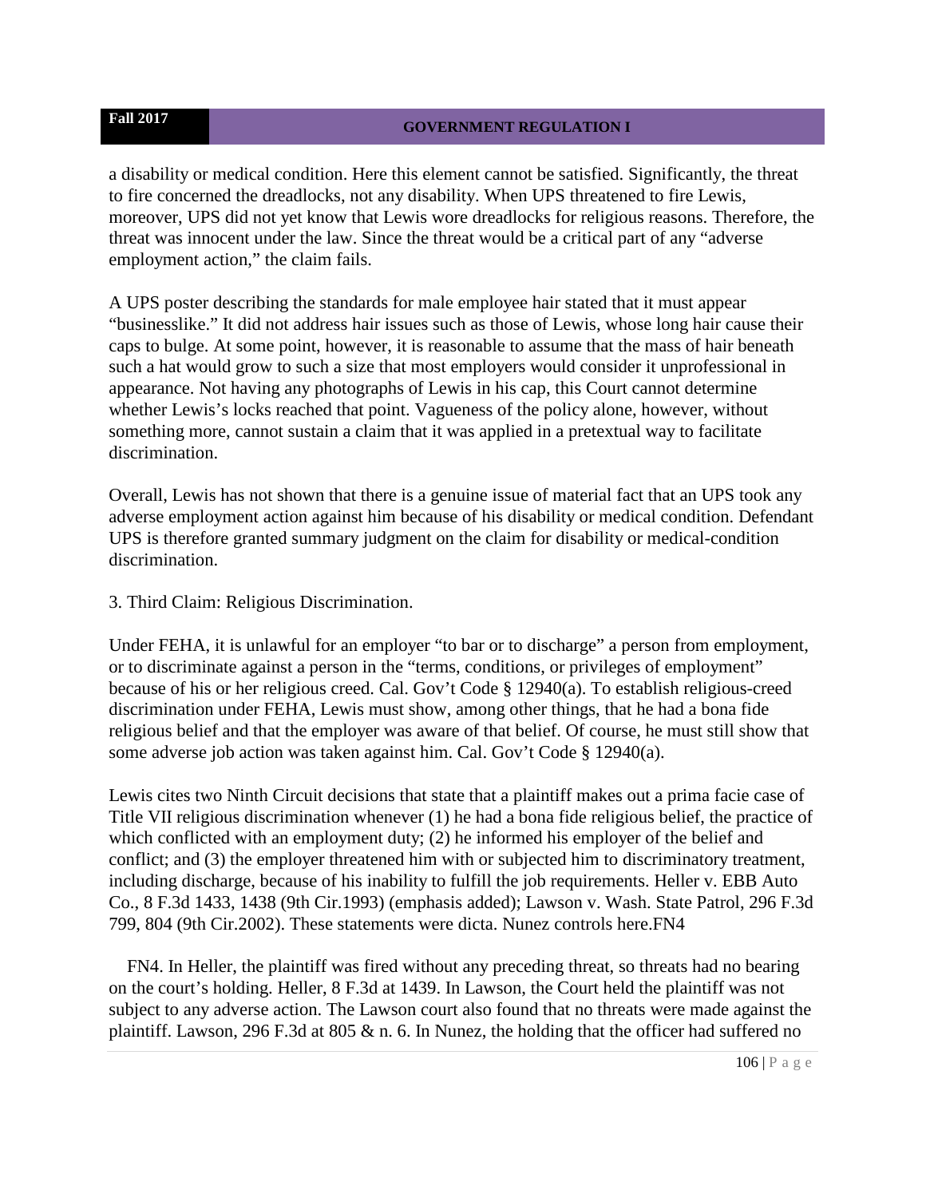a disability or medical condition. Here this element cannot be satisfied. Significantly, the threat to fire concerned the dreadlocks, not any disability. When UPS threatened to fire Lewis, moreover, UPS did not yet know that Lewis wore dreadlocks for religious reasons. Therefore, the threat was innocent under the law. Since the threat would be a critical part of any "adverse employment action," the claim fails.

A UPS poster describing the standards for male employee hair stated that it must appear "businesslike." It did not address hair issues such as those of Lewis, whose long hair cause their caps to bulge. At some point, however, it is reasonable to assume that the mass of hair beneath such a hat would grow to such a size that most employers would consider it unprofessional in appearance. Not having any photographs of Lewis in his cap, this Court cannot determine whether Lewis's locks reached that point. Vagueness of the policy alone, however, without something more, cannot sustain a claim that it was applied in a pretextual way to facilitate discrimination.

Overall, Lewis has not shown that there is a genuine issue of material fact that an UPS took any adverse employment action against him because of his disability or medical condition. Defendant UPS is therefore granted summary judgment on the claim for disability or medical-condition discrimination.

3. Third Claim: Religious Discrimination.

Under FEHA, it is unlawful for an employer "to bar or to discharge" a person from employment, or to discriminate against a person in the "terms, conditions, or privileges of employment" because of his or her religious creed. Cal. Gov't Code § 12940(a). To establish religious-creed discrimination under FEHA, Lewis must show, among other things, that he had a bona fide religious belief and that the employer was aware of that belief. Of course, he must still show that some adverse job action was taken against him. Cal. Gov't Code § 12940(a).

Lewis cites two Ninth Circuit decisions that state that a plaintiff makes out a prima facie case of Title VII religious discrimination whenever (1) he had a bona fide religious belief, the practice of which conflicted with an employment duty; (2) he informed his employer of the belief and conflict; and (3) the employer threatened him with or subjected him to discriminatory treatment, including discharge, because of his inability to fulfill the job requirements. Heller v. EBB Auto Co., 8 F.3d 1433, 1438 (9th Cir.1993) (emphasis added); Lawson v. Wash. State Patrol, 296 F.3d 799, 804 (9th Cir.2002). These statements were dicta. Nunez controls here.FN4

FN4. In Heller, the plaintiff was fired without any preceding threat, so threats had no bearing on the court's holding. Heller, 8 F.3d at 1439. In Lawson, the Court held the plaintiff was not subject to any adverse action. The Lawson court also found that no threats were made against the plaintiff. Lawson, 296 F.3d at 805 & n. 6. In Nunez, the holding that the officer had suffered no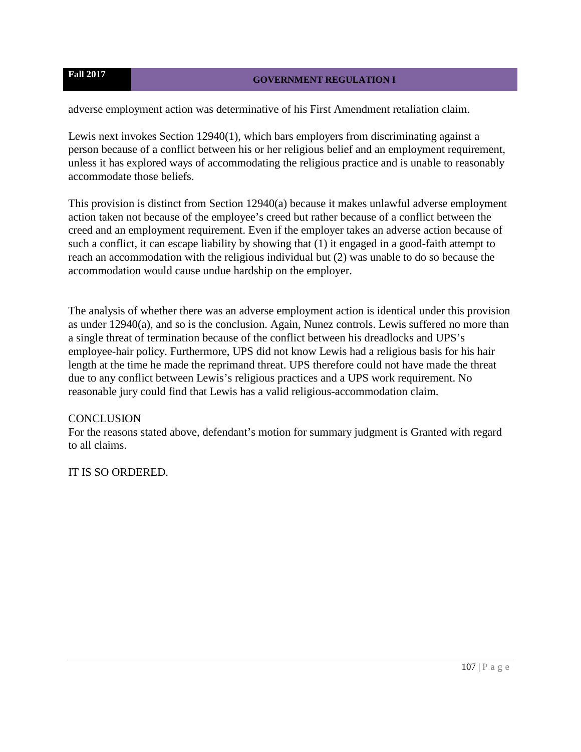adverse employment action was determinative of his First Amendment retaliation claim.

Lewis next invokes Section 12940(1), which bars employers from discriminating against a person because of a conflict between his or her religious belief and an employment requirement, unless it has explored ways of accommodating the religious practice and is unable to reasonably accommodate those beliefs.

This provision is distinct from Section 12940(a) because it makes unlawful adverse employment action taken not because of the employee's creed but rather because of a conflict between the creed and an employment requirement. Even if the employer takes an adverse action because of such a conflict, it can escape liability by showing that (1) it engaged in a good-faith attempt to reach an accommodation with the religious individual but (2) was unable to do so because the accommodation would cause undue hardship on the employer.

The analysis of whether there was an adverse employment action is identical under this provision as under 12940(a), and so is the conclusion. Again, Nunez controls. Lewis suffered no more than a single threat of termination because of the conflict between his dreadlocks and UPS's employee-hair policy. Furthermore, UPS did not know Lewis had a religious basis for his hair length at the time he made the reprimand threat. UPS therefore could not have made the threat due to any conflict between Lewis's religious practices and a UPS work requirement. No reasonable jury could find that Lewis has a valid religious-accommodation claim.

CONCLUSION

For the reasons stated above, defendant's motion for summary judgment is Granted with regard to all claims.

IT IS SO ORDERED.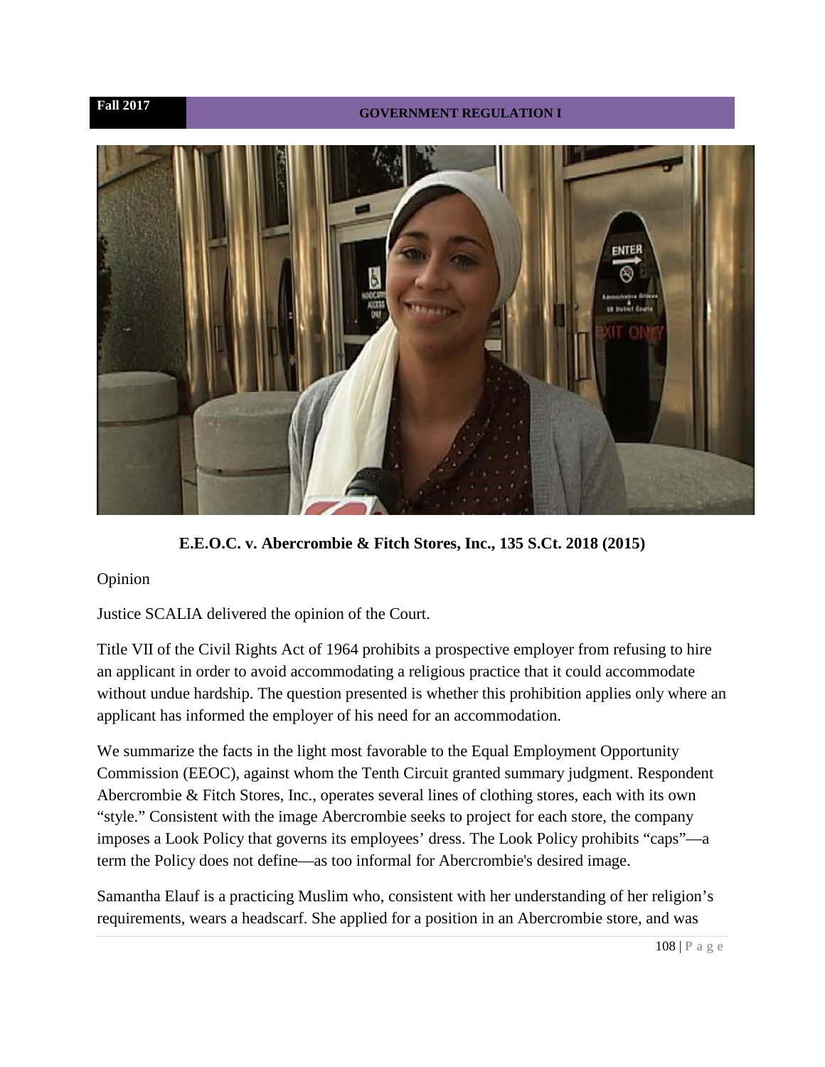**E.E.O.C. v. Abercrombie & Fitch Stores, Inc., 135 S.Ct. 2018 (2015)**

Opinion

Justice SCALIA delivered the opinion of the Court.

Title VII of the Civil Rights Act of 1964 prohibits a prospective employer from refusing to hire an applicant in order to avoid accommodating a religious practice that it could accommodate without undue hardship. The question presented is whether this prohibition applies only where an applicant has informed the employer of his need for an accommodation.

We summarize the facts in the light most favorable to the Equal Employment Opportunity Commission (EEOC), against whom the Tenth Circuit granted summary judgment. Respondent Abercrombie & Fitch Stores, Inc., operates several lines of clothing stores, each with its own "style." Consistent with the image Abercrombie seeks to project for each store, the company imposes a Look Policy that governs its employees' dress. The Look Policy prohibits "caps"—a term the Policy does not define—as too informal for Abercrombie's desired image.

Samantha Elauf is a practicing Muslim who, consistent with her understanding of her religion's requirements, wears a headscarf. She applied for a position in an Abercrombie store, and was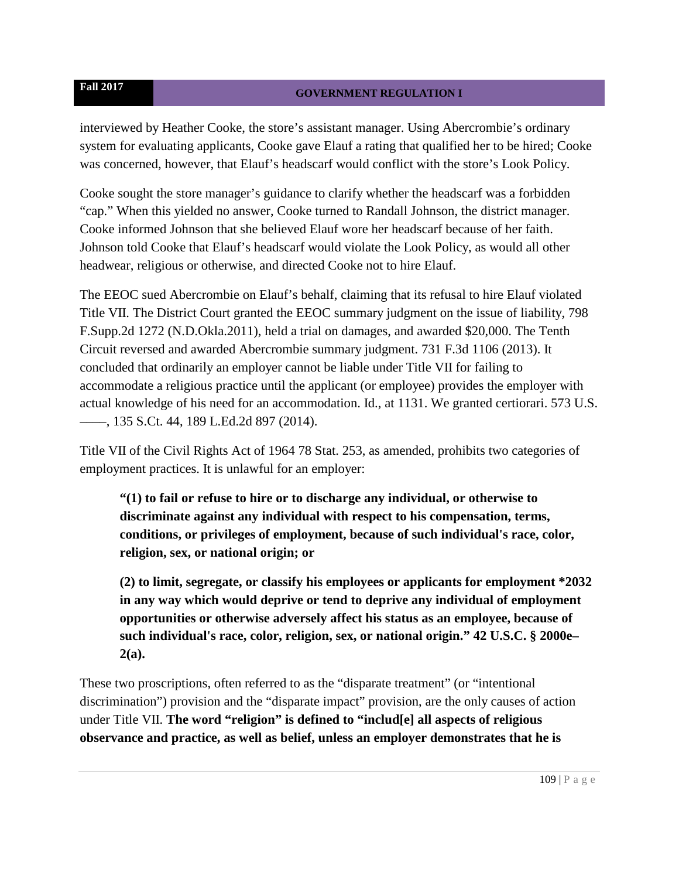interviewed by Heather Cooke, the store's assistant manager. Using Abercrombie's ordinary system for evaluating applicants, Cooke gave Elauf a rating that qualified her to be hired; Cooke was concerned, however, that Elauf's headscarf would conflict with the store's Look Policy.

Cooke sought the store manager's guidance to clarify whether the headscarf was a forbidden "cap." When this yielded no answer, Cooke turned to Randall Johnson, the district manager. Cooke informed Johnson that she believed Elauf wore her headscarf because of her faith. Johnson told Cooke that Elauf's headscarf would violate the Look Policy, as would all other headwear, religious or otherwise, and directed Cooke not to hire Elauf.

The EEOC sued Abercrombie on Elauf's behalf, claiming that its refusal to hire Elauf violated Title VII. The District Court granted the EEOC summary judgment on the issue of liability, 798 F.Supp.2d 1272 (N.D.Okla.2011), held a trial on damages, and awarded $20,000. The Tenth Circuit reversed and awarded Abercrombie summary judgment. 731 F.3d 1106 (2013). It concluded that ordinarily an employer cannot be liable under Title VII for failing to accommodate a religious practice until the applicant (or employee) provides the employer with actual knowledge of his need for an accommodation. Id., at 1131. We granted certiorari. 573 U.S. ——, 135 S.Ct. 44, 189 L.Ed.2d 897 (2014).

Title VII of the Civil Rights Act of 1964 78 Stat. 253, as amended, prohibits two categories of employment practices. It is unlawful for an employer:

> **"(1) to fail or refuse to hire or to discharge any individual, or otherwise to discriminate against any individual with respect to his compensation, terms, conditions, or privileges of employment, because of such individual's race, color, religion, sex, or national origin; or**
>
> **(2) to limit, segregate, or classify his employees or applicants for employment *2032 in any way which would deprive or tend to deprive any individual of employment opportunities or otherwise adversely affect his status as an employee, because of such individual's race, color, religion, sex, or national origin." 42 U.S.C. § 2000e–2(a).**

These two proscriptions, often referred to as the "disparate treatment" (or "intentional discrimination") provision and the "disparate impact" provision, are the only causes of action under Title VII. **The word "religion" is defined to "includ[e] all aspects of religious observance and practice, as well as belief, unless an employer demonstrates that he is**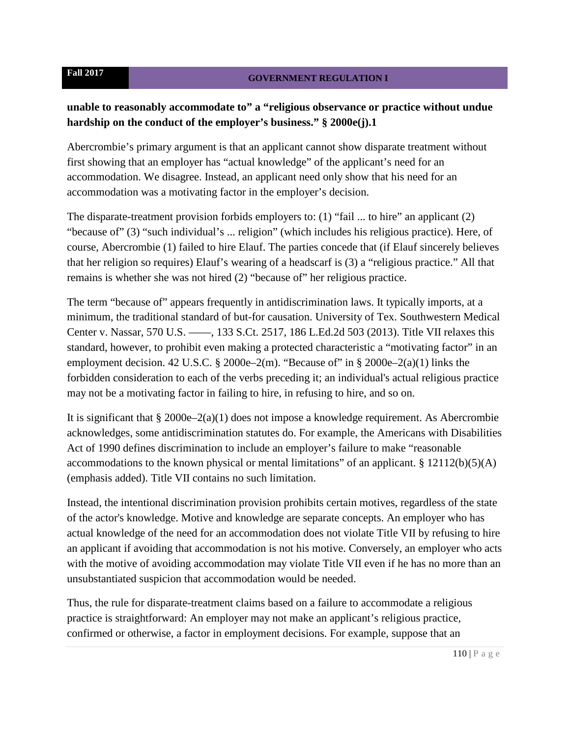**unable to reasonably accommodate to" a "religious observance or practice without undue hardship on the conduct of the employer's business." § 2000e(j).1**

Abercrombie's primary argument is that an applicant cannot show disparate treatment without first showing that an employer has "actual knowledge" of the applicant's need for an accommodation. We disagree. Instead, an applicant need only show that his need for an accommodation was a motivating factor in the employer's decision.

The disparate-treatment provision forbids employers to: (1) "fail ... to hire" an applicant (2) "because of" (3) "such individual's ... religion" (which includes his religious practice). Here, of course, Abercrombie (1) failed to hire Elauf. The parties concede that (if Elauf sincerely believes that her religion so requires) Elauf's wearing of a headscarf is (3) a "religious practice." All that remains is whether she was not hired (2) "because of" her religious practice.

The term "because of" appears frequently in antidiscrimination laws. It typically imports, at a minimum, the traditional standard of but-for causation. University of Tex. Southwestern Medical Center v. Nassar, 570 U.S. ––––, 133 S.Ct. 2517, 186 L.Ed.2d 503 (2013). Title VII relaxes this standard, however, to prohibit even making a protected characteristic a "motivating factor" in an employment decision. 42 U.S.C. § 2000e–2(m). "Because of" in § 2000e–2(a)(1) links the forbidden consideration to each of the verbs preceding it; an individual's actual religious practice may not be a motivating factor in failing to hire, in refusing to hire, and so on.

It is significant that § 2000e–2(a)(1) does not impose a knowledge requirement. As Abercrombie acknowledges, some antidiscrimination statutes do. For example, the Americans with Disabilities Act of 1990 defines discrimination to include an employer's failure to make "reasonable accommodations to the known physical or mental limitations" of an applicant. § 12112(b)(5)(A) (emphasis added). Title VII contains no such limitation.

Instead, the intentional discrimination provision prohibits certain motives, regardless of the state of the actor's knowledge. Motive and knowledge are separate concepts. An employer who has actual knowledge of the need for an accommodation does not violate Title VII by refusing to hire an applicant if avoiding that accommodation is not his motive. Conversely, an employer who acts with the motive of avoiding accommodation may violate Title VII even if he has no more than an unsubstantiated suspicion that accommodation would be needed.

Thus, the rule for disparate-treatment claims based on a failure to accommodate a religious practice is straightforward: An employer may not make an applicant's religious practice, confirmed or otherwise, a factor in employment decisions. For example, suppose that an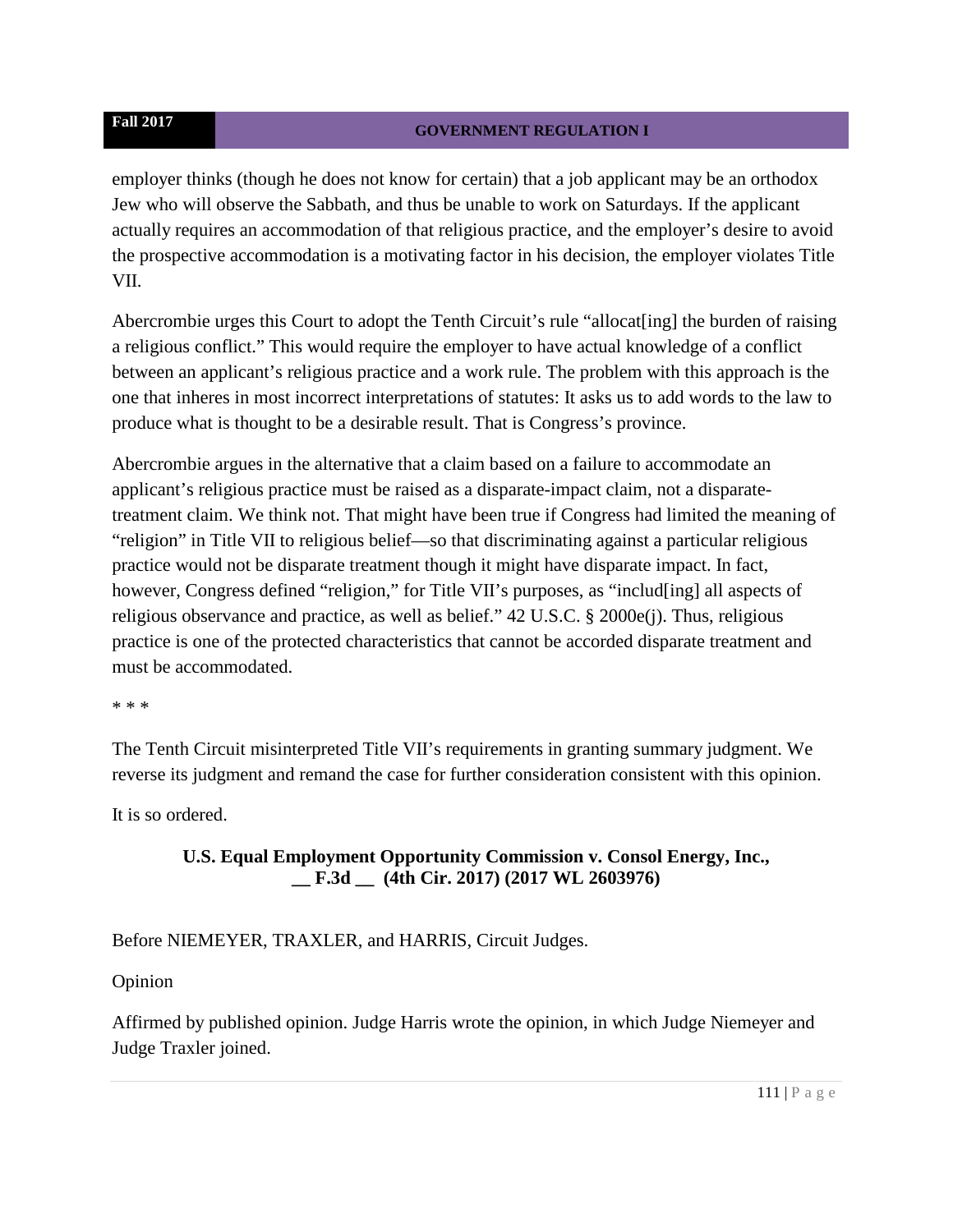employer thinks (though he does not know for certain) that a job applicant may be an orthodox Jew who will observe the Sabbath, and thus be unable to work on Saturdays. If the applicant actually requires an accommodation of that religious practice, and the employer's desire to avoid the prospective accommodation is a motivating factor in his decision, the employer violates Title VII.

Abercrombie urges this Court to adopt the Tenth Circuit's rule "allocat[ing] the burden of raising a religious conflict." This would require the employer to have actual knowledge of a conflict between an applicant's religious practice and a work rule. The problem with this approach is the one that inheres in most incorrect interpretations of statutes: It asks us to add words to the law to produce what is thought to be a desirable result. That is Congress's province.

Abercrombie argues in the alternative that a claim based on a failure to accommodate an applicant's religious practice must be raised as a disparate-impact claim, not a disparate-treatment claim. We think not. That might have been true if Congress had limited the meaning of "religion" in Title VII to religious belief—so that discriminating against a particular religious practice would not be disparate treatment though it might have disparate impact. In fact, however, Congress defined "religion," for Title VII's purposes, as "includ[ing] all aspects of religious observance and practice, as well as belief." 42 U.S.C. § 2000e(j). Thus, religious practice is one of the protected characteristics that cannot be accorded disparate treatment and must be accommodated.

* * *

The Tenth Circuit misinterpreted Title VII's requirements in granting summary judgment. We reverse its judgment and remand the case for further consideration consistent with this opinion.

It is so ordered.

## U.S. Equal Employment Opportunity Commission v. Consol Energy, Inc., __ F.3d __ (4th Cir. 2017) (2017 WL 2603976)

Before NIEMEYER, TRAXLER, and HARRIS, Circuit Judges.

Opinion

Affirmed by published opinion. Judge Harris wrote the opinion, in which Judge Niemeyer and Judge Traxler joined.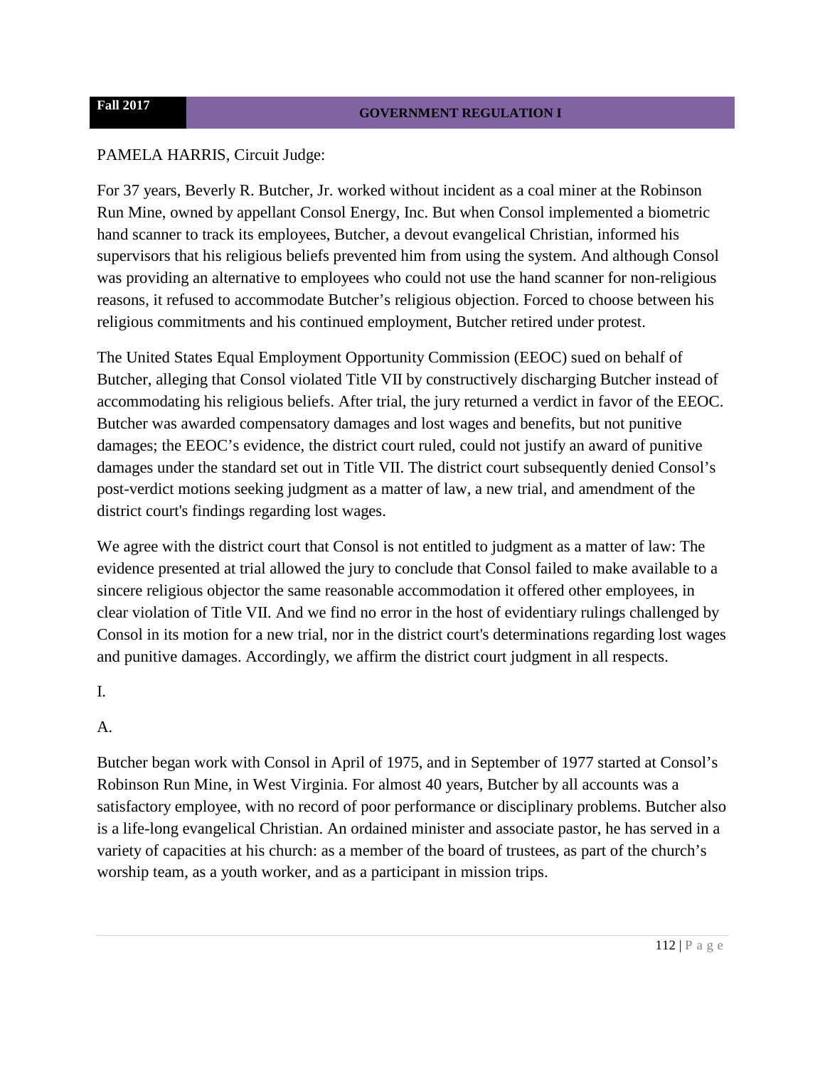PAMELA HARRIS, Circuit Judge:

For 37 years, Beverly R. Butcher, Jr. worked without incident as a coal miner at the Robinson Run Mine, owned by appellant Consol Energy, Inc. But when Consol implemented a biometric hand scanner to track its employees, Butcher, a devout evangelical Christian, informed his supervisors that his religious beliefs prevented him from using the system. And although Consol was providing an alternative to employees who could not use the hand scanner for non-religious reasons, it refused to accommodate Butcher's religious objection. Forced to choose between his religious commitments and his continued employment, Butcher retired under protest.

The United States Equal Employment Opportunity Commission (EEOC) sued on behalf of Butcher, alleging that Consol violated Title VII by constructively discharging Butcher instead of accommodating his religious beliefs. After trial, the jury returned a verdict in favor of the EEOC. Butcher was awarded compensatory damages and lost wages and benefits, but not punitive damages; the EEOC's evidence, the district court ruled, could not justify an award of punitive damages under the standard set out in Title VII. The district court subsequently denied Consol's post-verdict motions seeking judgment as a matter of law, a new trial, and amendment of the district court's findings regarding lost wages.

We agree with the district court that Consol is not entitled to judgment as a matter of law: The evidence presented at trial allowed the jury to conclude that Consol failed to make available to a sincere religious objector the same reasonable accommodation it offered other employees, in clear violation of Title VII. And we find no error in the host of evidentiary rulings challenged by Consol in its motion for a new trial, nor in the district court's determinations regarding lost wages and punitive damages. Accordingly, we affirm the district court judgment in all respects.

I.

A.

Butcher began work with Consol in April of 1975, and in September of 1977 started at Consol's Robinson Run Mine, in West Virginia. For almost 40 years, Butcher by all accounts was a satisfactory employee, with no record of poor performance or disciplinary problems. Butcher also is a life-long evangelical Christian. An ordained minister and associate pastor, he has served in a variety of capacities at his church: as a member of the board of trustees, as part of the church's worship team, as a youth worker, and as a participant in mission trips.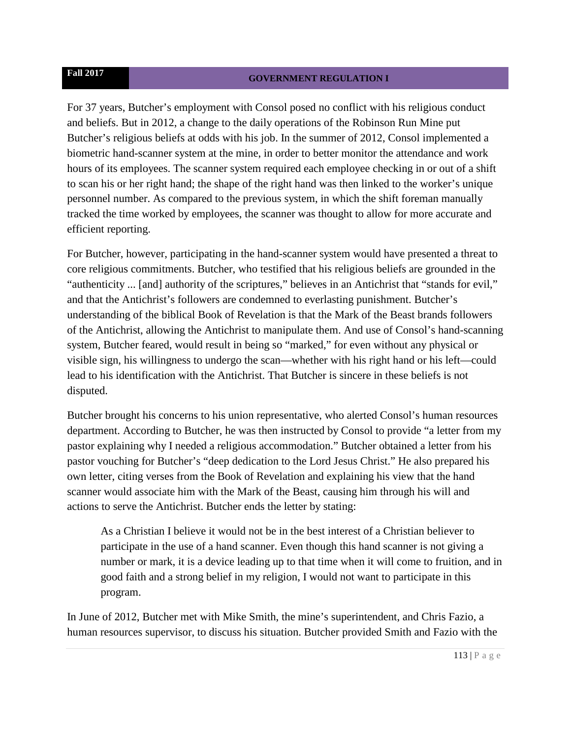For 37 years, Butcher's employment with Consol posed no conflict with his religious conduct and beliefs. But in 2012, a change to the daily operations of the Robinson Run Mine put Butcher's religious beliefs at odds with his job. In the summer of 2012, Consol implemented a biometric hand-scanner system at the mine, in order to better monitor the attendance and work hours of its employees. The scanner system required each employee checking in or out of a shift to scan his or her right hand; the shape of the right hand was then linked to the worker's unique personnel number. As compared to the previous system, in which the shift foreman manually tracked the time worked by employees, the scanner was thought to allow for more accurate and efficient reporting.

For Butcher, however, participating in the hand-scanner system would have presented a threat to core religious commitments. Butcher, who testified that his religious beliefs are grounded in the "authenticity ... [and] authority of the scriptures," believes in an Antichrist that "stands for evil," and that the Antichrist's followers are condemned to everlasting punishment. Butcher's understanding of the biblical Book of Revelation is that the Mark of the Beast brands followers of the Antichrist, allowing the Antichrist to manipulate them. And use of Consol's hand-scanning system, Butcher feared, would result in being so "marked," for even without any physical or visible sign, his willingness to undergo the scan—whether with his right hand or his left—could lead to his identification with the Antichrist. That Butcher is sincere in these beliefs is not disputed.

Butcher brought his concerns to his union representative, who alerted Consol's human resources department. According to Butcher, he was then instructed by Consol to provide "a letter from my pastor explaining why I needed a religious accommodation." Butcher obtained a letter from his pastor vouching for Butcher's "deep dedication to the Lord Jesus Christ." He also prepared his own letter, citing verses from the Book of Revelation and explaining his view that the hand scanner would associate him with the Mark of the Beast, causing him through his will and actions to serve the Antichrist. Butcher ends the letter by stating:

> As a Christian I believe it would not be in the best interest of a Christian believer to participate in the use of a hand scanner. Even though this hand scanner is not giving a number or mark, it is a device leading up to that time when it will come to fruition, and in good faith and a strong belief in my religion, I would not want to participate in this program.

In June of 2012, Butcher met with Mike Smith, the mine's superintendent, and Chris Fazio, a human resources supervisor, to discuss his situation. Butcher provided Smith and Fazio with the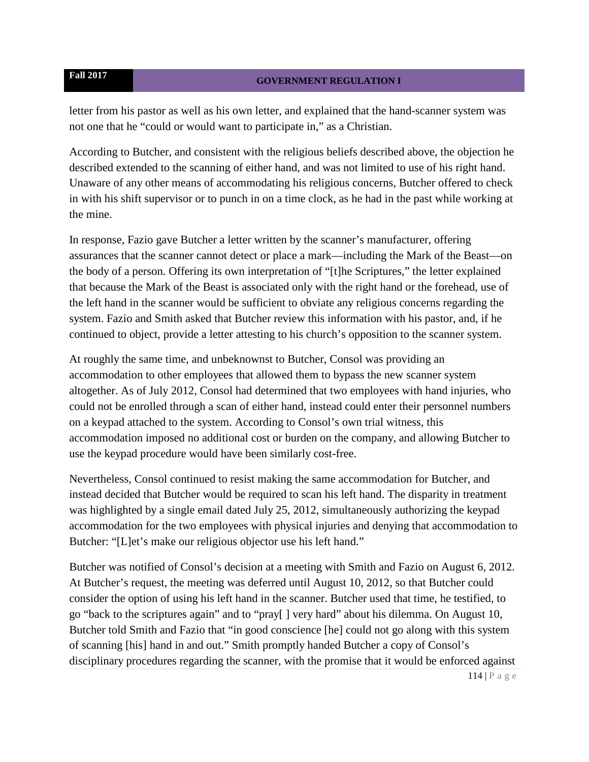letter from his pastor as well as his own letter, and explained that the hand-scanner system was not one that he "could or would want to participate in," as a Christian.

According to Butcher, and consistent with the religious beliefs described above, the objection he described extended to the scanning of either hand, and was not limited to use of his right hand. Unaware of any other means of accommodating his religious concerns, Butcher offered to check in with his shift supervisor or to punch in on a time clock, as he had in the past while working at the mine.

In response, Fazio gave Butcher a letter written by the scanner's manufacturer, offering assurances that the scanner cannot detect or place a mark—including the Mark of the Beast—on the body of a person. Offering its own interpretation of "[t]he Scriptures," the letter explained that because the Mark of the Beast is associated only with the right hand or the forehead, use of the left hand in the scanner would be sufficient to obviate any religious concerns regarding the system. Fazio and Smith asked that Butcher review this information with his pastor, and, if he continued to object, provide a letter attesting to his church's opposition to the scanner system.

At roughly the same time, and unbeknownst to Butcher, Consol was providing an accommodation to other employees that allowed them to bypass the new scanner system altogether. As of July 2012, Consol had determined that two employees with hand injuries, who could not be enrolled through a scan of either hand, instead could enter their personnel numbers on a keypad attached to the system. According to Consol's own trial witness, this accommodation imposed no additional cost or burden on the company, and allowing Butcher to use the keypad procedure would have been similarly cost-free.

Nevertheless, Consol continued to resist making the same accommodation for Butcher, and instead decided that Butcher would be required to scan his left hand. The disparity in treatment was highlighted by a single email dated July 25, 2012, simultaneously authorizing the keypad accommodation for the two employees with physical injuries and denying that accommodation to Butcher: "[L]et's make our religious objector use his left hand."

Butcher was notified of Consol's decision at a meeting with Smith and Fazio on August 6, 2012. At Butcher's request, the meeting was deferred until August 10, 2012, so that Butcher could consider the option of using his left hand in the scanner. Butcher used that time, he testified, to go "back to the scriptures again" and to "pray[ ] very hard" about his dilemma. On August 10, Butcher told Smith and Fazio that "in good conscience [he] could not go along with this system of scanning [his] hand in and out." Smith promptly handed Butcher a copy of Consol's disciplinary procedures regarding the scanner, with the promise that it would be enforced against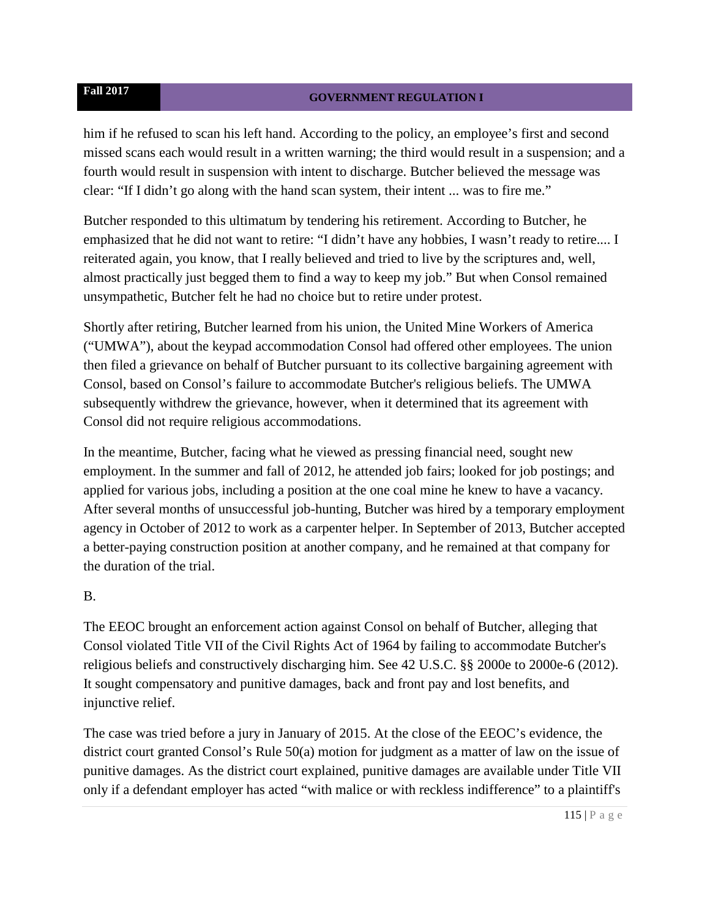him if he refused to scan his left hand. According to the policy, an employee's first and second missed scans each would result in a written warning; the third would result in a suspension; and a fourth would result in suspension with intent to discharge. Butcher believed the message was clear: "If I didn't go along with the hand scan system, their intent ... was to fire me."

Butcher responded to this ultimatum by tendering his retirement. According to Butcher, he emphasized that he did not want to retire: "I didn't have any hobbies, I wasn't ready to retire.... I reiterated again, you know, that I really believed and tried to live by the scriptures and, well, almost practically just begged them to find a way to keep my job." But when Consol remained unsympathetic, Butcher felt he had no choice but to retire under protest.

Shortly after retiring, Butcher learned from his union, the United Mine Workers of America ("UMWA"), about the keypad accommodation Consol had offered other employees. The union then filed a grievance on behalf of Butcher pursuant to its collective bargaining agreement with Consol, based on Consol's failure to accommodate Butcher's religious beliefs. The UMWA subsequently withdrew the grievance, however, when it determined that its agreement with Consol did not require religious accommodations.

In the meantime, Butcher, facing what he viewed as pressing financial need, sought new employment. In the summer and fall of 2012, he attended job fairs; looked for job postings; and applied for various jobs, including a position at the one coal mine he knew to have a vacancy. After several months of unsuccessful job-hunting, Butcher was hired by a temporary employment agency in October of 2012 to work as a carpenter helper. In September of 2013, Butcher accepted a better-paying construction position at another company, and he remained at that company for the duration of the trial.

B.

The EEOC brought an enforcement action against Consol on behalf of Butcher, alleging that Consol violated Title VII of the Civil Rights Act of 1964 by failing to accommodate Butcher's religious beliefs and constructively discharging him. See 42 U.S.C. §§ 2000e to 2000e-6 (2012). It sought compensatory and punitive damages, back and front pay and lost benefits, and injunctive relief.

The case was tried before a jury in January of 2015. At the close of the EEOC's evidence, the district court granted Consol's Rule 50(a) motion for judgment as a matter of law on the issue of punitive damages. As the district court explained, punitive damages are available under Title VII only if a defendant employer has acted "with malice or with reckless indifference" to a plaintiff's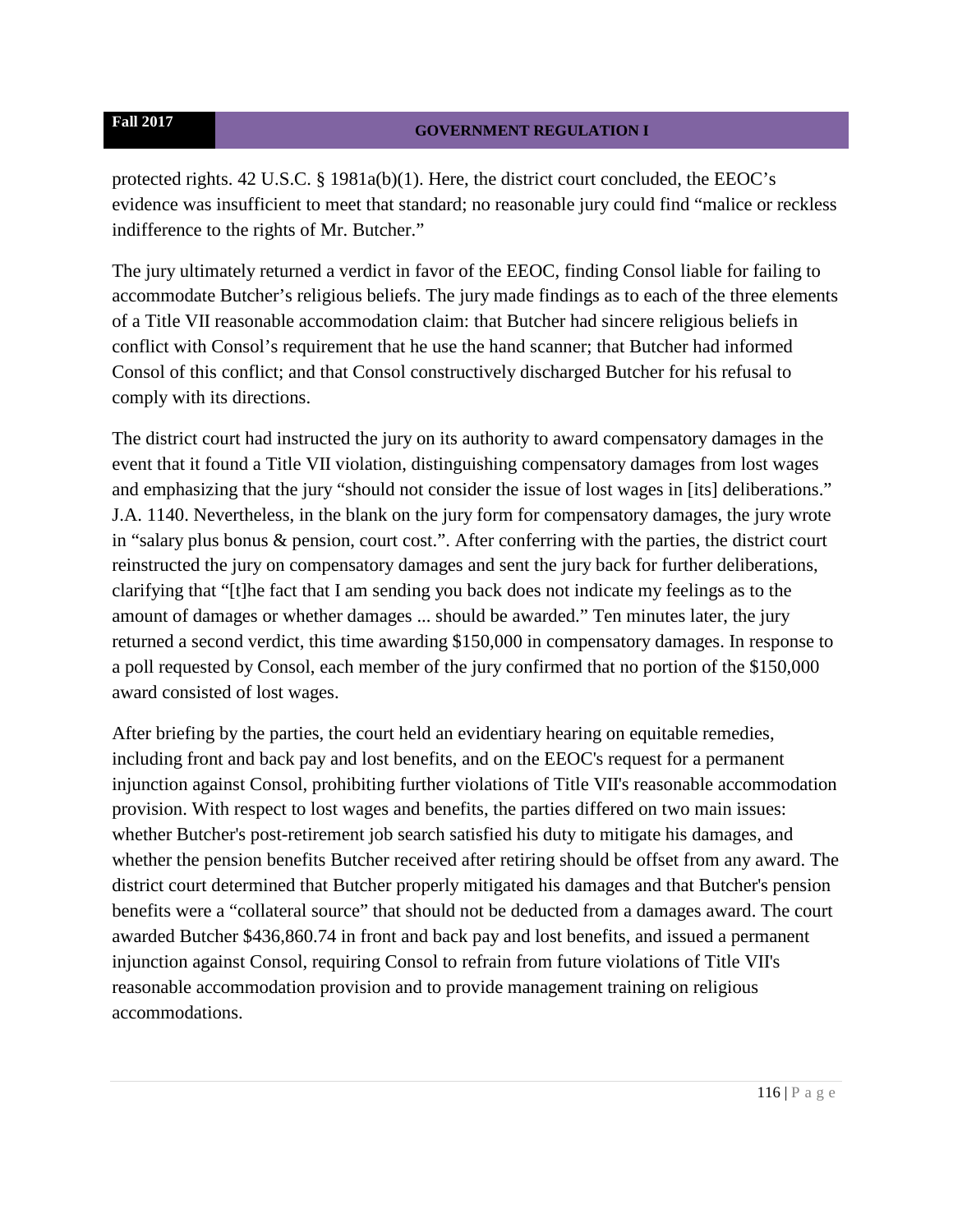protected rights. 42 U.S.C. § 1981a(b)(1). Here, the district court concluded, the EEOC's evidence was insufficient to meet that standard; no reasonable jury could find "malice or reckless indifference to the rights of Mr. Butcher."

The jury ultimately returned a verdict in favor of the EEOC, finding Consol liable for failing to accommodate Butcher's religious beliefs. The jury made findings as to each of the three elements of a Title VII reasonable accommodation claim: that Butcher had sincere religious beliefs in conflict with Consol's requirement that he use the hand scanner; that Butcher had informed Consol of this conflict; and that Consol constructively discharged Butcher for his refusal to comply with its directions.

The district court had instructed the jury on its authority to award compensatory damages in the event that it found a Title VII violation, distinguishing compensatory damages from lost wages and emphasizing that the jury "should not consider the issue of lost wages in [its] deliberations." J.A. 1140. Nevertheless, in the blank on the jury form for compensatory damages, the jury wrote in "salary plus bonus & pension, court cost.". After conferring with the parties, the district court reinstructed the jury on compensatory damages and sent the jury back for further deliberations, clarifying that "[t]he fact that I am sending you back does not indicate my feelings as to the amount of damages or whether damages ... should be awarded." Ten minutes later, the jury returned a second verdict, this time awarding $150,000 in compensatory damages. In response to a poll requested by Consol, each member of the jury confirmed that no portion of the $150,000 award consisted of lost wages.

After briefing by the parties, the court held an evidentiary hearing on equitable remedies, including front and back pay and lost benefits, and on the EEOC's request for a permanent injunction against Consol, prohibiting further violations of Title VII's reasonable accommodation provision. With respect to lost wages and benefits, the parties differed on two main issues: whether Butcher's post-retirement job search satisfied his duty to mitigate his damages, and whether the pension benefits Butcher received after retiring should be offset from any award. The district court determined that Butcher properly mitigated his damages and that Butcher's pension benefits were a "collateral source" that should not be deducted from a damages award. The court awarded Butcher $436,860.74 in front and back pay and lost benefits, and issued a permanent injunction against Consol, requiring Consol to refrain from future violations of Title VII's reasonable accommodation provision and to provide management training on religious accommodations.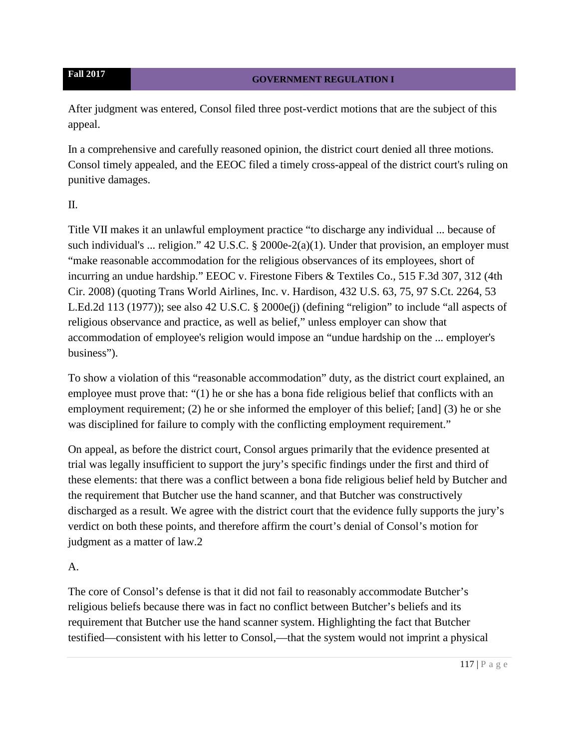After judgment was entered, Consol filed three post-verdict motions that are the subject of this appeal.

In a comprehensive and carefully reasoned opinion, the district court denied all three motions. Consol timely appealed, and the EEOC filed a timely cross-appeal of the district court's ruling on punitive damages.

II.

Title VII makes it an unlawful employment practice "to discharge any individual ... because of such individual's ... religion." 42 U.S.C. § 2000e-2(a)(1). Under that provision, an employer must "make reasonable accommodation for the religious observances of its employees, short of incurring an undue hardship." EEOC v. Firestone Fibers & Textiles Co., 515 F.3d 307, 312 (4th Cir. 2008) (quoting Trans World Airlines, Inc. v. Hardison, 432 U.S. 63, 75, 97 S.Ct. 2264, 53 L.Ed.2d 113 (1977)); see also 42 U.S.C. § 2000e(j) (defining "religion" to include "all aspects of religious observance and practice, as well as belief," unless employer can show that accommodation of employee's religion would impose an "undue hardship on the ... employer's business").

To show a violation of this "reasonable accommodation" duty, as the district court explained, an employee must prove that: "(1) he or she has a bona fide religious belief that conflicts with an employment requirement; (2) he or she informed the employer of this belief; [and] (3) he or she was disciplined for failure to comply with the conflicting employment requirement."

On appeal, as before the district court, Consol argues primarily that the evidence presented at trial was legally insufficient to support the jury's specific findings under the first and third of these elements: that there was a conflict between a bona fide religious belief held by Butcher and the requirement that Butcher use the hand scanner, and that Butcher was constructively discharged as a result. We agree with the district court that the evidence fully supports the jury's verdict on both these points, and therefore affirm the court's denial of Consol's motion for judgment as a matter of law.2

A.

The core of Consol's defense is that it did not fail to reasonably accommodate Butcher's religious beliefs because there was in fact no conflict between Butcher's beliefs and its requirement that Butcher use the hand scanner system. Highlighting the fact that Butcher testified—consistent with his letter to Consol,—that the system would not imprint a physical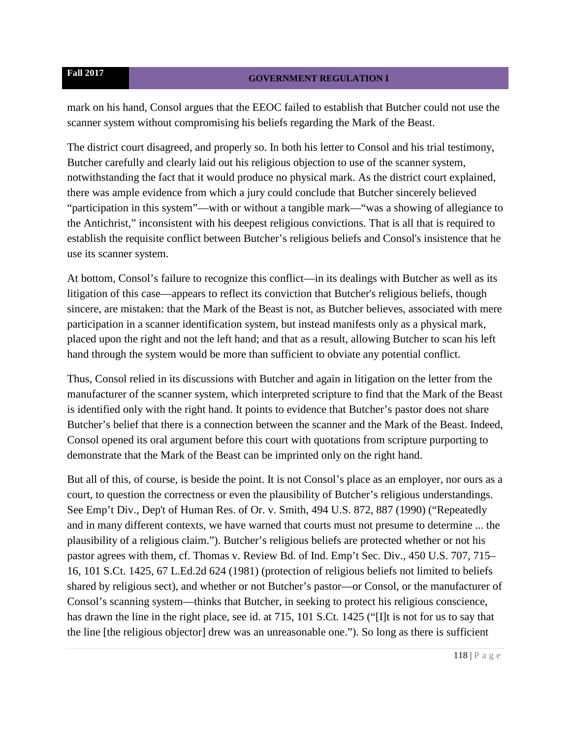mark on his hand, Consol argues that the EEOC failed to establish that Butcher could not use the scanner system without compromising his beliefs regarding the Mark of the Beast.

The district court disagreed, and properly so. In both his letter to Consol and his trial testimony, Butcher carefully and clearly laid out his religious objection to use of the scanner system, notwithstanding the fact that it would produce no physical mark. As the district court explained, there was ample evidence from which a jury could conclude that Butcher sincerely believed "participation in this system"—with or without a tangible mark—"was a showing of allegiance to the Antichrist," inconsistent with his deepest religious convictions. That is all that is required to establish the requisite conflict between Butcher's religious beliefs and Consol's insistence that he use its scanner system.

At bottom, Consol's failure to recognize this conflict—in its dealings with Butcher as well as its litigation of this case—appears to reflect its conviction that Butcher's religious beliefs, though sincere, are mistaken: that the Mark of the Beast is not, as Butcher believes, associated with mere participation in a scanner identification system, but instead manifests only as a physical mark, placed upon the right and not the left hand; and that as a result, allowing Butcher to scan his left hand through the system would be more than sufficient to obviate any potential conflict.

Thus, Consol relied in its discussions with Butcher and again in litigation on the letter from the manufacturer of the scanner system, which interpreted scripture to find that the Mark of the Beast is identified only with the right hand. It points to evidence that Butcher's pastor does not share Butcher's belief that there is a connection between the scanner and the Mark of the Beast. Indeed, Consol opened its oral argument before this court with quotations from scripture purporting to demonstrate that the Mark of the Beast can be imprinted only on the right hand.

But all of this, of course, is beside the point. It is not Consol's place as an employer, nor ours as a court, to question the correctness or even the plausibility of Butcher's religious understandings. See Emp't Div., Dep't of Human Res. of Or. v. Smith, 494 U.S. 872, 887 (1990) ("Repeatedly and in many different contexts, we have warned that courts must not presume to determine ... the plausibility of a religious claim."). Butcher's religious beliefs are protected whether or not his pastor agrees with them, cf. Thomas v. Review Bd. of Ind. Emp't Sec. Div., 450 U.S. 707, 715–16, 101 S.Ct. 1425, 67 L.Ed.2d 624 (1981) (protection of religious beliefs not limited to beliefs shared by religious sect), and whether or not Butcher's pastor—or Consol, or the manufacturer of Consol's scanning system—thinks that Butcher, in seeking to protect his religious conscience, has drawn the line in the right place, see id. at 715, 101 S.Ct. 1425 ("[I]t is not for us to say that the line [the religious objector] drew was an unreasonable one."). So long as there is sufficient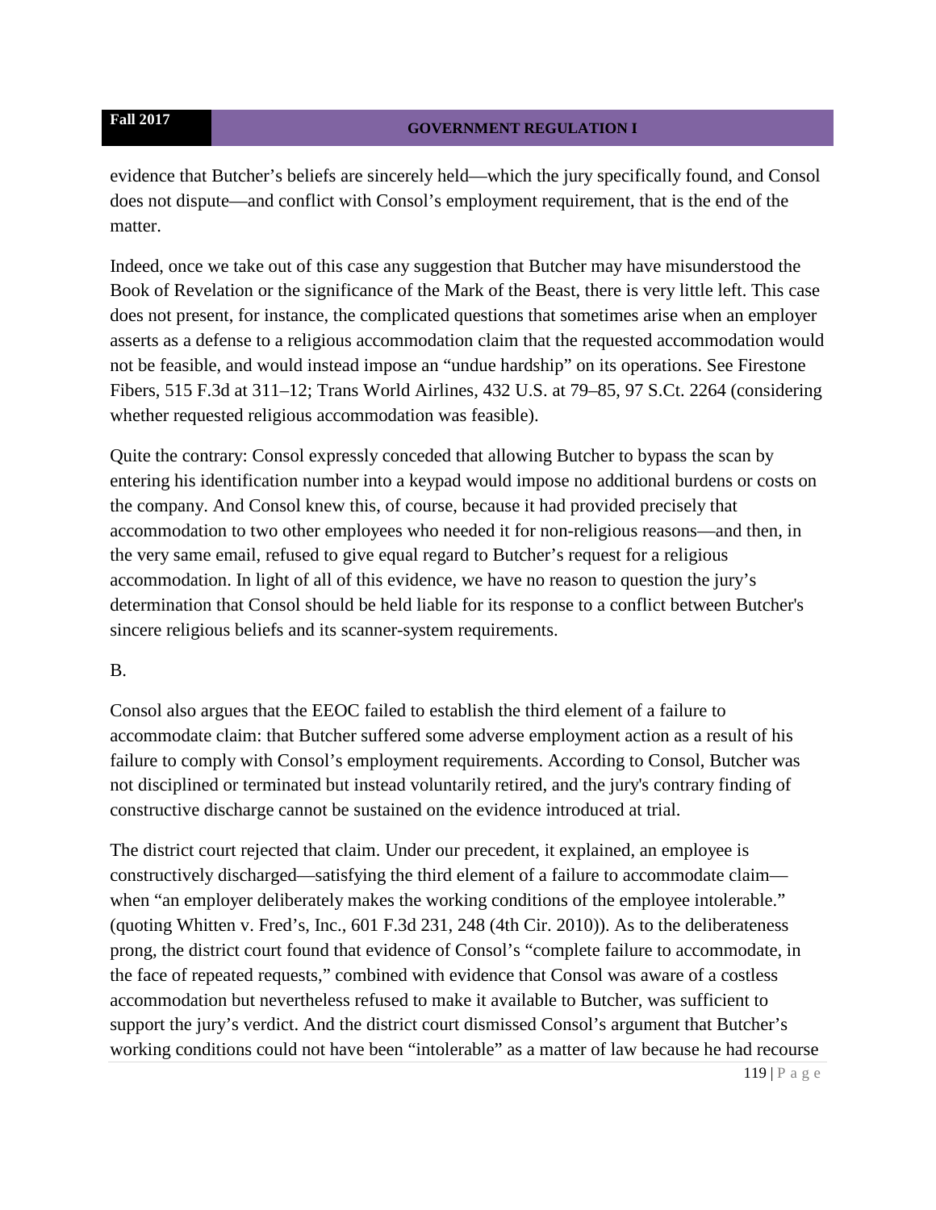evidence that Butcher's beliefs are sincerely held—which the jury specifically found, and Consol does not dispute—and conflict with Consol's employment requirement, that is the end of the matter.

Indeed, once we take out of this case any suggestion that Butcher may have misunderstood the Book of Revelation or the significance of the Mark of the Beast, there is very little left. This case does not present, for instance, the complicated questions that sometimes arise when an employer asserts as a defense to a religious accommodation claim that the requested accommodation would not be feasible, and would instead impose an "undue hardship" on its operations. See Firestone Fibers, 515 F.3d at 311–12; Trans World Airlines, 432 U.S. at 79–85, 97 S.Ct. 2264 (considering whether requested religious accommodation was feasible).

Quite the contrary: Consol expressly conceded that allowing Butcher to bypass the scan by entering his identification number into a keypad would impose no additional burdens or costs on the company. And Consol knew this, of course, because it had provided precisely that accommodation to two other employees who needed it for non-religious reasons—and then, in the very same email, refused to give equal regard to Butcher's request for a religious accommodation. In light of all of this evidence, we have no reason to question the jury's determination that Consol should be held liable for its response to a conflict between Butcher's sincere religious beliefs and its scanner-system requirements.

B.

Consol also argues that the EEOC failed to establish the third element of a failure to accommodate claim: that Butcher suffered some adverse employment action as a result of his failure to comply with Consol's employment requirements. According to Consol, Butcher was not disciplined or terminated but instead voluntarily retired, and the jury's contrary finding of constructive discharge cannot be sustained on the evidence introduced at trial.

The district court rejected that claim. Under our precedent, it explained, an employee is constructively discharged—satisfying the third element of a failure to accommodate claim—when "an employer deliberately makes the working conditions of the employee intolerable." (quoting Whitten v. Fred's, Inc., 601 F.3d 231, 248 (4th Cir. 2010)). As to the deliberateness prong, the district court found that evidence of Consol's "complete failure to accommodate, in the face of repeated requests," combined with evidence that Consol was aware of a costless accommodation but nevertheless refused to make it available to Butcher, was sufficient to support the jury's verdict. And the district court dismissed Consol's argument that Butcher's working conditions could not have been "intolerable" as a matter of law because he had recourse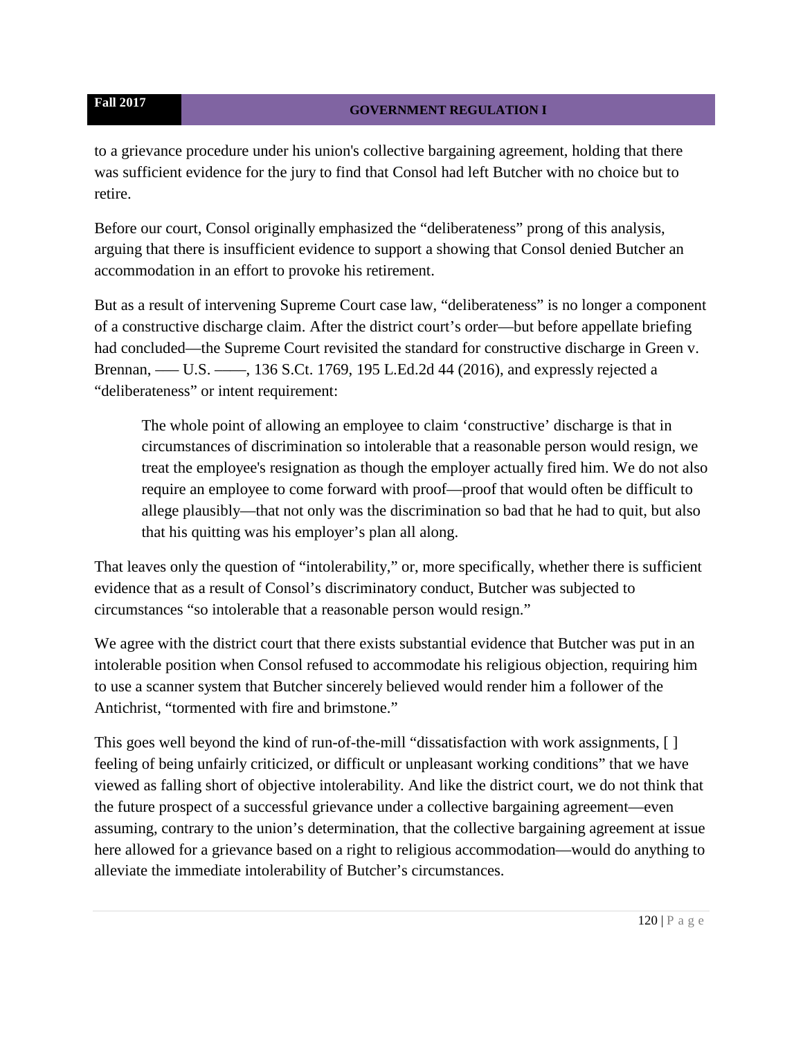to a grievance procedure under his union's collective bargaining agreement, holding that there was sufficient evidence for the jury to find that Consol had left Butcher with no choice but to retire.

Before our court, Consol originally emphasized the "deliberateness" prong of this analysis, arguing that there is insufficient evidence to support a showing that Consol denied Butcher an accommodation in an effort to provoke his retirement.

But as a result of intervening Supreme Court case law, "deliberateness" is no longer a component of a constructive discharge claim. After the district court's order—but before appellate briefing had concluded—the Supreme Court revisited the standard for constructive discharge in Green v. Brennan, ––– U.S. ––––, 136 S.Ct. 1769, 195 L.Ed.2d 44 (2016), and expressly rejected a "deliberateness" or intent requirement:

> The whole point of allowing an employee to claim 'constructive' discharge is that in circumstances of discrimination so intolerable that a reasonable person would resign, we treat the employee's resignation as though the employer actually fired him. We do not also require an employee to come forward with proof—proof that would often be difficult to allege plausibly—that not only was the discrimination so bad that he had to quit, but also that his quitting was his employer's plan all along.

That leaves only the question of "intolerability," or, more specifically, whether there is sufficient evidence that as a result of Consol's discriminatory conduct, Butcher was subjected to circumstances "so intolerable that a reasonable person would resign."

We agree with the district court that there exists substantial evidence that Butcher was put in an intolerable position when Consol refused to accommodate his religious objection, requiring him to use a scanner system that Butcher sincerely believed would render him a follower of the Antichrist, "tormented with fire and brimstone."

This goes well beyond the kind of run-of-the-mill "dissatisfaction with work assignments, [ ] feeling of being unfairly criticized, or difficult or unpleasant working conditions" that we have viewed as falling short of objective intolerability. And like the district court, we do not think that the future prospect of a successful grievance under a collective bargaining agreement—even assuming, contrary to the union's determination, that the collective bargaining agreement at issue here allowed for a grievance based on a right to religious accommodation—would do anything to alleviate the immediate intolerability of Butcher's circumstances.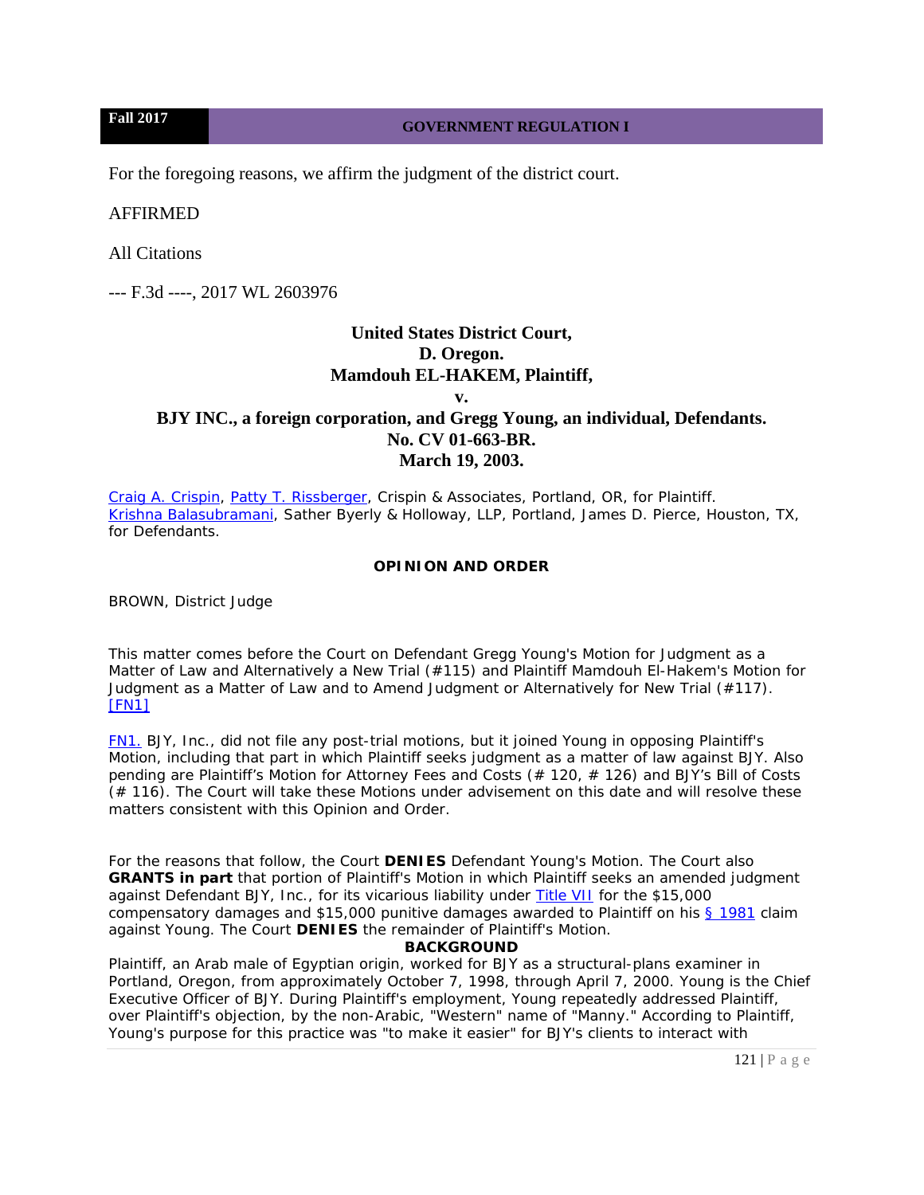For the foregoing reasons, we affirm the judgment of the district court.

AFFIRMED

All Citations

--- F.3d ----, 2017 WL 2603976

**United States District Court,**
**D. Oregon.**
**Mamdouh EL-HAKEM, Plaintiff,**
**v.**
**BJY INC., a foreign corporation, and Gregg Young, an individual, Defendants.**
**No. CV 01-663-BR.**
**March 19, 2003.**

Craig A. Crispin, Patty T. Rissberger, Crispin & Associates, Portland, OR, for Plaintiff.
Krishna Balasubramani, Sather Byerly & Holloway, LLP, Portland, James D. Pierce, Houston, TX, for Defendants.

**OPINION AND ORDER**

BROWN, District Judge

This matter comes before the Court on Defendant Gregg Young's Motion for Judgment as a Matter of Law and Alternatively a New Trial (#115) and Plaintiff Mamdouh El-Hakem's Motion for Judgment as a Matter of Law and to Amend Judgment or Alternatively for New Trial (#117). [FN1]

FN1. BJY, Inc., did not file any post-trial motions, but it joined Young in opposing Plaintiff's Motion, including that part in which Plaintiff seeks judgment as a matter of law against BJY. Also pending are Plaintiff's Motion for Attorney Fees and Costs (# 120, # 126) and BJY's Bill of Costs (# 116). The Court will take these Motions under advisement on this date and will resolve these matters consistent with this Opinion and Order.

For the reasons that follow, the Court **DENIES** Defendant Young's Motion. The Court also **GRANTS in part** that portion of Plaintiff's Motion in which Plaintiff seeks an amended judgment against Defendant BJY, Inc., for its vicarious liability under Title VII for the $15,000 compensatory damages and $15,000 punitive damages awarded to Plaintiff on his § 1981 claim against Young. The Court **DENIES** the remainder of Plaintiff's Motion.

**BACKGROUND**

Plaintiff, an Arab male of Egyptian origin, worked for BJY as a structural-plans examiner in Portland, Oregon, from approximately October 7, 1998, through April 7, 2000. Young is the Chief Executive Officer of BJY. During Plaintiff's employment, Young repeatedly addressed Plaintiff, over Plaintiff's objection, by the non-Arabic, "Western" name of "Manny." According to Plaintiff, Young's purpose for this practice was "to make it easier" for BJY's clients to interact with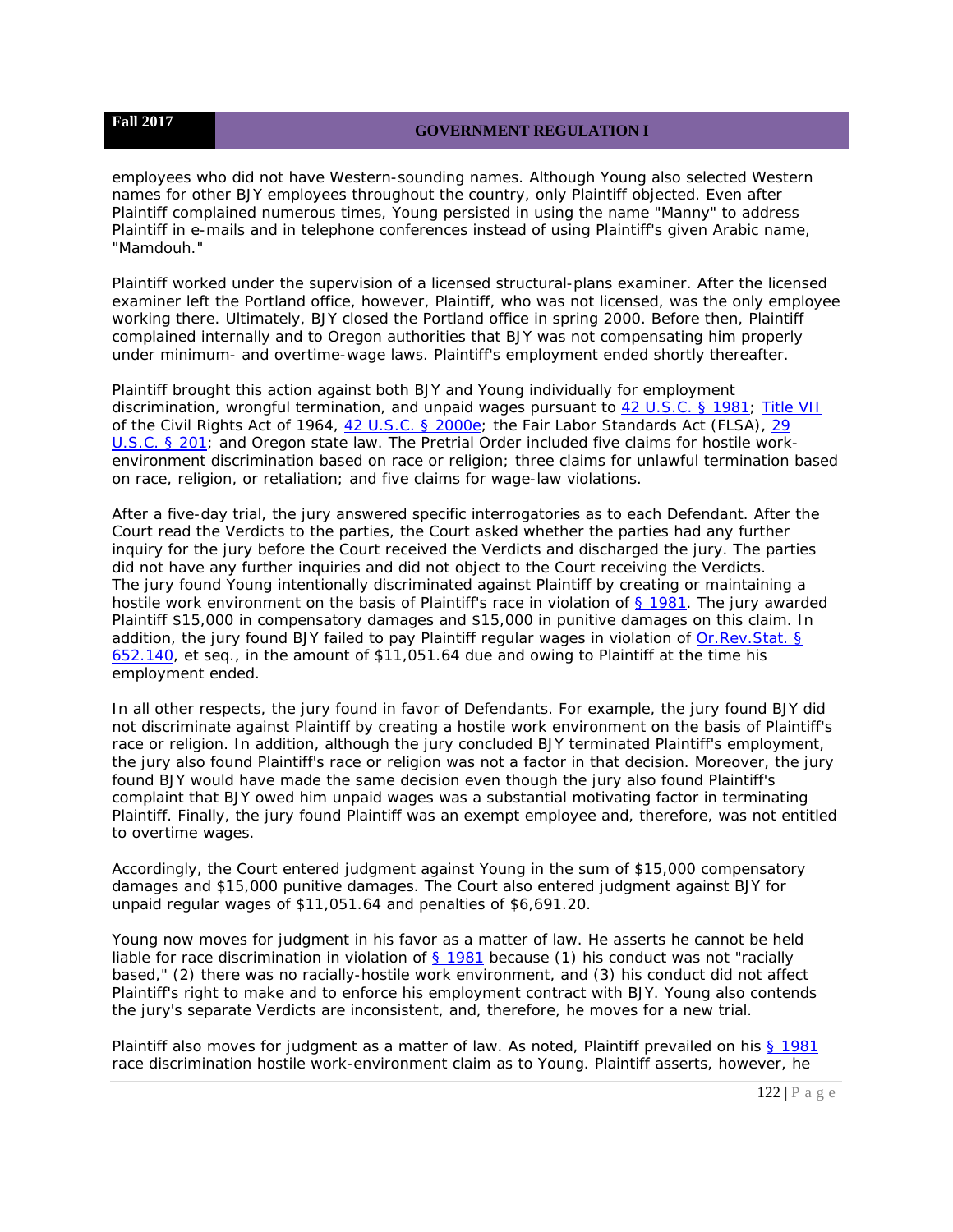employees who did not have Western-sounding names. Although Young also selected Western names for other BJY employees throughout the country, only Plaintiff objected. Even after Plaintiff complained numerous times, Young persisted in using the name "Manny" to address Plaintiff in e-mails and in telephone conferences instead of using Plaintiff's given Arabic name, "Mamdouh."

Plaintiff worked under the supervision of a licensed structural-plans examiner. After the licensed examiner left the Portland office, however, Plaintiff, who was not licensed, was the only employee working there. Ultimately, BJY closed the Portland office in spring 2000. Before then, Plaintiff complained internally and to Oregon authorities that BJY was not compensating him properly under minimum- and overtime-wage laws. Plaintiff's employment ended shortly thereafter.

Plaintiff brought this action against both BJY and Young individually for employment discrimination, wrongful termination, and unpaid wages pursuant to 42 U.S.C. § 1981; Title VII of the Civil Rights Act of 1964, 42 U.S.C. § 2000e; the Fair Labor Standards Act (FLSA), 29 U.S.C. § 201; and Oregon state law. The Pretrial Order included five claims for hostile work-environment discrimination based on race or religion; three claims for unlawful termination based on race, religion, or retaliation; and five claims for wage-law violations.

After a five-day trial, the jury answered specific interrogatories as to each Defendant. After the Court read the Verdicts to the parties, the Court asked whether the parties had any further inquiry for the jury before the Court received the Verdicts and discharged the jury. The parties did not have any further inquiries and did not object to the Court receiving the Verdicts.
The jury found Young intentionally discriminated against Plaintiff by creating or maintaining a hostile work environment on the basis of Plaintiff's race in violation of § 1981. The jury awarded Plaintiff $15,000 in compensatory damages and $15,000 in punitive damages on this claim. In addition, the jury found BJY failed to pay Plaintiff regular wages in violation of Or.Rev.Stat. § 652.140, et seq., in the amount of $11,051.64 due and owing to Plaintiff at the time his employment ended.

In all other respects, the jury found in favor of Defendants. For example, the jury found BJY did not discriminate against Plaintiff by creating a hostile work environment on the basis of Plaintiff's race or religion. In addition, although the jury concluded BJY terminated Plaintiff's employment, the jury also found Plaintiff's race or religion was not a factor in that decision. Moreover, the jury found BJY would have made the same decision even though the jury also found Plaintiff's complaint that BJY owed him unpaid wages was a substantial motivating factor in terminating Plaintiff. Finally, the jury found Plaintiff was an exempt employee and, therefore, was not entitled to overtime wages.

Accordingly, the Court entered judgment against Young in the sum of $15,000 compensatory damages and $15,000 punitive damages. The Court also entered judgment against BJY for unpaid regular wages of $11,051.64 and penalties of $6,691.20.

Young now moves for judgment in his favor as a matter of law. He asserts he cannot be held liable for race discrimination in violation of § 1981 because (1) his conduct was not "racially based," (2) there was no racially-hostile work environment, and (3) his conduct did not affect Plaintiff's right to make and to enforce his employment contract with BJY. Young also contends the jury's separate Verdicts are inconsistent, and, therefore, he moves for a new trial.

Plaintiff also moves for judgment as a matter of law. As noted, Plaintiff prevailed on his § 1981 race discrimination hostile work-environment claim as to Young. Plaintiff asserts, however, he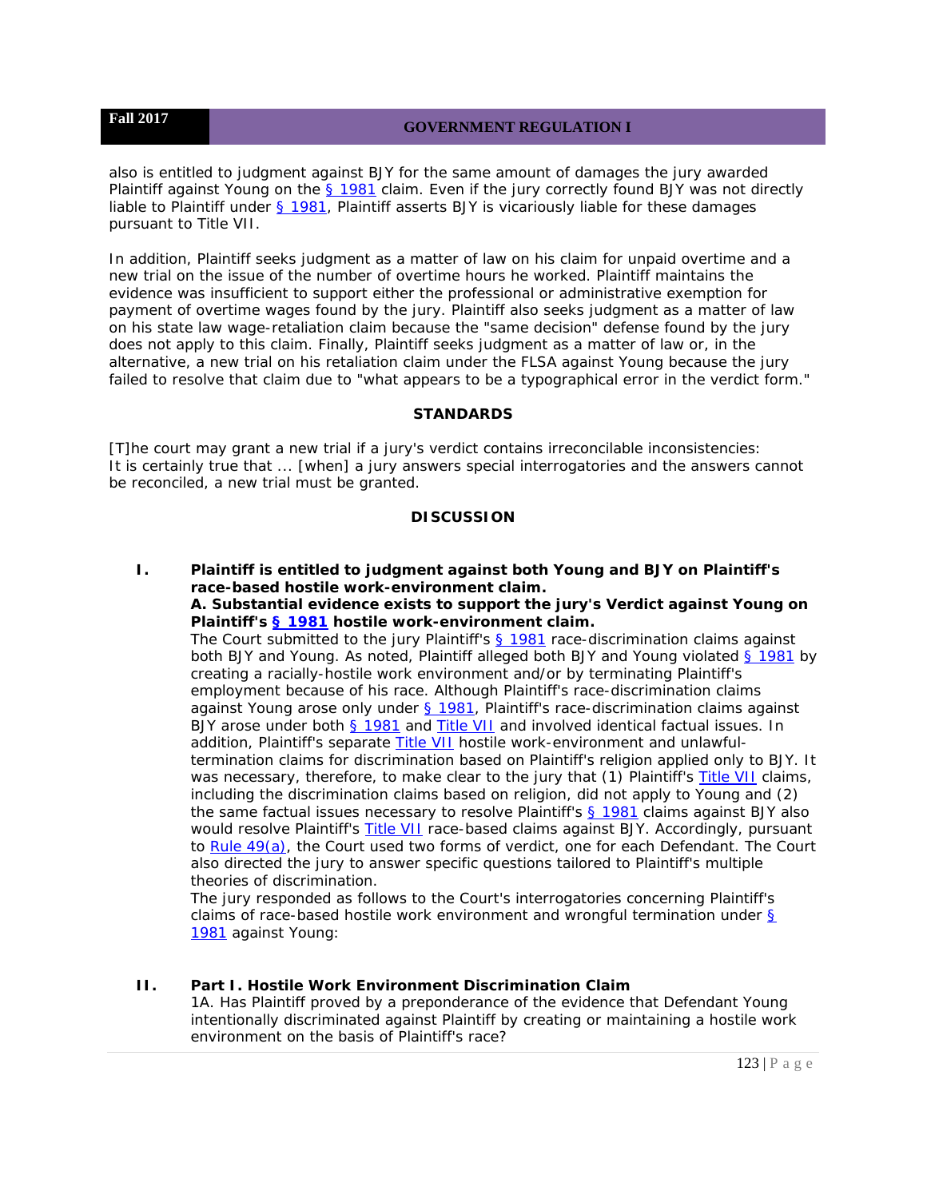also is entitled to judgment against BJY for the same amount of damages the jury awarded Plaintiff against Young on the § 1981 claim. Even if the jury correctly found BJY was not directly liable to Plaintiff under § 1981, Plaintiff asserts BJY is vicariously liable for these damages pursuant to Title VII.

In addition, Plaintiff seeks judgment as a matter of law on his claim for unpaid overtime and a new trial on the issue of the number of overtime hours he worked. Plaintiff maintains the evidence was insufficient to support either the professional or administrative exemption for payment of overtime wages found by the jury. Plaintiff also seeks judgment as a matter of law on his state law wage-retaliation claim because the "same decision" defense found by the jury does not apply to this claim. Finally, Plaintiff seeks judgment as a matter of law or, in the alternative, a new trial on his retaliation claim under the FLSA against Young because the jury failed to resolve that claim due to "what appears to be a typographical error in the verdict form."

## STANDARDS

[T]he court may grant a new trial if a jury's verdict contains irreconcilable inconsistencies: It is certainly true that ... [when] a jury answers special interrogatories and the answers cannot be reconciled, a new trial must be granted.

## DISCUSSION

### I. Plaintiff is entitled to judgment against both Young and BJY on Plaintiff's race-based hostile work-environment claim.

#### A. Substantial evidence exists to support the jury's Verdict against Young on Plaintiff's § 1981 hostile work-environment claim.

The Court submitted to the jury Plaintiff's § 1981 race-discrimination claims against both BJY and Young. As noted, Plaintiff alleged both BJY and Young violated § 1981 by creating a racially-hostile work environment and/or by terminating Plaintiff's employment because of his race. Although Plaintiff's race-discrimination claims against Young arose only under § 1981, Plaintiff's race-discrimination claims against BJY arose under both § 1981 and Title VII and involved identical factual issues. In addition, Plaintiff's separate Title VII hostile work-environment and unlawful-termination claims for discrimination based on Plaintiff's religion applied only to BJY. It was necessary, therefore, to make clear to the jury that (1) Plaintiff's Title VII claims, including the discrimination claims based on religion, did not apply to Young and (2) the same factual issues necessary to resolve Plaintiff's § 1981 claims against BJY also would resolve Plaintiff's Title VII race-based claims against BJY. Accordingly, pursuant to Rule 49(a), the Court used two forms of verdict, one for each Defendant. The Court also directed the jury to answer specific questions tailored to Plaintiff's multiple theories of discrimination.

The jury responded as follows to the Court's interrogatories concerning Plaintiff's claims of race-based hostile work environment and wrongful termination under § 1981 against Young:

### II. Part I. Hostile Work Environment Discrimination Claim

1A. Has Plaintiff proved by a preponderance of the evidence that Defendant Young intentionally discriminated against Plaintiff by creating or maintaining a hostile work environment on the basis of Plaintiff's race?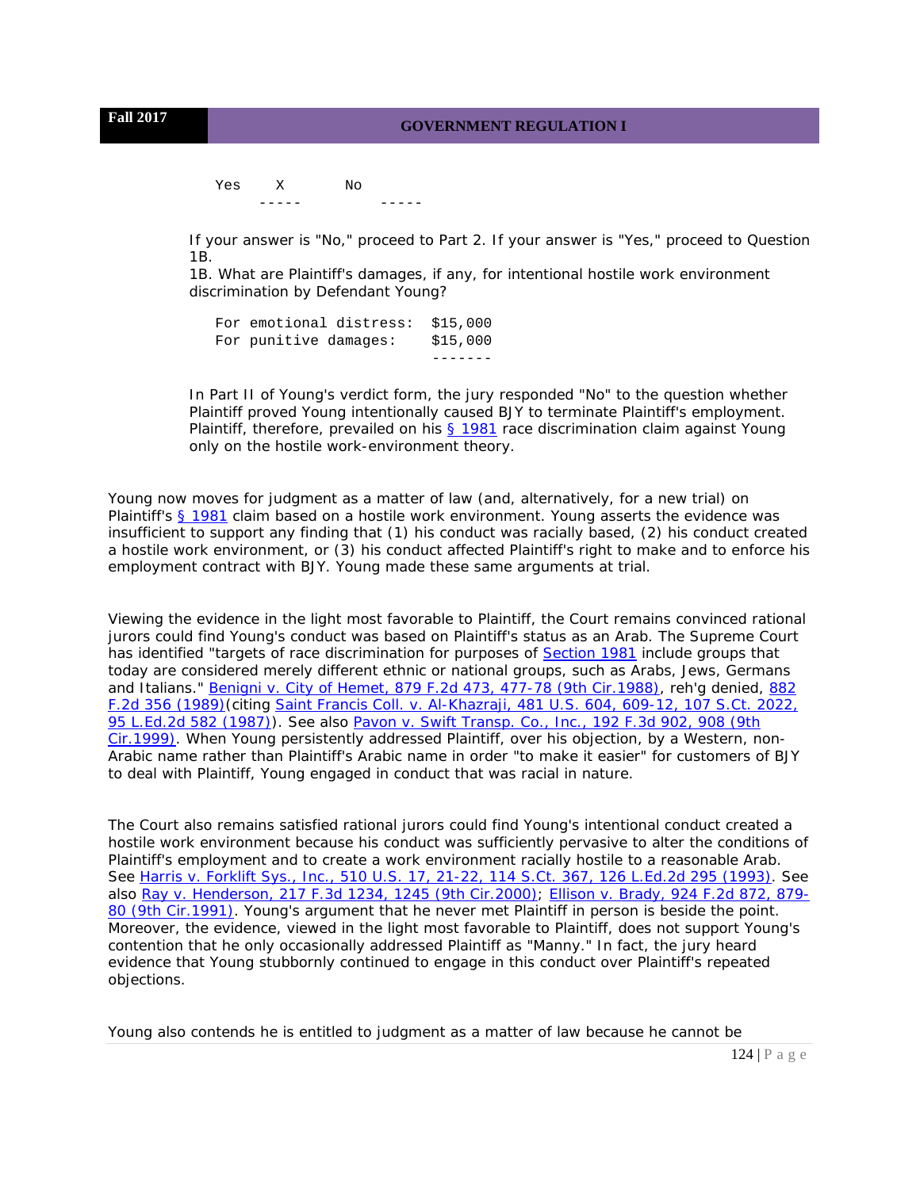```
Yes    X       No
     -----         -----
```

If your answer is "No," proceed to Part 2. If your answer is "Yes," proceed to Question 1B.
1B. What are Plaintiff's damages, if any, for intentional hostile work environment discrimination by Defendant Young?

```
For emotional distress:  $15,000
For punitive damages:    $15,000
                         -------
```

In Part II of Young's verdict form, the jury responded "No" to the question whether Plaintiff proved Young intentionally caused BJY to terminate Plaintiff's employment. Plaintiff, therefore, prevailed on his [§ 1981]() race discrimination claim against Young only on the hostile work-environment theory.

Young now moves for judgment as a matter of law (and, alternatively, for a new trial) on Plaintiff's [§ 1981]() claim based on a hostile work environment. Young asserts the evidence was insufficient to support any finding that (1) his conduct was racially based, (2) his conduct created a hostile work environment, or (3) his conduct affected Plaintiff's right to make and to enforce his employment contract with BJY. Young made these same arguments at trial.

Viewing the evidence in the light most favorable to Plaintiff, the Court remains convinced rational jurors could find Young's conduct was based on Plaintiff's status as an Arab. The Supreme Court has identified "targets of race discrimination for purposes of [Section 1981]() include groups that today are considered merely different ethnic or national groups, such as Arabs, Jews, Germans and Italians." [Benigni v. City of Hemet, 879 F.2d 473, 477-78 (9th Cir.1988)](), reh'g denied, [882 F.2d 356 (1989)]()(citing [Saint Francis Coll. v. Al-Khazraji, 481 U.S. 604, 609-12, 107 S.Ct. 2022, 95 L.Ed.2d 582 (1987)]()). See also [Pavon v. Swift Transp. Co., Inc., 192 F.3d 902, 908 (9th Cir.1999)](). When Young persistently addressed Plaintiff, over his objection, by a Western, non-Arabic name rather than Plaintiff's Arabic name in order "to make it easier" for customers of BJY to deal with Plaintiff, Young engaged in conduct that was racial in nature.

The Court also remains satisfied rational jurors could find Young's intentional conduct created a hostile work environment because his conduct was sufficiently pervasive to alter the conditions of Plaintiff's employment and to create a work environment racially hostile to a reasonable Arab. See [Harris v. Forklift Sys., Inc., 510 U.S. 17, 21-22, 114 S.Ct. 367, 126 L.Ed.2d 295 (1993)](). See also [Ray v. Henderson, 217 F.3d 1234, 1245 (9th Cir.2000)](); [Ellison v. Brady, 924 F.2d 872, 879-80 (9th Cir.1991)](). Young's argument that he never met Plaintiff in person is beside the point. Moreover, the evidence, viewed in the light most favorable to Plaintiff, does not support Young's contention that he only occasionally addressed Plaintiff as "Manny." In fact, the jury heard evidence that Young stubbornly continued to engage in this conduct over Plaintiff's repeated objections.

Young also contends he is entitled to judgment as a matter of law because he cannot be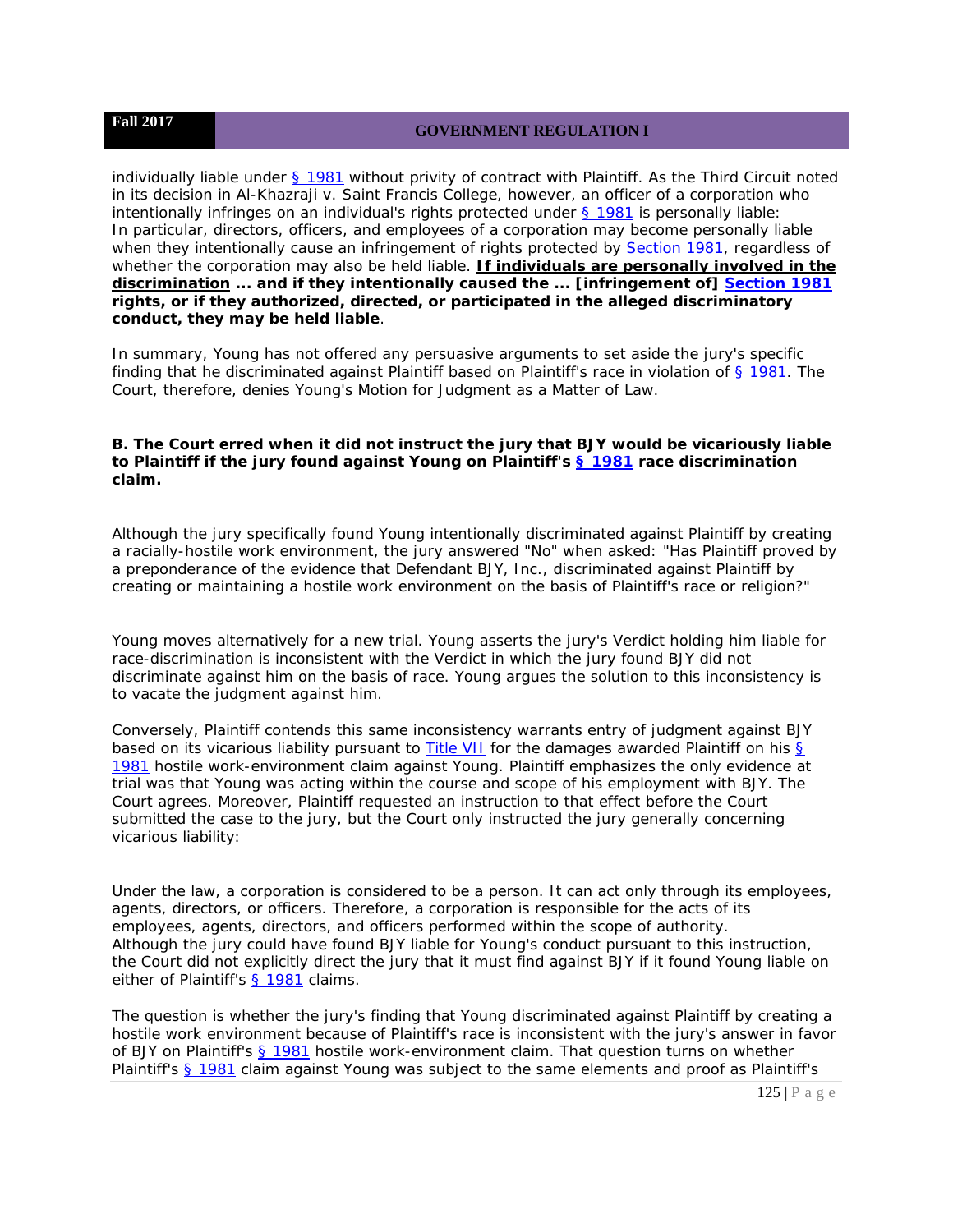individually liable under § 1981 without privity of contract with Plaintiff. As the Third Circuit noted in its decision in Al-Khazraji v. Saint Francis College, however, an officer of a corporation who intentionally infringes on an individual's rights protected under § 1981 is personally liable:

In particular, directors, officers, and employees of a corporation may become personally liable when they intentionally cause an infringement of rights protected by Section 1981, regardless of whether the corporation may also be held liable. **If individuals are personally involved in the discrimination ... and if they intentionally caused the ... [infringement of] Section 1981 rights, or if they authorized, directed, or participated in the alleged discriminatory conduct, they may be held liable**.

In summary, Young has not offered any persuasive arguments to set aside the jury's specific finding that he discriminated against Plaintiff based on Plaintiff's race in violation of § 1981. The Court, therefore, denies Young's Motion for Judgment as a Matter of Law.

**B. The Court erred when it did not instruct the jury that BJY would be vicariously liable to Plaintiff if the jury found against Young on Plaintiff's § 1981 race discrimination claim.**

Although the jury specifically found Young intentionally discriminated against Plaintiff by creating a racially-hostile work environment, the jury answered "No" when asked: "Has Plaintiff proved by a preponderance of the evidence that Defendant BJY, Inc., discriminated against Plaintiff by creating or maintaining a hostile work environment on the basis of Plaintiff's race or religion?"

Young moves alternatively for a new trial. Young asserts the jury's Verdict holding him liable for race-discrimination is inconsistent with the Verdict in which the jury found BJY did not discriminate against him on the basis of race. Young argues the solution to this inconsistency is to vacate the judgment against him.

Conversely, Plaintiff contends this same inconsistency warrants entry of judgment against BJY based on its vicarious liability pursuant to Title VII for the damages awarded Plaintiff on his § 1981 hostile work-environment claim against Young. Plaintiff emphasizes the only evidence at trial was that Young was acting within the course and scope of his employment with BJY. The Court agrees. Moreover, Plaintiff requested an instruction to that effect before the Court submitted the case to the jury, but the Court only instructed the jury generally concerning vicarious liability:

Under the law, a corporation is considered to be a person. It can act only through its employees, agents, directors, or officers. Therefore, a corporation is responsible for the acts of its employees, agents, directors, and officers performed within the scope of authority.

Although the jury could have found BJY liable for Young's conduct pursuant to this instruction, the Court did not explicitly direct the jury that it must find against BJY if it found Young liable on either of Plaintiff's § 1981 claims.

The question is whether the jury's finding that Young discriminated against Plaintiff by creating a hostile work environment because of Plaintiff's race is inconsistent with the jury's answer in favor of BJY on Plaintiff's § 1981 hostile work-environment claim. That question turns on whether Plaintiff's § 1981 claim against Young was subject to the same elements and proof as Plaintiff's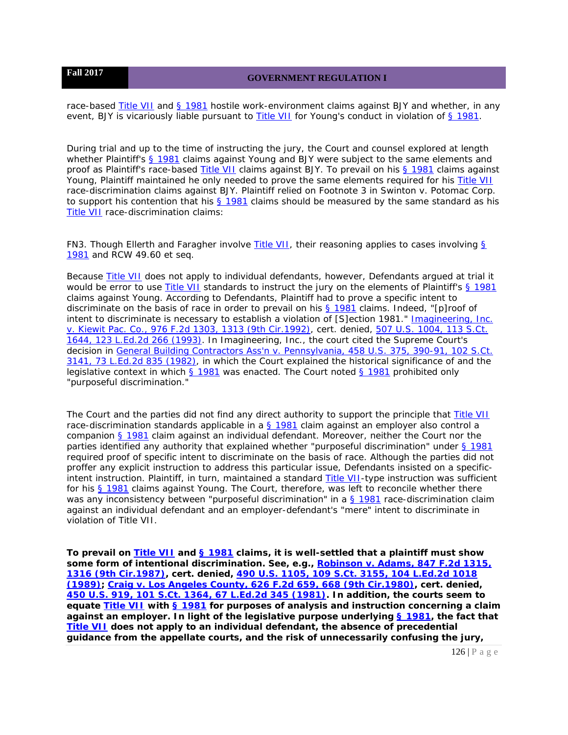race-based Title VII and § 1981 hostile work-environment claims against BJY and whether, in any event, BJY is vicariously liable pursuant to Title VII for Young's conduct in violation of § 1981.

During trial and up to the time of instructing the jury, the Court and counsel explored at length whether Plaintiff's § 1981 claims against Young and BJY were subject to the same elements and proof as Plaintiff's race-based Title VII claims against BJY. To prevail on his § 1981 claims against Young, Plaintiff maintained he only needed to prove the same elements required for his Title VII race-discrimination claims against BJY. Plaintiff relied on Footnote 3 in Swinton v. Potomac Corp. to support his contention that his § 1981 claims should be measured by the same standard as his Title VII race-discrimination claims:

FN3. Though Ellerth and Faragher involve Title VII, their reasoning applies to cases involving § 1981 and RCW 49.60 et seq.

Because Title VII does not apply to individual defendants, however, Defendants argued at trial it would be error to use Title VII standards to instruct the jury on the elements of Plaintiff's § 1981 claims against Young. According to Defendants, Plaintiff had to prove a specific intent to discriminate on the basis of race in order to prevail on his § 1981 claims. Indeed, "[p]roof of intent to discriminate is necessary to establish a violation of [S]ection 1981." Imagineering, Inc. v. Kiewit Pac. Co., 976 F.2d 1303, 1313 (9th Cir.1992), cert. denied, 507 U.S. 1004, 113 S.Ct. 1644, 123 L.Ed.2d 266 (1993). In Imagineering, Inc., the court cited the Supreme Court's decision in General Building Contractors Ass'n v. Pennsylvania, 458 U.S. 375, 390-91, 102 S.Ct. 3141, 73 L.Ed.2d 835 (1982), in which the Court explained the historical significance of and the legislative context in which § 1981 was enacted. The Court noted § 1981 prohibited only "purposeful discrimination."

The Court and the parties did not find any direct authority to support the principle that Title VII race-discrimination standards applicable in a § 1981 claim against an employer also control a companion § 1981 claim against an individual defendant. Moreover, neither the Court nor the parties identified any authority that explained whether "purposeful discrimination" under § 1981 required proof of specific intent to discriminate on the basis of race. Although the parties did not proffer any explicit instruction to address this particular issue, Defendants insisted on a specific-intent instruction. Plaintiff, in turn, maintained a standard Title VII-type instruction was sufficient for his § 1981 claims against Young. The Court, therefore, was left to reconcile whether there was any inconsistency between "purposeful discrimination" in a § 1981 race-discrimination claim against an individual defendant and an employer-defendant's "mere" intent to discriminate in violation of Title VII.

**To prevail on Title VII and § 1981 claims, it is well-settled that a plaintiff must show some form of intentional discrimination. See, e.g., Robinson v. Adams, 847 F.2d 1315, 1316 (9th Cir.1987), cert. denied, 490 U.S. 1105, 109 S.Ct. 3155, 104 L.Ed.2d 1018 (1989); Craig v. Los Angeles County, 626 F.2d 659, 668 (9th Cir.1980), cert. denied, 450 U.S. 919, 101 S.Ct. 1364, 67 L.Ed.2d 345 (1981). In addition, the courts seem to equate Title VII with § 1981 for purposes of analysis and instruction concerning a claim against an employer. In light of the legislative purpose underlying § 1981, the fact that Title VII does not apply to an individual defendant, the absence of precedential guidance from the appellate courts, and the risk of unnecessarily confusing the jury,**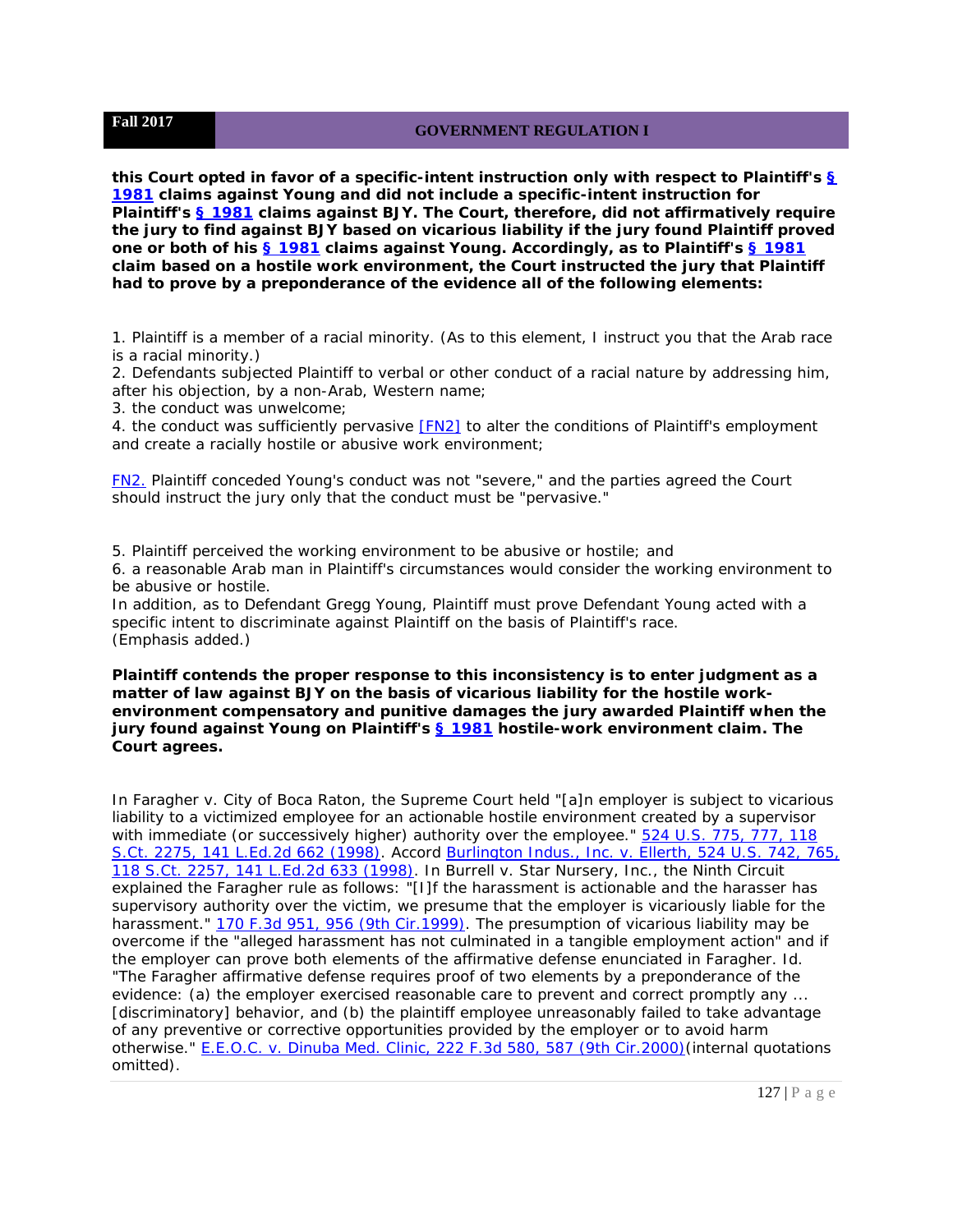**this Court opted in favor of a specific-intent instruction only with respect to Plaintiff's § 1981 claims against Young and did not include a specific-intent instruction for Plaintiff's § 1981 claims against BJY. The Court, therefore, did not affirmatively require the jury to find against BJY based on vicarious liability if the jury found Plaintiff proved one or both of his § 1981 claims against Young. Accordingly, as to Plaintiff's § 1981 claim based on a hostile work environment, the Court instructed the jury that Plaintiff had to prove by a preponderance of the evidence all of the following elements:**

1. Plaintiff is a member of a racial minority. (As to this element, I instruct you that the Arab race is a racial minority.)
2. Defendants subjected Plaintiff to verbal or other conduct of a racial nature by addressing him, after his objection, by a non-Arab, Western name;
3. the conduct was unwelcome;
4. the conduct was sufficiently pervasive [FN2] to alter the conditions of Plaintiff's employment and create a racially hostile or abusive work environment;

FN2. Plaintiff conceded Young's conduct was not "severe," and the parties agreed the Court should instruct the jury only that the conduct must be "pervasive."

5. Plaintiff perceived the working environment to be abusive or hostile; and
6. a reasonable Arab man in Plaintiff's circumstances would consider the working environment to be abusive or hostile.

In addition, as to Defendant Gregg Young, Plaintiff must prove Defendant Young acted with a specific intent to discriminate against Plaintiff on the basis of Plaintiff's race.
(Emphasis added.)

**Plaintiff contends the proper response to this inconsistency is to enter judgment as a matter of law against BJY on the basis of vicarious liability for the hostile work-environment compensatory and punitive damages the jury awarded Plaintiff when the jury found against Young on Plaintiff's § 1981 hostile-work environment claim. The Court agrees.**

In Faragher v. City of Boca Raton, the Supreme Court held "[a]n employer is subject to vicarious liability to a victimized employee for an actionable hostile environment created by a supervisor with immediate (or successively higher) authority over the employee." 524 U.S. 775, 777, 118 S.Ct. 2275, 141 L.Ed.2d 662 (1998). Accord Burlington Indus., Inc. v. Ellerth, 524 U.S. 742, 765, 118 S.Ct. 2257, 141 L.Ed.2d 633 (1998). In Burrell v. Star Nursery, Inc., the Ninth Circuit explained the Faragher rule as follows: "[I]f the harassment is actionable and the harasser has supervisory authority over the victim, we presume that the employer is vicariously liable for the harassment." 170 F.3d 951, 956 (9th Cir.1999). The presumption of vicarious liability may be overcome if the "alleged harassment has not culminated in a tangible employment action" and if the employer can prove both elements of the affirmative defense enunciated in Faragher. Id. "The Faragher affirmative defense requires proof of two elements by a preponderance of the evidence: (a) the employer exercised reasonable care to prevent and correct promptly any ... [discriminatory] behavior, and (b) the plaintiff employee unreasonably failed to take advantage of any preventive or corrective opportunities provided by the employer or to avoid harm otherwise." E.E.O.C. v. Dinuba Med. Clinic, 222 F.3d 580, 587 (9th Cir.2000)(internal quotations omitted).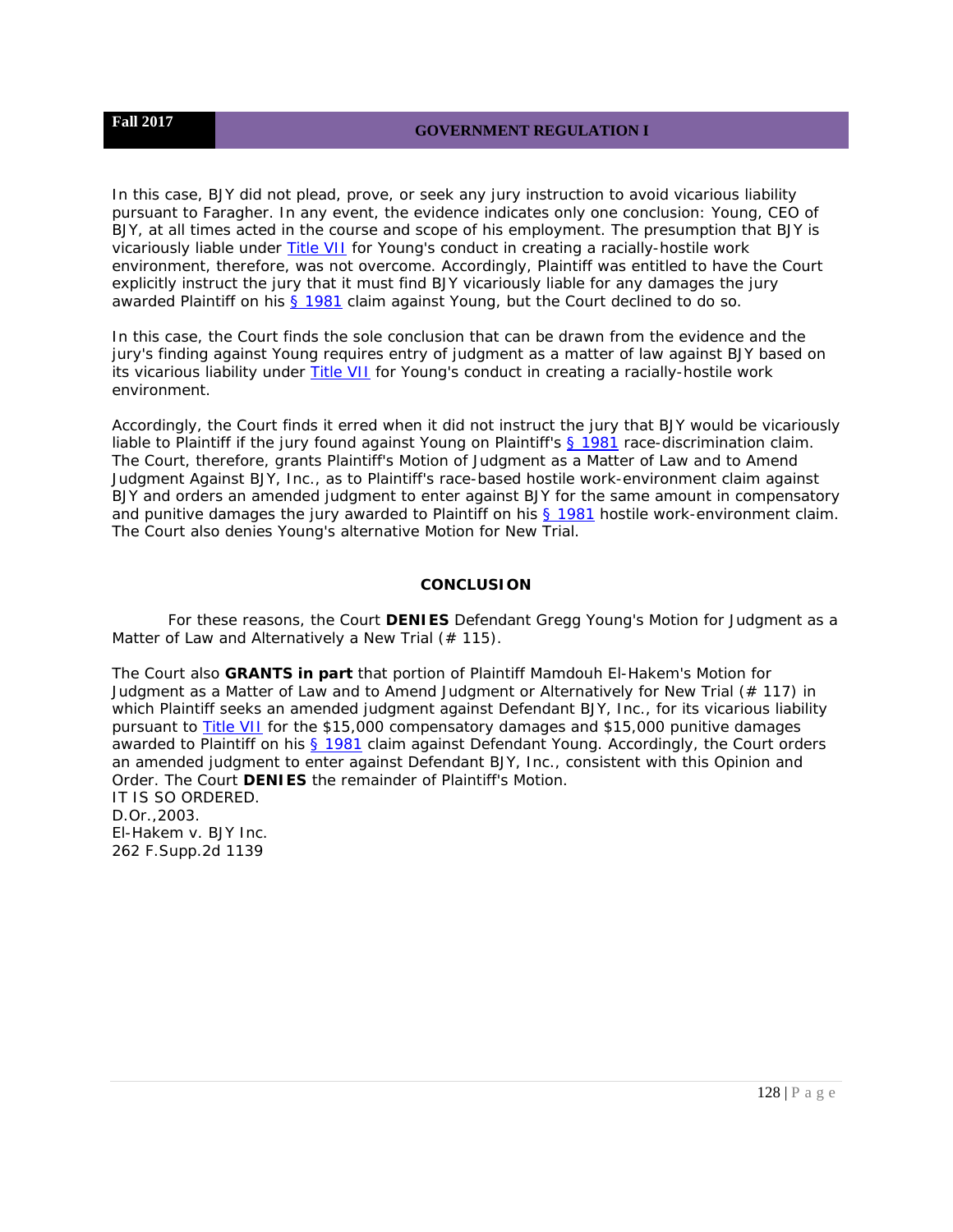In this case, BJY did not plead, prove, or seek any jury instruction to avoid vicarious liability pursuant to Faragher. In any event, the evidence indicates only one conclusion: Young, CEO of BJY, at all times acted in the course and scope of his employment. The presumption that BJY is vicariously liable under Title VII for Young's conduct in creating a racially-hostile work environment, therefore, was not overcome. Accordingly, Plaintiff was entitled to have the Court explicitly instruct the jury that it must find BJY vicariously liable for any damages the jury awarded Plaintiff on his § 1981 claim against Young, but the Court declined to do so.

In this case, the Court finds the sole conclusion that can be drawn from the evidence and the jury's finding against Young requires entry of judgment as a matter of law against BJY based on its vicarious liability under Title VII for Young's conduct in creating a racially-hostile work environment.

Accordingly, the Court finds it erred when it did not instruct the jury that BJY would be vicariously liable to Plaintiff if the jury found against Young on Plaintiff's § 1981 race-discrimination claim. The Court, therefore, grants Plaintiff's Motion of Judgment as a Matter of Law and to Amend Judgment Against BJY, Inc., as to Plaintiff's race-based hostile work-environment claim against BJY and orders an amended judgment to enter against BJY for the same amount in compensatory and punitive damages the jury awarded to Plaintiff on his § 1981 hostile work-environment claim. The Court also denies Young's alternative Motion for New Trial.

## CONCLUSION

For these reasons, the Court **DENIES** Defendant Gregg Young's Motion for Judgment as a Matter of Law and Alternatively a New Trial (# 115).

The Court also **GRANTS in part** that portion of Plaintiff Mamdouh El-Hakem's Motion for Judgment as a Matter of Law and to Amend Judgment or Alternatively for New Trial (# 117) in which Plaintiff seeks an amended judgment against Defendant BJY, Inc., for its vicarious liability pursuant to Title VII for the $15,000 compensatory damages and $15,000 punitive damages awarded to Plaintiff on his § 1981 claim against Defendant Young. Accordingly, the Court orders an amended judgment to enter against Defendant BJY, Inc., consistent with this Opinion and Order. The Court **DENIES** the remainder of Plaintiff's Motion.
IT IS SO ORDERED.
D.Or.,2003.
El-Hakem v. BJY Inc.
262 F.Supp.2d 1139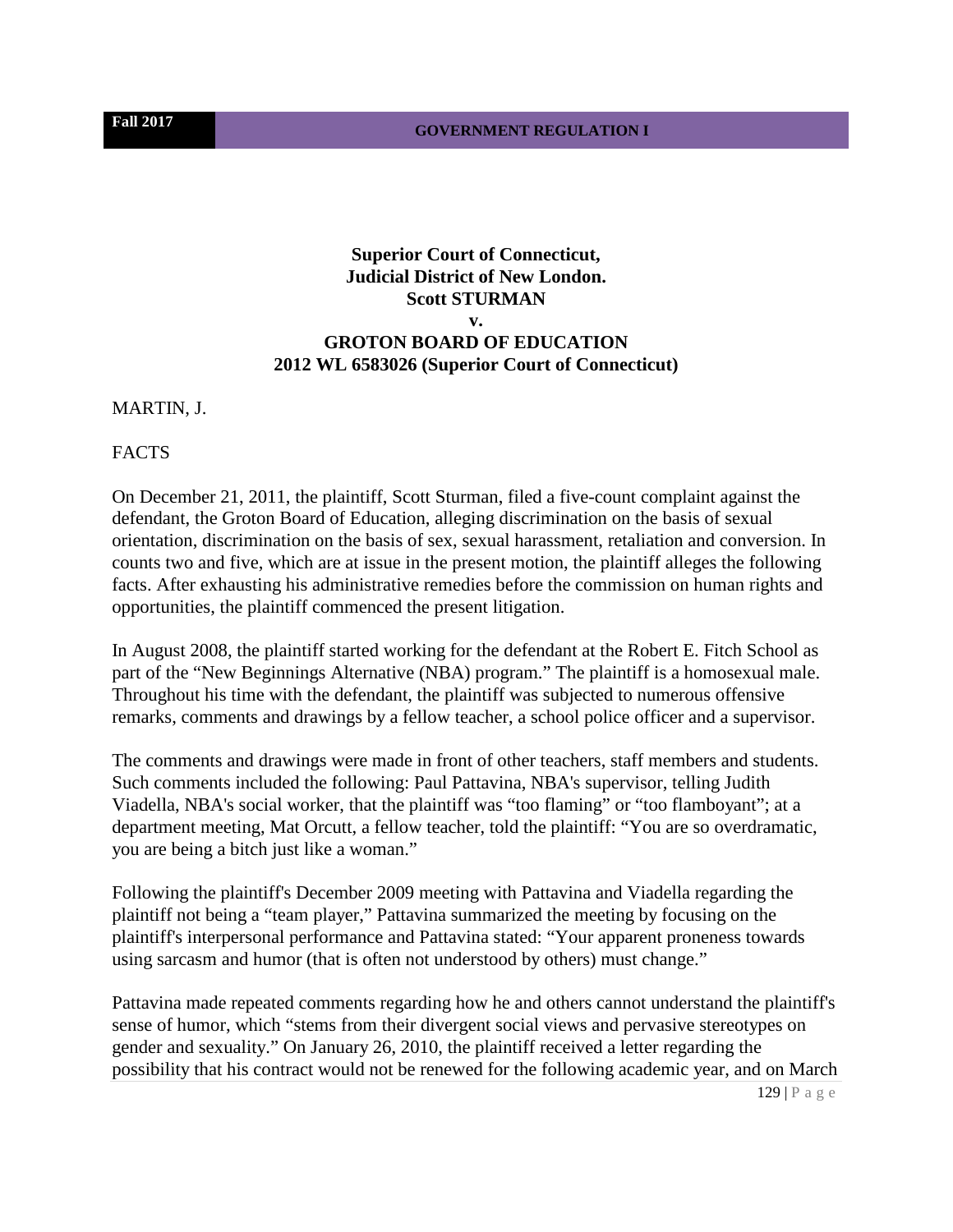**Superior Court of Connecticut,**
**Judicial District of New London.**
**Scott STURMAN**
**v.**
**GROTON BOARD OF EDUCATION**
**2012 WL 6583026 (Superior Court of Connecticut)**

MARTIN, J.

FACTS

On December 21, 2011, the plaintiff, Scott Sturman, filed a five-count complaint against the defendant, the Groton Board of Education, alleging discrimination on the basis of sexual orientation, discrimination on the basis of sex, sexual harassment, retaliation and conversion. In counts two and five, which are at issue in the present motion, the plaintiff alleges the following facts. After exhausting his administrative remedies before the commission on human rights and opportunities, the plaintiff commenced the present litigation.

In August 2008, the plaintiff started working for the defendant at the Robert E. Fitch School as part of the "New Beginnings Alternative (NBA) program." The plaintiff is a homosexual male. Throughout his time with the defendant, the plaintiff was subjected to numerous offensive remarks, comments and drawings by a fellow teacher, a school police officer and a supervisor.

The comments and drawings were made in front of other teachers, staff members and students. Such comments included the following: Paul Pattavina, NBA's supervisor, telling Judith Viadella, NBA's social worker, that the plaintiff was "too flaming" or "too flamboyant"; at a department meeting, Mat Orcutt, a fellow teacher, told the plaintiff: "You are so overdramatic, you are being a bitch just like a woman."

Following the plaintiff's December 2009 meeting with Pattavina and Viadella regarding the plaintiff not being a "team player," Pattavina summarized the meeting by focusing on the plaintiff's interpersonal performance and Pattavina stated: "Your apparent proneness towards using sarcasm and humor (that is often not understood by others) must change."

Pattavina made repeated comments regarding how he and others cannot understand the plaintiff's sense of humor, which "stems from their divergent social views and pervasive stereotypes on gender and sexuality." On January 26, 2010, the plaintiff received a letter regarding the possibility that his contract would not be renewed for the following academic year, and on March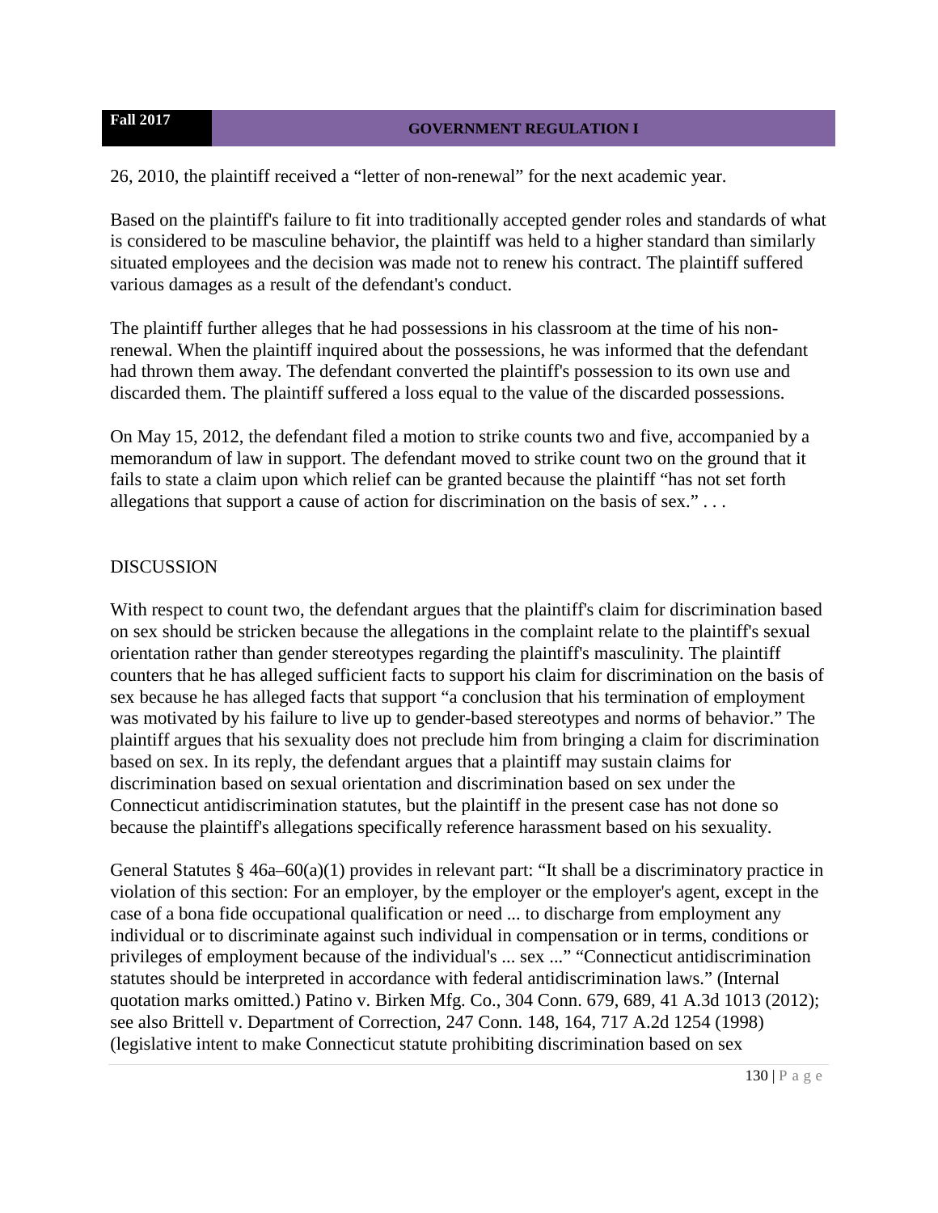26, 2010, the plaintiff received a "letter of non-renewal" for the next academic year.

Based on the plaintiff's failure to fit into traditionally accepted gender roles and standards of what is considered to be masculine behavior, the plaintiff was held to a higher standard than similarly situated employees and the decision was made not to renew his contract. The plaintiff suffered various damages as a result of the defendant's conduct.

The plaintiff further alleges that he had possessions in his classroom at the time of his non-renewal. When the plaintiff inquired about the possessions, he was informed that the defendant had thrown them away. The defendant converted the plaintiff's possession to its own use and discarded them. The plaintiff suffered a loss equal to the value of the discarded possessions.

On May 15, 2012, the defendant filed a motion to strike counts two and five, accompanied by a memorandum of law in support. The defendant moved to strike count two on the ground that it fails to state a claim upon which relief can be granted because the plaintiff "has not set forth allegations that support a cause of action for discrimination on the basis of sex." . . .

DISCUSSION

With respect to count two, the defendant argues that the plaintiff's claim for discrimination based on sex should be stricken because the allegations in the complaint relate to the plaintiff's sexual orientation rather than gender stereotypes regarding the plaintiff's masculinity. The plaintiff counters that he has alleged sufficient facts to support his claim for discrimination on the basis of sex because he has alleged facts that support "a conclusion that his termination of employment was motivated by his failure to live up to gender-based stereotypes and norms of behavior." The plaintiff argues that his sexuality does not preclude him from bringing a claim for discrimination based on sex. In its reply, the defendant argues that a plaintiff may sustain claims for discrimination based on sexual orientation and discrimination based on sex under the Connecticut antidiscrimination statutes, but the plaintiff in the present case has not done so because the plaintiff's allegations specifically reference harassment based on his sexuality.

General Statutes § 46a–60(a)(1) provides in relevant part: "It shall be a discriminatory practice in violation of this section: For an employer, by the employer or the employer's agent, except in the case of a bona fide occupational qualification or need ... to discharge from employment any individual or to discriminate against such individual in compensation or in terms, conditions or privileges of employment because of the individual's ... sex ..." "Connecticut antidiscrimination statutes should be interpreted in accordance with federal antidiscrimination laws." (Internal quotation marks omitted.) Patino v. Birken Mfg. Co., 304 Conn. 679, 689, 41 A.3d 1013 (2012); see also Brittell v. Department of Correction, 247 Conn. 148, 164, 717 A.2d 1254 (1998) (legislative intent to make Connecticut statute prohibiting discrimination based on sex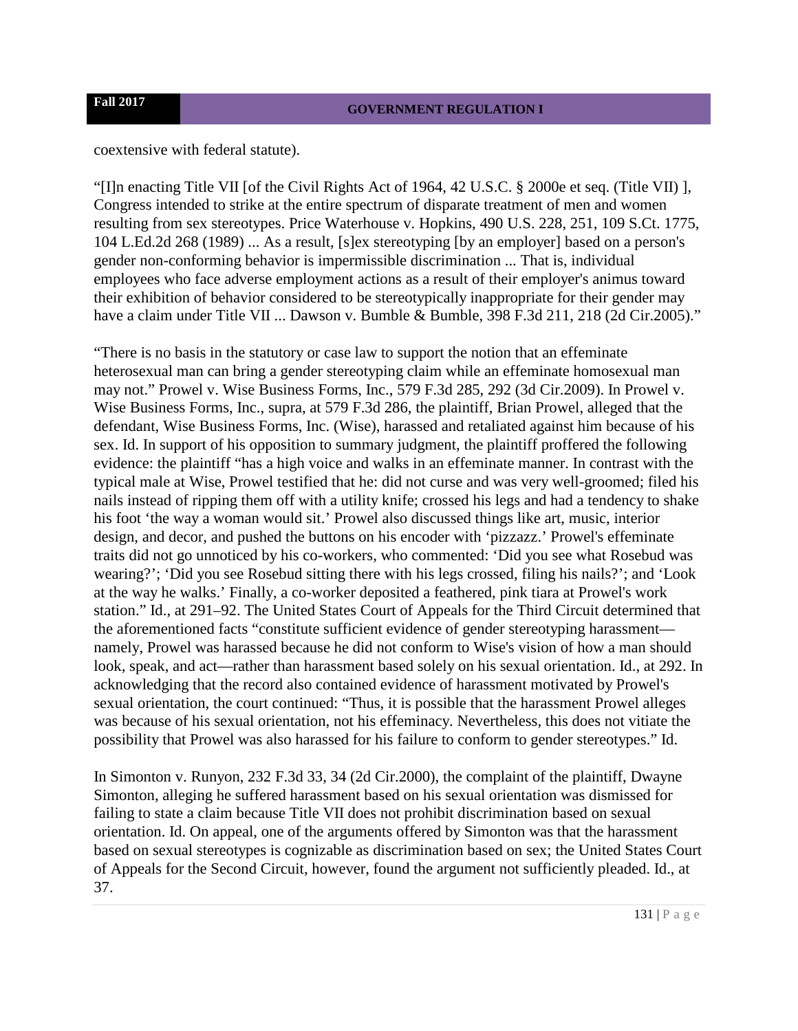coextensive with federal statute).

"[I]n enacting Title VII [of the Civil Rights Act of 1964, 42 U.S.C. § 2000e et seq. (Title VII) ], Congress intended to strike at the entire spectrum of disparate treatment of men and women resulting from sex stereotypes. Price Waterhouse v. Hopkins, 490 U.S. 228, 251, 109 S.Ct. 1775, 104 L.Ed.2d 268 (1989) ... As a result, [s]ex stereotyping [by an employer] based on a person's gender non-conforming behavior is impermissible discrimination ... That is, individual employees who face adverse employment actions as a result of their employer's animus toward their exhibition of behavior considered to be stereotypically inappropriate for their gender may have a claim under Title VII ... Dawson v. Bumble & Bumble, 398 F.3d 211, 218 (2d Cir.2005)."

"There is no basis in the statutory or case law to support the notion that an effeminate heterosexual man can bring a gender stereotyping claim while an effeminate homosexual man may not." Prowel v. Wise Business Forms, Inc., 579 F.3d 285, 292 (3d Cir.2009). In Prowel v. Wise Business Forms, Inc., supra, at 579 F.3d 286, the plaintiff, Brian Prowel, alleged that the defendant, Wise Business Forms, Inc. (Wise), harassed and retaliated against him because of his sex. Id. In support of his opposition to summary judgment, the plaintiff proffered the following evidence: the plaintiff "has a high voice and walks in an effeminate manner. In contrast with the typical male at Wise, Prowel testified that he: did not curse and was very well-groomed; filed his nails instead of ripping them off with a utility knife; crossed his legs and had a tendency to shake his foot 'the way a woman would sit.' Prowel also discussed things like art, music, interior design, and decor, and pushed the buttons on his encoder with 'pizzazz.' Prowel's effeminate traits did not go unnoticed by his co-workers, who commented: 'Did you see what Rosebud was wearing?'; 'Did you see Rosebud sitting there with his legs crossed, filing his nails?'; and 'Look at the way he walks.' Finally, a co-worker deposited a feathered, pink tiara at Prowel's work station." Id., at 291–92. The United States Court of Appeals for the Third Circuit determined that the aforementioned facts "constitute sufficient evidence of gender stereotyping harassment—namely, Prowel was harassed because he did not conform to Wise's vision of how a man should look, speak, and act—rather than harassment based solely on his sexual orientation. Id., at 292. In acknowledging that the record also contained evidence of harassment motivated by Prowel's sexual orientation, the court continued: "Thus, it is possible that the harassment Prowel alleges was because of his sexual orientation, not his effeminacy. Nevertheless, this does not vitiate the possibility that Prowel was also harassed for his failure to conform to gender stereotypes." Id.

In Simonton v. Runyon, 232 F.3d 33, 34 (2d Cir.2000), the complaint of the plaintiff, Dwayne Simonton, alleging he suffered harassment based on his sexual orientation was dismissed for failing to state a claim because Title VII does not prohibit discrimination based on sexual orientation. Id. On appeal, one of the arguments offered by Simonton was that the harassment based on sexual stereotypes is cognizable as discrimination based on sex; the United States Court of Appeals for the Second Circuit, however, found the argument not sufficiently pleaded. Id., at 37.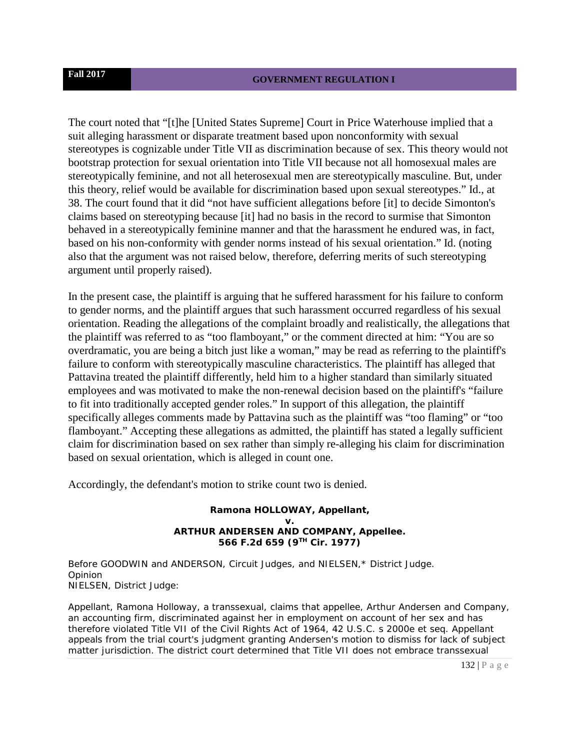The court noted that "[t]he [United States Supreme] Court in Price Waterhouse implied that a suit alleging harassment or disparate treatment based upon nonconformity with sexual stereotypes is cognizable under Title VII as discrimination because of sex. This theory would not bootstrap protection for sexual orientation into Title VII because not all homosexual males are stereotypically feminine, and not all heterosexual men are stereotypically masculine. But, under this theory, relief would be available for discrimination based upon sexual stereotypes." Id., at 38. The court found that it did "not have sufficient allegations before [it] to decide Simonton's claims based on stereotyping because [it] had no basis in the record to surmise that Simonton behaved in a stereotypically feminine manner and that the harassment he endured was, in fact, based on his non-conformity with gender norms instead of his sexual orientation." Id. (noting also that the argument was not raised below, therefore, deferring merits of such stereotyping argument until properly raised).

In the present case, the plaintiff is arguing that he suffered harassment for his failure to conform to gender norms, and the plaintiff argues that such harassment occurred regardless of his sexual orientation. Reading the allegations of the complaint broadly and realistically, the allegations that the plaintiff was referred to as "too flamboyant," or the comment directed at him: "You are so overdramatic, you are being a bitch just like a woman," may be read as referring to the plaintiff's failure to conform with stereotypically masculine characteristics. The plaintiff has alleged that Pattavina treated the plaintiff differently, held him to a higher standard than similarly situated employees and was motivated to make the non-renewal decision based on the plaintiff's "failure to fit into traditionally accepted gender roles." In support of this allegation, the plaintiff specifically alleges comments made by Pattavina such as the plaintiff was "too flaming" or "too flamboyant." Accepting these allegations as admitted, the plaintiff has stated a legally sufficient claim for discrimination based on sex rather than simply re-alleging his claim for discrimination based on sexual orientation, which is alleged in count one.

Accordingly, the defendant's motion to strike count two is denied.

**Ramona HOLLOWAY, Appellant,**
**v.**
**ARTHUR ANDERSEN AND COMPANY, Appellee.**
**566 F.2d 659 (9TH Cir. 1977)**

Before GOODWIN and ANDERSON, Circuit Judges, and NIELSEN,* District Judge.
Opinion
NIELSEN, District Judge:

Appellant, Ramona Holloway, a transsexual, claims that appellee, Arthur Andersen and Company, an accounting firm, discriminated against her in employment on account of her sex and has therefore violated Title VII of the Civil Rights Act of 1964, 42 U.S.C. s 2000e et seq. Appellant appeals from the trial court's judgment granting Andersen's motion to dismiss for lack of subject matter jurisdiction. The district court determined that Title VII does not embrace transsexual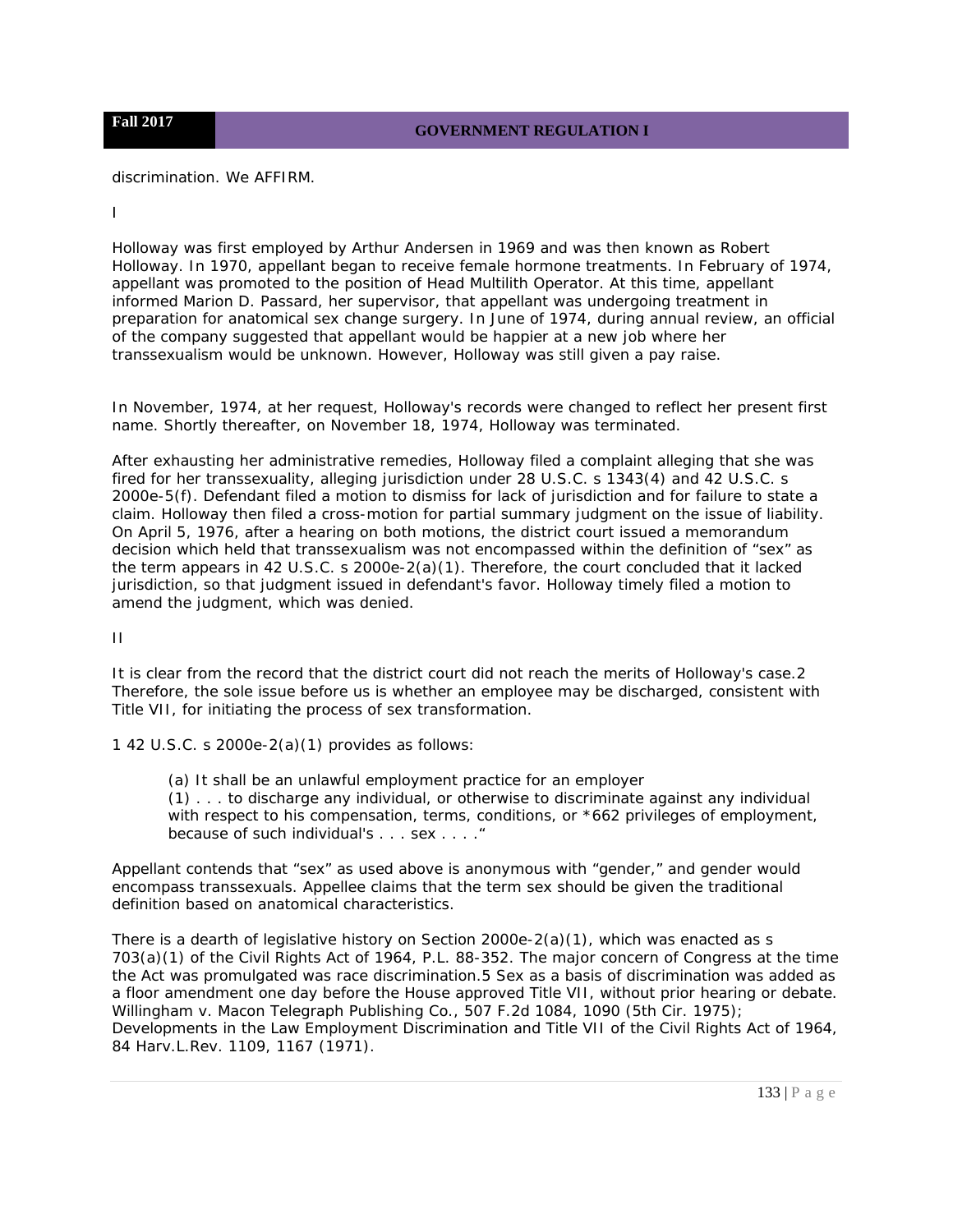discrimination. We AFFIRM.

I

Holloway was first employed by Arthur Andersen in 1969 and was then known as Robert Holloway. In 1970, appellant began to receive female hormone treatments. In February of 1974, appellant was promoted to the position of Head Multilith Operator. At this time, appellant informed Marion D. Passard, her supervisor, that appellant was undergoing treatment in preparation for anatomical sex change surgery. In June of 1974, during annual review, an official of the company suggested that appellant would be happier at a new job where her transsexualism would be unknown. However, Holloway was still given a pay raise.

In November, 1974, at her request, Holloway's records were changed to reflect her present first name. Shortly thereafter, on November 18, 1974, Holloway was terminated.

After exhausting her administrative remedies, Holloway filed a complaint alleging that she was fired for her transsexuality, alleging jurisdiction under 28 U.S.C. s 1343(4) and 42 U.S.C. s 2000e-5(f). Defendant filed a motion to dismiss for lack of jurisdiction and for failure to state a claim. Holloway then filed a cross-motion for partial summary judgment on the issue of liability. On April 5, 1976, after a hearing on both motions, the district court issued a memorandum decision which held that transsexualism was not encompassed within the definition of "sex" as the term appears in 42 U.S.C. s 2000e-2(a)(1). Therefore, the court concluded that it lacked jurisdiction, so that judgment issued in defendant's favor. Holloway timely filed a motion to amend the judgment, which was denied.

II

It is clear from the record that the district court did not reach the merits of Holloway's case.2 Therefore, the sole issue before us is whether an employee may be discharged, consistent with Title VII, for initiating the process of sex transformation.

1 42 U.S.C. s 2000e-2(a)(1) provides as follows:

> (a) It shall be an unlawful employment practice for an employer
> (1) . . . to discharge any individual, or otherwise to discriminate against any individual with respect to his compensation, terms, conditions, or *662 privileges of employment, because of such individual's . . . sex . . . ."

Appellant contends that "sex" as used above is anonymous with "gender," and gender would encompass transsexuals. Appellee claims that the term sex should be given the traditional definition based on anatomical characteristics.

There is a dearth of legislative history on Section 2000e-2(a)(1), which was enacted as s 703(a)(1) of the Civil Rights Act of 1964, P.L. 88-352. The major concern of Congress at the time the Act was promulgated was race discrimination.5 Sex as a basis of discrimination was added as a floor amendment one day before the House approved Title VII, without prior hearing or debate. Willingham v. Macon Telegraph Publishing Co., 507 F.2d 1084, 1090 (5th Cir. 1975); Developments in the Law Employment Discrimination and Title VII of the Civil Rights Act of 1964, 84 Harv.L.Rev. 1109, 1167 (1971).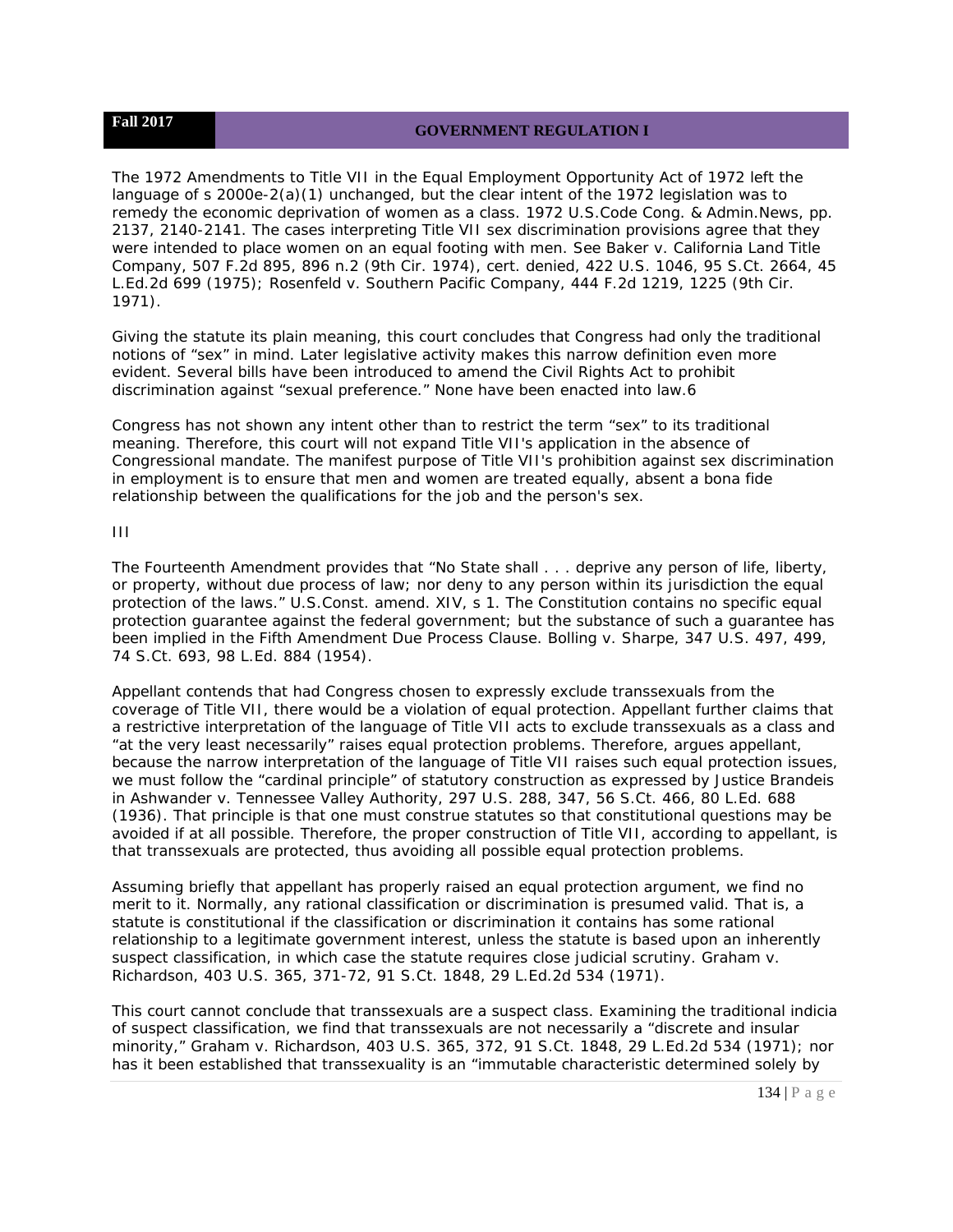The 1972 Amendments to Title VII in the Equal Employment Opportunity Act of 1972 left the language of s 2000e-2(a)(1) unchanged, but the clear intent of the 1972 legislation was to remedy the economic deprivation of women as a class. 1972 U.S.Code Cong. & Admin.News, pp. 2137, 2140-2141. The cases interpreting Title VII sex discrimination provisions agree that they were intended to place women on an equal footing with men. See Baker v. California Land Title Company, 507 F.2d 895, 896 n.2 (9th Cir. 1974), cert. denied, 422 U.S. 1046, 95 S.Ct. 2664, 45 L.Ed.2d 699 (1975); Rosenfeld v. Southern Pacific Company, 444 F.2d 1219, 1225 (9th Cir. 1971).

Giving the statute its plain meaning, this court concludes that Congress had only the traditional notions of "sex" in mind. Later legislative activity makes this narrow definition even more evident. Several bills have been introduced to amend the Civil Rights Act to prohibit discrimination against "sexual preference." None have been enacted into law.6

Congress has not shown any intent other than to restrict the term "sex" to its traditional meaning. Therefore, this court will not expand Title VII's application in the absence of Congressional mandate. The manifest purpose of Title VII's prohibition against sex discrimination in employment is to ensure that men and women are treated equally, absent a bona fide relationship between the qualifications for the job and the person's sex.

III

The Fourteenth Amendment provides that "No State shall . . . deprive any person of life, liberty, or property, without due process of law; nor deny to any person within its jurisdiction the equal protection of the laws." U.S.Const. amend. XIV, s 1. The Constitution contains no specific equal protection guarantee against the federal government; but the substance of such a guarantee has been implied in the Fifth Amendment Due Process Clause. Bolling v. Sharpe, 347 U.S. 497, 499, 74 S.Ct. 693, 98 L.Ed. 884 (1954).

Appellant contends that had Congress chosen to expressly exclude transsexuals from the coverage of Title VII, there would be a violation of equal protection. Appellant further claims that a restrictive interpretation of the language of Title VII acts to exclude transsexuals as a class and "at the very least necessarily" raises equal protection problems. Therefore, argues appellant, because the narrow interpretation of the language of Title VII raises such equal protection issues, we must follow the "cardinal principle" of statutory construction as expressed by Justice Brandeis in Ashwander v. Tennessee Valley Authority, 297 U.S. 288, 347, 56 S.Ct. 466, 80 L.Ed. 688 (1936). That principle is that one must construe statutes so that constitutional questions may be avoided if at all possible. Therefore, the proper construction of Title VII, according to appellant, is that transsexuals are protected, thus avoiding all possible equal protection problems.

Assuming briefly that appellant has properly raised an equal protection argument, we find no merit to it. Normally, any rational classification or discrimination is presumed valid. That is, a statute is constitutional if the classification or discrimination it contains has some rational relationship to a legitimate government interest, unless the statute is based upon an inherently suspect classification, in which case the statute requires close judicial scrutiny. Graham v. Richardson, 403 U.S. 365, 371-72, 91 S.Ct. 1848, 29 L.Ed.2d 534 (1971).

This court cannot conclude that transsexuals are a suspect class. Examining the traditional indicia of suspect classification, we find that transsexuals are not necessarily a "discrete and insular minority," Graham v. Richardson, 403 U.S. 365, 372, 91 S.Ct. 1848, 29 L.Ed.2d 534 (1971); nor has it been established that transsexuality is an "immutable characteristic determined solely by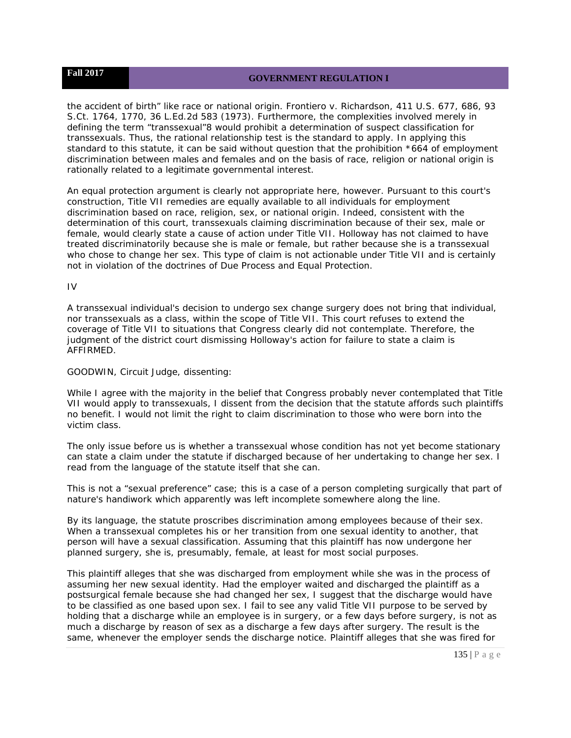the accident of birth" like race or national origin. Frontiero v. Richardson, 411 U.S. 677, 686, 93 S.Ct. 1764, 1770, 36 L.Ed.2d 583 (1973). Furthermore, the complexities involved merely in defining the term "transsexual"8 would prohibit a determination of suspect classification for transsexuals. Thus, the rational relationship test is the standard to apply. In applying this standard to this statute, it can be said without question that the prohibition *664 of employment discrimination between males and females and on the basis of race, religion or national origin is rationally related to a legitimate governmental interest.

An equal protection argument is clearly not appropriate here, however. Pursuant to this court's construction, Title VII remedies are equally available to all individuals for employment discrimination based on race, religion, sex, or national origin. Indeed, consistent with the determination of this court, transsexuals claiming discrimination because of their sex, male or female, would clearly state a cause of action under Title VII. Holloway has not claimed to have treated discriminatorily because she is male or female, but rather because she is a transsexual who chose to change her sex. This type of claim is not actionable under Title VII and is certainly not in violation of the doctrines of Due Process and Equal Protection.

IV

A transsexual individual's decision to undergo sex change surgery does not bring that individual, nor transsexuals as a class, within the scope of Title VII. This court refuses to extend the coverage of Title VII to situations that Congress clearly did not contemplate. Therefore, the judgment of the district court dismissing Holloway's action for failure to state a claim is AFFIRMED.

GOODWIN, Circuit Judge, dissenting:

While I agree with the majority in the belief that Congress probably never contemplated that Title VII would apply to transsexuals, I dissent from the decision that the statute affords such plaintiffs no benefit. I would not limit the right to claim discrimination to those who were born into the victim class.

The only issue before us is whether a transsexual whose condition has not yet become stationary can state a claim under the statute if discharged because of her undertaking to change her sex. I read from the language of the statute itself that she can.

This is not a "sexual preference" case; this is a case of a person completing surgically that part of nature's handiwork which apparently was left incomplete somewhere along the line.

By its language, the statute proscribes discrimination among employees because of their sex. When a transsexual completes his or her transition from one sexual identity to another, that person will have a sexual classification. Assuming that this plaintiff has now undergone her planned surgery, she is, presumably, female, at least for most social purposes.

This plaintiff alleges that she was discharged from employment while she was in the process of assuming her new sexual identity. Had the employer waited and discharged the plaintiff as a postsurgical female because she had changed her sex, I suggest that the discharge would have to be classified as one based upon sex. I fail to see any valid Title VII purpose to be served by holding that a discharge while an employee is in surgery, or a few days before surgery, is not as much a discharge by reason of sex as a discharge a few days after surgery. The result is the same, whenever the employer sends the discharge notice. Plaintiff alleges that she was fired for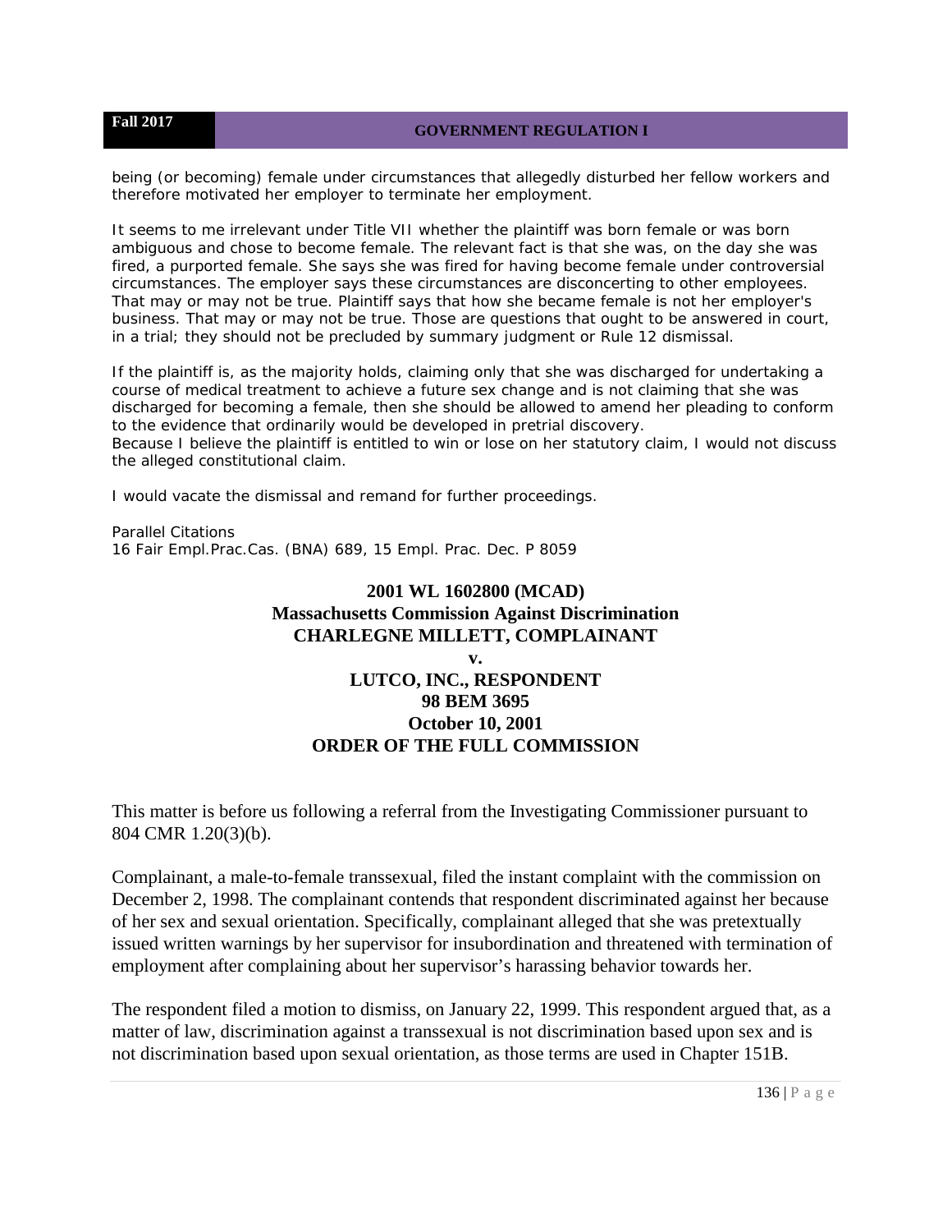being (or becoming) female under circumstances that allegedly disturbed her fellow workers and therefore motivated her employer to terminate her employment.

It seems to me irrelevant under Title VII whether the plaintiff was born female or was born ambiguous and chose to become female. The relevant fact is that she was, on the day she was fired, a purported female. She says she was fired for having become female under controversial circumstances. The employer says these circumstances are disconcerting to other employees. That may or may not be true. Plaintiff says that how she became female is not her employer's business. That may or may not be true. Those are questions that ought to be answered in court, in a trial; they should not be precluded by summary judgment or Rule 12 dismissal.

If the plaintiff is, as the majority holds, claiming only that she was discharged for undertaking a course of medical treatment to achieve a future sex change and is not claiming that she was discharged for becoming a female, then she should be allowed to amend her pleading to conform to the evidence that ordinarily would be developed in pretrial discovery.
Because I believe the plaintiff is entitled to win or lose on her statutory claim, I would not discuss the alleged constitutional claim.

I would vacate the dismissal and remand for further proceedings.

Parallel Citations
16 Fair Empl.Prac.Cas. (BNA) 689, 15 Empl. Prac. Dec. P 8059

## 2001 WL 1602800 (MCAD)
## Massachusetts Commission Against Discrimination
## CHARLEGNE MILLETT, COMPLAINANT
## v.
## LUTCO, INC., RESPONDENT
## 98 BEM 3695
## October 10, 2001
## ORDER OF THE FULL COMMISSION

This matter is before us following a referral from the Investigating Commissioner pursuant to 804 CMR 1.20(3)(b).

Complainant, a male-to-female transsexual, filed the instant complaint with the commission on December 2, 1998. The complainant contends that respondent discriminated against her because of her sex and sexual orientation. Specifically, complainant alleged that she was pretextually issued written warnings by her supervisor for insubordination and threatened with termination of employment after complaining about her supervisor's harassing behavior towards her.

The respondent filed a motion to dismiss, on January 22, 1999. This respondent argued that, as a matter of law, discrimination against a transsexual is not discrimination based upon sex and is not discrimination based upon sexual orientation, as those terms are used in Chapter 151B.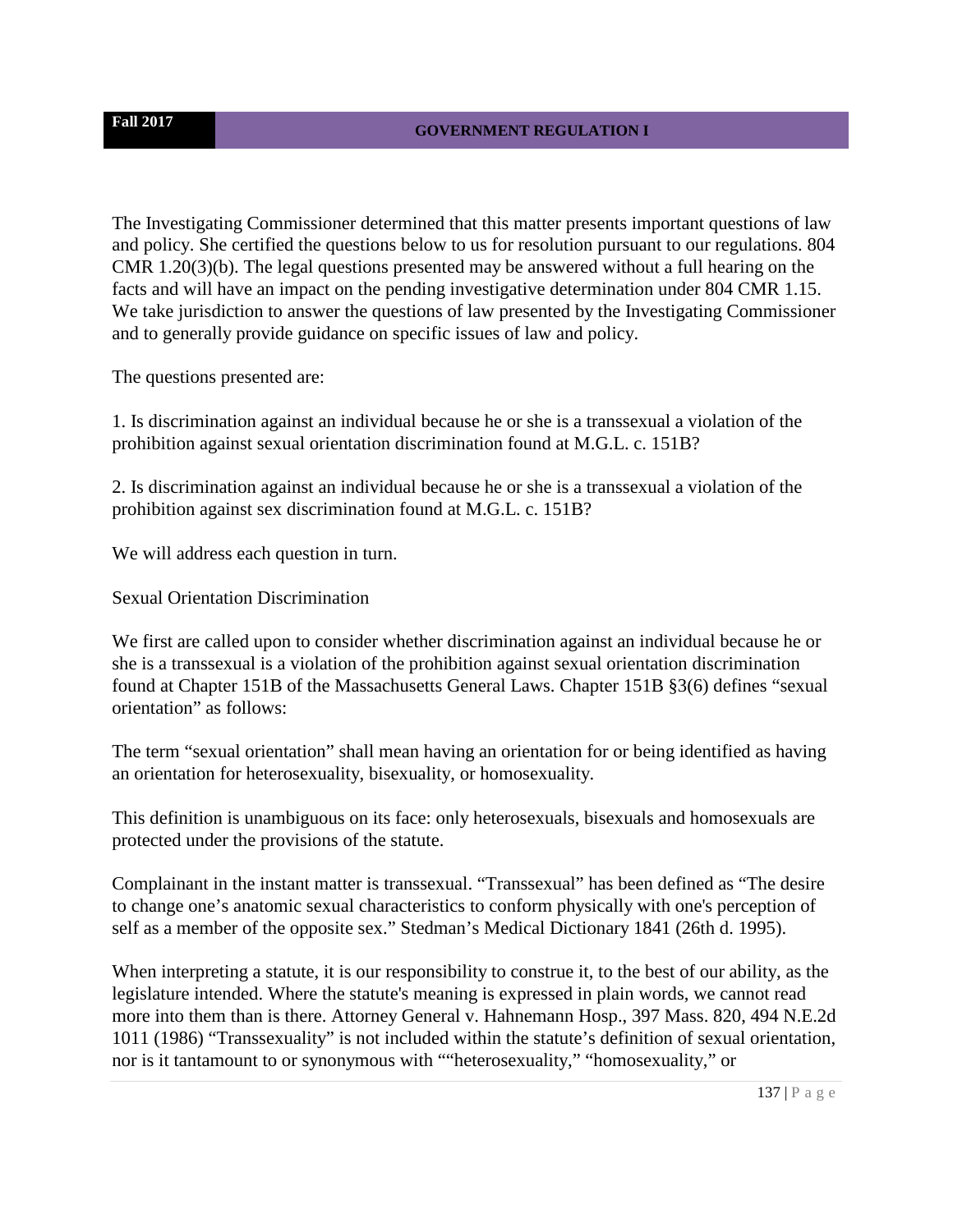The Investigating Commissioner determined that this matter presents important questions of law and policy. She certified the questions below to us for resolution pursuant to our regulations. 804 CMR 1.20(3)(b). The legal questions presented may be answered without a full hearing on the facts and will have an impact on the pending investigative determination under 804 CMR 1.15. We take jurisdiction to answer the questions of law presented by the Investigating Commissioner and to generally provide guidance on specific issues of law and policy.

The questions presented are:

1. Is discrimination against an individual because he or she is a transsexual a violation of the prohibition against sexual orientation discrimination found at M.G.L. c. 151B?

2. Is discrimination against an individual because he or she is a transsexual a violation of the prohibition against sex discrimination found at M.G.L. c. 151B?

We will address each question in turn.

Sexual Orientation Discrimination

We first are called upon to consider whether discrimination against an individual because he or she is a transsexual is a violation of the prohibition against sexual orientation discrimination found at Chapter 151B of the Massachusetts General Laws. Chapter 151B §3(6) defines "sexual orientation" as follows:

The term "sexual orientation" shall mean having an orientation for or being identified as having an orientation for heterosexuality, bisexuality, or homosexuality.

This definition is unambiguous on its face: only heterosexuals, bisexuals and homosexuals are protected under the provisions of the statute.

Complainant in the instant matter is transsexual. "Transsexual" has been defined as "The desire to change one's anatomic sexual characteristics to conform physically with one's perception of self as a member of the opposite sex." Stedman's Medical Dictionary 1841 (26th d. 1995).

When interpreting a statute, it is our responsibility to construe it, to the best of our ability, as the legislature intended. Where the statute's meaning is expressed in plain words, we cannot read more into them than is there. Attorney General v. Hahnemann Hosp., 397 Mass. 820, 494 N.E.2d 1011 (1986) "Transsexuality" is not included within the statute's definition of sexual orientation, nor is it tantamount to or synonymous with ""heterosexuality," "homosexuality," or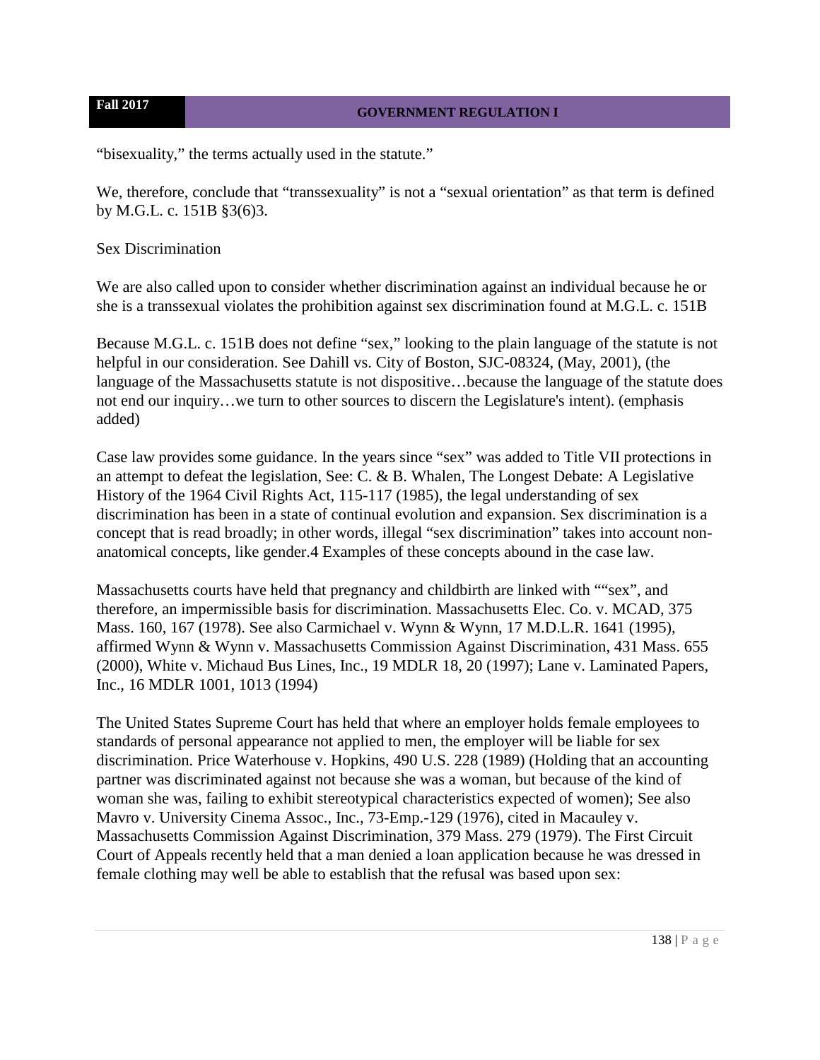"bisexuality," the terms actually used in the statute."

We, therefore, conclude that "transsexuality" is not a "sexual orientation" as that term is defined by M.G.L. c. 151B §3(6)3.

Sex Discrimination

We are also called upon to consider whether discrimination against an individual because he or she is a transsexual violates the prohibition against sex discrimination found at M.G.L. c. 151B

Because M.G.L. c. 151B does not define "sex," looking to the plain language of the statute is not helpful in our consideration. See Dahill vs. City of Boston, SJC-08324, (May, 2001), (the language of the Massachusetts statute is not dispositive…because the language of the statute does not end our inquiry…we turn to other sources to discern the Legislature's intent). (emphasis added)

Case law provides some guidance. In the years since "sex" was added to Title VII protections in an attempt to defeat the legislation, See: C. & B. Whalen, The Longest Debate: A Legislative History of the 1964 Civil Rights Act, 115-117 (1985), the legal understanding of sex discrimination has been in a state of continual evolution and expansion. Sex discrimination is a concept that is read broadly; in other words, illegal "sex discrimination" takes into account non-anatomical concepts, like gender.4 Examples of these concepts abound in the case law.

Massachusetts courts have held that pregnancy and childbirth are linked with ""sex", and therefore, an impermissible basis for discrimination. Massachusetts Elec. Co. v. MCAD, 375 Mass. 160, 167 (1978). See also Carmichael v. Wynn & Wynn, 17 M.D.L.R. 1641 (1995), affirmed Wynn & Wynn v. Massachusetts Commission Against Discrimination, 431 Mass. 655 (2000), White v. Michaud Bus Lines, Inc., 19 MDLR 18, 20 (1997); Lane v. Laminated Papers, Inc., 16 MDLR 1001, 1013 (1994)

The United States Supreme Court has held that where an employer holds female employees to standards of personal appearance not applied to men, the employer will be liable for sex discrimination. Price Waterhouse v. Hopkins, 490 U.S. 228 (1989) (Holding that an accounting partner was discriminated against not because she was a woman, but because of the kind of woman she was, failing to exhibit stereotypical characteristics expected of women); See also Mavro v. University Cinema Assoc., Inc., 73-Emp.-129 (1976), cited in Macauley v. Massachusetts Commission Against Discrimination, 379 Mass. 279 (1979). The First Circuit Court of Appeals recently held that a man denied a loan application because he was dressed in female clothing may well be able to establish that the refusal was based upon sex: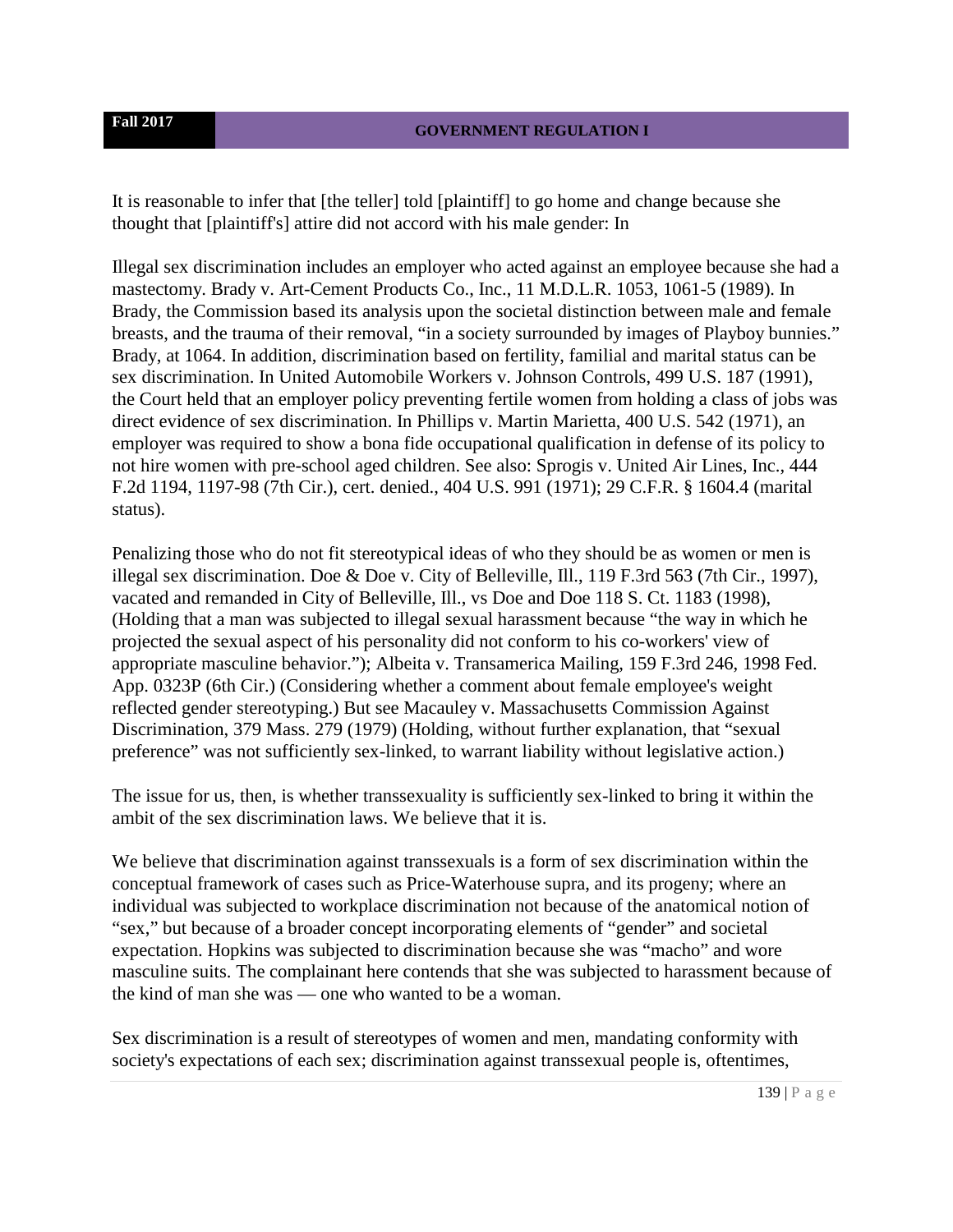It is reasonable to infer that [the teller] told [plaintiff] to go home and change because she thought that [plaintiff's] attire did not accord with his male gender: In

Illegal sex discrimination includes an employer who acted against an employee because she had a mastectomy. Brady v. Art-Cement Products Co., Inc., 11 M.D.L.R. 1053, 1061-5 (1989). In Brady, the Commission based its analysis upon the societal distinction between male and female breasts, and the trauma of their removal, "in a society surrounded by images of Playboy bunnies." Brady, at 1064. In addition, discrimination based on fertility, familial and marital status can be sex discrimination. In United Automobile Workers v. Johnson Controls, 499 U.S. 187 (1991), the Court held that an employer policy preventing fertile women from holding a class of jobs was direct evidence of sex discrimination. In Phillips v. Martin Marietta, 400 U.S. 542 (1971), an employer was required to show a bona fide occupational qualification in defense of its policy to not hire women with pre-school aged children. See also: Sprogis v. United Air Lines, Inc., 444 F.2d 1194, 1197-98 (7th Cir.), cert. denied., 404 U.S. 991 (1971); 29 C.F.R. § 1604.4 (marital status).

Penalizing those who do not fit stereotypical ideas of who they should be as women or men is illegal sex discrimination. Doe & Doe v. City of Belleville, Ill., 119 F.3rd 563 (7th Cir., 1997), vacated and remanded in City of Belleville, Ill., vs Doe and Doe 118 S. Ct. 1183 (1998), (Holding that a man was subjected to illegal sexual harassment because "the way in which he projected the sexual aspect of his personality did not conform to his co-workers' view of appropriate masculine behavior."); Albeita v. Transamerica Mailing, 159 F.3rd 246, 1998 Fed. App. 0323P (6th Cir.) (Considering whether a comment about female employee's weight reflected gender stereotyping.) But see Macauley v. Massachusetts Commission Against Discrimination, 379 Mass. 279 (1979) (Holding, without further explanation, that "sexual preference" was not sufficiently sex-linked, to warrant liability without legislative action.)

The issue for us, then, is whether transsexuality is sufficiently sex-linked to bring it within the ambit of the sex discrimination laws. We believe that it is.

We believe that discrimination against transsexuals is a form of sex discrimination within the conceptual framework of cases such as Price-Waterhouse supra, and its progeny; where an individual was subjected to workplace discrimination not because of the anatomical notion of "sex," but because of a broader concept incorporating elements of "gender" and societal expectation. Hopkins was subjected to discrimination because she was "macho" and wore masculine suits. The complainant here contends that she was subjected to harassment because of the kind of man she was — one who wanted to be a woman.

Sex discrimination is a result of stereotypes of women and men, mandating conformity with society's expectations of each sex; discrimination against transsexual people is, oftentimes,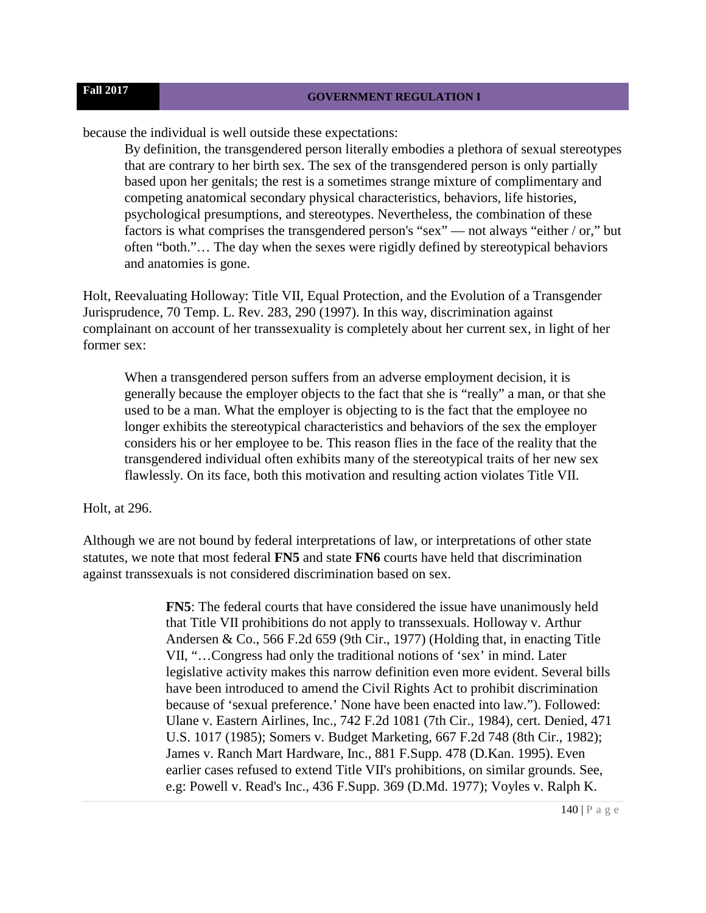because the individual is well outside these expectations:

> By definition, the transgendered person literally embodies a plethora of sexual stereotypes that are contrary to her birth sex. The sex of the transgendered person is only partially based upon her genitals; the rest is a sometimes strange mixture of complimentary and competing anatomical secondary physical characteristics, behaviors, life histories, psychological presumptions, and stereotypes. Nevertheless, the combination of these factors is what comprises the transgendered person's "sex" — not always "either / or," but often "both."… The day when the sexes were rigidly defined by stereotypical behaviors and anatomies is gone.

Holt, Reevaluating Holloway: Title VII, Equal Protection, and the Evolution of a Transgender Jurisprudence, 70 Temp. L. Rev. 283, 290 (1997). In this way, discrimination against complainant on account of her transsexuality is completely about her current sex, in light of her former sex:

> When a transgendered person suffers from an adverse employment decision, it is generally because the employer objects to the fact that she is "really" a man, or that she used to be a man. What the employer is objecting to is the fact that the employee no longer exhibits the stereotypical characteristics and behaviors of the sex the employer considers his or her employee to be. This reason flies in the face of the reality that the transgendered individual often exhibits many of the stereotypical traits of her new sex flawlessly. On its face, both this motivation and resulting action violates Title VII.

Holt, at 296.

Although we are not bound by federal interpretations of law, or interpretations of other state statutes, we note that most federal **FN5** and state **FN6** courts have held that discrimination against transsexuals is not considered discrimination based on sex.

> **FN5**: The federal courts that have considered the issue have unanimously held that Title VII prohibitions do not apply to transsexuals. Holloway v. Arthur Andersen & Co., 566 F.2d 659 (9th Cir., 1977) (Holding that, in enacting Title VII, "…Congress had only the traditional notions of 'sex' in mind. Later legislative activity makes this narrow definition even more evident. Several bills have been introduced to amend the Civil Rights Act to prohibit discrimination because of 'sexual preference.' None have been enacted into law."). Followed: Ulane v. Eastern Airlines, Inc., 742 F.2d 1081 (7th Cir., 1984), cert. Denied, 471 U.S. 1017 (1985); Somers v. Budget Marketing, 667 F.2d 748 (8th Cir., 1982); James v. Ranch Mart Hardware, Inc., 881 F.Supp. 478 (D.Kan. 1995). Even earlier cases refused to extend Title VII's prohibitions, on similar grounds. See, e.g: Powell v. Read's Inc., 436 F.Supp. 369 (D.Md. 1977); Voyles v. Ralph K.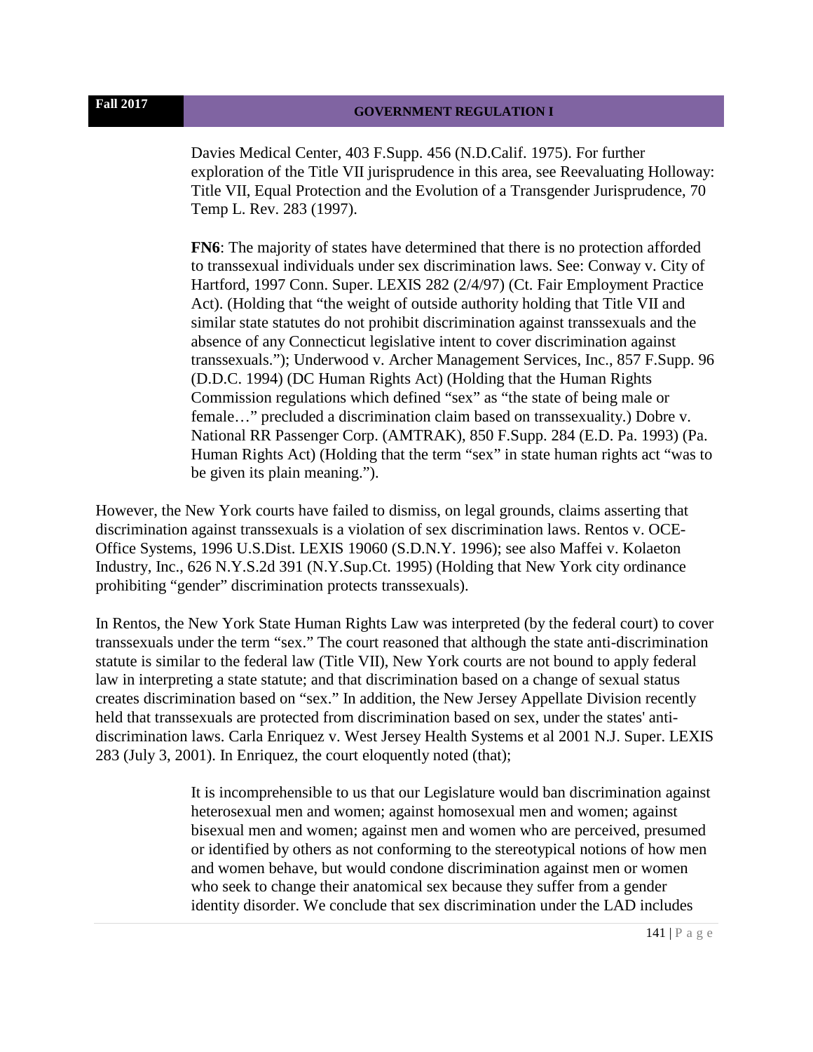Davies Medical Center, 403 F.Supp. 456 (N.D.Calif. 1975). For further exploration of the Title VII jurisprudence in this area, see Reevaluating Holloway: Title VII, Equal Protection and the Evolution of a Transgender Jurisprudence, 70 Temp L. Rev. 283 (1997).

> **FN6**: The majority of states have determined that there is no protection afforded to transsexual individuals under sex discrimination laws. See: Conway v. City of Hartford, 1997 Conn. Super. LEXIS 282 (2/4/97) (Ct. Fair Employment Practice Act). (Holding that "the weight of outside authority holding that Title VII and similar state statutes do not prohibit discrimination against transsexuals and the absence of any Connecticut legislative intent to cover discrimination against transsexuals."); Underwood v. Archer Management Services, Inc., 857 F.Supp. 96 (D.D.C. 1994) (DC Human Rights Act) (Holding that the Human Rights Commission regulations which defined "sex" as "the state of being male or female…" precluded a discrimination claim based on transsexuality.) Dobre v. National RR Passenger Corp. (AMTRAK), 850 F.Supp. 284 (E.D. Pa. 1993) (Pa. Human Rights Act) (Holding that the term "sex" in state human rights act "was to be given its plain meaning.").

However, the New York courts have failed to dismiss, on legal grounds, claims asserting that discrimination against transsexuals is a violation of sex discrimination laws. Rentos v. OCE-Office Systems, 1996 U.S.Dist. LEXIS 19060 (S.D.N.Y. 1996); see also Maffei v. Kolaeton Industry, Inc., 626 N.Y.S.2d 391 (N.Y.Sup.Ct. 1995) (Holding that New York city ordinance prohibiting "gender" discrimination protects transsexuals).

In Rentos, the New York State Human Rights Law was interpreted (by the federal court) to cover transsexuals under the term "sex." The court reasoned that although the state anti-discrimination statute is similar to the federal law (Title VII), New York courts are not bound to apply federal law in interpreting a state statute; and that discrimination based on a change of sexual status creates discrimination based on "sex." In addition, the New Jersey Appellate Division recently held that transsexuals are protected from discrimination based on sex, under the states' anti-discrimination laws. Carla Enriquez v. West Jersey Health Systems et al 2001 N.J. Super. LEXIS 283 (July 3, 2001). In Enriquez, the court eloquently noted (that);

> It is incomprehensible to us that our Legislature would ban discrimination against heterosexual men and women; against homosexual men and women; against bisexual men and women; against men and women who are perceived, presumed or identified by others as not conforming to the stereotypical notions of how men and women behave, but would condone discrimination against men or women who seek to change their anatomical sex because they suffer from a gender identity disorder. We conclude that sex discrimination under the LAD includes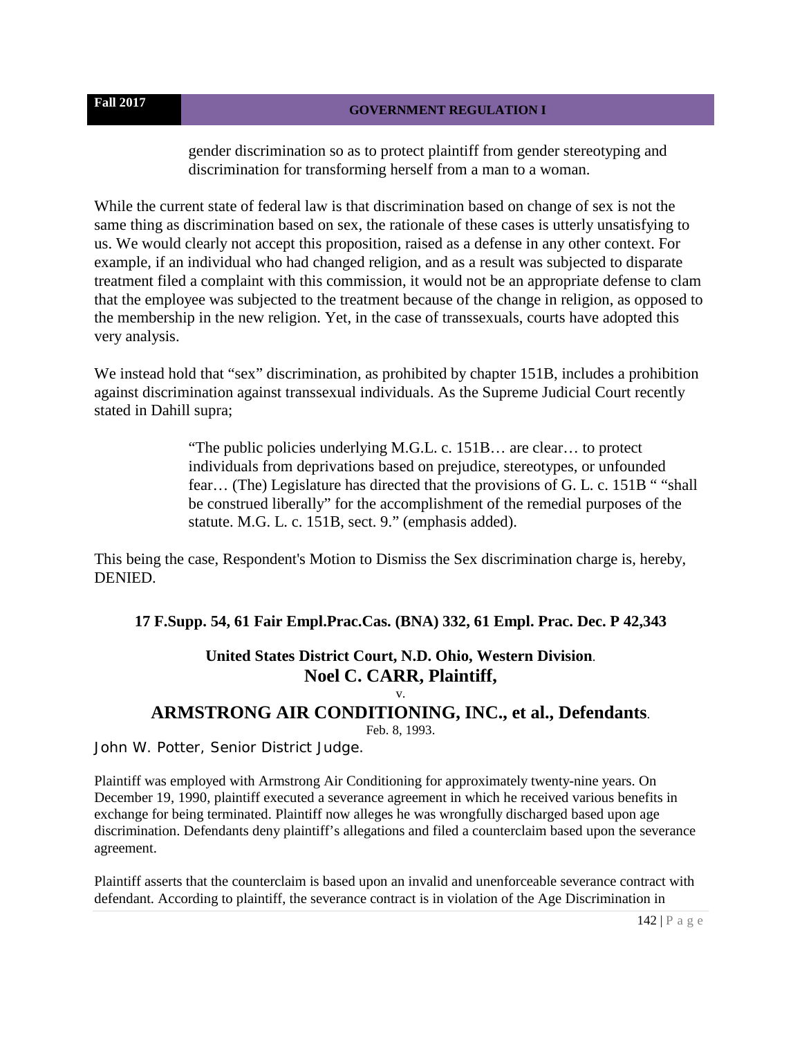> gender discrimination so as to protect plaintiff from gender stereotyping and discrimination for transforming herself from a man to a woman.

While the current state of federal law is that discrimination based on change of sex is not the same thing as discrimination based on sex, the rationale of these cases is utterly unsatisfying to us. We would clearly not accept this proposition, raised as a defense in any other context. For example, if an individual who had changed religion, and as a result was subjected to disparate treatment filed a complaint with this commission, it would not be an appropriate defense to clam that the employee was subjected to the treatment because of the change in religion, as opposed to the membership in the new religion. Yet, in the case of transsexuals, courts have adopted this very analysis.

We instead hold that "sex" discrimination, as prohibited by chapter 151B, includes a prohibition against discrimination against transsexual individuals. As the Supreme Judicial Court recently stated in Dahill supra;

> "The public policies underlying M.G.L. c. 151B… are clear… to protect individuals from deprivations based on prejudice, stereotypes, or unfounded fear… (The) Legislature has directed that the provisions of G. L. c. 151B " "shall be construed liberally" for the accomplishment of the remedial purposes of the statute. M.G. L. c. 151B, sect. 9." (emphasis added).

This being the case, Respondent's Motion to Dismiss the Sex discrimination charge is, hereby, DENIED.

**17 F.Supp. 54, 61 Fair Empl.Prac.Cas. (BNA) 332, 61 Empl. Prac. Dec. P 42,343**

**United States District Court, N.D. Ohio, Western Division.**

## Noel C. CARR, Plaintiff,

v.

## ARMSTRONG AIR CONDITIONING, INC., et al., Defendants.

Feb. 8, 1993.

John W. Potter, Senior District Judge.

Plaintiff was employed with Armstrong Air Conditioning for approximately twenty-nine years. On December 19, 1990, plaintiff executed a severance agreement in which he received various benefits in exchange for being terminated. Plaintiff now alleges he was wrongfully discharged based upon age discrimination. Defendants deny plaintiff's allegations and filed a counterclaim based upon the severance agreement.

Plaintiff asserts that the counterclaim is based upon an invalid and unenforceable severance contract with defendant. According to plaintiff, the severance contract is in violation of the Age Discrimination in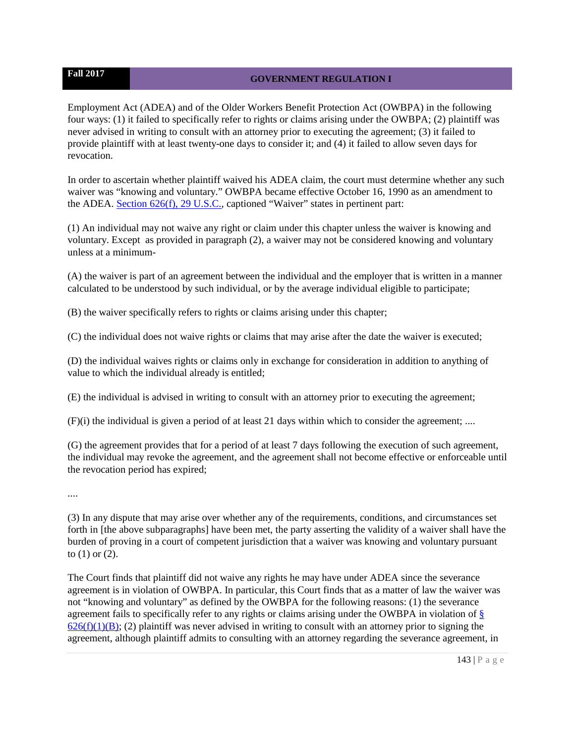Employment Act (ADEA) and of the Older Workers Benefit Protection Act (OWBPA) in the following four ways: (1) it failed to specifically refer to rights or claims arising under the OWBPA; (2) plaintiff was never advised in writing to consult with an attorney prior to executing the agreement; (3) it failed to provide plaintiff with at least twenty-one days to consider it; and (4) it failed to allow seven days for revocation.

In order to ascertain whether plaintiff waived his ADEA claim, the court must determine whether any such waiver was "knowing and voluntary." OWBPA became effective October 16, 1990 as an amendment to the ADEA. Section 626(f), 29 U.S.C., captioned "Waiver" states in pertinent part:

(1) An individual may not waive any right or claim under this chapter unless the waiver is knowing and voluntary. Except as provided in paragraph (2), a waiver may not be considered knowing and voluntary unless at a minimum-

(A) the waiver is part of an agreement between the individual and the employer that is written in a manner calculated to be understood by such individual, or by the average individual eligible to participate;

(B) the waiver specifically refers to rights or claims arising under this chapter;

(C) the individual does not waive rights or claims that may arise after the date the waiver is executed;

(D) the individual waives rights or claims only in exchange for consideration in addition to anything of value to which the individual already is entitled;

(E) the individual is advised in writing to consult with an attorney prior to executing the agreement;

(F)(i) the individual is given a period of at least 21 days within which to consider the agreement; ....

(G) the agreement provides that for a period of at least 7 days following the execution of such agreement, the individual may revoke the agreement, and the agreement shall not become effective or enforceable until the revocation period has expired;

....

(3) In any dispute that may arise over whether any of the requirements, conditions, and circumstances set forth in [the above subparagraphs] have been met, the party asserting the validity of a waiver shall have the burden of proving in a court of competent jurisdiction that a waiver was knowing and voluntary pursuant to (1) or (2).

The Court finds that plaintiff did not waive any rights he may have under ADEA since the severance agreement is in violation of OWBPA. In particular, this Court finds that as a matter of law the waiver was not "knowing and voluntary" as defined by the OWBPA for the following reasons: (1) the severance agreement fails to specifically refer to any rights or claims arising under the OWBPA in violation of § 626(f)(1)(B); (2) plaintiff was never advised in writing to consult with an attorney prior to signing the agreement, although plaintiff admits to consulting with an attorney regarding the severance agreement, in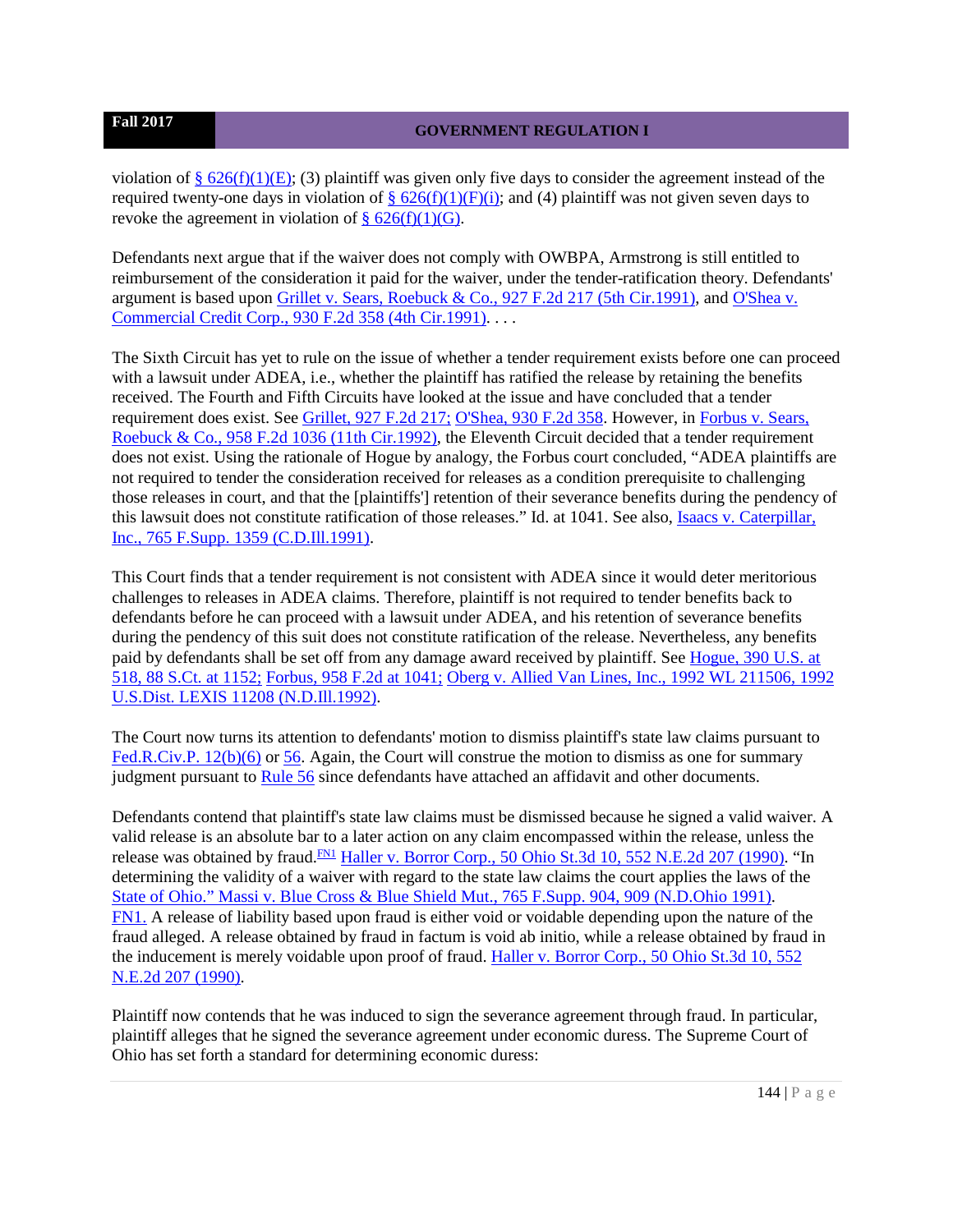violation of § 626(f)(1)(E); (3) plaintiff was given only five days to consider the agreement instead of the required twenty-one days in violation of § 626(f)(1)(F)(i); and (4) plaintiff was not given seven days to revoke the agreement in violation of § 626(f)(1)(G).

Defendants next argue that if the waiver does not comply with OWBPA, Armstrong is still entitled to reimbursement of the consideration it paid for the waiver, under the tender-ratification theory. Defendants' argument is based upon Grillet v. Sears, Roebuck & Co., 927 F.2d 217 (5th Cir.1991), and O'Shea v. Commercial Credit Corp., 930 F.2d 358 (4th Cir.1991). . . .

The Sixth Circuit has yet to rule on the issue of whether a tender requirement exists before one can proceed with a lawsuit under ADEA, i.e., whether the plaintiff has ratified the release by retaining the benefits received. The Fourth and Fifth Circuits have looked at the issue and have concluded that a tender requirement does exist. See Grillet, 927 F.2d 217; O'Shea, 930 F.2d 358. However, in Forbus v. Sears, Roebuck & Co., 958 F.2d 1036 (11th Cir.1992), the Eleventh Circuit decided that a tender requirement does not exist. Using the rationale of Hogue by analogy, the Forbus court concluded, "ADEA plaintiffs are not required to tender the consideration received for releases as a condition prerequisite to challenging those releases in court, and that the [plaintiffs'] retention of their severance benefits during the pendency of this lawsuit does not constitute ratification of those releases." Id. at 1041. See also, Isaacs v. Caterpillar, Inc., 765 F.Supp. 1359 (C.D.Ill.1991).

This Court finds that a tender requirement is not consistent with ADEA since it would deter meritorious challenges to releases in ADEA claims. Therefore, plaintiff is not required to tender benefits back to defendants before he can proceed with a lawsuit under ADEA, and his retention of severance benefits during the pendency of this suit does not constitute ratification of the release. Nevertheless, any benefits paid by defendants shall be set off from any damage award received by plaintiff. See Hogue, 390 U.S. at 518, 88 S.Ct. at 1152; Forbus, 958 F.2d at 1041; Oberg v. Allied Van Lines, Inc., 1992 WL 211506, 1992 U.S.Dist. LEXIS 11208 (N.D.Ill.1992).

The Court now turns its attention to defendants' motion to dismiss plaintiff's state law claims pursuant to Fed.R.Civ.P. 12(b)(6) or 56. Again, the Court will construe the motion to dismiss as one for summary judgment pursuant to Rule 56 since defendants have attached an affidavit and other documents.

Defendants contend that plaintiff's state law claims must be dismissed because he signed a valid waiver. A valid release is an absolute bar to a later action on any claim encompassed within the release, unless the release was obtained by fraud.[FN1] Haller v. Borror Corp., 50 Ohio St.3d 10, 552 N.E.2d 207 (1990). "In determining the validity of a waiver with regard to the state law claims the court applies the laws of the State of Ohio." Massi v. Blue Cross & Blue Shield Mut., 765 F.Supp. 904, 909 (N.D.Ohio 1991).

FN1. A release of liability based upon fraud is either void or voidable depending upon the nature of the fraud alleged. A release obtained by fraud in factum is void ab initio, while a release obtained by fraud in the inducement is merely voidable upon proof of fraud. Haller v. Borror Corp., 50 Ohio St.3d 10, 552 N.E.2d 207 (1990).

Plaintiff now contends that he was induced to sign the severance agreement through fraud. In particular, plaintiff alleges that he signed the severance agreement under economic duress. The Supreme Court of Ohio has set forth a standard for determining economic duress: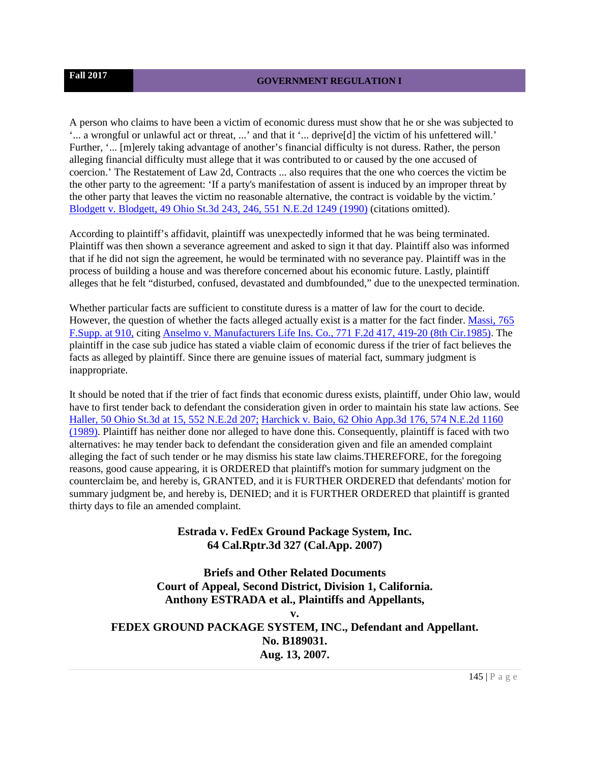A person who claims to have been a victim of economic duress must show that he or she was subjected to '... a wrongful or unlawful act or threat, ...' and that it '... deprive[d] the victim of his unfettered will.' Further, '... [m]erely taking advantage of another's financial difficulty is not duress. Rather, the person alleging financial difficulty must allege that it was contributed to or caused by the one accused of coercion.' The Restatement of Law 2d, Contracts ... also requires that the one who coerces the victim be the other party to the agreement: 'If a party's manifestation of assent is induced by an improper threat by the other party that leaves the victim no reasonable alternative, the contract is voidable by the victim.' Blodgett v. Blodgett, 49 Ohio St.3d 243, 246, 551 N.E.2d 1249 (1990) (citations omitted).

According to plaintiff's affidavit, plaintiff was unexpectedly informed that he was being terminated. Plaintiff was then shown a severance agreement and asked to sign it that day. Plaintiff also was informed that if he did not sign the agreement, he would be terminated with no severance pay. Plaintiff was in the process of building a house and was therefore concerned about his economic future. Lastly, plaintiff alleges that he felt "disturbed, confused, devastated and dumbfounded," due to the unexpected termination.

Whether particular facts are sufficient to constitute duress is a matter of law for the court to decide. However, the question of whether the facts alleged actually exist is a matter for the fact finder. Massi, 765 F.Supp. at 910, citing Anselmo v. Manufacturers Life Ins. Co., 771 F.2d 417, 419-20 (8th Cir.1985). The plaintiff in the case sub judice has stated a viable claim of economic duress if the trier of fact believes the facts as alleged by plaintiff. Since there are genuine issues of material fact, summary judgment is inappropriate.

It should be noted that if the trier of fact finds that economic duress exists, plaintiff, under Ohio law, would have to first tender back to defendant the consideration given in order to maintain his state law actions. See Haller, 50 Ohio St.3d at 15, 552 N.E.2d 207; Harchick v. Baio, 62 Ohio App.3d 176, 574 N.E.2d 1160 (1989). Plaintiff has neither done nor alleged to have done this. Consequently, plaintiff is faced with two alternatives: he may tender back to defendant the consideration given and file an amended complaint alleging the fact of such tender or he may dismiss his state law claims.THEREFORE, for the foregoing reasons, good cause appearing, it is ORDERED that plaintiff's motion for summary judgment on the counterclaim be, and hereby is, GRANTED, and it is FURTHER ORDERED that defendants' motion for summary judgment be, and hereby is, DENIED; and it is FURTHER ORDERED that plaintiff is granted thirty days to file an amended complaint.

**Estrada v. FedEx Ground Package System, Inc.**
**64 Cal.Rptr.3d 327 (Cal.App. 2007)**

**Briefs and Other Related Documents**
**Court of Appeal, Second District, Division 1, California.**
**Anthony ESTRADA et al., Plaintiffs and Appellants,**
**v.**
**FEDEX GROUND PACKAGE SYSTEM, INC., Defendant and Appellant.**
**No. B189031.**
**Aug. 13, 2007.**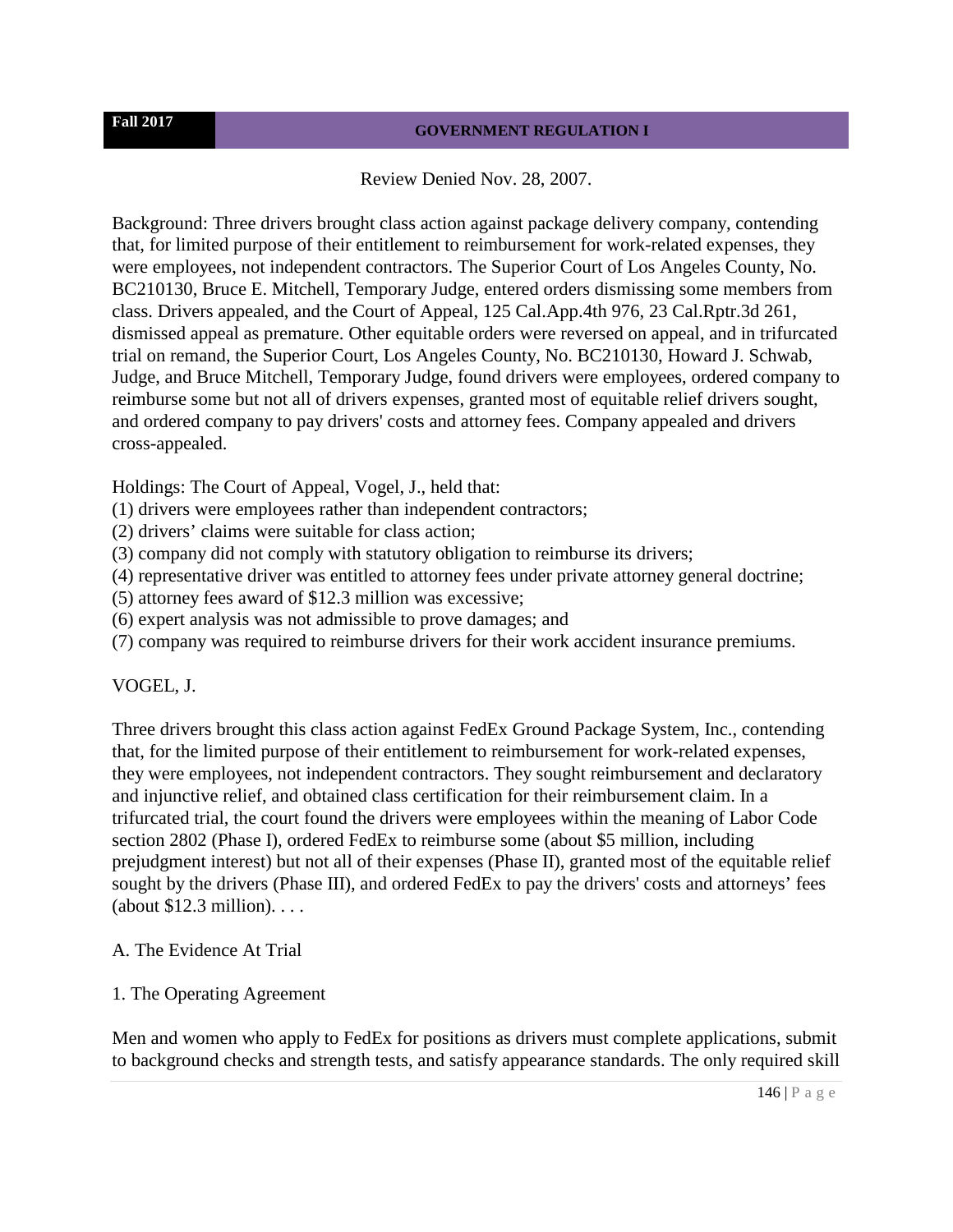Review Denied Nov. 28, 2007.

Background: Three drivers brought class action against package delivery company, contending that, for limited purpose of their entitlement to reimbursement for work-related expenses, they were employees, not independent contractors. The Superior Court of Los Angeles County, No. BC210130, Bruce E. Mitchell, Temporary Judge, entered orders dismissing some members from class. Drivers appealed, and the Court of Appeal, 125 Cal.App.4th 976, 23 Cal.Rptr.3d 261, dismissed appeal as premature. Other equitable orders were reversed on appeal, and in trifurcated trial on remand, the Superior Court, Los Angeles County, No. BC210130, Howard J. Schwab, Judge, and Bruce Mitchell, Temporary Judge, found drivers were employees, ordered company to reimburse some but not all of drivers expenses, granted most of equitable relief drivers sought, and ordered company to pay drivers' costs and attorney fees. Company appealed and drivers cross-appealed.

Holdings: The Court of Appeal, Vogel, J., held that:
(1) drivers were employees rather than independent contractors;
(2) drivers' claims were suitable for class action;
(3) company did not comply with statutory obligation to reimburse its drivers;
(4) representative driver was entitled to attorney fees under private attorney general doctrine;
(5) attorney fees award of $12.3 million was excessive;
(6) expert analysis was not admissible to prove damages; and
(7) company was required to reimburse drivers for their work accident insurance premiums.

VOGEL, J.

Three drivers brought this class action against FedEx Ground Package System, Inc., contending that, for the limited purpose of their entitlement to reimbursement for work-related expenses, they were employees, not independent contractors. They sought reimbursement and declaratory and injunctive relief, and obtained class certification for their reimbursement claim. In a trifurcated trial, the court found the drivers were employees within the meaning of Labor Code section 2802 (Phase I), ordered FedEx to reimburse some (about $5 million, including prejudgment interest) but not all of their expenses (Phase II), granted most of the equitable relief sought by the drivers (Phase III), and ordered FedEx to pay the drivers' costs and attorneys' fees (about $12.3 million). . . .

A. The Evidence At Trial

1. The Operating Agreement

Men and women who apply to FedEx for positions as drivers must complete applications, submit to background checks and strength tests, and satisfy appearance standards. The only required skill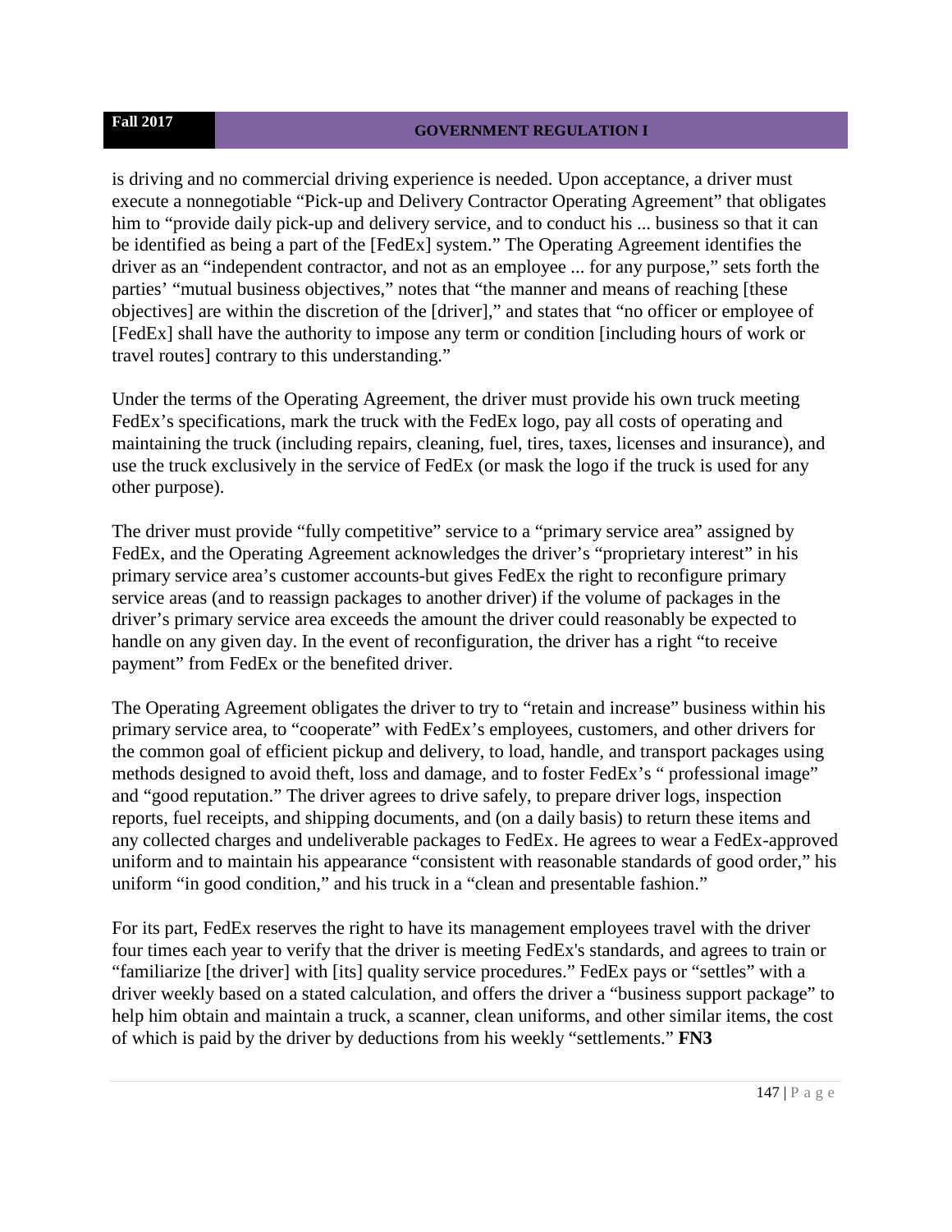is driving and no commercial driving experience is needed. Upon acceptance, a driver must execute a nonnegotiable "Pick-up and Delivery Contractor Operating Agreement" that obligates him to "provide daily pick-up and delivery service, and to conduct his ... business so that it can be identified as being a part of the [FedEx] system." The Operating Agreement identifies the driver as an "independent contractor, and not as an employee ... for any purpose," sets forth the parties' "mutual business objectives," notes that "the manner and means of reaching [these objectives] are within the discretion of the [driver]," and states that "no officer or employee of [FedEx] shall have the authority to impose any term or condition [including hours of work or travel routes] contrary to this understanding."

Under the terms of the Operating Agreement, the driver must provide his own truck meeting FedEx's specifications, mark the truck with the FedEx logo, pay all costs of operating and maintaining the truck (including repairs, cleaning, fuel, tires, taxes, licenses and insurance), and use the truck exclusively in the service of FedEx (or mask the logo if the truck is used for any other purpose).

The driver must provide "fully competitive" service to a "primary service area" assigned by FedEx, and the Operating Agreement acknowledges the driver's "proprietary interest" in his primary service area's customer accounts-but gives FedEx the right to reconfigure primary service areas (and to reassign packages to another driver) if the volume of packages in the driver's primary service area exceeds the amount the driver could reasonably be expected to handle on any given day. In the event of reconfiguration, the driver has a right "to receive payment" from FedEx or the benefited driver.

The Operating Agreement obligates the driver to try to "retain and increase" business within his primary service area, to "cooperate" with FedEx's employees, customers, and other drivers for the common goal of efficient pickup and delivery, to load, handle, and transport packages using methods designed to avoid theft, loss and damage, and to foster FedEx's " professional image" and "good reputation." The driver agrees to drive safely, to prepare driver logs, inspection reports, fuel receipts, and shipping documents, and (on a daily basis) to return these items and any collected charges and undeliverable packages to FedEx. He agrees to wear a FedEx-approved uniform and to maintain his appearance "consistent with reasonable standards of good order," his uniform "in good condition," and his truck in a "clean and presentable fashion."

For its part, FedEx reserves the right to have its management employees travel with the driver four times each year to verify that the driver is meeting FedEx's standards, and agrees to train or "familiarize [the driver] with [its] quality service procedures." FedEx pays or "settles" with a driver weekly based on a stated calculation, and offers the driver a "business support package" to help him obtain and maintain a truck, a scanner, clean uniforms, and other similar items, the cost of which is paid by the driver by deductions from his weekly "settlements." **FN3**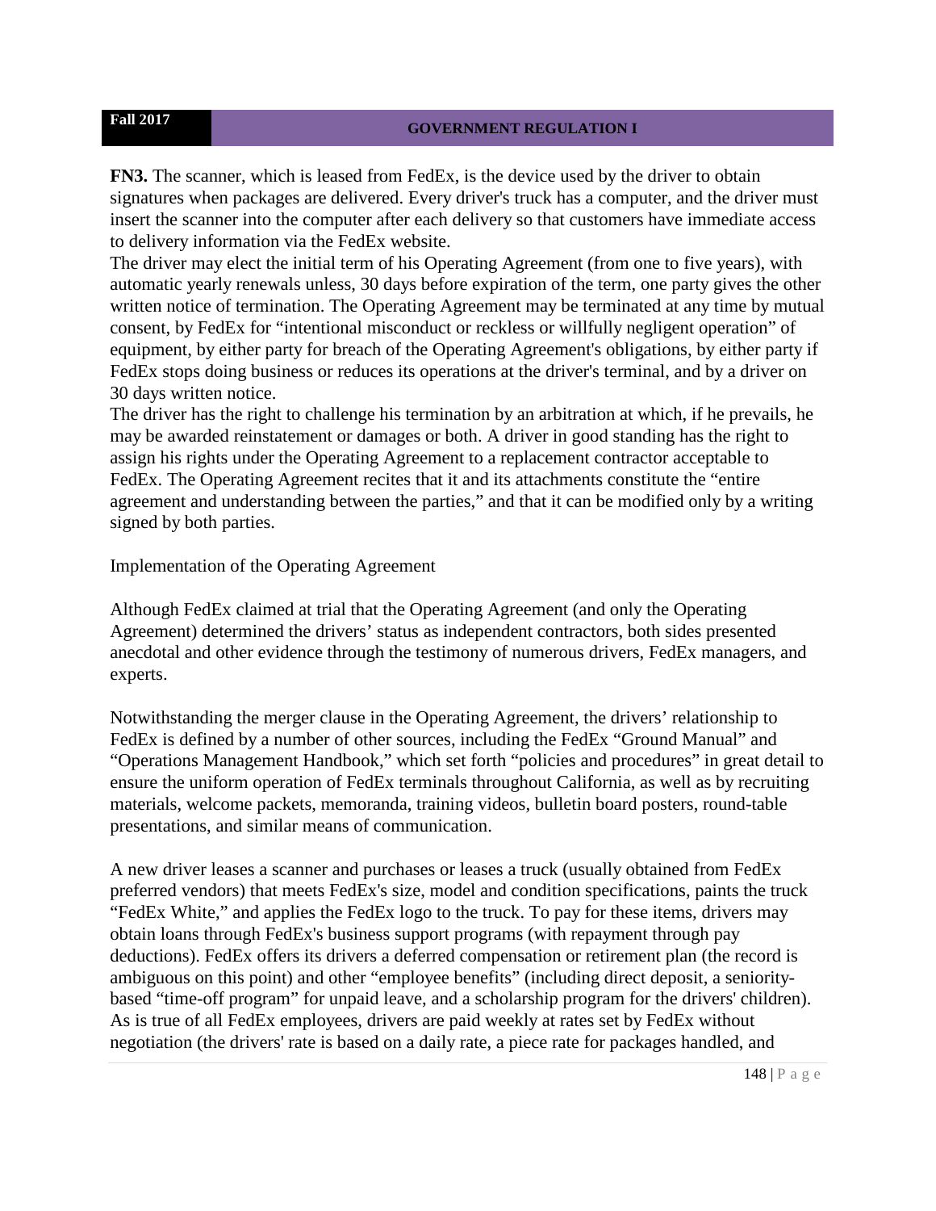**FN3.** The scanner, which is leased from FedEx, is the device used by the driver to obtain signatures when packages are delivered. Every driver's truck has a computer, and the driver must insert the scanner into the computer after each delivery so that customers have immediate access to delivery information via the FedEx website.

The driver may elect the initial term of his Operating Agreement (from one to five years), with automatic yearly renewals unless, 30 days before expiration of the term, one party gives the other written notice of termination. The Operating Agreement may be terminated at any time by mutual consent, by FedEx for "intentional misconduct or reckless or willfully negligent operation" of equipment, by either party for breach of the Operating Agreement's obligations, by either party if FedEx stops doing business or reduces its operations at the driver's terminal, and by a driver on 30 days written notice.

The driver has the right to challenge his termination by an arbitration at which, if he prevails, he may be awarded reinstatement or damages or both. A driver in good standing has the right to assign his rights under the Operating Agreement to a replacement contractor acceptable to FedEx. The Operating Agreement recites that it and its attachments constitute the "entire agreement and understanding between the parties," and that it can be modified only by a writing signed by both parties.

Implementation of the Operating Agreement

Although FedEx claimed at trial that the Operating Agreement (and only the Operating Agreement) determined the drivers' status as independent contractors, both sides presented anecdotal and other evidence through the testimony of numerous drivers, FedEx managers, and experts.

Notwithstanding the merger clause in the Operating Agreement, the drivers' relationship to FedEx is defined by a number of other sources, including the FedEx "Ground Manual" and "Operations Management Handbook," which set forth "policies and procedures" in great detail to ensure the uniform operation of FedEx terminals throughout California, as well as by recruiting materials, welcome packets, memoranda, training videos, bulletin board posters, round-table presentations, and similar means of communication.

A new driver leases a scanner and purchases or leases a truck (usually obtained from FedEx preferred vendors) that meets FedEx's size, model and condition specifications, paints the truck "FedEx White," and applies the FedEx logo to the truck. To pay for these items, drivers may obtain loans through FedEx's business support programs (with repayment through pay deductions). FedEx offers its drivers a deferred compensation or retirement plan (the record is ambiguous on this point) and other "employee benefits" (including direct deposit, a seniority-based "time-off program" for unpaid leave, and a scholarship program for the drivers' children). As is true of all FedEx employees, drivers are paid weekly at rates set by FedEx without negotiation (the drivers' rate is based on a daily rate, a piece rate for packages handled, and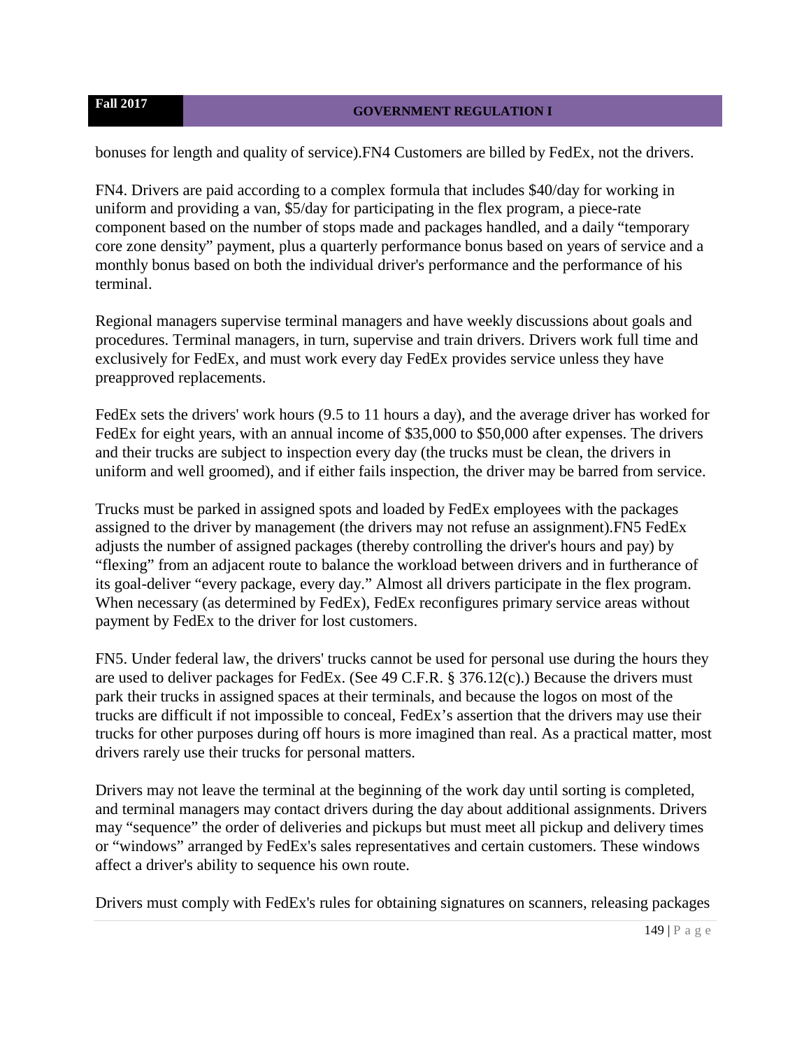bonuses for length and quality of service).FN4 Customers are billed by FedEx, not the drivers.

FN4. Drivers are paid according to a complex formula that includes $40/day for working in uniform and providing a van, $5/day for participating in the flex program, a piece-rate component based on the number of stops made and packages handled, and a daily "temporary core zone density" payment, plus a quarterly performance bonus based on years of service and a monthly bonus based on both the individual driver's performance and the performance of his terminal.

Regional managers supervise terminal managers and have weekly discussions about goals and procedures. Terminal managers, in turn, supervise and train drivers. Drivers work full time and exclusively for FedEx, and must work every day FedEx provides service unless they have preapproved replacements.

FedEx sets the drivers' work hours (9.5 to 11 hours a day), and the average driver has worked for FedEx for eight years, with an annual income of $35,000 to $50,000 after expenses. The drivers and their trucks are subject to inspection every day (the trucks must be clean, the drivers in uniform and well groomed), and if either fails inspection, the driver may be barred from service.

Trucks must be parked in assigned spots and loaded by FedEx employees with the packages assigned to the driver by management (the drivers may not refuse an assignment).FN5 FedEx adjusts the number of assigned packages (thereby controlling the driver's hours and pay) by "flexing" from an adjacent route to balance the workload between drivers and in furtherance of its goal-deliver "every package, every day." Almost all drivers participate in the flex program. When necessary (as determined by FedEx), FedEx reconfigures primary service areas without payment by FedEx to the driver for lost customers.

FN5. Under federal law, the drivers' trucks cannot be used for personal use during the hours they are used to deliver packages for FedEx. (See 49 C.F.R. § 376.12(c).) Because the drivers must park their trucks in assigned spaces at their terminals, and because the logos on most of the trucks are difficult if not impossible to conceal, FedEx's assertion that the drivers may use their trucks for other purposes during off hours is more imagined than real. As a practical matter, most drivers rarely use their trucks for personal matters.

Drivers may not leave the terminal at the beginning of the work day until sorting is completed, and terminal managers may contact drivers during the day about additional assignments. Drivers may "sequence" the order of deliveries and pickups but must meet all pickup and delivery times or "windows" arranged by FedEx's sales representatives and certain customers. These windows affect a driver's ability to sequence his own route.

Drivers must comply with FedEx's rules for obtaining signatures on scanners, releasing packages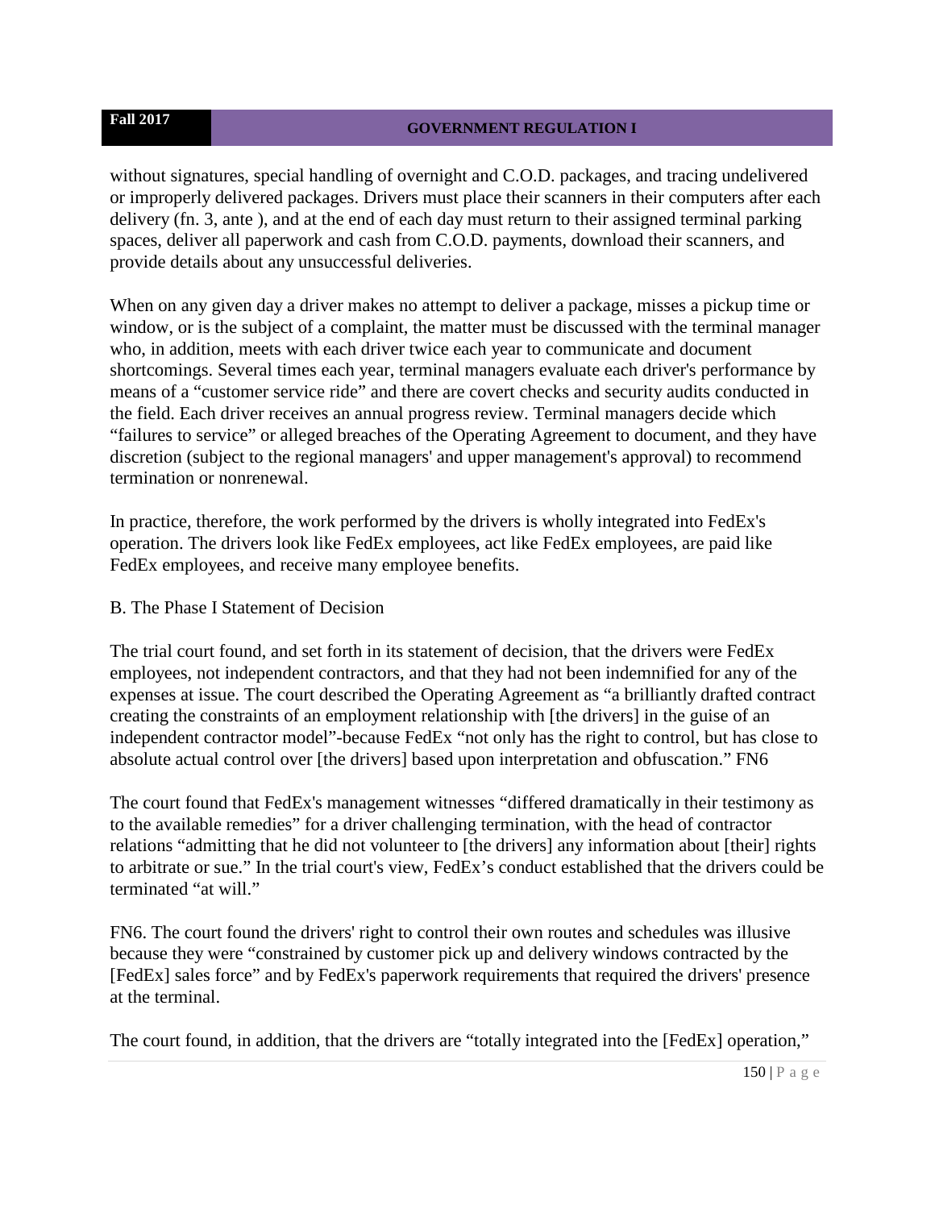without signatures, special handling of overnight and C.O.D. packages, and tracing undelivered or improperly delivered packages. Drivers must place their scanners in their computers after each delivery (fn. 3, ante ), and at the end of each day must return to their assigned terminal parking spaces, deliver all paperwork and cash from C.O.D. payments, download their scanners, and provide details about any unsuccessful deliveries.

When on any given day a driver makes no attempt to deliver a package, misses a pickup time or window, or is the subject of a complaint, the matter must be discussed with the terminal manager who, in addition, meets with each driver twice each year to communicate and document shortcomings. Several times each year, terminal managers evaluate each driver's performance by means of a "customer service ride" and there are covert checks and security audits conducted in the field. Each driver receives an annual progress review. Terminal managers decide which "failures to service" or alleged breaches of the Operating Agreement to document, and they have discretion (subject to the regional managers' and upper management's approval) to recommend termination or nonrenewal.

In practice, therefore, the work performed by the drivers is wholly integrated into FedEx's operation. The drivers look like FedEx employees, act like FedEx employees, are paid like FedEx employees, and receive many employee benefits.

B. The Phase I Statement of Decision

The trial court found, and set forth in its statement of decision, that the drivers were FedEx employees, not independent contractors, and that they had not been indemnified for any of the expenses at issue. The court described the Operating Agreement as "a brilliantly drafted contract creating the constraints of an employment relationship with [the drivers] in the guise of an independent contractor model"-because FedEx "not only has the right to control, but has close to absolute actual control over [the drivers] based upon interpretation and obfuscation." FN6

The court found that FedEx's management witnesses "differed dramatically in their testimony as to the available remedies" for a driver challenging termination, with the head of contractor relations "admitting that he did not volunteer to [the drivers] any information about [their] rights to arbitrate or sue." In the trial court's view, FedEx's conduct established that the drivers could be terminated "at will."

FN6. The court found the drivers' right to control their own routes and schedules was illusive because they were "constrained by customer pick up and delivery windows contracted by the [FedEx] sales force" and by FedEx's paperwork requirements that required the drivers' presence at the terminal.

The court found, in addition, that the drivers are "totally integrated into the [FedEx] operation,"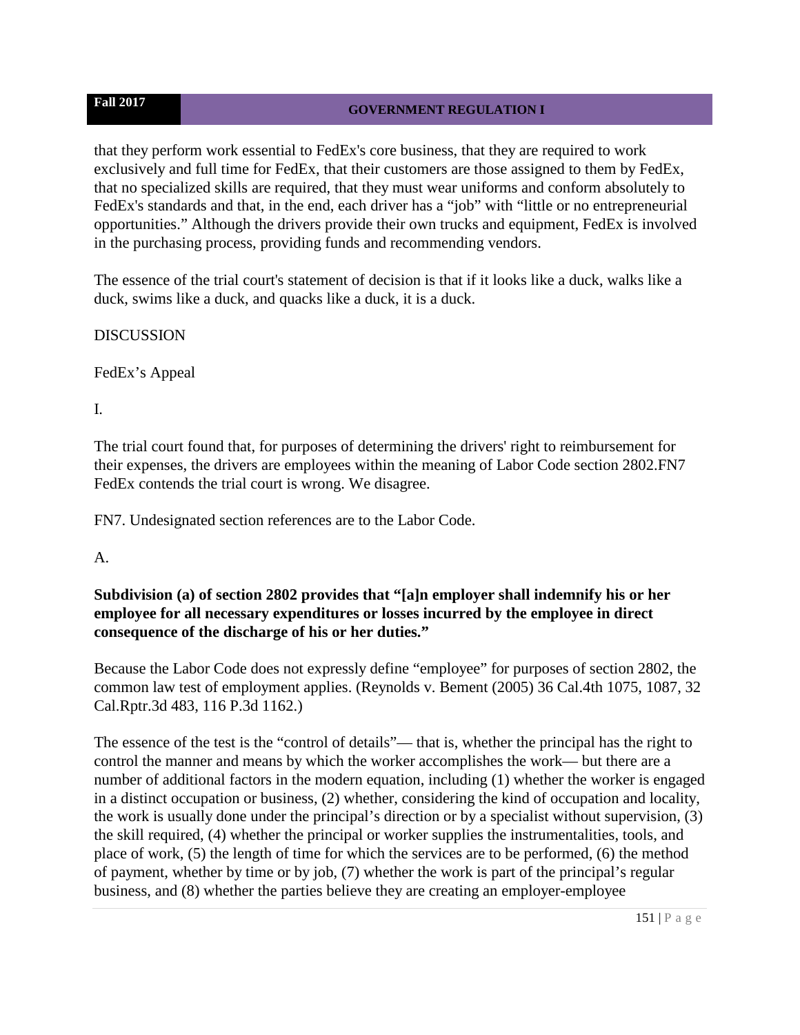that they perform work essential to FedEx's core business, that they are required to work exclusively and full time for FedEx, that their customers are those assigned to them by FedEx, that no specialized skills are required, that they must wear uniforms and conform absolutely to FedEx's standards and that, in the end, each driver has a "job" with "little or no entrepreneurial opportunities." Although the drivers provide their own trucks and equipment, FedEx is involved in the purchasing process, providing funds and recommending vendors.

The essence of the trial court's statement of decision is that if it looks like a duck, walks like a duck, swims like a duck, and quacks like a duck, it is a duck.

DISCUSSION

FedEx's Appeal

I.

The trial court found that, for purposes of determining the drivers' right to reimbursement for their expenses, the drivers are employees within the meaning of Labor Code section 2802.FN7 FedEx contends the trial court is wrong. We disagree.

FN7. Undesignated section references are to the Labor Code.

A.

**Subdivision (a) of section 2802 provides that "[a]n employer shall indemnify his or her employee for all necessary expenditures or losses incurred by the employee in direct consequence of the discharge of his or her duties."**

Because the Labor Code does not expressly define "employee" for purposes of section 2802, the common law test of employment applies. (Reynolds v. Bement (2005) 36 Cal.4th 1075, 1087, 32 Cal.Rptr.3d 483, 116 P.3d 1162.)

The essence of the test is the "control of details"— that is, whether the principal has the right to control the manner and means by which the worker accomplishes the work— but there are a number of additional factors in the modern equation, including (1) whether the worker is engaged in a distinct occupation or business, (2) whether, considering the kind of occupation and locality, the work is usually done under the principal's direction or by a specialist without supervision, (3) the skill required, (4) whether the principal or worker supplies the instrumentalities, tools, and place of work, (5) the length of time for which the services are to be performed, (6) the method of payment, whether by time or by job, (7) whether the work is part of the principal's regular business, and (8) whether the parties believe they are creating an employer-employee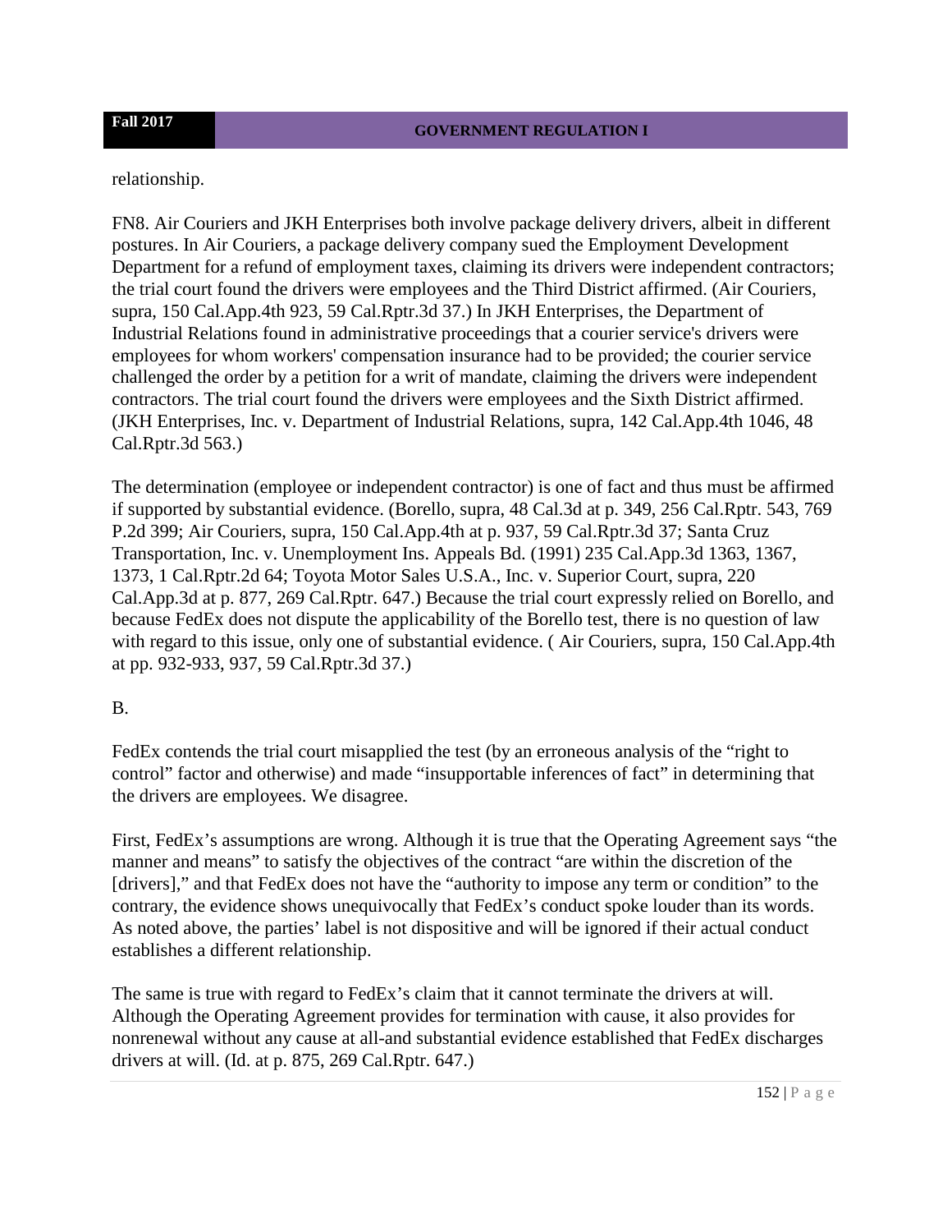relationship.

FN8. Air Couriers and JKH Enterprises both involve package delivery drivers, albeit in different postures. In Air Couriers, a package delivery company sued the Employment Development Department for a refund of employment taxes, claiming its drivers were independent contractors; the trial court found the drivers were employees and the Third District affirmed. (Air Couriers, supra, 150 Cal.App.4th 923, 59 Cal.Rptr.3d 37.) In JKH Enterprises, the Department of Industrial Relations found in administrative proceedings that a courier service's drivers were employees for whom workers' compensation insurance had to be provided; the courier service challenged the order by a petition for a writ of mandate, claiming the drivers were independent contractors. The trial court found the drivers were employees and the Sixth District affirmed. (JKH Enterprises, Inc. v. Department of Industrial Relations, supra, 142 Cal.App.4th 1046, 48 Cal.Rptr.3d 563.)

The determination (employee or independent contractor) is one of fact and thus must be affirmed if supported by substantial evidence. (Borello, supra, 48 Cal.3d at p. 349, 256 Cal.Rptr. 543, 769 P.2d 399; Air Couriers, supra, 150 Cal.App.4th at p. 937, 59 Cal.Rptr.3d 37; Santa Cruz Transportation, Inc. v. Unemployment Ins. Appeals Bd. (1991) 235 Cal.App.3d 1363, 1367, 1373, 1 Cal.Rptr.2d 64; Toyota Motor Sales U.S.A., Inc. v. Superior Court, supra, 220 Cal.App.3d at p. 877, 269 Cal.Rptr. 647.) Because the trial court expressly relied on Borello, and because FedEx does not dispute the applicability of the Borello test, there is no question of law with regard to this issue, only one of substantial evidence. ( Air Couriers, supra, 150 Cal.App.4th at pp. 932-933, 937, 59 Cal.Rptr.3d 37.)

B.

FedEx contends the trial court misapplied the test (by an erroneous analysis of the "right to control" factor and otherwise) and made "insupportable inferences of fact" in determining that the drivers are employees. We disagree.

First, FedEx's assumptions are wrong. Although it is true that the Operating Agreement says "the manner and means" to satisfy the objectives of the contract "are within the discretion of the [drivers]," and that FedEx does not have the "authority to impose any term or condition" to the contrary, the evidence shows unequivocally that FedEx's conduct spoke louder than its words. As noted above, the parties' label is not dispositive and will be ignored if their actual conduct establishes a different relationship.

The same is true with regard to FedEx's claim that it cannot terminate the drivers at will. Although the Operating Agreement provides for termination with cause, it also provides for nonrenewal without any cause at all-and substantial evidence established that FedEx discharges drivers at will. (Id. at p. 875, 269 Cal.Rptr. 647.)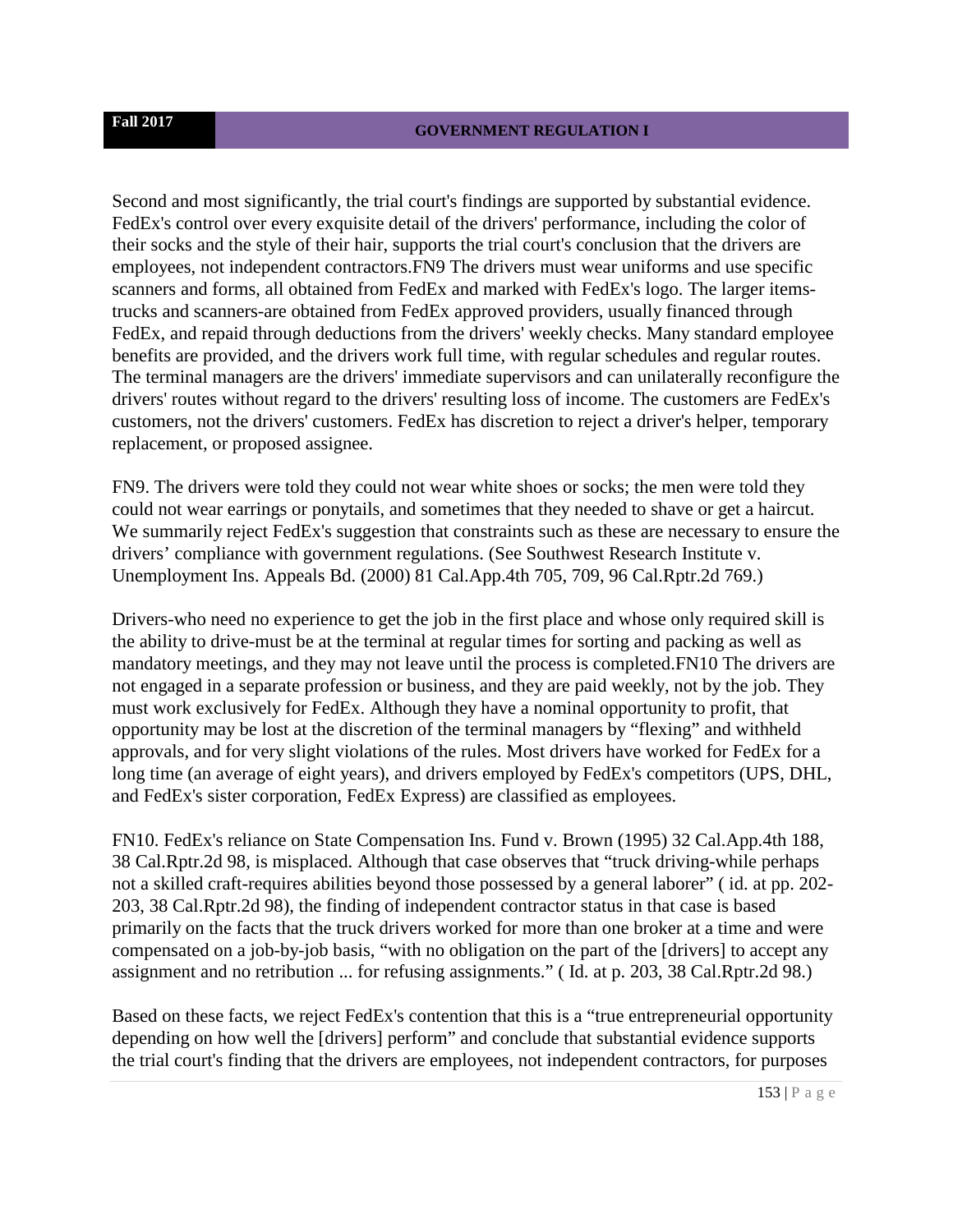Second and most significantly, the trial court's findings are supported by substantial evidence. FedEx's control over every exquisite detail of the drivers' performance, including the color of their socks and the style of their hair, supports the trial court's conclusion that the drivers are employees, not independent contractors.FN9 The drivers must wear uniforms and use specific scanners and forms, all obtained from FedEx and marked with FedEx's logo. The larger items-trucks and scanners-are obtained from FedEx approved providers, usually financed through FedEx, and repaid through deductions from the drivers' weekly checks. Many standard employee benefits are provided, and the drivers work full time, with regular schedules and regular routes. The terminal managers are the drivers' immediate supervisors and can unilaterally reconfigure the drivers' routes without regard to the drivers' resulting loss of income. The customers are FedEx's customers, not the drivers' customers. FedEx has discretion to reject a driver's helper, temporary replacement, or proposed assignee.

FN9. The drivers were told they could not wear white shoes or socks; the men were told they could not wear earrings or ponytails, and sometimes that they needed to shave or get a haircut. We summarily reject FedEx's suggestion that constraints such as these are necessary to ensure the drivers' compliance with government regulations. (See Southwest Research Institute v. Unemployment Ins. Appeals Bd. (2000) 81 Cal.App.4th 705, 709, 96 Cal.Rptr.2d 769.)

Drivers-who need no experience to get the job in the first place and whose only required skill is the ability to drive-must be at the terminal at regular times for sorting and packing as well as mandatory meetings, and they may not leave until the process is completed.FN10 The drivers are not engaged in a separate profession or business, and they are paid weekly, not by the job. They must work exclusively for FedEx. Although they have a nominal opportunity to profit, that opportunity may be lost at the discretion of the terminal managers by "flexing" and withheld approvals, and for very slight violations of the rules. Most drivers have worked for FedEx for a long time (an average of eight years), and drivers employed by FedEx's competitors (UPS, DHL, and FedEx's sister corporation, FedEx Express) are classified as employees.

FN10. FedEx's reliance on State Compensation Ins. Fund v. Brown (1995) 32 Cal.App.4th 188, 38 Cal.Rptr.2d 98, is misplaced. Although that case observes that "truck driving-while perhaps not a skilled craft-requires abilities beyond those possessed by a general laborer" ( id. at pp. 202-203, 38 Cal.Rptr.2d 98), the finding of independent contractor status in that case is based primarily on the facts that the truck drivers worked for more than one broker at a time and were compensated on a job-by-job basis, "with no obligation on the part of the [drivers] to accept any assignment and no retribution ... for refusing assignments." ( Id. at p. 203, 38 Cal.Rptr.2d 98.)

Based on these facts, we reject FedEx's contention that this is a "true entrepreneurial opportunity depending on how well the [drivers] perform" and conclude that substantial evidence supports the trial court's finding that the drivers are employees, not independent contractors, for purposes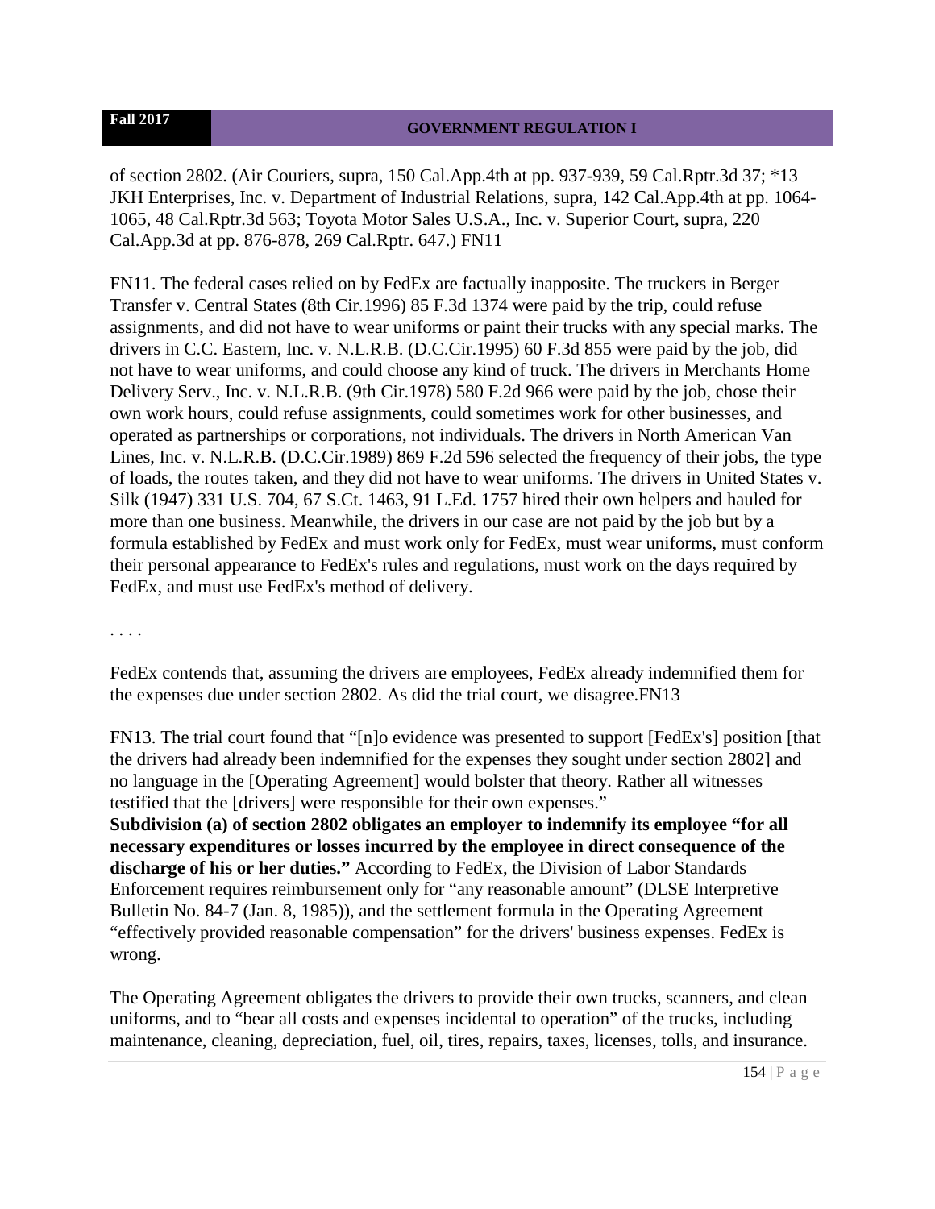of section 2802. (Air Couriers, supra, 150 Cal.App.4th at pp. 937-939, 59 Cal.Rptr.3d 37; *13 JKH Enterprises, Inc. v. Department of Industrial Relations, supra, 142 Cal.App.4th at pp. 1064-1065, 48 Cal.Rptr.3d 563; Toyota Motor Sales U.S.A., Inc. v. Superior Court, supra, 220 Cal.App.3d at pp. 876-878, 269 Cal.Rptr. 647.) FN11

FN11. The federal cases relied on by FedEx are factually inapposite. The truckers in Berger Transfer v. Central States (8th Cir.1996) 85 F.3d 1374 were paid by the trip, could refuse assignments, and did not have to wear uniforms or paint their trucks with any special marks. The drivers in C.C. Eastern, Inc. v. N.L.R.B. (D.C.Cir.1995) 60 F.3d 855 were paid by the job, did not have to wear uniforms, and could choose any kind of truck. The drivers in Merchants Home Delivery Serv., Inc. v. N.L.R.B. (9th Cir.1978) 580 F.2d 966 were paid by the job, chose their own work hours, could refuse assignments, could sometimes work for other businesses, and operated as partnerships or corporations, not individuals. The drivers in North American Van Lines, Inc. v. N.L.R.B. (D.C.Cir.1989) 869 F.2d 596 selected the frequency of their jobs, the type of loads, the routes taken, and they did not have to wear uniforms. The drivers in United States v. Silk (1947) 331 U.S. 704, 67 S.Ct. 1463, 91 L.Ed. 1757 hired their own helpers and hauled for more than one business. Meanwhile, the drivers in our case are not paid by the job but by a formula established by FedEx and must work only for FedEx, must wear uniforms, must conform their personal appearance to FedEx's rules and regulations, must work on the days required by FedEx, and must use FedEx's method of delivery.

. . . .

FedEx contends that, assuming the drivers are employees, FedEx already indemnified them for the expenses due under section 2802. As did the trial court, we disagree.FN13

FN13. The trial court found that "[n]o evidence was presented to support [FedEx's] position [that the drivers had already been indemnified for the expenses they sought under section 2802] and no language in the [Operating Agreement] would bolster that theory. Rather all witnesses testified that the [drivers] were responsible for their own expenses."

**Subdivision (a) of section 2802 obligates an employer to indemnify its employee "for all necessary expenditures or losses incurred by the employee in direct consequence of the discharge of his or her duties."** According to FedEx, the Division of Labor Standards Enforcement requires reimbursement only for "any reasonable amount" (DLSE Interpretive Bulletin No. 84-7 (Jan. 8, 1985)), and the settlement formula in the Operating Agreement "effectively provided reasonable compensation" for the drivers' business expenses. FedEx is wrong.

The Operating Agreement obligates the drivers to provide their own trucks, scanners, and clean uniforms, and to "bear all costs and expenses incidental to operation" of the trucks, including maintenance, cleaning, depreciation, fuel, oil, tires, repairs, taxes, licenses, tolls, and insurance.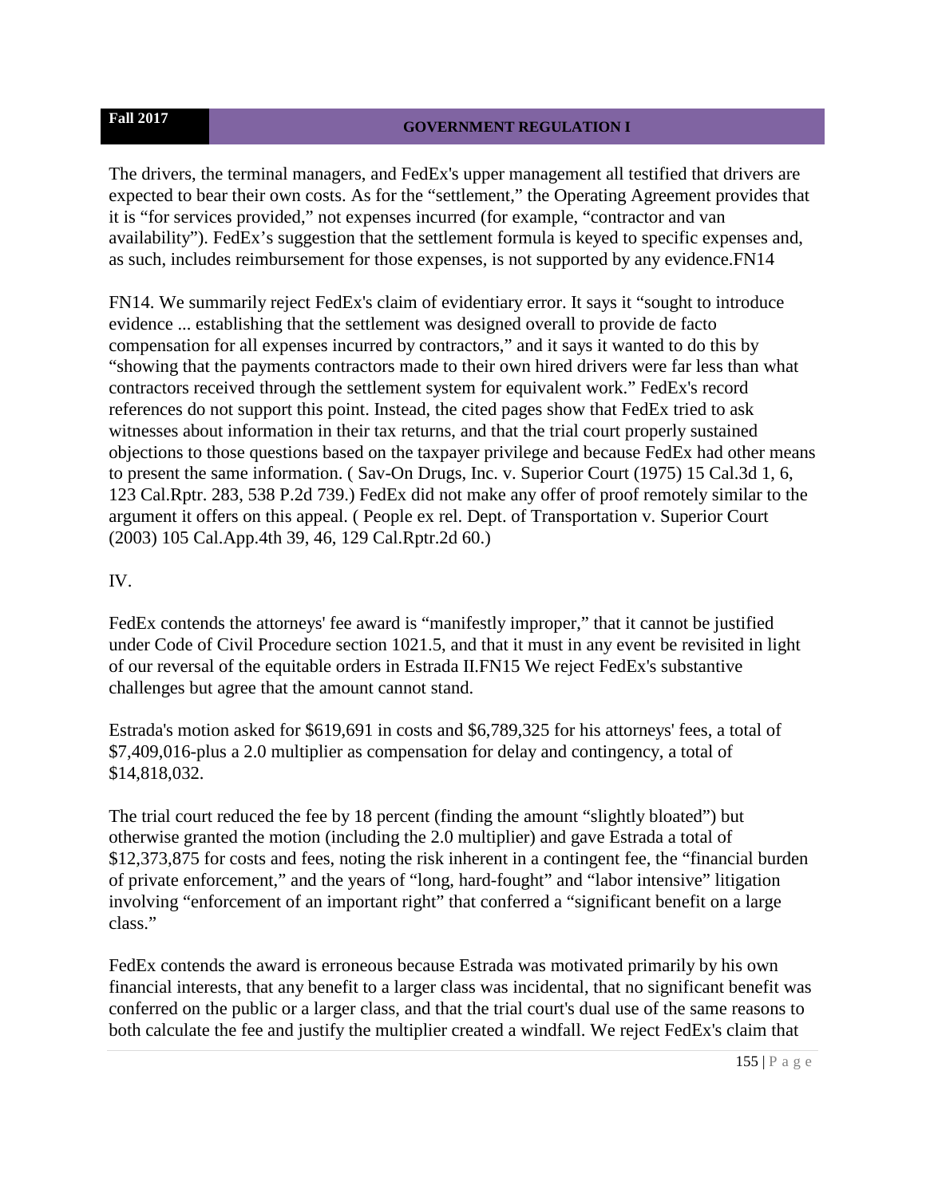The drivers, the terminal managers, and FedEx's upper management all testified that drivers are expected to bear their own costs. As for the "settlement," the Operating Agreement provides that it is "for services provided," not expenses incurred (for example, "contractor and van availability"). FedEx's suggestion that the settlement formula is keyed to specific expenses and, as such, includes reimbursement for those expenses, is not supported by any evidence.FN14

FN14. We summarily reject FedEx's claim of evidentiary error. It says it "sought to introduce evidence ... establishing that the settlement was designed overall to provide de facto compensation for all expenses incurred by contractors," and it says it wanted to do this by "showing that the payments contractors made to their own hired drivers were far less than what contractors received through the settlement system for equivalent work." FedEx's record references do not support this point. Instead, the cited pages show that FedEx tried to ask witnesses about information in their tax returns, and that the trial court properly sustained objections to those questions based on the taxpayer privilege and because FedEx had other means to present the same information. ( Sav-On Drugs, Inc. v. Superior Court (1975) 15 Cal.3d 1, 6, 123 Cal.Rptr. 283, 538 P.2d 739.) FedEx did not make any offer of proof remotely similar to the argument it offers on this appeal. ( People ex rel. Dept. of Transportation v. Superior Court (2003) 105 Cal.App.4th 39, 46, 129 Cal.Rptr.2d 60.)

IV.

FedEx contends the attorneys' fee award is "manifestly improper," that it cannot be justified under Code of Civil Procedure section 1021.5, and that it must in any event be revisited in light of our reversal of the equitable orders in Estrada II.FN15 We reject FedEx's substantive challenges but agree that the amount cannot stand.

Estrada's motion asked for $619,691 in costs and $6,789,325 for his attorneys' fees, a total of $7,409,016-plus a 2.0 multiplier as compensation for delay and contingency, a total of $14,818,032.

The trial court reduced the fee by 18 percent (finding the amount "slightly bloated") but otherwise granted the motion (including the 2.0 multiplier) and gave Estrada a total of $12,373,875 for costs and fees, noting the risk inherent in a contingent fee, the "financial burden of private enforcement," and the years of "long, hard-fought" and "labor intensive" litigation involving "enforcement of an important right" that conferred a "significant benefit on a large class."

FedEx contends the award is erroneous because Estrada was motivated primarily by his own financial interests, that any benefit to a larger class was incidental, that no significant benefit was conferred on the public or a larger class, and that the trial court's dual use of the same reasons to both calculate the fee and justify the multiplier created a windfall. We reject FedEx's claim that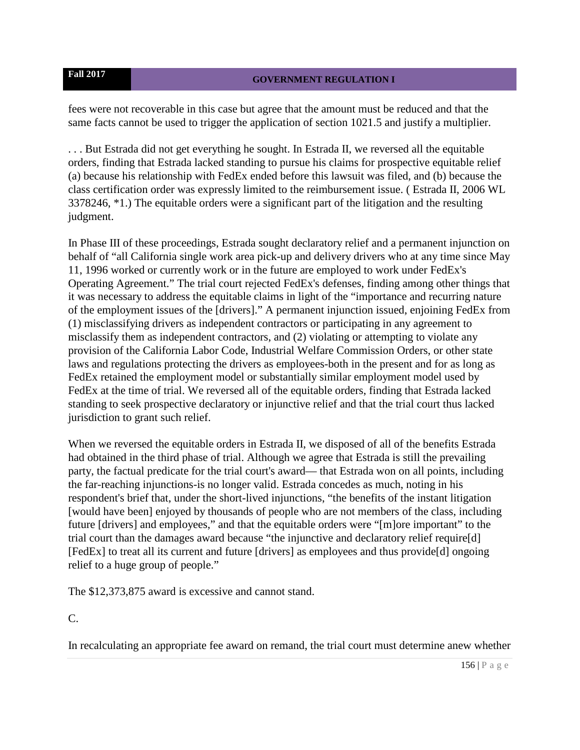fees were not recoverable in this case but agree that the amount must be reduced and that the same facts cannot be used to trigger the application of section 1021.5 and justify a multiplier.

. . . But Estrada did not get everything he sought. In Estrada II, we reversed all the equitable orders, finding that Estrada lacked standing to pursue his claims for prospective equitable relief (a) because his relationship with FedEx ended before this lawsuit was filed, and (b) because the class certification order was expressly limited to the reimbursement issue. ( Estrada II, 2006 WL 3378246, *1.) The equitable orders were a significant part of the litigation and the resulting judgment.

In Phase III of these proceedings, Estrada sought declaratory relief and a permanent injunction on behalf of "all California single work area pick-up and delivery drivers who at any time since May 11, 1996 worked or currently work or in the future are employed to work under FedEx's Operating Agreement." The trial court rejected FedEx's defenses, finding among other things that it was necessary to address the equitable claims in light of the "importance and recurring nature of the employment issues of the [drivers]." A permanent injunction issued, enjoining FedEx from (1) misclassifying drivers as independent contractors or participating in any agreement to misclassify them as independent contractors, and (2) violating or attempting to violate any provision of the California Labor Code, Industrial Welfare Commission Orders, or other state laws and regulations protecting the drivers as employees-both in the present and for as long as FedEx retained the employment model or substantially similar employment model used by FedEx at the time of trial. We reversed all of the equitable orders, finding that Estrada lacked standing to seek prospective declaratory or injunctive relief and that the trial court thus lacked jurisdiction to grant such relief.

When we reversed the equitable orders in Estrada II, we disposed of all of the benefits Estrada had obtained in the third phase of trial. Although we agree that Estrada is still the prevailing party, the factual predicate for the trial court's award— that Estrada won on all points, including the far-reaching injunctions-is no longer valid. Estrada concedes as much, noting in his respondent's brief that, under the short-lived injunctions, "the benefits of the instant litigation [would have been] enjoyed by thousands of people who are not members of the class, including future [drivers] and employees," and that the equitable orders were "[m]ore important" to the trial court than the damages award because "the injunctive and declaratory relief require[d] [FedEx] to treat all its current and future [drivers] as employees and thus provide[d] ongoing relief to a huge group of people."

The $12,373,875 award is excessive and cannot stand.

C.

In recalculating an appropriate fee award on remand, the trial court must determine anew whether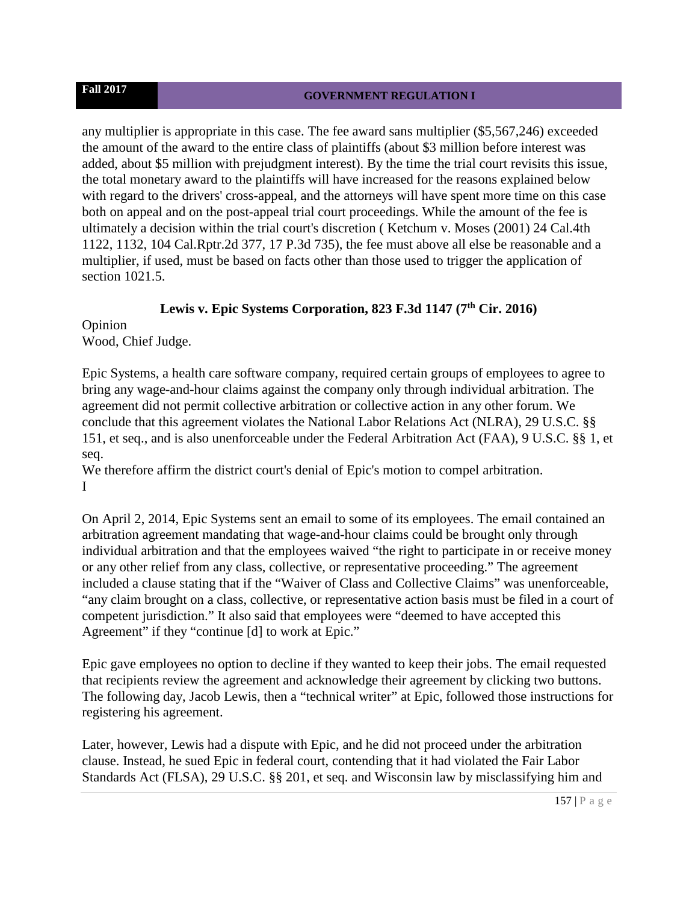any multiplier is appropriate in this case. The fee award sans multiplier ($5,567,246) exceeded the amount of the award to the entire class of plaintiffs (about $3 million before interest was added, about $5 million with prejudgment interest). By the time the trial court revisits this issue, the total monetary award to the plaintiffs will have increased for the reasons explained below with regard to the drivers' cross-appeal, and the attorneys will have spent more time on this case both on appeal and on the post-appeal trial court proceedings. While the amount of the fee is ultimately a decision within the trial court's discretion ( Ketchum v. Moses (2001) 24 Cal.4th 1122, 1132, 104 Cal.Rptr.2d 377, 17 P.3d 735), the fee must above all else be reasonable and a multiplier, if used, must be based on facts other than those used to trigger the application of section 1021.5.

## Lewis v. Epic Systems Corporation, 823 F.3d 1147 (7th Cir. 2016)

Opinion
Wood, Chief Judge.

Epic Systems, a health care software company, required certain groups of employees to agree to bring any wage-and-hour claims against the company only through individual arbitration. The agreement did not permit collective arbitration or collective action in any other forum. We conclude that this agreement violates the National Labor Relations Act (NLRA), 29 U.S.C. §§ 151, et seq., and is also unenforceable under the Federal Arbitration Act (FAA), 9 U.S.C. §§ 1, et seq.

We therefore affirm the district court's denial of Epic's motion to compel arbitration.

I

On April 2, 2014, Epic Systems sent an email to some of its employees. The email contained an arbitration agreement mandating that wage-and-hour claims could be brought only through individual arbitration and that the employees waived "the right to participate in or receive money or any other relief from any class, collective, or representative proceeding." The agreement included a clause stating that if the "Waiver of Class and Collective Claims" was unenforceable, "any claim brought on a class, collective, or representative action basis must be filed in a court of competent jurisdiction." It also said that employees were "deemed to have accepted this Agreement" if they "continue [d] to work at Epic."

Epic gave employees no option to decline if they wanted to keep their jobs. The email requested that recipients review the agreement and acknowledge their agreement by clicking two buttons. The following day, Jacob Lewis, then a "technical writer" at Epic, followed those instructions for registering his agreement.

Later, however, Lewis had a dispute with Epic, and he did not proceed under the arbitration clause. Instead, he sued Epic in federal court, contending that it had violated the Fair Labor Standards Act (FLSA), 29 U.S.C. §§ 201, et seq. and Wisconsin law by misclassifying him and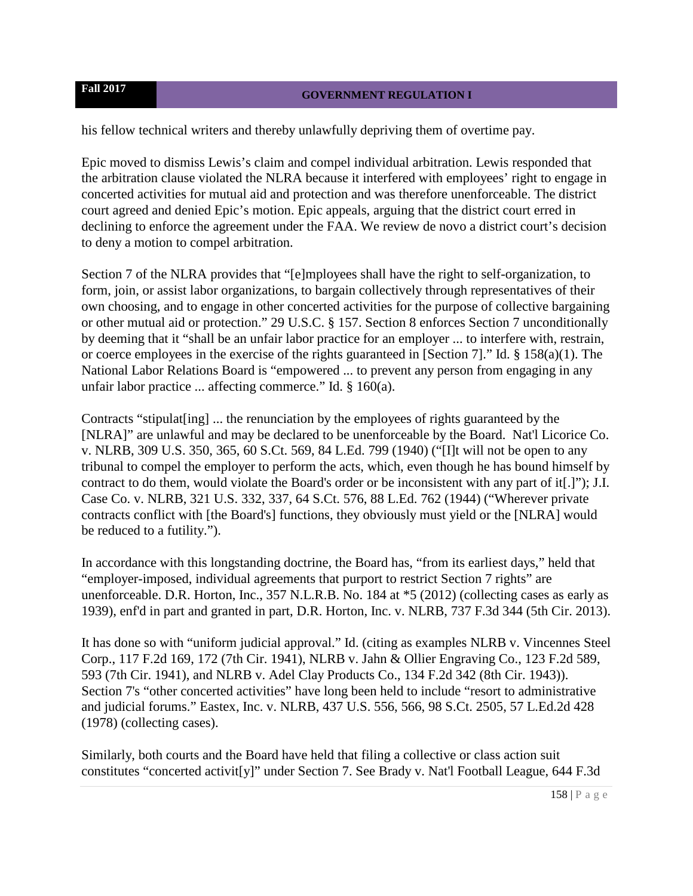his fellow technical writers and thereby unlawfully depriving them of overtime pay.

Epic moved to dismiss Lewis's claim and compel individual arbitration. Lewis responded that the arbitration clause violated the NLRA because it interfered with employees' right to engage in concerted activities for mutual aid and protection and was therefore unenforceable. The district court agreed and denied Epic's motion. Epic appeals, arguing that the district court erred in declining to enforce the agreement under the FAA. We review de novo a district court's decision to deny a motion to compel arbitration.

Section 7 of the NLRA provides that "[e]mployees shall have the right to self-organization, to form, join, or assist labor organizations, to bargain collectively through representatives of their own choosing, and to engage in other concerted activities for the purpose of collective bargaining or other mutual aid or protection." 29 U.S.C. § 157. Section 8 enforces Section 7 unconditionally by deeming that it "shall be an unfair labor practice for an employer ... to interfere with, restrain, or coerce employees in the exercise of the rights guaranteed in [Section 7]." Id. § 158(a)(1). The National Labor Relations Board is "empowered ... to prevent any person from engaging in any unfair labor practice ... affecting commerce." Id. § 160(a).

Contracts "stipulat[ing] ... the renunciation by the employees of rights guaranteed by the [NLRA]" are unlawful and may be declared to be unenforceable by the Board. Nat'l Licorice Co. v. NLRB, 309 U.S. 350, 365, 60 S.Ct. 569, 84 L.Ed. 799 (1940) ("[I]t will not be open to any tribunal to compel the employer to perform the acts, which, even though he has bound himself by contract to do them, would violate the Board's order or be inconsistent with any part of it[.]"); J.I. Case Co. v. NLRB, 321 U.S. 332, 337, 64 S.Ct. 576, 88 L.Ed. 762 (1944) ("Wherever private contracts conflict with [the Board's] functions, they obviously must yield or the [NLRA] would be reduced to a futility.").

In accordance with this longstanding doctrine, the Board has, "from its earliest days," held that "employer-imposed, individual agreements that purport to restrict Section 7 rights" are unenforceable. D.R. Horton, Inc., 357 N.L.R.B. No. 184 at *5 (2012) (collecting cases as early as 1939), enf'd in part and granted in part, D.R. Horton, Inc. v. NLRB, 737 F.3d 344 (5th Cir. 2013).

It has done so with "uniform judicial approval." Id. (citing as examples NLRB v. Vincennes Steel Corp., 117 F.2d 169, 172 (7th Cir. 1941), NLRB v. Jahn & Ollier Engraving Co., 123 F.2d 589, 593 (7th Cir. 1941), and NLRB v. Adel Clay Products Co., 134 F.2d 342 (8th Cir. 1943)). Section 7's "other concerted activities" have long been held to include "resort to administrative and judicial forums." Eastex, Inc. v. NLRB, 437 U.S. 556, 566, 98 S.Ct. 2505, 57 L.Ed.2d 428 (1978) (collecting cases).

Similarly, both courts and the Board have held that filing a collective or class action suit constitutes "concerted activit[y]" under Section 7. See Brady v. Nat'l Football League, 644 F.3d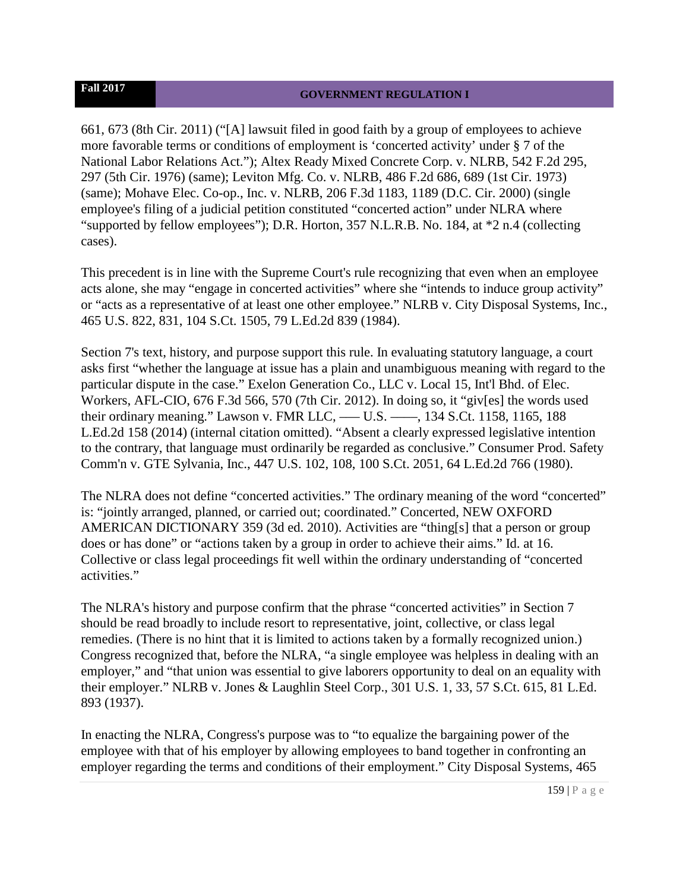661, 673 (8th Cir. 2011) ("[A] lawsuit filed in good faith by a group of employees to achieve more favorable terms or conditions of employment is 'concerted activity' under § 7 of the National Labor Relations Act."); Altex Ready Mixed Concrete Corp. v. NLRB, 542 F.2d 295, 297 (5th Cir. 1976) (same); Leviton Mfg. Co. v. NLRB, 486 F.2d 686, 689 (1st Cir. 1973) (same); Mohave Elec. Co-op., Inc. v. NLRB, 206 F.3d 1183, 1189 (D.C. Cir. 2000) (single employee's filing of a judicial petition constituted "concerted action" under NLRA where "supported by fellow employees"); D.R. Horton, 357 N.L.R.B. No. 184, at *2 n.4 (collecting cases).

This precedent is in line with the Supreme Court's rule recognizing that even when an employee acts alone, she may "engage in concerted activities" where she "intends to induce group activity" or "acts as a representative of at least one other employee." NLRB v. City Disposal Systems, Inc., 465 U.S. 822, 831, 104 S.Ct. 1505, 79 L.Ed.2d 839 (1984).

Section 7's text, history, and purpose support this rule. In evaluating statutory language, a court asks first "whether the language at issue has a plain and unambiguous meaning with regard to the particular dispute in the case." Exelon Generation Co., LLC v. Local 15, Int'l Bhd. of Elec. Workers, AFL-CIO, 676 F.3d 566, 570 (7th Cir. 2012). In doing so, it "giv[es] the words used their ordinary meaning." Lawson v. FMR LLC, ––– U.S. ––––, 134 S.Ct. 1158, 1165, 188 L.Ed.2d 158 (2014) (internal citation omitted). "Absent a clearly expressed legislative intention to the contrary, that language must ordinarily be regarded as conclusive." Consumer Prod. Safety Comm'n v. GTE Sylvania, Inc., 447 U.S. 102, 108, 100 S.Ct. 2051, 64 L.Ed.2d 766 (1980).

The NLRA does not define "concerted activities." The ordinary meaning of the word "concerted" is: "jointly arranged, planned, or carried out; coordinated." Concerted, NEW OXFORD AMERICAN DICTIONARY 359 (3d ed. 2010). Activities are "thing[s] that a person or group does or has done" or "actions taken by a group in order to achieve their aims." Id. at 16. Collective or class legal proceedings fit well within the ordinary understanding of "concerted activities."

The NLRA's history and purpose confirm that the phrase "concerted activities" in Section 7 should be read broadly to include resort to representative, joint, collective, or class legal remedies. (There is no hint that it is limited to actions taken by a formally recognized union.) Congress recognized that, before the NLRA, "a single employee was helpless in dealing with an employer," and "that union was essential to give laborers opportunity to deal on an equality with their employer." NLRB v. Jones & Laughlin Steel Corp., 301 U.S. 1, 33, 57 S.Ct. 615, 81 L.Ed. 893 (1937).

In enacting the NLRA, Congress's purpose was to "to equalize the bargaining power of the employee with that of his employer by allowing employees to band together in confronting an employer regarding the terms and conditions of their employment." City Disposal Systems, 465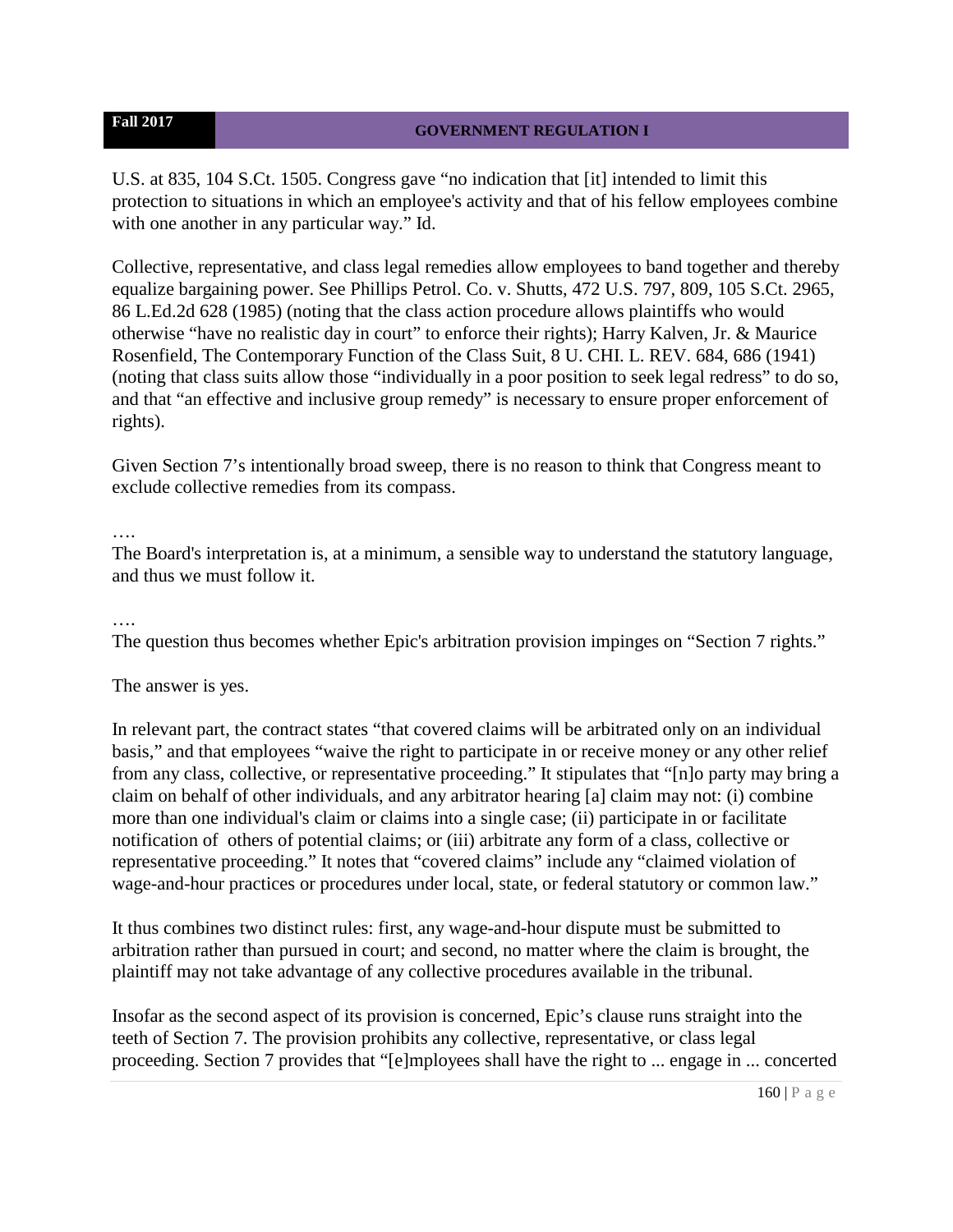U.S. at 835, 104 S.Ct. 1505. Congress gave "no indication that [it] intended to limit this protection to situations in which an employee's activity and that of his fellow employees combine with one another in any particular way." Id.

Collective, representative, and class legal remedies allow employees to band together and thereby equalize bargaining power. See Phillips Petrol. Co. v. Shutts, 472 U.S. 797, 809, 105 S.Ct. 2965, 86 L.Ed.2d 628 (1985) (noting that the class action procedure allows plaintiffs who would otherwise "have no realistic day in court" to enforce their rights); Harry Kalven, Jr. & Maurice Rosenfield, The Contemporary Function of the Class Suit, 8 U. CHI. L. REV. 684, 686 (1941) (noting that class suits allow those "individually in a poor position to seek legal redress" to do so, and that "an effective and inclusive group remedy" is necessary to ensure proper enforcement of rights).

Given Section 7's intentionally broad sweep, there is no reason to think that Congress meant to exclude collective remedies from its compass.

….

The Board's interpretation is, at a minimum, a sensible way to understand the statutory language, and thus we must follow it.

….

The question thus becomes whether Epic's arbitration provision impinges on "Section 7 rights."

The answer is yes.

In relevant part, the contract states "that covered claims will be arbitrated only on an individual basis," and that employees "waive the right to participate in or receive money or any other relief from any class, collective, or representative proceeding." It stipulates that "[n]o party may bring a claim on behalf of other individuals, and any arbitrator hearing [a] claim may not: (i) combine more than one individual's claim or claims into a single case; (ii) participate in or facilitate notification of others of potential claims; or (iii) arbitrate any form of a class, collective or representative proceeding." It notes that "covered claims" include any "claimed violation of wage-and-hour practices or procedures under local, state, or federal statutory or common law."

It thus combines two distinct rules: first, any wage-and-hour dispute must be submitted to arbitration rather than pursued in court; and second, no matter where the claim is brought, the plaintiff may not take advantage of any collective procedures available in the tribunal.

Insofar as the second aspect of its provision is concerned, Epic's clause runs straight into the teeth of Section 7. The provision prohibits any collective, representative, or class legal proceeding. Section 7 provides that "[e]mployees shall have the right to ... engage in ... concerted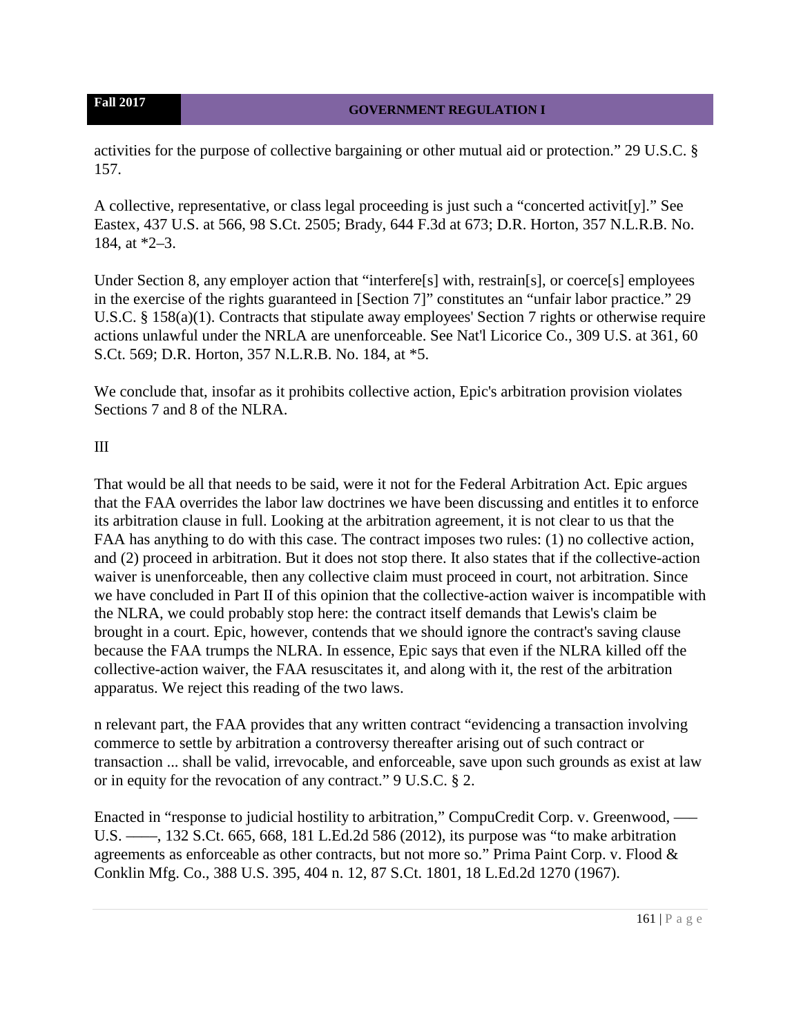activities for the purpose of collective bargaining or other mutual aid or protection." 29 U.S.C. § 157.

A collective, representative, or class legal proceeding is just such a "concerted activit[y]." See Eastex, 437 U.S. at 566, 98 S.Ct. 2505; Brady, 644 F.3d at 673; D.R. Horton, 357 N.L.R.B. No. 184, at *2–3.

Under Section 8, any employer action that "interfere[s] with, restrain[s], or coerce[s] employees in the exercise of the rights guaranteed in [Section 7]" constitutes an "unfair labor practice." 29 U.S.C. § 158(a)(1). Contracts that stipulate away employees' Section 7 rights or otherwise require actions unlawful under the NRLA are unenforceable. See Nat'l Licorice Co., 309 U.S. at 361, 60 S.Ct. 569; D.R. Horton, 357 N.L.R.B. No. 184, at *5.

We conclude that, insofar as it prohibits collective action, Epic's arbitration provision violates Sections 7 and 8 of the NLRA.

III

That would be all that needs to be said, were it not for the Federal Arbitration Act. Epic argues that the FAA overrides the labor law doctrines we have been discussing and entitles it to enforce its arbitration clause in full. Looking at the arbitration agreement, it is not clear to us that the FAA has anything to do with this case. The contract imposes two rules: (1) no collective action, and (2) proceed in arbitration. But it does not stop there. It also states that if the collective-action waiver is unenforceable, then any collective claim must proceed in court, not arbitration. Since we have concluded in Part II of this opinion that the collective-action waiver is incompatible with the NLRA, we could probably stop here: the contract itself demands that Lewis's claim be brought in a court. Epic, however, contends that we should ignore the contract's saving clause because the FAA trumps the NLRA. In essence, Epic says that even if the NLRA killed off the collective-action waiver, the FAA resuscitates it, and along with it, the rest of the arbitration apparatus. We reject this reading of the two laws.

n relevant part, the FAA provides that any written contract "evidencing a transaction involving commerce to settle by arbitration a controversy thereafter arising out of such contract or transaction ... shall be valid, irrevocable, and enforceable, save upon such grounds as exist at law or in equity for the revocation of any contract." 9 U.S.C. § 2.

Enacted in "response to judicial hostility to arbitration," CompuCredit Corp. v. Greenwood, ––– U.S. ––––, 132 S.Ct. 665, 668, 181 L.Ed.2d 586 (2012), its purpose was "to make arbitration agreements as enforceable as other contracts, but not more so." Prima Paint Corp. v. Flood & Conklin Mfg. Co., 388 U.S. 395, 404 n. 12, 87 S.Ct. 1801, 18 L.Ed.2d 1270 (1967).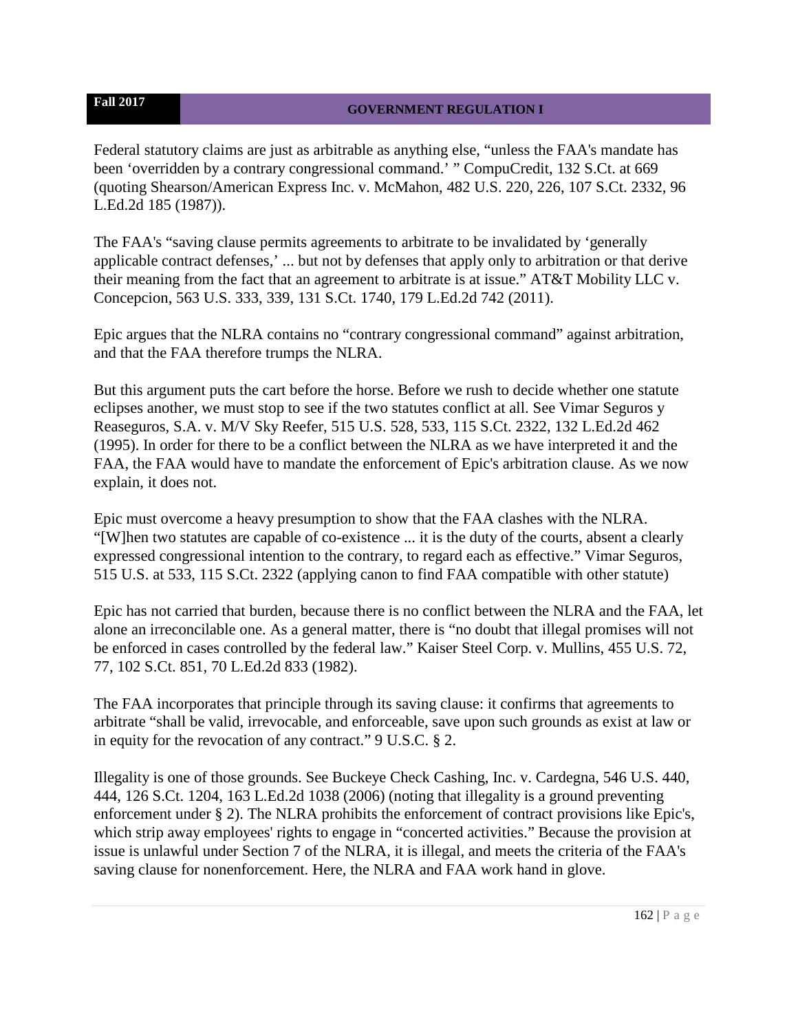Federal statutory claims are just as arbitrable as anything else, "unless the FAA's mandate has been 'overridden by a contrary congressional command.' " CompuCredit, 132 S.Ct. at 669 (quoting Shearson/American Express Inc. v. McMahon, 482 U.S. 220, 226, 107 S.Ct. 2332, 96 L.Ed.2d 185 (1987)).

The FAA's "saving clause permits agreements to arbitrate to be invalidated by 'generally applicable contract defenses,' ... but not by defenses that apply only to arbitration or that derive their meaning from the fact that an agreement to arbitrate is at issue." AT&T Mobility LLC v. Concepcion, 563 U.S. 333, 339, 131 S.Ct. 1740, 179 L.Ed.2d 742 (2011).

Epic argues that the NLRA contains no "contrary congressional command" against arbitration, and that the FAA therefore trumps the NLRA.

But this argument puts the cart before the horse. Before we rush to decide whether one statute eclipses another, we must stop to see if the two statutes conflict at all. See Vimar Seguros y Reaseguros, S.A. v. M/V Sky Reefer, 515 U.S. 528, 533, 115 S.Ct. 2322, 132 L.Ed.2d 462 (1995). In order for there to be a conflict between the NLRA as we have interpreted it and the FAA, the FAA would have to mandate the enforcement of Epic's arbitration clause. As we now explain, it does not.

Epic must overcome a heavy presumption to show that the FAA clashes with the NLRA. "[W]hen two statutes are capable of co-existence ... it is the duty of the courts, absent a clearly expressed congressional intention to the contrary, to regard each as effective." Vimar Seguros, 515 U.S. at 533, 115 S.Ct. 2322 (applying canon to find FAA compatible with other statute)

Epic has not carried that burden, because there is no conflict between the NLRA and the FAA, let alone an irreconcilable one. As a general matter, there is "no doubt that illegal promises will not be enforced in cases controlled by the federal law." Kaiser Steel Corp. v. Mullins, 455 U.S. 72, 77, 102 S.Ct. 851, 70 L.Ed.2d 833 (1982).

The FAA incorporates that principle through its saving clause: it confirms that agreements to arbitrate "shall be valid, irrevocable, and enforceable, save upon such grounds as exist at law or in equity for the revocation of any contract." 9 U.S.C. § 2.

Illegality is one of those grounds. See Buckeye Check Cashing, Inc. v. Cardegna, 546 U.S. 440, 444, 126 S.Ct. 1204, 163 L.Ed.2d 1038 (2006) (noting that illegality is a ground preventing enforcement under § 2). The NLRA prohibits the enforcement of contract provisions like Epic's, which strip away employees' rights to engage in "concerted activities." Because the provision at issue is unlawful under Section 7 of the NLRA, it is illegal, and meets the criteria of the FAA's saving clause for nonenforcement. Here, the NLRA and FAA work hand in glove.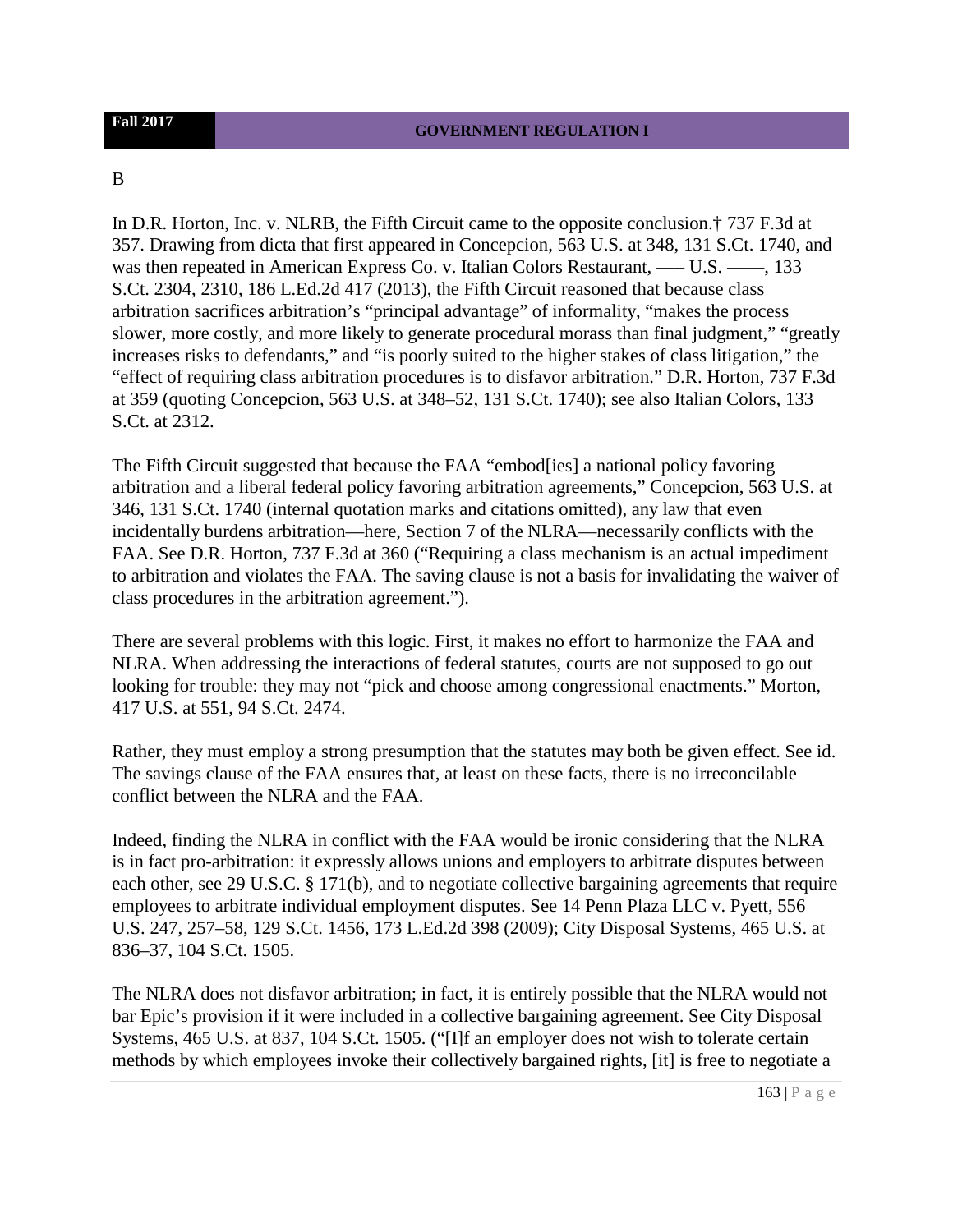B

In D.R. Horton, Inc. v. NLRB, the Fifth Circuit came to the opposite conclusion.† 737 F.3d at 357. Drawing from dicta that first appeared in Concepcion, 563 U.S. at 348, 131 S.Ct. 1740, and was then repeated in American Express Co. v. Italian Colors Restaurant, ––– U.S. ––––, 133 S.Ct. 2304, 2310, 186 L.Ed.2d 417 (2013), the Fifth Circuit reasoned that because class arbitration sacrifices arbitration's "principal advantage" of informality, "makes the process slower, more costly, and more likely to generate procedural morass than final judgment," "greatly increases risks to defendants," and "is poorly suited to the higher stakes of class litigation," the "effect of requiring class arbitration procedures is to disfavor arbitration." D.R. Horton, 737 F.3d at 359 (quoting Concepcion, 563 U.S. at 348–52, 131 S.Ct. 1740); see also Italian Colors, 133 S.Ct. at 2312.

The Fifth Circuit suggested that because the FAA "embod[ies] a national policy favoring arbitration and a liberal federal policy favoring arbitration agreements," Concepcion, 563 U.S. at 346, 131 S.Ct. 1740 (internal quotation marks and citations omitted), any law that even incidentally burdens arbitration—here, Section 7 of the NLRA—necessarily conflicts with the FAA. See D.R. Horton, 737 F.3d at 360 ("Requiring a class mechanism is an actual impediment to arbitration and violates the FAA. The saving clause is not a basis for invalidating the waiver of class procedures in the arbitration agreement.").

There are several problems with this logic. First, it makes no effort to harmonize the FAA and NLRA. When addressing the interactions of federal statutes, courts are not supposed to go out looking for trouble: they may not "pick and choose among congressional enactments." Morton, 417 U.S. at 551, 94 S.Ct. 2474.

Rather, they must employ a strong presumption that the statutes may both be given effect. See id. The savings clause of the FAA ensures that, at least on these facts, there is no irreconcilable conflict between the NLRA and the FAA.

Indeed, finding the NLRA in conflict with the FAA would be ironic considering that the NLRA is in fact pro-arbitration: it expressly allows unions and employers to arbitrate disputes between each other, see 29 U.S.C. § 171(b), and to negotiate collective bargaining agreements that require employees to arbitrate individual employment disputes. See 14 Penn Plaza LLC v. Pyett, 556 U.S. 247, 257–58, 129 S.Ct. 1456, 173 L.Ed.2d 398 (2009); City Disposal Systems, 465 U.S. at 836–37, 104 S.Ct. 1505.

The NLRA does not disfavor arbitration; in fact, it is entirely possible that the NLRA would not bar Epic's provision if it were included in a collective bargaining agreement. See City Disposal Systems, 465 U.S. at 837, 104 S.Ct. 1505. ("[I]f an employer does not wish to tolerate certain methods by which employees invoke their collectively bargained rights, [it] is free to negotiate a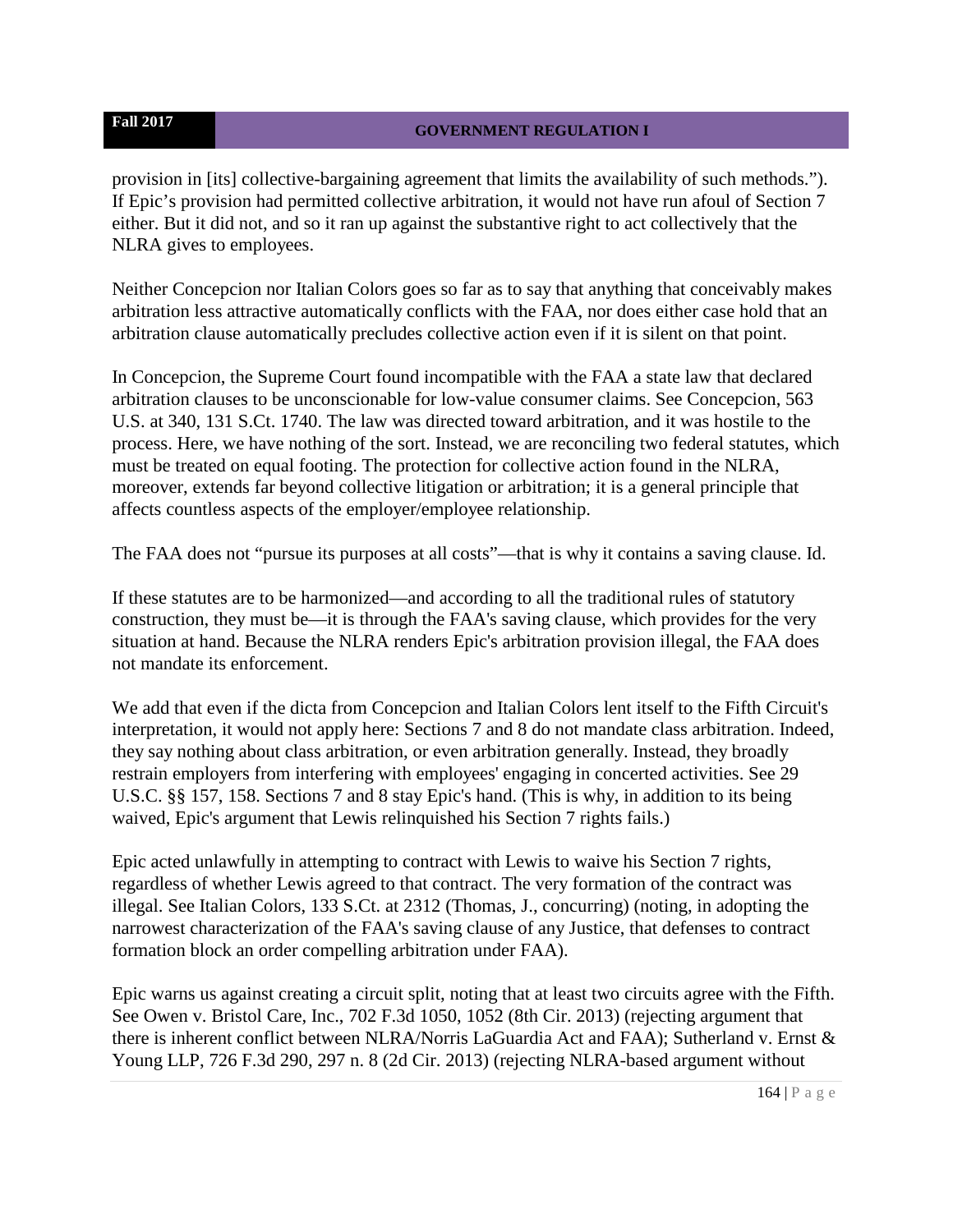provision in [its] collective-bargaining agreement that limits the availability of such methods."). If Epic's provision had permitted collective arbitration, it would not have run afoul of Section 7 either. But it did not, and so it ran up against the substantive right to act collectively that the NLRA gives to employees.

Neither Concepcion nor Italian Colors goes so far as to say that anything that conceivably makes arbitration less attractive automatically conflicts with the FAA, nor does either case hold that an arbitration clause automatically precludes collective action even if it is silent on that point.

In Concepcion, the Supreme Court found incompatible with the FAA a state law that declared arbitration clauses to be unconscionable for low-value consumer claims. See Concepcion, 563 U.S. at 340, 131 S.Ct. 1740. The law was directed toward arbitration, and it was hostile to the process. Here, we have nothing of the sort. Instead, we are reconciling two federal statutes, which must be treated on equal footing. The protection for collective action found in the NLRA, moreover, extends far beyond collective litigation or arbitration; it is a general principle that affects countless aspects of the employer/employee relationship.

The FAA does not "pursue its purposes at all costs"—that is why it contains a saving clause. Id.

If these statutes are to be harmonized—and according to all the traditional rules of statutory construction, they must be—it is through the FAA's saving clause, which provides for the very situation at hand. Because the NLRA renders Epic's arbitration provision illegal, the FAA does not mandate its enforcement.

We add that even if the dicta from Concepcion and Italian Colors lent itself to the Fifth Circuit's interpretation, it would not apply here: Sections 7 and 8 do not mandate class arbitration. Indeed, they say nothing about class arbitration, or even arbitration generally. Instead, they broadly restrain employers from interfering with employees' engaging in concerted activities. See 29 U.S.C. §§ 157, 158. Sections 7 and 8 stay Epic's hand. (This is why, in addition to its being waived, Epic's argument that Lewis relinquished his Section 7 rights fails.)

Epic acted unlawfully in attempting to contract with Lewis to waive his Section 7 rights, regardless of whether Lewis agreed to that contract. The very formation of the contract was illegal. See Italian Colors, 133 S.Ct. at 2312 (Thomas, J., concurring) (noting, in adopting the narrowest characterization of the FAA's saving clause of any Justice, that defenses to contract formation block an order compelling arbitration under FAA).

Epic warns us against creating a circuit split, noting that at least two circuits agree with the Fifth. See Owen v. Bristol Care, Inc., 702 F.3d 1050, 1052 (8th Cir. 2013) (rejecting argument that there is inherent conflict between NLRA/Norris LaGuardia Act and FAA); Sutherland v. Ernst & Young LLP, 726 F.3d 290, 297 n. 8 (2d Cir. 2013) (rejecting NLRA-based argument without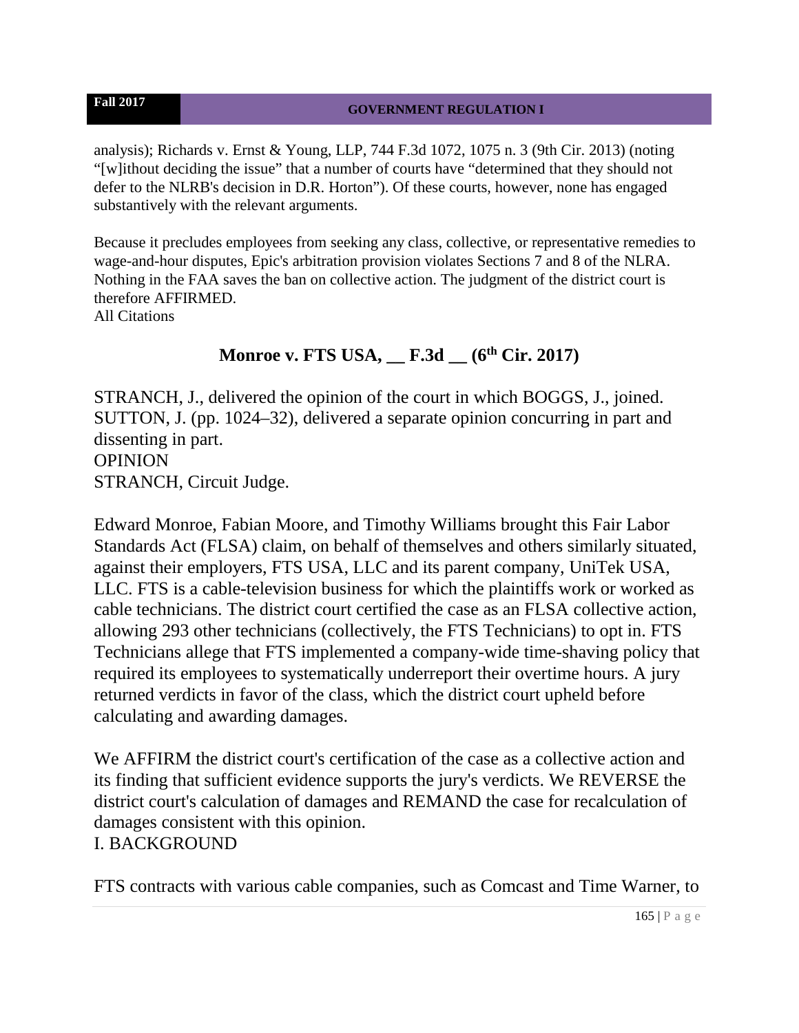analysis); Richards v. Ernst & Young, LLP, 744 F.3d 1072, 1075 n. 3 (9th Cir. 2013) (noting "[w]ithout deciding the issue" that a number of courts have "determined that they should not defer to the NLRB's decision in D.R. Horton"). Of these courts, however, none has engaged substantively with the relevant arguments.

Because it precludes employees from seeking any class, collective, or representative remedies to wage-and-hour disputes, Epic's arbitration provision violates Sections 7 and 8 of the NLRA. Nothing in the FAA saves the ban on collective action. The judgment of the district court is therefore AFFIRMED.
All Citations

## Monroe v. FTS USA, __ F.3d __ (6th Cir. 2017)

STRANCH, J., delivered the opinion of the court in which BOGGS, J., joined. SUTTON, J. (pp. 1024–32), delivered a separate opinion concurring in part and dissenting in part.
OPINION
STRANCH, Circuit Judge.

Edward Monroe, Fabian Moore, and Timothy Williams brought this Fair Labor Standards Act (FLSA) claim, on behalf of themselves and others similarly situated, against their employers, FTS USA, LLC and its parent company, UniTek USA, LLC. FTS is a cable-television business for which the plaintiffs work or worked as cable technicians. The district court certified the case as an FLSA collective action, allowing 293 other technicians (collectively, the FTS Technicians) to opt in. FTS Technicians allege that FTS implemented a company-wide time-shaving policy that required its employees to systematically underreport their overtime hours. A jury returned verdicts in favor of the class, which the district court upheld before calculating and awarding damages.

We AFFIRM the district court's certification of the case as a collective action and its finding that sufficient evidence supports the jury's verdicts. We REVERSE the district court's calculation of damages and REMAND the case for recalculation of damages consistent with this opinion.
I. BACKGROUND

FTS contracts with various cable companies, such as Comcast and Time Warner, to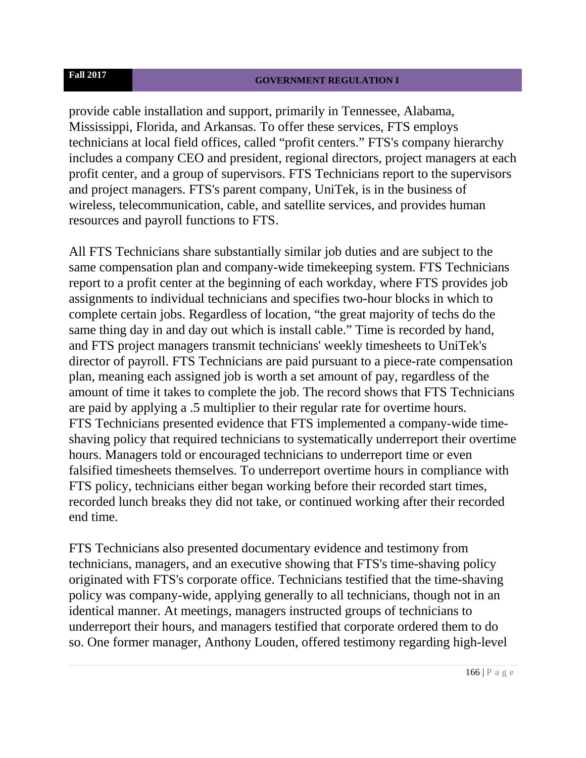provide cable installation and support, primarily in Tennessee, Alabama, Mississippi, Florida, and Arkansas. To offer these services, FTS employs technicians at local field offices, called "profit centers." FTS's company hierarchy includes a company CEO and president, regional directors, project managers at each profit center, and a group of supervisors. FTS Technicians report to the supervisors and project managers. FTS's parent company, UniTek, is in the business of wireless, telecommunication, cable, and satellite services, and provides human resources and payroll functions to FTS.

All FTS Technicians share substantially similar job duties and are subject to the same compensation plan and company-wide timekeeping system. FTS Technicians report to a profit center at the beginning of each workday, where FTS provides job assignments to individual technicians and specifies two-hour blocks in which to complete certain jobs. Regardless of location, "the great majority of techs do the same thing day in and day out which is install cable." Time is recorded by hand, and FTS project managers transmit technicians' weekly timesheets to UniTek's director of payroll. FTS Technicians are paid pursuant to a piece-rate compensation plan, meaning each assigned job is worth a set amount of pay, regardless of the amount of time it takes to complete the job. The record shows that FTS Technicians are paid by applying a .5 multiplier to their regular rate for overtime hours. FTS Technicians presented evidence that FTS implemented a company-wide time-shaving policy that required technicians to systematically underreport their overtime hours. Managers told or encouraged technicians to underreport time or even falsified timesheets themselves. To underreport overtime hours in compliance with FTS policy, technicians either began working before their recorded start times, recorded lunch breaks they did not take, or continued working after their recorded end time.

FTS Technicians also presented documentary evidence and testimony from technicians, managers, and an executive showing that FTS's time-shaving policy originated with FTS's corporate office. Technicians testified that the time-shaving policy was company-wide, applying generally to all technicians, though not in an identical manner. At meetings, managers instructed groups of technicians to underreport their hours, and managers testified that corporate ordered them to do so. One former manager, Anthony Louden, offered testimony regarding high-level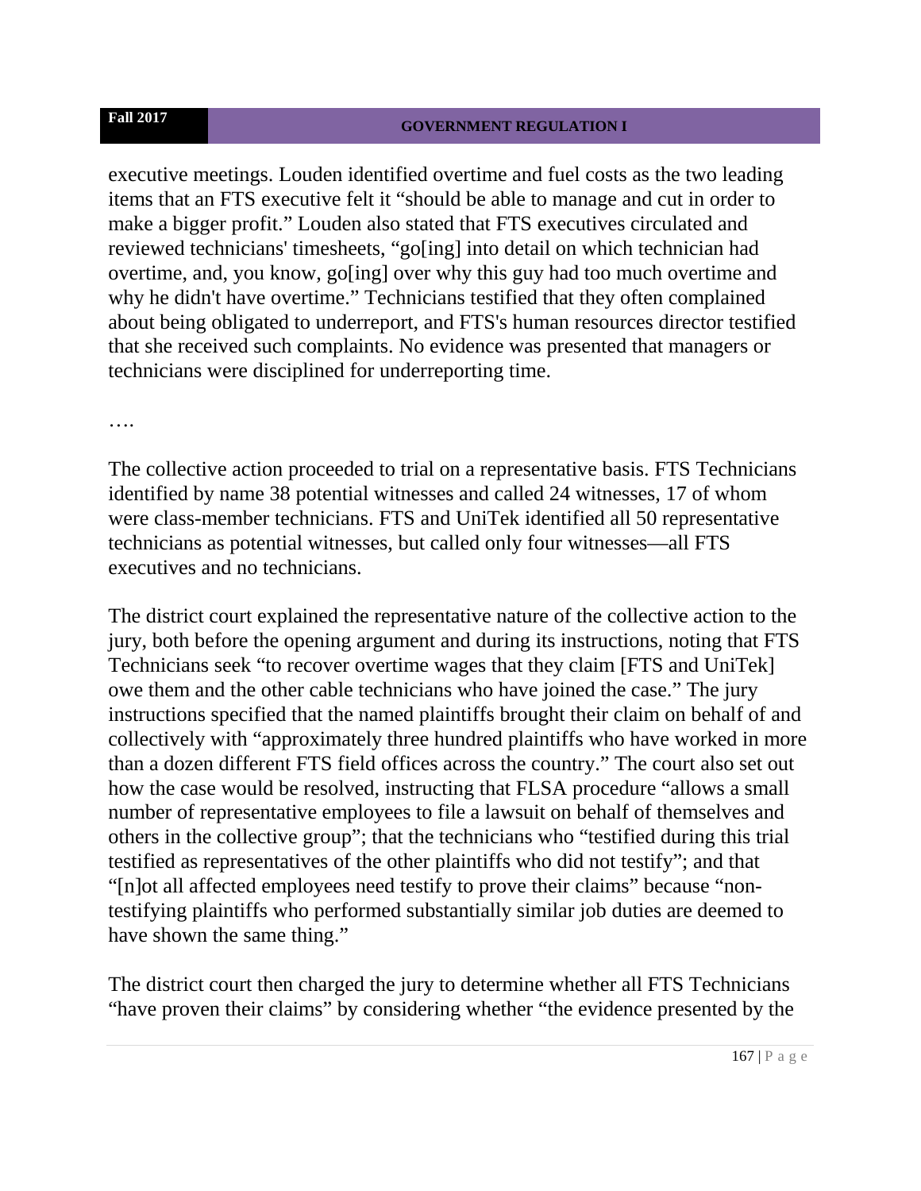executive meetings. Louden identified overtime and fuel costs as the two leading items that an FTS executive felt it "should be able to manage and cut in order to make a bigger profit." Louden also stated that FTS executives circulated and reviewed technicians' timesheets, "go[ing] into detail on which technician had overtime, and, you know, go[ing] over why this guy had too much overtime and why he didn't have overtime." Technicians testified that they often complained about being obligated to underreport, and FTS's human resources director testified that she received such complaints. No evidence was presented that managers or technicians were disciplined for underreporting time.

….

The collective action proceeded to trial on a representative basis. FTS Technicians identified by name 38 potential witnesses and called 24 witnesses, 17 of whom were class-member technicians. FTS and UniTek identified all 50 representative technicians as potential witnesses, but called only four witnesses—all FTS executives and no technicians.

The district court explained the representative nature of the collective action to the jury, both before the opening argument and during its instructions, noting that FTS Technicians seek "to recover overtime wages that they claim [FTS and UniTek] owe them and the other cable technicians who have joined the case." The jury instructions specified that the named plaintiffs brought their claim on behalf of and collectively with "approximately three hundred plaintiffs who have worked in more than a dozen different FTS field offices across the country." The court also set out how the case would be resolved, instructing that FLSA procedure "allows a small number of representative employees to file a lawsuit on behalf of themselves and others in the collective group"; that the technicians who "testified during this trial testified as representatives of the other plaintiffs who did not testify"; and that "[n]ot all affected employees need testify to prove their claims" because "non-testifying plaintiffs who performed substantially similar job duties are deemed to have shown the same thing."

The district court then charged the jury to determine whether all FTS Technicians "have proven their claims" by considering whether "the evidence presented by the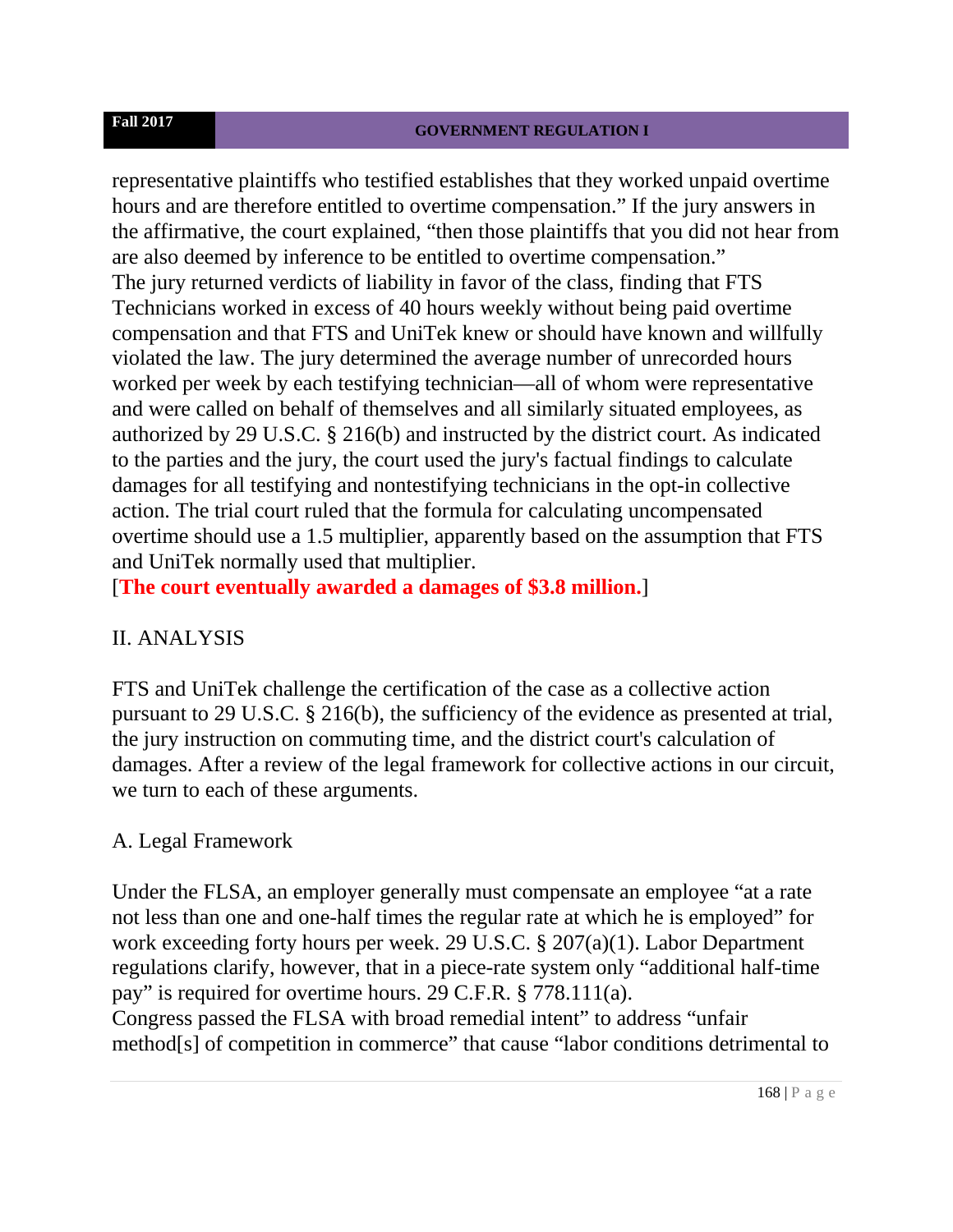representative plaintiffs who testified establishes that they worked unpaid overtime hours and are therefore entitled to overtime compensation." If the jury answers in the affirmative, the court explained, "then those plaintiffs that you did not hear from are also deemed by inference to be entitled to overtime compensation."
The jury returned verdicts of liability in favor of the class, finding that FTS Technicians worked in excess of 40 hours weekly without being paid overtime compensation and that FTS and UniTek knew or should have known and willfully violated the law. The jury determined the average number of unrecorded hours worked per week by each testifying technician—all of whom were representative and were called on behalf of themselves and all similarly situated employees, as authorized by 29 U.S.C. § 216(b) and instructed by the district court. As indicated to the parties and the jury, the court used the jury's factual findings to calculate damages for all testifying and nontestifying technicians in the opt-in collective action. The trial court ruled that the formula for calculating uncompensated overtime should use a 1.5 multiplier, apparently based on the assumption that FTS and UniTek normally used that multiplier.
[**The court eventually awarded a damages of $3.8 million.**]

## II. ANALYSIS

FTS and UniTek challenge the certification of the case as a collective action pursuant to 29 U.S.C. § 216(b), the sufficiency of the evidence as presented at trial, the jury instruction on commuting time, and the district court's calculation of damages. After a review of the legal framework for collective actions in our circuit, we turn to each of these arguments.

### A. Legal Framework

Under the FLSA, an employer generally must compensate an employee "at a rate not less than one and one-half times the regular rate at which he is employed" for work exceeding forty hours per week. 29 U.S.C. § 207(a)(1). Labor Department regulations clarify, however, that in a piece-rate system only "additional half-time pay" is required for overtime hours. 29 C.F.R. § 778.111(a).
Congress passed the FLSA with broad remedial intent" to address "unfair method[s] of competition in commerce" that cause "labor conditions detrimental to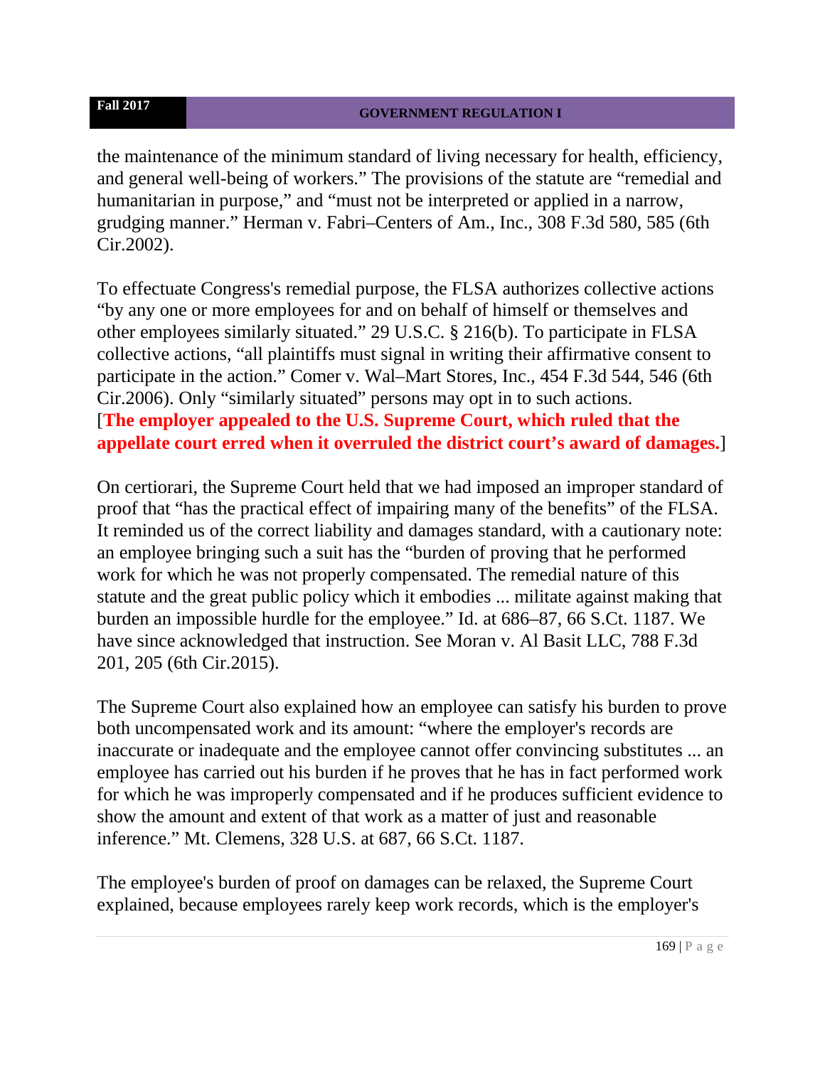the maintenance of the minimum standard of living necessary for health, efficiency, and general well-being of workers." The provisions of the statute are "remedial and humanitarian in purpose," and "must not be interpreted or applied in a narrow, grudging manner." Herman v. Fabri–Centers of Am., Inc., 308 F.3d 580, 585 (6th Cir.2002).

To effectuate Congress's remedial purpose, the FLSA authorizes collective actions "by any one or more employees for and on behalf of himself or themselves and other employees similarly situated." 29 U.S.C. § 216(b). To participate in FLSA collective actions, "all plaintiffs must signal in writing their affirmative consent to participate in the action." Comer v. Wal–Mart Stores, Inc., 454 F.3d 544, 546 (6th Cir.2006). Only "similarly situated" persons may opt in to such actions. [**The employer appealed to the U.S. Supreme Court, which ruled that the appellate court erred when it overruled the district court's award of damages.**]

On certiorari, the Supreme Court held that we had imposed an improper standard of proof that "has the practical effect of impairing many of the benefits" of the FLSA. It reminded us of the correct liability and damages standard, with a cautionary note: an employee bringing such a suit has the "burden of proving that he performed work for which he was not properly compensated. The remedial nature of this statute and the great public policy which it embodies ... militate against making that burden an impossible hurdle for the employee." Id. at 686–87, 66 S.Ct. 1187. We have since acknowledged that instruction. See Moran v. Al Basit LLC, 788 F.3d 201, 205 (6th Cir.2015).

The Supreme Court also explained how an employee can satisfy his burden to prove both uncompensated work and its amount: "where the employer's records are inaccurate or inadequate and the employee cannot offer convincing substitutes ... an employee has carried out his burden if he proves that he has in fact performed work for which he was improperly compensated and if he produces sufficient evidence to show the amount and extent of that work as a matter of just and reasonable inference." Mt. Clemens, 328 U.S. at 687, 66 S.Ct. 1187.

The employee's burden of proof on damages can be relaxed, the Supreme Court explained, because employees rarely keep work records, which is the employer's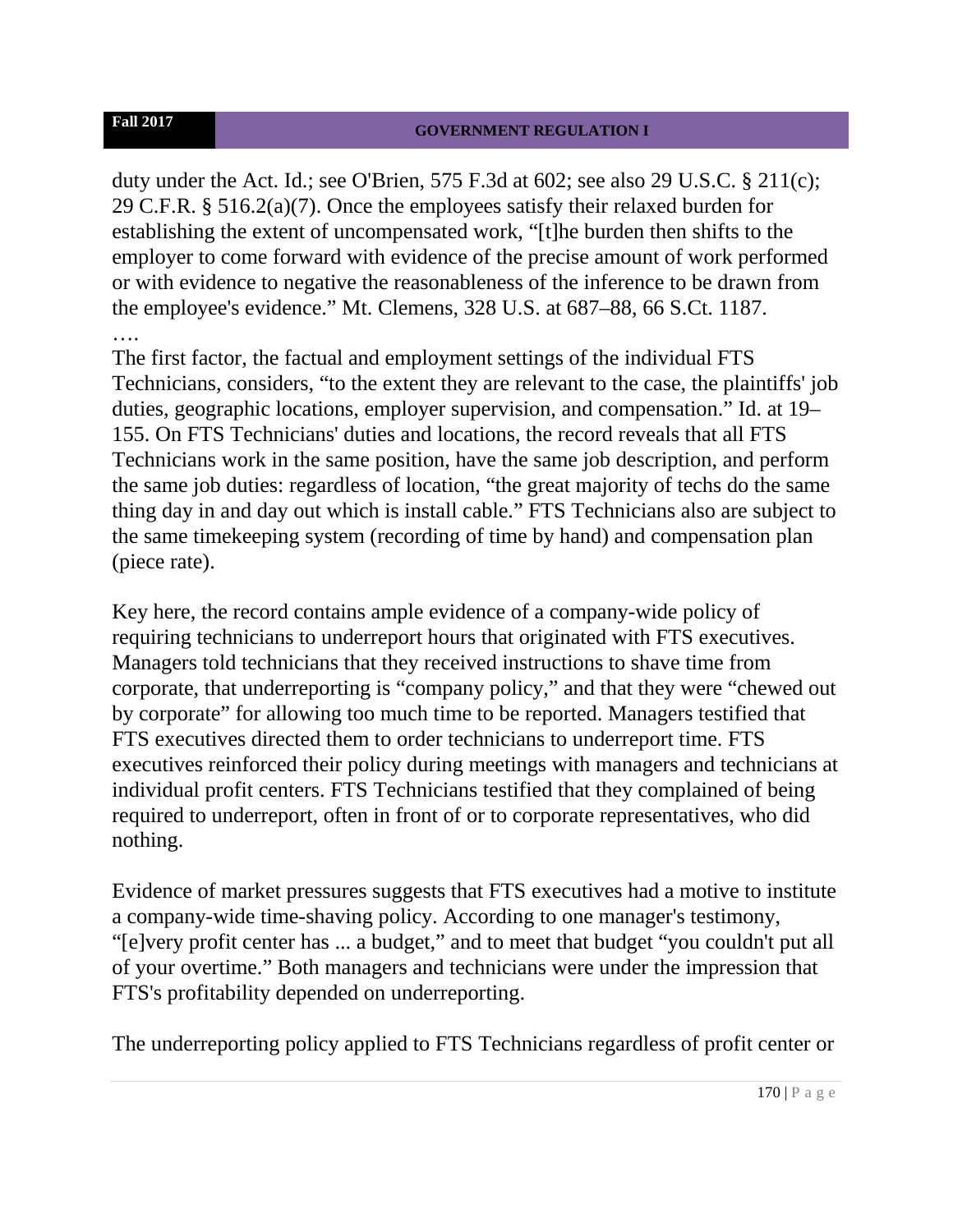duty under the Act. Id.; see O'Brien, 575 F.3d at 602; see also 29 U.S.C. § 211(c); 29 C.F.R. § 516.2(a)(7). Once the employees satisfy their relaxed burden for establishing the extent of uncompensated work, "[t]he burden then shifts to the employer to come forward with evidence of the precise amount of work performed or with evidence to negative the reasonableness of the inference to be drawn from the employee's evidence." Mt. Clemens, 328 U.S. at 687–88, 66 S.Ct. 1187.

….

The first factor, the factual and employment settings of the individual FTS Technicians, considers, "to the extent they are relevant to the case, the plaintiffs' job duties, geographic locations, employer supervision, and compensation." Id. at 19–155. On FTS Technicians' duties and locations, the record reveals that all FTS Technicians work in the same position, have the same job description, and perform the same job duties: regardless of location, "the great majority of techs do the same thing day in and day out which is install cable." FTS Technicians also are subject to the same timekeeping system (recording of time by hand) and compensation plan (piece rate).

Key here, the record contains ample evidence of a company-wide policy of requiring technicians to underreport hours that originated with FTS executives. Managers told technicians that they received instructions to shave time from corporate, that underreporting is "company policy," and that they were "chewed out by corporate" for allowing too much time to be reported. Managers testified that FTS executives directed them to order technicians to underreport time. FTS executives reinforced their policy during meetings with managers and technicians at individual profit centers. FTS Technicians testified that they complained of being required to underreport, often in front of or to corporate representatives, who did nothing.

Evidence of market pressures suggests that FTS executives had a motive to institute a company-wide time-shaving policy. According to one manager's testimony, "[e]very profit center has ... a budget," and to meet that budget "you couldn't put all of your overtime." Both managers and technicians were under the impression that FTS's profitability depended on underreporting.

The underreporting policy applied to FTS Technicians regardless of profit center or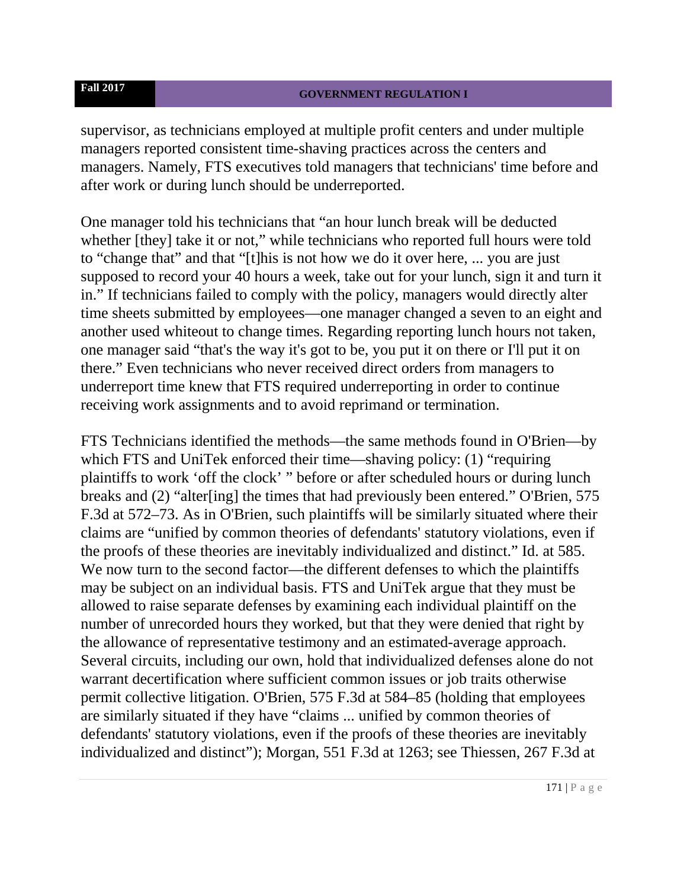supervisor, as technicians employed at multiple profit centers and under multiple managers reported consistent time-shaving practices across the centers and managers. Namely, FTS executives told managers that technicians' time before and after work or during lunch should be underreported.

One manager told his technicians that "an hour lunch break will be deducted whether [they] take it or not," while technicians who reported full hours were told to "change that" and that "[t]his is not how we do it over here, ... you are just supposed to record your 40 hours a week, take out for your lunch, sign it and turn it in." If technicians failed to comply with the policy, managers would directly alter time sheets submitted by employees—one manager changed a seven to an eight and another used whiteout to change times. Regarding reporting lunch hours not taken, one manager said "that's the way it's got to be, you put it on there or I'll put it on there." Even technicians who never received direct orders from managers to underreport time knew that FTS required underreporting in order to continue receiving work assignments and to avoid reprimand or termination.

FTS Technicians identified the methods—the same methods found in O'Brien—by which FTS and UniTek enforced their time—shaving policy: (1) "requiring plaintiffs to work 'off the clock' " before or after scheduled hours or during lunch breaks and (2) "alter[ing] the times that had previously been entered." O'Brien, 575 F.3d at 572–73. As in O'Brien, such plaintiffs will be similarly situated where their claims are "unified by common theories of defendants' statutory violations, even if the proofs of these theories are inevitably individualized and distinct." Id. at 585. We now turn to the second factor—the different defenses to which the plaintiffs may be subject on an individual basis. FTS and UniTek argue that they must be allowed to raise separate defenses by examining each individual plaintiff on the number of unrecorded hours they worked, but that they were denied that right by the allowance of representative testimony and an estimated-average approach. Several circuits, including our own, hold that individualized defenses alone do not warrant decertification where sufficient common issues or job traits otherwise permit collective litigation. O'Brien, 575 F.3d at 584–85 (holding that employees are similarly situated if they have "claims ... unified by common theories of defendants' statutory violations, even if the proofs of these theories are inevitably individualized and distinct"); Morgan, 551 F.3d at 1263; see Thiessen, 267 F.3d at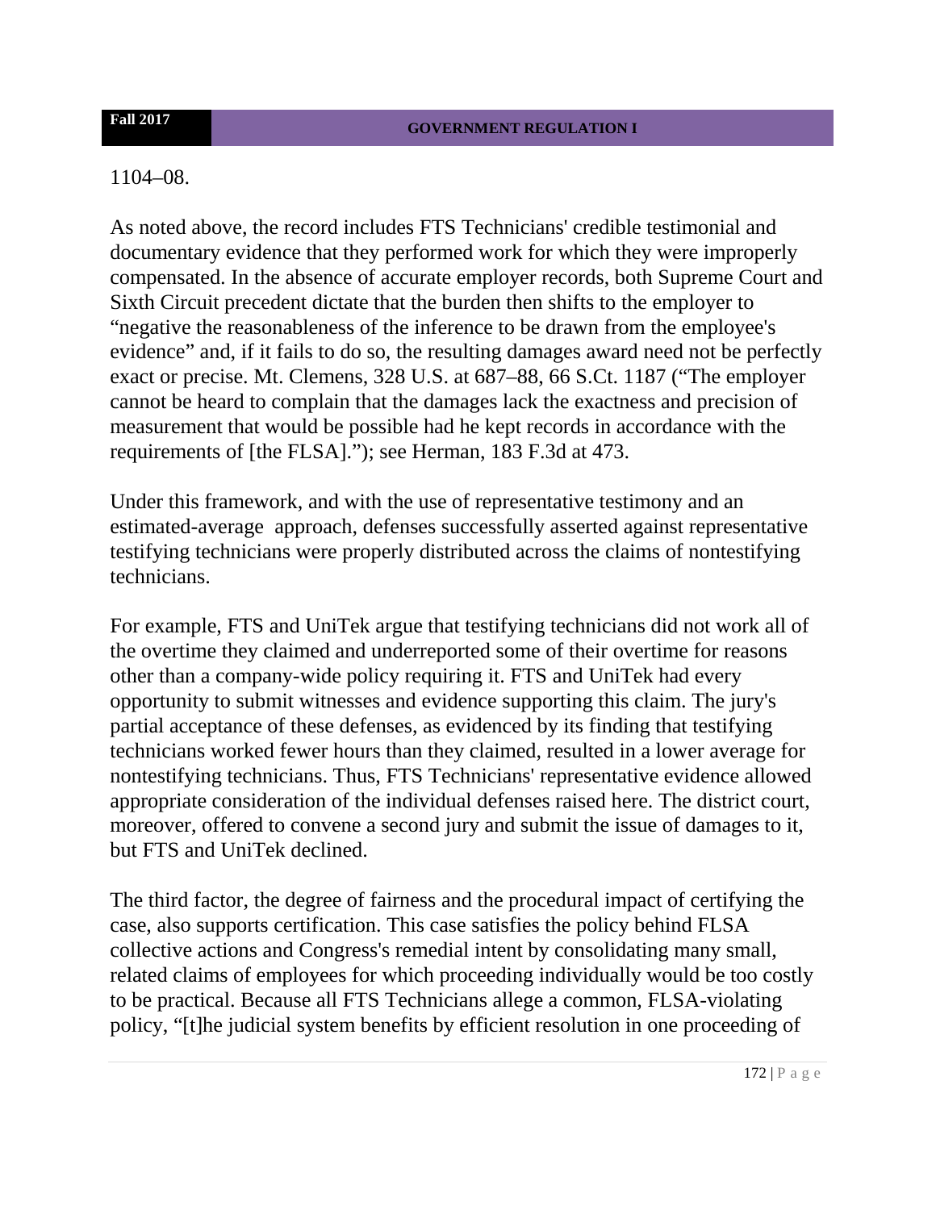1104–08.

As noted above, the record includes FTS Technicians' credible testimonial and documentary evidence that they performed work for which they were improperly compensated. In the absence of accurate employer records, both Supreme Court and Sixth Circuit precedent dictate that the burden then shifts to the employer to "negative the reasonableness of the inference to be drawn from the employee's evidence" and, if it fails to do so, the resulting damages award need not be perfectly exact or precise. Mt. Clemens, 328 U.S. at 687–88, 66 S.Ct. 1187 ("The employer cannot be heard to complain that the damages lack the exactness and precision of measurement that would be possible had he kept records in accordance with the requirements of [the FLSA]."); see Herman, 183 F.3d at 473.

Under this framework, and with the use of representative testimony and an estimated-average approach, defenses successfully asserted against representative testifying technicians were properly distributed across the claims of nontestifying technicians.

For example, FTS and UniTek argue that testifying technicians did not work all of the overtime they claimed and underreported some of their overtime for reasons other than a company-wide policy requiring it. FTS and UniTek had every opportunity to submit witnesses and evidence supporting this claim. The jury's partial acceptance of these defenses, as evidenced by its finding that testifying technicians worked fewer hours than they claimed, resulted in a lower average for nontestifying technicians. Thus, FTS Technicians' representative evidence allowed appropriate consideration of the individual defenses raised here. The district court, moreover, offered to convene a second jury and submit the issue of damages to it, but FTS and UniTek declined.

The third factor, the degree of fairness and the procedural impact of certifying the case, also supports certification. This case satisfies the policy behind FLSA collective actions and Congress's remedial intent by consolidating many small, related claims of employees for which proceeding individually would be too costly to be practical. Because all FTS Technicians allege a common, FLSA-violating policy, "[t]he judicial system benefits by efficient resolution in one proceeding of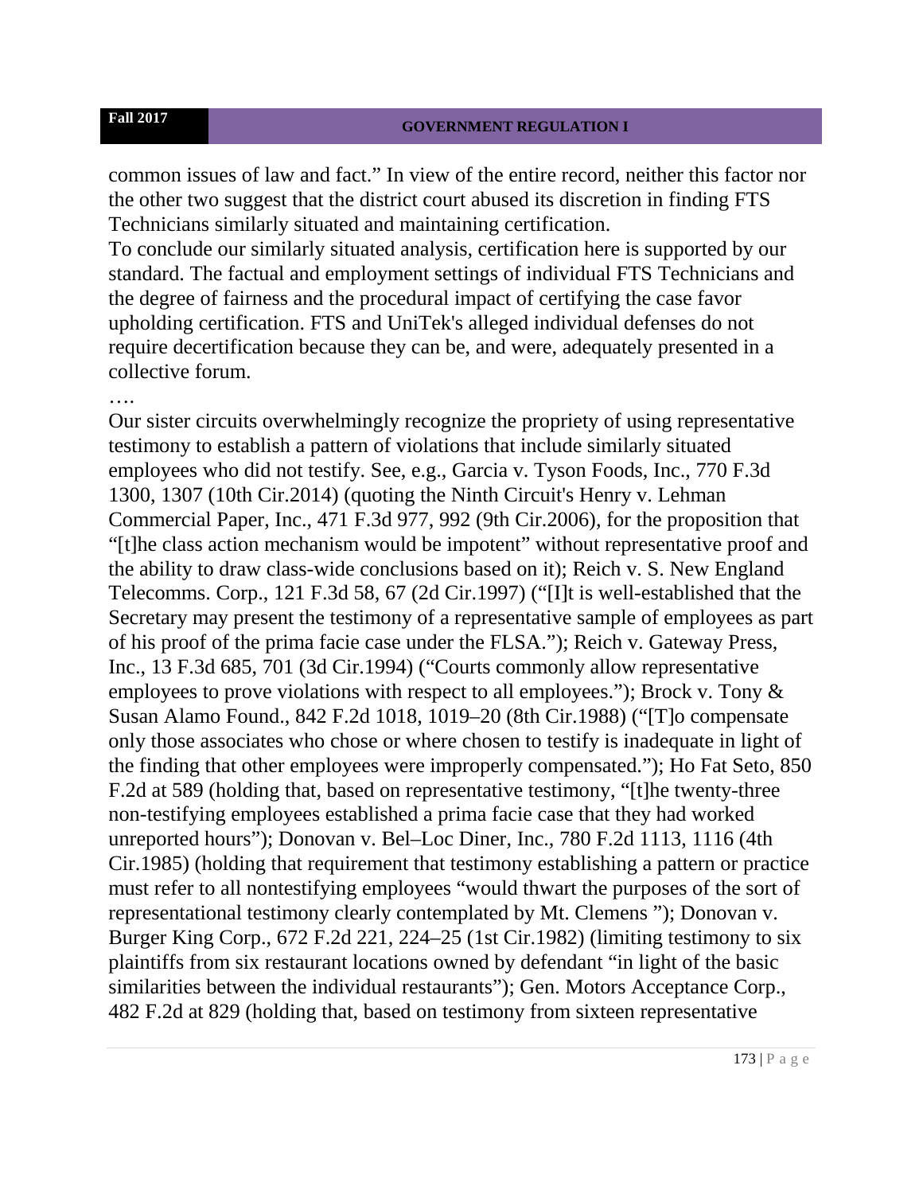common issues of law and fact." In view of the entire record, neither this factor nor the other two suggest that the district court abused its discretion in finding FTS Technicians similarly situated and maintaining certification.

To conclude our similarly situated analysis, certification here is supported by our standard. The factual and employment settings of individual FTS Technicians and the degree of fairness and the procedural impact of certifying the case favor upholding certification. FTS and UniTek's alleged individual defenses do not require decertification because they can be, and were, adequately presented in a collective forum.

….

Our sister circuits overwhelmingly recognize the propriety of using representative testimony to establish a pattern of violations that include similarly situated employees who did not testify. See, e.g., Garcia v. Tyson Foods, Inc., 770 F.3d 1300, 1307 (10th Cir.2014) (quoting the Ninth Circuit's Henry v. Lehman Commercial Paper, Inc., 471 F.3d 977, 992 (9th Cir.2006), for the proposition that "[t]he class action mechanism would be impotent" without representative proof and the ability to draw class-wide conclusions based on it); Reich v. S. New England Telecomms. Corp., 121 F.3d 58, 67 (2d Cir.1997) ("[I]t is well-established that the Secretary may present the testimony of a representative sample of employees as part of his proof of the prima facie case under the FLSA."); Reich v. Gateway Press, Inc., 13 F.3d 685, 701 (3d Cir.1994) ("Courts commonly allow representative employees to prove violations with respect to all employees."); Brock v. Tony & Susan Alamo Found., 842 F.2d 1018, 1019–20 (8th Cir.1988) ("[T]o compensate only those associates who chose or where chosen to testify is inadequate in light of the finding that other employees were improperly compensated."); Ho Fat Seto, 850 F.2d at 589 (holding that, based on representative testimony, "[t]he twenty-three non-testifying employees established a prima facie case that they had worked unreported hours"); Donovan v. Bel–Loc Diner, Inc., 780 F.2d 1113, 1116 (4th Cir.1985) (holding that requirement that testimony establishing a pattern or practice must refer to all nontestifying employees "would thwart the purposes of the sort of representational testimony clearly contemplated by Mt. Clemens "); Donovan v. Burger King Corp., 672 F.2d 221, 224–25 (1st Cir.1982) (limiting testimony to six plaintiffs from six restaurant locations owned by defendant "in light of the basic similarities between the individual restaurants"); Gen. Motors Acceptance Corp., 482 F.2d at 829 (holding that, based on testimony from sixteen representative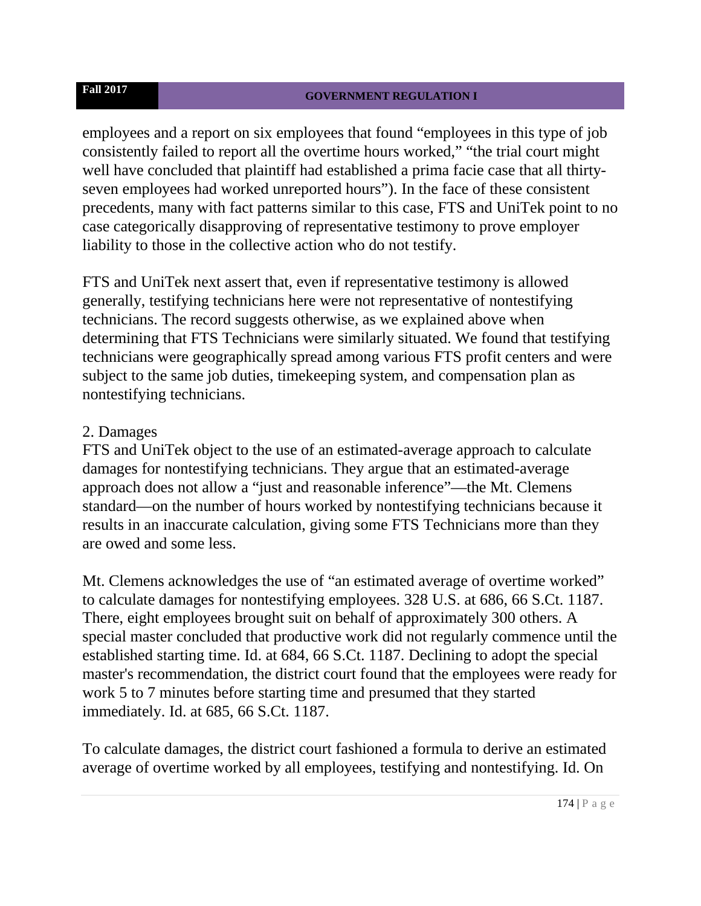employees and a report on six employees that found "employees in this type of job consistently failed to report all the overtime hours worked," "the trial court might well have concluded that plaintiff had established a prima facie case that all thirty-seven employees had worked unreported hours"). In the face of these consistent precedents, many with fact patterns similar to this case, FTS and UniTek point to no case categorically disapproving of representative testimony to prove employer liability to those in the collective action who do not testify.

FTS and UniTek next assert that, even if representative testimony is allowed generally, testifying technicians here were not representative of nontestifying technicians. The record suggests otherwise, as we explained above when determining that FTS Technicians were similarly situated. We found that testifying technicians were geographically spread among various FTS profit centers and were subject to the same job duties, timekeeping system, and compensation plan as nontestifying technicians.

2. Damages

FTS and UniTek object to the use of an estimated-average approach to calculate damages for nontestifying technicians. They argue that an estimated-average approach does not allow a "just and reasonable inference"—the Mt. Clemens standard—on the number of hours worked by nontestifying technicians because it results in an inaccurate calculation, giving some FTS Technicians more than they are owed and some less.

Mt. Clemens acknowledges the use of "an estimated average of overtime worked" to calculate damages for nontestifying employees. 328 U.S. at 686, 66 S.Ct. 1187. There, eight employees brought suit on behalf of approximately 300 others. A special master concluded that productive work did not regularly commence until the established starting time. Id. at 684, 66 S.Ct. 1187. Declining to adopt the special master's recommendation, the district court found that the employees were ready for work 5 to 7 minutes before starting time and presumed that they started immediately. Id. at 685, 66 S.Ct. 1187.

To calculate damages, the district court fashioned a formula to derive an estimated average of overtime worked by all employees, testifying and nontestifying. Id. On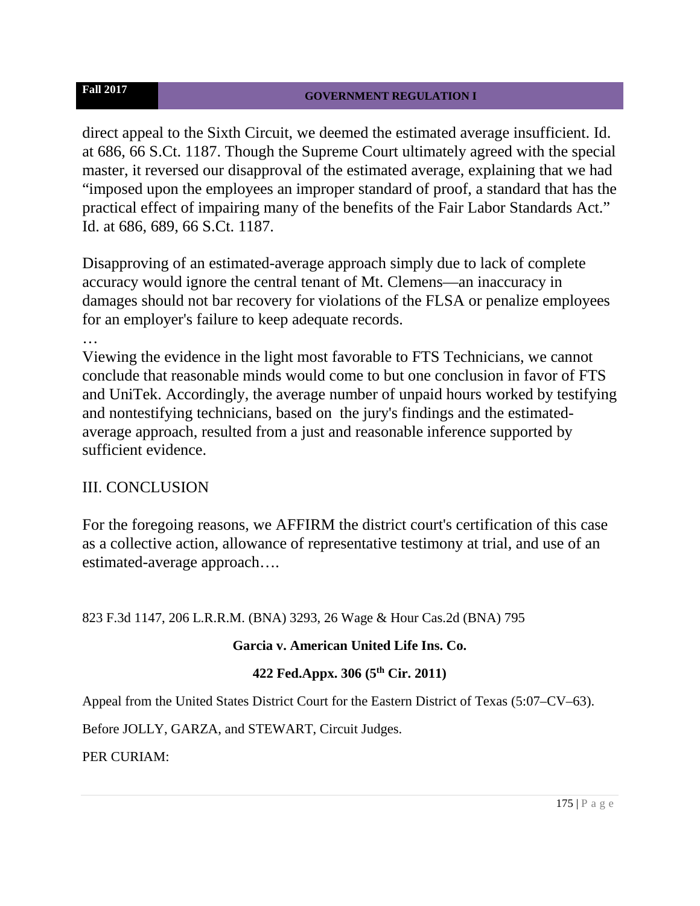direct appeal to the Sixth Circuit, we deemed the estimated average insufficient. Id. at 686, 66 S.Ct. 1187. Though the Supreme Court ultimately agreed with the special master, it reversed our disapproval of the estimated average, explaining that we had "imposed upon the employees an improper standard of proof, a standard that has the practical effect of impairing many of the benefits of the Fair Labor Standards Act." Id. at 686, 689, 66 S.Ct. 1187.

Disapproving of an estimated-average approach simply due to lack of complete accuracy would ignore the central tenant of Mt. Clemens—an inaccuracy in damages should not bar recovery for violations of the FLSA or penalize employees for an employer's failure to keep adequate records.

…

Viewing the evidence in the light most favorable to FTS Technicians, we cannot conclude that reasonable minds would come to but one conclusion in favor of FTS and UniTek. Accordingly, the average number of unpaid hours worked by testifying and nontestifying technicians, based on the jury's findings and the estimated-average approach, resulted from a just and reasonable inference supported by sufficient evidence.

## III. CONCLUSION

For the foregoing reasons, we AFFIRM the district court's certification of this case as a collective action, allowance of representative testimony at trial, and use of an estimated-average approach….

823 F.3d 1147, 206 L.R.R.M. (BNA) 3293, 26 Wage & Hour Cas.2d (BNA) 795

**Garcia v. American United Life Ins. Co.**

**422 Fed.Appx. 306 (5th Cir. 2011)**

Appeal from the United States District Court for the Eastern District of Texas (5:07–CV–63).

Before JOLLY, GARZA, and STEWART, Circuit Judges.

PER CURIAM: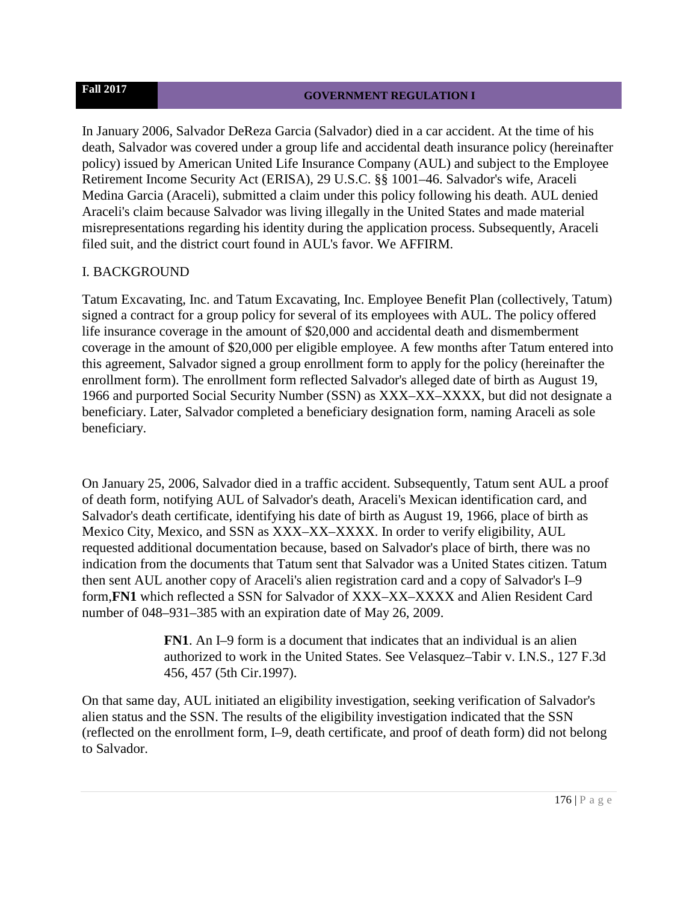In January 2006, Salvador DeReza Garcia (Salvador) died in a car accident. At the time of his death, Salvador was covered under a group life and accidental death insurance policy (hereinafter policy) issued by American United Life Insurance Company (AUL) and subject to the Employee Retirement Income Security Act (ERISA), 29 U.S.C. §§ 1001–46. Salvador's wife, Araceli Medina Garcia (Araceli), submitted a claim under this policy following his death. AUL denied Araceli's claim because Salvador was living illegally in the United States and made material misrepresentations regarding his identity during the application process. Subsequently, Araceli filed suit, and the district court found in AUL's favor. We AFFIRM.

I. BACKGROUND

Tatum Excavating, Inc. and Tatum Excavating, Inc. Employee Benefit Plan (collectively, Tatum) signed a contract for a group policy for several of its employees with AUL. The policy offered life insurance coverage in the amount of $20,000 and accidental death and dismemberment coverage in the amount of $20,000 per eligible employee. A few months after Tatum entered into this agreement, Salvador signed a group enrollment form to apply for the policy (hereinafter the enrollment form). The enrollment form reflected Salvador's alleged date of birth as August 19, 1966 and purported Social Security Number (SSN) as XXX–XX–XXXX, but did not designate a beneficiary. Later, Salvador completed a beneficiary designation form, naming Araceli as sole beneficiary.

On January 25, 2006, Salvador died in a traffic accident. Subsequently, Tatum sent AUL a proof of death form, notifying AUL of Salvador's death, Araceli's Mexican identification card, and Salvador's death certificate, identifying his date of birth as August 19, 1966, place of birth as Mexico City, Mexico, and SSN as XXX–XX–XXXX. In order to verify eligibility, AUL requested additional documentation because, based on Salvador's place of birth, there was no indication from the documents that Tatum sent that Salvador was a United States citizen. Tatum then sent AUL another copy of Araceli's alien registration card and a copy of Salvador's I–9 form,**FN1** which reflected a SSN for Salvador of XXX–XX–XXXX and Alien Resident Card number of 048–931–385 with an expiration date of May 26, 2009.

> **FN1**. An I–9 form is a document that indicates that an individual is an alien authorized to work in the United States. See Velasquez–Tabir v. I.N.S., 127 F.3d 456, 457 (5th Cir.1997).

On that same day, AUL initiated an eligibility investigation, seeking verification of Salvador's alien status and the SSN. The results of the eligibility investigation indicated that the SSN (reflected on the enrollment form, I–9, death certificate, and proof of death form) did not belong to Salvador.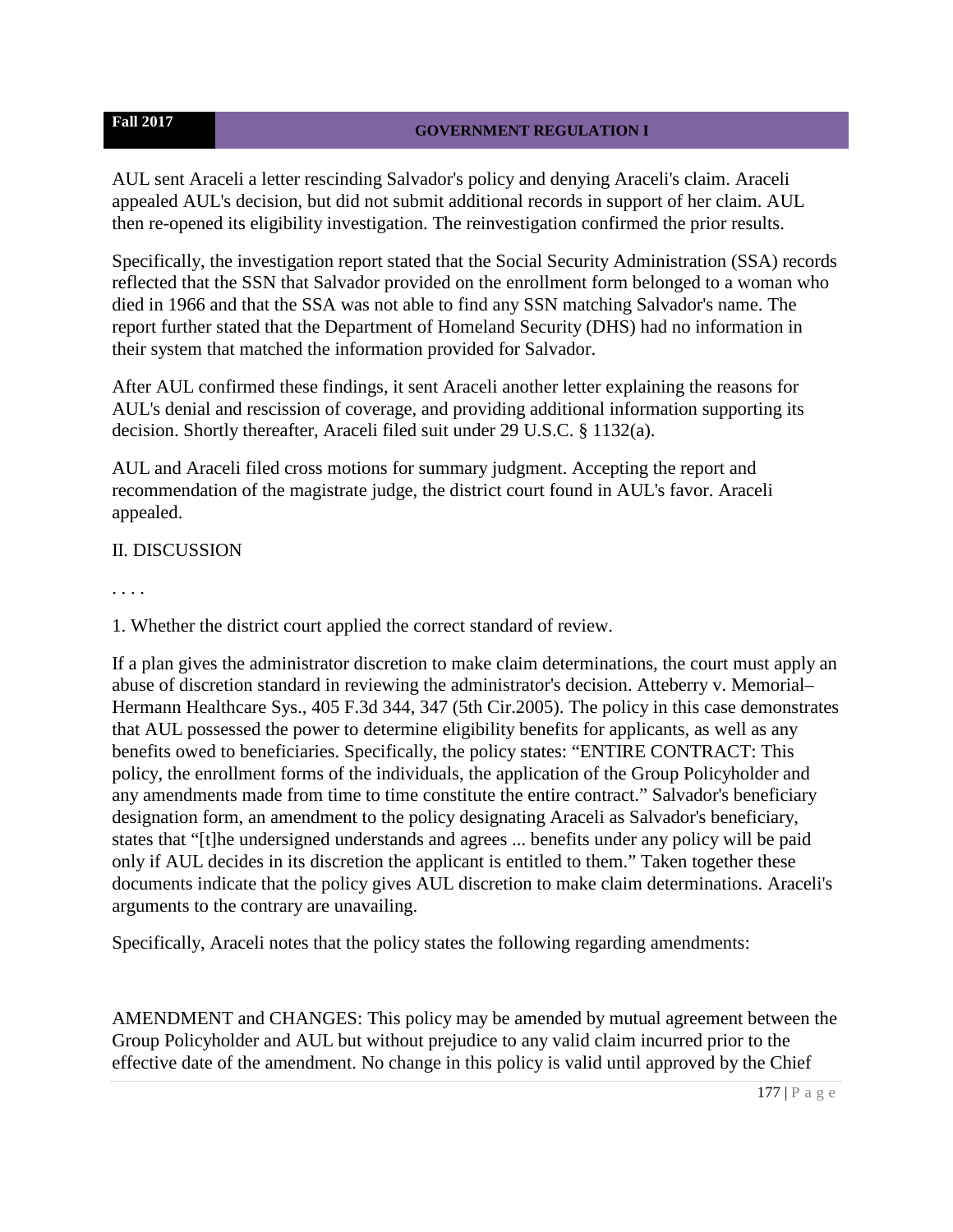AUL sent Araceli a letter rescinding Salvador's policy and denying Araceli's claim. Araceli appealed AUL's decision, but did not submit additional records in support of her claim. AUL then re-opened its eligibility investigation. The reinvestigation confirmed the prior results.

Specifically, the investigation report stated that the Social Security Administration (SSA) records reflected that the SSN that Salvador provided on the enrollment form belonged to a woman who died in 1966 and that the SSA was not able to find any SSN matching Salvador's name. The report further stated that the Department of Homeland Security (DHS) had no information in their system that matched the information provided for Salvador.

After AUL confirmed these findings, it sent Araceli another letter explaining the reasons for AUL's denial and rescission of coverage, and providing additional information supporting its decision. Shortly thereafter, Araceli filed suit under 29 U.S.C. § 1132(a).

AUL and Araceli filed cross motions for summary judgment. Accepting the report and recommendation of the magistrate judge, the district court found in AUL's favor. Araceli appealed.

II. DISCUSSION

. . . .

1. Whether the district court applied the correct standard of review.

If a plan gives the administrator discretion to make claim determinations, the court must apply an abuse of discretion standard in reviewing the administrator's decision. Atteberry v. Memorial–Hermann Healthcare Sys., 405 F.3d 344, 347 (5th Cir.2005). The policy in this case demonstrates that AUL possessed the power to determine eligibility benefits for applicants, as well as any benefits owed to beneficiaries. Specifically, the policy states: "ENTIRE CONTRACT: This policy, the enrollment forms of the individuals, the application of the Group Policyholder and any amendments made from time to time constitute the entire contract." Salvador's beneficiary designation form, an amendment to the policy designating Araceli as Salvador's beneficiary, states that "[t]he undersigned understands and agrees ... benefits under any policy will be paid only if AUL decides in its discretion the applicant is entitled to them." Taken together these documents indicate that the policy gives AUL discretion to make claim determinations. Araceli's arguments to the contrary are unavailing.

Specifically, Araceli notes that the policy states the following regarding amendments:

AMENDMENT and CHANGES: This policy may be amended by mutual agreement between the Group Policyholder and AUL but without prejudice to any valid claim incurred prior to the effective date of the amendment. No change in this policy is valid until approved by the Chief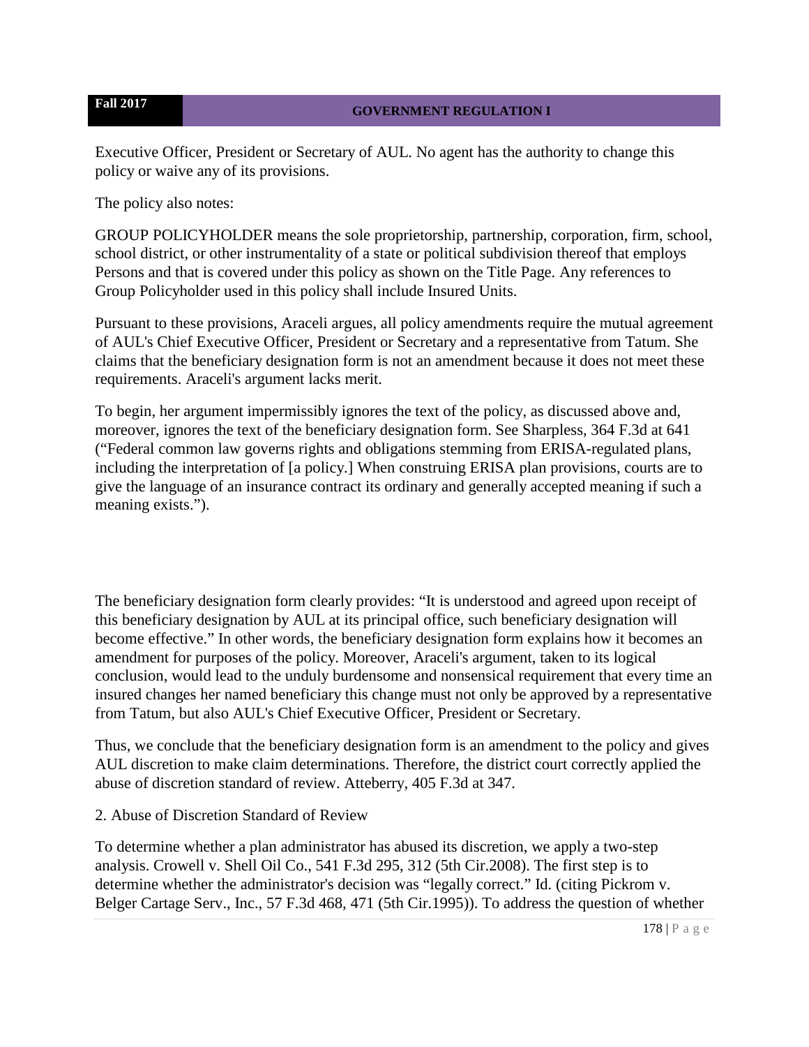Executive Officer, President or Secretary of AUL. No agent has the authority to change this policy or waive any of its provisions.

The policy also notes:

GROUP POLICYHOLDER means the sole proprietorship, partnership, corporation, firm, school, school district, or other instrumentality of a state or political subdivision thereof that employs Persons and that is covered under this policy as shown on the Title Page. Any references to Group Policyholder used in this policy shall include Insured Units.

Pursuant to these provisions, Araceli argues, all policy amendments require the mutual agreement of AUL's Chief Executive Officer, President or Secretary and a representative from Tatum. She claims that the beneficiary designation form is not an amendment because it does not meet these requirements. Araceli's argument lacks merit.

To begin, her argument impermissibly ignores the text of the policy, as discussed above and, moreover, ignores the text of the beneficiary designation form. See Sharpless, 364 F.3d at 641 ("Federal common law governs rights and obligations stemming from ERISA-regulated plans, including the interpretation of [a policy.] When construing ERISA plan provisions, courts are to give the language of an insurance contract its ordinary and generally accepted meaning if such a meaning exists.").

The beneficiary designation form clearly provides: "It is understood and agreed upon receipt of this beneficiary designation by AUL at its principal office, such beneficiary designation will become effective." In other words, the beneficiary designation form explains how it becomes an amendment for purposes of the policy. Moreover, Araceli's argument, taken to its logical conclusion, would lead to the unduly burdensome and nonsensical requirement that every time an insured changes her named beneficiary this change must not only be approved by a representative from Tatum, but also AUL's Chief Executive Officer, President or Secretary.

Thus, we conclude that the beneficiary designation form is an amendment to the policy and gives AUL discretion to make claim determinations. Therefore, the district court correctly applied the abuse of discretion standard of review. Atteberry, 405 F.3d at 347.

2. Abuse of Discretion Standard of Review

To determine whether a plan administrator has abused its discretion, we apply a two-step analysis. Crowell v. Shell Oil Co., 541 F.3d 295, 312 (5th Cir.2008). The first step is to determine whether the administrator's decision was "legally correct." Id. (citing Pickrom v. Belger Cartage Serv., Inc., 57 F.3d 468, 471 (5th Cir.1995)). To address the question of whether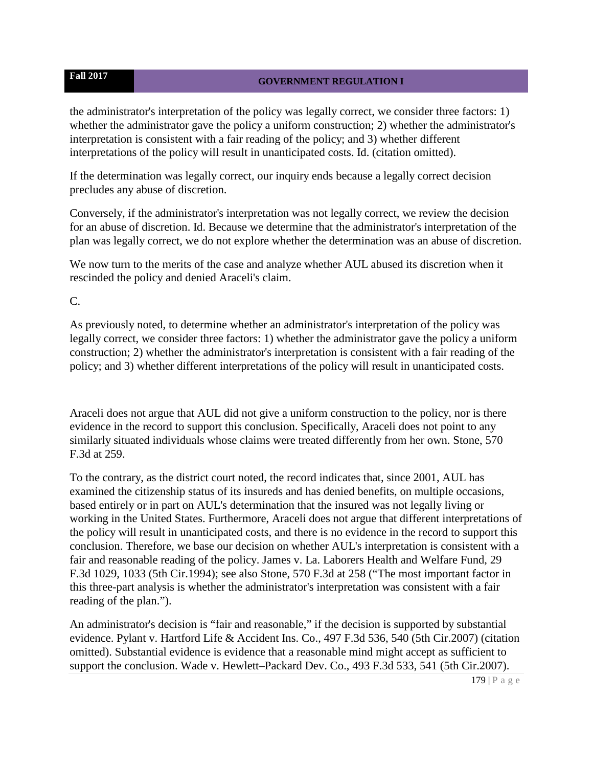the administrator's interpretation of the policy was legally correct, we consider three factors: 1) whether the administrator gave the policy a uniform construction; 2) whether the administrator's interpretation is consistent with a fair reading of the policy; and 3) whether different interpretations of the policy will result in unanticipated costs. Id. (citation omitted).

If the determination was legally correct, our inquiry ends because a legally correct decision precludes any abuse of discretion.

Conversely, if the administrator's interpretation was not legally correct, we review the decision for an abuse of discretion. Id. Because we determine that the administrator's interpretation of the plan was legally correct, we do not explore whether the determination was an abuse of discretion.

We now turn to the merits of the case and analyze whether AUL abused its discretion when it rescinded the policy and denied Araceli's claim.

C.

As previously noted, to determine whether an administrator's interpretation of the policy was legally correct, we consider three factors: 1) whether the administrator gave the policy a uniform construction; 2) whether the administrator's interpretation is consistent with a fair reading of the policy; and 3) whether different interpretations of the policy will result in unanticipated costs.

Araceli does not argue that AUL did not give a uniform construction to the policy, nor is there evidence in the record to support this conclusion. Specifically, Araceli does not point to any similarly situated individuals whose claims were treated differently from her own. Stone, 570 F.3d at 259.

To the contrary, as the district court noted, the record indicates that, since 2001, AUL has examined the citizenship status of its insureds and has denied benefits, on multiple occasions, based entirely or in part on AUL's determination that the insured was not legally living or working in the United States. Furthermore, Araceli does not argue that different interpretations of the policy will result in unanticipated costs, and there is no evidence in the record to support this conclusion. Therefore, we base our decision on whether AUL's interpretation is consistent with a fair and reasonable reading of the policy. James v. La. Laborers Health and Welfare Fund, 29 F.3d 1029, 1033 (5th Cir.1994); see also Stone, 570 F.3d at 258 ("The most important factor in this three-part analysis is whether the administrator's interpretation was consistent with a fair reading of the plan.").

An administrator's decision is "fair and reasonable," if the decision is supported by substantial evidence. Pylant v. Hartford Life & Accident Ins. Co., 497 F.3d 536, 540 (5th Cir.2007) (citation omitted). Substantial evidence is evidence that a reasonable mind might accept as sufficient to support the conclusion. Wade v. Hewlett–Packard Dev. Co., 493 F.3d 533, 541 (5th Cir.2007).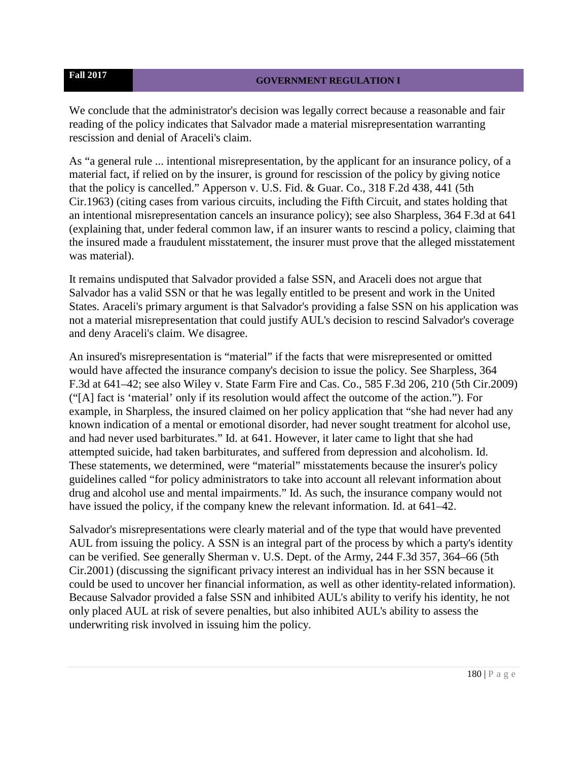We conclude that the administrator's decision was legally correct because a reasonable and fair reading of the policy indicates that Salvador made a material misrepresentation warranting rescission and denial of Araceli's claim.

As "a general rule ... intentional misrepresentation, by the applicant for an insurance policy, of a material fact, if relied on by the insurer, is ground for rescission of the policy by giving notice that the policy is cancelled." Apperson v. U.S. Fid. & Guar. Co., 318 F.2d 438, 441 (5th Cir.1963) (citing cases from various circuits, including the Fifth Circuit, and states holding that an intentional misrepresentation cancels an insurance policy); see also Sharpless, 364 F.3d at 641 (explaining that, under federal common law, if an insurer wants to rescind a policy, claiming that the insured made a fraudulent misstatement, the insurer must prove that the alleged misstatement was material).

It remains undisputed that Salvador provided a false SSN, and Araceli does not argue that Salvador has a valid SSN or that he was legally entitled to be present and work in the United States. Araceli's primary argument is that Salvador's providing a false SSN on his application was not a material misrepresentation that could justify AUL's decision to rescind Salvador's coverage and deny Araceli's claim. We disagree.

An insured's misrepresentation is "material" if the facts that were misrepresented or omitted would have affected the insurance company's decision to issue the policy. See Sharpless, 364 F.3d at 641–42; see also Wiley v. State Farm Fire and Cas. Co., 585 F.3d 206, 210 (5th Cir.2009) ("[A] fact is 'material' only if its resolution would affect the outcome of the action."). For example, in Sharpless, the insured claimed on her policy application that "she had never had any known indication of a mental or emotional disorder, had never sought treatment for alcohol use, and had never used barbiturates." Id. at 641. However, it later came to light that she had attempted suicide, had taken barbiturates, and suffered from depression and alcoholism. Id. These statements, we determined, were "material" misstatements because the insurer's policy guidelines called "for policy administrators to take into account all relevant information about drug and alcohol use and mental impairments." Id. As such, the insurance company would not have issued the policy, if the company knew the relevant information. Id. at 641–42.

Salvador's misrepresentations were clearly material and of the type that would have prevented AUL from issuing the policy. A SSN is an integral part of the process by which a party's identity can be verified. See generally Sherman v. U.S. Dept. of the Army, 244 F.3d 357, 364–66 (5th Cir.2001) (discussing the significant privacy interest an individual has in her SSN because it could be used to uncover her financial information, as well as other identity-related information). Because Salvador provided a false SSN and inhibited AUL's ability to verify his identity, he not only placed AUL at risk of severe penalties, but also inhibited AUL's ability to assess the underwriting risk involved in issuing him the policy.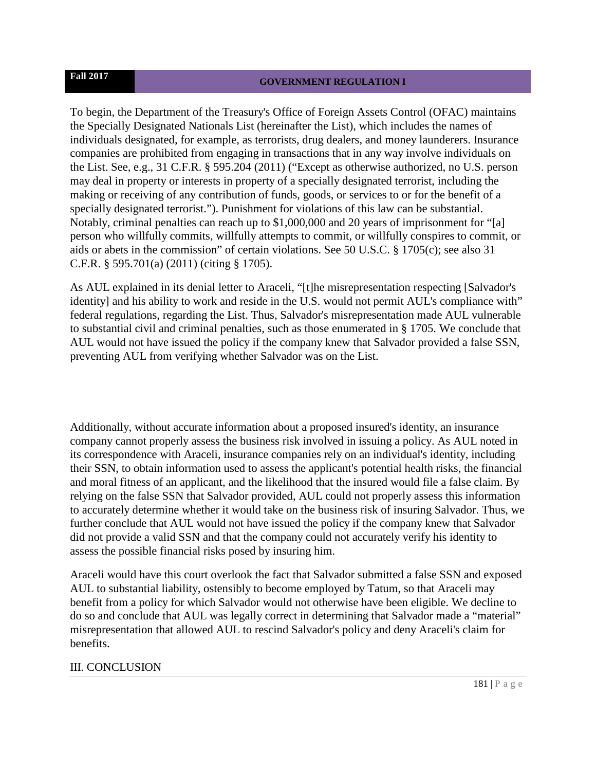To begin, the Department of the Treasury's Office of Foreign Assets Control (OFAC) maintains the Specially Designated Nationals List (hereinafter the List), which includes the names of individuals designated, for example, as terrorists, drug dealers, and money launderers. Insurance companies are prohibited from engaging in transactions that in any way involve individuals on the List. See, e.g., 31 C.F.R. § 595.204 (2011) ("Except as otherwise authorized, no U.S. person may deal in property or interests in property of a specially designated terrorist, including the making or receiving of any contribution of funds, goods, or services to or for the benefit of a specially designated terrorist."). Punishment for violations of this law can be substantial. Notably, criminal penalties can reach up to $1,000,000 and 20 years of imprisonment for "[a] person who willfully commits, willfully attempts to commit, or willfully conspires to commit, or aids or abets in the commission" of certain violations. See 50 U.S.C. § 1705(c); see also 31 C.F.R. § 595.701(a) (2011) (citing § 1705).

As AUL explained in its denial letter to Araceli, "[t]he misrepresentation respecting [Salvador's identity] and his ability to work and reside in the U.S. would not permit AUL's compliance with" federal regulations, regarding the List. Thus, Salvador's misrepresentation made AUL vulnerable to substantial civil and criminal penalties, such as those enumerated in § 1705. We conclude that AUL would not have issued the policy if the company knew that Salvador provided a false SSN, preventing AUL from verifying whether Salvador was on the List.

Additionally, without accurate information about a proposed insured's identity, an insurance company cannot properly assess the business risk involved in issuing a policy. As AUL noted in its correspondence with Araceli, insurance companies rely on an individual's identity, including their SSN, to obtain information used to assess the applicant's potential health risks, the financial and moral fitness of an applicant, and the likelihood that the insured would file a false claim. By relying on the false SSN that Salvador provided, AUL could not properly assess this information to accurately determine whether it would take on the business risk of insuring Salvador. Thus, we further conclude that AUL would not have issued the policy if the company knew that Salvador did not provide a valid SSN and that the company could not accurately verify his identity to assess the possible financial risks posed by insuring him.

Araceli would have this court overlook the fact that Salvador submitted a false SSN and exposed AUL to substantial liability, ostensibly to become employed by Tatum, so that Araceli may benefit from a policy for which Salvador would not otherwise have been eligible. We decline to do so and conclude that AUL was legally correct in determining that Salvador made a "material" misrepresentation that allowed AUL to rescind Salvador's policy and deny Araceli's claim for benefits.

## III. CONCLUSION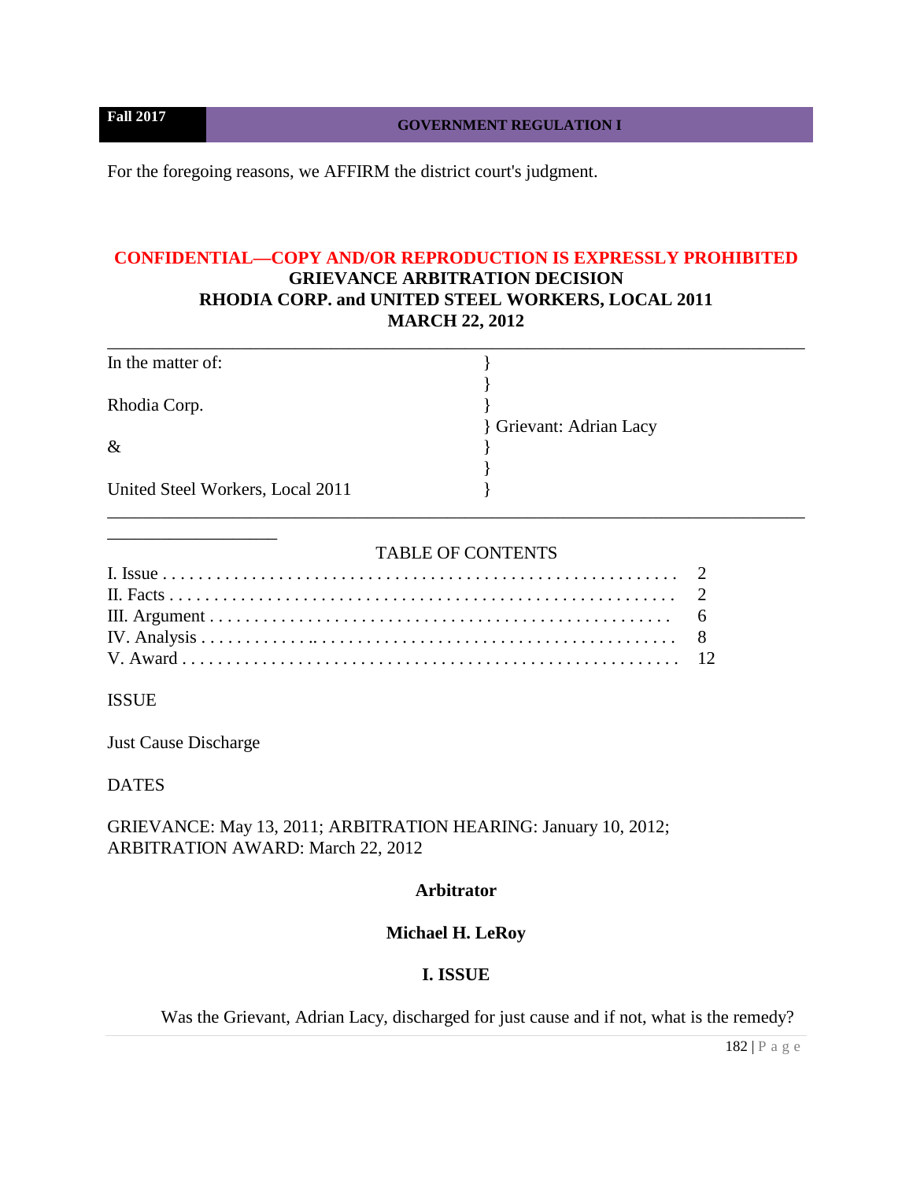For the foregoing reasons, we AFFIRM the district court's judgment.

**CONFIDENTIAL—COPY AND/OR REPRODUCTION IS EXPRESSLY PROHIBITED**

**GRIEVANCE ARBITRATION DECISION**

**RHODIA CORP. and UNITED STEEL WORKERS, LOCAL 2011**

**MARCH 22, 2012**

---

| | |
|---|---|
| In the matter of: | } |
| | } |
| Rhodia Corp. | } |
| | } Grievant: Adrian Lacy |
| & | } |
| | } |
| United Steel Workers, Local 2011 | } |

---

TABLE OF CONTENTS

| | |
|---|---|
| I. Issue | 2 |
| II. Facts | 2 |
| III. Argument | 6 |
| IV. Analysis | 8 |
| V. Award | 12 |

ISSUE

Just Cause Discharge

DATES

GRIEVANCE: May 13, 2011; ARBITRATION HEARING: January 10, 2012; ARBITRATION AWARD: March 22, 2012

**Arbitrator**

**Michael H. LeRoy**

## I. ISSUE

Was the Grievant, Adrian Lacy, discharged for just cause and if not, what is the remedy?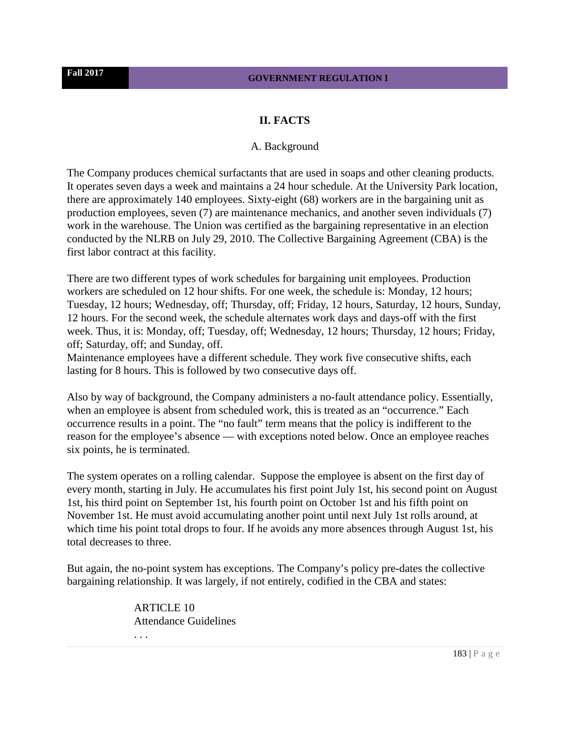## II. FACTS

### A. Background

The Company produces chemical surfactants that are used in soaps and other cleaning products. It operates seven days a week and maintains a 24 hour schedule. At the University Park location, there are approximately 140 employees. Sixty-eight (68) workers are in the bargaining unit as production employees, seven (7) are maintenance mechanics, and another seven individuals (7) work in the warehouse. The Union was certified as the bargaining representative in an election conducted by the NLRB on July 29, 2010. The Collective Bargaining Agreement (CBA) is the first labor contract at this facility.

There are two different types of work schedules for bargaining unit employees. Production workers are scheduled on 12 hour shifts. For one week, the schedule is: Monday, 12 hours; Tuesday, 12 hours; Wednesday, off; Thursday, off; Friday, 12 hours, Saturday, 12 hours, Sunday, 12 hours. For the second week, the schedule alternates work days and days-off with the first week. Thus, it is: Monday, off; Tuesday, off; Wednesday, 12 hours; Thursday, 12 hours; Friday, off; Saturday, off; and Sunday, off.
Maintenance employees have a different schedule. They work five consecutive shifts, each lasting for 8 hours. This is followed by two consecutive days off.

Also by way of background, the Company administers a no-fault attendance policy. Essentially, when an employee is absent from scheduled work, this is treated as an "occurrence." Each occurrence results in a point. The "no fault" term means that the policy is indifferent to the reason for the employee's absence — with exceptions noted below. Once an employee reaches six points, he is terminated.

The system operates on a rolling calendar. Suppose the employee is absent on the first day of every month, starting in July. He accumulates his first point July 1st, his second point on August 1st, his third point on September 1st, his fourth point on October 1st and his fifth point on November 1st. He must avoid accumulating another point until next July 1st rolls around, at which time his point total drops to four. If he avoids any more absences through August 1st, his total decreases to three.

But again, the no-point system has exceptions. The Company's policy pre-dates the collective bargaining relationship. It was largely, if not entirely, codified in the CBA and states:

> ARTICLE 10
> Attendance Guidelines
> . . .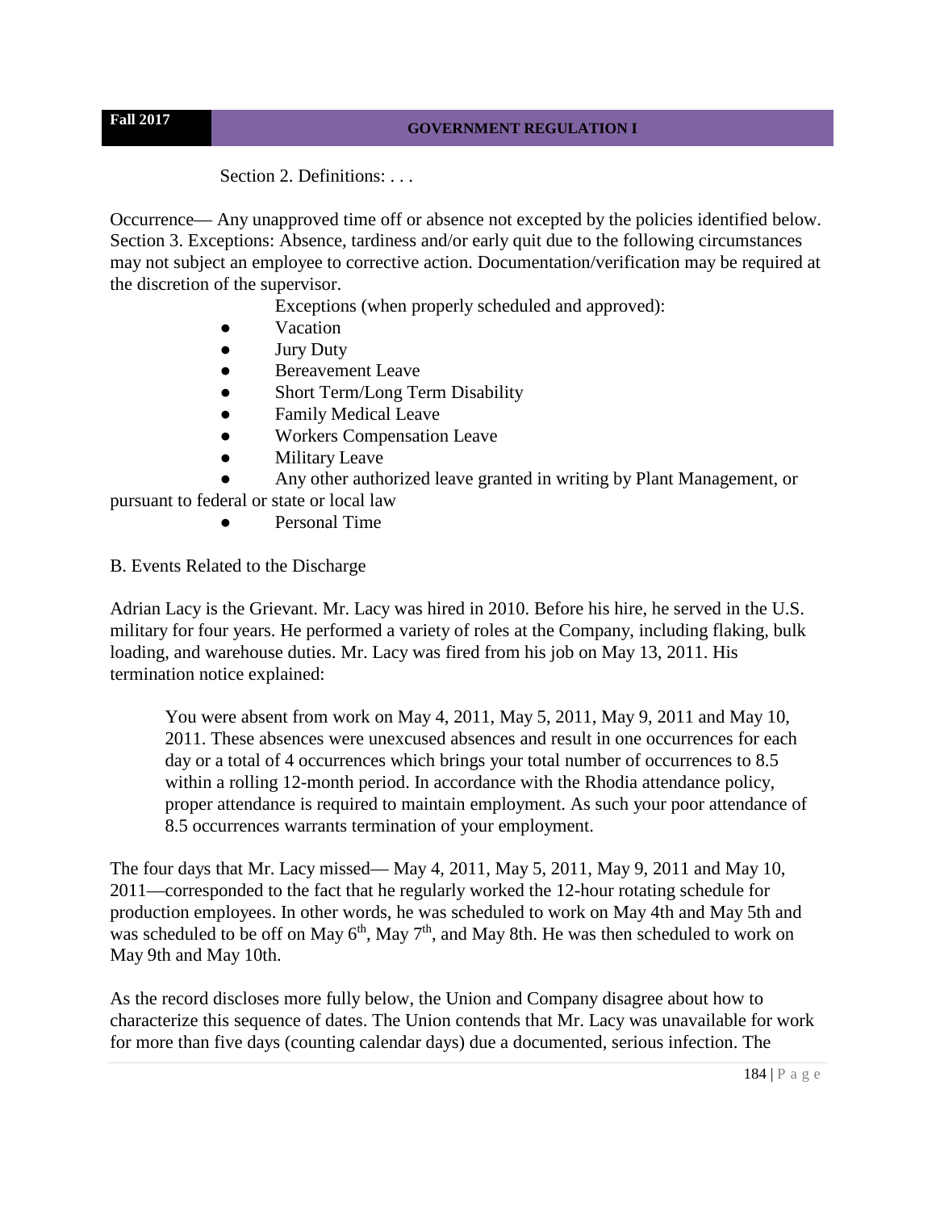Section 2. Definitions: . . .

Occurrence— Any unapproved time off or absence not excepted by the policies identified below. Section 3. Exceptions: Absence, tardiness and/or early quit due to the following circumstances may not subject an employee to corrective action. Documentation/verification may be required at the discretion of the supervisor.

Exceptions (when properly scheduled and approved):

- Vacation
- Jury Duty
- Bereavement Leave
- Short Term/Long Term Disability
- Family Medical Leave
- Workers Compensation Leave
- Military Leave
- Any other authorized leave granted in writing by Plant Management, or pursuant to federal or state or local law
- Personal Time

B. Events Related to the Discharge

Adrian Lacy is the Grievant. Mr. Lacy was hired in 2010. Before his hire, he served in the U.S. military for four years. He performed a variety of roles at the Company, including flaking, bulk loading, and warehouse duties. Mr. Lacy was fired from his job on May 13, 2011. His termination notice explained:

> You were absent from work on May 4, 2011, May 5, 2011, May 9, 2011 and May 10, 2011. These absences were unexcused absences and result in one occurrences for each day or a total of 4 occurrences which brings your total number of occurrences to 8.5 within a rolling 12-month period. In accordance with the Rhodia attendance policy, proper attendance is required to maintain employment. As such your poor attendance of 8.5 occurrences warrants termination of your employment.

The four days that Mr. Lacy missed— May 4, 2011, May 5, 2011, May 9, 2011 and May 10, 2011—corresponded to the fact that he regularly worked the 12-hour rotating schedule for production employees. In other words, he was scheduled to work on May 4th and May 5th and was scheduled to be off on May 6th, May 7th, and May 8th. He was then scheduled to work on May 9th and May 10th.

As the record discloses more fully below, the Union and Company disagree about how to characterize this sequence of dates. The Union contends that Mr. Lacy was unavailable for work for more than five days (counting calendar days) due a documented, serious infection. The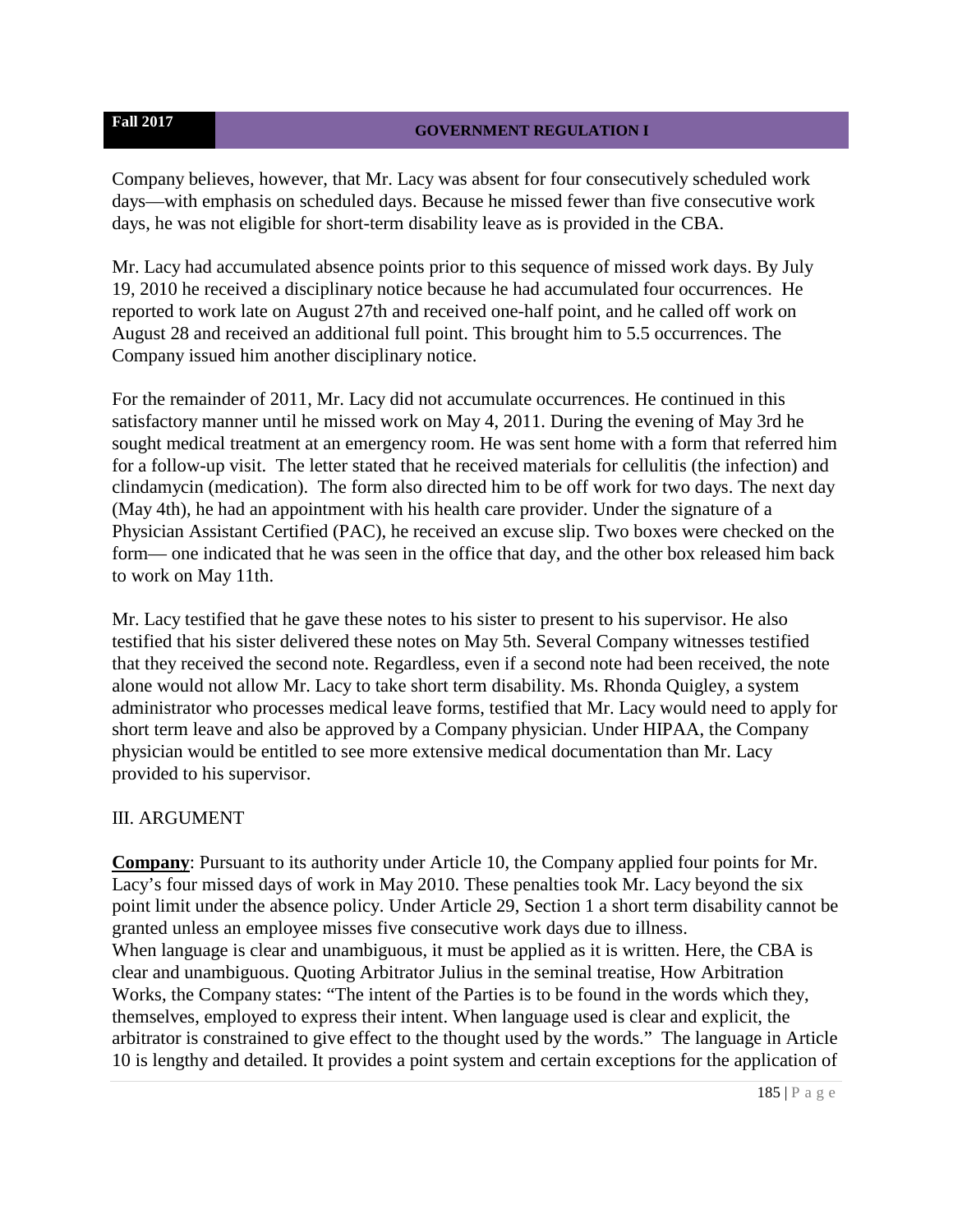Company believes, however, that Mr. Lacy was absent for four consecutively scheduled work days—with emphasis on scheduled days. Because he missed fewer than five consecutive work days, he was not eligible for short-term disability leave as is provided in the CBA.

Mr. Lacy had accumulated absence points prior to this sequence of missed work days. By July 19, 2010 he received a disciplinary notice because he had accumulated four occurrences. He reported to work late on August 27th and received one-half point, and he called off work on August 28 and received an additional full point. This brought him to 5.5 occurrences. The Company issued him another disciplinary notice.

For the remainder of 2011, Mr. Lacy did not accumulate occurrences. He continued in this satisfactory manner until he missed work on May 4, 2011. During the evening of May 3rd he sought medical treatment at an emergency room. He was sent home with a form that referred him for a follow-up visit. The letter stated that he received materials for cellulitis (the infection) and clindamycin (medication). The form also directed him to be off work for two days. The next day (May 4th), he had an appointment with his health care provider. Under the signature of a Physician Assistant Certified (PAC), he received an excuse slip. Two boxes were checked on the form— one indicated that he was seen in the office that day, and the other box released him back to work on May 11th.

Mr. Lacy testified that he gave these notes to his sister to present to his supervisor. He also testified that his sister delivered these notes on May 5th. Several Company witnesses testified that they received the second note. Regardless, even if a second note had been received, the note alone would not allow Mr. Lacy to take short term disability. Ms. Rhonda Quigley, a system administrator who processes medical leave forms, testified that Mr. Lacy would need to apply for short term leave and also be approved by a Company physician. Under HIPAA, the Company physician would be entitled to see more extensive medical documentation than Mr. Lacy provided to his supervisor.

## III. ARGUMENT

**Company**: Pursuant to its authority under Article 10, the Company applied four points for Mr. Lacy's four missed days of work in May 2010. These penalties took Mr. Lacy beyond the six point limit under the absence policy. Under Article 29, Section 1 a short term disability cannot be granted unless an employee misses five consecutive work days due to illness.

When language is clear and unambiguous, it must be applied as it is written. Here, the CBA is clear and unambiguous. Quoting Arbitrator Julius in the seminal treatise, How Arbitration Works, the Company states: "The intent of the Parties is to be found in the words which they, themselves, employed to express their intent. When language used is clear and explicit, the arbitrator is constrained to give effect to the thought used by the words." The language in Article 10 is lengthy and detailed. It provides a point system and certain exceptions for the application of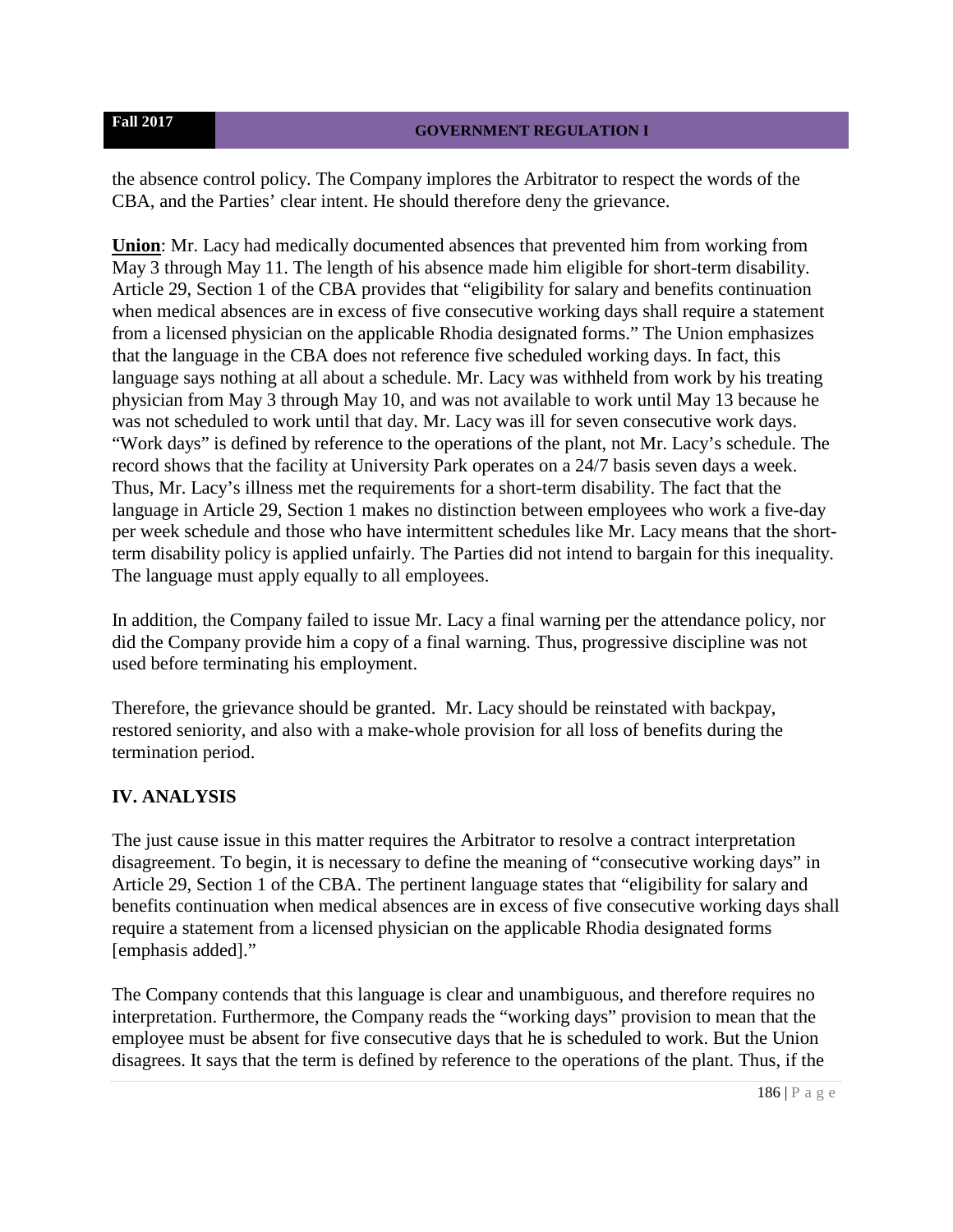the absence control policy. The Company implores the Arbitrator to respect the words of the CBA, and the Parties' clear intent. He should therefore deny the grievance.

**Union**: Mr. Lacy had medically documented absences that prevented him from working from May 3 through May 11. The length of his absence made him eligible for short-term disability. Article 29, Section 1 of the CBA provides that "eligibility for salary and benefits continuation when medical absences are in excess of five consecutive working days shall require a statement from a licensed physician on the applicable Rhodia designated forms." The Union emphasizes that the language in the CBA does not reference five scheduled working days. In fact, this language says nothing at all about a schedule. Mr. Lacy was withheld from work by his treating physician from May 3 through May 10, and was not available to work until May 13 because he was not scheduled to work until that day. Mr. Lacy was ill for seven consecutive work days. "Work days" is defined by reference to the operations of the plant, not Mr. Lacy's schedule. The record shows that the facility at University Park operates on a 24/7 basis seven days a week. Thus, Mr. Lacy's illness met the requirements for a short-term disability. The fact that the language in Article 29, Section 1 makes no distinction between employees who work a five-day per week schedule and those who have intermittent schedules like Mr. Lacy means that the short-term disability policy is applied unfairly. The Parties did not intend to bargain for this inequality. The language must apply equally to all employees.

In addition, the Company failed to issue Mr. Lacy a final warning per the attendance policy, nor did the Company provide him a copy of a final warning. Thus, progressive discipline was not used before terminating his employment.

Therefore, the grievance should be granted. Mr. Lacy should be reinstated with backpay, restored seniority, and also with a make-whole provision for all loss of benefits during the termination period.

## IV. ANALYSIS

The just cause issue in this matter requires the Arbitrator to resolve a contract interpretation disagreement. To begin, it is necessary to define the meaning of "consecutive working days" in Article 29, Section 1 of the CBA. The pertinent language states that "eligibility for salary and benefits continuation when medical absences are in excess of five consecutive working days shall require a statement from a licensed physician on the applicable Rhodia designated forms [emphasis added]."

The Company contends that this language is clear and unambiguous, and therefore requires no interpretation. Furthermore, the Company reads the "working days" provision to mean that the employee must be absent for five consecutive days that he is scheduled to work. But the Union disagrees. It says that the term is defined by reference to the operations of the plant. Thus, if the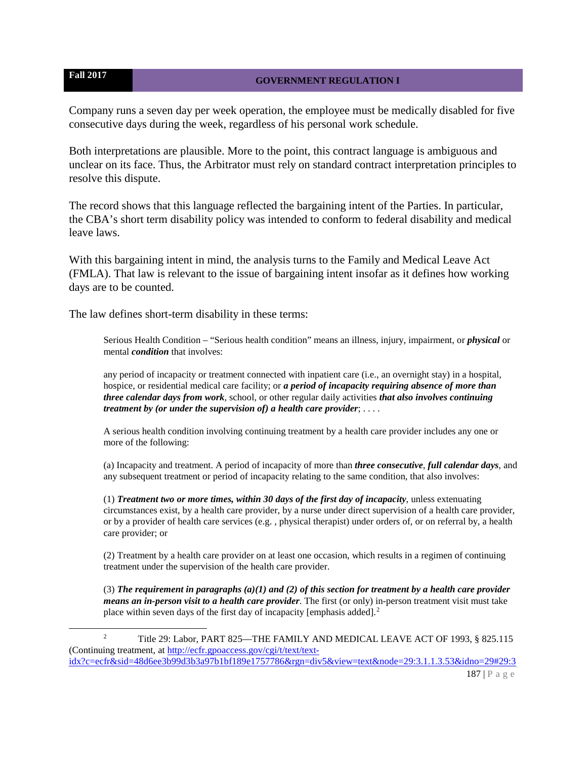Company runs a seven day per week operation, the employee must be medically disabled for five consecutive days during the week, regardless of his personal work schedule.

Both interpretations are plausible. More to the point, this contract language is ambiguous and unclear on its face. Thus, the Arbitrator must rely on standard contract interpretation principles to resolve this dispute.

The record shows that this language reflected the bargaining intent of the Parties. In particular, the CBA's short term disability policy was intended to conform to federal disability and medical leave laws.

With this bargaining intent in mind, the analysis turns to the Family and Medical Leave Act (FMLA). That law is relevant to the issue of bargaining intent insofar as it defines how working days are to be counted.

The law defines short-term disability in these terms:

> Serious Health Condition – "Serious health condition" means an illness, injury, impairment, or ***physical*** or mental ***condition*** that involves:
>
> any period of incapacity or treatment connected with inpatient care (i.e., an overnight stay) in a hospital, hospice, or residential medical care facility; or ***a period of incapacity requiring absence of more than three calendar days from work***, school, or other regular daily activities ***that also involves continuing treatment by (or under the supervision of) a health care provider***; . . . .
>
> A serious health condition involving continuing treatment by a health care provider includes any one or more of the following:
>
> (a) Incapacity and treatment. A period of incapacity of more than ***three consecutive***, ***full calendar days***, and any subsequent treatment or period of incapacity relating to the same condition, that also involves:
>
> (1) ***Treatment two or more times, within 30 days of the first day of incapacity***, unless extenuating circumstances exist, by a health care provider, by a nurse under direct supervision of a health care provider, or by a provider of health care services (e.g. , physical therapist) under orders of, or on referral by, a health care provider; or
>
> (2) Treatment by a health care provider on at least one occasion, which results in a regimen of continuing treatment under the supervision of the health care provider.
>
> (3) ***The requirement in paragraphs (a)(1) and (2) of this section for treatment by a health care provider means an in-person visit to a health care provider***. The first (or only) in-person treatment visit must take place within seven days of the first day of incapacity [emphasis added].[2]

---

[2] Title 29: Labor, PART 825—THE FAMILY AND MEDICAL LEAVE ACT OF 1993, § 825.115 (Continuing treatment, at http://ecfr.gpoaccess.gov/cgi/t/text/text-idx?c=ecfr&sid=48d6ee3b99d3b3a97b1bf189e1757786&rgn=div5&view=text&node=29:3.1.1.3.53&idno=29#29:3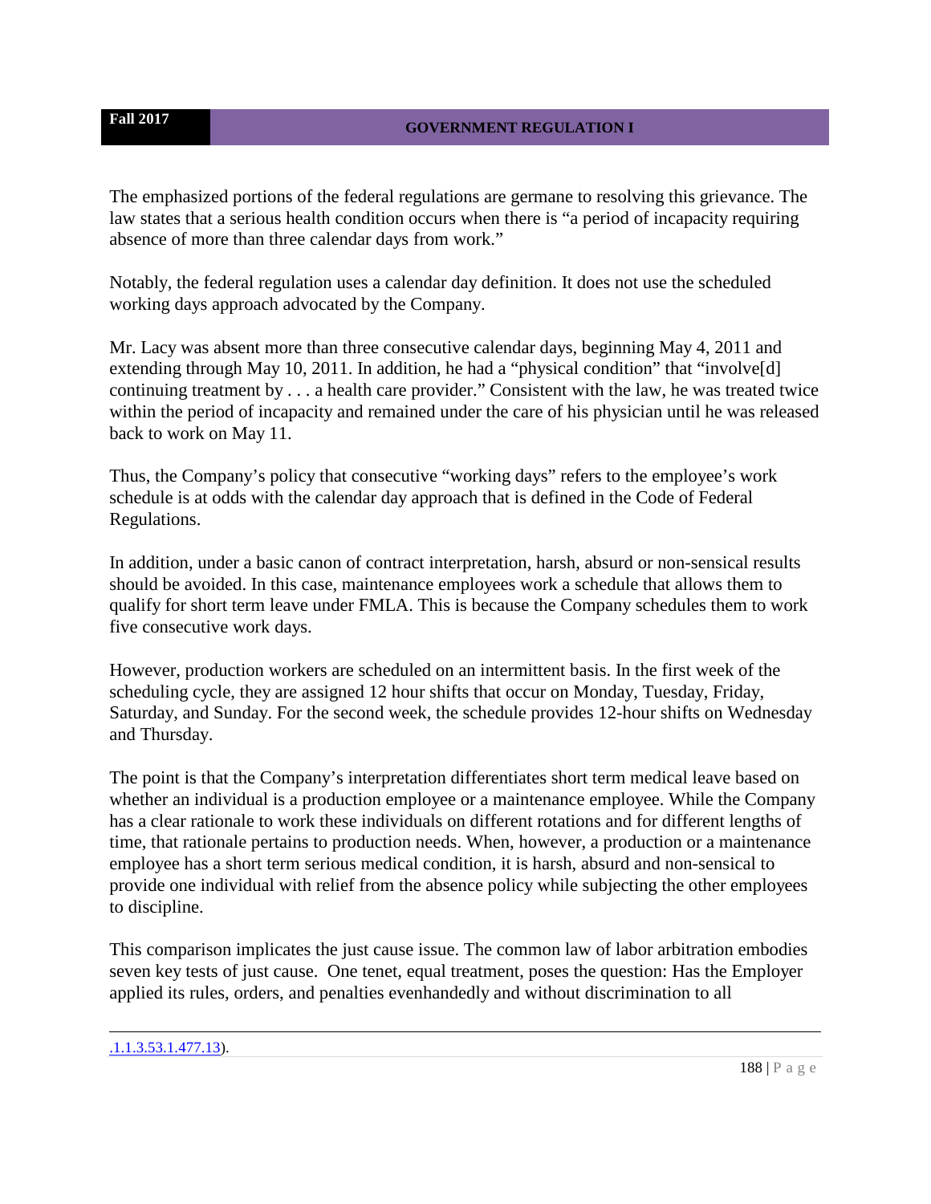The emphasized portions of the federal regulations are germane to resolving this grievance. The law states that a serious health condition occurs when there is "a period of incapacity requiring absence of more than three calendar days from work."

Notably, the federal regulation uses a calendar day definition. It does not use the scheduled working days approach advocated by the Company.

Mr. Lacy was absent more than three consecutive calendar days, beginning May 4, 2011 and extending through May 10, 2011. In addition, he had a "physical condition" that "involve[d] continuing treatment by . . . a health care provider." Consistent with the law, he was treated twice within the period of incapacity and remained under the care of his physician until he was released back to work on May 11.

Thus, the Company's policy that consecutive "working days" refers to the employee's work schedule is at odds with the calendar day approach that is defined in the Code of Federal Regulations.

In addition, under a basic canon of contract interpretation, harsh, absurd or non-sensical results should be avoided. In this case, maintenance employees work a schedule that allows them to qualify for short term leave under FMLA. This is because the Company schedules them to work five consecutive work days.

However, production workers are scheduled on an intermittent basis. In the first week of the scheduling cycle, they are assigned 12 hour shifts that occur on Monday, Tuesday, Friday, Saturday, and Sunday. For the second week, the schedule provides 12-hour shifts on Wednesday and Thursday.

The point is that the Company's interpretation differentiates short term medical leave based on whether an individual is a production employee or a maintenance employee. While the Company has a clear rationale to work these individuals on different rotations and for different lengths of time, that rationale pertains to production needs. When, however, a production or a maintenance employee has a short term serious medical condition, it is harsh, absurd and non-sensical to provide one individual with relief from the absence policy while subjecting the other employees to discipline.

This comparison implicates the just cause issue. The common law of labor arbitration embodies seven key tests of just cause. One tenet, equal treatment, poses the question: Has the Employer applied its rules, orders, and penalties evenhandedly and without discrimination to all

.1.1.3.53.1.477.13).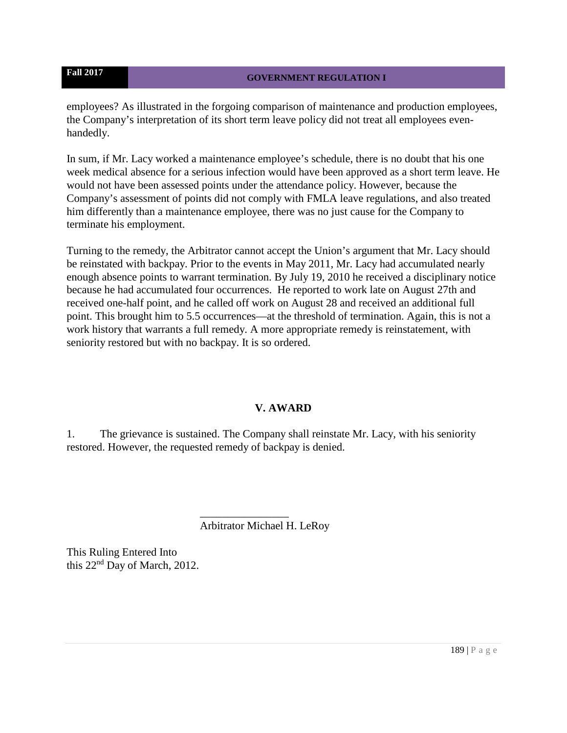employees? As illustrated in the forgoing comparison of maintenance and production employees, the Company's interpretation of its short term leave policy did not treat all employees even-handedly.

In sum, if Mr. Lacy worked a maintenance employee's schedule, there is no doubt that his one week medical absence for a serious infection would have been approved as a short term leave. He would not have been assessed points under the attendance policy. However, because the Company's assessment of points did not comply with FMLA leave regulations, and also treated him differently than a maintenance employee, there was no just cause for the Company to terminate his employment.

Turning to the remedy, the Arbitrator cannot accept the Union's argument that Mr. Lacy should be reinstated with backpay. Prior to the events in May 2011, Mr. Lacy had accumulated nearly enough absence points to warrant termination. By July 19, 2010 he received a disciplinary notice because he had accumulated four occurrences. He reported to work late on August 27th and received one-half point, and he called off work on August 28 and received an additional full point. This brought him to 5.5 occurrences—at the threshold of termination. Again, this is not a work history that warrants a full remedy. A more appropriate remedy is reinstatement, with seniority restored but with no backpay. It is so ordered.

## V. AWARD

1. The grievance is sustained. The Company shall reinstate Mr. Lacy, with his seniority restored. However, the requested remedy of backpay is denied.

\_\_\_\_\_\_\_\_\_\_\_\_\_\_\_\_

Arbitrator Michael H. LeRoy

This Ruling Entered Into
this 22nd Day of March, 2012.